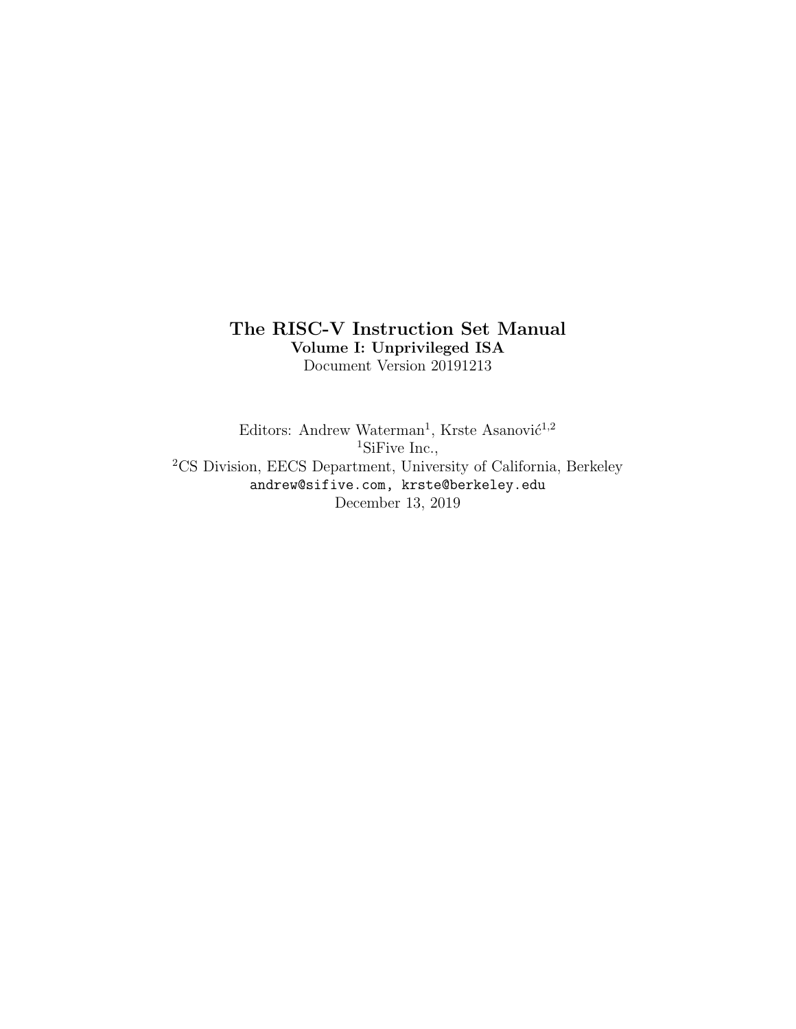# The RISC-V Instruction Set Manual

**Volume I: Unprivileged ISA**

Document Version 20191213

Editors: Andrew Waterman[1], Krste Asanović[1,2]

[1]SiFive Inc.,

[2]CS Division, EECS Department, University of California, Berkeley

`andrew@sifive.com, krste@berkeley.edu`

December 13, 2019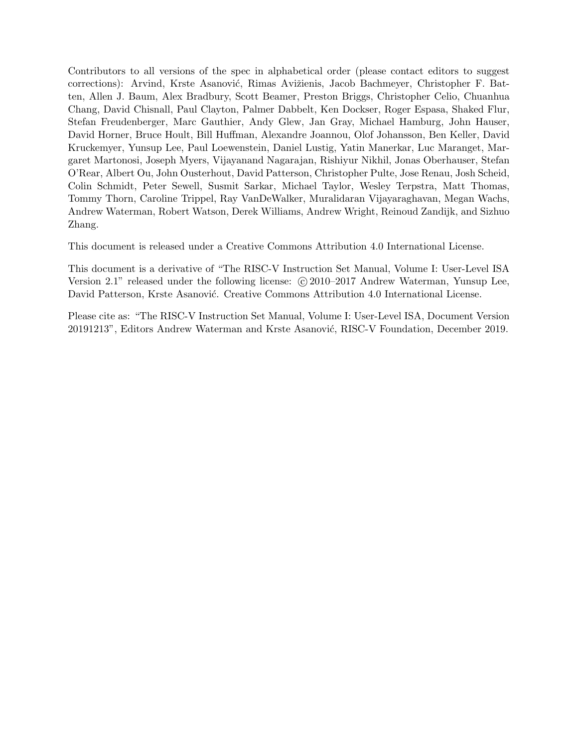Contributors to all versions of the spec in alphabetical order (please contact editors to suggest corrections): Arvind, Krste Asanović, Rimas Avižienis, Jacob Bachmeyer, Christopher F. Batten, Allen J. Baum, Alex Bradbury, Scott Beamer, Preston Briggs, Christopher Celio, Chuanhua Chang, David Chisnall, Paul Clayton, Palmer Dabbelt, Ken Dockser, Roger Espasa, Shaked Flur, Stefan Freudenberger, Marc Gauthier, Andy Glew, Jan Gray, Michael Hamburg, John Hauser, David Horner, Bruce Hoult, Bill Huffman, Alexandre Joannou, Olof Johansson, Ben Keller, David Kruckemyer, Yunsup Lee, Paul Loewenstein, Daniel Lustig, Yatin Manerkar, Luc Maranget, Margaret Martonosi, Joseph Myers, Vijayanand Nagarajan, Rishiyur Nikhil, Jonas Oberhauser, Stefan O'Rear, Albert Ou, John Ousterhout, David Patterson, Christopher Pulte, Jose Renau, Josh Scheid, Colin Schmidt, Peter Sewell, Susmit Sarkar, Michael Taylor, Wesley Terpstra, Matt Thomas, Tommy Thorn, Caroline Trippel, Ray VanDeWalker, Muralidaran Vijayaraghavan, Megan Wachs, Andrew Waterman, Robert Watson, Derek Williams, Andrew Wright, Reinoud Zandijk, and Sizhuo Zhang.

This document is released under a Creative Commons Attribution 4.0 International License.

This document is a derivative of "The RISC-V Instruction Set Manual, Volume I: User-Level ISA Version 2.1" released under the following license: © 2010–2017 Andrew Waterman, Yunsup Lee, David Patterson, Krste Asanović. Creative Commons Attribution 4.0 International License.

Please cite as: "The RISC-V Instruction Set Manual, Volume I: User-Level ISA, Document Version 20191213", Editors Andrew Waterman and Krste Asanović, RISC-V Foundation, December 2019.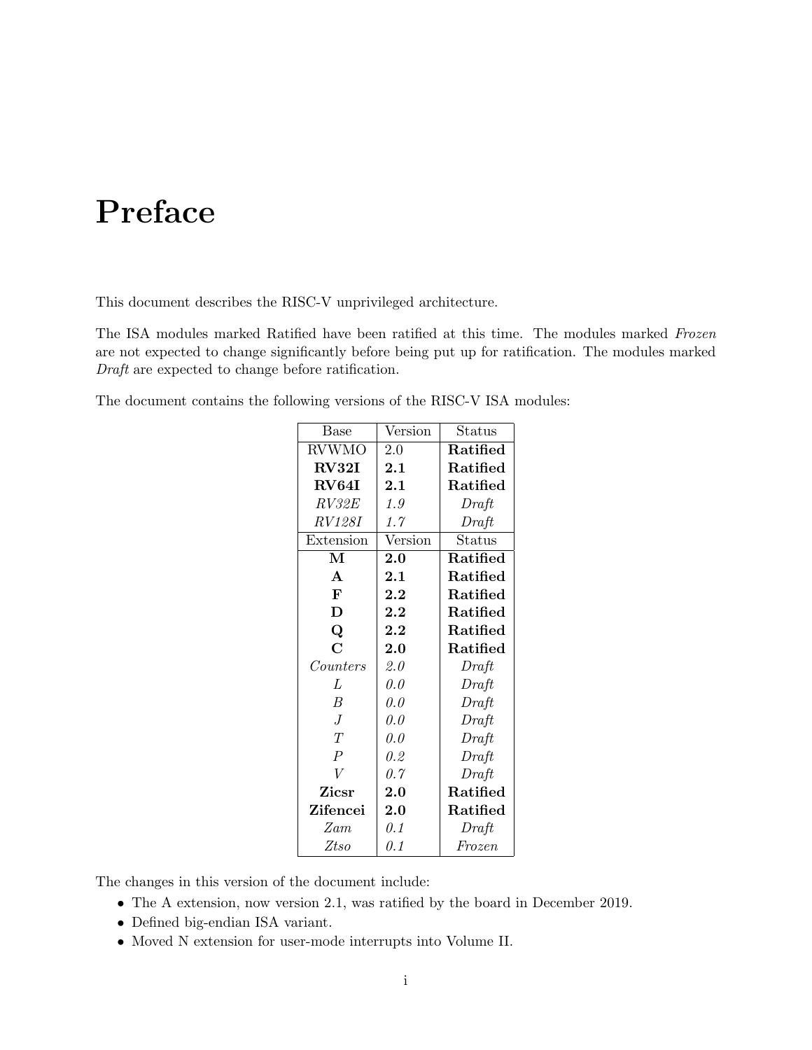# Preface

This document describes the RISC-V unprivileged architecture.

The ISA modules marked Ratified have been ratified at this time. The modules marked *Frozen* are not expected to change significantly before being put up for ratification. The modules marked *Draft* are expected to change before ratification.

The document contains the following versions of the RISC-V ISA modules:

| Base | Version | Status |
|---|---|---|
| RVWMO | 2.0 | **Ratified** |
| **RV32I** | **2.1** | **Ratified** |
| **RV64I** | **2.1** | **Ratified** |
| *RV32E* | *1.9* | *Draft* |
| *RV128I* | *1.7* | *Draft* |
| **Extension** | **Version** | **Status** |
| **M** | **2.0** | **Ratified** |
| **A** | **2.1** | **Ratified** |
| **F** | **2.2** | **Ratified** |
| **D** | **2.2** | **Ratified** |
| **Q** | **2.2** | **Ratified** |
| **C** | **2.0** | **Ratified** |
| *Counters* | *2.0* | *Draft* |
| *L* | *0.0* | *Draft* |
| *B* | *0.0* | *Draft* |
| *J* | *0.0* | *Draft* |
| *T* | *0.0* | *Draft* |
| *P* | *0.2* | *Draft* |
| *V* | *0.7* | *Draft* |
| **Zicsr** | **2.0** | **Ratified** |
| **Zifencei** | **2.0** | **Ratified** |
| *Zam* | *0.1* | *Draft* |
| *Ztso* | *0.1* | *Frozen* |

The changes in this version of the document include:

- The A extension, now version 2.1, was ratified by the board in December 2019.
- Defined big-endian ISA variant.
- Moved N extension for user-mode interrupts into Volume II.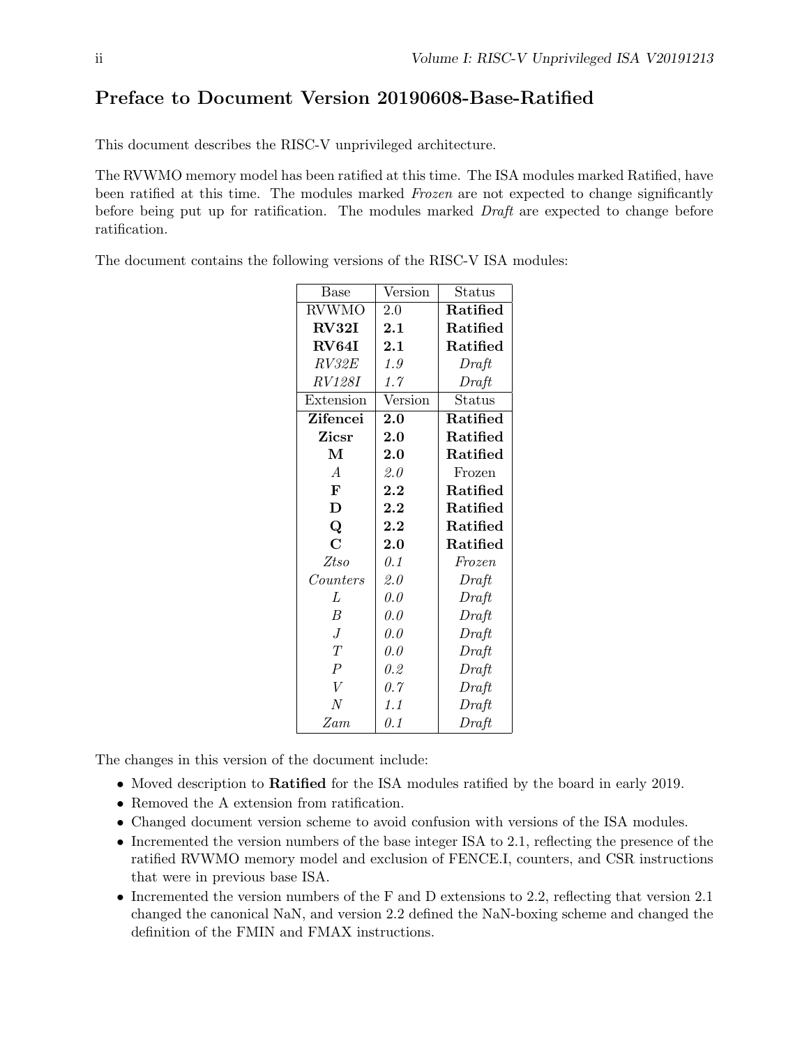## Preface to Document Version 20190608-Base-Ratified

This document describes the RISC-V unprivileged architecture.

The RVWMO memory model has been ratified at this time. The ISA modules marked Ratified, have been ratified at this time. The modules marked *Frozen* are not expected to change significantly before being put up for ratification. The modules marked *Draft* are expected to change before ratification.

The document contains the following versions of the RISC-V ISA modules:

| Base | Version | Status |
|---|---|---|
| RVWMO | 2.0 | **Ratified** |
| **RV32I** | **2.1** | **Ratified** |
| **RV64I** | **2.1** | **Ratified** |
| *RV32E* | *1.9* | *Draft* |
| *RV128I* | *1.7* | *Draft* |
| Extension | Version | Status |
| **Zifencei** | **2.0** | **Ratified** |
| **Zicsr** | **2.0** | **Ratified** |
| **M** | **2.0** | **Ratified** |
| *A* | *2.0* | Frozen |
| **F** | **2.2** | **Ratified** |
| **D** | **2.2** | **Ratified** |
| **Q** | **2.2** | **Ratified** |
| **C** | **2.0** | **Ratified** |
| *Ztso* | *0.1* | *Frozen* |
| *Counters* | *2.0* | *Draft* |
| *L* | *0.0* | *Draft* |
| *B* | *0.0* | *Draft* |
| *J* | *0.0* | *Draft* |
| *T* | *0.0* | *Draft* |
| *P* | *0.2* | *Draft* |
| *V* | *0.7* | *Draft* |
| *N* | *1.1* | *Draft* |
| *Zam* | *0.1* | *Draft* |

The changes in this version of the document include:

- Moved description to **Ratified** for the ISA modules ratified by the board in early 2019.
- Removed the A extension from ratification.
- Changed document version scheme to avoid confusion with versions of the ISA modules.
- Incremented the version numbers of the base integer ISA to 2.1, reflecting the presence of the ratified RVWMO memory model and exclusion of FENCE.I, counters, and CSR instructions that were in previous base ISA.
- Incremented the version numbers of the F and D extensions to 2.2, reflecting that version 2.1 changed the canonical NaN, and version 2.2 defined the NaN-boxing scheme and changed the definition of the FMIN and FMAX instructions.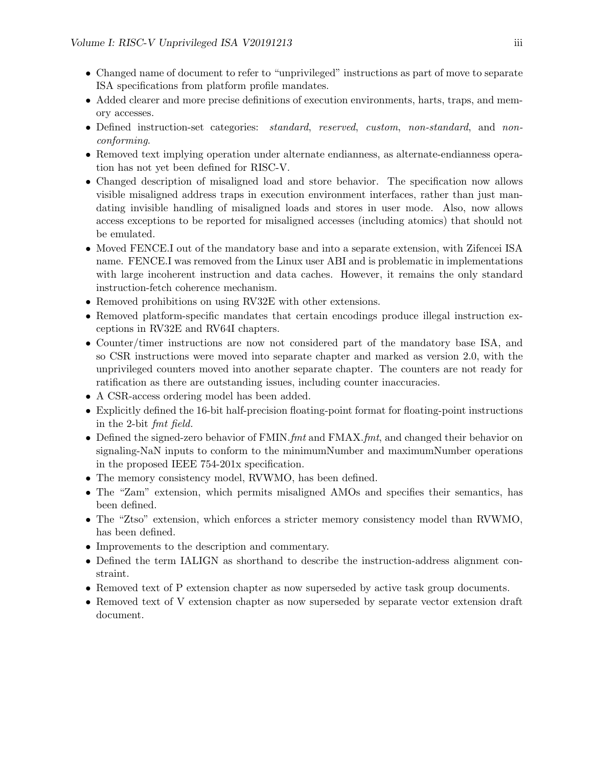- Changed name of document to refer to "unprivileged" instructions as part of move to separate ISA specifications from platform profile mandates.
- Added clearer and more precise definitions of execution environments, harts, traps, and memory accesses.
- Defined instruction-set categories: *standard*, *reserved*, *custom*, *non-standard*, and *non-conforming*.
- Removed text implying operation under alternate endianness, as alternate-endianness operation has not yet been defined for RISC-V.
- Changed description of misaligned load and store behavior. The specification now allows visible misaligned address traps in execution environment interfaces, rather than just mandating invisible handling of misaligned loads and stores in user mode. Also, now allows access exceptions to be reported for misaligned accesses (including atomics) that should not be emulated.
- Moved FENCE.I out of the mandatory base and into a separate extension, with Zifencei ISA name. FENCE.I was removed from the Linux user ABI and is problematic in implementations with large incoherent instruction and data caches. However, it remains the only standard instruction-fetch coherence mechanism.
- Removed prohibitions on using RV32E with other extensions.
- Removed platform-specific mandates that certain encodings produce illegal instruction exceptions in RV32E and RV64I chapters.
- Counter/timer instructions are now not considered part of the mandatory base ISA, and so CSR instructions were moved into separate chapter and marked as version 2.0, with the unprivileged counters moved into another separate chapter. The counters are not ready for ratification as there are outstanding issues, including counter inaccuracies.
- A CSR-access ordering model has been added.
- Explicitly defined the 16-bit half-precision floating-point format for floating-point instructions in the 2-bit *fmt field.*
- Defined the signed-zero behavior of FMIN.*fmt* and FMAX.*fmt*, and changed their behavior on signaling-NaN inputs to conform to the minimumNumber and maximumNumber operations in the proposed IEEE 754-201x specification.
- The memory consistency model, RVWMO, has been defined.
- The "Zam" extension, which permits misaligned AMOs and specifies their semantics, has been defined.
- The "Ztso" extension, which enforces a stricter memory consistency model than RVWMO, has been defined.
- Improvements to the description and commentary.
- Defined the term IALIGN as shorthand to describe the instruction-address alignment constraint.
- Removed text of P extension chapter as now superseded by active task group documents.
- Removed text of V extension chapter as now superseded by separate vector extension draft document.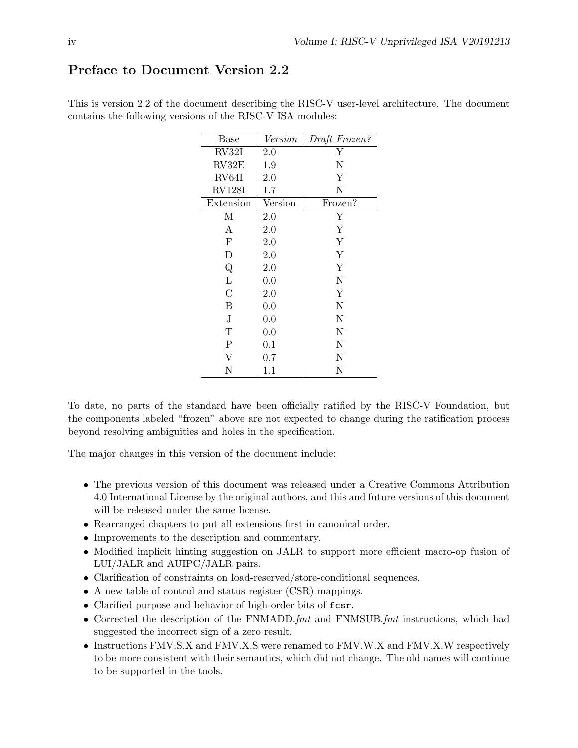## Preface to Document Version 2.2

This is version 2.2 of the document describing the RISC-V user-level architecture. The document contains the following versions of the RISC-V ISA modules:

| Base | *Version* | *Draft Frozen?* |
|---|---|---|
| RV32I | 2.0 | Y |
| RV32E | 1.9 | N |
| RV64I | 2.0 | Y |
| RV128I | 1.7 | N |
| Extension | Version | Frozen? |
| M | 2.0 | Y |
| A | 2.0 | Y |
| F | 2.0 | Y |
| D | 2.0 | Y |
| Q | 2.0 | Y |
| L | 0.0 | N |
| C | 2.0 | Y |
| B | 0.0 | N |
| J | 0.0 | N |
| T | 0.0 | N |
| P | 0.1 | N |
| V | 0.7 | N |
| N | 1.1 | N |

To date, no parts of the standard have been officially ratified by the RISC-V Foundation, but the components labeled "frozen" above are not expected to change during the ratification process beyond resolving ambiguities and holes in the specification.

The major changes in this version of the document include:

- The previous version of this document was released under a Creative Commons Attribution 4.0 International License by the original authors, and this and future versions of this document will be released under the same license.
- Rearranged chapters to put all extensions first in canonical order.
- Improvements to the description and commentary.
- Modified implicit hinting suggestion on JALR to support more efficient macro-op fusion of LUI/JALR and AUIPC/JALR pairs.
- Clarification of constraints on load-reserved/store-conditional sequences.
- A new table of control and status register (CSR) mappings.
- Clarified purpose and behavior of high-order bits of `fcsr`.
- Corrected the description of the FNMADD.*fmt* and FNMSUB.*fmt* instructions, which had suggested the incorrect sign of a zero result.
- Instructions FMV.S.X and FMV.X.S were renamed to FMV.W.X and FMV.X.W respectively to be more consistent with their semantics, which did not change. The old names will continue to be supported in the tools.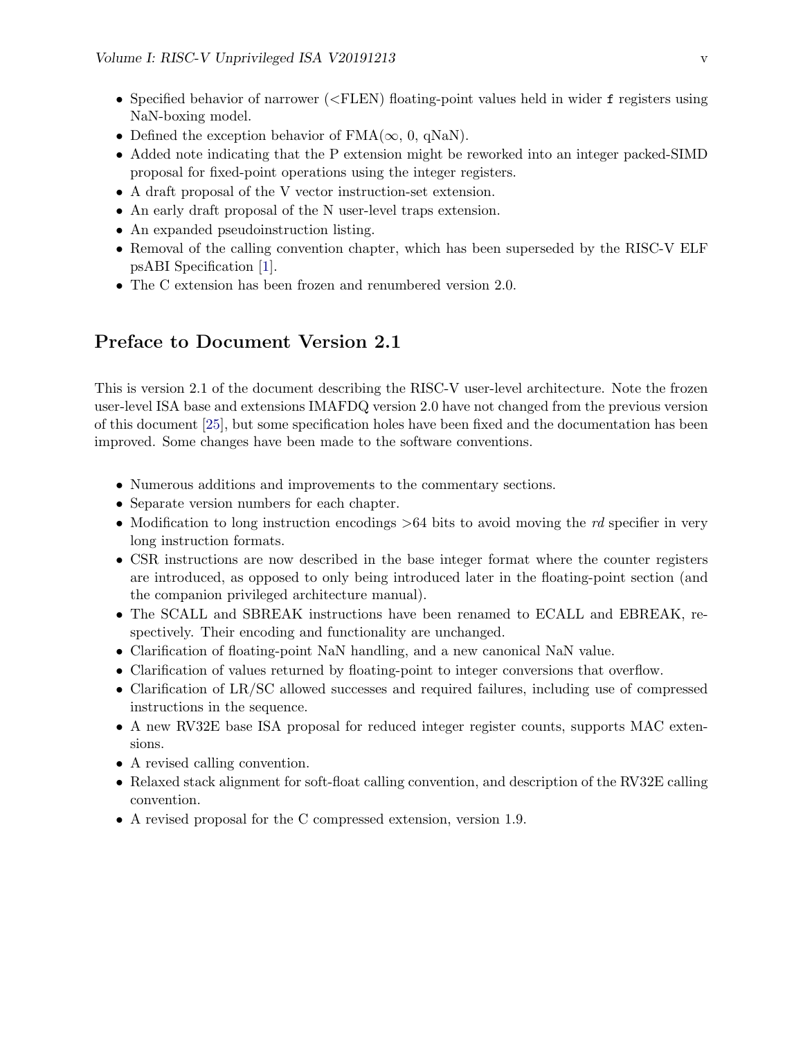- Specified behavior of narrower (<FLEN) floating-point values held in wider `f` registers using NaN-boxing model.
- Defined the exception behavior of FMA($\infty$, 0, qNaN).
- Added note indicating that the P extension might be reworked into an integer packed-SIMD proposal for fixed-point operations using the integer registers.
- A draft proposal of the V vector instruction-set extension.
- An early draft proposal of the N user-level traps extension.
- An expanded pseudoinstruction listing.
- Removal of the calling convention chapter, which has been superseded by the RISC-V ELF psABI Specification [1].
- The C extension has been frozen and renumbered version 2.0.

## Preface to Document Version 2.1

This is version 2.1 of the document describing the RISC-V user-level architecture. Note the frozen user-level ISA base and extensions IMAFDQ version 2.0 have not changed from the previous version of this document [25], but some specification holes have been fixed and the documentation has been improved. Some changes have been made to the software conventions.

- Numerous additions and improvements to the commentary sections.
- Separate version numbers for each chapter.
- Modification to long instruction encodings >64 bits to avoid moving the *rd* specifier in very long instruction formats.
- CSR instructions are now described in the base integer format where the counter registers are introduced, as opposed to only being introduced later in the floating-point section (and the companion privileged architecture manual).
- The SCALL and SBREAK instructions have been renamed to ECALL and EBREAK, respectively. Their encoding and functionality are unchanged.
- Clarification of floating-point NaN handling, and a new canonical NaN value.
- Clarification of values returned by floating-point to integer conversions that overflow.
- Clarification of LR/SC allowed successes and required failures, including use of compressed instructions in the sequence.
- A new RV32E base ISA proposal for reduced integer register counts, supports MAC extensions.
- A revised calling convention.
- Relaxed stack alignment for soft-float calling convention, and description of the RV32E calling convention.
- A revised proposal for the C compressed extension, version 1.9.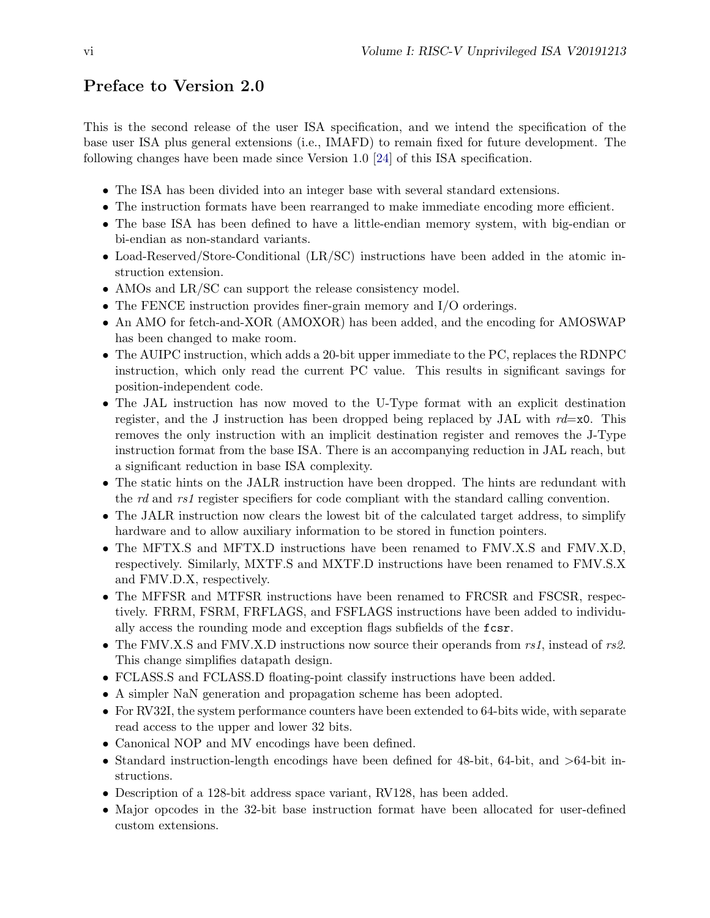## Preface to Version 2.0

This is the second release of the user ISA specification, and we intend the specification of the base user ISA plus general extensions (i.e., IMAFD) to remain fixed for future development. The following changes have been made since Version 1.0 [24] of this ISA specification.

- The ISA has been divided into an integer base with several standard extensions.
- The instruction formats have been rearranged to make immediate encoding more efficient.
- The base ISA has been defined to have a little-endian memory system, with big-endian or bi-endian as non-standard variants.
- Load-Reserved/Store-Conditional (LR/SC) instructions have been added in the atomic instruction extension.
- AMOs and LR/SC can support the release consistency model.
- The FENCE instruction provides finer-grain memory and I/O orderings.
- An AMO for fetch-and-XOR (AMOXOR) has been added, and the encoding for AMOSWAP has been changed to make room.
- The AUIPC instruction, which adds a 20-bit upper immediate to the PC, replaces the RDNPC instruction, which only read the current PC value. This results in significant savings for position-independent code.
- The JAL instruction has now moved to the U-Type format with an explicit destination register, and the J instruction has been dropped being replaced by JAL with *rd*=`x0`. This removes the only instruction with an implicit destination register and removes the J-Type instruction format from the base ISA. There is an accompanying reduction in JAL reach, but a significant reduction in base ISA complexity.
- The static hints on the JALR instruction have been dropped. The hints are redundant with the *rd* and *rs1* register specifiers for code compliant with the standard calling convention.
- The JALR instruction now clears the lowest bit of the calculated target address, to simplify hardware and to allow auxiliary information to be stored in function pointers.
- The MFTX.S and MFTX.D instructions have been renamed to FMV.X.S and FMV.X.D, respectively. Similarly, MXTF.S and MXTF.D instructions have been renamed to FMV.S.X and FMV.D.X, respectively.
- The MFFSR and MTFSR instructions have been renamed to FRCSR and FSCSR, respectively. FRRM, FSRM, FRFLAGS, and FSFLAGS instructions have been added to individually access the rounding mode and exception flags subfields of the `fcsr`.
- The FMV.X.S and FMV.X.D instructions now source their operands from *rs1*, instead of *rs2*. This change simplifies datapath design.
- FCLASS.S and FCLASS.D floating-point classify instructions have been added.
- A simpler NaN generation and propagation scheme has been adopted.
- For RV32I, the system performance counters have been extended to 64-bits wide, with separate read access to the upper and lower 32 bits.
- Canonical NOP and MV encodings have been defined.
- Standard instruction-length encodings have been defined for 48-bit, 64-bit, and >64-bit instructions.
- Description of a 128-bit address space variant, RV128, has been added.
- Major opcodes in the 32-bit base instruction format have been allocated for user-defined custom extensions.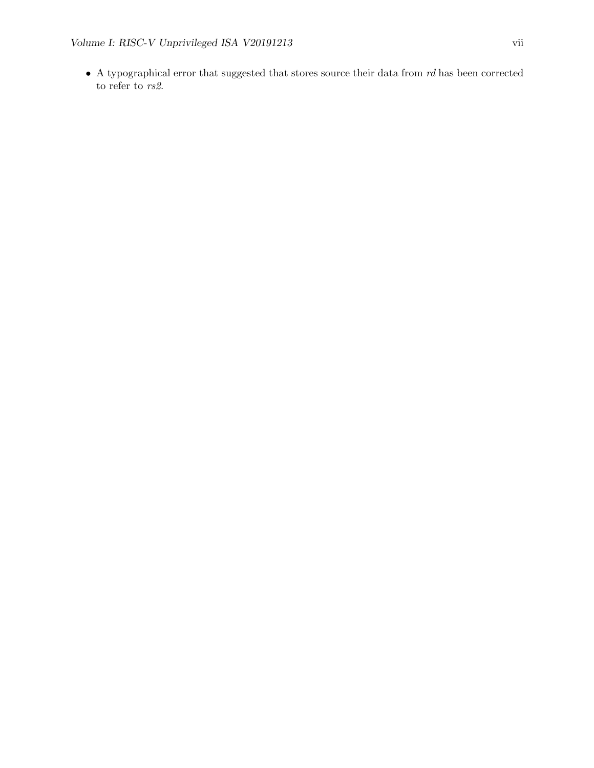- A typographical error that suggested that stores source their data from *rd* has been corrected to refer to *rs2*.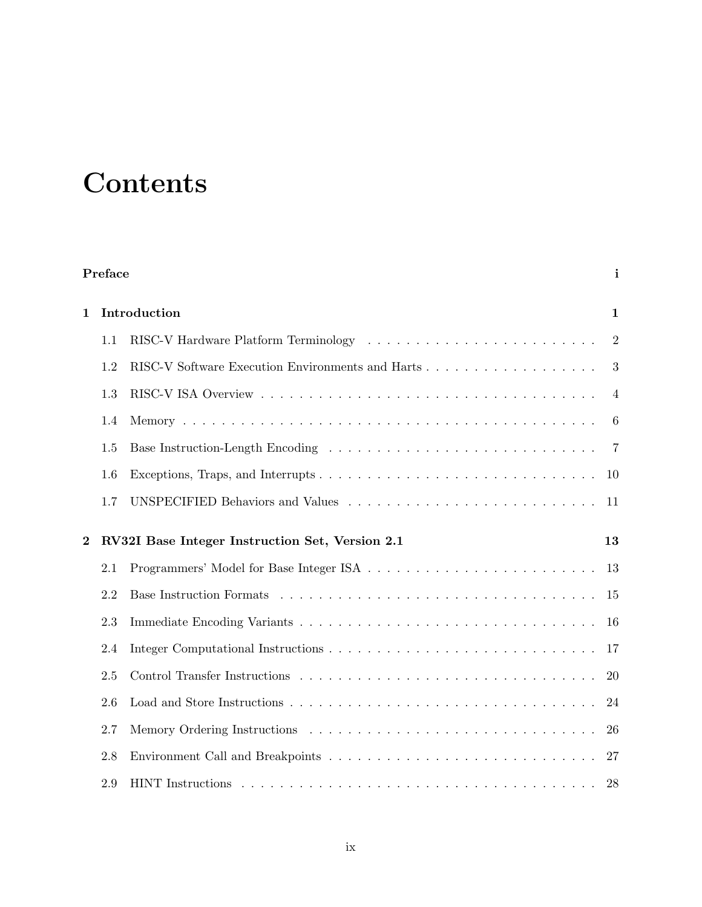# Contents

**Preface** **i**

**1 Introduction** **1**

- 1.1 RISC-V Hardware Platform Terminology . . . . . . . . . . 2
- 1.2 RISC-V Software Execution Environments and Harts . . . . . . . . . . 3
- 1.3 RISC-V ISA Overview . . . . . . . . . . 4
- 1.4 Memory . . . . . . . . . . 6
- 1.5 Base Instruction-Length Encoding . . . . . . . . . . 7
- 1.6 Exceptions, Traps, and Interrupts . . . . . . . . . . 10
- 1.7 UNSPECIFIED Behaviors and Values . . . . . . . . . . 11

**2 RV32I Base Integer Instruction Set, Version 2.1** **13**

- 2.1 Programmers' Model for Base Integer ISA . . . . . . . . . . 13
- 2.2 Base Instruction Formats . . . . . . . . . . 15
- 2.3 Immediate Encoding Variants . . . . . . . . . . 16
- 2.4 Integer Computational Instructions . . . . . . . . . . 17
- 2.5 Control Transfer Instructions . . . . . . . . . . 20
- 2.6 Load and Store Instructions . . . . . . . . . . 24
- 2.7 Memory Ordering Instructions . . . . . . . . . . 26
- 2.8 Environment Call and Breakpoints . . . . . . . . . . 27
- 2.9 HINT Instructions . . . . . . . . . . 28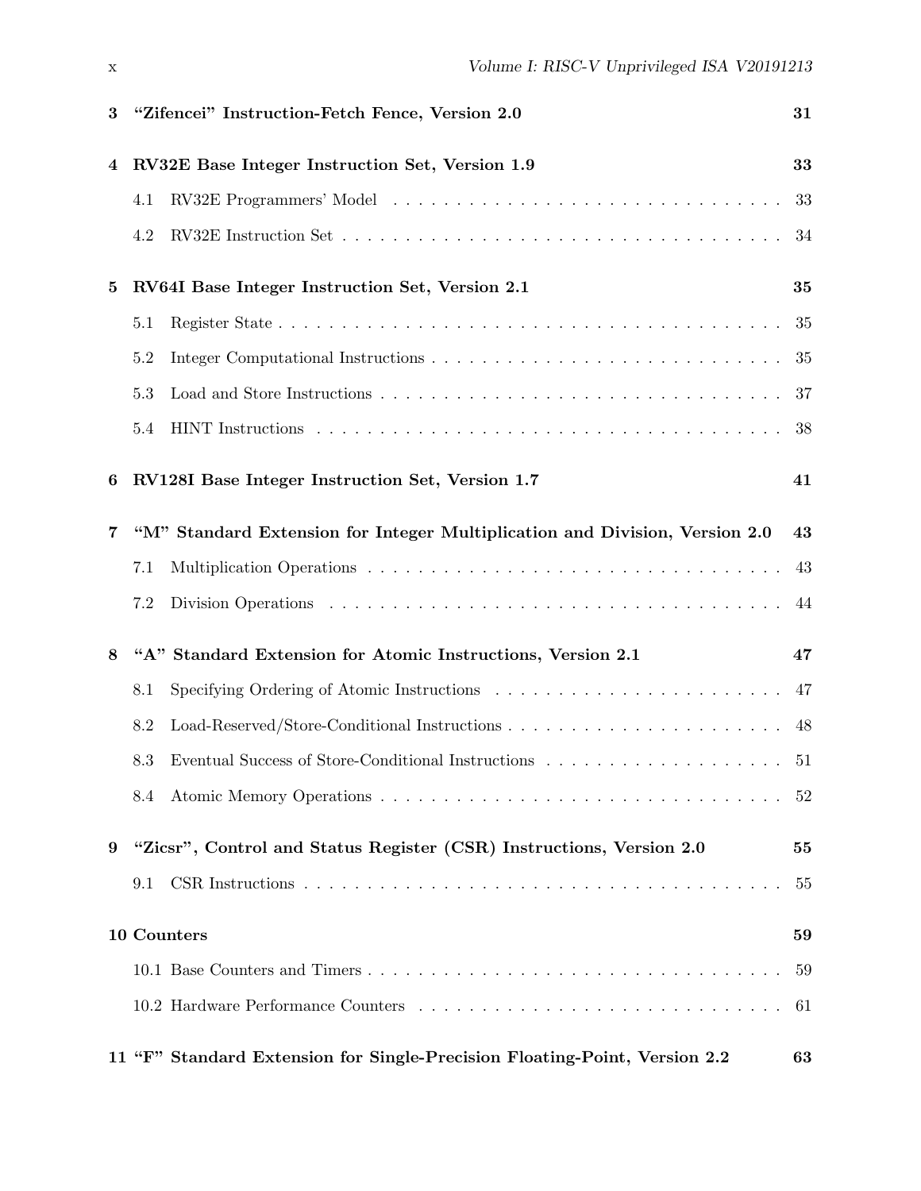**3 "Zifencei" Instruction-Fetch Fence, Version 2.0** **31**

**4 RV32E Base Integer Instruction Set, Version 1.9** **33**

4.1 RV32E Programmers' Model . . . . . . . . . . . . . . . . . . . . . . . . . . . . . . . 33

4.2 RV32E Instruction Set . . . . . . . . . . . . . . . . . . . . . . . . . . . . . . . . . . 34

**5 RV64I Base Integer Instruction Set, Version 2.1** **35**

5.1 Register State . . . . . . . . . . . . . . . . . . . . . . . . . . . . . . . . . . . . . . 35

5.2 Integer Computational Instructions . . . . . . . . . . . . . . . . . . . . . . . . . . . 35

5.3 Load and Store Instructions . . . . . . . . . . . . . . . . . . . . . . . . . . . . . . . 37

5.4 HINT Instructions . . . . . . . . . . . . . . . . . . . . . . . . . . . . . . . . . . . . 38

**6 RV128I Base Integer Instruction Set, Version 1.7** **41**

**7 "M" Standard Extension for Integer Multiplication and Division, Version 2.0** **43**

7.1 Multiplication Operations . . . . . . . . . . . . . . . . . . . . . . . . . . . . . . . . 43

7.2 Division Operations . . . . . . . . . . . . . . . . . . . . . . . . . . . . . . . . . . . 44

**8 "A" Standard Extension for Atomic Instructions, Version 2.1** **47**

8.1 Specifying Ordering of Atomic Instructions . . . . . . . . . . . . . . . . . . . . . . . 47

8.2 Load-Reserved/Store-Conditional Instructions . . . . . . . . . . . . . . . . . . . . . . 48

8.3 Eventual Success of Store-Conditional Instructions . . . . . . . . . . . . . . . . . . . 51

8.4 Atomic Memory Operations . . . . . . . . . . . . . . . . . . . . . . . . . . . . . . . 52

**9 "Zicsr", Control and Status Register (CSR) Instructions, Version 2.0** **55**

9.1 CSR Instructions . . . . . . . . . . . . . . . . . . . . . . . . . . . . . . . . . . . . . 55

**10 Counters** **59**

10.1 Base Counters and Timers . . . . . . . . . . . . . . . . . . . . . . . . . . . . . . . . 59

10.2 Hardware Performance Counters . . . . . . . . . . . . . . . . . . . . . . . . . . . . . 61

**11 "F" Standard Extension for Single-Precision Floating-Point, Version 2.2** **63**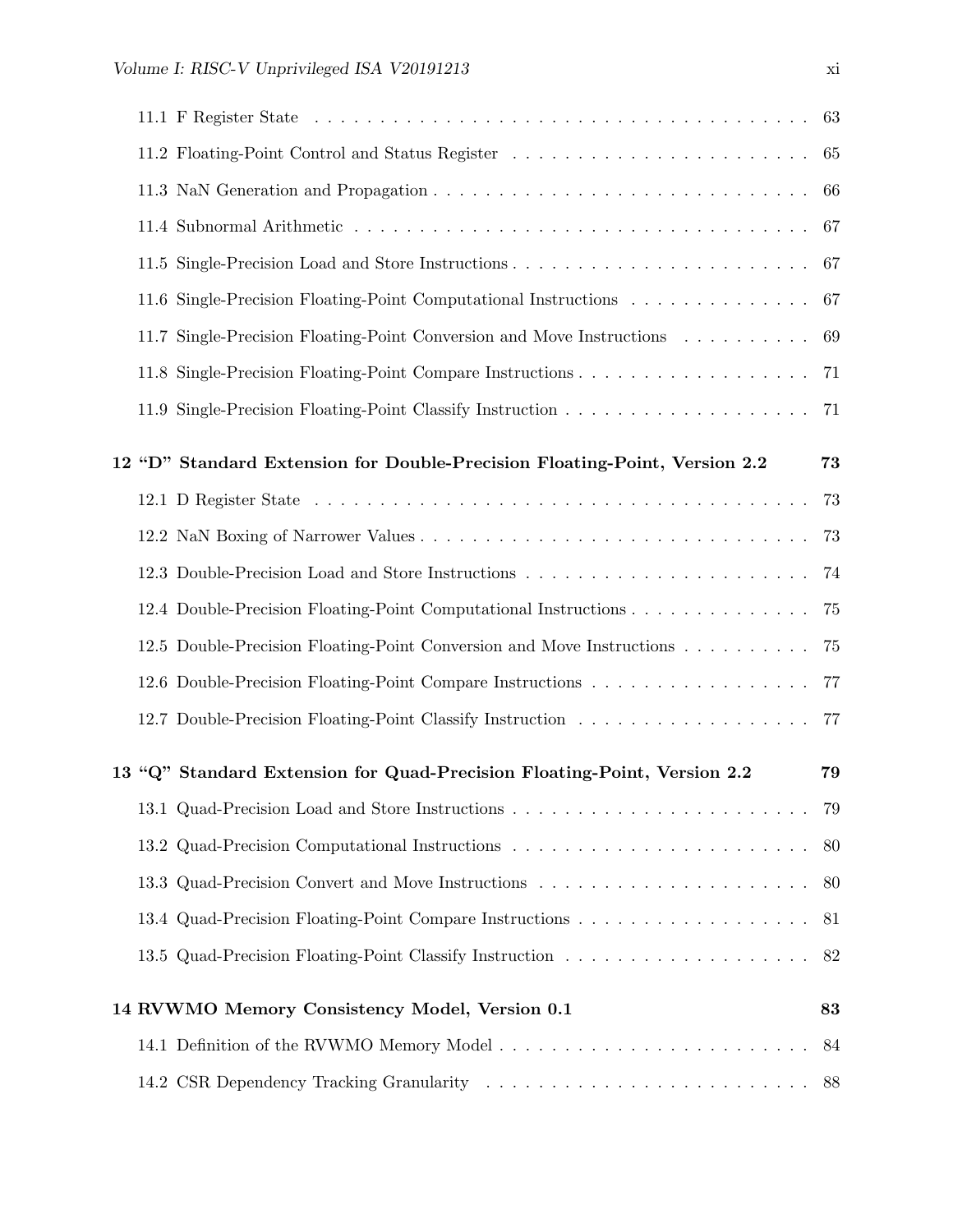11.1 F Register State . . . . . . . . . . . . . . . . . . . . . . . . . . . . . . . . . . . . . . . . 63

11.2 Floating-Point Control and Status Register . . . . . . . . . . . . . . . . . . . . . . . . 65

11.3 NaN Generation and Propagation . . . . . . . . . . . . . . . . . . . . . . . . . . . . . 66

11.4 Subnormal Arithmetic . . . . . . . . . . . . . . . . . . . . . . . . . . . . . . . . . . . 67

11.5 Single-Precision Load and Store Instructions . . . . . . . . . . . . . . . . . . . . . . . 67

11.6 Single-Precision Floating-Point Computational Instructions . . . . . . . . . . . . . . 67

11.7 Single-Precision Floating-Point Conversion and Move Instructions . . . . . . . . . . 69

11.8 Single-Precision Floating-Point Compare Instructions . . . . . . . . . . . . . . . . . . 71

11.9 Single-Precision Floating-Point Classify Instruction . . . . . . . . . . . . . . . . . . . 71

**12 "D" Standard Extension for Double-Precision Floating-Point, Version 2.2 73**

12.1 D Register State . . . . . . . . . . . . . . . . . . . . . . . . . . . . . . . . . . . . . . 73

12.2 NaN Boxing of Narrower Values . . . . . . . . . . . . . . . . . . . . . . . . . . . . . . 73

12.3 Double-Precision Load and Store Instructions . . . . . . . . . . . . . . . . . . . . . . 74

12.4 Double-Precision Floating-Point Computational Instructions . . . . . . . . . . . . . . 75

12.5 Double-Precision Floating-Point Conversion and Move Instructions . . . . . . . . . . 75

12.6 Double-Precision Floating-Point Compare Instructions . . . . . . . . . . . . . . . . . 77

12.7 Double-Precision Floating-Point Classify Instruction . . . . . . . . . . . . . . . . . . 77

**13 "Q" Standard Extension for Quad-Precision Floating-Point, Version 2.2 79**

13.1 Quad-Precision Load and Store Instructions . . . . . . . . . . . . . . . . . . . . . . . 79

13.2 Quad-Precision Computational Instructions . . . . . . . . . . . . . . . . . . . . . . . 80

13.3 Quad-Precision Convert and Move Instructions . . . . . . . . . . . . . . . . . . . . . 80

13.4 Quad-Precision Floating-Point Compare Instructions . . . . . . . . . . . . . . . . . . 81

13.5 Quad-Precision Floating-Point Classify Instruction . . . . . . . . . . . . . . . . . . . 82

**14 RVWMO Memory Consistency Model, Version 0.1 83**

14.1 Definition of the RVWMO Memory Model . . . . . . . . . . . . . . . . . . . . . . . . 84

14.2 CSR Dependency Tracking Granularity . . . . . . . . . . . . . . . . . . . . . . . . . 88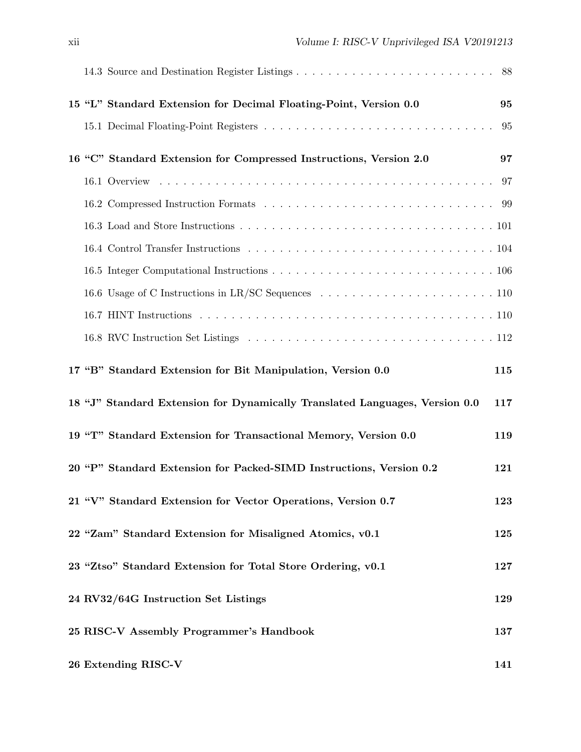14.3 Source and Destination Register Listings . . . . . . . . . . . . . . . . . . . . . . . . . 88

**15 "L" Standard Extension for Decimal Floating-Point, Version 0.0 95**

15.1 Decimal Floating-Point Registers . . . . . . . . . . . . . . . . . . . . . . . . . . . . 95

**16 "C" Standard Extension for Compressed Instructions, Version 2.0 97**

16.1 Overview . . . . . . . . . . . . . . . . . . . . . . . . . . . . . . . . . . . . . . . . 97

16.2 Compressed Instruction Formats . . . . . . . . . . . . . . . . . . . . . . . . . . . . 99

16.3 Load and Store Instructions . . . . . . . . . . . . . . . . . . . . . . . . . . . . . . 101

16.4 Control Transfer Instructions . . . . . . . . . . . . . . . . . . . . . . . . . . . . . 104

16.5 Integer Computational Instructions . . . . . . . . . . . . . . . . . . . . . . . . . . 106

16.6 Usage of C Instructions in LR/SC Sequences . . . . . . . . . . . . . . . . . . . . . 110

16.7 HINT Instructions . . . . . . . . . . . . . . . . . . . . . . . . . . . . . . . . . . . 110

16.8 RVC Instruction Set Listings . . . . . . . . . . . . . . . . . . . . . . . . . . . . . . 112

**17 "B" Standard Extension for Bit Manipulation, Version 0.0 115**

**18 "J" Standard Extension for Dynamically Translated Languages, Version 0.0 117**

**19 "T" Standard Extension for Transactional Memory, Version 0.0 119**

**20 "P" Standard Extension for Packed-SIMD Instructions, Version 0.2 121**

**21 "V" Standard Extension for Vector Operations, Version 0.7 123**

**22 "Zam" Standard Extension for Misaligned Atomics, v0.1 125**

**23 "Ztso" Standard Extension for Total Store Ordering, v0.1 127**

**24 RV32/64G Instruction Set Listings 129**

**25 RISC-V Assembly Programmer's Handbook 137**

**26 Extending RISC-V 141**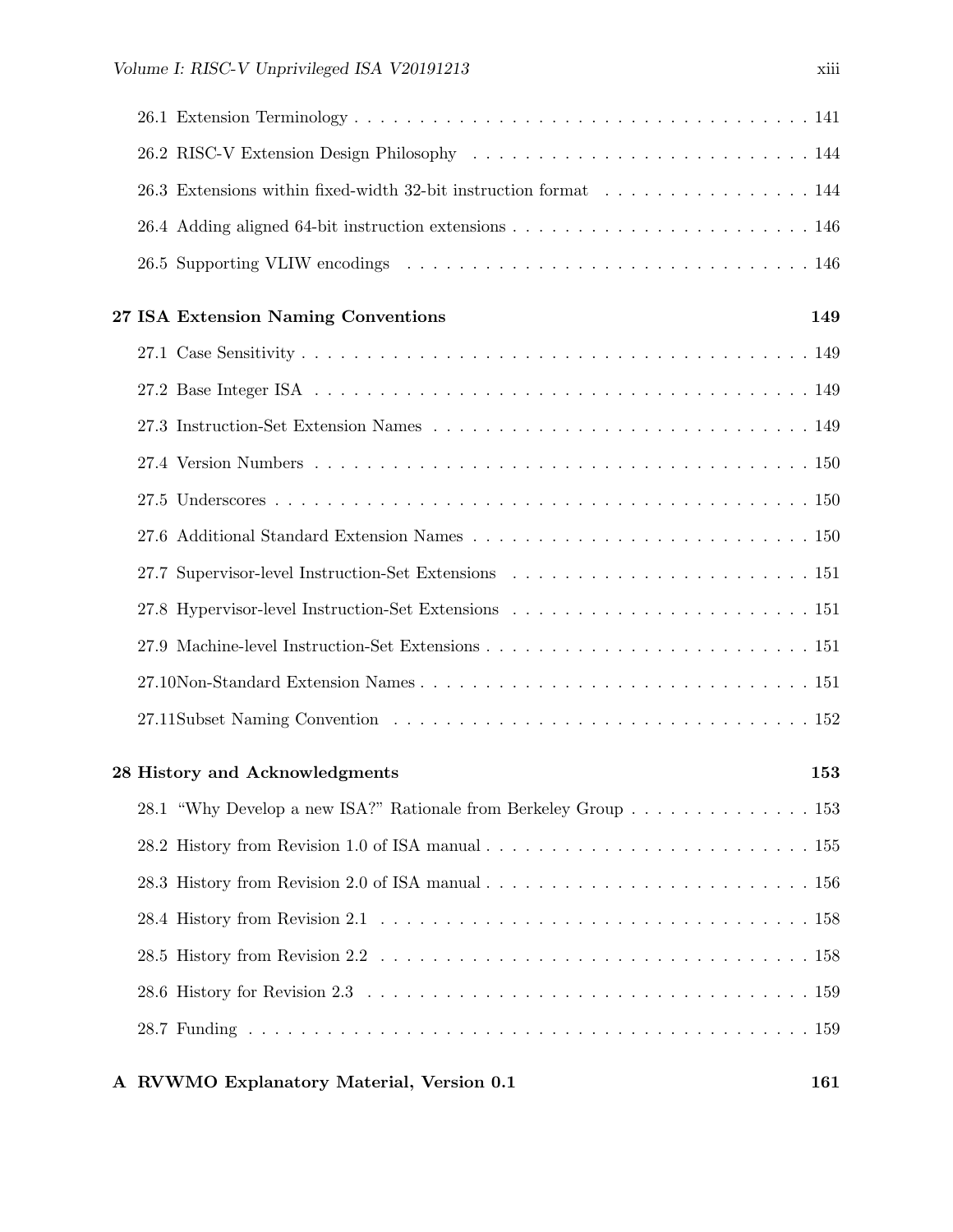26.1 Extension Terminology . . . . . . . . . . . . . . . . . . . . . . . . . . . . . . . . . . . . 141

26.2 RISC-V Extension Design Philosophy . . . . . . . . . . . . . . . . . . . . . . . . . . . . 144

26.3 Extensions within fixed-width 32-bit instruction format . . . . . . . . . . . . . . . . . 144

26.4 Adding aligned 64-bit instruction extensions . . . . . . . . . . . . . . . . . . . . . . . 146

26.5 Supporting VLIW encodings . . . . . . . . . . . . . . . . . . . . . . . . . . . . . . . . 146

**27 ISA Extension Naming Conventions 149**

27.1 Case Sensitivity . . . . . . . . . . . . . . . . . . . . . . . . . . . . . . . . . . . . . . . 149

27.2 Base Integer ISA . . . . . . . . . . . . . . . . . . . . . . . . . . . . . . . . . . . . . . . 149

27.3 Instruction-Set Extension Names . . . . . . . . . . . . . . . . . . . . . . . . . . . . . . 149

27.4 Version Numbers . . . . . . . . . . . . . . . . . . . . . . . . . . . . . . . . . . . . . . . 150

27.5 Underscores . . . . . . . . . . . . . . . . . . . . . . . . . . . . . . . . . . . . . . . . . . 150

27.6 Additional Standard Extension Names . . . . . . . . . . . . . . . . . . . . . . . . . . . 150

27.7 Supervisor-level Instruction-Set Extensions . . . . . . . . . . . . . . . . . . . . . . . . 151

27.8 Hypervisor-level Instruction-Set Extensions . . . . . . . . . . . . . . . . . . . . . . . . 151

27.9 Machine-level Instruction-Set Extensions . . . . . . . . . . . . . . . . . . . . . . . . . . 151

27.10 Non-Standard Extension Names . . . . . . . . . . . . . . . . . . . . . . . . . . . . . . 151

27.11 Subset Naming Convention . . . . . . . . . . . . . . . . . . . . . . . . . . . . . . . . . 152

**28 History and Acknowledgments 153**

28.1 "Why Develop a new ISA?" Rationale from Berkeley Group . . . . . . . . . . . . . . . 153

28.2 History from Revision 1.0 of ISA manual . . . . . . . . . . . . . . . . . . . . . . . . . 155

28.3 History from Revision 2.0 of ISA manual . . . . . . . . . . . . . . . . . . . . . . . . . 156

28.4 History from Revision 2.1 . . . . . . . . . . . . . . . . . . . . . . . . . . . . . . . . . . 158

28.5 History from Revision 2.2 . . . . . . . . . . . . . . . . . . . . . . . . . . . . . . . . . . 158

28.6 History for Revision 2.3 . . . . . . . . . . . . . . . . . . . . . . . . . . . . . . . . . . . 159

28.7 Funding . . . . . . . . . . . . . . . . . . . . . . . . . . . . . . . . . . . . . . . . . . . . 159

**A RVWMO Explanatory Material, Version 0.1 161**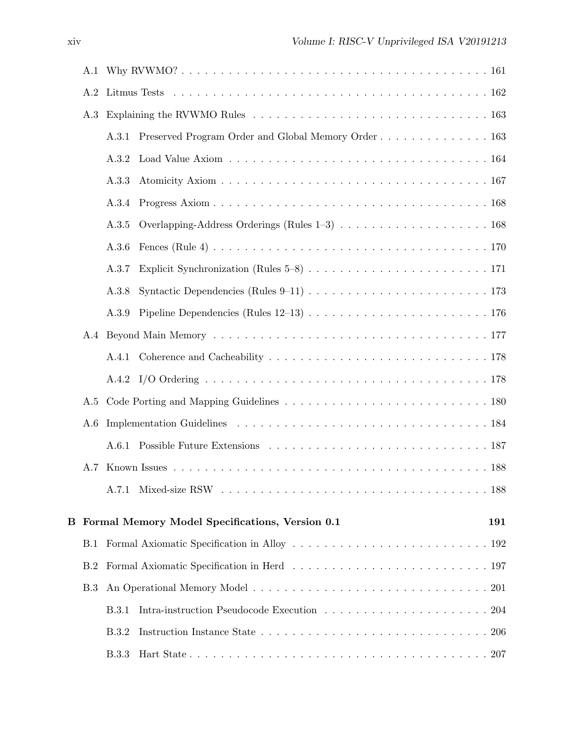A.1 Why RVWMO? . . . . . . . . . . . . . . . . . . . . . . . . . . . . . . . . . . . . . . . . 161

A.2 Litmus Tests . . . . . . . . . . . . . . . . . . . . . . . . . . . . . . . . . . . . . . . . 162

A.3 Explaining the RVWMO Rules . . . . . . . . . . . . . . . . . . . . . . . . . . . . . . . 163

A.3.1 Preserved Program Order and Global Memory Order . . . . . . . . . . . . . . . 163

A.3.2 Load Value Axiom . . . . . . . . . . . . . . . . . . . . . . . . . . . . . . . . . 164

A.3.3 Atomicity Axiom . . . . . . . . . . . . . . . . . . . . . . . . . . . . . . . . . . 167

A.3.4 Progress Axiom . . . . . . . . . . . . . . . . . . . . . . . . . . . . . . . . . . . 168

A.3.5 Overlapping-Address Orderings (Rules 1–3) . . . . . . . . . . . . . . . . . . . 168

A.3.6 Fences (Rule 4) . . . . . . . . . . . . . . . . . . . . . . . . . . . . . . . . . . . 170

A.3.7 Explicit Synchronization (Rules 5–8) . . . . . . . . . . . . . . . . . . . . . . . 171

A.3.8 Syntactic Dependencies (Rules 9–11) . . . . . . . . . . . . . . . . . . . . . . . 173

A.3.9 Pipeline Dependencies (Rules 12–13) . . . . . . . . . . . . . . . . . . . . . . . 176

A.4 Beyond Main Memory . . . . . . . . . . . . . . . . . . . . . . . . . . . . . . . . . . . . 177

A.4.1 Coherence and Cacheability . . . . . . . . . . . . . . . . . . . . . . . . . . . . 178

A.4.2 I/O Ordering . . . . . . . . . . . . . . . . . . . . . . . . . . . . . . . . . . . . 178

A.5 Code Porting and Mapping Guidelines . . . . . . . . . . . . . . . . . . . . . . . . . . . 180

A.6 Implementation Guidelines . . . . . . . . . . . . . . . . . . . . . . . . . . . . . . . . . 184

A.6.1 Possible Future Extensions . . . . . . . . . . . . . . . . . . . . . . . . . . . . . 187

A.7 Known Issues . . . . . . . . . . . . . . . . . . . . . . . . . . . . . . . . . . . . . . . . 188

A.7.1 Mixed-size RSW . . . . . . . . . . . . . . . . . . . . . . . . . . . . . . . . . . . 188

**B Formal Memory Model Specifications, Version 0.1 191**

B.1 Formal Axiomatic Specification in Alloy . . . . . . . . . . . . . . . . . . . . . . . . . . 192

B.2 Formal Axiomatic Specification in Herd . . . . . . . . . . . . . . . . . . . . . . . . . . 197

B.3 An Operational Memory Model . . . . . . . . . . . . . . . . . . . . . . . . . . . . . . . 201

B.3.1 Intra-instruction Pseudocode Execution . . . . . . . . . . . . . . . . . . . . . . 204

B.3.2 Instruction Instance State . . . . . . . . . . . . . . . . . . . . . . . . . . . . . . 206

B.3.3 Hart State . . . . . . . . . . . . . . . . . . . . . . . . . . . . . . . . . . . . . . . 207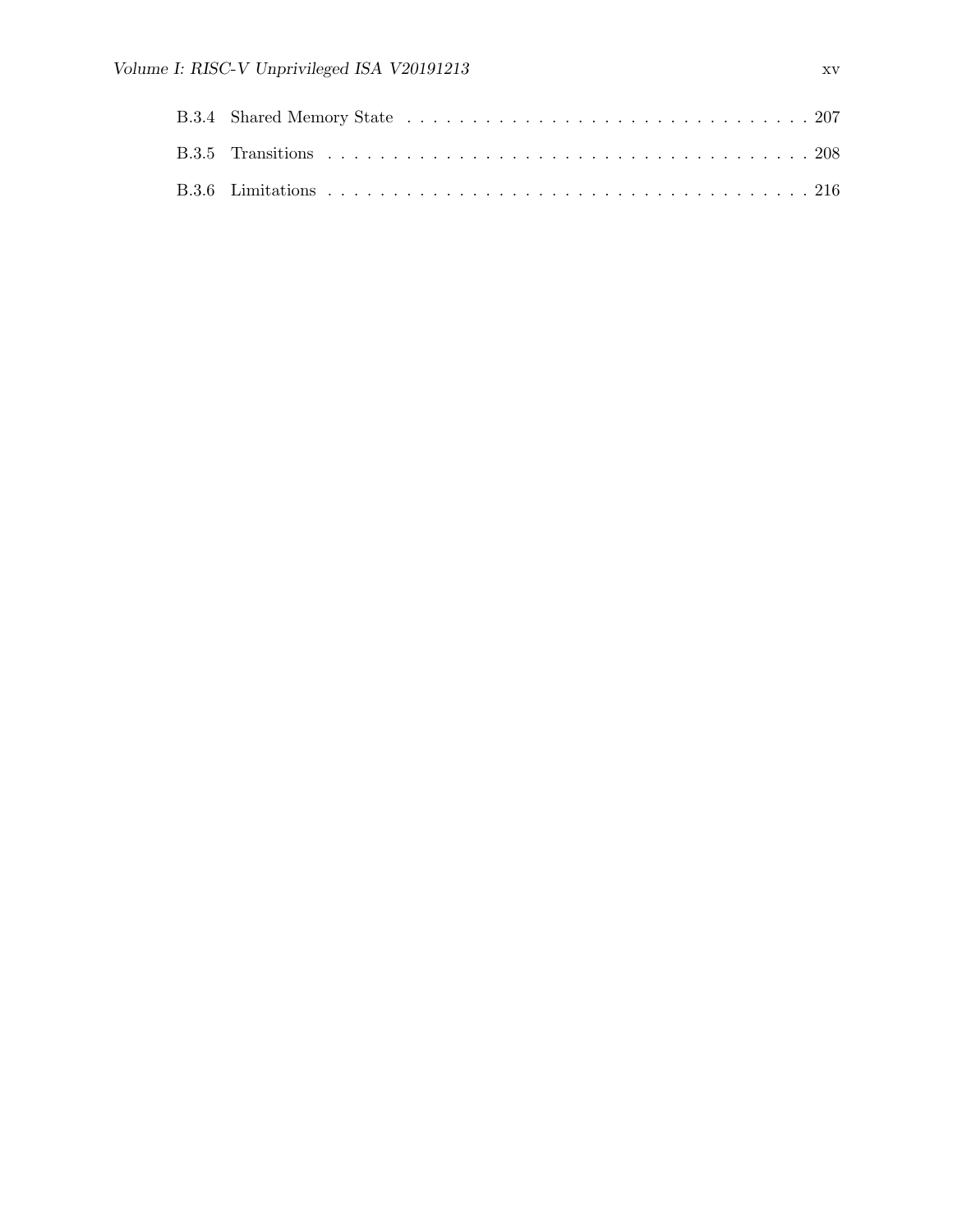B.3.4 Shared Memory State . . . . . . . . . . . . . . . . . . . . . . . . . . . . . . . 207

B.3.5 Transitions . . . . . . . . . . . . . . . . . . . . . . . . . . . . . . . . . . . . . 208

B.3.6 Limitations . . . . . . . . . . . . . . . . . . . . . . . . . . . . . . . . . . . . . 216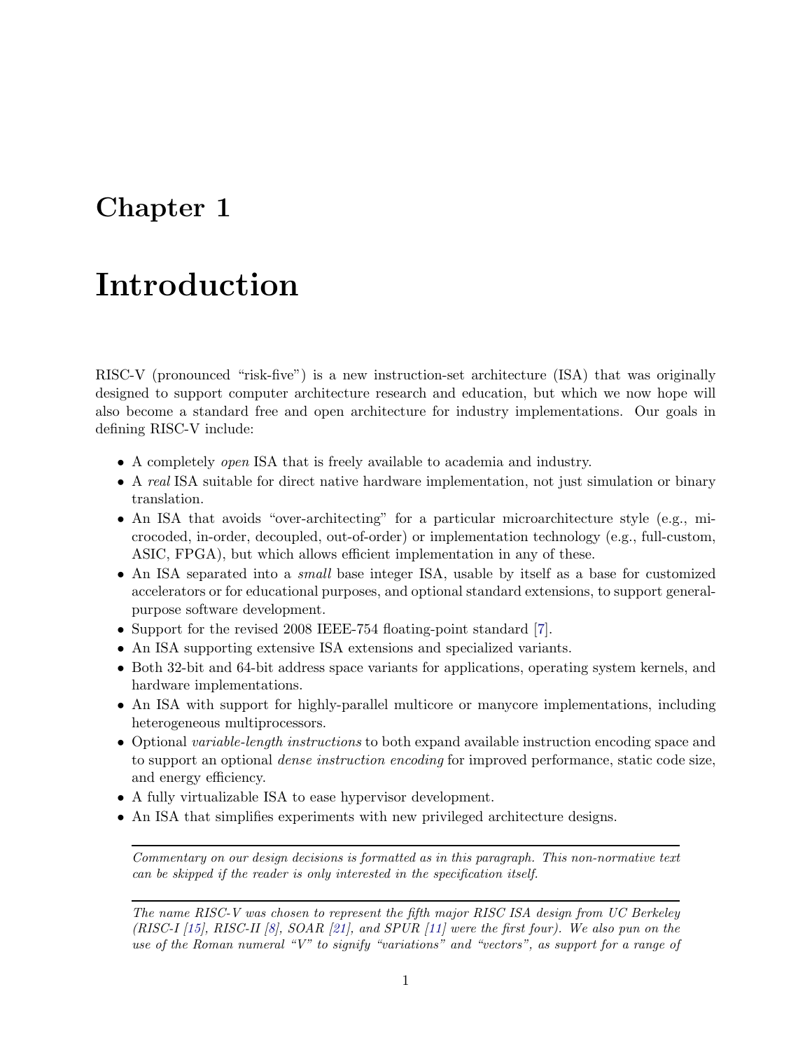# Chapter 1

# Introduction

RISC-V (pronounced "risk-five") is a new instruction-set architecture (ISA) that was originally designed to support computer architecture research and education, but which we now hope will also become a standard free and open architecture for industry implementations. Our goals in defining RISC-V include:

- A completely *open* ISA that is freely available to academia and industry.
- A *real* ISA suitable for direct native hardware implementation, not just simulation or binary translation.
- An ISA that avoids "over-architecting" for a particular microarchitecture style (e.g., microcoded, in-order, decoupled, out-of-order) or implementation technology (e.g., full-custom, ASIC, FPGA), but which allows efficient implementation in any of these.
- An ISA separated into a *small* base integer ISA, usable by itself as a base for customized accelerators or for educational purposes, and optional standard extensions, to support general-purpose software development.
- Support for the revised 2008 IEEE-754 floating-point standard [7].
- An ISA supporting extensive ISA extensions and specialized variants.
- Both 32-bit and 64-bit address space variants for applications, operating system kernels, and hardware implementations.
- An ISA with support for highly-parallel multicore or manycore implementations, including heterogeneous multiprocessors.
- Optional *variable-length instructions* to both expand available instruction encoding space and to support an optional *dense instruction encoding* for improved performance, static code size, and energy efficiency.
- A fully virtualizable ISA to ease hypervisor development.
- An ISA that simplifies experiments with new privileged architecture designs.

---

*Commentary on our design decisions is formatted as in this paragraph. This non-normative text can be skipped if the reader is only interested in the specification itself.*

---

*The name RISC-V was chosen to represent the fifth major RISC ISA design from UC Berkeley (RISC-I [15], RISC-II [8], SOAR [21], and SPUR [11] were the first four). We also pun on the use of the Roman numeral "V" to signify "variations" and "vectors", as support for a range of*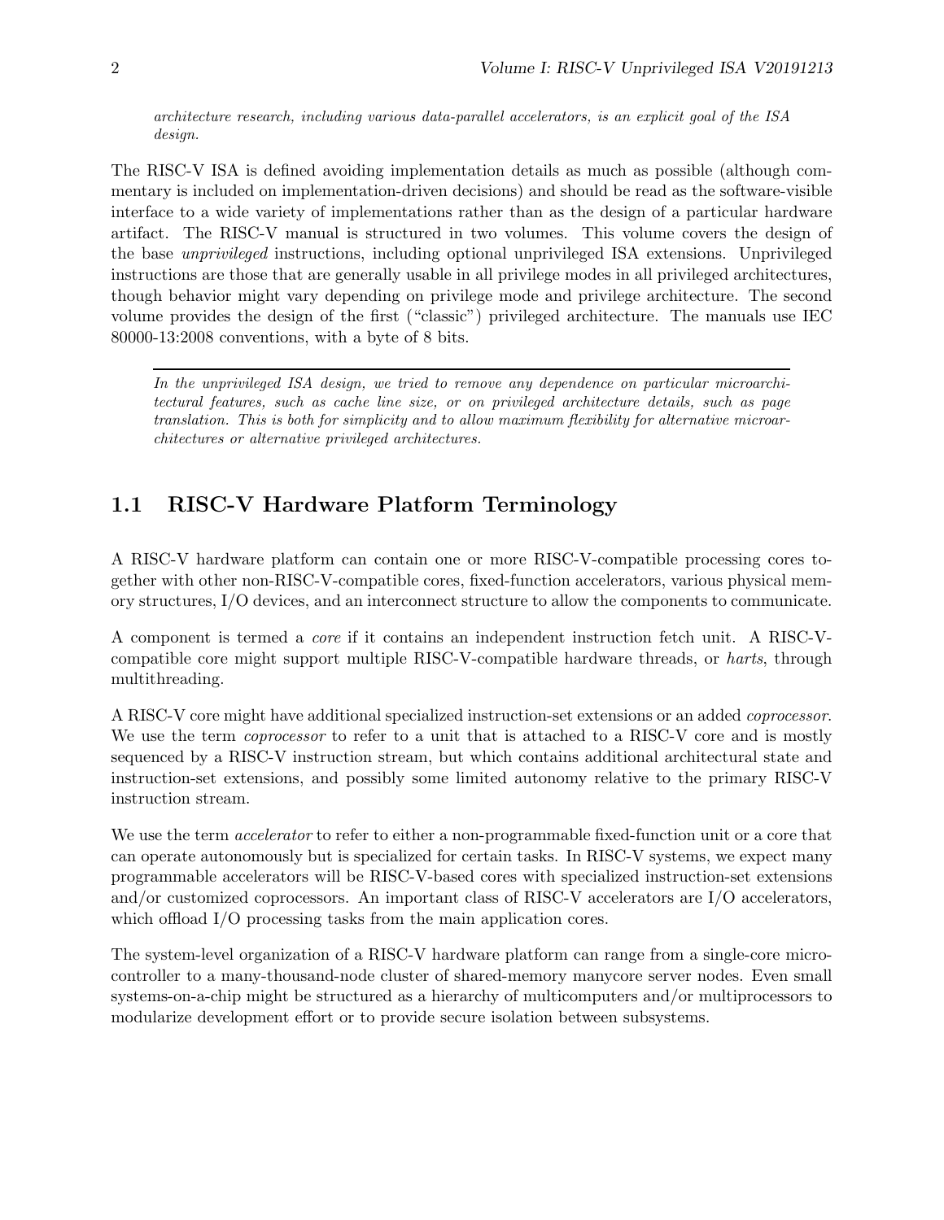*architecture research, including various data-parallel accelerators, is an explicit goal of the ISA design.*

The RISC-V ISA is defined avoiding implementation details as much as possible (although commentary is included on implementation-driven decisions) and should be read as the software-visible interface to a wide variety of implementations rather than as the design of a particular hardware artifact. The RISC-V manual is structured in two volumes. This volume covers the design of the base *unprivileged* instructions, including optional unprivileged ISA extensions. Unprivileged instructions are those that are generally usable in all privilege modes in all privileged architectures, though behavior might vary depending on privilege mode and privilege architecture. The second volume provides the design of the first ("classic") privileged architecture. The manuals use IEC 80000-13:2008 conventions, with a byte of 8 bits.

---

*In the unprivileged ISA design, we tried to remove any dependence on particular microarchitectural features, such as cache line size, or on privileged architecture details, such as page translation. This is both for simplicity and to allow maximum flexibility for alternative microarchitectures or alternative privileged architectures.*

## 1.1 RISC-V Hardware Platform Terminology

A RISC-V hardware platform can contain one or more RISC-V-compatible processing cores together with other non-RISC-V-compatible cores, fixed-function accelerators, various physical memory structures, I/O devices, and an interconnect structure to allow the components to communicate.

A component is termed a *core* if it contains an independent instruction fetch unit. A RISC-V-compatible core might support multiple RISC-V-compatible hardware threads, or *harts*, through multithreading.

A RISC-V core might have additional specialized instruction-set extensions or an added *coprocessor*. We use the term *coprocessor* to refer to a unit that is attached to a RISC-V core and is mostly sequenced by a RISC-V instruction stream, but which contains additional architectural state and instruction-set extensions, and possibly some limited autonomy relative to the primary RISC-V instruction stream.

We use the term *accelerator* to refer to either a non-programmable fixed-function unit or a core that can operate autonomously but is specialized for certain tasks. In RISC-V systems, we expect many programmable accelerators will be RISC-V-based cores with specialized instruction-set extensions and/or customized coprocessors. An important class of RISC-V accelerators are I/O accelerators, which offload I/O processing tasks from the main application cores.

The system-level organization of a RISC-V hardware platform can range from a single-core microcontroller to a many-thousand-node cluster of shared-memory manycore server nodes. Even small systems-on-a-chip might be structured as a hierarchy of multicomputers and/or multiprocessors to modularize development effort or to provide secure isolation between subsystems.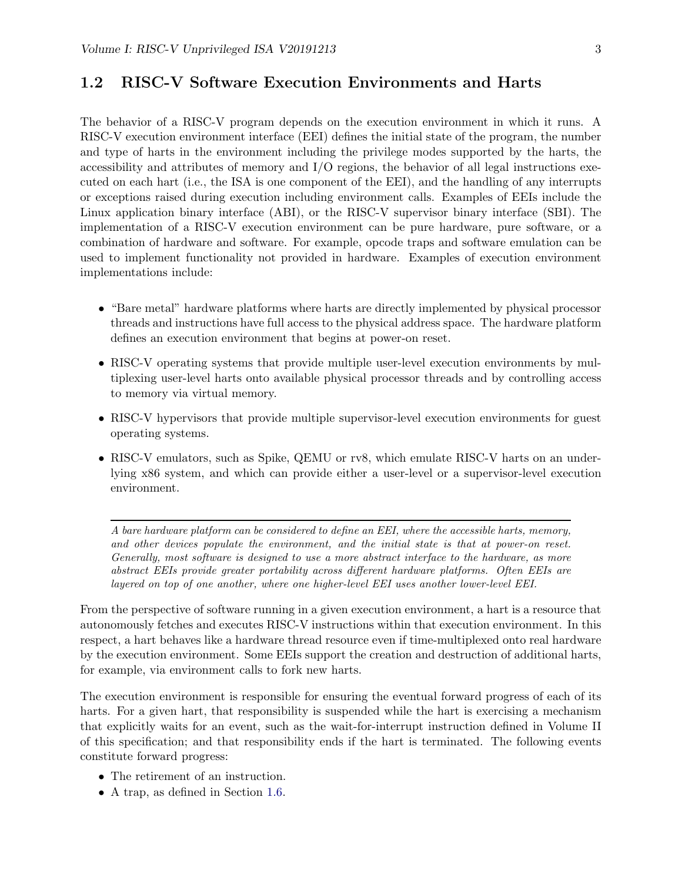## 1.2 RISC-V Software Execution Environments and Harts

The behavior of a RISC-V program depends on the execution environment in which it runs. A RISC-V execution environment interface (EEI) defines the initial state of the program, the number and type of harts in the environment including the privilege modes supported by the harts, the accessibility and attributes of memory and I/O regions, the behavior of all legal instructions executed on each hart (i.e., the ISA is one component of the EEI), and the handling of any interrupts or exceptions raised during execution including environment calls. Examples of EEIs include the Linux application binary interface (ABI), or the RISC-V supervisor binary interface (SBI). The implementation of a RISC-V execution environment can be pure hardware, pure software, or a combination of hardware and software. For example, opcode traps and software emulation can be used to implement functionality not provided in hardware. Examples of execution environment implementations include:

- "Bare metal" hardware platforms where harts are directly implemented by physical processor threads and instructions have full access to the physical address space. The hardware platform defines an execution environment that begins at power-on reset.
- RISC-V operating systems that provide multiple user-level execution environments by multiplexing user-level harts onto available physical processor threads and by controlling access to memory via virtual memory.
- RISC-V hypervisors that provide multiple supervisor-level execution environments for guest operating systems.
- RISC-V emulators, such as Spike, QEMU or rv8, which emulate RISC-V harts on an underlying x86 system, and which can provide either a user-level or a supervisor-level execution environment.

---

*A bare hardware platform can be considered to define an EEI, where the accessible harts, memory, and other devices populate the environment, and the initial state is that at power-on reset. Generally, most software is designed to use a more abstract interface to the hardware, as more abstract EEIs provide greater portability across different hardware platforms. Often EEIs are layered on top of one another, where one higher-level EEI uses another lower-level EEI.*

From the perspective of software running in a given execution environment, a hart is a resource that autonomously fetches and executes RISC-V instructions within that execution environment. In this respect, a hart behaves like a hardware thread resource even if time-multiplexed onto real hardware by the execution environment. Some EEIs support the creation and destruction of additional harts, for example, via environment calls to fork new harts.

The execution environment is responsible for ensuring the eventual forward progress of each of its harts. For a given hart, that responsibility is suspended while the hart is exercising a mechanism that explicitly waits for an event, such as the wait-for-interrupt instruction defined in Volume II of this specification; and that responsibility ends if the hart is terminated. The following events constitute forward progress:

- The retirement of an instruction.
- A trap, as defined in Section 1.6.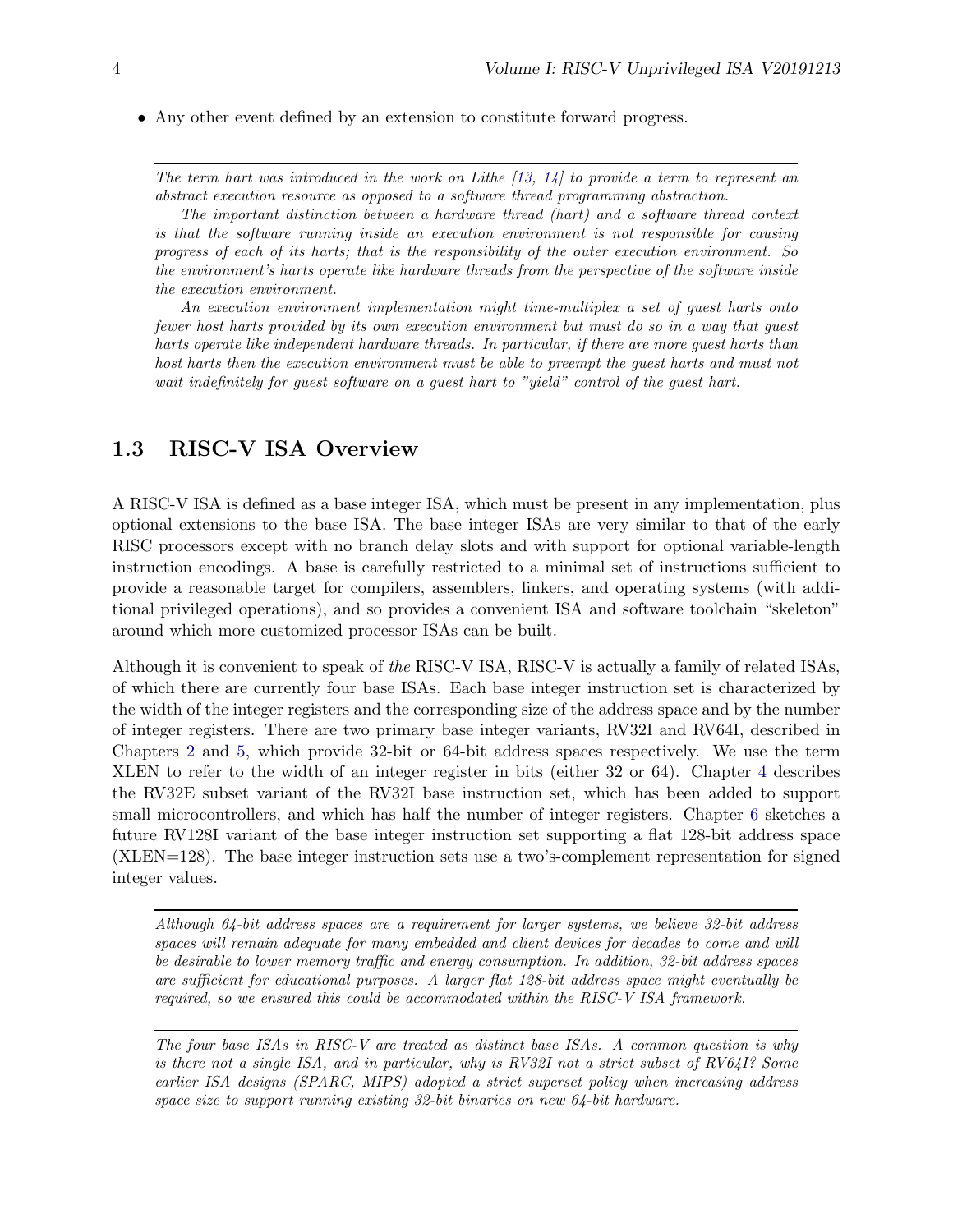- Any other event defined by an extension to constitute forward progress.

---

*The term hart was introduced in the work on Lithe [13, 14] to provide a term to represent an abstract execution resource as opposed to a software thread programming abstraction.*

*The important distinction between a hardware thread (hart) and a software thread context is that the software running inside an execution environment is not responsible for causing progress of each of its harts; that is the responsibility of the outer execution environment. So the environment's harts operate like hardware threads from the perspective of the software inside the execution environment.*

*An execution environment implementation might time-multiplex a set of guest harts onto fewer host harts provided by its own execution environment but must do so in a way that guest harts operate like independent hardware threads. In particular, if there are more guest harts than host harts then the execution environment must be able to preempt the guest harts and must not wait indefinitely for guest software on a guest hart to "yield" control of the guest hart.*

---

## 1.3 RISC-V ISA Overview

A RISC-V ISA is defined as a base integer ISA, which must be present in any implementation, plus optional extensions to the base ISA. The base integer ISAs are very similar to that of the early RISC processors except with no branch delay slots and with support for optional variable-length instruction encodings. A base is carefully restricted to a minimal set of instructions sufficient to provide a reasonable target for compilers, assemblers, linkers, and operating systems (with additional privileged operations), and so provides a convenient ISA and software toolchain "skeleton" around which more customized processor ISAs can be built.

Although it is convenient to speak of *the* RISC-V ISA, RISC-V is actually a family of related ISAs, of which there are currently four base ISAs. Each base integer instruction set is characterized by the width of the integer registers and the corresponding size of the address space and by the number of integer registers. There are two primary base integer variants, RV32I and RV64I, described in Chapters 2 and 5, which provide 32-bit or 64-bit address spaces respectively. We use the term XLEN to refer to the width of an integer register in bits (either 32 or 64). Chapter 4 describes the RV32E subset variant of the RV32I base instruction set, which has been added to support small microcontrollers, and which has half the number of integer registers. Chapter 6 sketches a future RV128I variant of the base integer instruction set supporting a flat 128-bit address space (XLEN=128). The base integer instruction sets use a two's-complement representation for signed integer values.

---

*Although 64-bit address spaces are a requirement for larger systems, we believe 32-bit address spaces will remain adequate for many embedded and client devices for decades to come and will be desirable to lower memory traffic and energy consumption. In addition, 32-bit address spaces are sufficient for educational purposes. A larger flat 128-bit address space might eventually be required, so we ensured this could be accommodated within the RISC-V ISA framework.*

---

*The four base ISAs in RISC-V are treated as distinct base ISAs. A common question is why is there not a single ISA, and in particular, why is RV32I not a strict subset of RV64I? Some earlier ISA designs (SPARC, MIPS) adopted a strict superset policy when increasing address space size to support running existing 32-bit binaries on new 64-bit hardware.*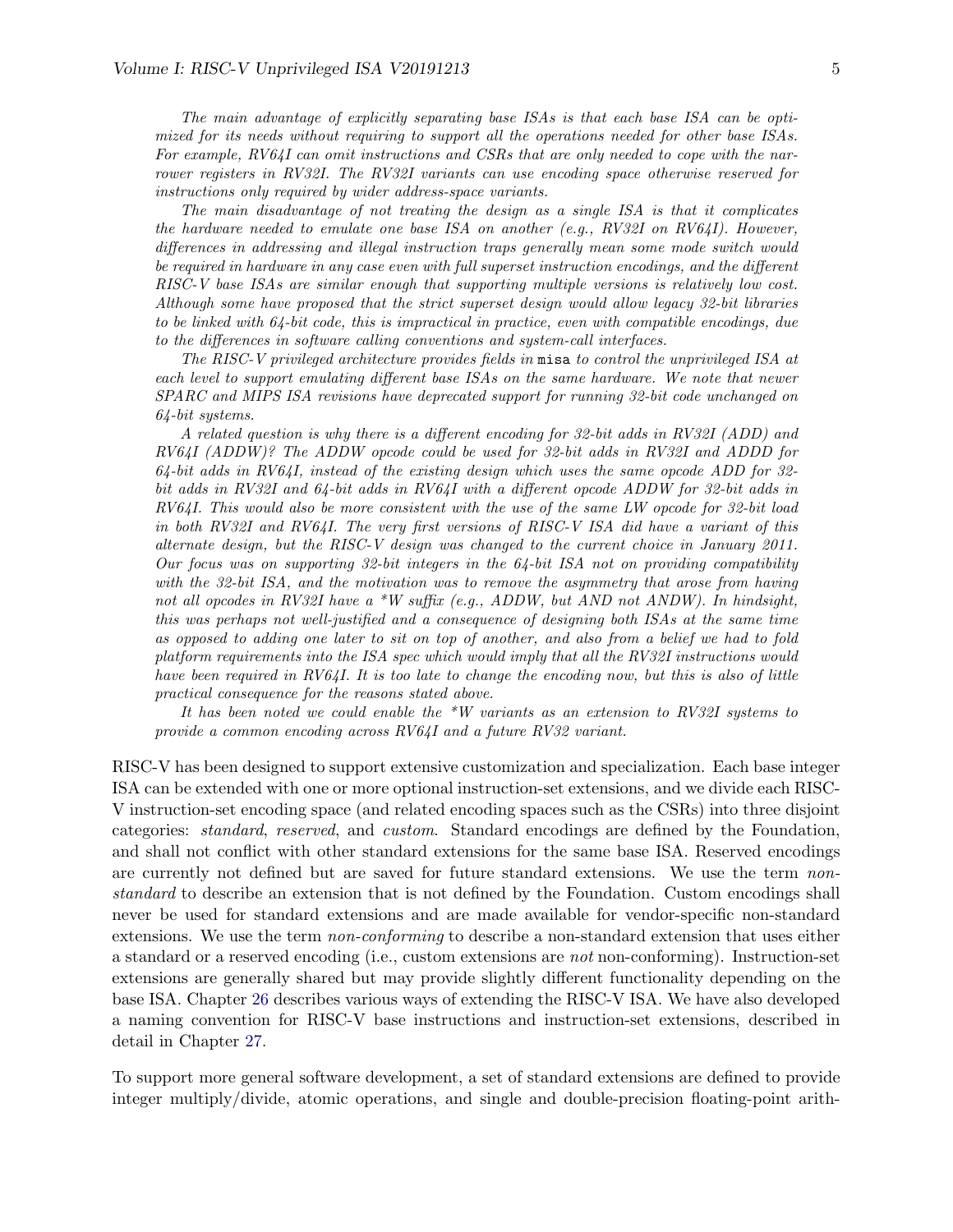*The main advantage of explicitly separating base ISAs is that each base ISA can be optimized for its needs without requiring to support all the operations needed for other base ISAs. For example, RV64I can omit instructions and CSRs that are only needed to cope with the narrower registers in RV32I. The RV32I variants can use encoding space otherwise reserved for instructions only required by wider address-space variants.*

*The main disadvantage of not treating the design as a single ISA is that it complicates the hardware needed to emulate one base ISA on another (e.g., RV32I on RV64I). However, differences in addressing and illegal instruction traps generally mean some mode switch would be required in hardware in any case even with full superset instruction encodings, and the different RISC-V base ISAs are similar enough that supporting multiple versions is relatively low cost. Although some have proposed that the strict superset design would allow legacy 32-bit libraries to be linked with 64-bit code, this is impractical in practice, even with compatible encodings, due to the differences in software calling conventions and system-call interfaces.*

*The RISC-V privileged architecture provides fields in* `misa` *to control the unprivileged ISA at each level to support emulating different base ISAs on the same hardware. We note that newer SPARC and MIPS ISA revisions have deprecated support for running 32-bit code unchanged on 64-bit systems.*

*A related question is why there is a different encoding for 32-bit adds in RV32I (ADD) and RV64I (ADDW)? The ADDW opcode could be used for 32-bit adds in RV32I and ADDD for 64-bit adds in RV64I, instead of the existing design which uses the same opcode ADD for 32-bit adds in RV32I and 64-bit adds in RV64I with a different opcode ADDW for 32-bit adds in RV64I. This would also be more consistent with the use of the same LW opcode for 32-bit load in both RV32I and RV64I. The very first versions of RISC-V ISA did have a variant of this alternate design, but the RISC-V design was changed to the current choice in January 2011. Our focus was on supporting 32-bit integers in the 64-bit ISA not on providing compatibility with the 32-bit ISA, and the motivation was to remove the asymmetry that arose from having not all opcodes in RV32I have a *W suffix (e.g., ADDW, but AND not ANDW). In hindsight, this was perhaps not well-justified and a consequence of designing both ISAs at the same time as opposed to adding one later to sit on top of another, and also from a belief we had to fold platform requirements into the ISA spec which would imply that all the RV32I instructions would have been required in RV64I. It is too late to change the encoding now, but this is also of little practical consequence for the reasons stated above.*

*It has been noted we could enable the *W variants as an extension to RV32I systems to provide a common encoding across RV64I and a future RV32 variant.*

RISC-V has been designed to support extensive customization and specialization. Each base integer ISA can be extended with one or more optional instruction-set extensions, and we divide each RISC-V instruction-set encoding space (and related encoding spaces such as the CSRs) into three disjoint categories: *standard*, *reserved*, and *custom*. Standard encodings are defined by the Foundation, and shall not conflict with other standard extensions for the same base ISA. Reserved encodings are currently not defined but are saved for future standard extensions. We use the term *non-standard* to describe an extension that is not defined by the Foundation. Custom encodings shall never be used for standard extensions and are made available for vendor-specific non-standard extensions. We use the term *non-conforming* to describe a non-standard extension that uses either a standard or a reserved encoding (i.e., custom extensions are *not* non-conforming). Instruction-set extensions are generally shared but may provide slightly different functionality depending on the base ISA. Chapter 26 describes various ways of extending the RISC-V ISA. We have also developed a naming convention for RISC-V base instructions and instruction-set extensions, described in detail in Chapter 27.

To support more general software development, a set of standard extensions are defined to provide integer multiply/divide, atomic operations, and single and double-precision floating-point arith-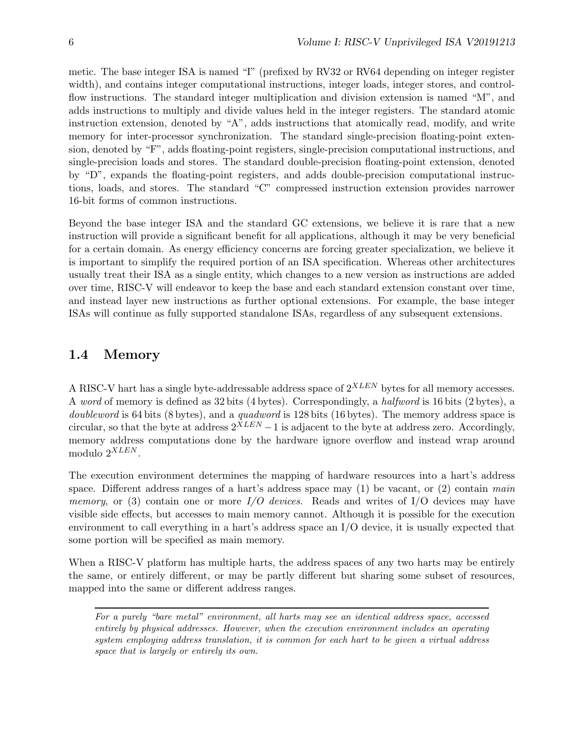metic. The base integer ISA is named "I" (prefixed by RV32 or RV64 depending on integer register width), and contains integer computational instructions, integer loads, integer stores, and control-flow instructions. The standard integer multiplication and division extension is named "M", and adds instructions to multiply and divide values held in the integer registers. The standard atomic instruction extension, denoted by "A", adds instructions that atomically read, modify, and write memory for inter-processor synchronization. The standard single-precision floating-point extension, denoted by "F", adds floating-point registers, single-precision computational instructions, and single-precision loads and stores. The standard double-precision floating-point extension, denoted by "D", expands the floating-point registers, and adds double-precision computational instructions, loads, and stores. The standard "C" compressed instruction extension provides narrower 16-bit forms of common instructions.

Beyond the base integer ISA and the standard GC extensions, we believe it is rare that a new instruction will provide a significant benefit for all applications, although it may be very beneficial for a certain domain. As energy efficiency concerns are forcing greater specialization, we believe it is important to simplify the required portion of an ISA specification. Whereas other architectures usually treat their ISA as a single entity, which changes to a new version as instructions are added over time, RISC-V will endeavor to keep the base and each standard extension constant over time, and instead layer new instructions as further optional extensions. For example, the base integer ISAs will continue as fully supported standalone ISAs, regardless of any subsequent extensions.

## 1.4 Memory

A RISC-V hart has a single byte-addressable address space of $2^{XLEN}$ bytes for all memory accesses. A *word* of memory is defined as 32 bits (4 bytes). Correspondingly, a *halfword* is 16 bits (2 bytes), a *doubleword* is 64 bits (8 bytes), and a *quadword* is 128 bits (16 bytes). The memory address space is circular, so that the byte at address $2^{XLEN}-1$ is adjacent to the byte at address zero. Accordingly, memory address computations done by the hardware ignore overflow and instead wrap around modulo $2^{XLEN}$.

The execution environment determines the mapping of hardware resources into a hart's address space. Different address ranges of a hart's address space may (1) be vacant, or (2) contain *main memory*, or (3) contain one or more *I/O devices*. Reads and writes of I/O devices may have visible side effects, but accesses to main memory cannot. Although it is possible for the execution environment to call everything in a hart's address space an I/O device, it is usually expected that some portion will be specified as main memory.

When a RISC-V platform has multiple harts, the address spaces of any two harts may be entirely the same, or entirely different, or may be partly different but sharing some subset of resources, mapped into the same or different address ranges.

---

*For a purely "bare metal" environment, all harts may see an identical address space, accessed entirely by physical addresses. However, when the execution environment includes an operating system employing address translation, it is common for each hart to be given a virtual address space that is largely or entirely its own.*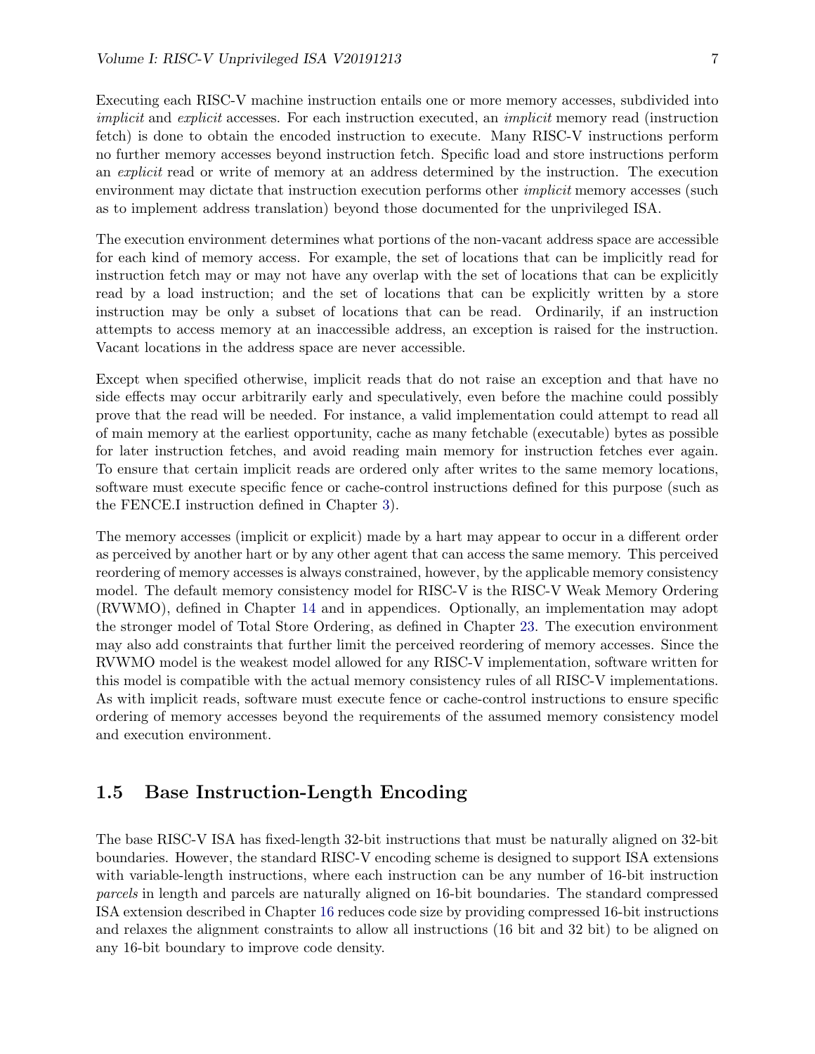Executing each RISC-V machine instruction entails one or more memory accesses, subdivided into *implicit* and *explicit* accesses. For each instruction executed, an *implicit* memory read (instruction fetch) is done to obtain the encoded instruction to execute. Many RISC-V instructions perform no further memory accesses beyond instruction fetch. Specific load and store instructions perform an *explicit* read or write of memory at an address determined by the instruction. The execution environment may dictate that instruction execution performs other *implicit* memory accesses (such as to implement address translation) beyond those documented for the unprivileged ISA.

The execution environment determines what portions of the non-vacant address space are accessible for each kind of memory access. For example, the set of locations that can be implicitly read for instruction fetch may or may not have any overlap with the set of locations that can be explicitly read by a load instruction; and the set of locations that can be explicitly written by a store instruction may be only a subset of locations that can be read. Ordinarily, if an instruction attempts to access memory at an inaccessible address, an exception is raised for the instruction. Vacant locations in the address space are never accessible.

Except when specified otherwise, implicit reads that do not raise an exception and that have no side effects may occur arbitrarily early and speculatively, even before the machine could possibly prove that the read will be needed. For instance, a valid implementation could attempt to read all of main memory at the earliest opportunity, cache as many fetchable (executable) bytes as possible for later instruction fetches, and avoid reading main memory for instruction fetches ever again. To ensure that certain implicit reads are ordered only after writes to the same memory locations, software must execute specific fence or cache-control instructions defined for this purpose (such as the FENCE.I instruction defined in Chapter 3).

The memory accesses (implicit or explicit) made by a hart may appear to occur in a different order as perceived by another hart or by any other agent that can access the same memory. This perceived reordering of memory accesses is always constrained, however, by the applicable memory consistency model. The default memory consistency model for RISC-V is the RISC-V Weak Memory Ordering (RVWMO), defined in Chapter 14 and in appendices. Optionally, an implementation may adopt the stronger model of Total Store Ordering, as defined in Chapter 23. The execution environment may also add constraints that further limit the perceived reordering of memory accesses. Since the RVWMO model is the weakest model allowed for any RISC-V implementation, software written for this model is compatible with the actual memory consistency rules of all RISC-V implementations. As with implicit reads, software must execute fence or cache-control instructions to ensure specific ordering of memory accesses beyond the requirements of the assumed memory consistency model and execution environment.

## 1.5 Base Instruction-Length Encoding

The base RISC-V ISA has fixed-length 32-bit instructions that must be naturally aligned on 32-bit boundaries. However, the standard RISC-V encoding scheme is designed to support ISA extensions with variable-length instructions, where each instruction can be any number of 16-bit instruction *parcels* in length and parcels are naturally aligned on 16-bit boundaries. The standard compressed ISA extension described in Chapter 16 reduces code size by providing compressed 16-bit instructions and relaxes the alignment constraints to allow all instructions (16 bit and 32 bit) to be aligned on any 16-bit boundary to improve code density.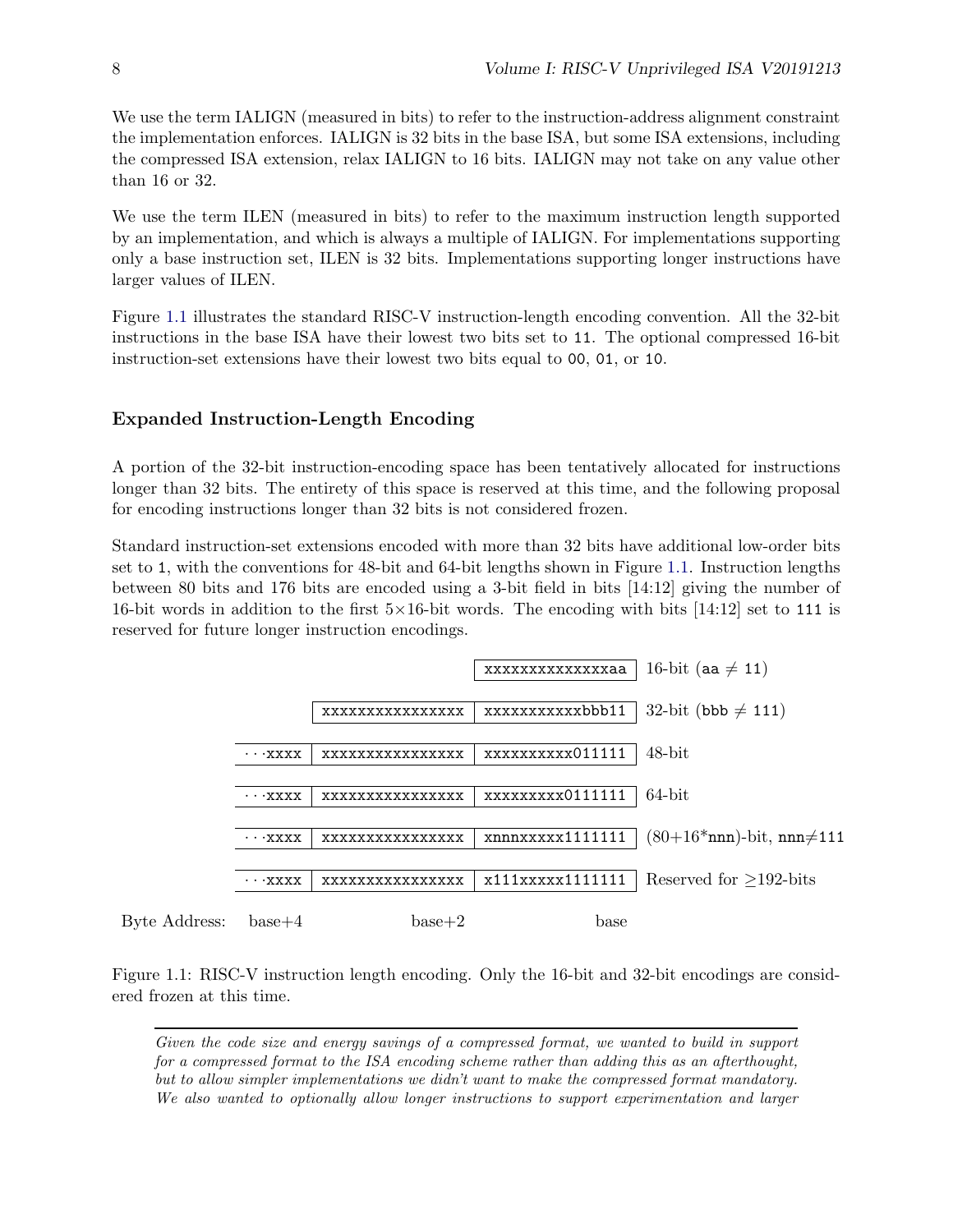We use the term IALIGN (measured in bits) to refer to the instruction-address alignment constraint the implementation enforces. IALIGN is 32 bits in the base ISA, but some ISA extensions, including the compressed ISA extension, relax IALIGN to 16 bits. IALIGN may not take on any value other than 16 or 32.

We use the term ILEN (measured in bits) to refer to the maximum instruction length supported by an implementation, and which is always a multiple of IALIGN. For implementations supporting only a base instruction set, ILEN is 32 bits. Implementations supporting longer instructions have larger values of ILEN.

Figure 1.1 illustrates the standard RISC-V instruction-length encoding convention. All the 32-bit instructions in the base ISA have their lowest two bits set to `11`. The optional compressed 16-bit instruction-set extensions have their lowest two bits equal to `00`, `01`, or `10`.

### Expanded Instruction-Length Encoding

A portion of the 32-bit instruction-encoding space has been tentatively allocated for instructions longer than 32 bits. The entirety of this space is reserved at this time, and the following proposal for encoding instructions longer than 32 bits is not considered frozen.

Standard instruction-set extensions encoded with more than 32 bits have additional low-order bits set to `1`, with the conventions for 48-bit and 64-bit lengths shown in Figure 1.1. Instruction lengths between 80 bits and 176 bits are encoded using a 3-bit field in bits [14:12] giving the number of 16-bit words in addition to the first $5 \times 16$-bit words. The encoding with bits [14:12] set to `111` is reserved for future longer instruction encodings.

| | | | |
|---|---|---|---|
| | | `xxxxxxxxxxxxxxaa` | 16-bit (`aa` $\neq$ `11`) |
| | `xxxxxxxxxxxxxxxx` | `xxxxxxxxxxxbbb11` | 32-bit (`bbb` $\neq$ `111`) |
| `···xxxx` | `xxxxxxxxxxxxxxxx` | `xxxxxxxxxx011111` | 48-bit |
| `···xxxx` | `xxxxxxxxxxxxxxxx` | `xxxxxxxxx0111111` | 64-bit |
| `···xxxx` | `xxxxxxxxxxxxxxxx` | `xnnnxxxxx1111111` | (80+16*`nnn`)-bit, `nnn`$\neq$`111` |
| `···xxxx` | `xxxxxxxxxxxxxxxx` | `x111xxxxx1111111` | Reserved for $\geq$192-bits |
| Byte Address: base+4 | base+2 | base | |

Figure 1.1: RISC-V instruction length encoding. Only the 16-bit and 32-bit encodings are considered frozen at this time.

---

*Given the code size and energy savings of a compressed format, we wanted to build in support for a compressed format to the ISA encoding scheme rather than adding this as an afterthought, but to allow simpler implementations we didn't want to make the compressed format mandatory. We also wanted to optionally allow longer instructions to support experimentation and larger*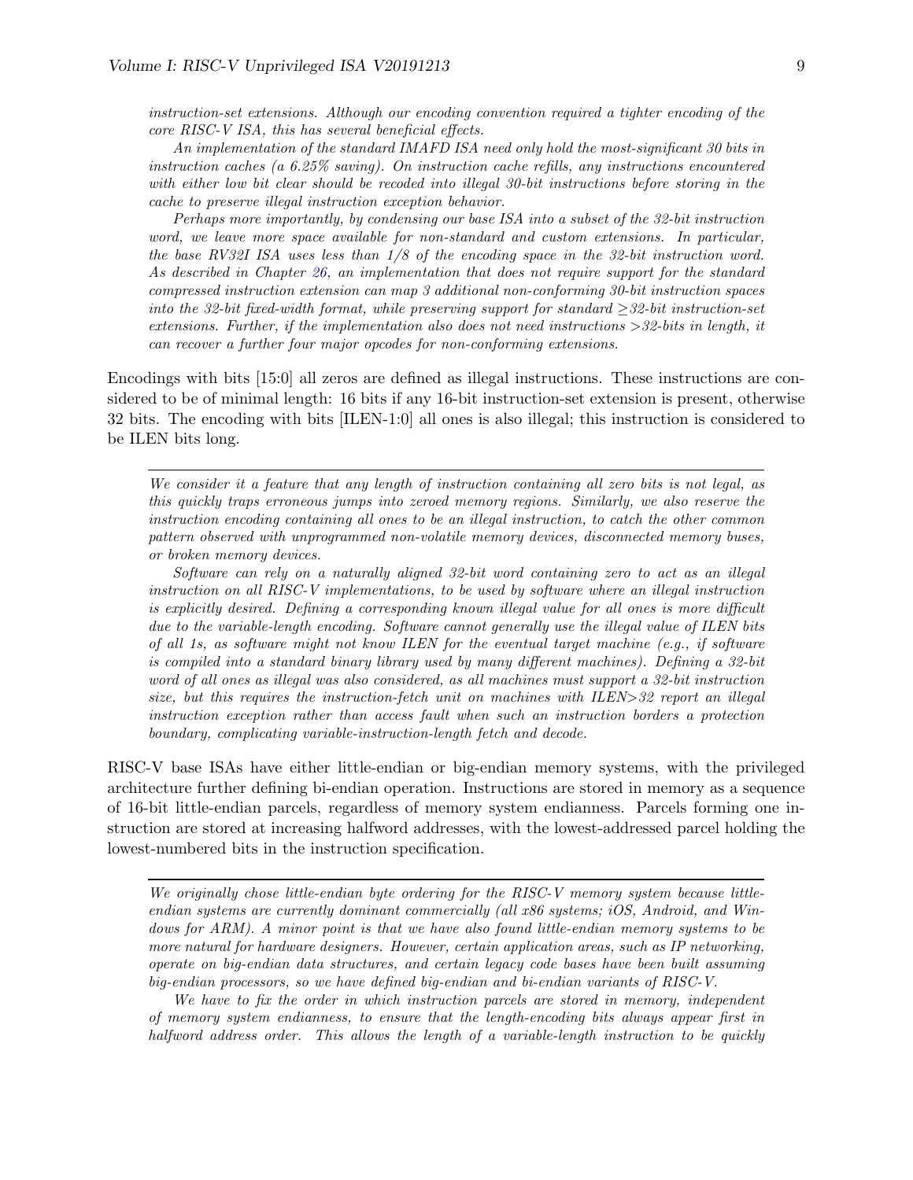*instruction-set extensions. Although our encoding convention required a tighter encoding of the core RISC-V ISA, this has several beneficial effects.*

*An implementation of the standard IMAFD ISA need only hold the most-significant 30 bits in instruction caches (a 6.25% saving). On instruction cache refills, any instructions encountered with either low bit clear should be recoded into illegal 30-bit instructions before storing in the cache to preserve illegal instruction exception behavior.*

*Perhaps more importantly, by condensing our base ISA into a subset of the 32-bit instruction word, we leave more space available for non-standard and custom extensions. In particular, the base RV32I ISA uses less than 1/8 of the encoding space in the 32-bit instruction word. As described in Chapter 26, an implementation that does not require support for the standard compressed instruction extension can map 3 additional non-conforming 30-bit instruction spaces into the 32-bit fixed-width format, while preserving support for standard $\geq$32-bit instruction-set extensions. Further, if the implementation also does not need instructions >32-bits in length, it can recover a further four major opcodes for non-conforming extensions.*

Encodings with bits [15:0] all zeros are defined as illegal instructions. These instructions are considered to be of minimal length: 16 bits if any 16-bit instruction-set extension is present, otherwise 32 bits. The encoding with bits [ILEN-1:0] all ones is also illegal; this instruction is considered to be ILEN bits long.

---

*We consider it a feature that any length of instruction containing all zero bits is not legal, as this quickly traps erroneous jumps into zeroed memory regions. Similarly, we also reserve the instruction encoding containing all ones to be an illegal instruction, to catch the other common pattern observed with unprogrammed non-volatile memory devices, disconnected memory buses, or broken memory devices.*

*Software can rely on a naturally aligned 32-bit word containing zero to act as an illegal instruction on all RISC-V implementations, to be used by software where an illegal instruction is explicitly desired. Defining a corresponding known illegal value for all ones is more difficult due to the variable-length encoding. Software cannot generally use the illegal value of ILEN bits of all 1s, as software might not know ILEN for the eventual target machine (e.g., if software is compiled into a standard binary library used by many different machines). Defining a 32-bit word of all ones as illegal was also considered, as all machines must support a 32-bit instruction size, but this requires the instruction-fetch unit on machines with ILEN>32 report an illegal instruction exception rather than access fault when such an instruction borders a protection boundary, complicating variable-instruction-length fetch and decode.*

RISC-V base ISAs have either little-endian or big-endian memory systems, with the privileged architecture further defining bi-endian operation. Instructions are stored in memory as a sequence of 16-bit little-endian parcels, regardless of memory system endianness. Parcels forming one instruction are stored at increasing halfword addresses, with the lowest-addressed parcel holding the lowest-numbered bits in the instruction specification.

---

*We originally chose little-endian byte ordering for the RISC-V memory system because little-endian systems are currently dominant commercially (all x86 systems; iOS, Android, and Windows for ARM). A minor point is that we have also found little-endian memory systems to be more natural for hardware designers. However, certain application areas, such as IP networking, operate on big-endian data structures, and certain legacy code bases have been built assuming big-endian processors, so we have defined big-endian and bi-endian variants of RISC-V.*

*We have to fix the order in which instruction parcels are stored in memory, independent of memory system endianness, to ensure that the length-encoding bits always appear first in halfword address order. This allows the length of a variable-length instruction to be quickly*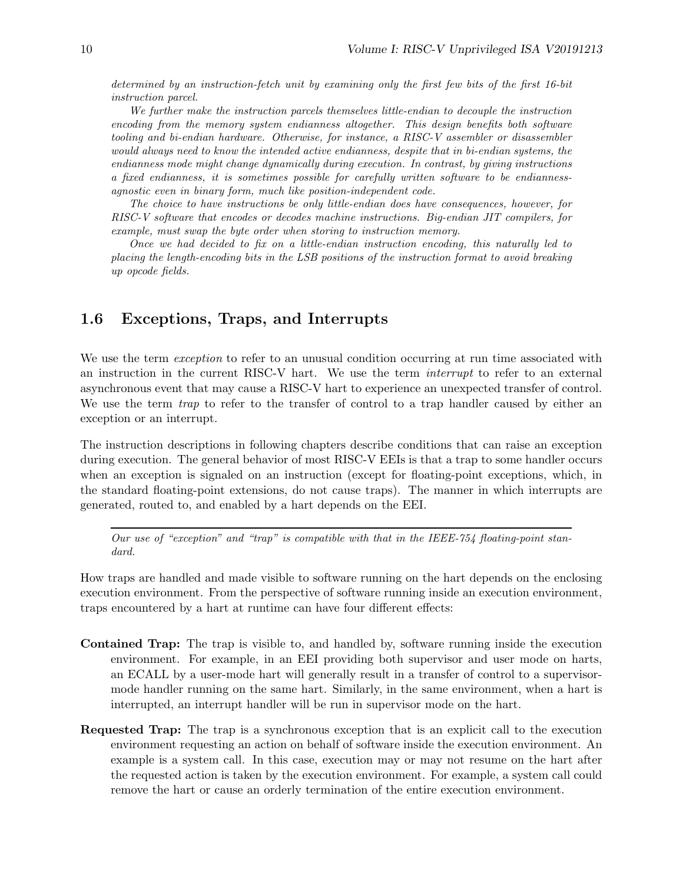*determined by an instruction-fetch unit by examining only the first few bits of the first 16-bit instruction parcel.*

*We further make the instruction parcels themselves little-endian to decouple the instruction encoding from the memory system endianness altogether. This design benefits both software tooling and bi-endian hardware. Otherwise, for instance, a RISC-V assembler or disassembler would always need to know the intended active endianness, despite that in bi-endian systems, the endianness mode might change dynamically during execution. In contrast, by giving instructions a fixed endianness, it is sometimes possible for carefully written software to be endianness-agnostic even in binary form, much like position-independent code.*

*The choice to have instructions be only little-endian does have consequences, however, for RISC-V software that encodes or decodes machine instructions. Big-endian JIT compilers, for example, must swap the byte order when storing to instruction memory.*

*Once we had decided to fix on a little-endian instruction encoding, this naturally led to placing the length-encoding bits in the LSB positions of the instruction format to avoid breaking up opcode fields.*

## 1.6 Exceptions, Traps, and Interrupts

We use the term *exception* to refer to an unusual condition occurring at run time associated with an instruction in the current RISC-V hart. We use the term *interrupt* to refer to an external asynchronous event that may cause a RISC-V hart to experience an unexpected transfer of control. We use the term *trap* to refer to the transfer of control to a trap handler caused by either an exception or an interrupt.

The instruction descriptions in following chapters describe conditions that can raise an exception during execution. The general behavior of most RISC-V EEIs is that a trap to some handler occurs when an exception is signaled on an instruction (except for floating-point exceptions, which, in the standard floating-point extensions, do not cause traps). The manner in which interrupts are generated, routed to, and enabled by a hart depends on the EEI.

---

*Our use of "exception" and "trap" is compatible with that in the IEEE-754 floating-point standard.*

How traps are handled and made visible to software running on the hart depends on the enclosing execution environment. From the perspective of software running inside an execution environment, traps encountered by a hart at runtime can have four different effects:

**Contained Trap:** The trap is visible to, and handled by, software running inside the execution environment. For example, in an EEI providing both supervisor and user mode on harts, an ECALL by a user-mode hart will generally result in a transfer of control to a supervisor-mode handler running on the same hart. Similarly, in the same environment, when a hart is interrupted, an interrupt handler will be run in supervisor mode on the hart.

**Requested Trap:** The trap is a synchronous exception that is an explicit call to the execution environment requesting an action on behalf of software inside the execution environment. An example is a system call. In this case, execution may or may not resume on the hart after the requested action is taken by the execution environment. For example, a system call could remove the hart or cause an orderly termination of the entire execution environment.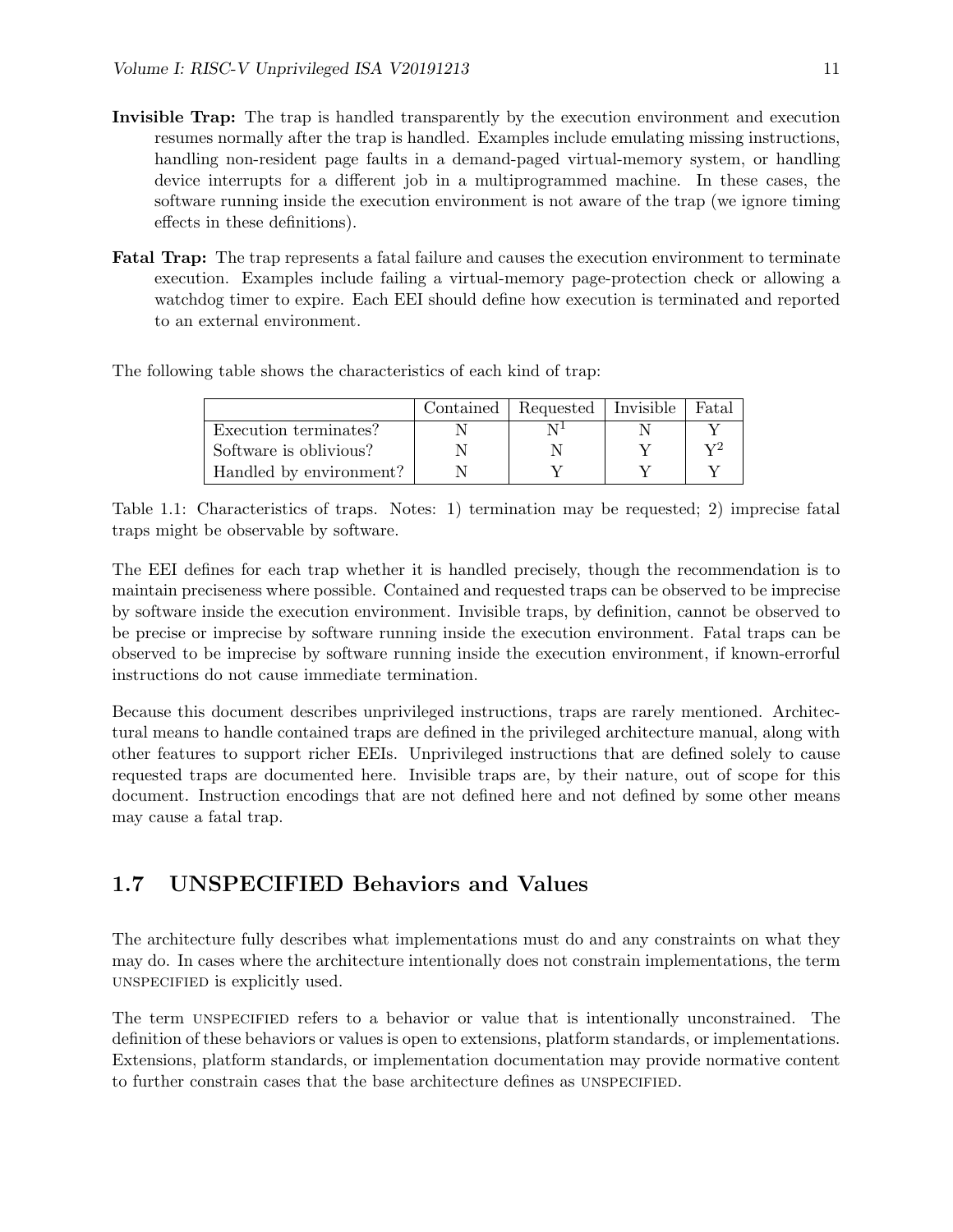**Invisible Trap:** The trap is handled transparently by the execution environment and execution resumes normally after the trap is handled. Examples include emulating missing instructions, handling non-resident page faults in a demand-paged virtual-memory system, or handling device interrupts for a different job in a multiprogrammed machine. In these cases, the software running inside the execution environment is not aware of the trap (we ignore timing effects in these definitions).

**Fatal Trap:** The trap represents a fatal failure and causes the execution environment to terminate execution. Examples include failing a virtual-memory page-protection check or allowing a watchdog timer to expire. Each EEI should define how execution is terminated and reported to an external environment.

The following table shows the characteristics of each kind of trap:

| | Contained | Requested | Invisible | Fatal |
|---|---|---|---|---|
| Execution terminates? | N | N[1] | N | Y |
| Software is oblivious? | N | N | Y | Y[2] |
| Handled by environment? | N | Y | Y | Y |

Table 1.1: Characteristics of traps. Notes: 1) termination may be requested; 2) imprecise fatal traps might be observable by software.

The EEI defines for each trap whether it is handled precisely, though the recommendation is to maintain preciseness where possible. Contained and requested traps can be observed to be imprecise by software inside the execution environment. Invisible traps, by definition, cannot be observed to be precise or imprecise by software running inside the execution environment. Fatal traps can be observed to be imprecise by software running inside the execution environment, if known-errorful instructions do not cause immediate termination.

Because this document describes unprivileged instructions, traps are rarely mentioned. Architectural means to handle contained traps are defined in the privileged architecture manual, along with other features to support richer EEIs. Unprivileged instructions that are defined solely to cause requested traps are documented here. Invisible traps are, by their nature, out of scope for this document. Instruction encodings that are not defined here and not defined by some other means may cause a fatal trap.

## 1.7 UNSPECIFIED Behaviors and Values

The architecture fully describes what implementations must do and any constraints on what they may do. In cases where the architecture intentionally does not constrain implementations, the term UNSPECIFIED is explicitly used.

The term UNSPECIFIED refers to a behavior or value that is intentionally unconstrained. The definition of these behaviors or values is open to extensions, platform standards, or implementations. Extensions, platform standards, or implementation documentation may provide normative content to further constrain cases that the base architecture defines as UNSPECIFIED.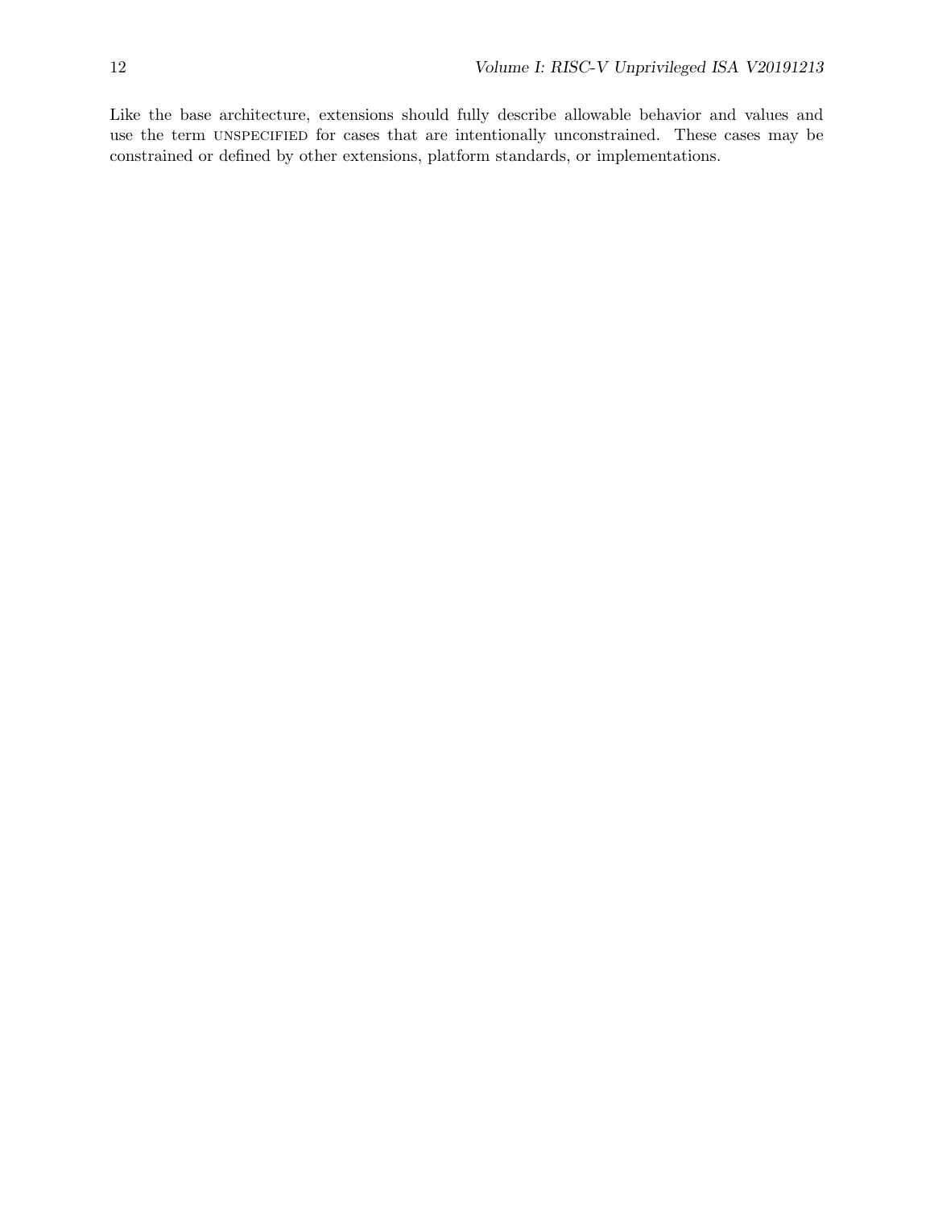Like the base architecture, extensions should fully describe allowable behavior and values and use the term UNSPECIFIED for cases that are intentionally unconstrained. These cases may be constrained or defined by other extensions, platform standards, or implementations.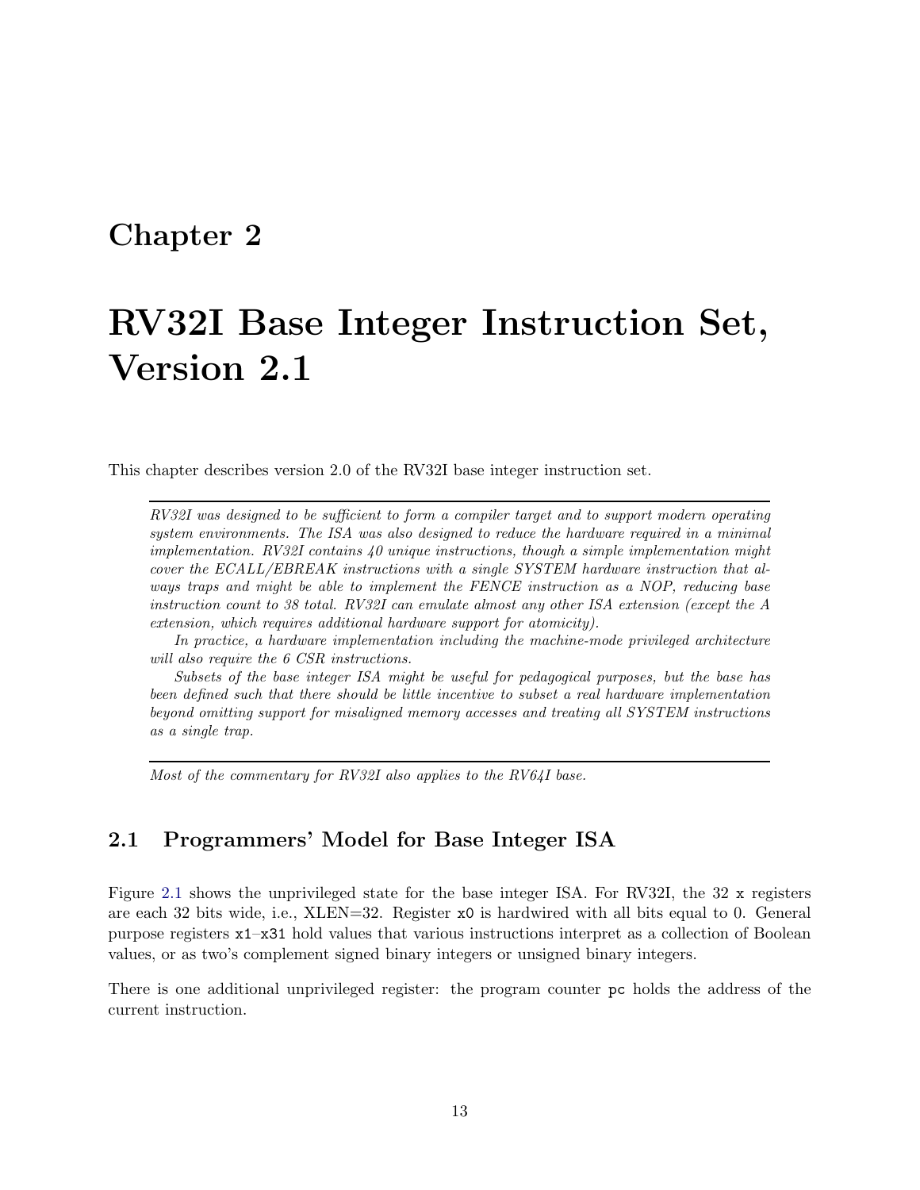# Chapter 2

# RV32I Base Integer Instruction Set, Version 2.1

This chapter describes version 2.0 of the RV32I base integer instruction set.

---

*RV32I was designed to be sufficient to form a compiler target and to support modern operating system environments. The ISA was also designed to reduce the hardware required in a minimal implementation. RV32I contains 40 unique instructions, though a simple implementation might cover the ECALL/EBREAK instructions with a single SYSTEM hardware instruction that always traps and might be able to implement the FENCE instruction as a NOP, reducing base instruction count to 38 total. RV32I can emulate almost any other ISA extension (except the A extension, which requires additional hardware support for atomicity).*

*In practice, a hardware implementation including the machine-mode privileged architecture will also require the 6 CSR instructions.*

*Subsets of the base integer ISA might be useful for pedagogical purposes, but the base has been defined such that there should be little incentive to subset a real hardware implementation beyond omitting support for misaligned memory accesses and treating all SYSTEM instructions as a single trap.*

---

*Most of the commentary for RV32I also applies to the RV64I base.*

## 2.1 Programmers' Model for Base Integer ISA

Figure 2.1 shows the unprivileged state for the base integer ISA. For RV32I, the 32 `x` registers are each 32 bits wide, i.e., XLEN=32. Register `x0` is hardwired with all bits equal to 0. General purpose registers `x1`–`x31` hold values that various instructions interpret as a collection of Boolean values, or as two's complement signed binary integers or unsigned binary integers.

There is one additional unprivileged register: the program counter `pc` holds the address of the current instruction.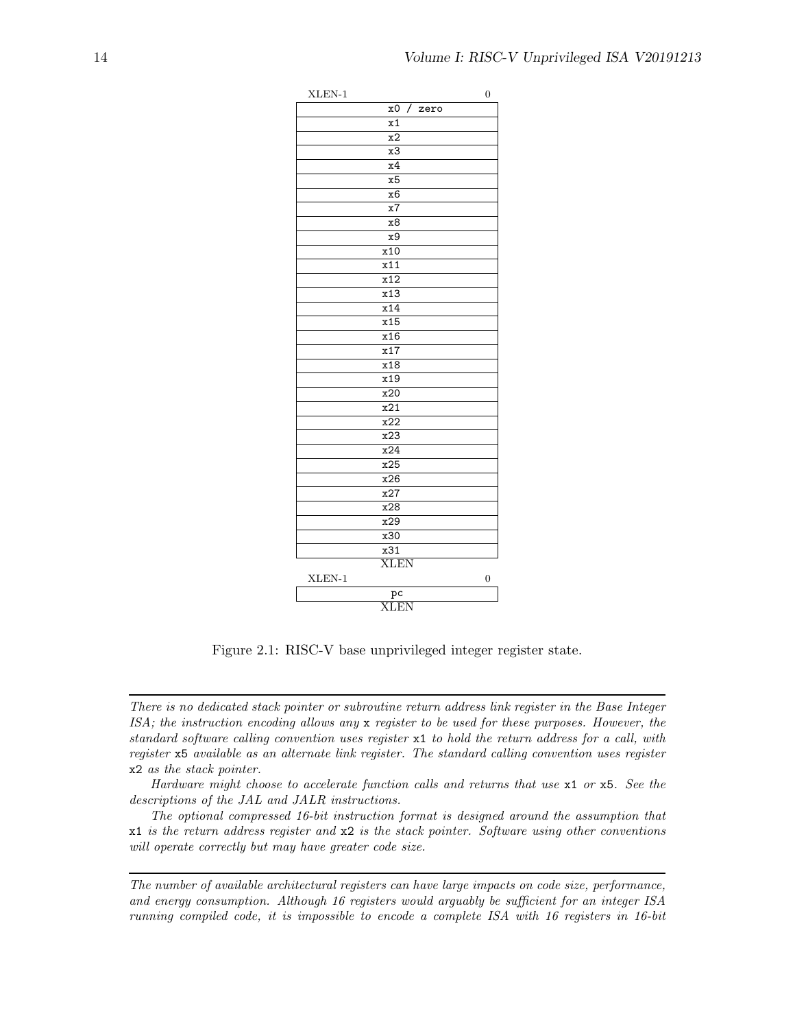| XLEN-1 | 0 |
|---|---|
| x0 / zero | |
| x1 | |
| x2 | |
| x3 | |
| x4 | |
| x5 | |
| x6 | |
| x7 | |
| x8 | |
| x9 | |
| x10 | |
| x11 | |
| x12 | |
| x13 | |
| x14 | |
| x15 | |
| x16 | |
| x17 | |
| x18 | |
| x19 | |
| x20 | |
| x21 | |
| x22 | |
| x23 | |
| x24 | |
| x25 | |
| x26 | |
| x27 | |
| x28 | |
| x29 | |
| x30 | |
| x31 | |
| XLEN | |

| XLEN-1 | 0 |
|---|---|
| pc | |
| XLEN | |

Figure 2.1: RISC-V base unprivileged integer register state.

---

*There is no dedicated stack pointer or subroutine return address link register in the Base Integer ISA; the instruction encoding allows any* `x` *register to be used for these purposes. However, the standard software calling convention uses register* `x1` *to hold the return address for a call, with register* `x5` *available as an alternate link register. The standard calling convention uses register* `x2` *as the stack pointer.*

*Hardware might choose to accelerate function calls and returns that use* `x1` *or* `x5`*. See the descriptions of the JAL and JALR instructions.*

*The optional compressed 16-bit instruction format is designed around the assumption that* `x1` *is the return address register and* `x2` *is the stack pointer. Software using other conventions will operate correctly but may have greater code size.*

---

*The number of available architectural registers can have large impacts on code size, performance, and energy consumption. Although 16 registers would arguably be sufficient for an integer ISA running compiled code, it is impossible to encode a complete ISA with 16 registers in 16-bit*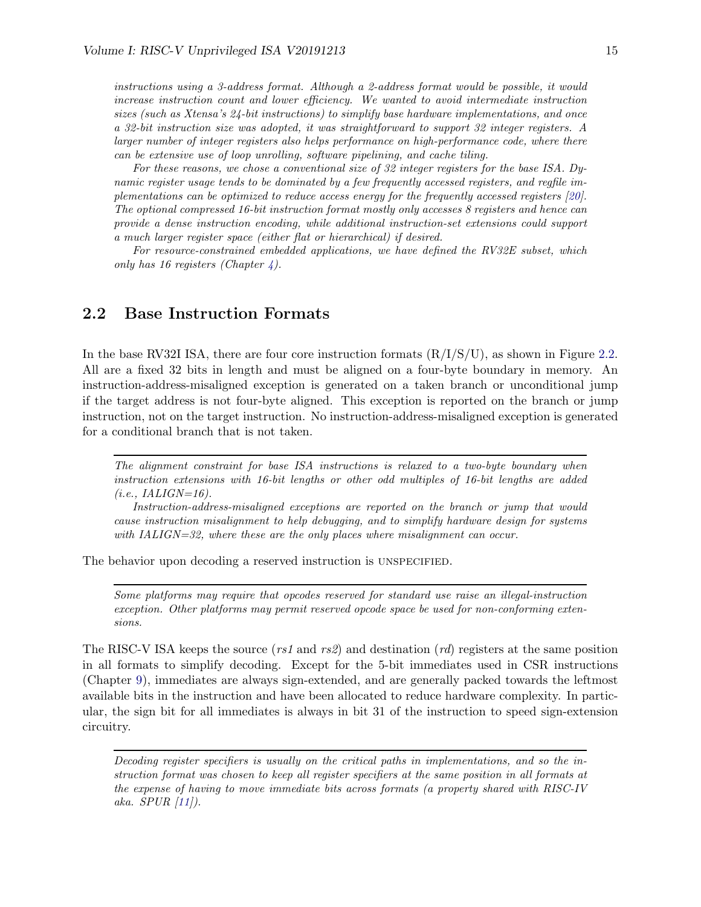*instructions using a 3-address format. Although a 2-address format would be possible, it would increase instruction count and lower efficiency. We wanted to avoid intermediate instruction sizes (such as Xtensa's 24-bit instructions) to simplify base hardware implementations, and once a 32-bit instruction size was adopted, it was straightforward to support 32 integer registers. A larger number of integer registers also helps performance on high-performance code, where there can be extensive use of loop unrolling, software pipelining, and cache tiling.*

*For these reasons, we chose a conventional size of 32 integer registers for the base ISA. Dynamic register usage tends to be dominated by a few frequently accessed registers, and regfile implementations can be optimized to reduce access energy for the frequently accessed registers [20]. The optional compressed 16-bit instruction format mostly only accesses 8 registers and hence can provide a dense instruction encoding, while additional instruction-set extensions could support a much larger register space (either flat or hierarchical) if desired.*

*For resource-constrained embedded applications, we have defined the RV32E subset, which only has 16 registers (Chapter 4).*

## 2.2 Base Instruction Formats

In the base RV32I ISA, there are four core instruction formats (R/I/S/U), as shown in Figure 2.2. All are a fixed 32 bits in length and must be aligned on a four-byte boundary in memory. An instruction-address-misaligned exception is generated on a taken branch or unconditional jump if the target address is not four-byte aligned. This exception is reported on the branch or jump instruction, not on the target instruction. No instruction-address-misaligned exception is generated for a conditional branch that is not taken.

---

*The alignment constraint for base ISA instructions is relaxed to a two-byte boundary when instruction extensions with 16-bit lengths or other odd multiples of 16-bit lengths are added (i.e., IALIGN=16).*

*Instruction-address-misaligned exceptions are reported on the branch or jump that would cause instruction misalignment to help debugging, and to simplify hardware design for systems with IALIGN=32, where these are the only places where misalignment can occur.*

The behavior upon decoding a reserved instruction is UNSPECIFIED.

---

*Some platforms may require that opcodes reserved for standard use raise an illegal-instruction exception. Other platforms may permit reserved opcode space be used for non-conforming extensions.*

The RISC-V ISA keeps the source (*rs1* and *rs2*) and destination (*rd*) registers at the same position in all formats to simplify decoding. Except for the 5-bit immediates used in CSR instructions (Chapter 9), immediates are always sign-extended, and are generally packed towards the leftmost available bits in the instruction and have been allocated to reduce hardware complexity. In particular, the sign bit for all immediates is always in bit 31 of the instruction to speed sign-extension circuitry.

---

*Decoding register specifiers is usually on the critical paths in implementations, and so the instruction format was chosen to keep all register specifiers at the same position in all formats at the expense of having to move immediate bits across formats (a property shared with RISC-IV aka. SPUR [11]).*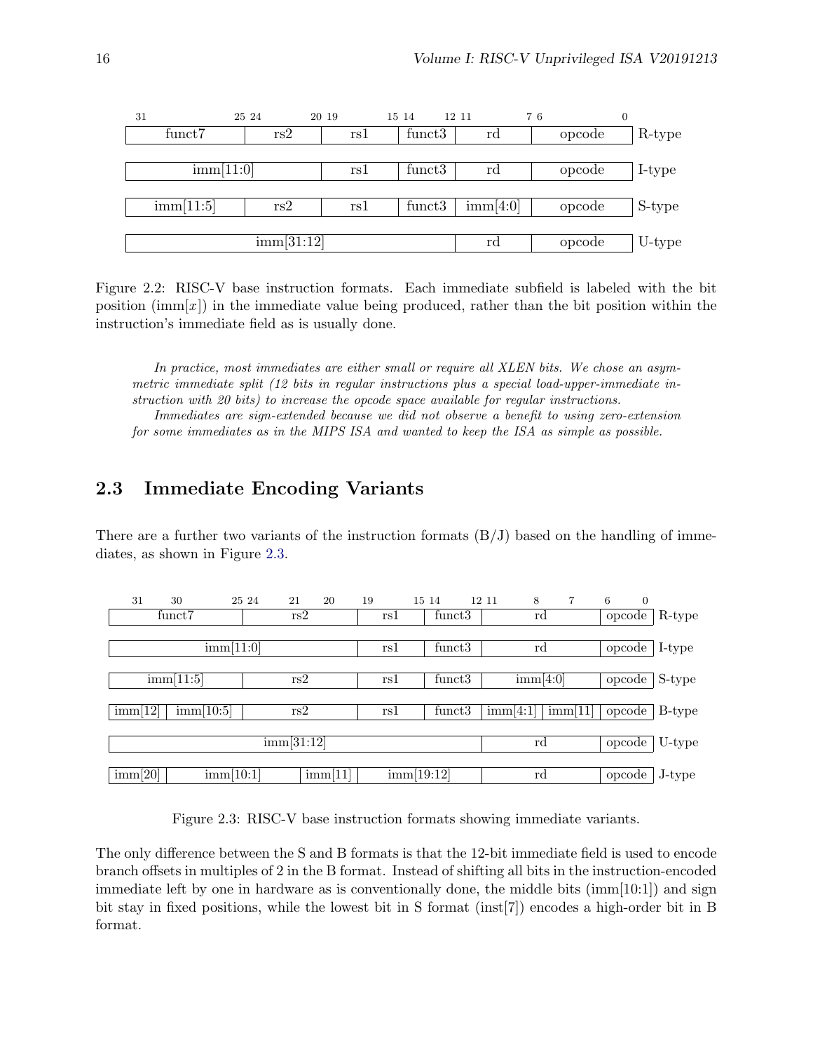| 31 &nbsp;&nbsp;&nbsp; 25 | 24 &nbsp;&nbsp;&nbsp; 20 | 19 &nbsp;&nbsp;&nbsp; 15 | 14 &nbsp;&nbsp;&nbsp; 12 | 11 &nbsp;&nbsp;&nbsp; 7 | 6 &nbsp;&nbsp;&nbsp; 0 | |
|---|---|---|---|---|---|---|
| funct7 | rs2 | rs1 | funct3 | rd | opcode | R-type |
| imm[11:0] | | rs1 | funct3 | rd | opcode | I-type |
| imm[11:5] | rs2 | rs1 | funct3 | imm[4:0] | opcode | S-type |
| imm[31:12] | | | | rd | opcode | U-type |

Figure 2.2: RISC-V base instruction formats. Each immediate subfield is labeled with the bit position (imm[x]) in the immediate value being produced, rather than the bit position within the instruction's immediate field as is usually done.

*In practice, most immediates are either small or require all XLEN bits. We chose an asymmetric immediate split (12 bits in regular instructions plus a special load-upper-immediate instruction with 20 bits) to increase the opcode space available for regular instructions.*

*Immediates are sign-extended because we did not observe a benefit to using zero-extension for some immediates as in the MIPS ISA and wanted to keep the ISA as simple as possible.*

## 2.3 Immediate Encoding Variants

There are a further two variants of the instruction formats (B/J) based on the handling of immediates, as shown in Figure 2.3.

| 31 | 30 &nbsp;&nbsp; 25 | 24 &nbsp;&nbsp; 21 | 20 | 19 &nbsp;&nbsp; 15 | 14 &nbsp;&nbsp; 12 | 11 &nbsp;&nbsp; 8 | 7 | 6 &nbsp;&nbsp; 0 | |
|---|---|---|---|---|---|---|---|---|---|
| funct7 | | rs2 | | rs1 | funct3 | rd | | opcode | R-type |
| imm[11:0] | | | | rs1 | funct3 | rd | | opcode | I-type |
| imm[11:5] | | rs2 | | rs1 | funct3 | imm[4:0] | | opcode | S-type |
| imm[12] | imm[10:5] | rs2 | | rs1 | funct3 | imm[4:1] | imm[11] | opcode | B-type |
| imm[31:12] | | | | | | rd | | opcode | U-type |
| imm[20] | imm[10:1] | | imm[11] | imm[19:12] | | rd | | opcode | J-type |

Figure 2.3: RISC-V base instruction formats showing immediate variants.

The only difference between the S and B formats is that the 12-bit immediate field is used to encode branch offsets in multiples of 2 in the B format. Instead of shifting all bits in the instruction-encoded immediate left by one in hardware as is conventionally done, the middle bits (imm[10:1]) and sign bit stay in fixed positions, while the lowest bit in S format (inst[7]) encodes a high-order bit in B format.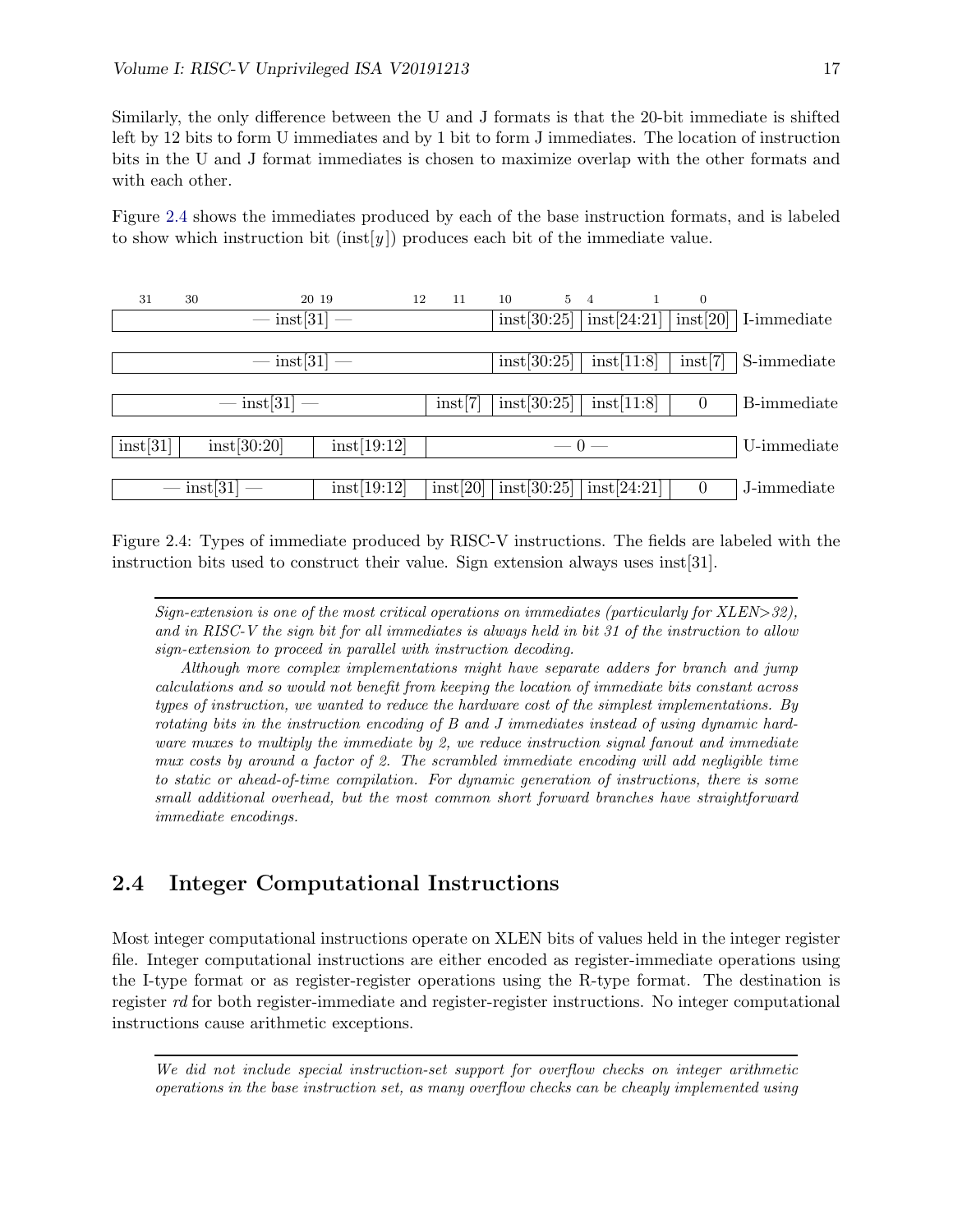Similarly, the only difference between the U and J formats is that the 20-bit immediate is shifted left by 12 bits to form U immediates and by 1 bit to form J immediates. The location of instruction bits in the U and J format immediates is chosen to maximize overlap with the other formats and with each other.

Figure 2.4 shows the immediates produced by each of the base instruction formats, and is labeled to show which instruction bit (inst[$y$]) produces each bit of the immediate value.

| 31 | 30 ... 20 | 19 ... 12 | 11 | 10 ... 5 | 4 ... 1 | 0 | |
|---|---|---|---|---|---|---|---|
| — inst[31] — | | | | inst[30:25] | inst[24:21] | inst[20] | I-immediate |
| — inst[31] — | | | | inst[30:25] | inst[11:8] | inst[7] | S-immediate |
| — inst[31] — | | | inst[7] | inst[30:25] | inst[11:8] | 0 | B-immediate |
| inst[31] | inst[30:20] | inst[19:12] | — 0 — | | | | U-immediate |
| — inst[31] — | | inst[19:12] | inst[20] | inst[30:25] | inst[24:21] | 0 | J-immediate |

Figure 2.4: Types of immediate produced by RISC-V instructions. The fields are labeled with the instruction bits used to construct their value. Sign extension always uses inst[31].

---

*Sign-extension is one of the most critical operations on immediates (particularly for XLEN>32), and in RISC-V the sign bit for all immediates is always held in bit 31 of the instruction to allow sign-extension to proceed in parallel with instruction decoding.*

*Although more complex implementations might have separate adders for branch and jump calculations and so would not benefit from keeping the location of immediate bits constant across types of instruction, we wanted to reduce the hardware cost of the simplest implementations. By rotating bits in the instruction encoding of B and J immediates instead of using dynamic hardware muxes to multiply the immediate by 2, we reduce instruction signal fanout and immediate mux costs by around a factor of 2. The scrambled immediate encoding will add negligible time to static or ahead-of-time compilation. For dynamic generation of instructions, there is some small additional overhead, but the most common short forward branches have straightforward immediate encodings.*

## 2.4 Integer Computational Instructions

Most integer computational instructions operate on XLEN bits of values held in the integer register file. Integer computational instructions are either encoded as register-immediate operations using the I-type format or as register-register operations using the R-type format. The destination is register *rd* for both register-immediate and register-register instructions. No integer computational instructions cause arithmetic exceptions.

---

*We did not include special instruction-set support for overflow checks on integer arithmetic operations in the base instruction set, as many overflow checks can be cheaply implemented using*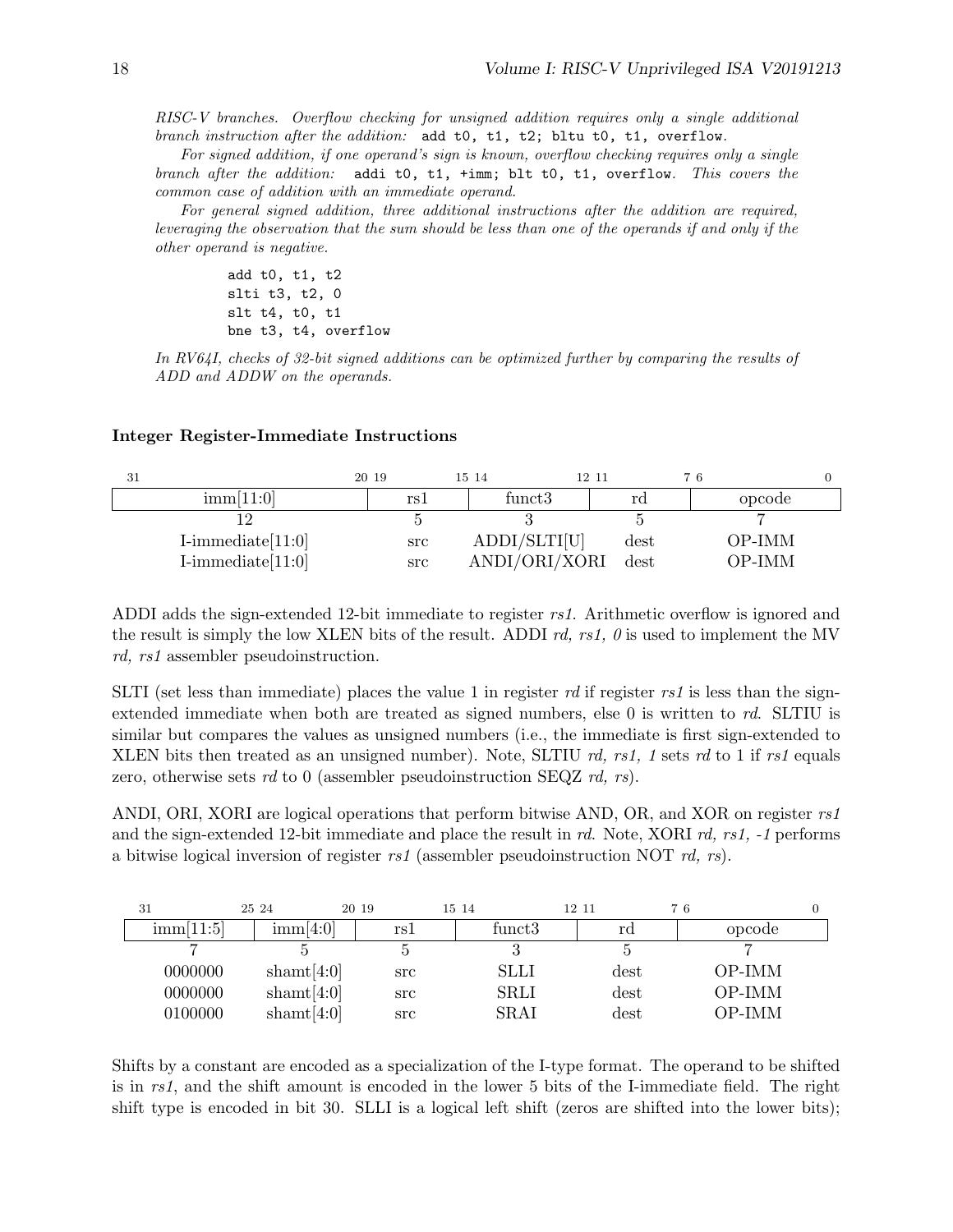*RISC-V branches. Overflow checking for unsigned addition requires only a single additional branch instruction after the addition:* `add t0, t1, t2; bltu t0, t1, overflow`*.*

*For signed addition, if one operand's sign is known, overflow checking requires only a single branch after the addition:* `addi t0, t1, +imm; blt t0, t1, overflow`*. This covers the common case of addition with an immediate operand.*

*For general signed addition, three additional instructions after the addition are required, leveraging the observation that the sum should be less than one of the operands if and only if the other operand is negative.*

```
add t0, t1, t2
slti t3, t2, 0
slt t4, t0, t1
bne t3, t4, overflow
```

*In RV64I, checks of 32-bit signed additions can be optimized further by comparing the results of ADD and ADDW on the operands.*

### Integer Register-Immediate Instructions

| 31 — 20 | 19 — 15 | 14 — 12 | 11 — 7 | 6 — 0 |
|---|---|---|---|---|
| imm[11:0] | rs1 | funct3 | rd | opcode |
| 12 | 5 | 3 | 5 | 7 |
| I-immediate[11:0] | src | ADDI/SLTI[U] | dest | OP-IMM |
| I-immediate[11:0] | src | ANDI/ORI/XORI | dest | OP-IMM |

ADDI adds the sign-extended 12-bit immediate to register *rs1*. Arithmetic overflow is ignored and the result is simply the low XLEN bits of the result. ADDI *rd, rs1, 0* is used to implement the MV *rd, rs1* assembler pseudoinstruction.

SLTI (set less than immediate) places the value 1 in register *rd* if register *rs1* is less than the sign-extended immediate when both are treated as signed numbers, else 0 is written to *rd*. SLTIU is similar but compares the values as unsigned numbers (i.e., the immediate is first sign-extended to XLEN bits then treated as an unsigned number). Note, SLTIU *rd, rs1, 1* sets *rd* to 1 if *rs1* equals zero, otherwise sets *rd* to 0 (assembler pseudoinstruction SEQZ *rd, rs*).

ANDI, ORI, XORI are logical operations that perform bitwise AND, OR, and XOR on register *rs1* and the sign-extended 12-bit immediate and place the result in *rd*. Note, XORI *rd, rs1, -1* performs a bitwise logical inversion of register *rs1* (assembler pseudoinstruction NOT *rd, rs*).

| 31 — 25 | 24 — 20 | 19 — 15 | 14 — 12 | 11 — 7 | 6 — 0 |
|---|---|---|---|---|---|
| imm[11:5] | imm[4:0] | rs1 | funct3 | rd | opcode |
| 7 | 5 | 5 | 3 | 5 | 7 |
| 0000000 | shamt[4:0] | src | SLLI | dest | OP-IMM |
| 0000000 | shamt[4:0] | src | SRLI | dest | OP-IMM |
| 0100000 | shamt[4:0] | src | SRAI | dest | OP-IMM |

Shifts by a constant are encoded as a specialization of the I-type format. The operand to be shifted is in *rs1*, and the shift amount is encoded in the lower 5 bits of the I-immediate field. The right shift type is encoded in bit 30. SLLI is a logical left shift (zeros are shifted into the lower bits);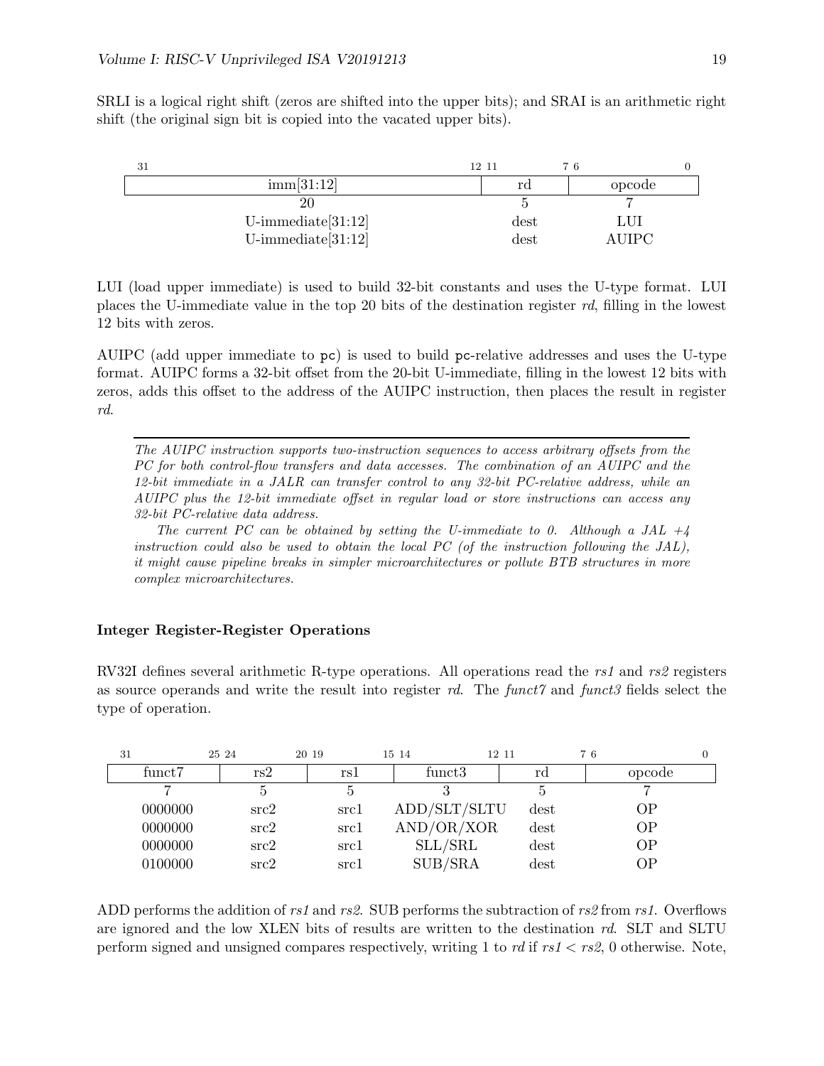SRLI is a logical right shift (zeros are shifted into the upper bits); and SRAI is an arithmetic right shift (the original sign bit is copied into the vacated upper bits).

| 31 — 12 | 11 — 7 | 6 — 0 |
|---|---|---|
| imm[31:12] | rd | opcode |
| 20 | 5 | 7 |
| U-immediate[31:12] | dest | LUI |
| U-immediate[31:12] | dest | AUIPC |

LUI (load upper immediate) is used to build 32-bit constants and uses the U-type format. LUI places the U-immediate value in the top 20 bits of the destination register *rd*, filling in the lowest 12 bits with zeros.

AUIPC (add upper immediate to `pc`) is used to build `pc`-relative addresses and uses the U-type format. AUIPC forms a 32-bit offset from the 20-bit U-immediate, filling in the lowest 12 bits with zeros, adds this offset to the address of the AUIPC instruction, then places the result in register *rd*.

---

*The AUIPC instruction supports two-instruction sequences to access arbitrary offsets from the PC for both control-flow transfers and data accesses. The combination of an AUIPC and the 12-bit immediate in a JALR can transfer control to any 32-bit PC-relative address, while an AUIPC plus the 12-bit immediate offset in regular load or store instructions can access any 32-bit PC-relative data address.*

*The current PC can be obtained by setting the U-immediate to 0. Although a JAL +4 instruction could also be used to obtain the local PC (of the instruction following the JAL), it might cause pipeline breaks in simpler microarchitectures or pollute BTB structures in more complex microarchitectures.*

### Integer Register-Register Operations

RV32I defines several arithmetic R-type operations. All operations read the *rs1* and *rs2* registers as source operands and write the result into register *rd*. The *funct7* and *funct3* fields select the type of operation.

| 31 — 25 | 24 — 20 | 19 — 15 | 14 — 12 | 11 — 7 | 6 — 0 |
|---|---|---|---|---|---|
| funct7 | rs2 | rs1 | funct3 | rd | opcode |
| 7 | 5 | 5 | 3 | 5 | 7 |
| 0000000 | src2 | src1 | ADD/SLT/SLTU | dest | OP |
| 0000000 | src2 | src1 | AND/OR/XOR | dest | OP |
| 0000000 | src2 | src1 | SLL/SRL | dest | OP |
| 0100000 | src2 | src1 | SUB/SRA | dest | OP |

ADD performs the addition of *rs1* and *rs2*. SUB performs the subtraction of *rs2* from *rs1*. Overflows are ignored and the low XLEN bits of results are written to the destination *rd*. SLT and SLTU perform signed and unsigned compares respectively, writing 1 to *rd* if $rs1 < rs2$, 0 otherwise. Note,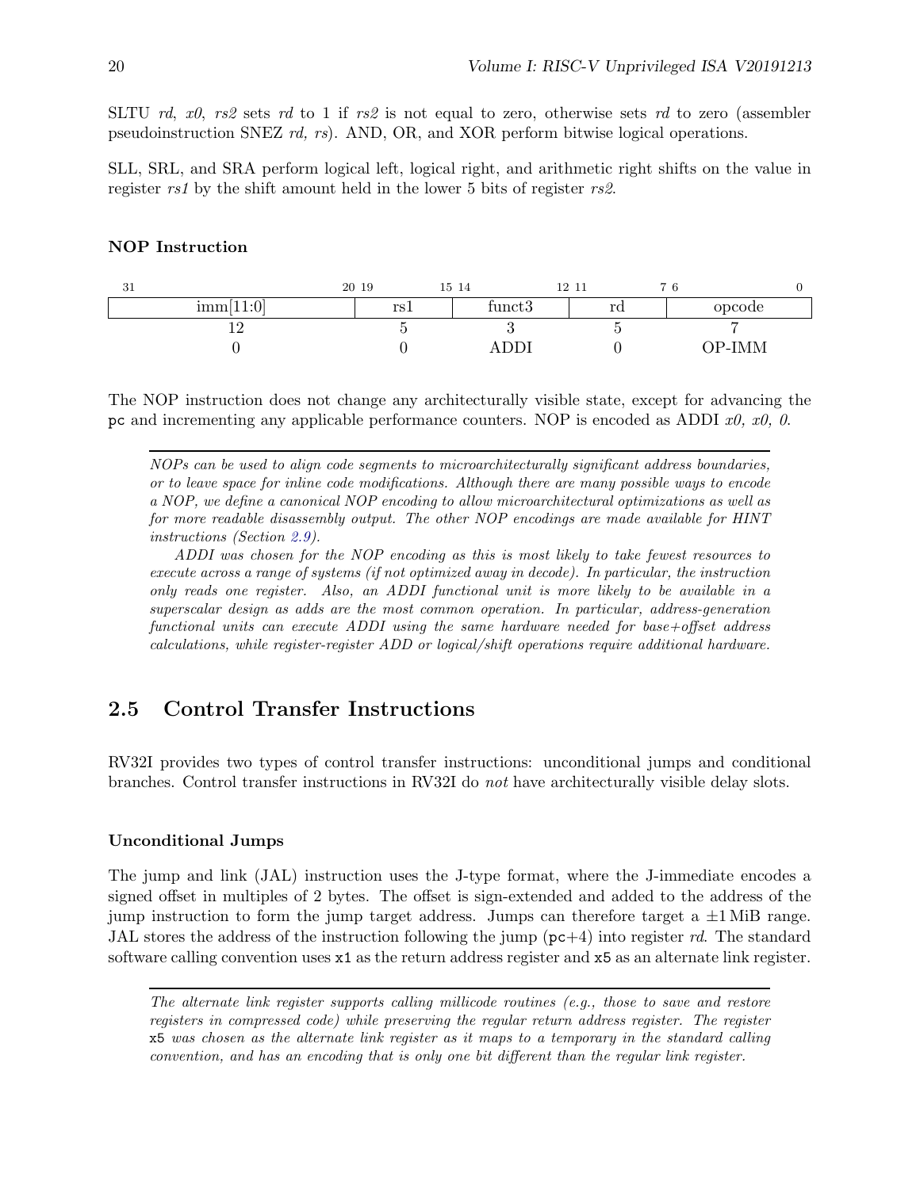SLTU *rd*, *x0*, *rs2* sets *rd* to 1 if *rs2* is not equal to zero, otherwise sets *rd* to zero (assembler pseudoinstruction SNEZ *rd, rs*). AND, OR, and XOR perform bitwise logical operations.

SLL, SRL, and SRA perform logical left, logical right, and arithmetic right shifts on the value in register *rs1* by the shift amount held in the lower 5 bits of register *rs2*.

#### NOP Instruction

| 31 — 20 | 19 — 15 | 14 — 12 | 11 — 7 | 6 — 0 |
|---|---|---|---|---|
| imm[11:0] | rs1 | funct3 | rd | opcode |
| 12 | 5 | 3 | 5 | 7 |
| 0 | 0 | ADDI | 0 | OP-IMM |

The NOP instruction does not change any architecturally visible state, except for advancing the `pc` and incrementing any applicable performance counters. NOP is encoded as ADDI *x0, x0, 0*.

---

*NOPs can be used to align code segments to microarchitecturally significant address boundaries, or to leave space for inline code modifications. Although there are many possible ways to encode a NOP, we define a canonical NOP encoding to allow microarchitectural optimizations as well as for more readable disassembly output. The other NOP encodings are made available for HINT instructions (Section 2.9).*

*ADDI was chosen for the NOP encoding as this is most likely to take fewest resources to execute across a range of systems (if not optimized away in decode). In particular, the instruction only reads one register. Also, an ADDI functional unit is more likely to be available in a superscalar design as adds are the most common operation. In particular, address-generation functional units can execute ADDI using the same hardware needed for base+offset address calculations, while register-register ADD or logical/shift operations require additional hardware.*

---

## 2.5 Control Transfer Instructions

RV32I provides two types of control transfer instructions: unconditional jumps and conditional branches. Control transfer instructions in RV32I do *not* have architecturally visible delay slots.

#### Unconditional Jumps

The jump and link (JAL) instruction uses the J-type format, where the J-immediate encodes a signed offset in multiples of 2 bytes. The offset is sign-extended and added to the address of the jump instruction to form the jump target address. Jumps can therefore target a $\pm 1$ MiB range. JAL stores the address of the instruction following the jump (`pc`+4) into register *rd*. The standard software calling convention uses `x1` as the return address register and `x5` as an alternate link register.

---

*The alternate link register supports calling millicode routines (e.g., those to save and restore registers in compressed code) while preserving the regular return address register. The register* `x5` *was chosen as the alternate link register as it maps to a temporary in the standard calling convention, and has an encoding that is only one bit different than the regular link register.*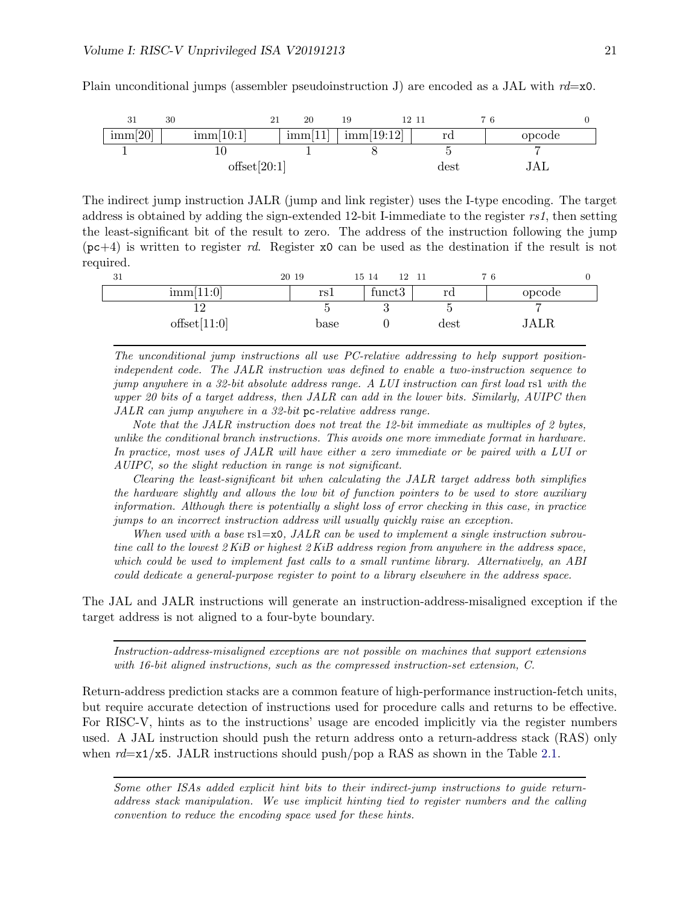Plain unconditional jumps (assembler pseudoinstruction J) are encoded as a JAL with *rd*=`x0`.

| 31 | 30 — 21 | 20 | 19 — 12 | 11 — 7 | 6 — 0 |
|---|---|---|---|---|---|
| imm[20] | imm[10:1] | imm[11] | imm[19:12] | rd | opcode |
| 1 | 10 | 1 | 8 | 5 | 7 |
| offset[20:1] | | | | dest | JAL |

The indirect jump instruction JALR (jump and link register) uses the I-type encoding. The target address is obtained by adding the sign-extended 12-bit I-immediate to the register *rs1*, then setting the least-significant bit of the result to zero. The address of the instruction following the jump (`pc`+4) is written to register *rd*. Register `x0` can be used as the destination if the result is not required.

| 31 — 20 | 19 — 15 | 14 — 12 | 11 — 7 | 6 — 0 |
|---|---|---|---|---|
| imm[11:0] | rs1 | funct3 | rd | opcode |
| 12 | 5 | 3 | 5 | 7 |
| offset[11:0] | base | 0 | dest | JALR |

---

*The unconditional jump instructions all use PC-relative addressing to help support position-independent code. The JALR instruction was defined to enable a two-instruction sequence to jump anywhere in a 32-bit absolute address range. A LUI instruction can first load* rs1 *with the upper 20 bits of a target address, then JALR can add in the lower bits. Similarly, AUIPC then JALR can jump anywhere in a 32-bit* `pc`*-relative address range.*

*Note that the JALR instruction does not treat the 12-bit immediate as multiples of 2 bytes, unlike the conditional branch instructions. This avoids one more immediate format in hardware. In practice, most uses of JALR will have either a zero immediate or be paired with a LUI or AUIPC, so the slight reduction in range is not significant.*

*Clearing the least-significant bit when calculating the JALR target address both simplifies the hardware slightly and allows the low bit of function pointers to be used to store auxiliary information. Although there is potentially a slight loss of error checking in this case, in practice jumps to an incorrect instruction address will usually quickly raise an exception.*

*When used with a base* rs1=`x0`*, JALR can be used to implement a single instruction subroutine call to the lowest 2 KiB or highest 2 KiB address region from anywhere in the address space, which could be used to implement fast calls to a small runtime library. Alternatively, an ABI could dedicate a general-purpose register to point to a library elsewhere in the address space.*

---

The JAL and JALR instructions will generate an instruction-address-misaligned exception if the target address is not aligned to a four-byte boundary.

---

*Instruction-address-misaligned exceptions are not possible on machines that support extensions with 16-bit aligned instructions, such as the compressed instruction-set extension, C.*

---

Return-address prediction stacks are a common feature of high-performance instruction-fetch units, but require accurate detection of instructions used for procedure calls and returns to be effective. For RISC-V, hints as to the instructions' usage are encoded implicitly via the register numbers used. A JAL instruction should push the return address onto a return-address stack (RAS) only when *rd*=`x1`/`x5`. JALR instructions should push/pop a RAS as shown in the Table 2.1.

---

*Some other ISAs added explicit hint bits to their indirect-jump instructions to guide return-address stack manipulation. We use implicit hinting tied to register numbers and the calling convention to reduce the encoding space used for these hints.*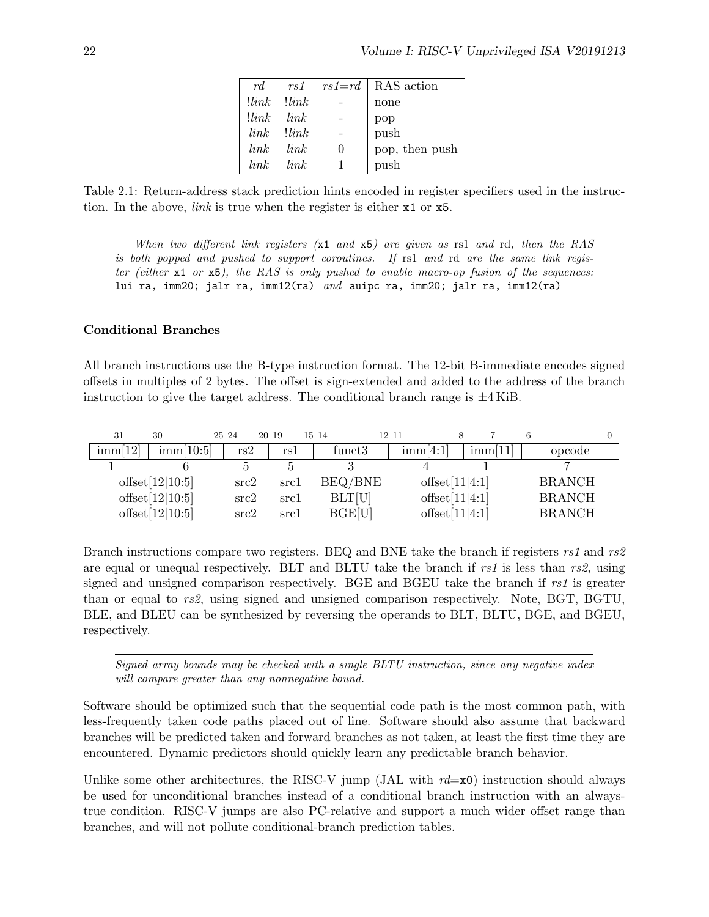| *rd* | *rs1* | *rs1*=*rd* | RAS action |
|---|---|---|---|
| !*link* | !*link* | - | none |
| !*link* | *link* | - | pop |
| *link* | !*link* | - | push |
| *link* | *link* | 0 | pop, then push |
| *link* | *link* | 1 | push |

Table 2.1: Return-address stack prediction hints encoded in register specifiers used in the instruction. In the above, *link* is true when the register is either `x1` or `x5`.

*When two different link registers (`x1` and `x5`) are given as rs1 and rd, then the RAS is both popped and pushed to support coroutines. If rs1 and rd are the same link register (either `x1` or `x5`), the RAS is only pushed to enable macro-op fusion of the sequences:* `lui ra, imm20; jalr ra, imm12(ra)` *and* `auipc ra, imm20; jalr ra, imm12(ra)`

#### Conditional Branches

All branch instructions use the B-type instruction format. The 12-bit B-immediate encodes signed offsets in multiples of 2 bytes. The offset is sign-extended and added to the address of the branch instruction to give the target address. The conditional branch range is ±4 KiB.

| 31 | 30 — 25 | 24 — 20 | 19 — 15 | 14 — 12 | 11 — 8 | 7 | 6 — 0 |
|---|---|---|---|---|---|---|---|
| imm[12] | imm[10:5] | rs2 | rs1 | funct3 | imm[4:1] | imm[11] | opcode |
| 1 | 6 | 5 | 5 | 3 | 4 | 1 | 7 |
| offset[12\|10:5] | | src2 | src1 | BEQ/BNE | offset[11\|4:1] | | BRANCH |
| offset[12\|10:5] | | src2 | src1 | BLT[U] | offset[11\|4:1] | | BRANCH |
| offset[12\|10:5] | | src2 | src1 | BGE[U] | offset[11\|4:1] | | BRANCH |

Branch instructions compare two registers. BEQ and BNE take the branch if registers *rs1* and *rs2* are equal or unequal respectively. BLT and BLTU take the branch if *rs1* is less than *rs2*, using signed and unsigned comparison respectively. BGE and BGEU take the branch if *rs1* is greater than or equal to *rs2*, using signed and unsigned comparison respectively. Note, BGT, BGTU, BLE, and BLEU can be synthesized by reversing the operands to BLT, BLTU, BGE, and BGEU, respectively.

---

*Signed array bounds may be checked with a single BLTU instruction, since any negative index will compare greater than any nonnegative bound.*

Software should be optimized such that the sequential code path is the most common path, with less-frequently taken code paths placed out of line. Software should also assume that backward branches will be predicted taken and forward branches as not taken, at least the first time they are encountered. Dynamic predictors should quickly learn any predictable branch behavior.

Unlike some other architectures, the RISC-V jump (JAL with *rd*=`x0`) instruction should always be used for unconditional branches instead of a conditional branch instruction with an always-true condition. RISC-V jumps are also PC-relative and support a much wider offset range than branches, and will not pollute conditional-branch prediction tables.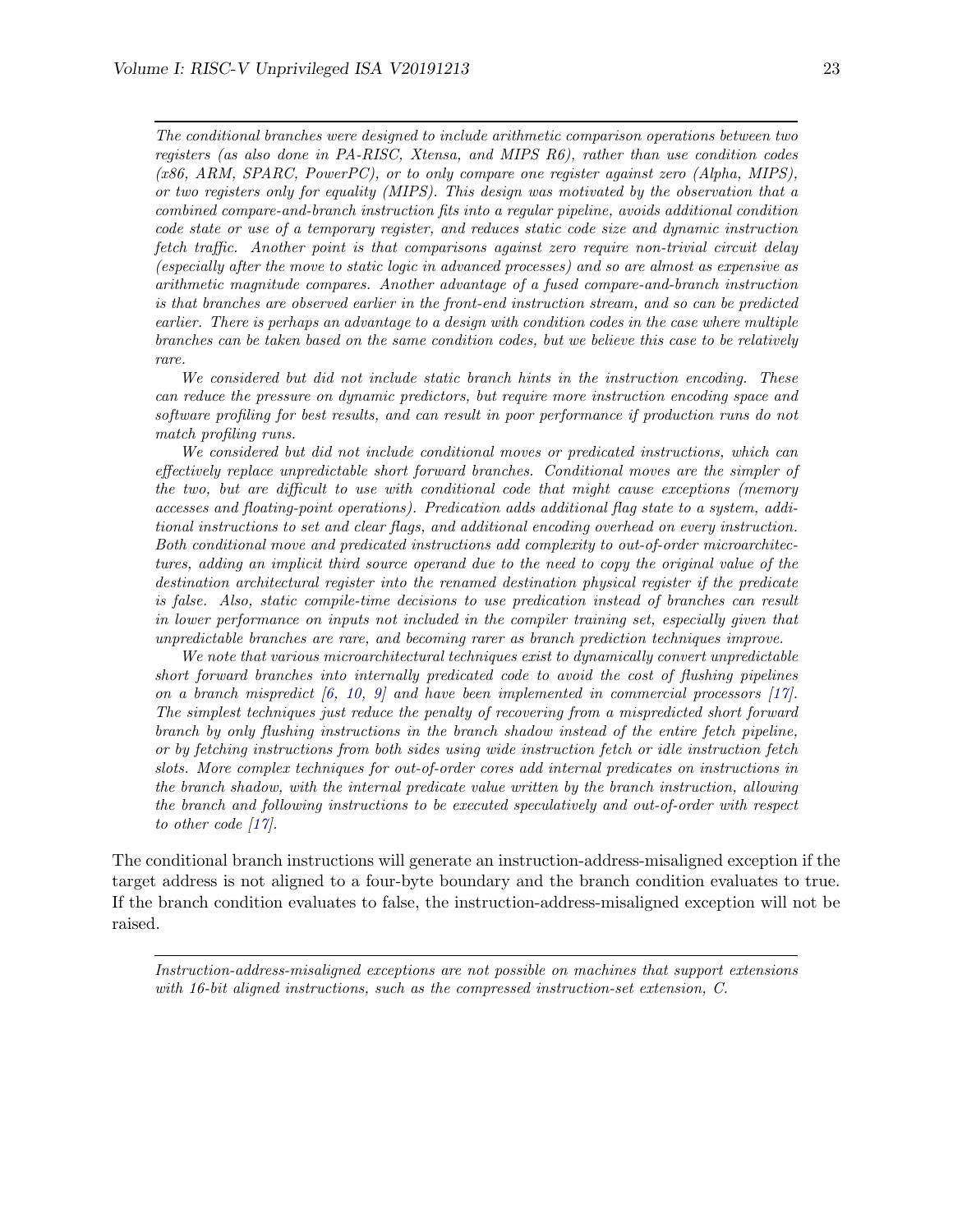---

*The conditional branches were designed to include arithmetic comparison operations between two registers (as also done in PA-RISC, Xtensa, and MIPS R6), rather than use condition codes (x86, ARM, SPARC, PowerPC), or to only compare one register against zero (Alpha, MIPS), or two registers only for equality (MIPS). This design was motivated by the observation that a combined compare-and-branch instruction fits into a regular pipeline, avoids additional condition code state or use of a temporary register, and reduces static code size and dynamic instruction fetch traffic. Another point is that comparisons against zero require non-trivial circuit delay (especially after the move to static logic in advanced processes) and so are almost as expensive as arithmetic magnitude compares. Another advantage of a fused compare-and-branch instruction is that branches are observed earlier in the front-end instruction stream, and so can be predicted earlier. There is perhaps an advantage to a design with condition codes in the case where multiple branches can be taken based on the same condition codes, but we believe this case to be relatively rare.*

*We considered but did not include static branch hints in the instruction encoding. These can reduce the pressure on dynamic predictors, but require more instruction encoding space and software profiling for best results, and can result in poor performance if production runs do not match profiling runs.*

*We considered but did not include conditional moves or predicated instructions, which can effectively replace unpredictable short forward branches. Conditional moves are the simpler of the two, but are difficult to use with conditional code that might cause exceptions (memory accesses and floating-point operations). Predication adds additional flag state to a system, additional instructions to set and clear flags, and additional encoding overhead on every instruction. Both conditional move and predicated instructions add complexity to out-of-order microarchitectures, adding an implicit third source operand due to the need to copy the original value of the destination architectural register into the renamed destination physical register if the predicate is false. Also, static compile-time decisions to use predication instead of branches can result in lower performance on inputs not included in the compiler training set, especially given that unpredictable branches are rare, and becoming rarer as branch prediction techniques improve.*

*We note that various microarchitectural techniques exist to dynamically convert unpredictable short forward branches into internally predicated code to avoid the cost of flushing pipelines on a branch mispredict [6, 10, 9] and have been implemented in commercial processors [17]. The simplest techniques just reduce the penalty of recovering from a mispredicted short forward branch by only flushing instructions in the branch shadow instead of the entire fetch pipeline, or by fetching instructions from both sides using wide instruction fetch or idle instruction fetch slots. More complex techniques for out-of-order cores add internal predicates on instructions in the branch shadow, with the internal predicate value written by the branch instruction, allowing the branch and following instructions to be executed speculatively and out-of-order with respect to other code [17].*

---

The conditional branch instructions will generate an instruction-address-misaligned exception if the target address is not aligned to a four-byte boundary and the branch condition evaluates to true. If the branch condition evaluates to false, the instruction-address-misaligned exception will not be raised.

---

*Instruction-address-misaligned exceptions are not possible on machines that support extensions with 16-bit aligned instructions, such as the compressed instruction-set extension, C.*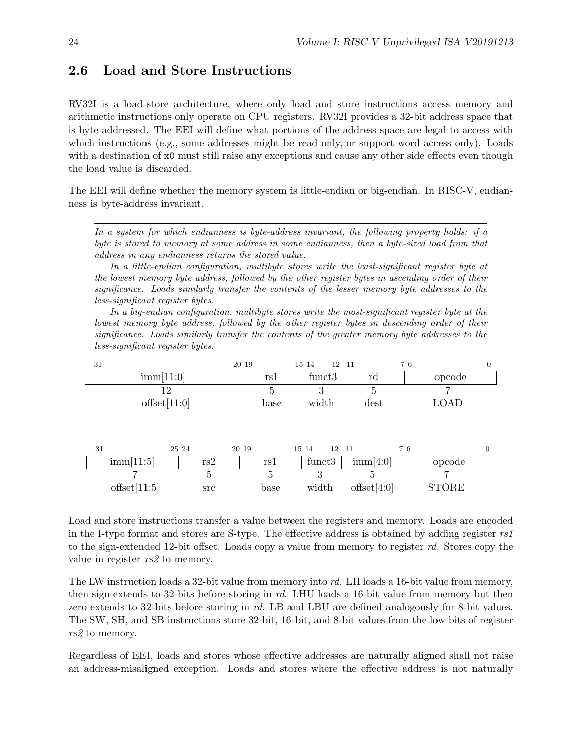## 2.6 Load and Store Instructions

RV32I is a load-store architecture, where only load and store instructions access memory and arithmetic instructions only operate on CPU registers. RV32I provides a 32-bit address space that is byte-addressed. The EEI will define what portions of the address space are legal to access with which instructions (e.g., some addresses might be read only, or support word access only). Loads with a destination of `x0` must still raise any exceptions and cause any other side effects even though the load value is discarded.

The EEI will define whether the memory system is little-endian or big-endian. In RISC-V, endianness is byte-address invariant.

---

*In a system for which endianness is byte-address invariant, the following property holds: if a byte is stored to memory at some address in some endianness, then a byte-sized load from that address in any endianness returns the stored value.*

*In a little-endian configuration, multibyte stores write the least-significant register byte at the lowest memory byte address, followed by the other register bytes in ascending order of their significance. Loads similarly transfer the contents of the lesser memory byte addresses to the less-significant register bytes.*

*In a big-endian configuration, multibyte stores write the most-significant register byte at the lowest memory byte address, followed by the other register bytes in descending order of their significance. Loads similarly transfer the contents of the greater memory byte addresses to the less-significant register bytes.*

| 31 — 20 | 19 — 15 | 14 — 12 | 11 — 7 | 6 — 0 |
|---|---|---|---|---|
| imm[11:0] | rs1 | funct3 | rd | opcode |
| 12 | 5 | 3 | 5 | 7 |
| offset[11:0] | base | width | dest | LOAD |

| 31 — 25 | 24 — 20 | 19 — 15 | 14 — 12 | 11 — 7 | 6 — 0 |
|---|---|---|---|---|---|
| imm[11:5] | rs2 | rs1 | funct3 | imm[4:0] | opcode |
| 7 | 5 | 5 | 3 | 5 | 7 |
| offset[11:5] | src | base | width | offset[4:0] | STORE |

Load and store instructions transfer a value between the registers and memory. Loads are encoded in the I-type format and stores are S-type. The effective address is obtained by adding register *rs1* to the sign-extended 12-bit offset. Loads copy a value from memory to register *rd*. Stores copy the value in register *rs2* to memory.

The LW instruction loads a 32-bit value from memory into *rd*. LH loads a 16-bit value from memory, then sign-extends to 32-bits before storing in *rd*. LHU loads a 16-bit value from memory but then zero extends to 32-bits before storing in *rd*. LB and LBU are defined analogously for 8-bit values. The SW, SH, and SB instructions store 32-bit, 16-bit, and 8-bit values from the low bits of register *rs2* to memory.

Regardless of EEI, loads and stores whose effective addresses are naturally aligned shall not raise an address-misaligned exception. Loads and stores where the effective address is not naturally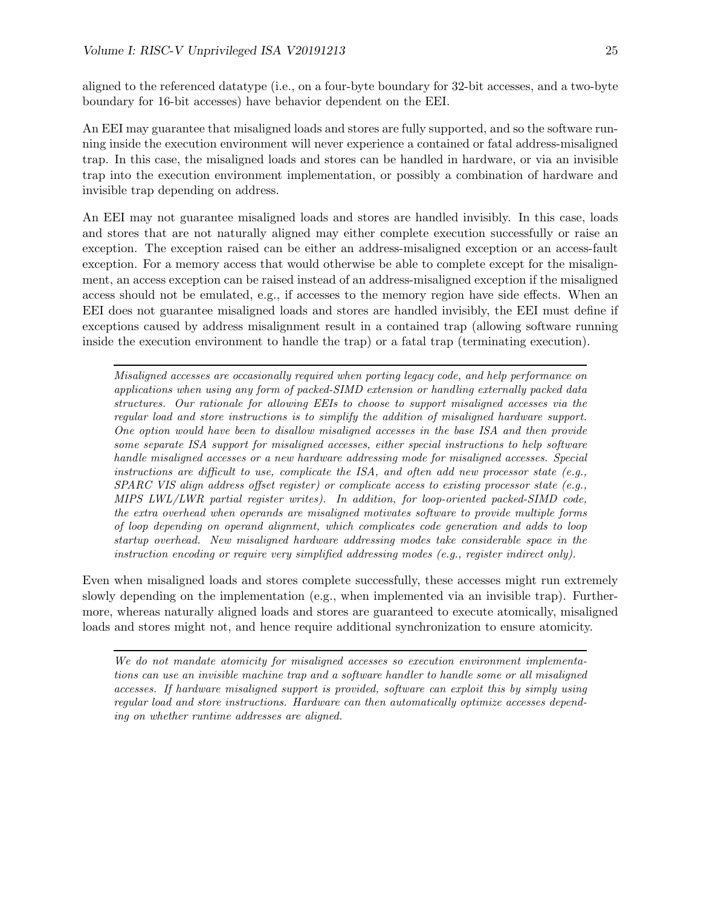aligned to the referenced datatype (i.e., on a four-byte boundary for 32-bit accesses, and a two-byte boundary for 16-bit accesses) have behavior dependent on the EEI.

An EEI may guarantee that misaligned loads and stores are fully supported, and so the software running inside the execution environment will never experience a contained or fatal address-misaligned trap. In this case, the misaligned loads and stores can be handled in hardware, or via an invisible trap into the execution environment implementation, or possibly a combination of hardware and invisible trap depending on address.

An EEI may not guarantee misaligned loads and stores are handled invisibly. In this case, loads and stores that are not naturally aligned may either complete execution successfully or raise an exception. The exception raised can be either an address-misaligned exception or an access-fault exception. For a memory access that would otherwise be able to complete except for the misalignment, an access exception can be raised instead of an address-misaligned exception if the misaligned access should not be emulated, e.g., if accesses to the memory region have side effects. When an EEI does not guarantee misaligned loads and stores are handled invisibly, the EEI must define if exceptions caused by address misalignment result in a contained trap (allowing software running inside the execution environment to handle the trap) or a fatal trap (terminating execution).

---

*Misaligned accesses are occasionally required when porting legacy code, and help performance on applications when using any form of packed-SIMD extension or handling externally packed data structures. Our rationale for allowing EEIs to choose to support misaligned accesses via the regular load and store instructions is to simplify the addition of misaligned hardware support. One option would have been to disallow misaligned accesses in the base ISA and then provide some separate ISA support for misaligned accesses, either special instructions to help software handle misaligned accesses or a new hardware addressing mode for misaligned accesses. Special instructions are difficult to use, complicate the ISA, and often add new processor state (e.g., SPARC VIS align address offset register) or complicate access to existing processor state (e.g., MIPS LWL/LWR partial register writes). In addition, for loop-oriented packed-SIMD code, the extra overhead when operands are misaligned motivates software to provide multiple forms of loop depending on operand alignment, which complicates code generation and adds to loop startup overhead. New misaligned hardware addressing modes take considerable space in the instruction encoding or require very simplified addressing modes (e.g., register indirect only).*

---

Even when misaligned loads and stores complete successfully, these accesses might run extremely slowly depending on the implementation (e.g., when implemented via an invisible trap). Furthermore, whereas naturally aligned loads and stores are guaranteed to execute atomically, misaligned loads and stores might not, and hence require additional synchronization to ensure atomicity.

---

*We do not mandate atomicity for misaligned accesses so execution environment implementations can use an invisible machine trap and a software handler to handle some or all misaligned accesses. If hardware misaligned support is provided, software can exploit this by simply using regular load and store instructions. Hardware can then automatically optimize accesses depending on whether runtime addresses are aligned.*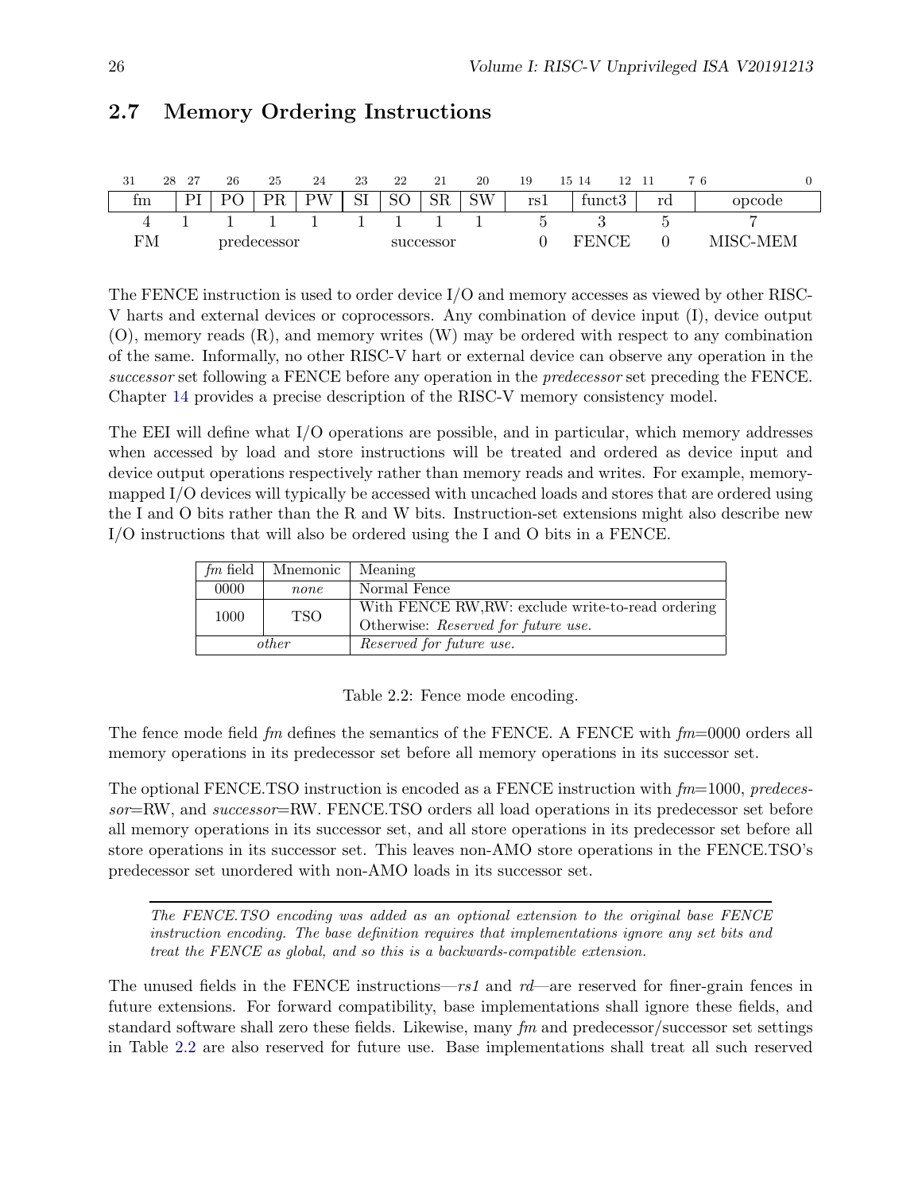## 2.7 Memory Ordering Instructions

| 31 28 | 27 | 26 | 25 | 24 | 23 | 22 | 21 | 20 | 19 15 | 14 12 | 11 7 | 6 0 |
|---|---|---|---|---|---|---|---|---|---|---|---|---|
| fm | PI | PO | PR | PW | SI | SO | SR | SW | rs1 | funct3 | rd | opcode |
| 4 | 1 | 1 | 1 | 1 | 1 | 1 | 1 | 1 | 5 | 3 | 5 | 7 |
| FM | predecessor | | | | successor | | | | 0 | FENCE | 0 | MISC-MEM |

The FENCE instruction is used to order device I/O and memory accesses as viewed by other RISC-V harts and external devices or coprocessors. Any combination of device input (I), device output (O), memory reads (R), and memory writes (W) may be ordered with respect to any combination of the same. Informally, no other RISC-V hart or external device can observe any operation in the *successor* set following a FENCE before any operation in the *predecessor* set preceding the FENCE. Chapter 14 provides a precise description of the RISC-V memory consistency model.

The EEI will define what I/O operations are possible, and in particular, which memory addresses when accessed by load and store instructions will be treated and ordered as device input and device output operations respectively rather than memory reads and writes. For example, memory-mapped I/O devices will typically be accessed with uncached loads and stores that are ordered using the I and O bits rather than the R and W bits. Instruction-set extensions might also describe new I/O instructions that will also be ordered using the I and O bits in a FENCE.

| *fm* field | Mnemonic | Meaning |
|---|---|---|
| 0000 | *none* | Normal Fence |
| 1000 | TSO | With FENCE RW,RW: exclude write-to-read ordering<br>Otherwise: *Reserved for future use.* |
| *other* | | *Reserved for future use.* |

Table 2.2: Fence mode encoding.

The fence mode field *fm* defines the semantics of the FENCE. A FENCE with *fm*=0000 orders all memory operations in its predecessor set before all memory operations in its successor set.

The optional FENCE.TSO instruction is encoded as a FENCE instruction with *fm*=1000, *predecessor*=RW, and *successor*=RW. FENCE.TSO orders all load operations in its predecessor set before all memory operations in its successor set, and all store operations in its predecessor set before all store operations in its successor set. This leaves non-AMO store operations in the FENCE.TSO's predecessor set unordered with non-AMO loads in its successor set.

*The FENCE.TSO encoding was added as an optional extension to the original base FENCE instruction encoding. The base definition requires that implementations ignore any set bits and treat the FENCE as global, and so this is a backwards-compatible extension.*

The unused fields in the FENCE instructions—*rs1* and *rd*—are reserved for finer-grain fences in future extensions. For forward compatibility, base implementations shall ignore these fields, and standard software shall zero these fields. Likewise, many *fm* and predecessor/successor set settings in Table 2.2 are also reserved for future use. Base implementations shall treat all such reserved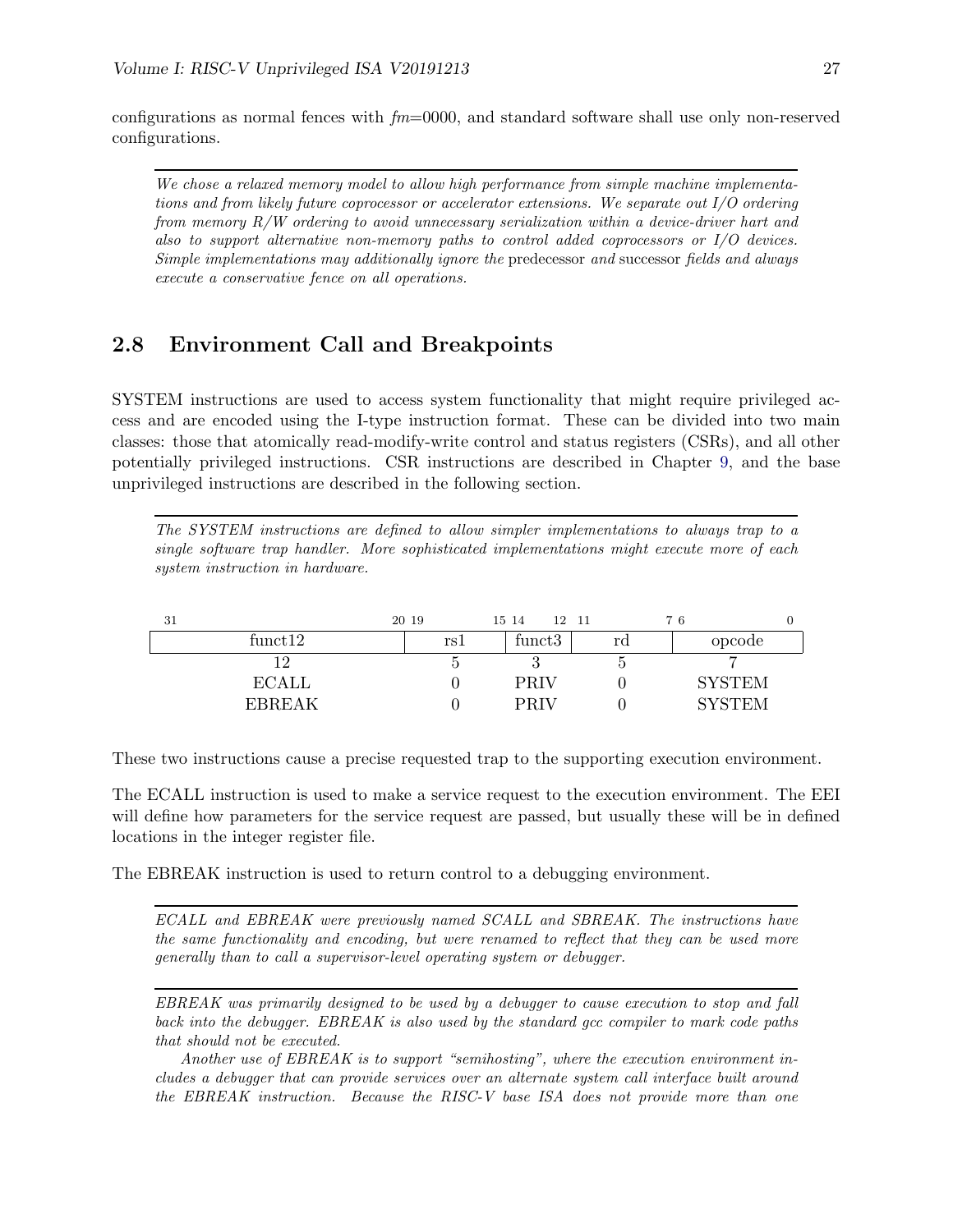configurations as normal fences with *fm*=0000, and standard software shall use only non-reserved configurations.

---

*We chose a relaxed memory model to allow high performance from simple machine implementations and from likely future coprocessor or accelerator extensions. We separate out I/O ordering from memory R/W ordering to avoid unnecessary serialization within a device-driver hart and also to support alternative non-memory paths to control added coprocessors or I/O devices. Simple implementations may additionally ignore the* predecessor *and* successor *fields and always execute a conservative fence on all operations.*

## 2.8 Environment Call and Breakpoints

SYSTEM instructions are used to access system functionality that might require privileged access and are encoded using the I-type instruction format. These can be divided into two main classes: those that atomically read-modify-write control and status registers (CSRs), and all other potentially privileged instructions. CSR instructions are described in Chapter 9, and the base unprivileged instructions are described in the following section.

---

*The SYSTEM instructions are defined to allow simpler implementations to always trap to a single software trap handler. More sophisticated implementations might execute more of each system instruction in hardware.*

| 31–20 | 19–15 | 14–12 | 11–7 | 6–0 |
|---|---|---|---|---|
| funct12 | rs1 | funct3 | rd | opcode |
| 12 | 5 | 3 | 5 | 7 |
| ECALL | 0 | PRIV | 0 | SYSTEM |
| EBREAK | 0 | PRIV | 0 | SYSTEM |

These two instructions cause a precise requested trap to the supporting execution environment.

The ECALL instruction is used to make a service request to the execution environment. The EEI will define how parameters for the service request are passed, but usually these will be in defined locations in the integer register file.

The EBREAK instruction is used to return control to a debugging environment.

---

*ECALL and EBREAK were previously named SCALL and SBREAK. The instructions have the same functionality and encoding, but were renamed to reflect that they can be used more generally than to call a supervisor-level operating system or debugger.*

---

*EBREAK was primarily designed to be used by a debugger to cause execution to stop and fall back into the debugger. EBREAK is also used by the standard gcc compiler to mark code paths that should not be executed.*

*Another use of EBREAK is to support "semihosting", where the execution environment includes a debugger that can provide services over an alternate system call interface built around the EBREAK instruction. Because the RISC-V base ISA does not provide more than one*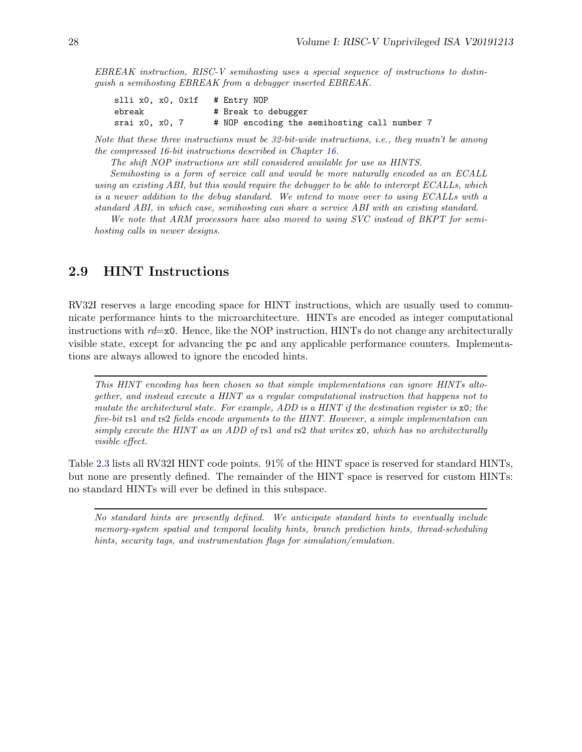*EBREAK instruction, RISC-V semihosting uses a special sequence of instructions to distinguish a semihosting EBREAK from a debugger inserted EBREAK.*

```
slli x0, x0, 0x1f   # Entry NOP
ebreak              # Break to debugger
srai x0, x0, 7      # NOP encoding the semihosting call number 7
```

*Note that these three instructions must be 32-bit-wide instructions, i.e., they mustn't be among the compressed 16-bit instructions described in Chapter 16.*

*The shift NOP instructions are still considered available for use as HINTS.*

*Semihosting is a form of service call and would be more naturally encoded as an ECALL using an existing ABI, but this would require the debugger to be able to intercept ECALLs, which is a newer addition to the debug standard. We intend to move over to using ECALLs with a standard ABI, in which case, semihosting can share a service ABI with an existing standard.*

*We note that ARM processors have also moved to using SVC instead of BKPT for semihosting calls in newer designs.*

## 2.9 HINT Instructions

RV32I reserves a large encoding space for HINT instructions, which are usually used to communicate performance hints to the microarchitecture. HINTs are encoded as integer computational instructions with *rd*=`x0`. Hence, like the NOP instruction, HINTs do not change any architecturally visible state, except for advancing the `pc` and any applicable performance counters. Implementations are always allowed to ignore the encoded hints.

---

*This HINT encoding has been chosen so that simple implementations can ignore HINTs altogether, and instead execute a HINT as a regular computational instruction that happens not to mutate the architectural state. For example, ADD is a HINT if the destination register is* `x0`*; the five-bit* rs1 *and* rs2 *fields encode arguments to the HINT. However, a simple implementation can simply execute the HINT as an ADD of* rs1 *and* rs2 *that writes* `x0`*, which has no architecturally visible effect.*

Table 2.3 lists all RV32I HINT code points. 91% of the HINT space is reserved for standard HINTs, but none are presently defined. The remainder of the HINT space is reserved for custom HINTs: no standard HINTs will ever be defined in this subspace.

---

*No standard hints are presently defined. We anticipate standard hints to eventually include memory-system spatial and temporal locality hints, branch prediction hints, thread-scheduling hints, security tags, and instrumentation flags for simulation/emulation.*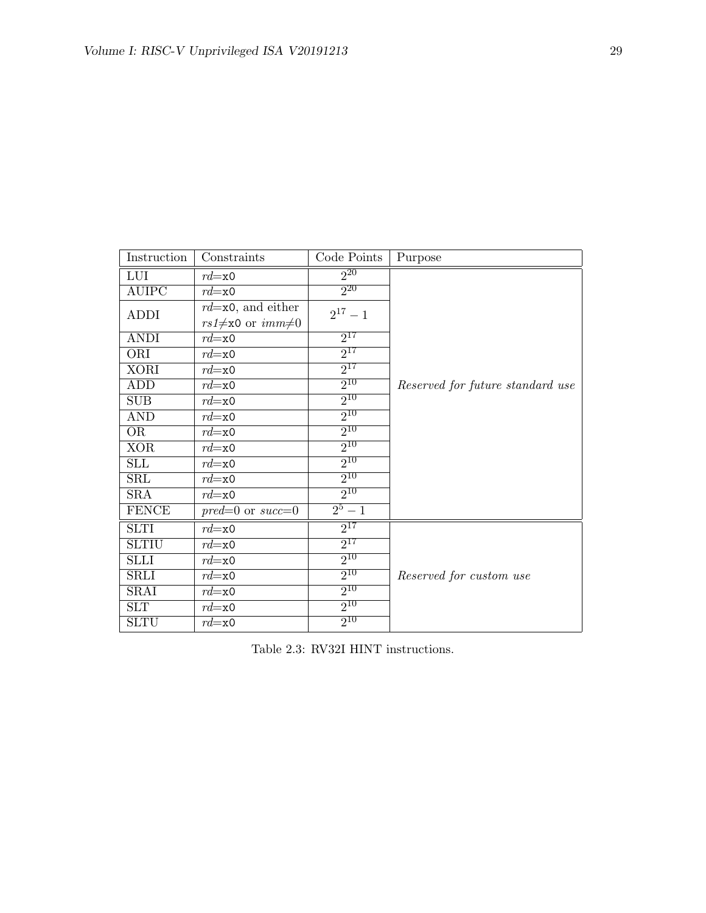| Instruction | Constraints | Code Points | Purpose |
|---|---|---|---|
| LUI | *rd*=`x0` | $2^{20}$ | *Reserved for future standard use* |
| AUIPC | *rd*=`x0` | $2^{20}$ | |
| ADDI | *rd*=`x0`, and either *rs1*≠`x0` or *imm*≠0 | $2^{17}-1$ | |
| ANDI | *rd*=`x0` | $2^{17}$ | |
| ORI | *rd*=`x0` | $2^{17}$ | |
| XORI | *rd*=`x0` | $2^{17}$ | |
| ADD | *rd*=`x0` | $2^{10}$ | |
| SUB | *rd*=`x0` | $2^{10}$ | |
| AND | *rd*=`x0` | $2^{10}$ | |
| OR | *rd*=`x0` | $2^{10}$ | |
| XOR | *rd*=`x0` | $2^{10}$ | |
| SLL | *rd*=`x0` | $2^{10}$ | |
| SRL | *rd*=`x0` | $2^{10}$ | |
| SRA | *rd*=`x0` | $2^{10}$ | |
| FENCE | *pred*=0 or *succ*=0 | $2^{5}-1$ | |
| SLTI | *rd*=`x0` | $2^{17}$ | *Reserved for custom use* |
| SLTIU | *rd*=`x0` | $2^{17}$ | |
| SLLI | *rd*=`x0` | $2^{10}$ | |
| SRLI | *rd*=`x0` | $2^{10}$ | |
| SRAI | *rd*=`x0` | $2^{10}$ | |
| SLT | *rd*=`x0` | $2^{10}$ | |
| SLTU | *rd*=`x0` | $2^{10}$ | |

Table 2.3: RV32I HINT instructions.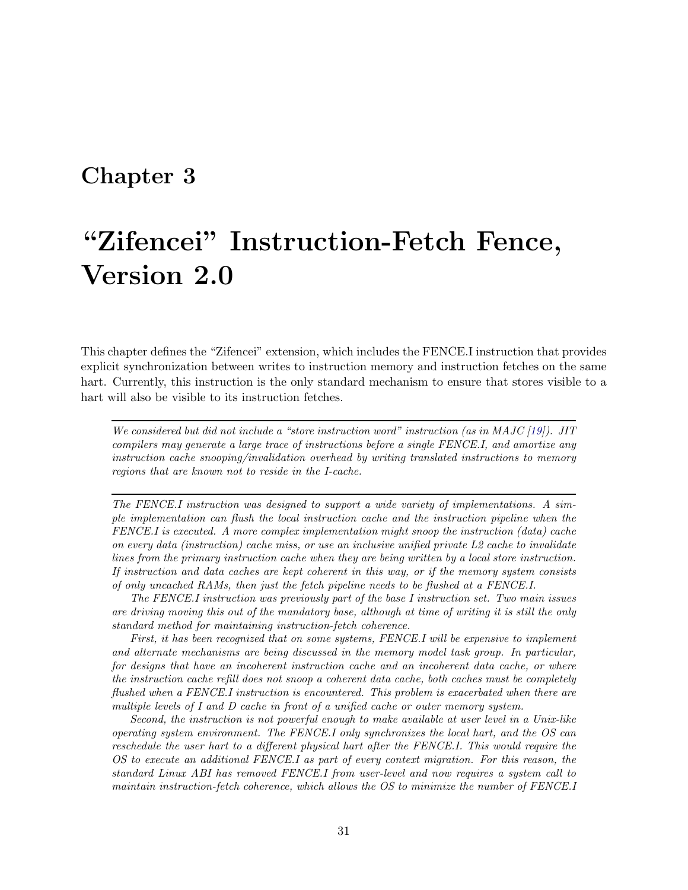# Chapter 3

# "Zifencei" Instruction-Fetch Fence, Version 2.0

This chapter defines the "Zifencei" extension, which includes the FENCE.I instruction that provides explicit synchronization between writes to instruction memory and instruction fetches on the same hart. Currently, this instruction is the only standard mechanism to ensure that stores visible to a hart will also be visible to its instruction fetches.

---

*We considered but did not include a "store instruction word" instruction (as in MAJC [19]). JIT compilers may generate a large trace of instructions before a single FENCE.I, and amortize any instruction cache snooping/invalidation overhead by writing translated instructions to memory regions that are known not to reside in the I-cache.*

---

*The FENCE.I instruction was designed to support a wide variety of implementations. A simple implementation can flush the local instruction cache and the instruction pipeline when the FENCE.I is executed. A more complex implementation might snoop the instruction (data) cache on every data (instruction) cache miss, or use an inclusive unified private L2 cache to invalidate lines from the primary instruction cache when they are being written by a local store instruction. If instruction and data caches are kept coherent in this way, or if the memory system consists of only uncached RAMs, then just the fetch pipeline needs to be flushed at a FENCE.I.*

*The FENCE.I instruction was previously part of the base I instruction set. Two main issues are driving moving this out of the mandatory base, although at time of writing it is still the only standard method for maintaining instruction-fetch coherence.*

*First, it has been recognized that on some systems, FENCE.I will be expensive to implement and alternate mechanisms are being discussed in the memory model task group. In particular, for designs that have an incoherent instruction cache and an incoherent data cache, or where the instruction cache refill does not snoop a coherent data cache, both caches must be completely flushed when a FENCE.I instruction is encountered. This problem is exacerbated when there are multiple levels of I and D cache in front of a unified cache or outer memory system.*

*Second, the instruction is not powerful enough to make available at user level in a Unix-like operating system environment. The FENCE.I only synchronizes the local hart, and the OS can reschedule the user hart to a different physical hart after the FENCE.I. This would require the OS to execute an additional FENCE.I as part of every context migration. For this reason, the standard Linux ABI has removed FENCE.I from user-level and now requires a system call to maintain instruction-fetch coherence, which allows the OS to minimize the number of FENCE.I*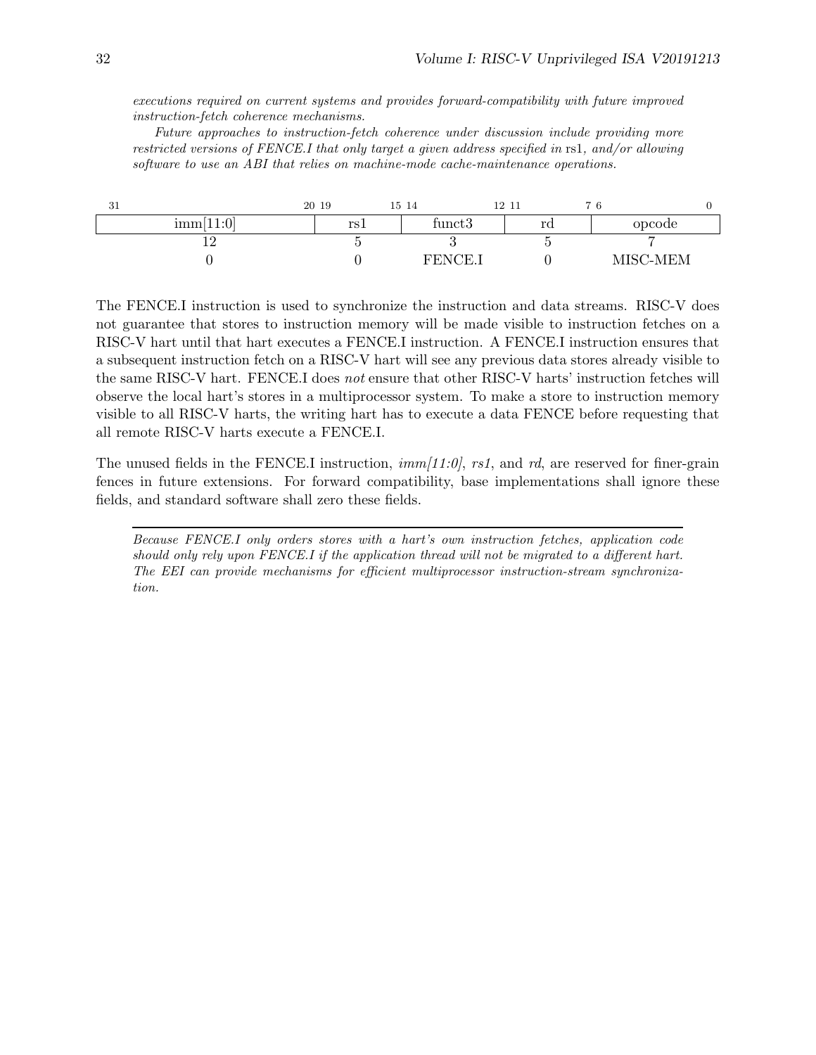*executions required on current systems and provides forward-compatibility with future improved instruction-fetch coherence mechanisms.*

*Future approaches to instruction-fetch coherence under discussion include providing more restricted versions of FENCE.I that only target a given address specified in* rs1*, and/or allowing software to use an ABI that relies on machine-mode cache-maintenance operations.*

| 31 — 20 | 19 — 15 | 14 — 12 | 11 — 7 | 6 — 0 |
|---|---|---|---|---|
| imm[11:0] | rs1 | funct3 | rd | opcode |
| 12 | 5 | 3 | 5 | 7 |
| 0 | 0 | FENCE.I | 0 | MISC-MEM |

The FENCE.I instruction is used to synchronize the instruction and data streams. RISC-V does not guarantee that stores to instruction memory will be made visible to instruction fetches on a RISC-V hart until that hart executes a FENCE.I instruction. A FENCE.I instruction ensures that a subsequent instruction fetch on a RISC-V hart will see any previous data stores already visible to the same RISC-V hart. FENCE.I does *not* ensure that other RISC-V harts' instruction fetches will observe the local hart's stores in a multiprocessor system. To make a store to instruction memory visible to all RISC-V harts, the writing hart has to execute a data FENCE before requesting that all remote RISC-V harts execute a FENCE.I.

The unused fields in the FENCE.I instruction, *imm[11:0]*, *rs1*, and *rd*, are reserved for finer-grain fences in future extensions. For forward compatibility, base implementations shall ignore these fields, and standard software shall zero these fields.

---

*Because FENCE.I only orders stores with a hart's own instruction fetches, application code should only rely upon FENCE.I if the application thread will not be migrated to a different hart. The EEI can provide mechanisms for efficient multiprocessor instruction-stream synchronization.*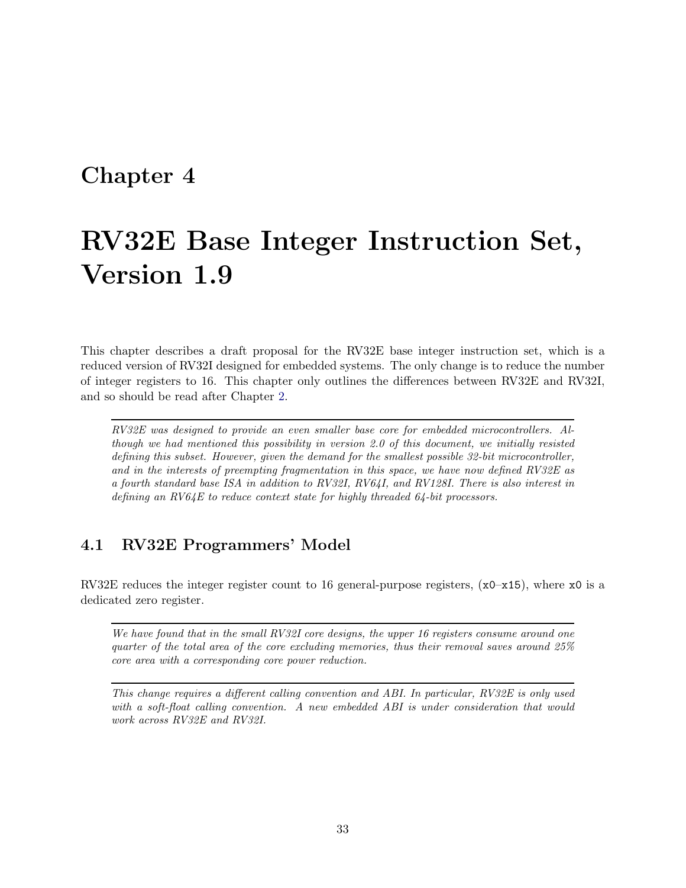# Chapter 4

# RV32E Base Integer Instruction Set, Version 1.9

This chapter describes a draft proposal for the RV32E base integer instruction set, which is a reduced version of RV32I designed for embedded systems. The only change is to reduce the number of integer registers to 16. This chapter only outlines the differences between RV32E and RV32I, and so should be read after Chapter 2.

---

*RV32E was designed to provide an even smaller base core for embedded microcontrollers. Although we had mentioned this possibility in version 2.0 of this document, we initially resisted defining this subset. However, given the demand for the smallest possible 32-bit microcontroller, and in the interests of preempting fragmentation in this space, we have now defined RV32E as a fourth standard base ISA in addition to RV32I, RV64I, and RV128I. There is also interest in defining an RV64E to reduce context state for highly threaded 64-bit processors.*

---

## 4.1 RV32E Programmers' Model

RV32E reduces the integer register count to 16 general-purpose registers, (`x0`–`x15`), where `x0` is a dedicated zero register.

---

*We have found that in the small RV32I core designs, the upper 16 registers consume around one quarter of the total area of the core excluding memories, thus their removal saves around 25% core area with a corresponding core power reduction.*

---

*This change requires a different calling convention and ABI. In particular, RV32E is only used with a soft-float calling convention. A new embedded ABI is under consideration that would work across RV32E and RV32I.*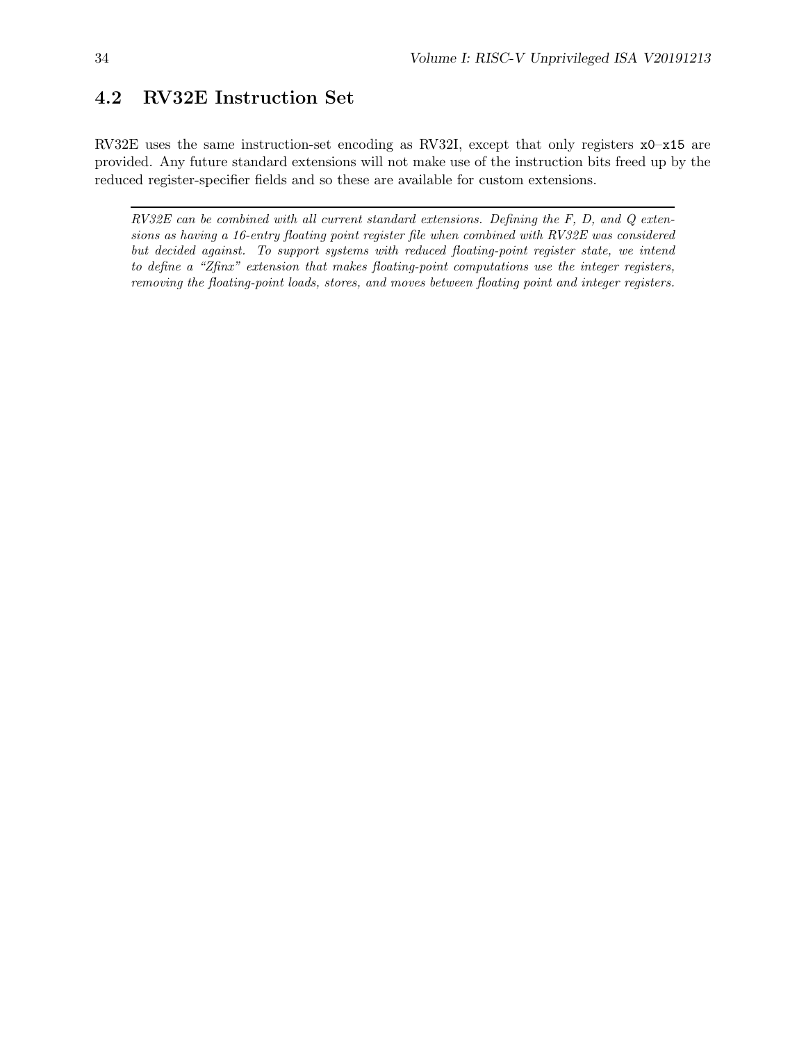## 4.2 RV32E Instruction Set

RV32E uses the same instruction-set encoding as RV32I, except that only registers `x0`–`x15` are provided. Any future standard extensions will not make use of the instruction bits freed up by the reduced register-specifier fields and so these are available for custom extensions.

---

*RV32E can be combined with all current standard extensions. Defining the F, D, and Q extensions as having a 16-entry floating point register file when combined with RV32E was considered but decided against. To support systems with reduced floating-point register state, we intend to define a "Zfinx" extension that makes floating-point computations use the integer registers, removing the floating-point loads, stores, and moves between floating point and integer registers.*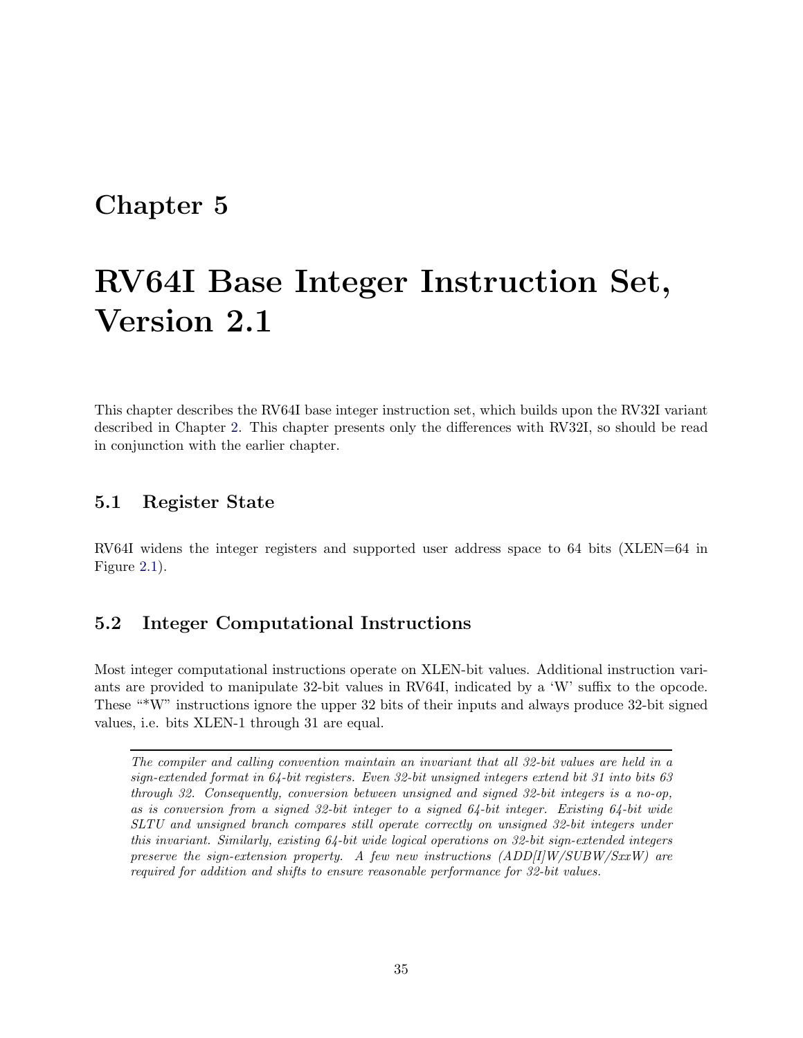# Chapter 5

# RV64I Base Integer Instruction Set, Version 2.1

This chapter describes the RV64I base integer instruction set, which builds upon the RV32I variant described in Chapter 2. This chapter presents only the differences with RV32I, so should be read in conjunction with the earlier chapter.

## 5.1 Register State

RV64I widens the integer registers and supported user address space to 64 bits (XLEN=64 in Figure 2.1).

## 5.2 Integer Computational Instructions

Most integer computational instructions operate on XLEN-bit values. Additional instruction variants are provided to manipulate 32-bit values in RV64I, indicated by a 'W' suffix to the opcode. These "*W" instructions ignore the upper 32 bits of their inputs and always produce 32-bit signed values, i.e. bits XLEN-1 through 31 are equal.

---

*The compiler and calling convention maintain an invariant that all 32-bit values are held in a sign-extended format in 64-bit registers. Even 32-bit unsigned integers extend bit 31 into bits 63 through 32. Consequently, conversion between unsigned and signed 32-bit integers is a no-op, as is conversion from a signed 32-bit integer to a signed 64-bit integer. Existing 64-bit wide SLTU and unsigned branch compares still operate correctly on unsigned 32-bit integers under this invariant. Similarly, existing 64-bit wide logical operations on 32-bit sign-extended integers preserve the sign-extension property. A few new instructions (ADD[I]W/SUBW/SxxW) are required for addition and shifts to ensure reasonable performance for 32-bit values.*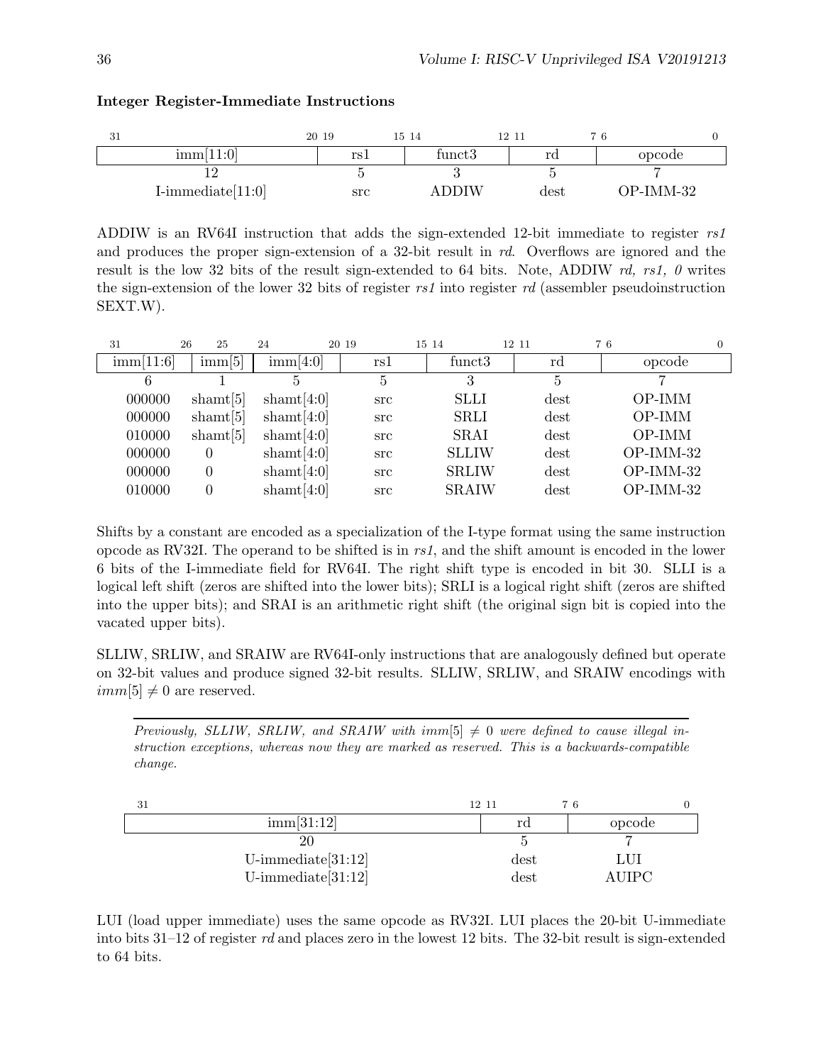**Integer Register-Immediate Instructions**

| 31 — 20 | 19 — 15 | 14 — 12 | 11 — 7 | 6 — 0 |
|---|---|---|---|---|
| imm[11:0] | rs1 | funct3 | rd | opcode |
| 12 | 5 | 3 | 5 | 7 |
| I-immediate[11:0] | src | ADDIW | dest | OP-IMM-32 |

ADDIW is an RV64I instruction that adds the sign-extended 12-bit immediate to register *rs1* and produces the proper sign-extension of a 32-bit result in *rd*. Overflows are ignored and the result is the low 32 bits of the result sign-extended to 64 bits. Note, ADDIW *rd, rs1, 0* writes the sign-extension of the lower 32 bits of register *rs1* into register *rd* (assembler pseudoinstruction SEXT.W).

| 31 — 26 | 25 | 24 — 20 | 19 — 15 | 14 — 12 | 11 — 7 | 6 — 0 |
|---|---|---|---|---|---|---|
| imm[11:6] | imm[5] | imm[4:0] | rs1 | funct3 | rd | opcode |
| 6 | 1 | 5 | 5 | 3 | 5 | 7 |
| 000000 | shamt[5] | shamt[4:0] | src | SLLI | dest | OP-IMM |
| 000000 | shamt[5] | shamt[4:0] | src | SRLI | dest | OP-IMM |
| 010000 | shamt[5] | shamt[4:0] | src | SRAI | dest | OP-IMM |
| 000000 | 0 | shamt[4:0] | src | SLLIW | dest | OP-IMM-32 |
| 000000 | 0 | shamt[4:0] | src | SRLIW | dest | OP-IMM-32 |
| 010000 | 0 | shamt[4:0] | src | SRAIW | dest | OP-IMM-32 |

Shifts by a constant are encoded as a specialization of the I-type format using the same instruction opcode as RV32I. The operand to be shifted is in *rs1*, and the shift amount is encoded in the lower 6 bits of the I-immediate field for RV64I. The right shift type is encoded in bit 30. SLLI is a logical left shift (zeros are shifted into the lower bits); SRLI is a logical right shift (zeros are shifted into the upper bits); and SRAI is an arithmetic right shift (the original sign bit is copied into the vacated upper bits).

SLLIW, SRLIW, and SRAIW are RV64I-only instructions that are analogously defined but operate on 32-bit values and produce signed 32-bit results. SLLIW, SRLIW, and SRAIW encodings with $imm[5] \neq 0$ are reserved.

*Previously, SLLIW, SRLIW, and SRAIW with $imm[5] \neq 0$ were defined to cause illegal instruction exceptions, whereas now they are marked as reserved. This is a backwards-compatible change.*

| 31 — 12 | 11 — 7 | 6 — 0 |
|---|---|---|
| imm[31:12] | rd | opcode |
| 20 | 5 | 7 |
| U-immediate[31:12] | dest | LUI |
| U-immediate[31:12] | dest | AUIPC |

LUI (load upper immediate) uses the same opcode as RV32I. LUI places the 20-bit U-immediate into bits 31–12 of register *rd* and places zero in the lowest 12 bits. The 32-bit result is sign-extended to 64 bits.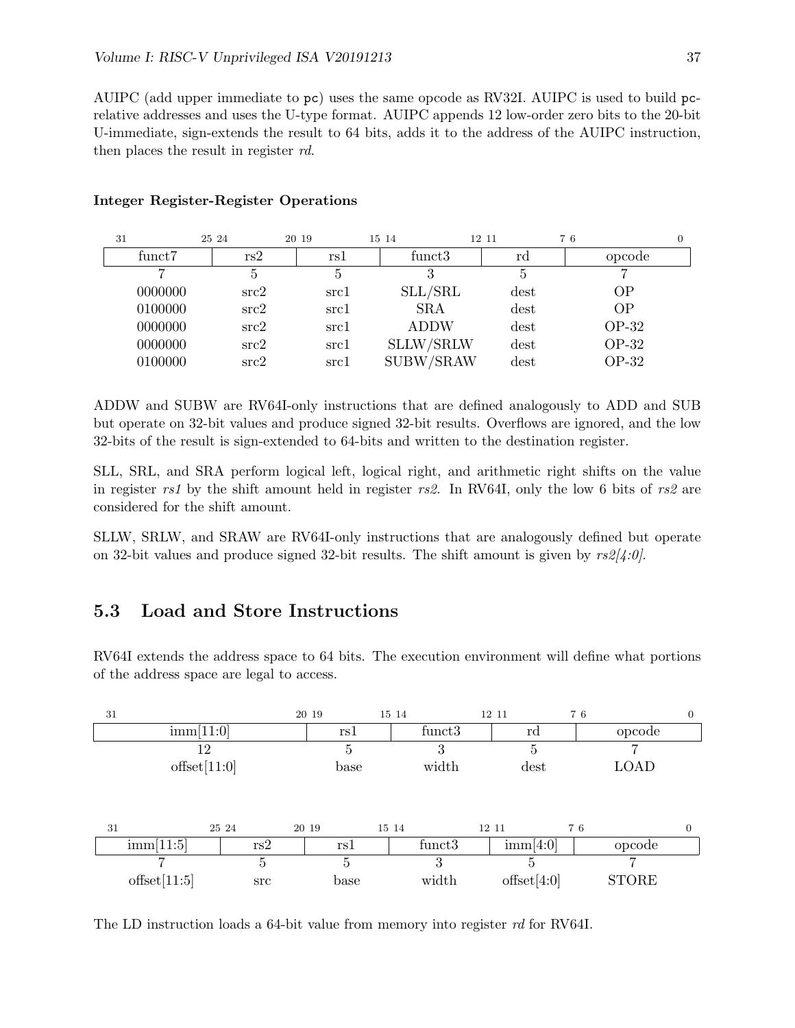AUIPC (add upper immediate to `pc`) uses the same opcode as RV32I. AUIPC is used to build `pc`-relative addresses and uses the U-type format. AUIPC appends 12 low-order zero bits to the 20-bit U-immediate, sign-extends the result to 64 bits, adds it to the address of the AUIPC instruction, then places the result in register *rd*.

#### Integer Register-Register Operations

| 31 — 25 | 24 — 20 | 19 — 15 | 14 — 12 | 11 — 7 | 6 — 0 |
|---|---|---|---|---|---|
| funct7 | rs2 | rs1 | funct3 | rd | opcode |
| 7 | 5 | 5 | 3 | 5 | 7 |
| 0000000 | src2 | src1 | SLL/SRL | dest | OP |
| 0100000 | src2 | src1 | SRA | dest | OP |
| 0000000 | src2 | src1 | ADDW | dest | OP-32 |
| 0000000 | src2 | src1 | SLLW/SRLW | dest | OP-32 |
| 0100000 | src2 | src1 | SUBW/SRAW | dest | OP-32 |

ADDW and SUBW are RV64I-only instructions that are defined analogously to ADD and SUB but operate on 32-bit values and produce signed 32-bit results. Overflows are ignored, and the low 32-bits of the result is sign-extended to 64-bits and written to the destination register.

SLL, SRL, and SRA perform logical left, logical right, and arithmetic right shifts on the value in register *rs1* by the shift amount held in register *rs2*. In RV64I, only the low 6 bits of *rs2* are considered for the shift amount.

SLLW, SRLW, and SRAW are RV64I-only instructions that are analogously defined but operate on 32-bit values and produce signed 32-bit results. The shift amount is given by *rs2[4:0]*.

## 5.3 Load and Store Instructions

RV64I extends the address space to 64 bits. The execution environment will define what portions of the address space are legal to access.

| 31 — 20 | 19 — 15 | 14 — 12 | 11 — 7 | 6 — 0 |
|---|---|---|---|---|
| imm[11:0] | rs1 | funct3 | rd | opcode |
| 12 | 5 | 3 | 5 | 7 |
| offset[11:0] | base | width | dest | LOAD |

| 31 — 25 | 24 — 20 | 19 — 15 | 14 — 12 | 11 — 7 | 6 — 0 |
|---|---|---|---|---|---|
| imm[11:5] | rs2 | rs1 | funct3 | imm[4:0] | opcode |
| 7 | 5 | 5 | 3 | 5 | 7 |
| offset[11:5] | src | base | width | offset[4:0] | STORE |

The LD instruction loads a 64-bit value from memory into register *rd* for RV64I.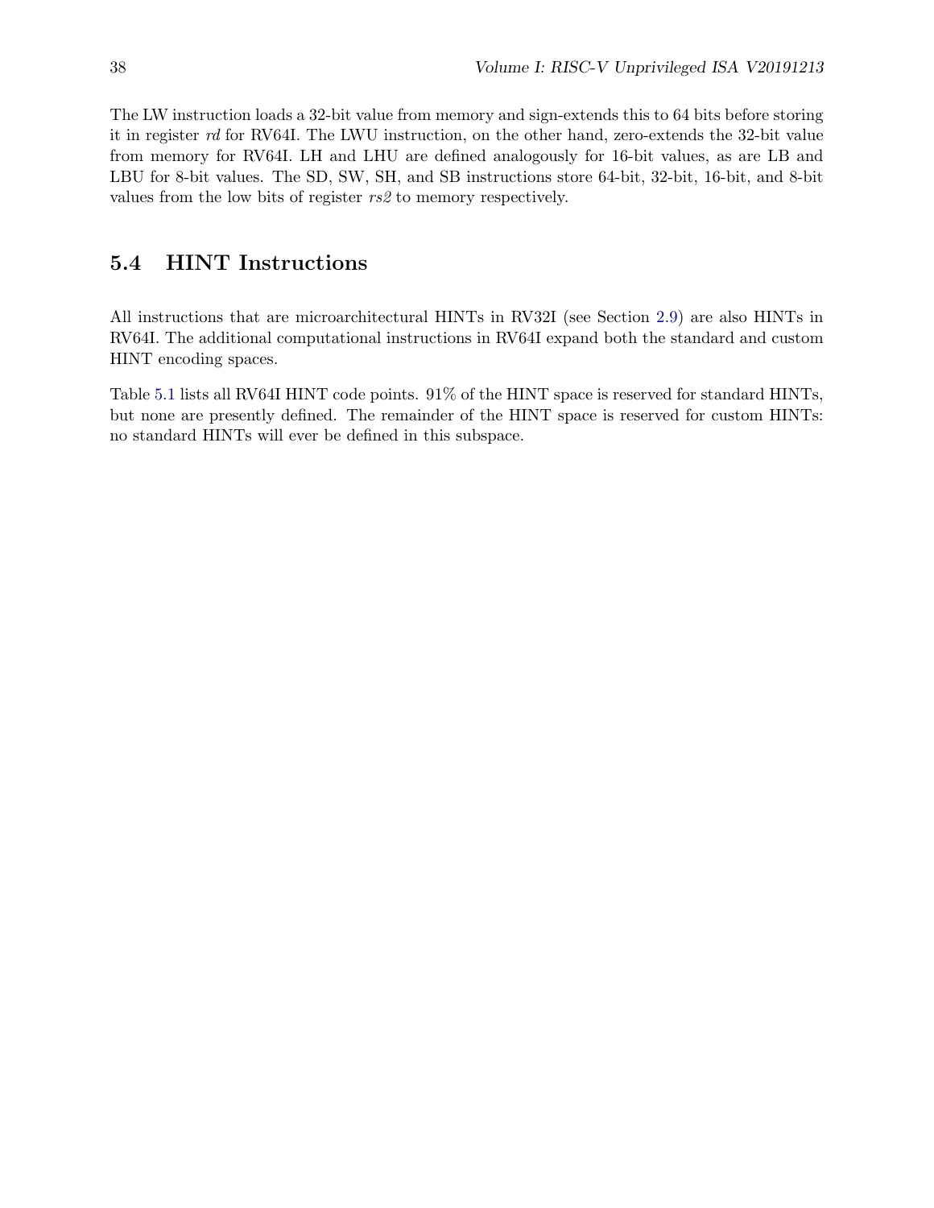The LW instruction loads a 32-bit value from memory and sign-extends this to 64 bits before storing it in register *rd* for RV64I. The LWU instruction, on the other hand, zero-extends the 32-bit value from memory for RV64I. LH and LHU are defined analogously for 16-bit values, as are LB and LBU for 8-bit values. The SD, SW, SH, and SB instructions store 64-bit, 32-bit, 16-bit, and 8-bit values from the low bits of register *rs2* to memory respectively.

## 5.4 HINT Instructions

All instructions that are microarchitectural HINTs in RV32I (see Section 2.9) are also HINTs in RV64I. The additional computational instructions in RV64I expand both the standard and custom HINT encoding spaces.

Table 5.1 lists all RV64I HINT code points. 91% of the HINT space is reserved for standard HINTs, but none are presently defined. The remainder of the HINT space is reserved for custom HINTs: no standard HINTs will ever be defined in this subspace.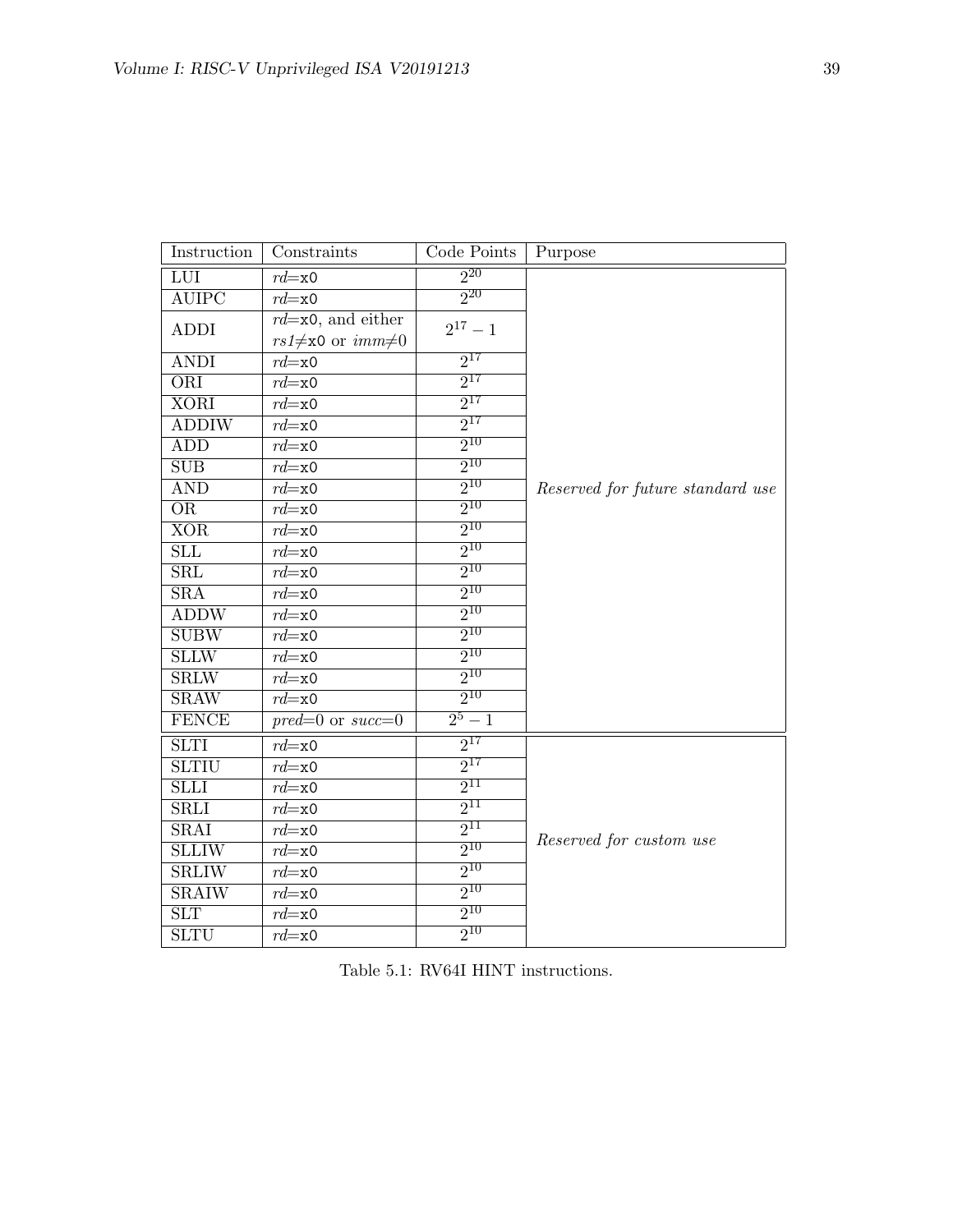| Instruction | Constraints | Code Points | Purpose |
|---|---|---|---|
| LUI | *rd*=`x0` | $2^{20}$ | *Reserved for future standard use* |
| AUIPC | *rd*=`x0` | $2^{20}$ | |
| ADDI | *rd*=`x0`, and either *rs1*≠`x0` or *imm*≠0 | $2^{17}-1$ | |
| ANDI | *rd*=`x0` | $2^{17}$ | |
| ORI | *rd*=`x0` | $2^{17}$ | |
| XORI | *rd*=`x0` | $2^{17}$ | |
| ADDIW | *rd*=`x0` | $2^{17}$ | |
| ADD | *rd*=`x0` | $2^{10}$ | |
| SUB | *rd*=`x0` | $2^{10}$ | |
| AND | *rd*=`x0` | $2^{10}$ | |
| OR | *rd*=`x0` | $2^{10}$ | |
| XOR | *rd*=`x0` | $2^{10}$ | |
| SLL | *rd*=`x0` | $2^{10}$ | |
| SRL | *rd*=`x0` | $2^{10}$ | |
| SRA | *rd*=`x0` | $2^{10}$ | |
| ADDW | *rd*=`x0` | $2^{10}$ | |
| SUBW | *rd*=`x0` | $2^{10}$ | |
| SLLW | *rd*=`x0` | $2^{10}$ | |
| SRLW | *rd*=`x0` | $2^{10}$ | |
| SRAW | *rd*=`x0` | $2^{10}$ | |
| FENCE | *pred*=0 or *succ*=0 | $2^{5}-1$ | |
| SLTI | *rd*=`x0` | $2^{17}$ | *Reserved for custom use* |
| SLTIU | *rd*=`x0` | $2^{17}$ | |
| SLLI | *rd*=`x0` | $2^{11}$ | |
| SRLI | *rd*=`x0` | $2^{11}$ | |
| SRAI | *rd*=`x0` | $2^{11}$ | |
| SLLIW | *rd*=`x0` | $2^{10}$ | |
| SRLIW | *rd*=`x0` | $2^{10}$ | |
| SRAIW | *rd*=`x0` | $2^{10}$ | |
| SLT | *rd*=`x0` | $2^{10}$ | |
| SLTU | *rd*=`x0` | $2^{10}$ | |

Table 5.1: RV64I HINT instructions.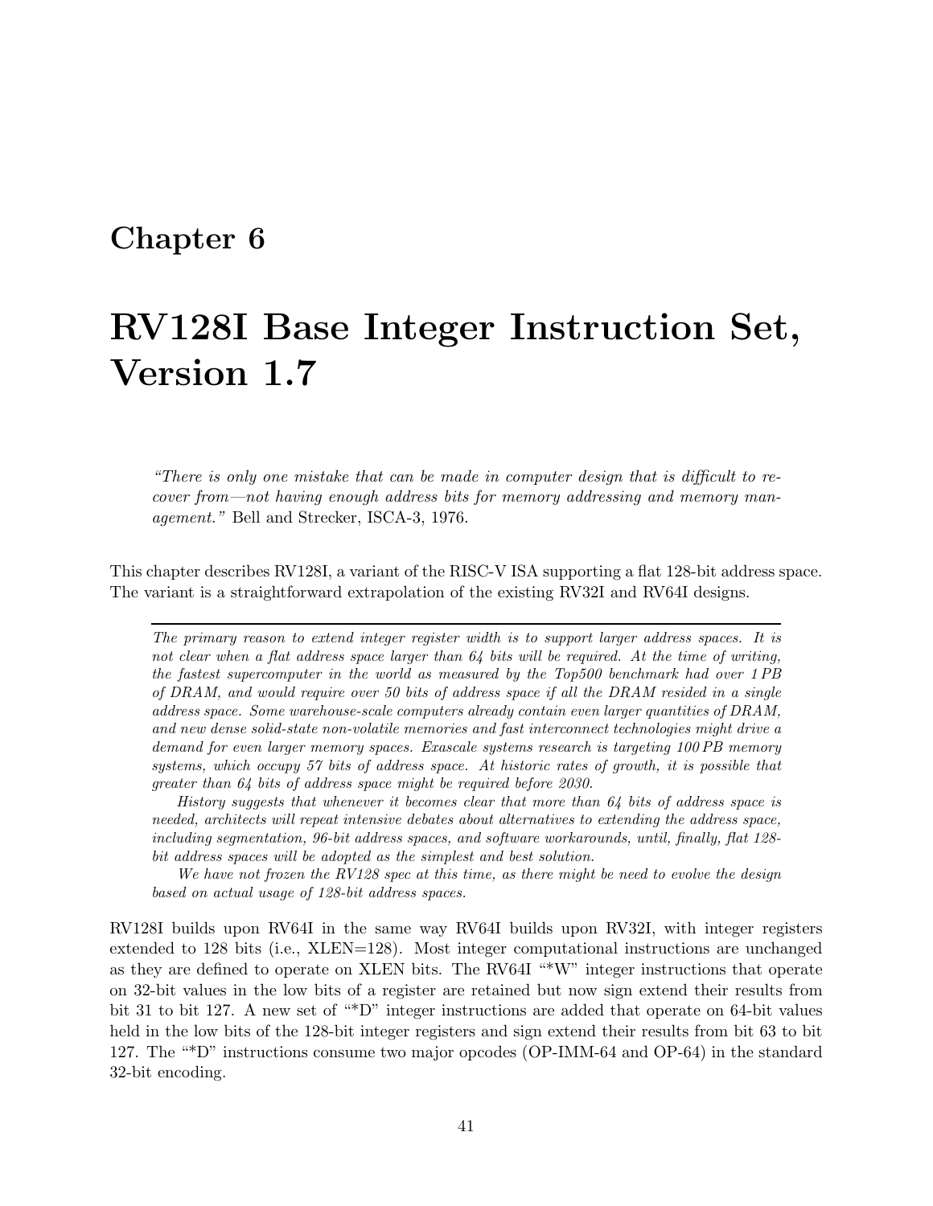# Chapter 6

# RV128I Base Integer Instruction Set, Version 1.7

> *"There is only one mistake that can be made in computer design that is difficult to recover from—not having enough address bits for memory addressing and memory management."* Bell and Strecker, ISCA-3, 1976.

This chapter describes RV128I, a variant of the RISC-V ISA supporting a flat 128-bit address space. The variant is a straightforward extrapolation of the existing RV32I and RV64I designs.

---

*The primary reason to extend integer register width is to support larger address spaces. It is not clear when a flat address space larger than 64 bits will be required. At the time of writing, the fastest supercomputer in the world as measured by the Top500 benchmark had over 1 PB of DRAM, and would require over 50 bits of address space if all the DRAM resided in a single address space. Some warehouse-scale computers already contain even larger quantities of DRAM, and new dense solid-state non-volatile memories and fast interconnect technologies might drive a demand for even larger memory spaces. Exascale systems research is targeting 100 PB memory systems, which occupy 57 bits of address space. At historic rates of growth, it is possible that greater than 64 bits of address space might be required before 2030.*

*History suggests that whenever it becomes clear that more than 64 bits of address space is needed, architects will repeat intensive debates about alternatives to extending the address space, including segmentation, 96-bit address spaces, and software workarounds, until, finally, flat 128-bit address spaces will be adopted as the simplest and best solution.*

*We have not frozen the RV128 spec at this time, as there might be need to evolve the design based on actual usage of 128-bit address spaces.*

---

RV128I builds upon RV64I in the same way RV64I builds upon RV32I, with integer registers extended to 128 bits (i.e., XLEN=128). Most integer computational instructions are unchanged as they are defined to operate on XLEN bits. The RV64I "*W" integer instructions that operate on 32-bit values in the low bits of a register are retained but now sign extend their results from bit 31 to bit 127. A new set of "*D" integer instructions are added that operate on 64-bit values held in the low bits of the 128-bit integer registers and sign extend their results from bit 63 to bit 127. The "*D" instructions consume two major opcodes (OP-IMM-64 and OP-64) in the standard 32-bit encoding.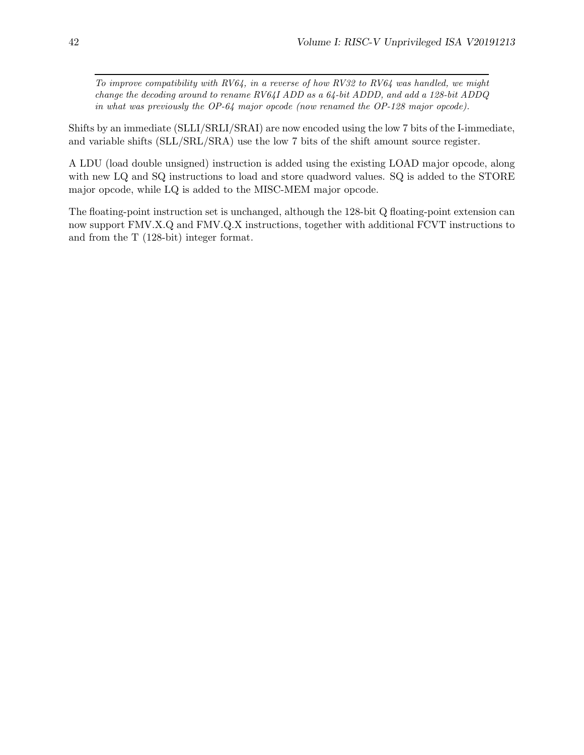*To improve compatibility with RV64, in a reverse of how RV32 to RV64 was handled, we might change the decoding around to rename RV64I ADD as a 64-bit ADDD, and add a 128-bit ADDQ in what was previously the OP-64 major opcode (now renamed the OP-128 major opcode).*

Shifts by an immediate (SLLI/SRLI/SRAI) are now encoded using the low 7 bits of the I-immediate, and variable shifts (SLL/SRL/SRA) use the low 7 bits of the shift amount source register.

A LDU (load double unsigned) instruction is added using the existing LOAD major opcode, along with new LQ and SQ instructions to load and store quadword values. SQ is added to the STORE major opcode, while LQ is added to the MISC-MEM major opcode.

The floating-point instruction set is unchanged, although the 128-bit Q floating-point extension can now support FMV.X.Q and FMV.Q.X instructions, together with additional FCVT instructions to and from the T (128-bit) integer format.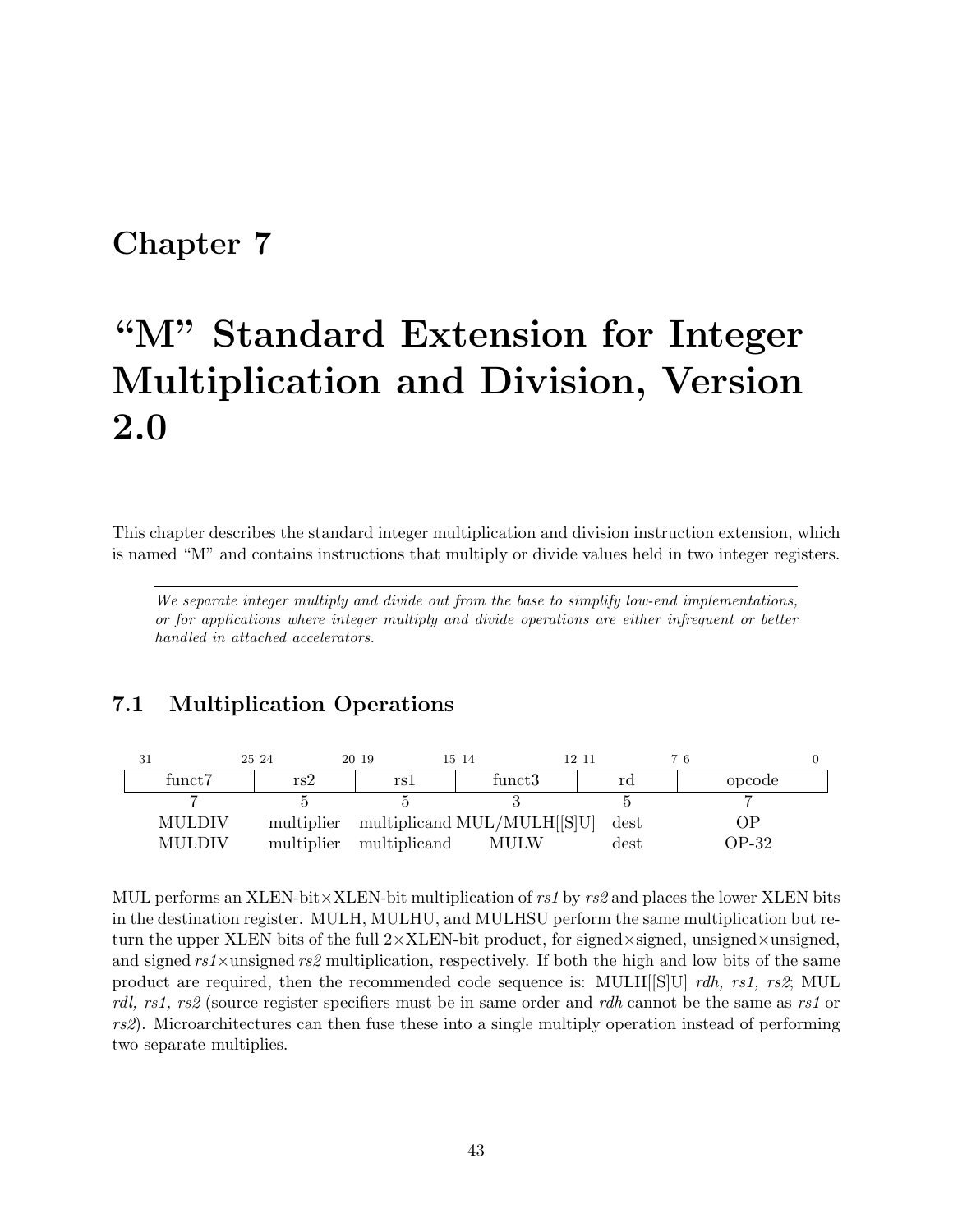# Chapter 7

# "M" Standard Extension for Integer Multiplication and Division, Version 2.0

This chapter describes the standard integer multiplication and division instruction extension, which is named "M" and contains instructions that multiply or divide values held in two integer registers.

---

*We separate integer multiply and divide out from the base to simplify low-end implementations, or for applications where integer multiply and divide operations are either infrequent or better handled in attached accelerators.*

---

## 7.1 Multiplication Operations

| 31–25 | 24–20 | 19–15 | 14–12 | 11–7 | 6–0 |
|---|---|---|---|---|---|
| funct7 | rs2 | rs1 | funct3 | rd | opcode |
| 7 | 5 | 5 | 3 | 5 | 7 |
| MULDIV | multiplier | multiplicand | MUL/MULH[[S]U] | dest | OP |
| MULDIV | multiplier | multiplicand | MULW | dest | OP-32 |

MUL performs an XLEN-bit×XLEN-bit multiplication of *rs1* by *rs2* and places the lower XLEN bits in the destination register. MULH, MULHU, and MULHSU perform the same multiplication but return the upper XLEN bits of the full 2×XLEN-bit product, for signed×signed, unsigned×unsigned, and signed *rs1*×unsigned *rs2* multiplication, respectively. If both the high and low bits of the same product are required, then the recommended code sequence is: MULH[[S]U] *rdh, rs1, rs2*; MUL *rdl, rs1, rs2* (source register specifiers must be in same order and *rdh* cannot be the same as *rs1* or *rs2*). Microarchitectures can then fuse these into a single multiply operation instead of performing two separate multiplies.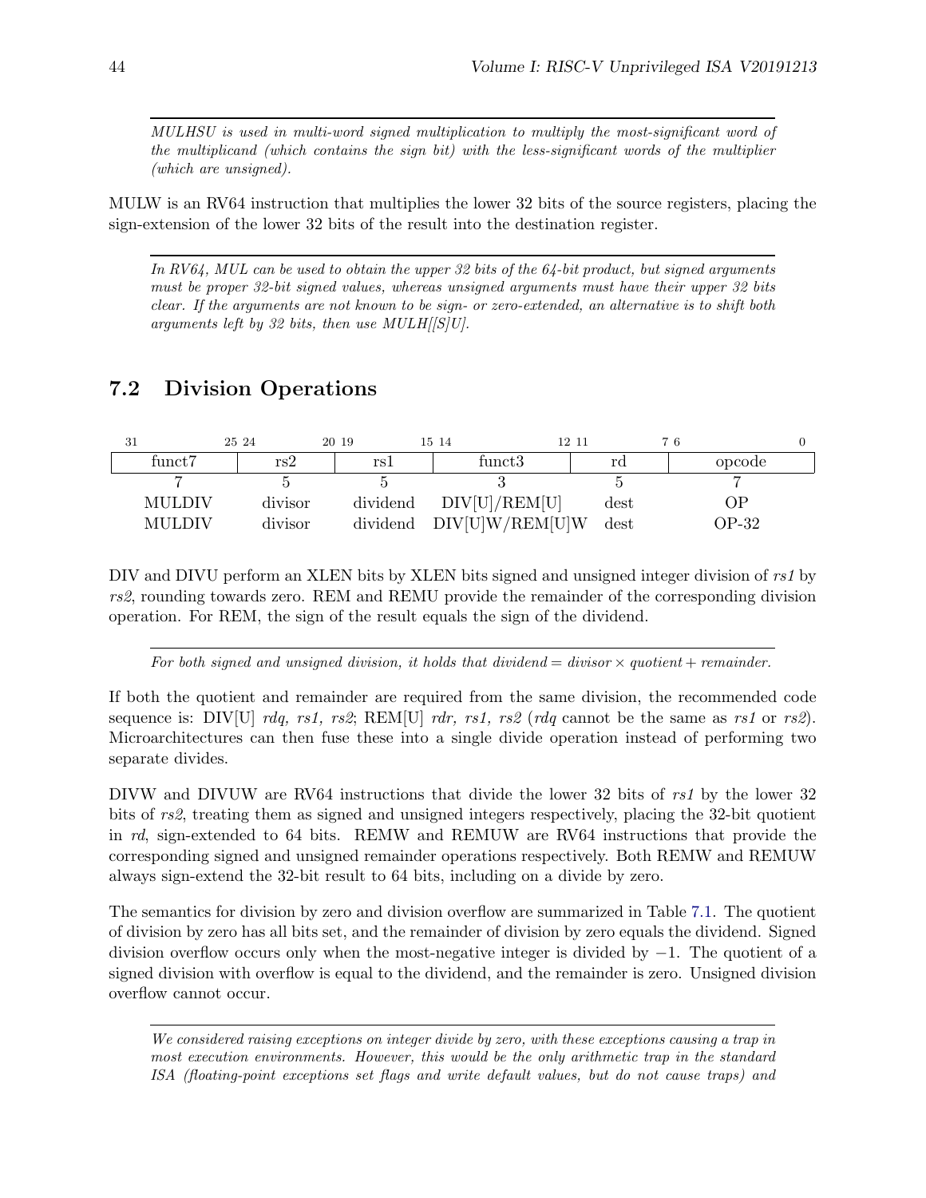*MULHSU is used in multi-word signed multiplication to multiply the most-significant word of the multiplicand (which contains the sign bit) with the less-significant words of the multiplier (which are unsigned).*

MULW is an RV64 instruction that multiplies the lower 32 bits of the source registers, placing the sign-extension of the lower 32 bits of the result into the destination register.

*In RV64, MUL can be used to obtain the upper 32 bits of the 64-bit product, but signed arguments must be proper 32-bit signed values, whereas unsigned arguments must have their upper 32 bits clear. If the arguments are not known to be sign- or zero-extended, an alternative is to shift both arguments left by 32 bits, then use MULH[[S]U].*

## 7.2 Division Operations

| 31 — 25 | 24 — 20 | 19 — 15 | 14 — 12 | 11 — 7 | 6 — 0 |
|---|---|---|---|---|---|
| funct7 | rs2 | rs1 | funct3 | rd | opcode |
| 7 | 5 | 5 | 3 | 5 | 7 |
| MULDIV | divisor | dividend | DIV[U]/REM[U] | dest | OP |
| MULDIV | divisor | dividend | DIV[U]W/REM[U]W | dest | OP-32 |

DIV and DIVU perform an XLEN bits by XLEN bits signed and unsigned integer division of *rs1* by *rs2*, rounding towards zero. REM and REMU provide the remainder of the corresponding division operation. For REM, the sign of the result equals the sign of the dividend.

*For both signed and unsigned division, it holds that dividend = divisor × quotient + remainder.*

If both the quotient and remainder are required from the same division, the recommended code sequence is: DIV[U] *rdq, rs1, rs2*; REM[U] *rdr, rs1, rs2* (*rdq* cannot be the same as *rs1* or *rs2*). Microarchitectures can then fuse these into a single divide operation instead of performing two separate divides.

DIVW and DIVUW are RV64 instructions that divide the lower 32 bits of *rs1* by the lower 32 bits of *rs2*, treating them as signed and unsigned integers respectively, placing the 32-bit quotient in *rd*, sign-extended to 64 bits. REMW and REMUW are RV64 instructions that provide the corresponding signed and unsigned remainder operations respectively. Both REMW and REMUW always sign-extend the 32-bit result to 64 bits, including on a divide by zero.

The semantics for division by zero and division overflow are summarized in Table 7.1. The quotient of division by zero has all bits set, and the remainder of division by zero equals the dividend. Signed division overflow occurs only when the most-negative integer is divided by $-1$. The quotient of a signed division with overflow is equal to the dividend, and the remainder is zero. Unsigned division overflow cannot occur.

*We considered raising exceptions on integer divide by zero, with these exceptions causing a trap in most execution environments. However, this would be the only arithmetic trap in the standard ISA (floating-point exceptions set flags and write default values, but do not cause traps) and*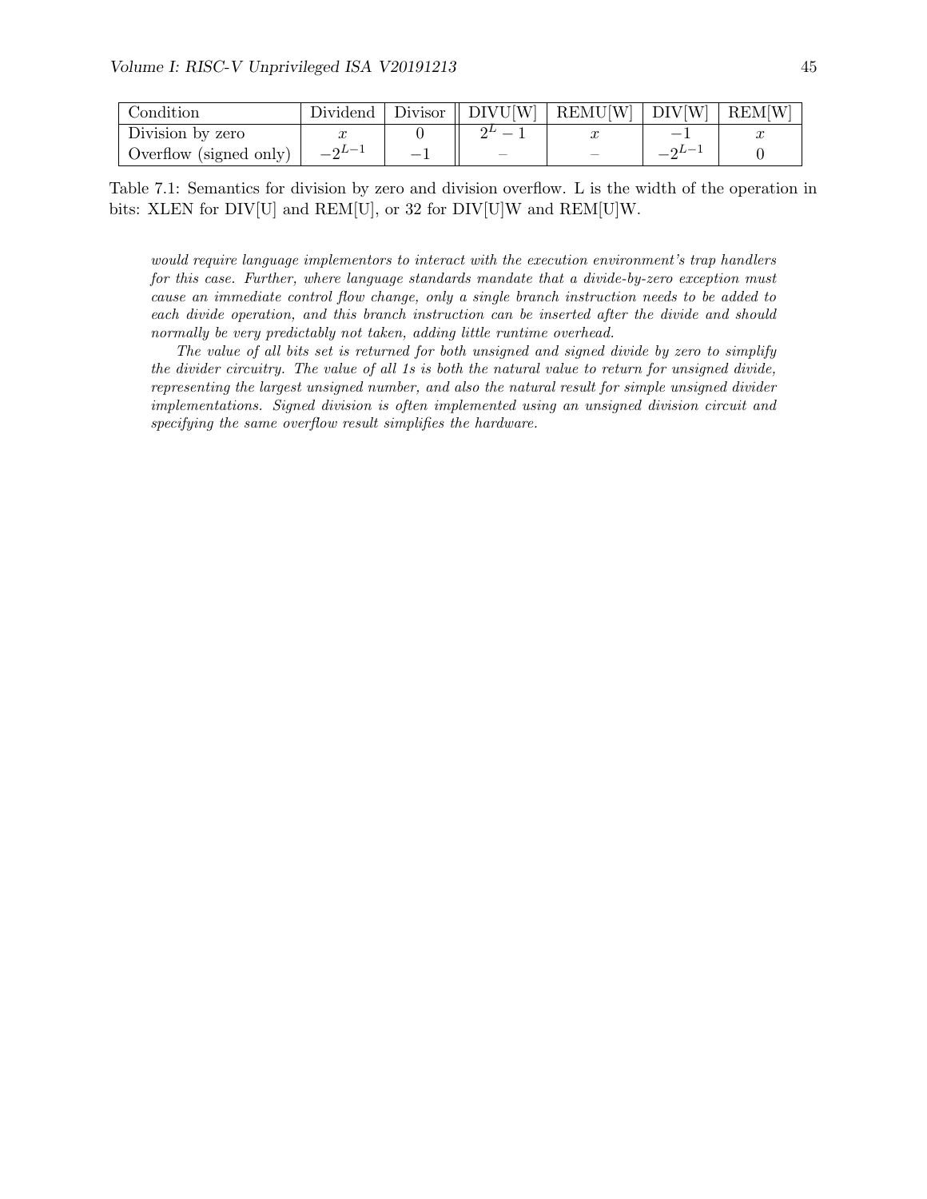| Condition | Dividend | Divisor | DIVU[W] | REMU[W] | DIV[W] | REM[W] |
|---|---|---|---|---|---|---|
| Division by zero | $x$ | 0 | $2^L - 1$ | $x$ | $-1$ | $x$ |
| Overflow (signed only) | $-2^{L-1}$ | $-1$ | – | – | $-2^{L-1}$ | 0 |

Table 7.1: Semantics for division by zero and division overflow. L is the width of the operation in bits: XLEN for DIV[U] and REM[U], or 32 for DIV[U]W and REM[U]W.

*would require language implementors to interact with the execution environment's trap handlers for this case. Further, where language standards mandate that a divide-by-zero exception must cause an immediate control flow change, only a single branch instruction needs to be added to each divide operation, and this branch instruction can be inserted after the divide and should normally be very predictably not taken, adding little runtime overhead.*

*The value of all bits set is returned for both unsigned and signed divide by zero to simplify the divider circuitry. The value of all 1s is both the natural value to return for unsigned divide, representing the largest unsigned number, and also the natural result for simple unsigned divider implementations. Signed division is often implemented using an unsigned division circuit and specifying the same overflow result simplifies the hardware.*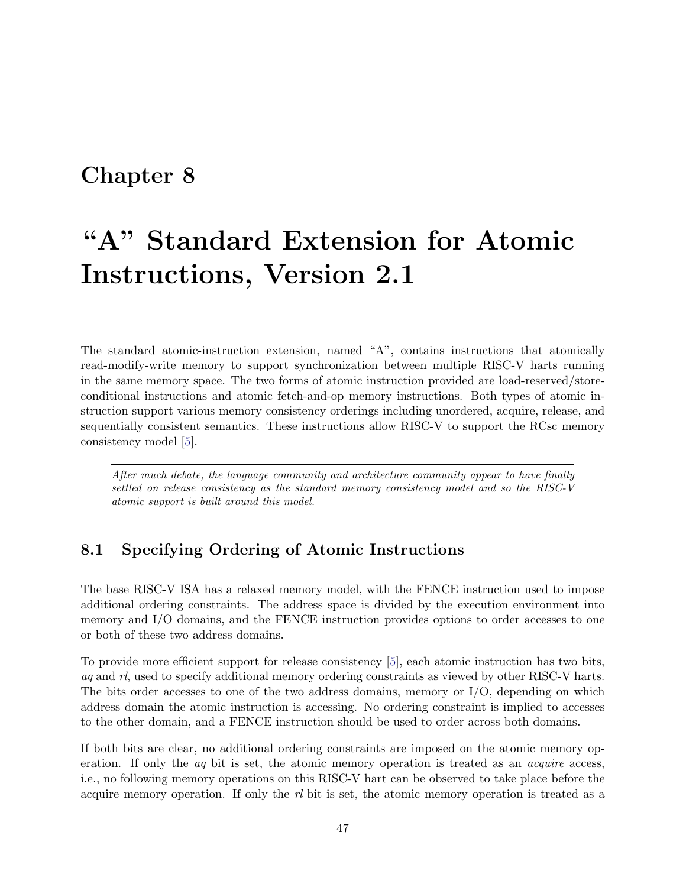# Chapter 8

# "A" Standard Extension for Atomic Instructions, Version 2.1

The standard atomic-instruction extension, named "A", contains instructions that atomically read-modify-write memory to support synchronization between multiple RISC-V harts running in the same memory space. The two forms of atomic instruction provided are load-reserved/store-conditional instructions and atomic fetch-and-op memory instructions. Both types of atomic instruction support various memory consistency orderings including unordered, acquire, release, and sequentially consistent semantics. These instructions allow RISC-V to support the RCsc memory consistency model [5].

---

*After much debate, the language community and architecture community appear to have finally settled on release consistency as the standard memory consistency model and so the RISC-V atomic support is built around this model.*

## 8.1 Specifying Ordering of Atomic Instructions

The base RISC-V ISA has a relaxed memory model, with the FENCE instruction used to impose additional ordering constraints. The address space is divided by the execution environment into memory and I/O domains, and the FENCE instruction provides options to order accesses to one or both of these two address domains.

To provide more efficient support for release consistency [5], each atomic instruction has two bits, *aq* and *rl*, used to specify additional memory ordering constraints as viewed by other RISC-V harts. The bits order accesses to one of the two address domains, memory or I/O, depending on which address domain the atomic instruction is accessing. No ordering constraint is implied to accesses to the other domain, and a FENCE instruction should be used to order across both domains.

If both bits are clear, no additional ordering constraints are imposed on the atomic memory operation. If only the *aq* bit is set, the atomic memory operation is treated as an *acquire* access, i.e., no following memory operations on this RISC-V hart can be observed to take place before the acquire memory operation. If only the *rl* bit is set, the atomic memory operation is treated as a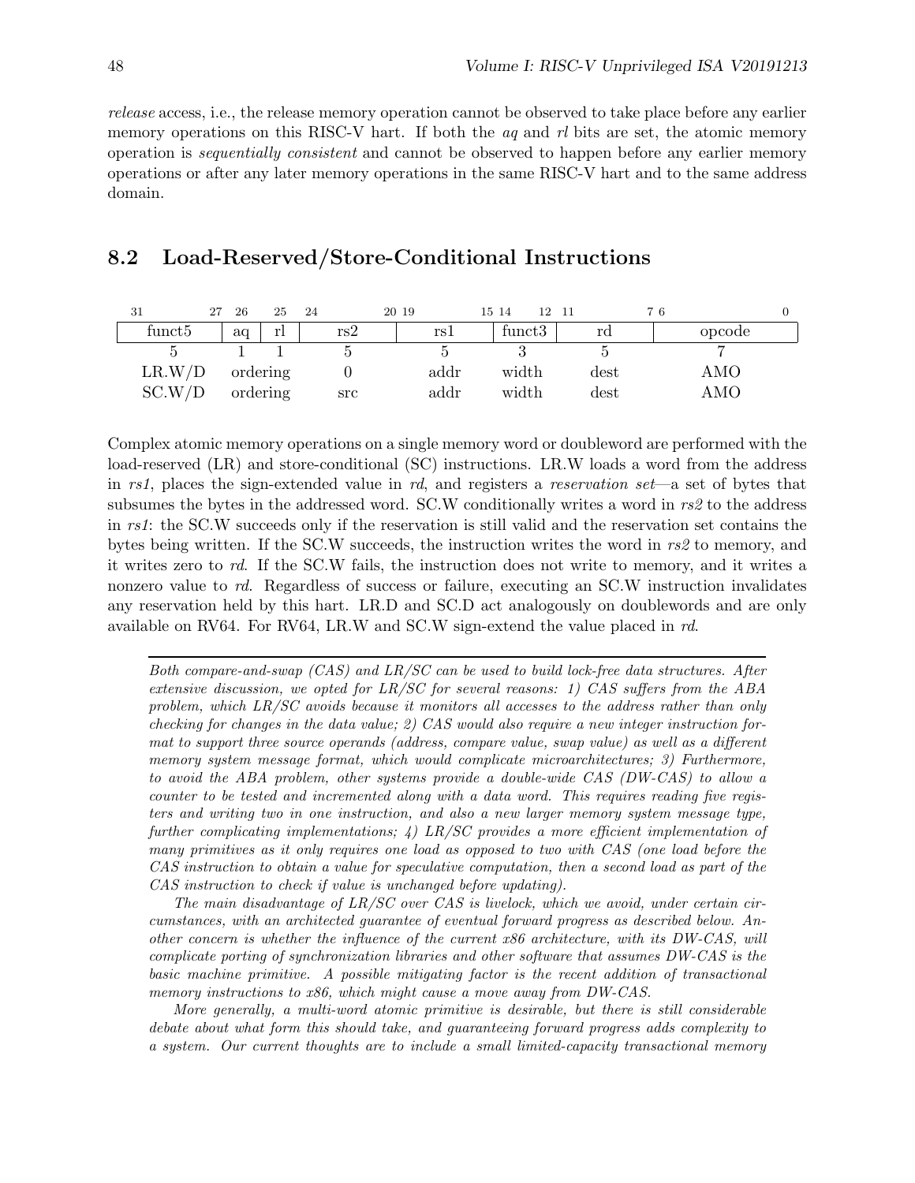*release* access, i.e., the release memory operation cannot be observed to take place before any earlier memory operations on this RISC-V hart. If both the *aq* and *rl* bits are set, the atomic memory operation is *sequentially consistent* and cannot be observed to happen before any earlier memory operations or after any later memory operations in the same RISC-V hart and to the same address domain.

## 8.2 Load-Reserved/Store-Conditional Instructions

| 31 27 | 26 | 25 | 24 20 | 19 15 | 14 12 | 11 7 | 6 0 |
|---|---|---|---|---|---|---|---|
| funct5 | aq | rl | rs2 | rs1 | funct3 | rd | opcode |
| 5 | 1 | 1 | 5 | 5 | 3 | 5 | 7 |
| LR.W/D | ordering | | 0 | addr | width | dest | AMO |
| SC.W/D | ordering | | src | addr | width | dest | AMO |

Complex atomic memory operations on a single memory word or doubleword are performed with the load-reserved (LR) and store-conditional (SC) instructions. LR.W loads a word from the address in *rs1*, places the sign-extended value in *rd*, and registers a *reservation set*—a set of bytes that subsumes the bytes in the addressed word. SC.W conditionally writes a word in *rs2* to the address in *rs1*: the SC.W succeeds only if the reservation is still valid and the reservation set contains the bytes being written. If the SC.W succeeds, the instruction writes the word in *rs2* to memory, and it writes zero to *rd*. If the SC.W fails, the instruction does not write to memory, and it writes a nonzero value to *rd*. Regardless of success or failure, executing an SC.W instruction invalidates any reservation held by this hart. LR.D and SC.D act analogously on doublewords and are only available on RV64. For RV64, LR.W and SC.W sign-extend the value placed in *rd*.

---

*Both compare-and-swap (CAS) and LR/SC can be used to build lock-free data structures. After extensive discussion, we opted for LR/SC for several reasons: 1) CAS suffers from the ABA problem, which LR/SC avoids because it monitors all accesses to the address rather than only checking for changes in the data value; 2) CAS would also require a new integer instruction format to support three source operands (address, compare value, swap value) as well as a different memory system message format, which would complicate microarchitectures; 3) Furthermore, to avoid the ABA problem, other systems provide a double-wide CAS (DW-CAS) to allow a counter to be tested and incremented along with a data word. This requires reading five registers and writing two in one instruction, and also a new larger memory system message type, further complicating implementations; 4) LR/SC provides a more efficient implementation of many primitives as it only requires one load as opposed to two with CAS (one load before the CAS instruction to obtain a value for speculative computation, then a second load as part of the CAS instruction to check if value is unchanged before updating).*

*The main disadvantage of LR/SC over CAS is livelock, which we avoid, under certain circumstances, with an architected guarantee of eventual forward progress as described below. Another concern is whether the influence of the current x86 architecture, with its DW-CAS, will complicate porting of synchronization libraries and other software that assumes DW-CAS is the basic machine primitive. A possible mitigating factor is the recent addition of transactional memory instructions to x86, which might cause a move away from DW-CAS.*

*More generally, a multi-word atomic primitive is desirable, but there is still considerable debate about what form this should take, and guaranteeing forward progress adds complexity to a system. Our current thoughts are to include a small limited-capacity transactional memory*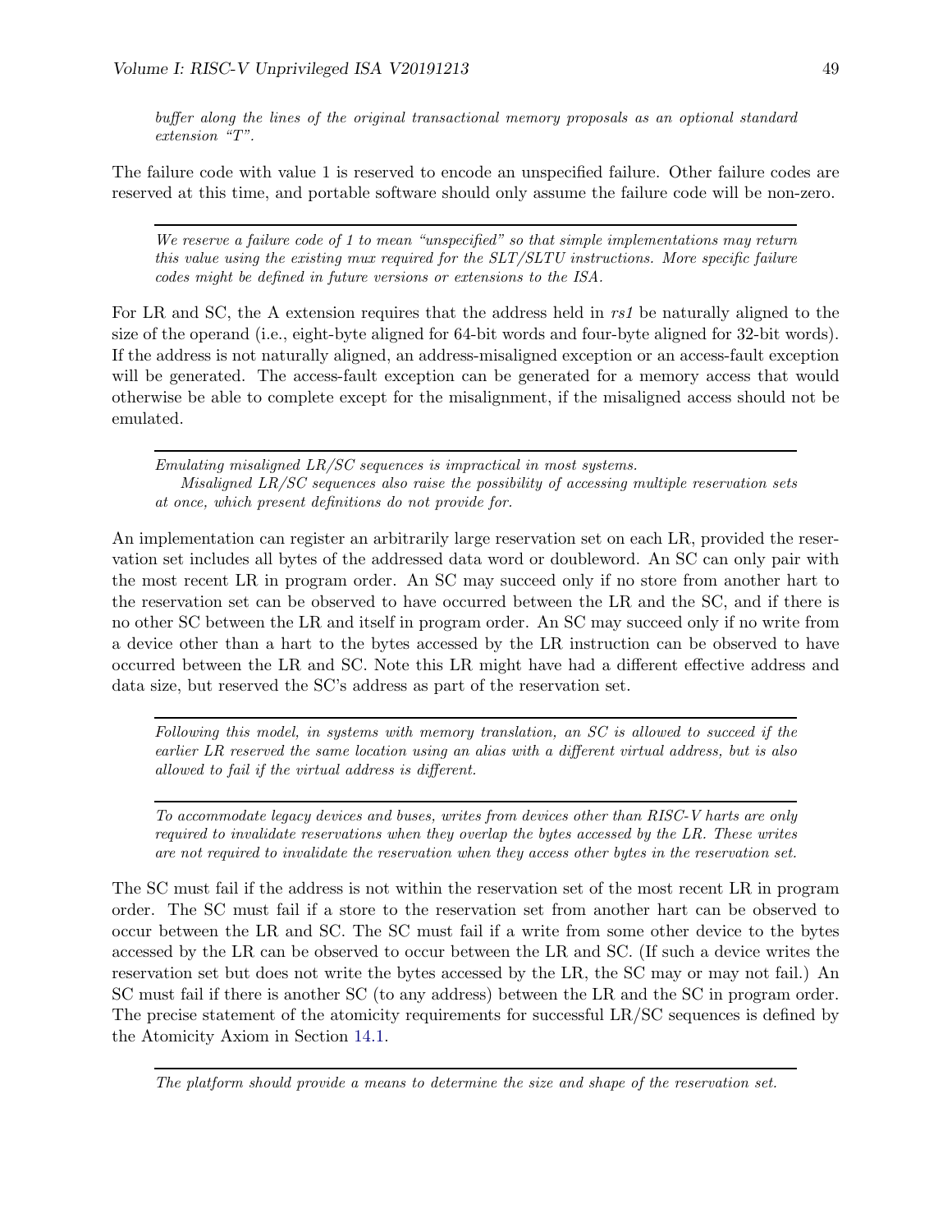*buffer along the lines of the original transactional memory proposals as an optional standard extension "T".*

The failure code with value 1 is reserved to encode an unspecified failure. Other failure codes are reserved at this time, and portable software should only assume the failure code will be non-zero.

---

*We reserve a failure code of 1 to mean "unspecified" so that simple implementations may return this value using the existing mux required for the SLT/SLTU instructions. More specific failure codes might be defined in future versions or extensions to the ISA.*

For LR and SC, the A extension requires that the address held in *rs1* be naturally aligned to the size of the operand (i.e., eight-byte aligned for 64-bit words and four-byte aligned for 32-bit words). If the address is not naturally aligned, an address-misaligned exception or an access-fault exception will be generated. The access-fault exception can be generated for a memory access that would otherwise be able to complete except for the misalignment, if the misaligned access should not be emulated.

---

*Emulating misaligned LR/SC sequences is impractical in most systems.*

*Misaligned LR/SC sequences also raise the possibility of accessing multiple reservation sets at once, which present definitions do not provide for.*

An implementation can register an arbitrarily large reservation set on each LR, provided the reservation set includes all bytes of the addressed data word or doubleword. An SC can only pair with the most recent LR in program order. An SC may succeed only if no store from another hart to the reservation set can be observed to have occurred between the LR and the SC, and if there is no other SC between the LR and itself in program order. An SC may succeed only if no write from a device other than a hart to the bytes accessed by the LR instruction can be observed to have occurred between the LR and SC. Note this LR might have had a different effective address and data size, but reserved the SC's address as part of the reservation set.

---

*Following this model, in systems with memory translation, an SC is allowed to succeed if the earlier LR reserved the same location using an alias with a different virtual address, but is also allowed to fail if the virtual address is different.*

---

*To accommodate legacy devices and buses, writes from devices other than RISC-V harts are only required to invalidate reservations when they overlap the bytes accessed by the LR. These writes are not required to invalidate the reservation when they access other bytes in the reservation set.*

The SC must fail if the address is not within the reservation set of the most recent LR in program order. The SC must fail if a store to the reservation set from another hart can be observed to occur between the LR and SC. The SC must fail if a write from some other device to the bytes accessed by the LR can be observed to occur between the LR and SC. (If such a device writes the reservation set but does not write the bytes accessed by the LR, the SC may or may not fail.) An SC must fail if there is another SC (to any address) between the LR and the SC in program order. The precise statement of the atomicity requirements for successful LR/SC sequences is defined by the Atomicity Axiom in Section 14.1.

---

*The platform should provide a means to determine the size and shape of the reservation set.*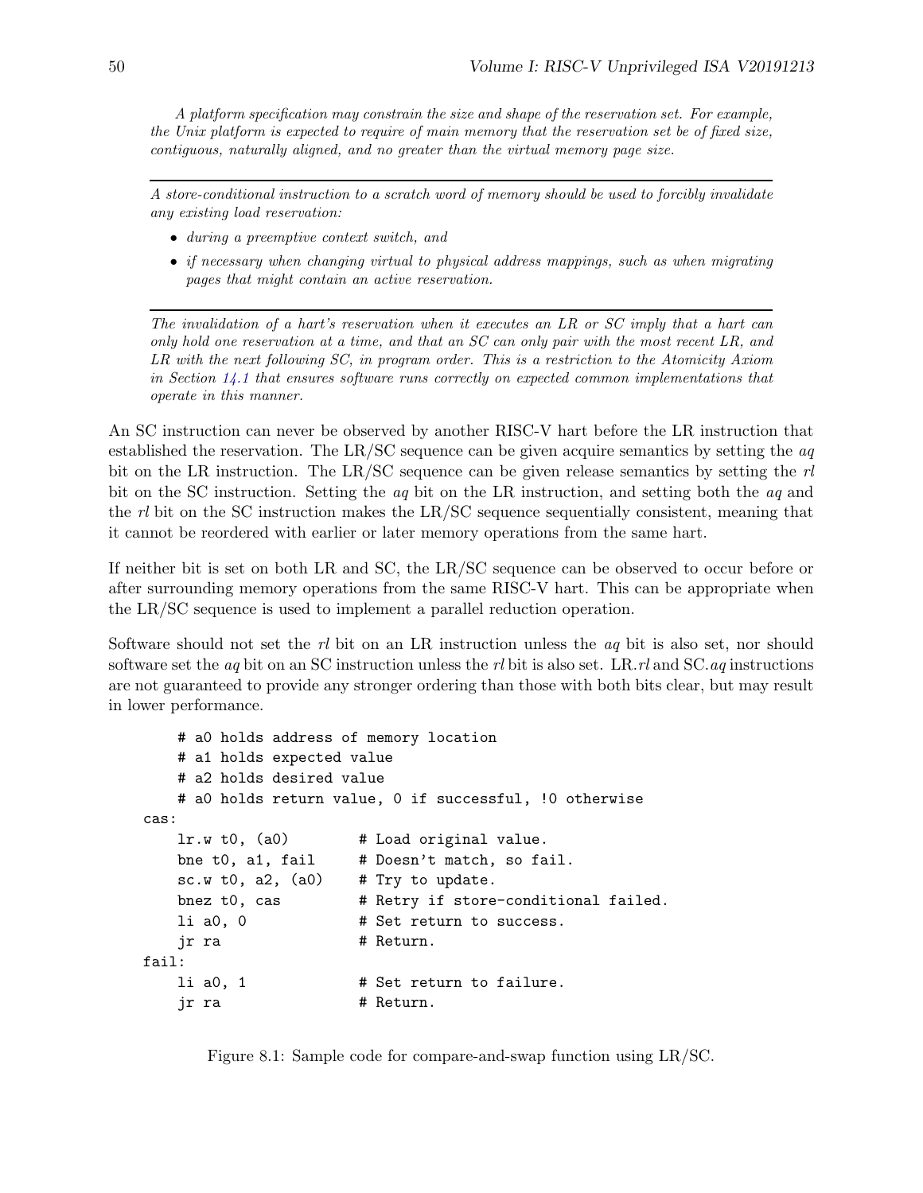*A platform specification may constrain the size and shape of the reservation set. For example, the Unix platform is expected to require of main memory that the reservation set be of fixed size, contiguous, naturally aligned, and no greater than the virtual memory page size.*

---

*A store-conditional instruction to a scratch word of memory should be used to forcibly invalidate any existing load reservation:*

- *during a preemptive context switch, and*
- *if necessary when changing virtual to physical address mappings, such as when migrating pages that might contain an active reservation.*

---

*The invalidation of a hart's reservation when it executes an LR or SC imply that a hart can only hold one reservation at a time, and that an SC can only pair with the most recent LR, and LR with the next following SC, in program order. This is a restriction to the Atomicity Axiom in Section 14.1 that ensures software runs correctly on expected common implementations that operate in this manner.*

An SC instruction can never be observed by another RISC-V hart before the LR instruction that established the reservation. The LR/SC sequence can be given acquire semantics by setting the *aq* bit on the LR instruction. The LR/SC sequence can be given release semantics by setting the *rl* bit on the SC instruction. Setting the *aq* bit on the LR instruction, and setting both the *aq* and the *rl* bit on the SC instruction makes the LR/SC sequence sequentially consistent, meaning that it cannot be reordered with earlier or later memory operations from the same hart.

If neither bit is set on both LR and SC, the LR/SC sequence can be observed to occur before or after surrounding memory operations from the same RISC-V hart. This can be appropriate when the LR/SC sequence is used to implement a parallel reduction operation.

Software should not set the *rl* bit on an LR instruction unless the *aq* bit is also set, nor should software set the *aq* bit on an SC instruction unless the *rl* bit is also set. LR.*rl* and SC.*aq* instructions are not guaranteed to provide any stronger ordering than those with both bits clear, but may result in lower performance.

```
    # a0 holds address of memory location
    # a1 holds expected value
    # a2 holds desired value
    # a0 holds return value, 0 if successful, !0 otherwise
cas:
    lr.w t0, (a0)        # Load original value.
    bne t0, a1, fail     # Doesn't match, so fail.
    sc.w t0, a2, (a0)    # Try to update.
    bnez t0, cas         # Retry if store-conditional failed.
    li a0, 0             # Set return to success.
    jr ra                # Return.
fail:
    li a0, 1             # Set return to failure.
    jr ra                # Return.
```

Figure 8.1: Sample code for compare-and-swap function using LR/SC.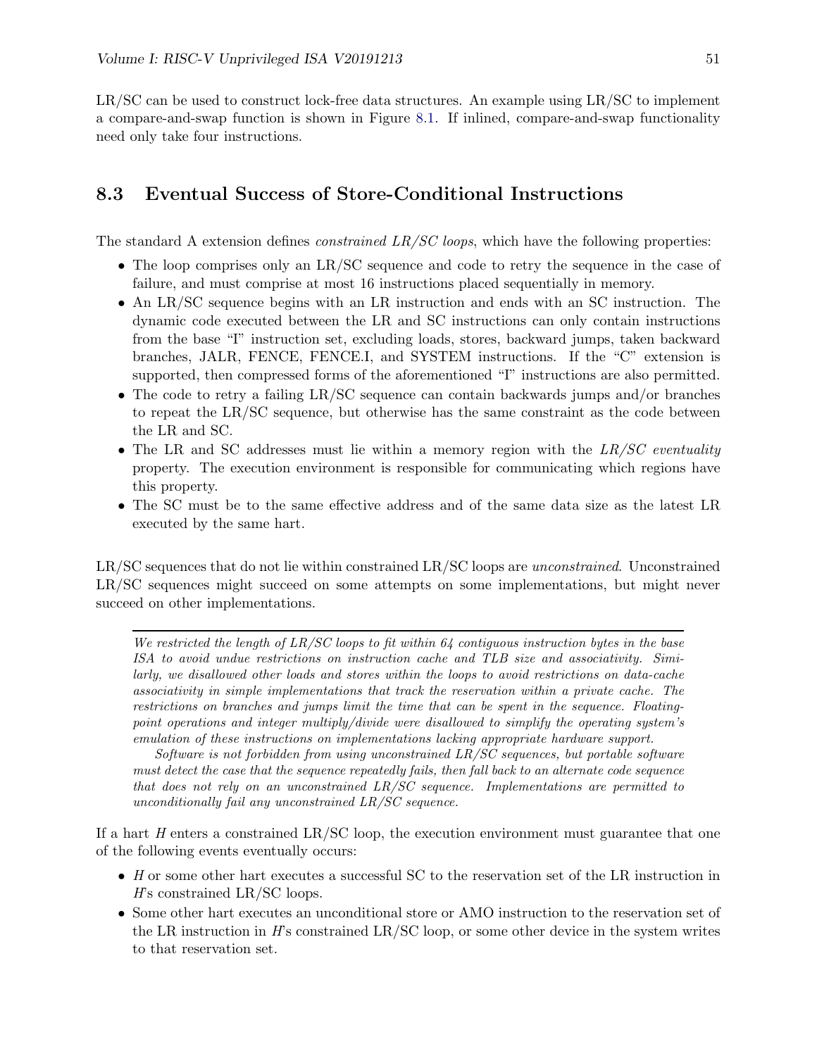LR/SC can be used to construct lock-free data structures. An example using LR/SC to implement a compare-and-swap function is shown in Figure 8.1. If inlined, compare-and-swap functionality need only take four instructions.

## 8.3 Eventual Success of Store-Conditional Instructions

The standard A extension defines *constrained LR/SC loops*, which have the following properties:

- The loop comprises only an LR/SC sequence and code to retry the sequence in the case of failure, and must comprise at most 16 instructions placed sequentially in memory.
- An LR/SC sequence begins with an LR instruction and ends with an SC instruction. The dynamic code executed between the LR and SC instructions can only contain instructions from the base "I" instruction set, excluding loads, stores, backward jumps, taken backward branches, JALR, FENCE, FENCE.I, and SYSTEM instructions. If the "C" extension is supported, then compressed forms of the aforementioned "I" instructions are also permitted.
- The code to retry a failing LR/SC sequence can contain backwards jumps and/or branches to repeat the LR/SC sequence, but otherwise has the same constraint as the code between the LR and SC.
- The LR and SC addresses must lie within a memory region with the *LR/SC eventuality* property. The execution environment is responsible for communicating which regions have this property.
- The SC must be to the same effective address and of the same data size as the latest LR executed by the same hart.

LR/SC sequences that do not lie within constrained LR/SC loops are *unconstrained*. Unconstrained LR/SC sequences might succeed on some attempts on some implementations, but might never succeed on other implementations.

---

*We restricted the length of LR/SC loops to fit within 64 contiguous instruction bytes in the base ISA to avoid undue restrictions on instruction cache and TLB size and associativity. Similarly, we disallowed other loads and stores within the loops to avoid restrictions on data-cache associativity in simple implementations that track the reservation within a private cache. The restrictions on branches and jumps limit the time that can be spent in the sequence. Floating-point operations and integer multiply/divide were disallowed to simplify the operating system's emulation of these instructions on implementations lacking appropriate hardware support.*

*Software is not forbidden from using unconstrained LR/SC sequences, but portable software must detect the case that the sequence repeatedly fails, then fall back to an alternate code sequence that does not rely on an unconstrained LR/SC sequence. Implementations are permitted to unconditionally fail any unconstrained LR/SC sequence.*

If a hart *H* enters a constrained LR/SC loop, the execution environment must guarantee that one of the following events eventually occurs:

- *H* or some other hart executes a successful SC to the reservation set of the LR instruction in *H*'s constrained LR/SC loops.
- Some other hart executes an unconditional store or AMO instruction to the reservation set of the LR instruction in *H*'s constrained LR/SC loop, or some other device in the system writes to that reservation set.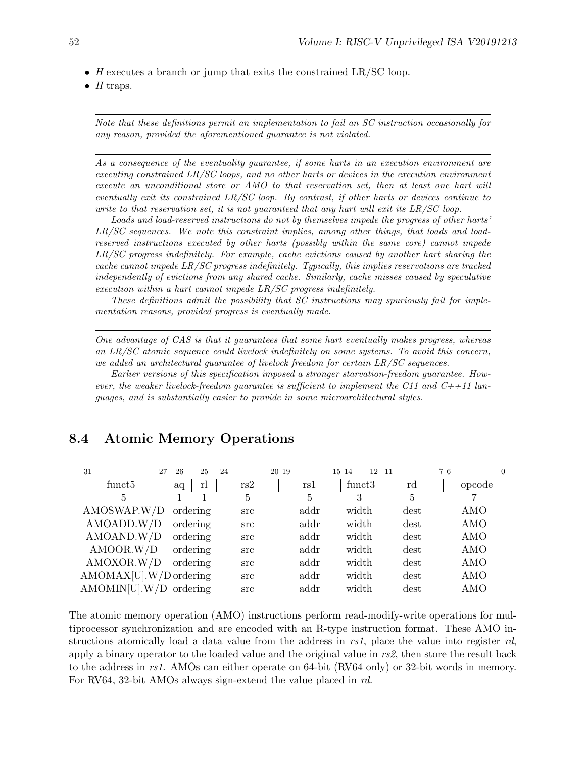- *H* executes a branch or jump that exits the constrained LR/SC loop.
- *H* traps.

---

*Note that these definitions permit an implementation to fail an SC instruction occasionally for any reason, provided the aforementioned guarantee is not violated.*

---

*As a consequence of the eventuality guarantee, if some harts in an execution environment are executing constrained LR/SC loops, and no other harts or devices in the execution environment execute an unconditional store or AMO to that reservation set, then at least one hart will eventually exit its constrained LR/SC loop. By contrast, if other harts or devices continue to write to that reservation set, it is not guaranteed that any hart will exit its LR/SC loop.*

*Loads and load-reserved instructions do not by themselves impede the progress of other harts' LR/SC sequences. We note this constraint implies, among other things, that loads and load-reserved instructions executed by other harts (possibly within the same core) cannot impede LR/SC progress indefinitely. For example, cache evictions caused by another hart sharing the cache cannot impede LR/SC progress indefinitely. Typically, this implies reservations are tracked independently of evictions from any shared cache. Similarly, cache misses caused by speculative execution within a hart cannot impede LR/SC progress indefinitely.*

*These definitions admit the possibility that SC instructions may spuriously fail for implementation reasons, provided progress is eventually made.*

---

*One advantage of CAS is that it guarantees that some hart eventually makes progress, whereas an LR/SC atomic sequence could livelock indefinitely on some systems. To avoid this concern, we added an architectural guarantee of livelock freedom for certain LR/SC sequences.*

*Earlier versions of this specification imposed a stronger starvation-freedom guarantee. However, the weaker livelock-freedom guarantee is sufficient to implement the C11 and C++11 languages, and is substantially easier to provide in some microarchitectural styles.*

## 8.4 Atomic Memory Operations

| 31–27 | 26 | 25 | 24–20 | 19–15 | 14–12 | 11–7 | 6–0 |
|---|---|---|---|---|---|---|---|
| funct5 | aq | rl | rs2 | rs1 | funct3 | rd | opcode |
| 5 | 1 | 1 | 5 | 5 | 3 | 5 | 7 |
| AMOSWAP.W/D | ordering | | src | addr | width | dest | AMO |
| AMOADD.W/D | ordering | | src | addr | width | dest | AMO |
| AMOAND.W/D | ordering | | src | addr | width | dest | AMO |
| AMOOR.W/D | ordering | | src | addr | width | dest | AMO |
| AMOXOR.W/D | ordering | | src | addr | width | dest | AMO |
| AMOMAX[U].W/D | ordering | | src | addr | width | dest | AMO |
| AMOMIN[U].W/D | ordering | | src | addr | width | dest | AMO |

The atomic memory operation (AMO) instructions perform read-modify-write operations for multiprocessor synchronization and are encoded with an R-type instruction format. These AMO instructions atomically load a data value from the address in *rs1*, place the value into register *rd*, apply a binary operator to the loaded value and the original value in *rs2*, then store the result back to the address in *rs1*. AMOs can either operate on 64-bit (RV64 only) or 32-bit words in memory. For RV64, 32-bit AMOs always sign-extend the value placed in *rd*.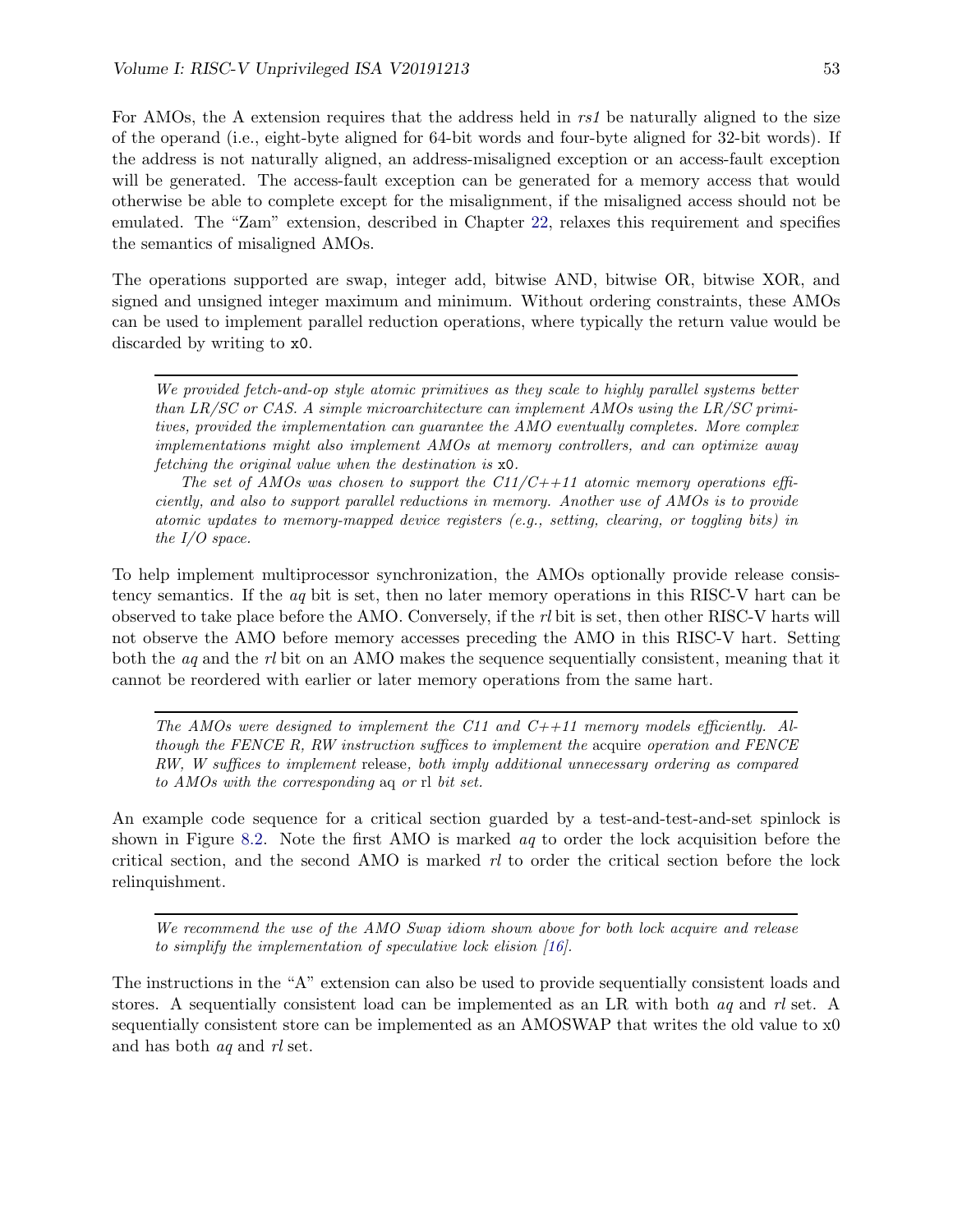For AMOs, the A extension requires that the address held in *rs1* be naturally aligned to the size of the operand (i.e., eight-byte aligned for 64-bit words and four-byte aligned for 32-bit words). If the address is not naturally aligned, an address-misaligned exception or an access-fault exception will be generated. The access-fault exception can be generated for a memory access that would otherwise be able to complete except for the misalignment, if the misaligned access should not be emulated. The "Zam" extension, described in Chapter 22, relaxes this requirement and specifies the semantics of misaligned AMOs.

The operations supported are swap, integer add, bitwise AND, bitwise OR, bitwise XOR, and signed and unsigned integer maximum and minimum. Without ordering constraints, these AMOs can be used to implement parallel reduction operations, where typically the return value would be discarded by writing to `x0`.

---

*We provided fetch-and-op style atomic primitives as they scale to highly parallel systems better than LR/SC or CAS. A simple microarchitecture can implement AMOs using the LR/SC primitives, provided the implementation can guarantee the AMO eventually completes. More complex implementations might also implement AMOs at memory controllers, and can optimize away fetching the original value when the destination is* `x0`.

*The set of AMOs was chosen to support the C11/C++11 atomic memory operations efficiently, and also to support parallel reductions in memory. Another use of AMOs is to provide atomic updates to memory-mapped device registers (e.g., setting, clearing, or toggling bits) in the I/O space.*

---

To help implement multiprocessor synchronization, the AMOs optionally provide release consistency semantics. If the *aq* bit is set, then no later memory operations in this RISC-V hart can be observed to take place before the AMO. Conversely, if the *rl* bit is set, then other RISC-V harts will not observe the AMO before memory accesses preceding the AMO in this RISC-V hart. Setting both the *aq* and the *rl* bit on an AMO makes the sequence sequentially consistent, meaning that it cannot be reordered with earlier or later memory operations from the same hart.

---

*The AMOs were designed to implement the C11 and C++11 memory models efficiently. Although the FENCE R, RW instruction suffices to implement the* acquire *operation and FENCE RW, W suffices to implement* release*, both imply additional unnecessary ordering as compared to AMOs with the corresponding* aq *or* rl *bit set.*

---

An example code sequence for a critical section guarded by a test-and-test-and-set spinlock is shown in Figure 8.2. Note the first AMO is marked *aq* to order the lock acquisition before the critical section, and the second AMO is marked *rl* to order the critical section before the lock relinquishment.

---

*We recommend the use of the AMO Swap idiom shown above for both lock acquire and release to simplify the implementation of speculative lock elision [16].*

---

The instructions in the "A" extension can also be used to provide sequentially consistent loads and stores. A sequentially consistent load can be implemented as an LR with both *aq* and *rl* set. A sequentially consistent store can be implemented as an AMOSWAP that writes the old value to x0 and has both *aq* and *rl* set.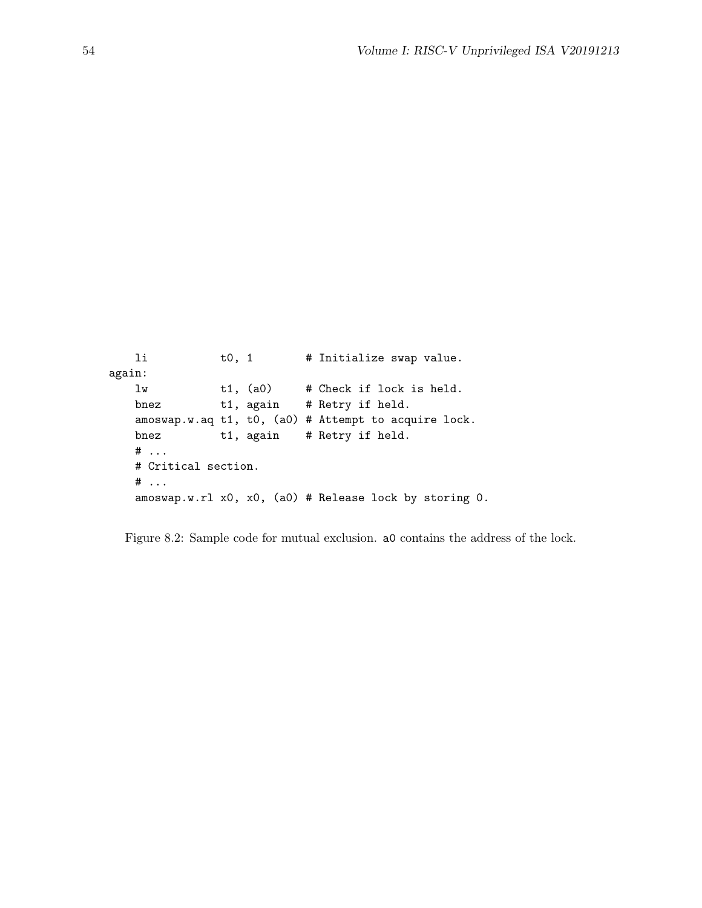```
    li           t0, 1        # Initialize swap value.
again:
    lw           t1, (a0)     # Check if lock is held.
    bnez         t1, again    # Retry if held.
    amoswap.w.aq t1, t0, (a0) # Attempt to acquire lock.
    bnez         t1, again    # Retry if held.
    # ...
    # Critical section.
    # ...
    amoswap.w.rl x0, x0, (a0) # Release lock by storing 0.
```

Figure 8.2: Sample code for mutual exclusion. `a0` contains the address of the lock.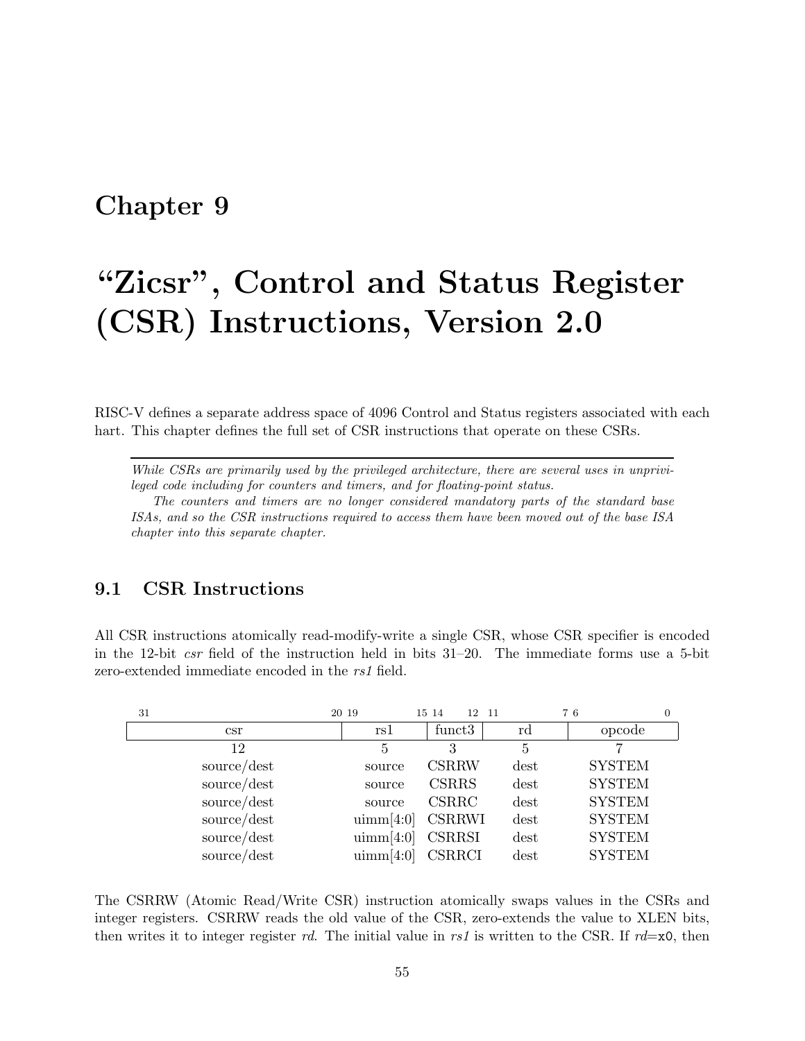# Chapter 9

# "Zicsr", Control and Status Register (CSR) Instructions, Version 2.0

RISC-V defines a separate address space of 4096 Control and Status registers associated with each hart. This chapter defines the full set of CSR instructions that operate on these CSRs.

*While CSRs are primarily used by the privileged architecture, there are several uses in unprivileged code including for counters and timers, and for floating-point status.*

*The counters and timers are no longer considered mandatory parts of the standard base ISAs, and so the CSR instructions required to access them have been moved out of the base ISA chapter into this separate chapter.*

## 9.1 CSR Instructions

All CSR instructions atomically read-modify-write a single CSR, whose CSR specifier is encoded in the 12-bit *csr* field of the instruction held in bits 31–20. The immediate forms use a 5-bit zero-extended immediate encoded in the *rs1* field.

| 31–20 | 19–15 | 14–12 | 11–7 | 6–0 |
|---|---|---|---|---|
| csr | rs1 | funct3 | rd | opcode |
| 12 | 5 | 3 | 5 | 7 |
| source/dest | source | CSRRW | dest | SYSTEM |
| source/dest | source | CSRRS | dest | SYSTEM |
| source/dest | source | CSRRC | dest | SYSTEM |
| source/dest | uimm[4:0] | CSRRWI | dest | SYSTEM |
| source/dest | uimm[4:0] | CSRRSI | dest | SYSTEM |
| source/dest | uimm[4:0] | CSRRCI | dest | SYSTEM |

The CSRRW (Atomic Read/Write CSR) instruction atomically swaps values in the CSRs and integer registers. CSRRW reads the old value of the CSR, zero-extends the value to XLEN bits, then writes it to integer register *rd*. The initial value in *rs1* is written to the CSR. If *rd*=`x0`, then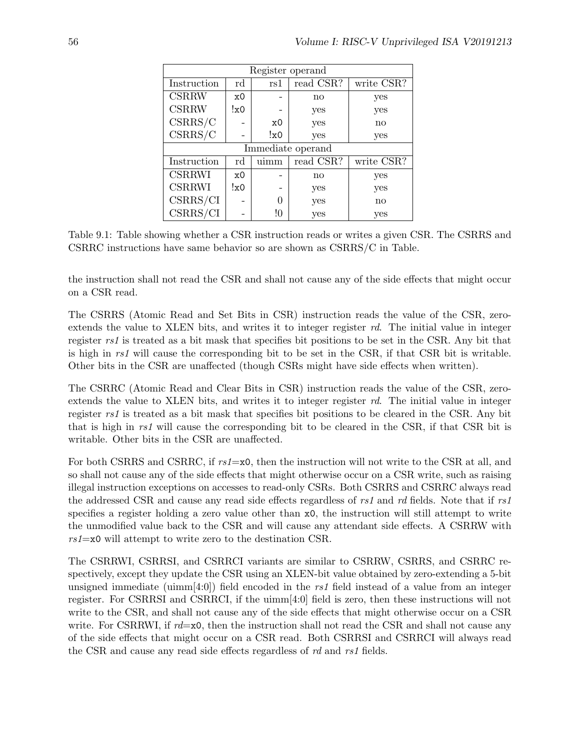| Register operand | | | | |
|---|---|---|---|---|
| Instruction | rd | rs1 | read CSR? | write CSR? |
| CSRRW | x0 | - | no | yes |
| CSRRW | !x0 | - | yes | yes |
| CSRRS/C | - | x0 | yes | no |
| CSRRS/C | - | !x0 | yes | yes |
| **Immediate operand** | | | | |
| Instruction | rd | uimm | read CSR? | write CSR? |
| CSRRWI | x0 | - | no | yes |
| CSRRWI | !x0 | - | yes | yes |
| CSRRS/CI | - | 0 | yes | no |
| CSRRS/CI | - | !0 | yes | yes |

Table 9.1: Table showing whether a CSR instruction reads or writes a given CSR. The CSRRS and CSRRC instructions have same behavior so are shown as CSRRS/C in Table.

the instruction shall not read the CSR and shall not cause any of the side effects that might occur on a CSR read.

The CSRRS (Atomic Read and Set Bits in CSR) instruction reads the value of the CSR, zero-extends the value to XLEN bits, and writes it to integer register *rd*. The initial value in integer register *rs1* is treated as a bit mask that specifies bit positions to be set in the CSR. Any bit that is high in *rs1* will cause the corresponding bit to be set in the CSR, if that CSR bit is writable. Other bits in the CSR are unaffected (though CSRs might have side effects when written).

The CSRRC (Atomic Read and Clear Bits in CSR) instruction reads the value of the CSR, zero-extends the value to XLEN bits, and writes it to integer register *rd*. The initial value in integer register *rs1* is treated as a bit mask that specifies bit positions to be cleared in the CSR. Any bit that is high in *rs1* will cause the corresponding bit to be cleared in the CSR, if that CSR bit is writable. Other bits in the CSR are unaffected.

For both CSRRS and CSRRC, if *rs1*=`x0`, then the instruction will not write to the CSR at all, and so shall not cause any of the side effects that might otherwise occur on a CSR write, such as raising illegal instruction exceptions on accesses to read-only CSRs. Both CSRRS and CSRRC always read the addressed CSR and cause any read side effects regardless of *rs1* and *rd* fields. Note that if *rs1* specifies a register holding a zero value other than `x0`, the instruction will still attempt to write the unmodified value back to the CSR and will cause any attendant side effects. A CSRRW with *rs1*=`x0` will attempt to write zero to the destination CSR.

The CSRRWI, CSRRSI, and CSRRCI variants are similar to CSRRW, CSRRS, and CSRRC respectively, except they update the CSR using an XLEN-bit value obtained by zero-extending a 5-bit unsigned immediate (uimm[4:0]) field encoded in the *rs1* field instead of a value from an integer register. For CSRRSI and CSRRCI, if the uimm[4:0] field is zero, then these instructions will not write to the CSR, and shall not cause any of the side effects that might otherwise occur on a CSR write. For CSRRWI, if *rd*=`x0`, then the instruction shall not read the CSR and shall not cause any of the side effects that might occur on a CSR read. Both CSRRSI and CSRRCI will always read the CSR and cause any read side effects regardless of *rd* and *rs1* fields.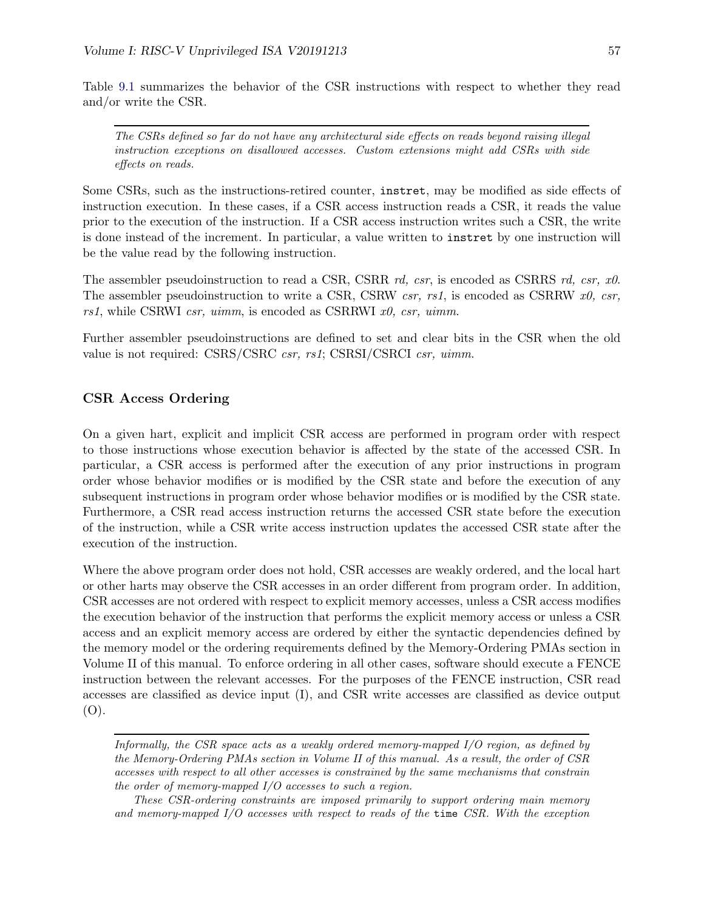Table 9.1 summarizes the behavior of the CSR instructions with respect to whether they read and/or write the CSR.

---

*The CSRs defined so far do not have any architectural side effects on reads beyond raising illegal instruction exceptions on disallowed accesses. Custom extensions might add CSRs with side effects on reads.*

Some CSRs, such as the instructions-retired counter, `instret`, may be modified as side effects of instruction execution. In these cases, if a CSR access instruction reads a CSR, it reads the value prior to the execution of the instruction. If a CSR access instruction writes such a CSR, the write is done instead of the increment. In particular, a value written to `instret` by one instruction will be the value read by the following instruction.

The assembler pseudoinstruction to read a CSR, CSRR *rd, csr*, is encoded as CSRRS *rd, csr, x0*. The assembler pseudoinstruction to write a CSR, CSRW *csr, rs1*, is encoded as CSRRW *x0, csr, rs1*, while CSRWI *csr, uimm*, is encoded as CSRRWI *x0, csr, uimm*.

Further assembler pseudoinstructions are defined to set and clear bits in the CSR when the old value is not required: CSRS/CSRC *csr, rs1*; CSRSI/CSRCI *csr, uimm*.

### CSR Access Ordering

On a given hart, explicit and implicit CSR access are performed in program order with respect to those instructions whose execution behavior is affected by the state of the accessed CSR. In particular, a CSR access is performed after the execution of any prior instructions in program order whose behavior modifies or is modified by the CSR state and before the execution of any subsequent instructions in program order whose behavior modifies or is modified by the CSR state. Furthermore, a CSR read access instruction returns the accessed CSR state before the execution of the instruction, while a CSR write access instruction updates the accessed CSR state after the execution of the instruction.

Where the above program order does not hold, CSR accesses are weakly ordered, and the local hart or other harts may observe the CSR accesses in an order different from program order. In addition, CSR accesses are not ordered with respect to explicit memory accesses, unless a CSR access modifies the execution behavior of the instruction that performs the explicit memory access or unless a CSR access and an explicit memory access are ordered by either the syntactic dependencies defined by the memory model or the ordering requirements defined by the Memory-Ordering PMAs section in Volume II of this manual. To enforce ordering in all other cases, software should execute a FENCE instruction between the relevant accesses. For the purposes of the FENCE instruction, CSR read accesses are classified as device input (I), and CSR write accesses are classified as device output (O).

---

*Informally, the CSR space acts as a weakly ordered memory-mapped I/O region, as defined by the Memory-Ordering PMAs section in Volume II of this manual. As a result, the order of CSR accesses with respect to all other accesses is constrained by the same mechanisms that constrain the order of memory-mapped I/O accesses to such a region.*

*These CSR-ordering constraints are imposed primarily to support ordering main memory and memory-mapped I/O accesses with respect to reads of the* `time` *CSR. With the exception*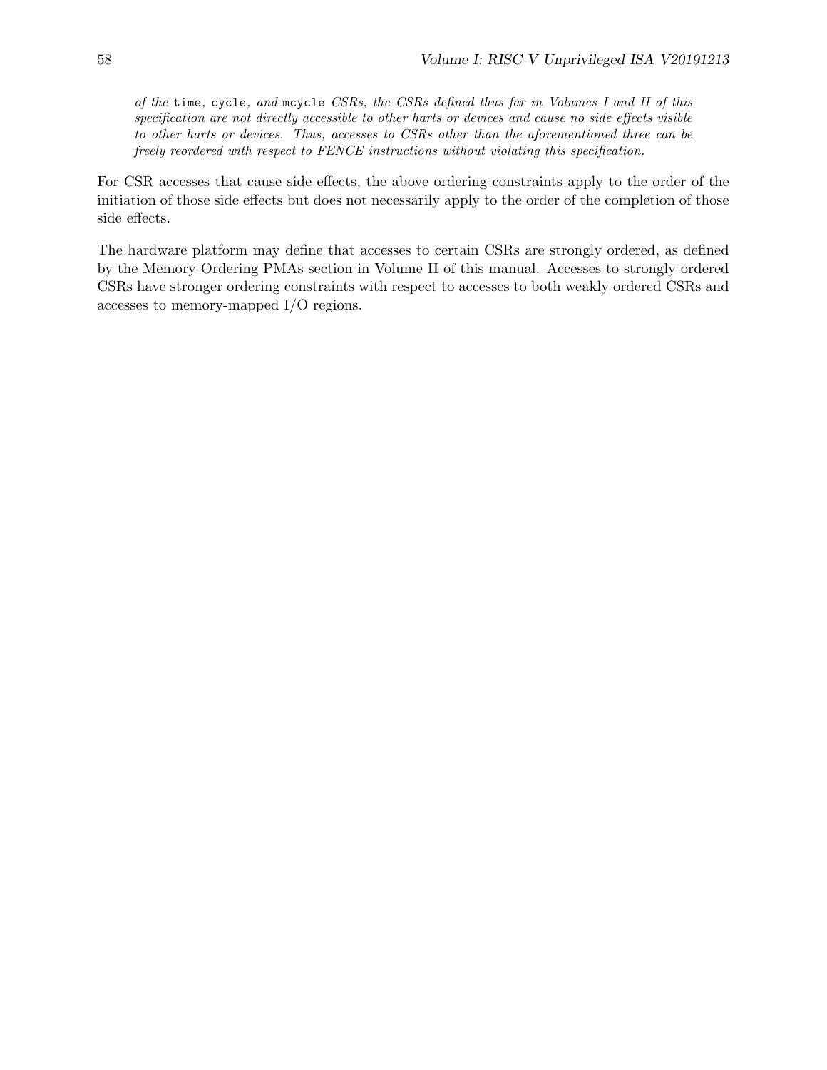*of the* `time`*,* `cycle`*, and* `mcycle` *CSRs, the CSRs defined thus far in Volumes I and II of this specification are not directly accessible to other harts or devices and cause no side effects visible to other harts or devices. Thus, accesses to CSRs other than the aforementioned three can be freely reordered with respect to FENCE instructions without violating this specification.*

For CSR accesses that cause side effects, the above ordering constraints apply to the order of the initiation of those side effects but does not necessarily apply to the order of the completion of those side effects.

The hardware platform may define that accesses to certain CSRs are strongly ordered, as defined by the Memory-Ordering PMAs section in Volume II of this manual. Accesses to strongly ordered CSRs have stronger ordering constraints with respect to accesses to both weakly ordered CSRs and accesses to memory-mapped I/O regions.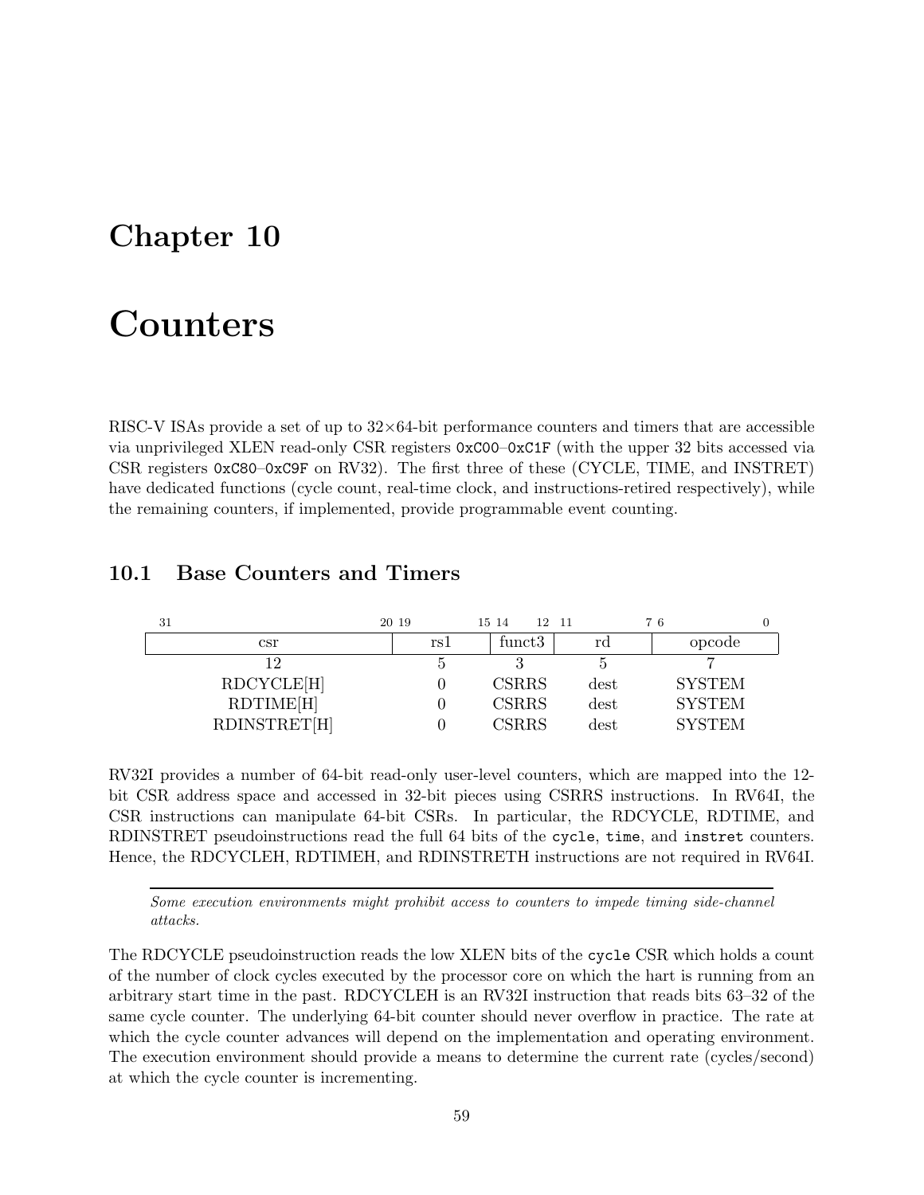# Chapter 10

# Counters

RISC-V ISAs provide a set of up to 32×64-bit performance counters and timers that are accessible via unprivileged XLEN read-only CSR registers `0xC00`–`0xC1F` (with the upper 32 bits accessed via CSR registers `0xC80`–`0xC9F` on RV32). The first three of these (CYCLE, TIME, and INSTRET) have dedicated functions (cycle count, real-time clock, and instructions-retired respectively), while the remaining counters, if implemented, provide programmable event counting.

## 10.1 Base Counters and Timers

| 31–20 | 19–15 | 14–12 | 11–7 | 6–0 |
|---|---|---|---|---|
| csr | rs1 | funct3 | rd | opcode |
| 12 | 5 | 3 | 5 | 7 |
| RDCYCLE[H] | 0 | CSRRS | dest | SYSTEM |
| RDTIME[H] | 0 | CSRRS | dest | SYSTEM |
| RDINSTRET[H] | 0 | CSRRS | dest | SYSTEM |

RV32I provides a number of 64-bit read-only user-level counters, which are mapped into the 12-bit CSR address space and accessed in 32-bit pieces using CSRRS instructions. In RV64I, the CSR instructions can manipulate 64-bit CSRs. In particular, the RDCYCLE, RDTIME, and RDINSTRET pseudoinstructions read the full 64 bits of the `cycle`, `time`, and `instret` counters. Hence, the RDCYCLEH, RDTIMEH, and RDINSTRETH instructions are not required in RV64I.

*Some execution environments might prohibit access to counters to impede timing side-channel attacks.*

The RDCYCLE pseudoinstruction reads the low XLEN bits of the `cycle` CSR which holds a count of the number of clock cycles executed by the processor core on which the hart is running from an arbitrary start time in the past. RDCYCLEH is an RV32I instruction that reads bits 63–32 of the same cycle counter. The underlying 64-bit counter should never overflow in practice. The rate at which the cycle counter advances will depend on the implementation and operating environment. The execution environment should provide a means to determine the current rate (cycles/second) at which the cycle counter is incrementing.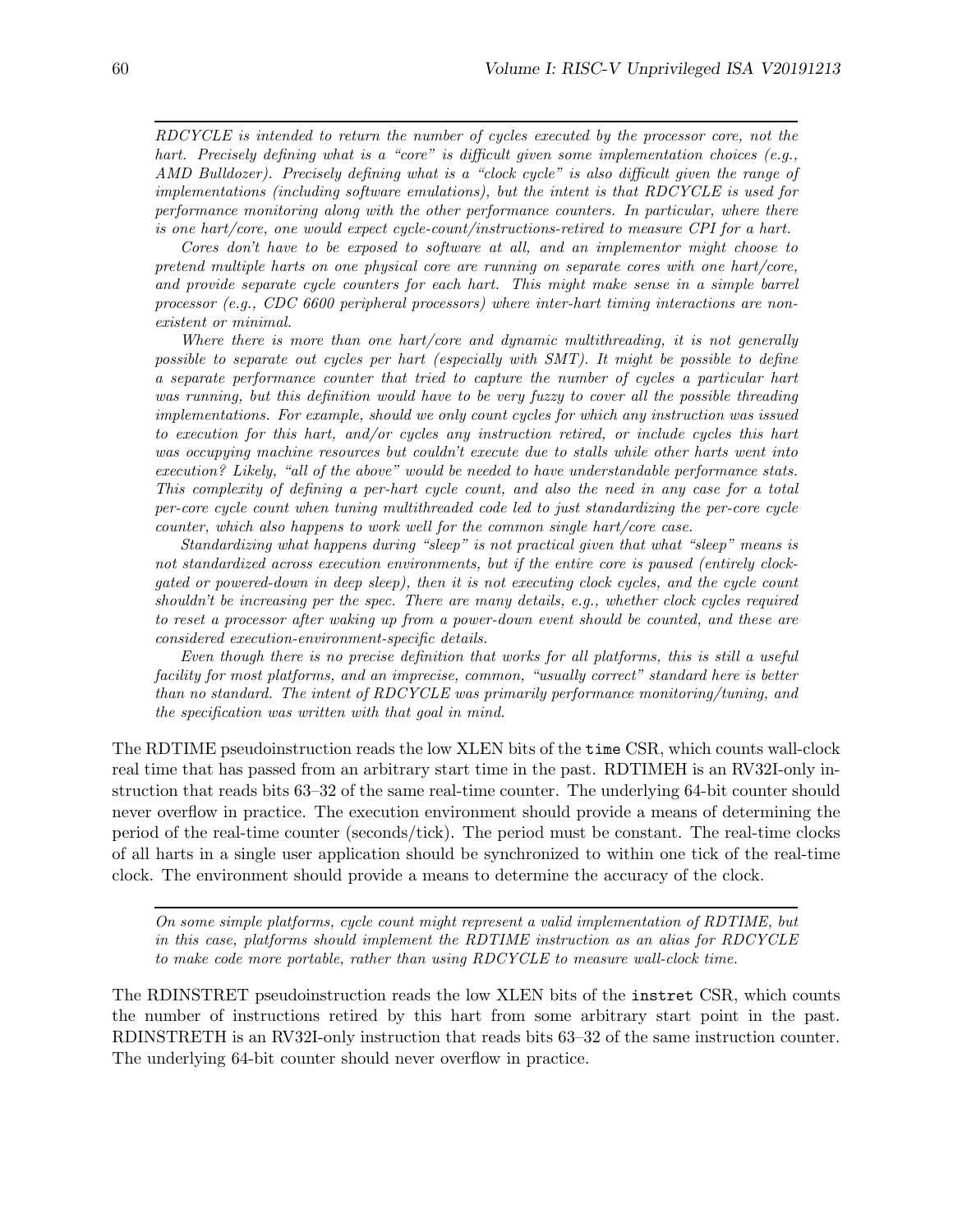---

*RDCYCLE is intended to return the number of cycles executed by the processor core, not the hart. Precisely defining what is a "core" is difficult given some implementation choices (e.g., AMD Bulldozer). Precisely defining what is a "clock cycle" is also difficult given the range of implementations (including software emulations), but the intent is that RDCYCLE is used for performance monitoring along with the other performance counters. In particular, where there is one hart/core, one would expect cycle-count/instructions-retired to measure CPI for a hart.*

*Cores don't have to be exposed to software at all, and an implementor might choose to pretend multiple harts on one physical core are running on separate cores with one hart/core, and provide separate cycle counters for each hart. This might make sense in a simple barrel processor (e.g., CDC 6600 peripheral processors) where inter-hart timing interactions are non-existent or minimal.*

*Where there is more than one hart/core and dynamic multithreading, it is not generally possible to separate out cycles per hart (especially with SMT). It might be possible to define a separate performance counter that tried to capture the number of cycles a particular hart was running, but this definition would have to be very fuzzy to cover all the possible threading implementations. For example, should we only count cycles for which any instruction was issued to execution for this hart, and/or cycles any instruction retired, or include cycles this hart was occupying machine resources but couldn't execute due to stalls while other harts went into execution? Likely, "all of the above" would be needed to have understandable performance stats. This complexity of defining a per-hart cycle count, and also the need in any case for a total per-core cycle count when tuning multithreaded code led to just standardizing the per-core cycle counter, which also happens to work well for the common single hart/core case.*

*Standardizing what happens during "sleep" is not practical given that what "sleep" means is not standardized across execution environments, but if the entire core is paused (entirely clock-gated or powered-down in deep sleep), then it is not executing clock cycles, and the cycle count shouldn't be increasing per the spec. There are many details, e.g., whether clock cycles required to reset a processor after waking up from a power-down event should be counted, and these are considered execution-environment-specific details.*

*Even though there is no precise definition that works for all platforms, this is still a useful facility for most platforms, and an imprecise, common, "usually correct" standard here is better than no standard. The intent of RDCYCLE was primarily performance monitoring/tuning, and the specification was written with that goal in mind.*

---

The RDTIME pseudoinstruction reads the low XLEN bits of the `time` CSR, which counts wall-clock real time that has passed from an arbitrary start time in the past. RDTIMEH is an RV32I-only instruction that reads bits 63–32 of the same real-time counter. The underlying 64-bit counter should never overflow in practice. The execution environment should provide a means of determining the period of the real-time counter (seconds/tick). The period must be constant. The real-time clocks of all harts in a single user application should be synchronized to within one tick of the real-time clock. The environment should provide a means to determine the accuracy of the clock.

---

*On some simple platforms, cycle count might represent a valid implementation of RDTIME, but in this case, platforms should implement the RDTIME instruction as an alias for RDCYCLE to make code more portable, rather than using RDCYCLE to measure wall-clock time.*

---

The RDINSTRET pseudoinstruction reads the low XLEN bits of the `instret` CSR, which counts the number of instructions retired by this hart from some arbitrary start point in the past. RDINSTRETH is an RV32I-only instruction that reads bits 63–32 of the same instruction counter. The underlying 64-bit counter should never overflow in practice.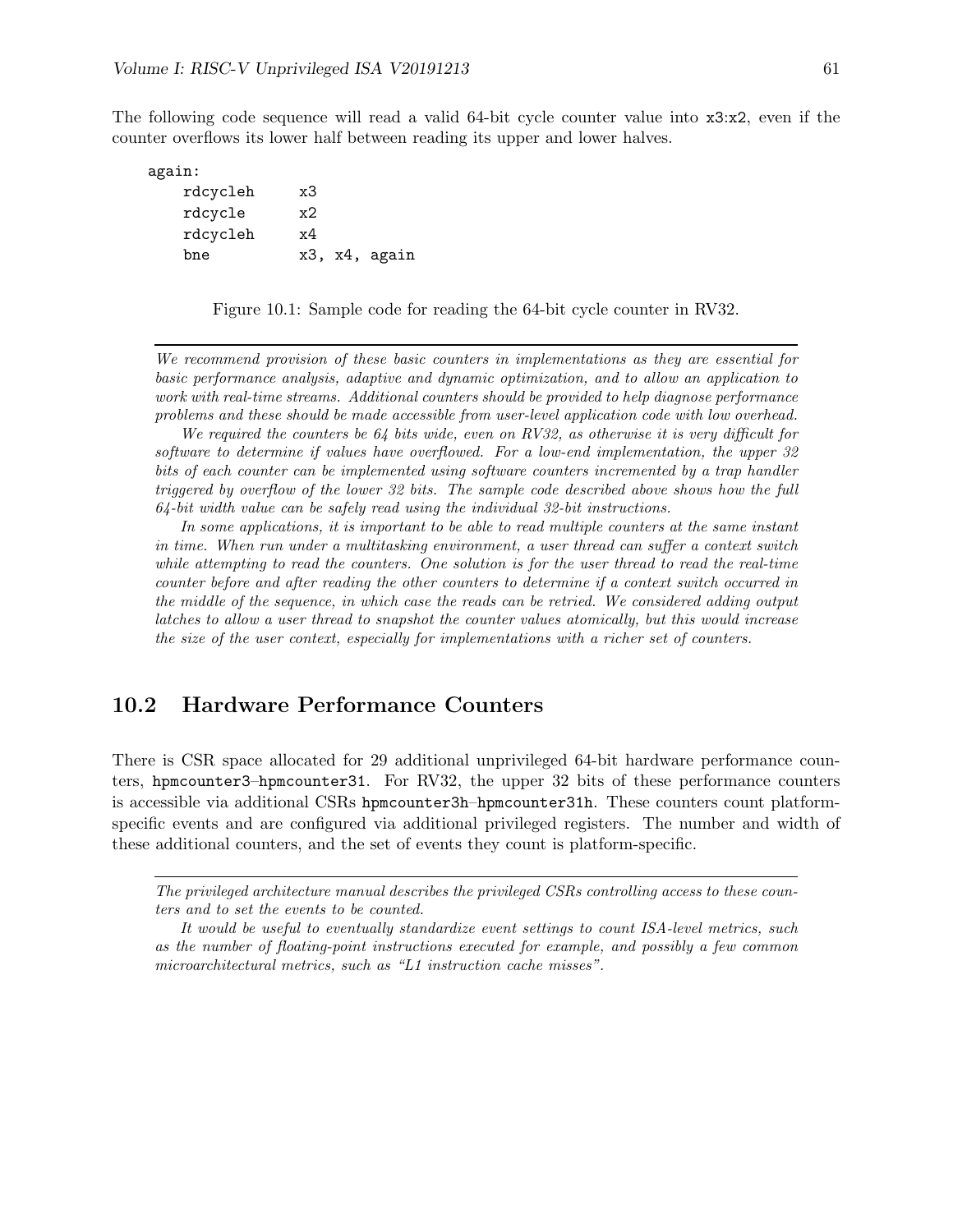The following code sequence will read a valid 64-bit cycle counter value into x3:x2, even if the counter overflows its lower half between reading its upper and lower halves.

```
again:
    rdcycleh     x3
    rdcycle      x2
    rdcycleh     x4
    bne          x3, x4, again
```

Figure 10.1: Sample code for reading the 64-bit cycle counter in RV32.

---

*We recommend provision of these basic counters in implementations as they are essential for basic performance analysis, adaptive and dynamic optimization, and to allow an application to work with real-time streams. Additional counters should be provided to help diagnose performance problems and these should be made accessible from user-level application code with low overhead.*

*We required the counters be 64 bits wide, even on RV32, as otherwise it is very difficult for software to determine if values have overflowed. For a low-end implementation, the upper 32 bits of each counter can be implemented using software counters incremented by a trap handler triggered by overflow of the lower 32 bits. The sample code described above shows how the full 64-bit width value can be safely read using the individual 32-bit instructions.*

*In some applications, it is important to be able to read multiple counters at the same instant in time. When run under a multitasking environment, a user thread can suffer a context switch while attempting to read the counters. One solution is for the user thread to read the real-time counter before and after reading the other counters to determine if a context switch occurred in the middle of the sequence, in which case the reads can be retried. We considered adding output latches to allow a user thread to snapshot the counter values atomically, but this would increase the size of the user context, especially for implementations with a richer set of counters.*

## 10.2 Hardware Performance Counters

There is CSR space allocated for 29 additional unprivileged 64-bit hardware performance counters, `hpmcounter3`–`hpmcounter31`. For RV32, the upper 32 bits of these performance counters is accessible via additional CSRs `hpmcounter3h`–`hpmcounter31h`. These counters count platform-specific events and are configured via additional privileged registers. The number and width of these additional counters, and the set of events they count is platform-specific.

---

*The privileged architecture manual describes the privileged CSRs controlling access to these counters and to set the events to be counted.*

*It would be useful to eventually standardize event settings to count ISA-level metrics, such as the number of floating-point instructions executed for example, and possibly a few common microarchitectural metrics, such as "L1 instruction cache misses".*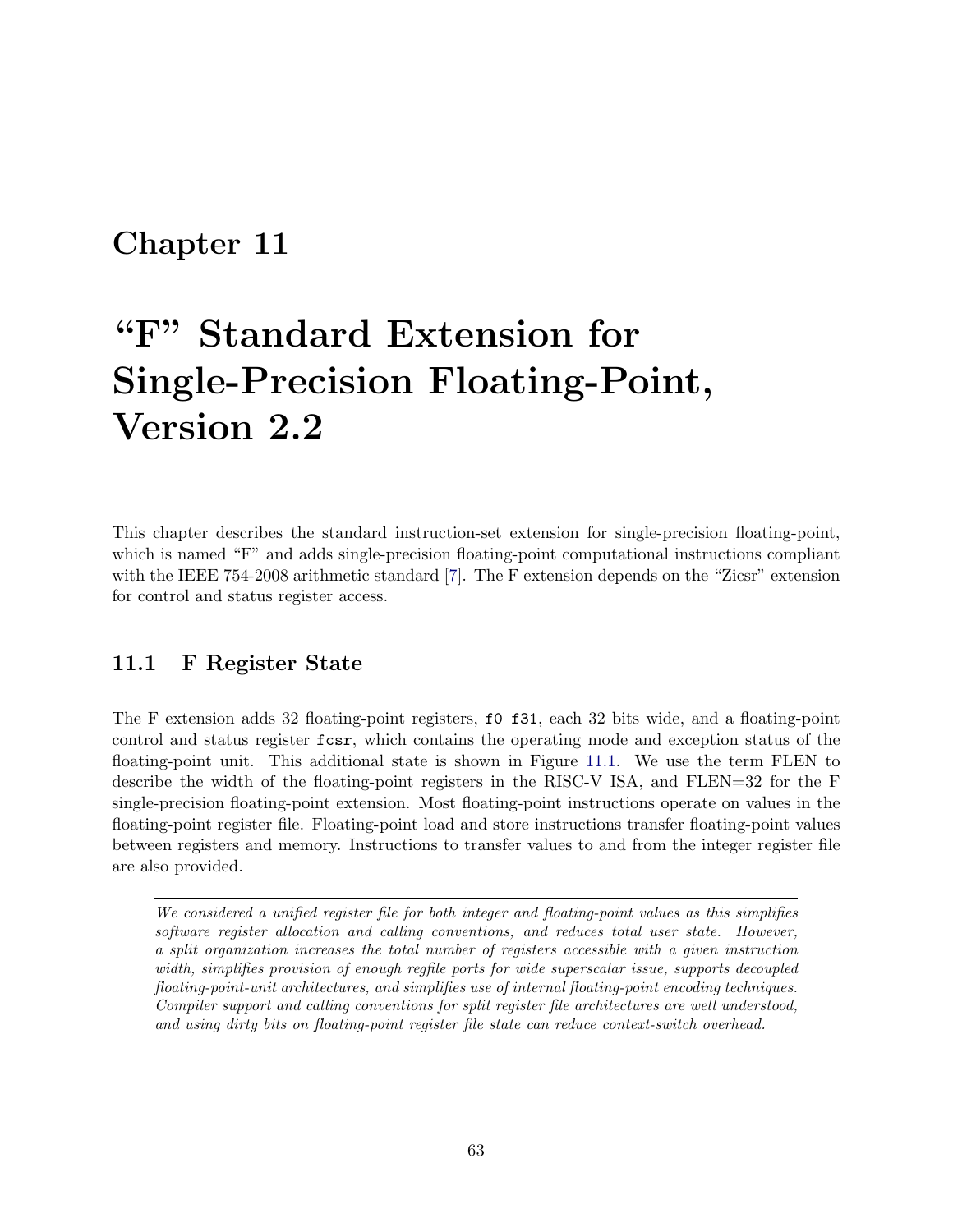# Chapter 11

# “F” Standard Extension for Single-Precision Floating-Point, Version 2.2

This chapter describes the standard instruction-set extension for single-precision floating-point, which is named “F” and adds single-precision floating-point computational instructions compliant with the IEEE 754-2008 arithmetic standard [7]. The F extension depends on the “Zicsr” extension for control and status register access.

## 11.1 F Register State

The F extension adds 32 floating-point registers, `f0`–`f31`, each 32 bits wide, and a floating-point control and status register `fcsr`, which contains the operating mode and exception status of the floating-point unit. This additional state is shown in Figure 11.1. We use the term FLEN to describe the width of the floating-point registers in the RISC-V ISA, and FLEN=32 for the F single-precision floating-point extension. Most floating-point instructions operate on values in the floating-point register file. Floating-point load and store instructions transfer floating-point values between registers and memory. Instructions to transfer values to and from the integer register file are also provided.

---

*We considered a unified register file for both integer and floating-point values as this simplifies software register allocation and calling conventions, and reduces total user state. However, a split organization increases the total number of registers accessible with a given instruction width, simplifies provision of enough regfile ports for wide superscalar issue, supports decoupled floating-point-unit architectures, and simplifies use of internal floating-point encoding techniques. Compiler support and calling conventions for split register file architectures are well understood, and using dirty bits on floating-point register file state can reduce context-switch overhead.*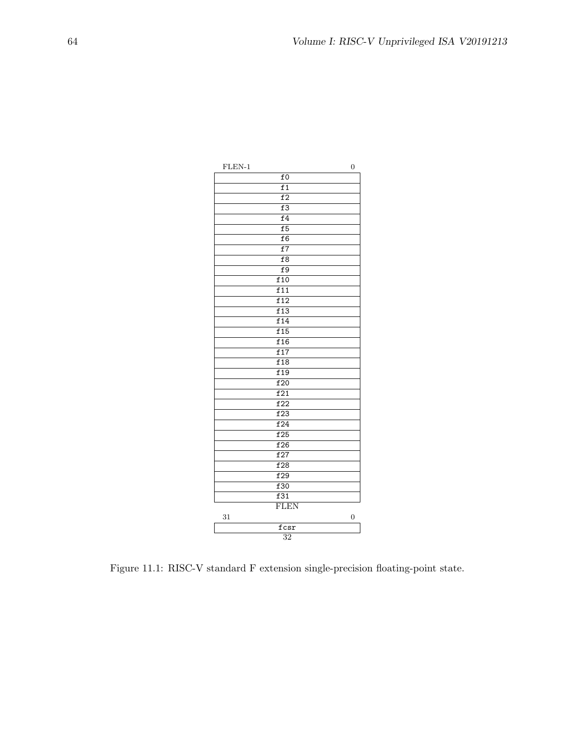| FLEN-1 | 0 |
|---|---|
| f0 | |
| f1 | |
| f2 | |
| f3 | |
| f4 | |
| f5 | |
| f6 | |
| f7 | |
| f8 | |
| f9 | |
| f10 | |
| f11 | |
| f12 | |
| f13 | |
| f14 | |
| f15 | |
| f16 | |
| f17 | |
| f18 | |
| f19 | |
| f20 | |
| f21 | |
| f22 | |
| f23 | |
| f24 | |
| f25 | |
| f26 | |
| f27 | |
| f28 | |
| f29 | |
| f30 | |
| f31 | |
| FLEN | |

| 31 | 0 |
|---|---|
| fcsr | |
| 32 | |

Figure 11.1: RISC-V standard F extension single-precision floating-point state.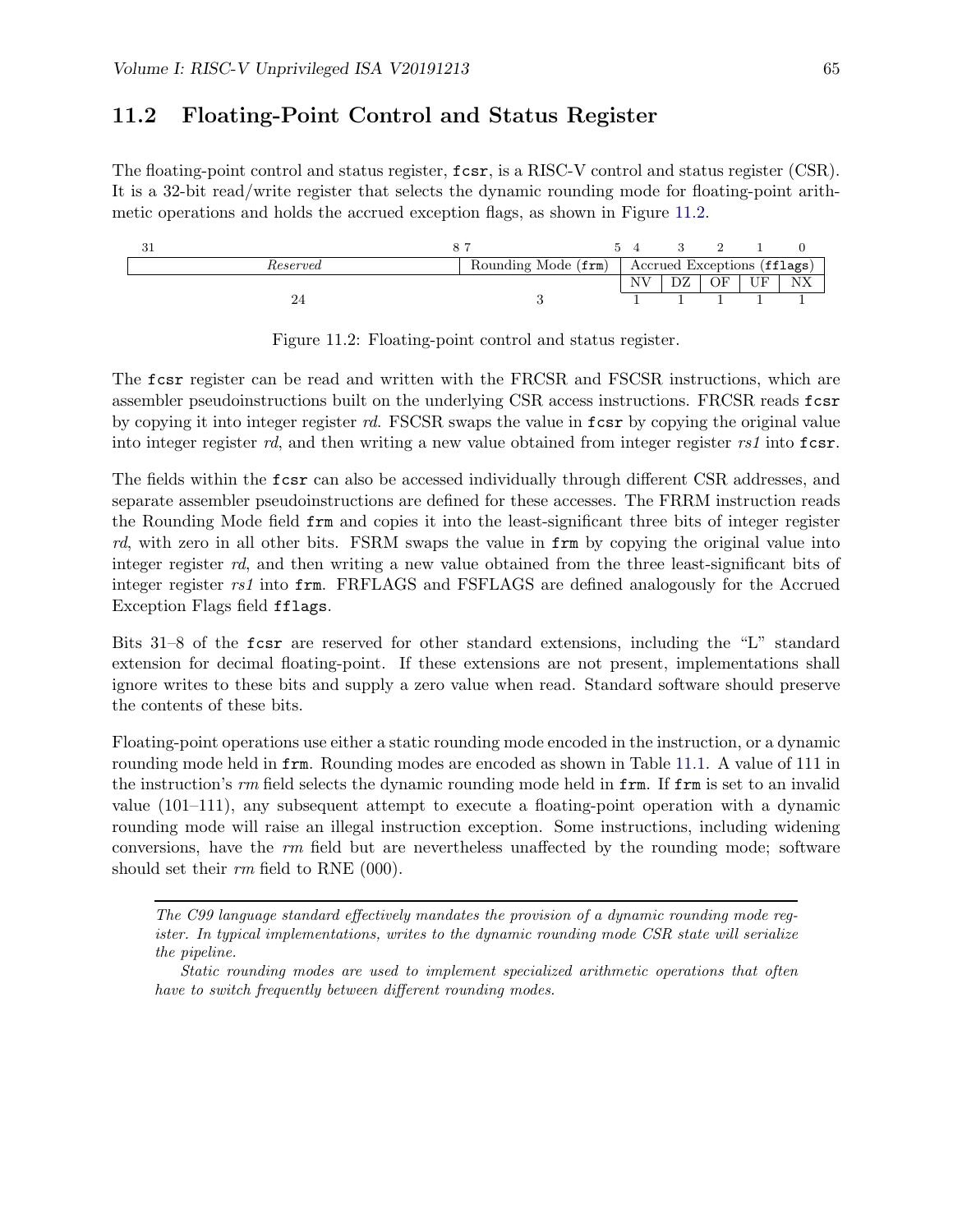## 11.2 Floating-Point Control and Status Register

The floating-point control and status register, `fcsr`, is a RISC-V control and status register (CSR). It is a 32-bit read/write register that selects the dynamic rounding mode for floating-point arithmetic operations and holds the accrued exception flags, as shown in Figure 11.2.

| 31 — 8 | 7 — 5 | 4 | 3 | 2 | 1 | 0 |
|---|---|---|---|---|---|---|
| *Reserved* | Rounding Mode (`frm`) | Accrued Exceptions (`fflags`) | | | | |
| | | NV | DZ | OF | UF | NX |
| 24 | 3 | 1 | 1 | 1 | 1 | 1 |

Figure 11.2: Floating-point control and status register.

The `fcsr` register can be read and written with the FRCSR and FSCSR instructions, which are assembler pseudoinstructions built on the underlying CSR access instructions. FRCSR reads `fcsr` by copying it into integer register *rd*. FSCSR swaps the value in `fcsr` by copying the original value into integer register *rd*, and then writing a new value obtained from integer register *rs1* into `fcsr`.

The fields within the `fcsr` can also be accessed individually through different CSR addresses, and separate assembler pseudoinstructions are defined for these accesses. The FRRM instruction reads the Rounding Mode field `frm` and copies it into the least-significant three bits of integer register *rd*, with zero in all other bits. FSRM swaps the value in `frm` by copying the original value into integer register *rd*, and then writing a new value obtained from the three least-significant bits of integer register *rs1* into `frm`. FRFLAGS and FSFLAGS are defined analogously for the Accrued Exception Flags field `fflags`.

Bits 31–8 of the `fcsr` are reserved for other standard extensions, including the "L" standard extension for decimal floating-point. If these extensions are not present, implementations shall ignore writes to these bits and supply a zero value when read. Standard software should preserve the contents of these bits.

Floating-point operations use either a static rounding mode encoded in the instruction, or a dynamic rounding mode held in `frm`. Rounding modes are encoded as shown in Table 11.1. A value of 111 in the instruction's *rm* field selects the dynamic rounding mode held in `frm`. If `frm` is set to an invalid value (101–111), any subsequent attempt to execute a floating-point operation with a dynamic rounding mode will raise an illegal instruction exception. Some instructions, including widening conversions, have the *rm* field but are nevertheless unaffected by the rounding mode; software should set their *rm* field to RNE (000).

---

*The C99 language standard effectively mandates the provision of a dynamic rounding mode register. In typical implementations, writes to the dynamic rounding mode CSR state will serialize the pipeline.*

*Static rounding modes are used to implement specialized arithmetic operations that often have to switch frequently between different rounding modes.*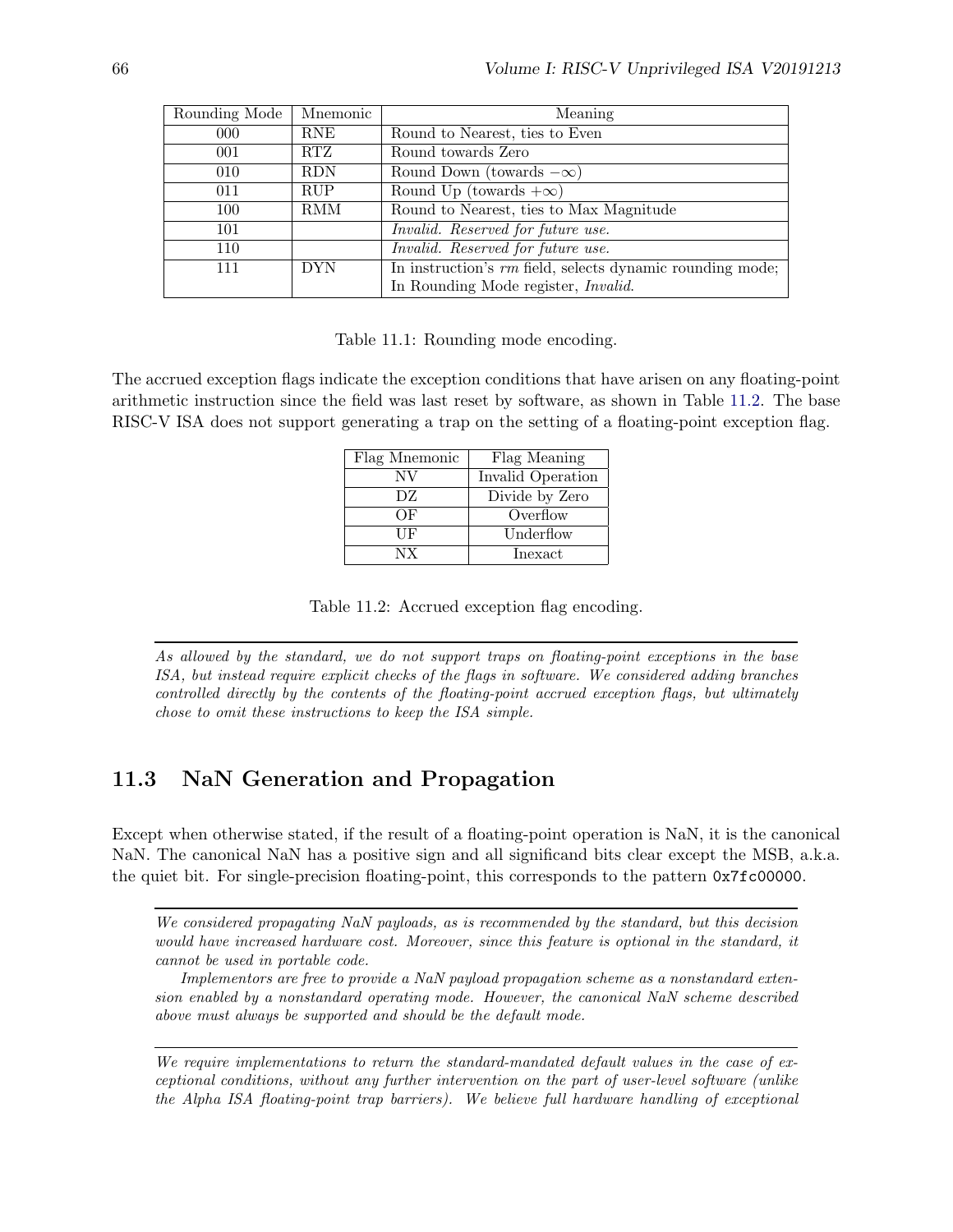| Rounding Mode | Mnemonic | Meaning |
|---|---|---|
| 000 | RNE | Round to Nearest, ties to Even |
| 001 | RTZ | Round towards Zero |
| 010 | RDN | Round Down (towards $-\infty$) |
| 011 | RUP | Round Up (towards $+\infty$) |
| 100 | RMM | Round to Nearest, ties to Max Magnitude |
| 101 | | *Invalid. Reserved for future use.* |
| 110 | | *Invalid. Reserved for future use.* |
| 111 | DYN | In instruction's *rm* field, selects dynamic rounding mode; In Rounding Mode register, *Invalid*. |

Table 11.1: Rounding mode encoding.

The accrued exception flags indicate the exception conditions that have arisen on any floating-point arithmetic instruction since the field was last reset by software, as shown in Table 11.2. The base RISC-V ISA does not support generating a trap on the setting of a floating-point exception flag.

| Flag Mnemonic | Flag Meaning |
|---|---|
| NV | Invalid Operation |
| DZ | Divide by Zero |
| OF | Overflow |
| UF | Underflow |
| NX | Inexact |

Table 11.2: Accrued exception flag encoding.

---

*As allowed by the standard, we do not support traps on floating-point exceptions in the base ISA, but instead require explicit checks of the flags in software. We considered adding branches controlled directly by the contents of the floating-point accrued exception flags, but ultimately chose to omit these instructions to keep the ISA simple.*

## 11.3 NaN Generation and Propagation

Except when otherwise stated, if the result of a floating-point operation is NaN, it is the canonical NaN. The canonical NaN has a positive sign and all significand bits clear except the MSB, a.k.a. the quiet bit. For single-precision floating-point, this corresponds to the pattern `0x7fc00000`.

---

*We considered propagating NaN payloads, as is recommended by the standard, but this decision would have increased hardware cost. Moreover, since this feature is optional in the standard, it cannot be used in portable code.*

*Implementors are free to provide a NaN payload propagation scheme as a nonstandard extension enabled by a nonstandard operating mode. However, the canonical NaN scheme described above must always be supported and should be the default mode.*

---

*We require implementations to return the standard-mandated default values in the case of exceptional conditions, without any further intervention on the part of user-level software (unlike the Alpha ISA floating-point trap barriers). We believe full hardware handling of exceptional*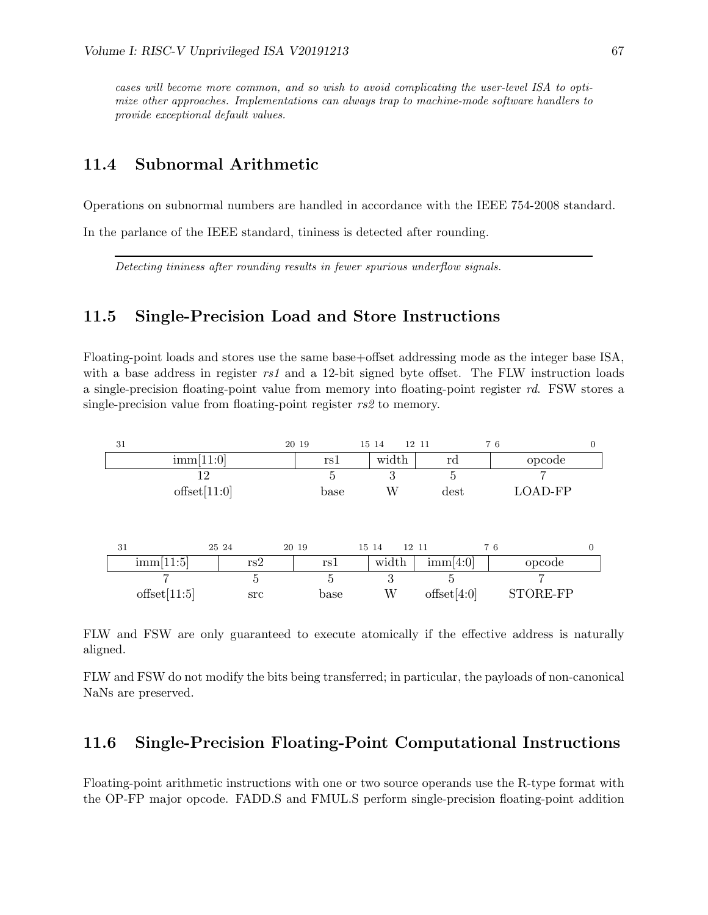*cases will become more common, and so wish to avoid complicating the user-level ISA to optimize other approaches. Implementations can always trap to machine-mode software handlers to provide exceptional default values.*

## 11.4 Subnormal Arithmetic

Operations on subnormal numbers are handled in accordance with the IEEE 754-2008 standard.

In the parlance of the IEEE standard, tininess is detected after rounding.

---

*Detecting tininess after rounding results in fewer spurious underflow signals.*

## 11.5 Single-Precision Load and Store Instructions

Floating-point loads and stores use the same base+offset addressing mode as the integer base ISA, with a base address in register *rs1* and a 12-bit signed byte offset. The FLW instruction loads a single-precision floating-point value from memory into floating-point register *rd*. FSW stores a single-precision value from floating-point register *rs2* to memory.

| 31 — 20 | 19 — 15 | 14 — 12 | 11 — 7 | 6 — 0 |
|---|---|---|---|---|
| imm[11:0] | rs1 | width | rd | opcode |
| 12 | 5 | 3 | 5 | 7 |
| offset[11:0] | base | W | dest | LOAD-FP |

| 31 — 25 | 24 — 20 | 19 — 15 | 14 — 12 | 11 — 7 | 6 — 0 |
|---|---|---|---|---|---|
| imm[11:5] | rs2 | rs1 | width | imm[4:0] | opcode |
| 7 | 5 | 5 | 3 | 5 | 7 |
| offset[11:5] | src | base | W | offset[4:0] | STORE-FP |

FLW and FSW are only guaranteed to execute atomically if the effective address is naturally aligned.

FLW and FSW do not modify the bits being transferred; in particular, the payloads of non-canonical NaNs are preserved.

## 11.6 Single-Precision Floating-Point Computational Instructions

Floating-point arithmetic instructions with one or two source operands use the R-type format with the OP-FP major opcode. FADD.S and FMUL.S perform single-precision floating-point addition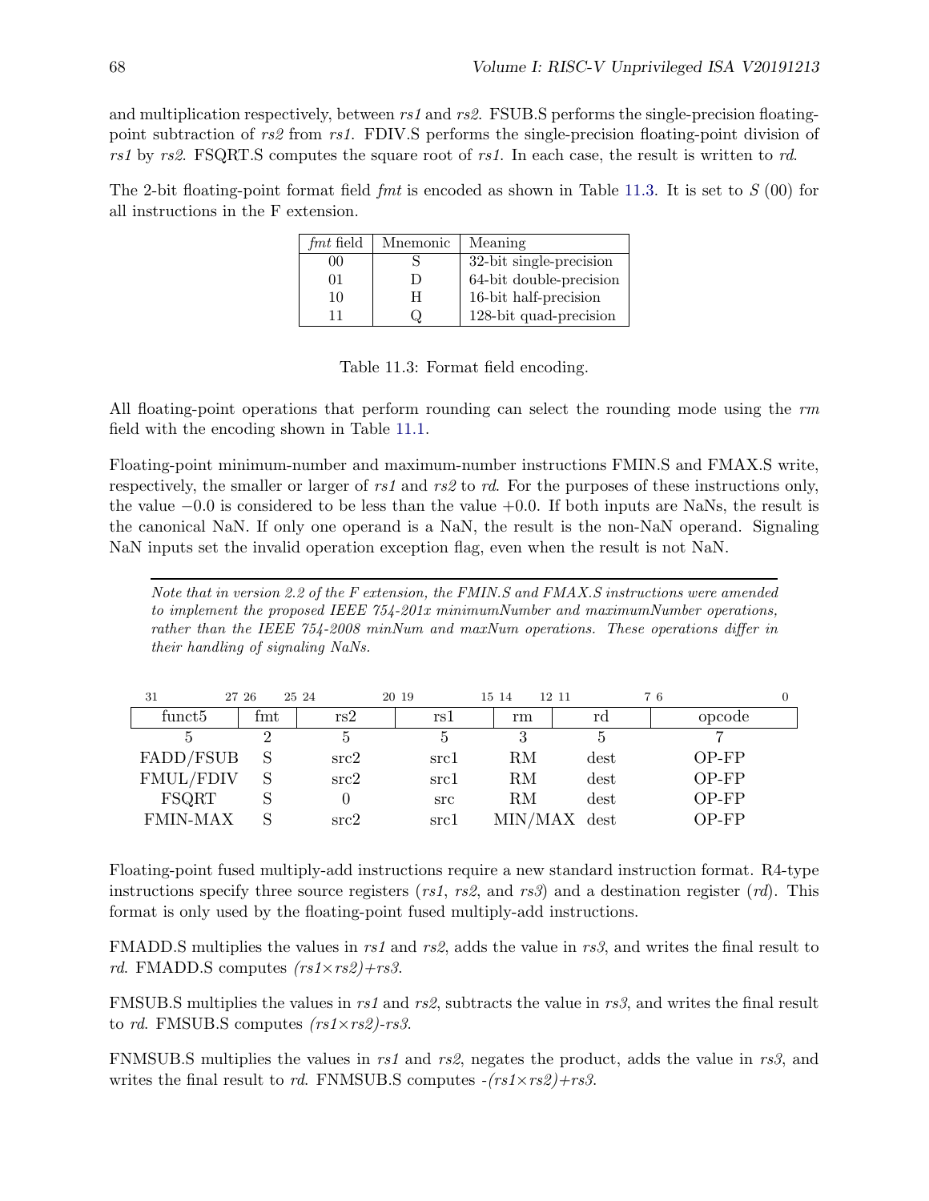and multiplication respectively, between *rs1* and *rs2*. FSUB.S performs the single-precision floating-point subtraction of *rs2* from *rs1*. FDIV.S performs the single-precision floating-point division of *rs1* by *rs2*. FSQRT.S computes the square root of *rs1*. In each case, the result is written to *rd*.

The 2-bit floating-point format field *fmt* is encoded as shown in Table 11.3. It is set to *S* (00) for all instructions in the F extension.

| *fmt* field | Mnemonic | Meaning |
|---|---|---|
| 00 | S | 32-bit single-precision |
| 01 | D | 64-bit double-precision |
| 10 | H | 16-bit half-precision |
| 11 | Q | 128-bit quad-precision |

Table 11.3: Format field encoding.

All floating-point operations that perform rounding can select the rounding mode using the *rm* field with the encoding shown in Table 11.1.

Floating-point minimum-number and maximum-number instructions FMIN.S and FMAX.S write, respectively, the smaller or larger of *rs1* and *rs2* to *rd*. For the purposes of these instructions only, the value $-0.0$ is considered to be less than the value $+0.0$. If both inputs are NaNs, the result is the canonical NaN. If only one operand is a NaN, the result is the non-NaN operand. Signaling NaN inputs set the invalid operation exception flag, even when the result is not NaN.

*Note that in version 2.2 of the F extension, the FMIN.S and FMAX.S instructions were amended to implement the proposed IEEE 754-201x minimumNumber and maximumNumber operations, rather than the IEEE 754-2008 minNum and maxNum operations. These operations differ in their handling of signaling NaNs.*

| 31 27 | 26 25 | 24 20 | 19 15 | 14 12 | 11 7 | 6 0 |
|---|---|---|---|---|---|---|
| funct5 | fmt | rs2 | rs1 | rm | rd | opcode |
| 5 | 2 | 5 | 5 | 3 | 5 | 7 |
| FADD/FSUB | S | src2 | src1 | RM | dest | OP-FP |
| FMUL/FDIV | S | src2 | src1 | RM | dest | OP-FP |
| FSQRT | S | 0 | src | RM | dest | OP-FP |
| FMIN-MAX | S | src2 | src1 | MIN/MAX | dest | OP-FP |

Floating-point fused multiply-add instructions require a new standard instruction format. R4-type instructions specify three source registers (*rs1*, *rs2*, and *rs3*) and a destination register (*rd*). This format is only used by the floating-point fused multiply-add instructions.

FMADD.S multiplies the values in *rs1* and *rs2*, adds the value in *rs3*, and writes the final result to *rd*. FMADD.S computes *(rs1×rs2)+rs3*.

FMSUB.S multiplies the values in *rs1* and *rs2*, subtracts the value in *rs3*, and writes the final result to *rd*. FMSUB.S computes *(rs1×rs2)-rs3*.

FNMSUB.S multiplies the values in *rs1* and *rs2*, negates the product, adds the value in *rs3*, and writes the final result to *rd*. FNMSUB.S computes *-(rs1×rs2)+rs3*.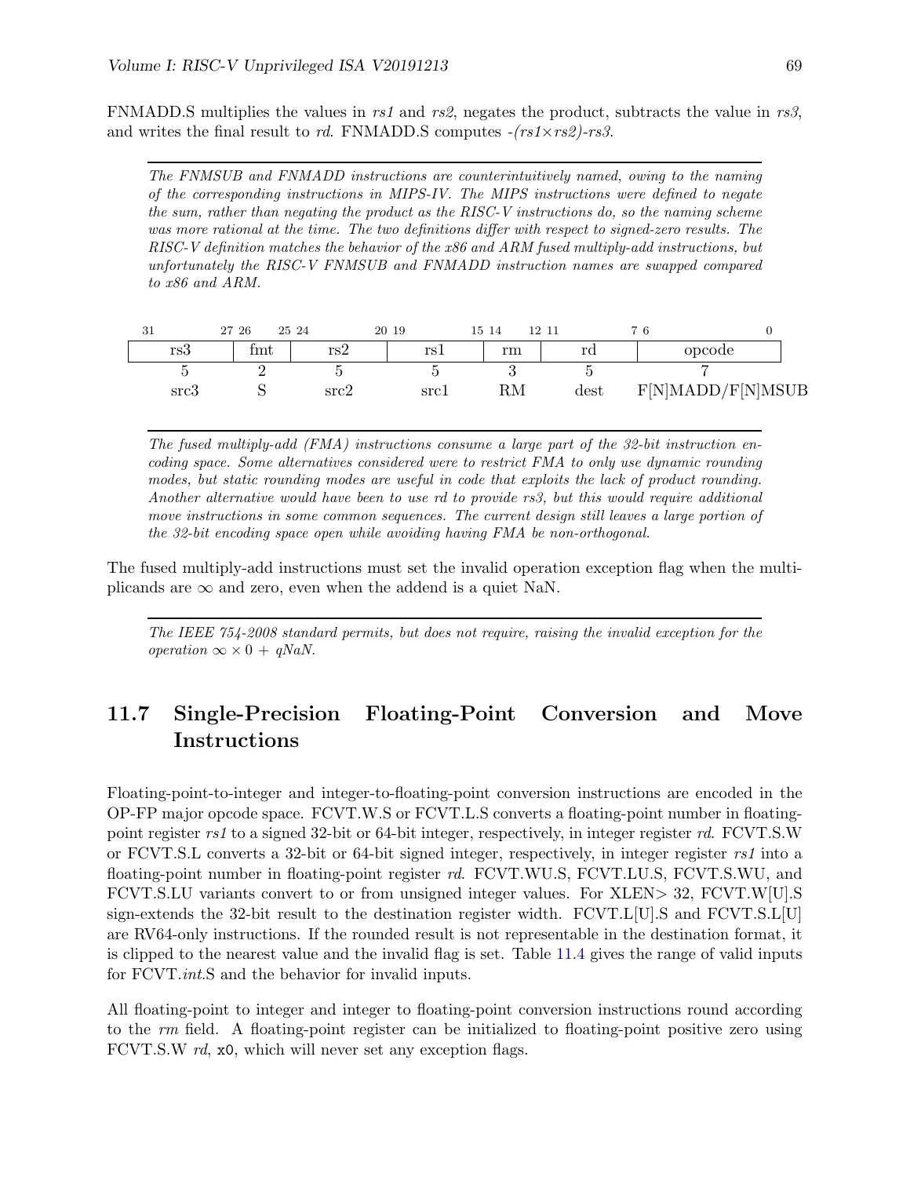FNMADD.S multiplies the values in *rs1* and *rs2*, negates the product, subtracts the value in *rs3*, and writes the final result to *rd*. FNMADD.S computes *-(rs1×rs2)-rs3*.

---

*The FNMSUB and FNMADD instructions are counterintuitively named, owing to the naming of the corresponding instructions in MIPS-IV. The MIPS instructions were defined to negate the sum, rather than negating the product as the RISC-V instructions do, so the naming scheme was more rational at the time. The two definitions differ with respect to signed-zero results. The RISC-V definition matches the behavior of the x86 and ARM fused multiply-add instructions, but unfortunately the RISC-V FNMSUB and FNMADD instruction names are swapped compared to x86 and ARM.*

| 31 27 | 26 25 | 24 20 | 19 15 | 14 12 | 11 7 | 6 0 |
|---|---|---|---|---|---|---|
| rs3 | fmt | rs2 | rs1 | rm | rd | opcode |
| 5 | 2 | 5 | 5 | 3 | 5 | 7 |
| src3 | S | src2 | src1 | RM | dest | F[N]MADD/F[N]MSUB |

---

*The fused multiply-add (FMA) instructions consume a large part of the 32-bit instruction encoding space. Some alternatives considered were to restrict FMA to only use dynamic rounding modes, but static rounding modes are useful in code that exploits the lack of product rounding. Another alternative would have been to use rd to provide rs3, but this would require additional move instructions in some common sequences. The current design still leaves a large portion of the 32-bit encoding space open while avoiding having FMA be non-orthogonal.*

The fused multiply-add instructions must set the invalid operation exception flag when the multiplicands are $\infty$ and zero, even when the addend is a quiet NaN.

---

*The IEEE 754-2008 standard permits, but does not require, raising the invalid exception for the operation $\infty \times 0$ + qNaN.*

## 11.7 Single-Precision Floating-Point Conversion and Move Instructions

Floating-point-to-integer and integer-to-floating-point conversion instructions are encoded in the OP-FP major opcode space. FCVT.W.S or FCVT.L.S converts a floating-point number in floating-point register *rs1* to a signed 32-bit or 64-bit integer, respectively, in integer register *rd*. FCVT.S.W or FCVT.S.L converts a 32-bit or 64-bit signed integer, respectively, in integer register *rs1* into a floating-point number in floating-point register *rd*. FCVT.WU.S, FCVT.LU.S, FCVT.S.WU, and FCVT.S.LU variants convert to or from unsigned integer values. For XLEN> 32, FCVT.W[U].S sign-extends the 32-bit result to the destination register width. FCVT.L[U].S and FCVT.S.L[U] are RV64-only instructions. If the rounded result is not representable in the destination format, it is clipped to the nearest value and the invalid flag is set. Table 11.4 gives the range of valid inputs for FCVT.*int*.S and the behavior for invalid inputs.

All floating-point to integer and integer to floating-point conversion instructions round according to the *rm* field. A floating-point register can be initialized to floating-point positive zero using FCVT.S.W *rd*, `x0`, which will never set any exception flags.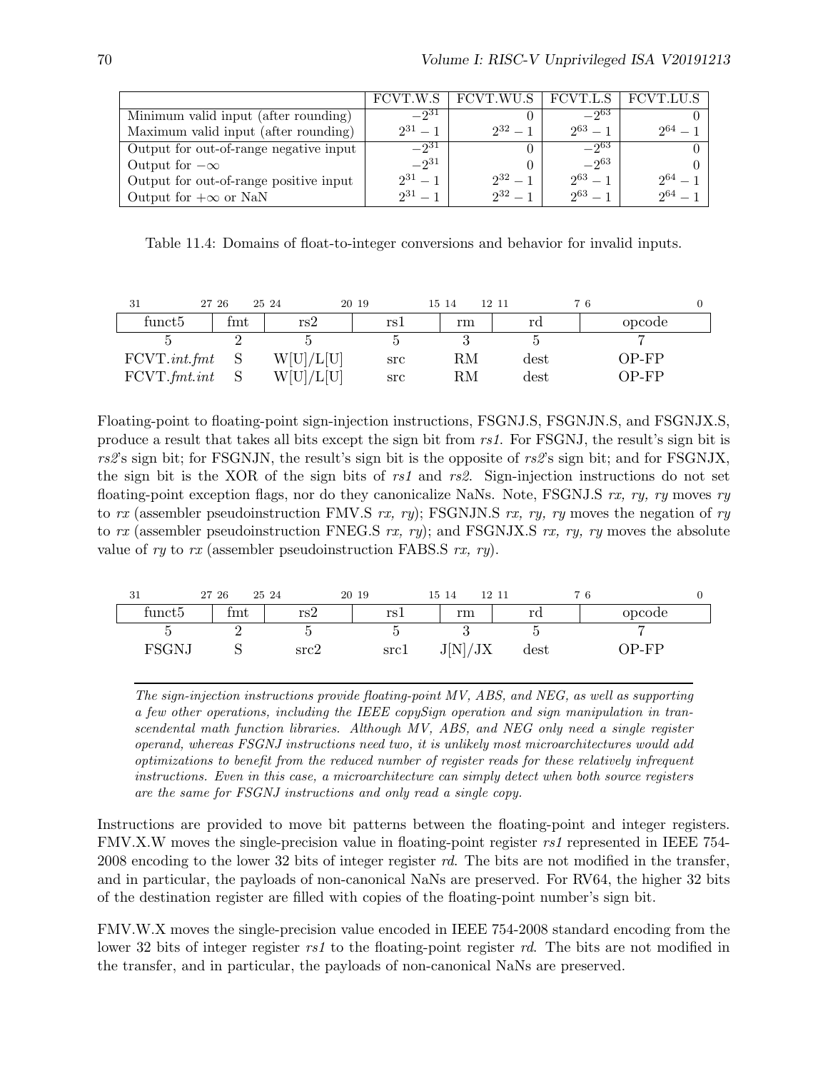|  | FCVT.W.S | FCVT.WU.S | FCVT.L.S | FCVT.LU.S |
|---|---|---|---|---|
| Minimum valid input (after rounding) | $-2^{31}$ | 0 | $-2^{63}$ | 0 |
| Maximum valid input (after rounding) | $2^{31}-1$ | $2^{32}-1$ | $2^{63}-1$ | $2^{64}-1$ |
| Output for out-of-range negative input | $-2^{31}$ | 0 | $-2^{63}$ | 0 |
| Output for $-\infty$ | $-2^{31}$ | 0 | $-2^{63}$ | 0 |
| Output for out-of-range positive input | $2^{31}-1$ | $2^{32}-1$ | $2^{63}-1$ | $2^{64}-1$ |
| Output for $+\infty$ or NaN | $2^{31}-1$ | $2^{32}-1$ | $2^{63}-1$ | $2^{64}-1$ |

Table 11.4: Domains of float-to-integer conversions and behavior for invalid inputs.

| 31 27 | 26 25 | 24 20 | 19 15 | 14 12 | 11 7 | 6 0 |
|---|---|---|---|---|---|---|
| funct5 | fmt | rs2 | rs1 | rm | rd | opcode |
| 5 | 2 | 5 | 5 | 3 | 5 | 7 |
| FCVT.*int*.*fmt* | S | W[U]/L[U] | src | RM | dest | OP-FP |
| FCVT.*fmt*.*int* | S | W[U]/L[U] | src | RM | dest | OP-FP |

Floating-point to floating-point sign-injection instructions, FSGNJ.S, FSGNJN.S, and FSGNJX.S, produce a result that takes all bits except the sign bit from *rs1*. For FSGNJ, the result's sign bit is *rs2*'s sign bit; for FSGNJN, the result's sign bit is the opposite of *rs2*'s sign bit; and for FSGNJX, the sign bit is the XOR of the sign bits of *rs1* and *rs2*. Sign-injection instructions do not set floating-point exception flags, nor do they canonicalize NaNs. Note, FSGNJ.S *rx, ry, ry* moves *ry* to *rx* (assembler pseudoinstruction FMV.S *rx, ry*); FSGNJN.S *rx, ry, ry* moves the negation of *ry* to *rx* (assembler pseudoinstruction FNEG.S *rx, ry*); and FSGNJX.S *rx, ry, ry* moves the absolute value of *ry* to *rx* (assembler pseudoinstruction FABS.S *rx, ry*).

| 31 27 | 26 25 | 24 20 | 19 15 | 14 12 | 11 7 | 6 0 |
|---|---|---|---|---|---|---|
| funct5 | fmt | rs2 | rs1 | rm | rd | opcode |
| 5 | 2 | 5 | 5 | 3 | 5 | 7 |
| FSGNJ | S | src2 | src1 | J[N]/JX | dest | OP-FP |

---

*The sign-injection instructions provide floating-point MV, ABS, and NEG, as well as supporting a few other operations, including the IEEE copySign operation and sign manipulation in transcendental math function libraries. Although MV, ABS, and NEG only need a single register operand, whereas FSGNJ instructions need two, it is unlikely most microarchitectures would add optimizations to benefit from the reduced number of register reads for these relatively infrequent instructions. Even in this case, a microarchitecture can simply detect when both source registers are the same for FSGNJ instructions and only read a single copy.*

Instructions are provided to move bit patterns between the floating-point and integer registers. FMV.X.W moves the single-precision value in floating-point register *rs1* represented in IEEE 754-2008 encoding to the lower 32 bits of integer register *rd*. The bits are not modified in the transfer, and in particular, the payloads of non-canonical NaNs are preserved. For RV64, the higher 32 bits of the destination register are filled with copies of the floating-point number's sign bit.

FMV.W.X moves the single-precision value encoded in IEEE 754-2008 standard encoding from the lower 32 bits of integer register *rs1* to the floating-point register *rd*. The bits are not modified in the transfer, and in particular, the payloads of non-canonical NaNs are preserved.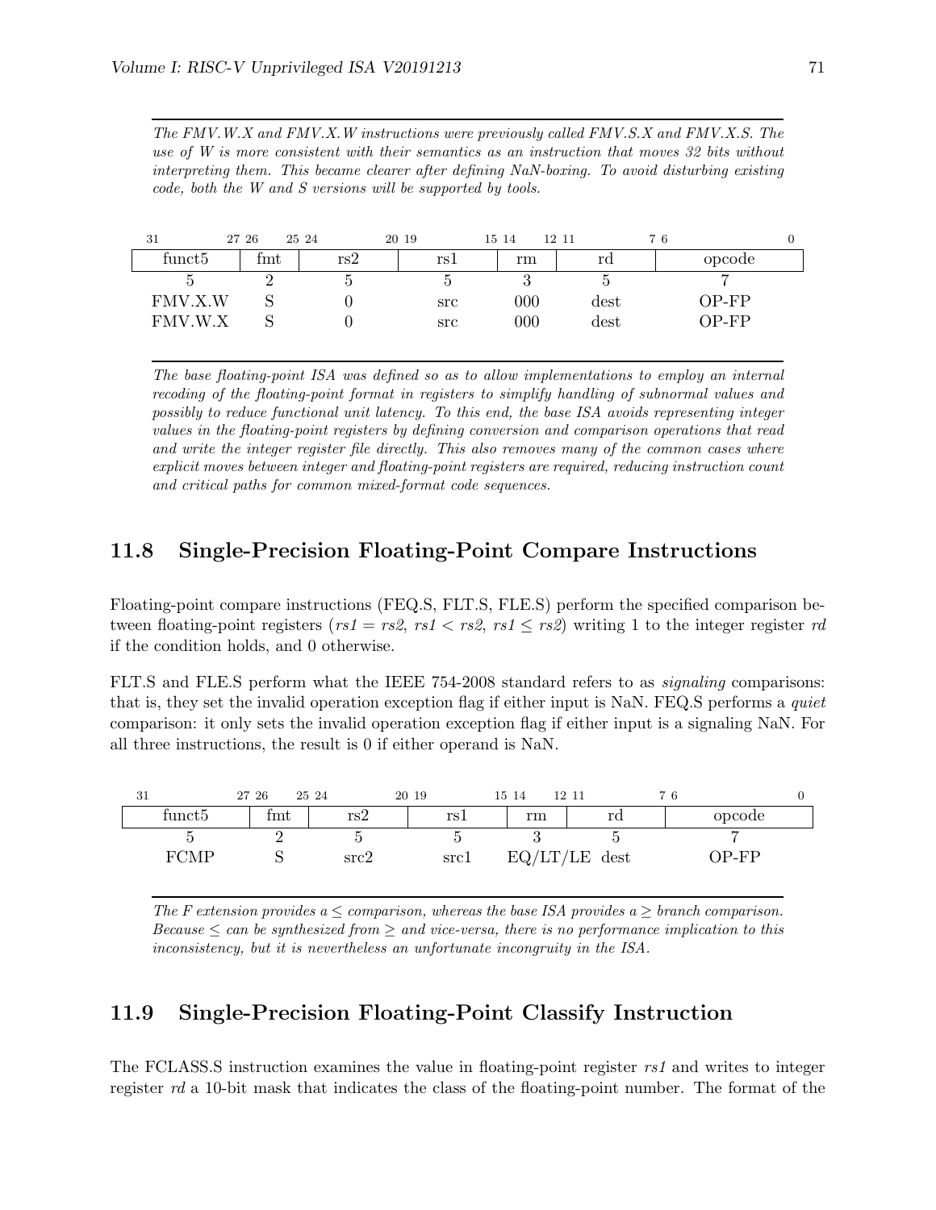*The FMV.W.X and FMV.X.W instructions were previously called FMV.S.X and FMV.X.S. The use of W is more consistent with their semantics as an instruction that moves 32 bits without interpreting them. This became clearer after defining NaN-boxing. To avoid disturbing existing code, both the W and S versions will be supported by tools.*

| 31 27 | 26 25 | 24 20 | 19 15 | 14 12 | 11 7 | 6 0 |
|---|---|---|---|---|---|---|
| funct5 | fmt | rs2 | rs1 | rm | rd | opcode |
| 5 | 2 | 5 | 5 | 3 | 5 | 7 |
| FMV.X.W | S | 0 | src | 000 | dest | OP-FP |
| FMV.W.X | S | 0 | src | 000 | dest | OP-FP |

*The base floating-point ISA was defined so as to allow implementations to employ an internal recoding of the floating-point format in registers to simplify handling of subnormal values and possibly to reduce functional unit latency. To this end, the base ISA avoids representing integer values in the floating-point registers by defining conversion and comparison operations that read and write the integer register file directly. This also removes many of the common cases where explicit moves between integer and floating-point registers are required, reducing instruction count and critical paths for common mixed-format code sequences.*

## 11.8 Single-Precision Floating-Point Compare Instructions

Floating-point compare instructions (FEQ.S, FLT.S, FLE.S) perform the specified comparison between floating-point registers (*rs1* = *rs2*, *rs1* < *rs2*, *rs1* ≤ *rs2*) writing 1 to the integer register *rd* if the condition holds, and 0 otherwise.

FLT.S and FLE.S perform what the IEEE 754-2008 standard refers to as *signaling* comparisons: that is, they set the invalid operation exception flag if either input is NaN. FEQ.S performs a *quiet* comparison: it only sets the invalid operation exception flag if either input is a signaling NaN. For all three instructions, the result is 0 if either operand is NaN.

| 31 27 | 26 25 | 24 20 | 19 15 | 14 12 | 11 7 | 6 0 |
|---|---|---|---|---|---|---|
| funct5 | fmt | rs2 | rs1 | rm | rd | opcode |
| 5 | 2 | 5 | 5 | 3 | 5 | 7 |
| FCMP | S | src2 | src1 | EQ/LT/LE | dest | OP-FP |

*The F extension provides a ≤ comparison, whereas the base ISA provides a ≥ branch comparison. Because ≤ can be synthesized from ≥ and vice-versa, there is no performance implication to this inconsistency, but it is nevertheless an unfortunate incongruity in the ISA.*

## 11.9 Single-Precision Floating-Point Classify Instruction

The FCLASS.S instruction examines the value in floating-point register *rs1* and writes to integer register *rd* a 10-bit mask that indicates the class of the floating-point number. The format of the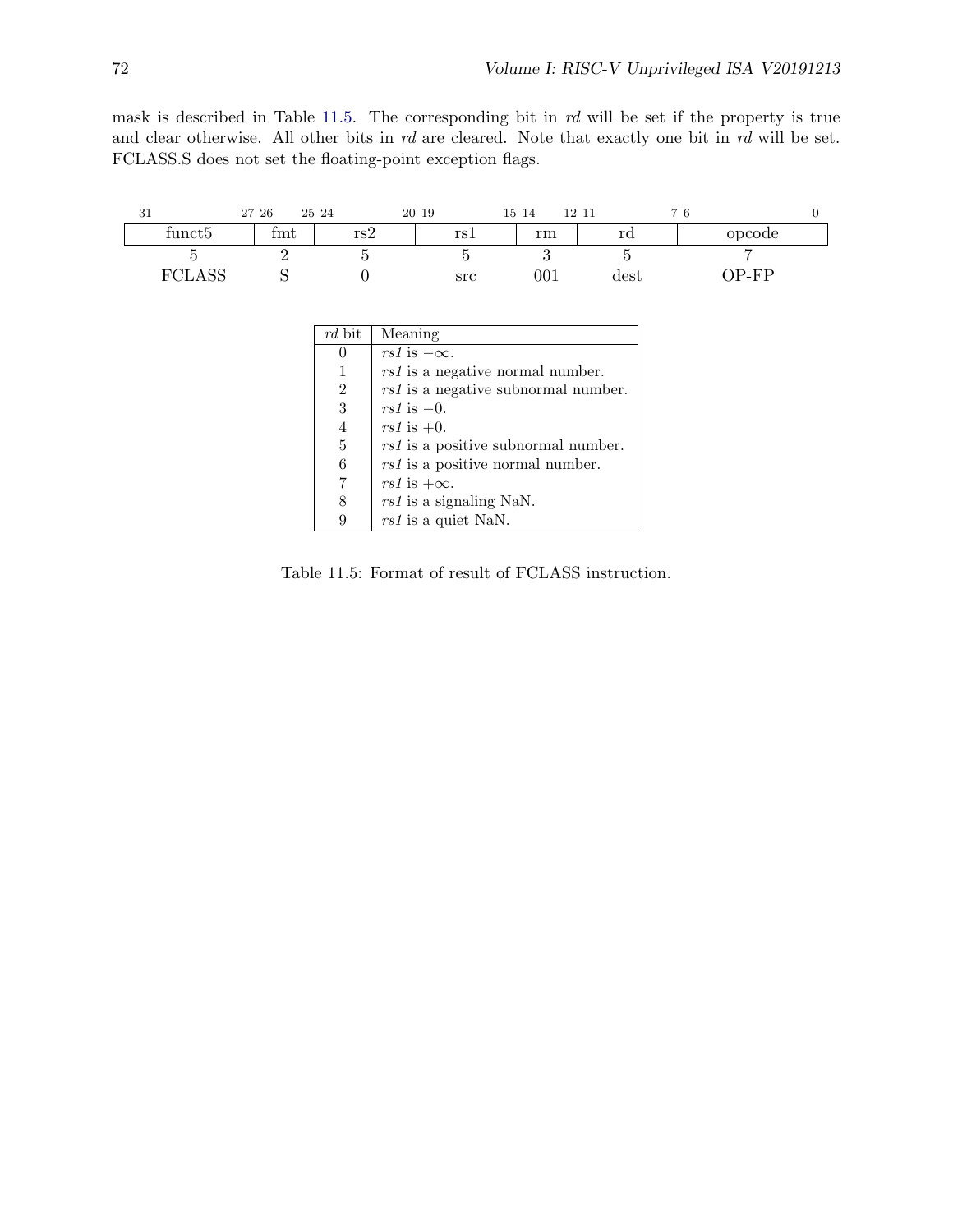mask is described in Table 11.5. The corresponding bit in *rd* will be set if the property is true and clear otherwise. All other bits in *rd* are cleared. Note that exactly one bit in *rd* will be set. FCLASS.S does not set the floating-point exception flags.

| 31 — 27 | 26 — 25 | 24 — 20 | 19 — 15 | 14 — 12 | 11 — 7 | 6 — 0 |
|---|---|---|---|---|---|---|
| funct5 | fmt | rs2 | rs1 | rm | rd | opcode |
| 5 | 2 | 5 | 5 | 3 | 5 | 7 |
| FCLASS | S | 0 | src | 001 | dest | OP-FP |

| *rd* bit | Meaning |
|---|---|
| 0 | *rs1* is $-\infty$. |
| 1 | *rs1* is a negative normal number. |
| 2 | *rs1* is a negative subnormal number. |
| 3 | *rs1* is $-0$. |
| 4 | *rs1* is $+0$. |
| 5 | *rs1* is a positive subnormal number. |
| 6 | *rs1* is a positive normal number. |
| 7 | *rs1* is $+\infty$. |
| 8 | *rs1* is a signaling NaN. |
| 9 | *rs1* is a quiet NaN. |

Table 11.5: Format of result of FCLASS instruction.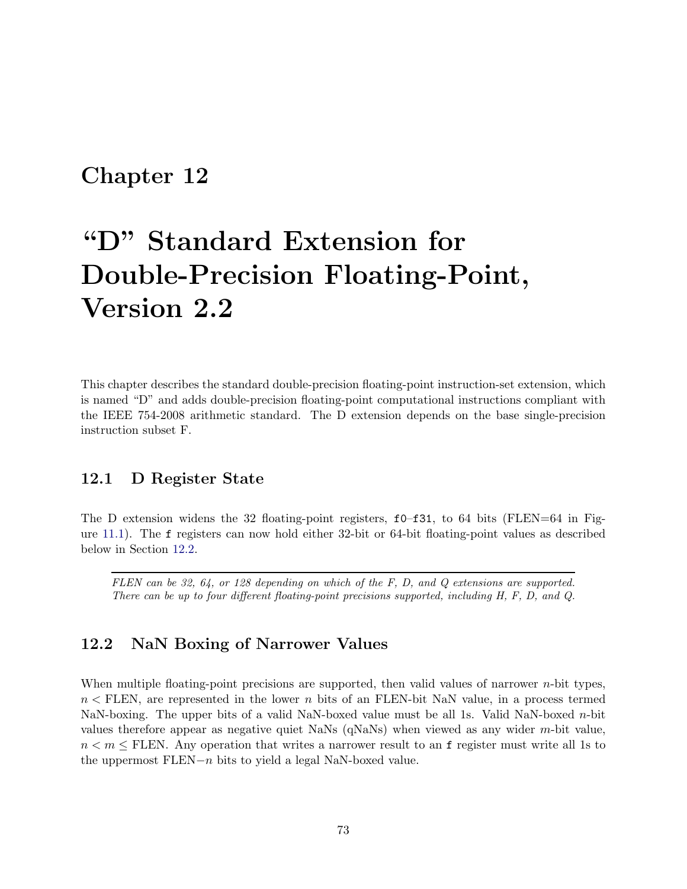# Chapter 12

# "D" Standard Extension for Double-Precision Floating-Point, Version 2.2

This chapter describes the standard double-precision floating-point instruction-set extension, which is named "D" and adds double-precision floating-point computational instructions compliant with the IEEE 754-2008 arithmetic standard. The D extension depends on the base single-precision instruction subset F.

## 12.1 D Register State

The D extension widens the 32 floating-point registers, `f0`–`f31`, to 64 bits (FLEN=64 in Figure 11.1). The `f` registers can now hold either 32-bit or 64-bit floating-point values as described below in Section 12.2.

*FLEN can be 32, 64, or 128 depending on which of the F, D, and Q extensions are supported. There can be up to four different floating-point precisions supported, including H, F, D, and Q.*

## 12.2 NaN Boxing of Narrower Values

When multiple floating-point precisions are supported, then valid values of narrower $n$-bit types, $n <$ FLEN, are represented in the lower $n$ bits of an FLEN-bit NaN value, in a process termed NaN-boxing. The upper bits of a valid NaN-boxed value must be all 1s. Valid NaN-boxed $n$-bit values therefore appear as negative quiet NaNs (qNaNs) when viewed as any wider $m$-bit value, $n < m \leq$ FLEN. Any operation that writes a narrower result to an `f` register must write all 1s to the uppermost FLEN$-n$ bits to yield a legal NaN-boxed value.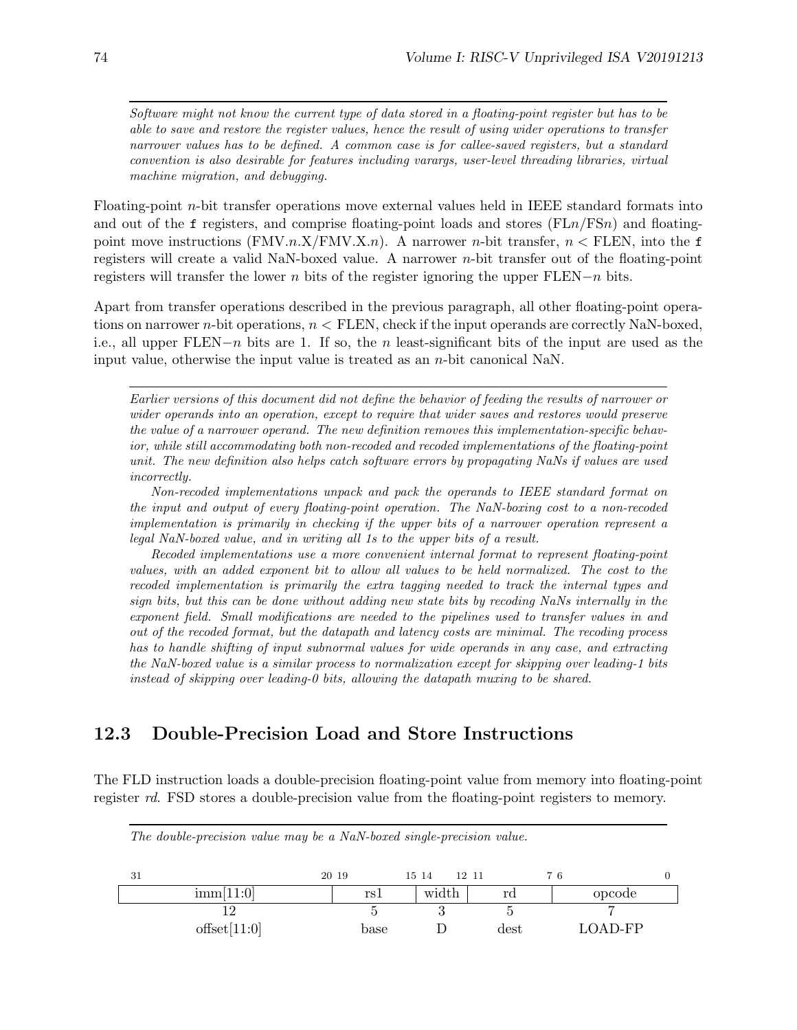*Software might not know the current type of data stored in a floating-point register but has to be able to save and restore the register values, hence the result of using wider operations to transfer narrower values has to be defined. A common case is for callee-saved registers, but a standard convention is also desirable for features including varargs, user-level threading libraries, virtual machine migration, and debugging.*

Floating-point $n$-bit transfer operations move external values held in IEEE standard formats into and out of the `f` registers, and comprise floating-point loads and stores (FL$n$/FS$n$) and floating-point move instructions (FMV.$n$.X/FMV.X.$n$). A narrower $n$-bit transfer, $n <$ FLEN, into the `f` registers will create a valid NaN-boxed value. A narrower $n$-bit transfer out of the floating-point registers will transfer the lower $n$ bits of the register ignoring the upper FLEN$-n$ bits.

Apart from transfer operations described in the previous paragraph, all other floating-point operations on narrower $n$-bit operations, $n <$ FLEN, check if the input operands are correctly NaN-boxed, i.e., all upper FLEN$-n$ bits are 1. If so, the $n$ least-significant bits of the input are used as the input value, otherwise the input value is treated as an $n$-bit canonical NaN.

*Earlier versions of this document did not define the behavior of feeding the results of narrower or wider operands into an operation, except to require that wider saves and restores would preserve the value of a narrower operand. The new definition removes this implementation-specific behavior, while still accommodating both non-recoded and recoded implementations of the floating-point unit. The new definition also helps catch software errors by propagating NaNs if values are used incorrectly.*

*Non-recoded implementations unpack and pack the operands to IEEE standard format on the input and output of every floating-point operation. The NaN-boxing cost to a non-recoded implementation is primarily in checking if the upper bits of a narrower operation represent a legal NaN-boxed value, and in writing all 1s to the upper bits of a result.*

*Recoded implementations use a more convenient internal format to represent floating-point values, with an added exponent bit to allow all values to be held normalized. The cost to the recoded implementation is primarily the extra tagging needed to track the internal types and sign bits, but this can be done without adding new state bits by recoding NaNs internally in the exponent field. Small modifications are needed to the pipelines used to transfer values in and out of the recoded format, but the datapath and latency costs are minimal. The recoding process has to handle shifting of input subnormal values for wide operands in any case, and extracting the NaN-boxed value is a similar process to normalization except for skipping over leading-1 bits instead of skipping over leading-0 bits, allowing the datapath muxing to be shared.*

## 12.3 Double-Precision Load and Store Instructions

The FLD instruction loads a double-precision floating-point value from memory into floating-point register *rd*. FSD stores a double-precision value from the floating-point registers to memory.

*The double-precision value may be a NaN-boxed single-precision value.*

| 31–20 | 19–15 | 14–12 | 11–7 | 6–0 |
|---|---|---|---|---|
| imm[11:0] | rs1 | width | rd | opcode |
| 12 | 5 | 3 | 5 | 7 |
| offset[11:0] | base | D | dest | LOAD-FP |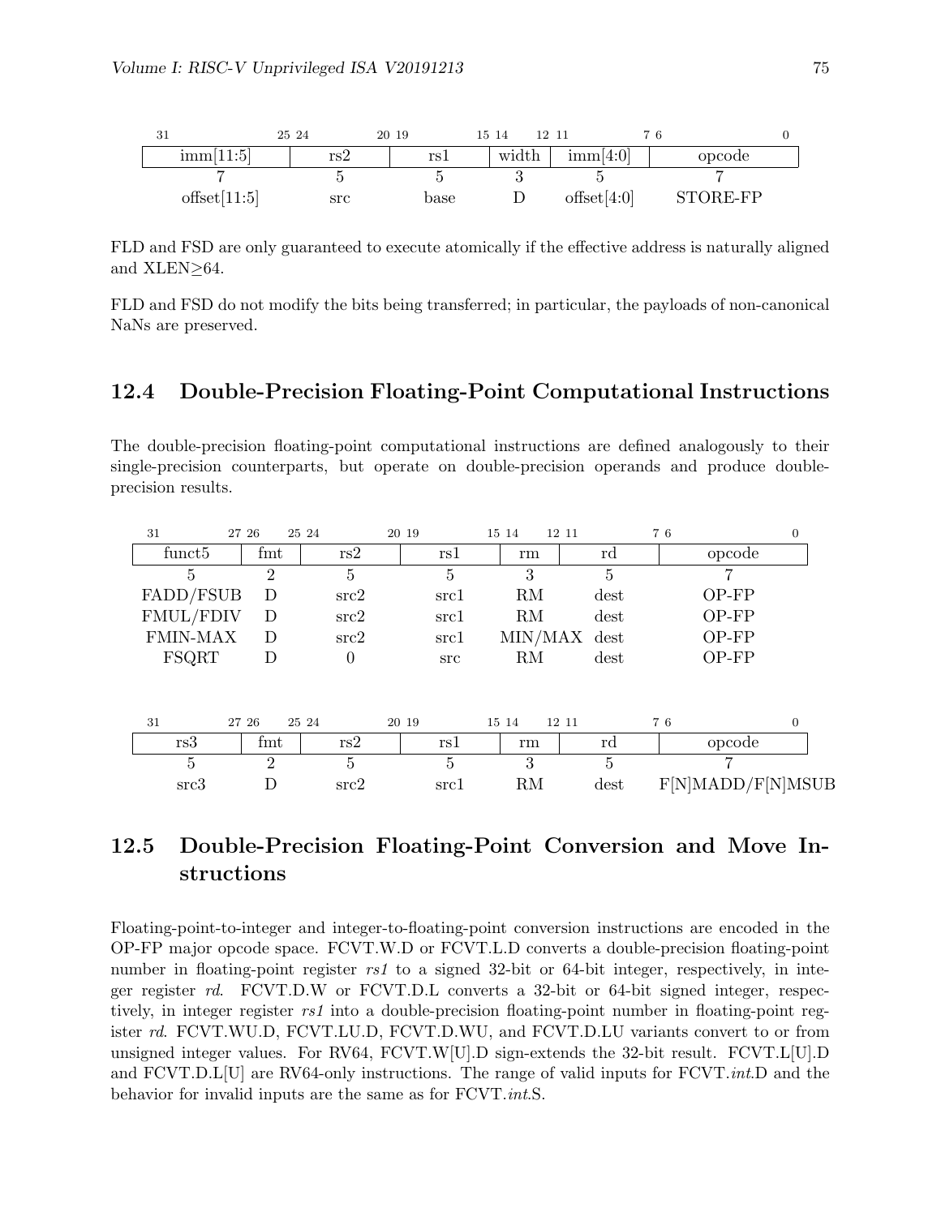| 31 25 | 24 20 | 19 15 | 14 12 | 11 7 | 6 0 |
|---|---|---|---|---|---|
| imm[11:5] | rs2 | rs1 | width | imm[4:0] | opcode |
| 7 | 5 | 5 | 3 | 5 | 7 |
| offset[11:5] | src | base | D | offset[4:0] | STORE-FP |

FLD and FSD are only guaranteed to execute atomically if the effective address is naturally aligned and XLEN≥64.

FLD and FSD do not modify the bits being transferred; in particular, the payloads of non-canonical NaNs are preserved.

## 12.4 Double-Precision Floating-Point Computational Instructions

The double-precision floating-point computational instructions are defined analogously to their single-precision counterparts, but operate on double-precision operands and produce double-precision results.

| 31 27 | 26 25 | 24 20 | 19 15 | 14 12 | 11 7 | 6 0 |
|---|---|---|---|---|---|---|
| funct5 | fmt | rs2 | rs1 | rm | rd | opcode |
| 5 | 2 | 5 | 5 | 3 | 5 | 7 |
| FADD/FSUB | D | src2 | src1 | RM | dest | OP-FP |
| FMUL/FDIV | D | src2 | src1 | RM | dest | OP-FP |
| FMIN-MAX | D | src2 | src1 | MIN/MAX | dest | OP-FP |
| FSQRT | D | 0 | src | RM | dest | OP-FP |

| 31 27 | 26 25 | 24 20 | 19 15 | 14 12 | 11 7 | 6 0 |
|---|---|---|---|---|---|---|
| rs3 | fmt | rs2 | rs1 | rm | rd | opcode |
| 5 | 2 | 5 | 5 | 3 | 5 | 7 |
| src3 | D | src2 | src1 | RM | dest | F[N]MADD/F[N]MSUB |

## 12.5 Double-Precision Floating-Point Conversion and Move Instructions

Floating-point-to-integer and integer-to-floating-point conversion instructions are encoded in the OP-FP major opcode space. FCVT.W.D or FCVT.L.D converts a double-precision floating-point number in floating-point register *rs1* to a signed 32-bit or 64-bit integer, respectively, in integer register *rd*. FCVT.D.W or FCVT.D.L converts a 32-bit or 64-bit signed integer, respectively, in integer register *rs1* into a double-precision floating-point number in floating-point register *rd*. FCVT.WU.D, FCVT.LU.D, FCVT.D.WU, and FCVT.D.LU variants convert to or from unsigned integer values. For RV64, FCVT.W[U].D sign-extends the 32-bit result. FCVT.L[U].D and FCVT.D.L[U] are RV64-only instructions. The range of valid inputs for FCVT.*int*.D and the behavior for invalid inputs are the same as for FCVT.*int*.S.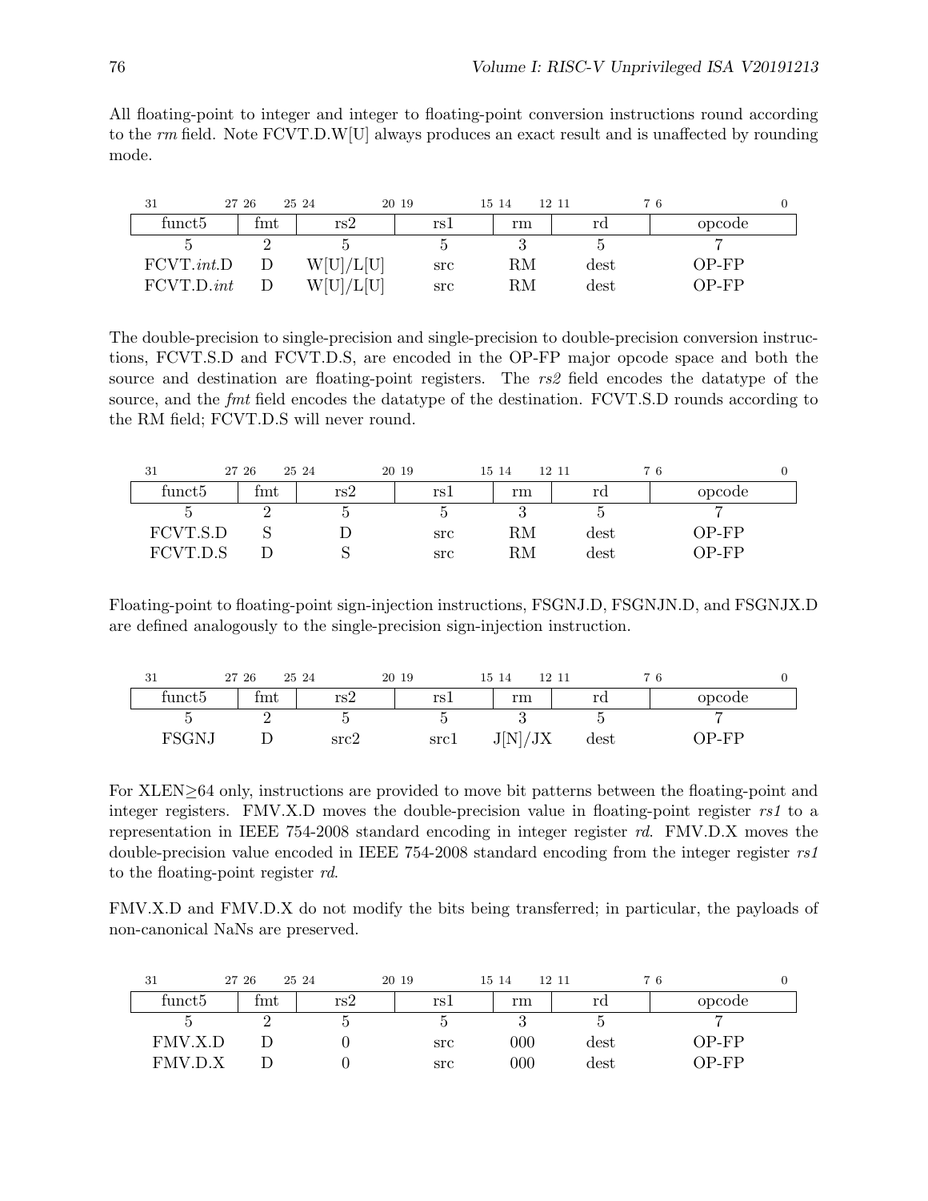All floating-point to integer and integer to floating-point conversion instructions round according to the *rm* field. Note FCVT.D.W[U] always produces an exact result and is unaffected by rounding mode.

| 31 — 27 | 26 — 25 | 24 — 20 | 19 — 15 | 14 — 12 | 11 — 7 | 6 — 0 |
|---|---|---|---|---|---|---|
| funct5 | fmt | rs2 | rs1 | rm | rd | opcode |
| 5 | 2 | 5 | 5 | 3 | 5 | 7 |
| FCVT.*int*.D | D | W[U]/L[U] | src | RM | dest | OP-FP |
| FCVT.D.*int* | D | W[U]/L[U] | src | RM | dest | OP-FP |

The double-precision to single-precision and single-precision to double-precision conversion instructions, FCVT.S.D and FCVT.D.S, are encoded in the OP-FP major opcode space and both the source and destination are floating-point registers. The *rs2* field encodes the datatype of the source, and the *fmt* field encodes the datatype of the destination. FCVT.S.D rounds according to the RM field; FCVT.D.S will never round.

| 31 — 27 | 26 — 25 | 24 — 20 | 19 — 15 | 14 — 12 | 11 — 7 | 6 — 0 |
|---|---|---|---|---|---|---|
| funct5 | fmt | rs2 | rs1 | rm | rd | opcode |
| 5 | 2 | 5 | 5 | 3 | 5 | 7 |
| FCVT.S.D | S | D | src | RM | dest | OP-FP |
| FCVT.D.S | D | S | src | RM | dest | OP-FP |

Floating-point to floating-point sign-injection instructions, FSGNJ.D, FSGNJN.D, and FSGNJX.D are defined analogously to the single-precision sign-injection instruction.

| 31 — 27 | 26 — 25 | 24 — 20 | 19 — 15 | 14 — 12 | 11 — 7 | 6 — 0 |
|---|---|---|---|---|---|---|
| funct5 | fmt | rs2 | rs1 | rm | rd | opcode |
| 5 | 2 | 5 | 5 | 3 | 5 | 7 |
| FSGNJ | D | src2 | src1 | J[N]/JX | dest | OP-FP |

For XLEN≥64 only, instructions are provided to move bit patterns between the floating-point and integer registers. FMV.X.D moves the double-precision value in floating-point register *rs1* to a representation in IEEE 754-2008 standard encoding in integer register *rd*. FMV.D.X moves the double-precision value encoded in IEEE 754-2008 standard encoding from the integer register *rs1* to the floating-point register *rd*.

FMV.X.D and FMV.D.X do not modify the bits being transferred; in particular, the payloads of non-canonical NaNs are preserved.

| 31 — 27 | 26 — 25 | 24 — 20 | 19 — 15 | 14 — 12 | 11 — 7 | 6 — 0 |
|---|---|---|---|---|---|---|
| funct5 | fmt | rs2 | rs1 | rm | rd | opcode |
| 5 | 2 | 5 | 5 | 3 | 5 | 7 |
| FMV.X.D | D | 0 | src | 000 | dest | OP-FP |
| FMV.D.X | D | 0 | src | 000 | dest | OP-FP |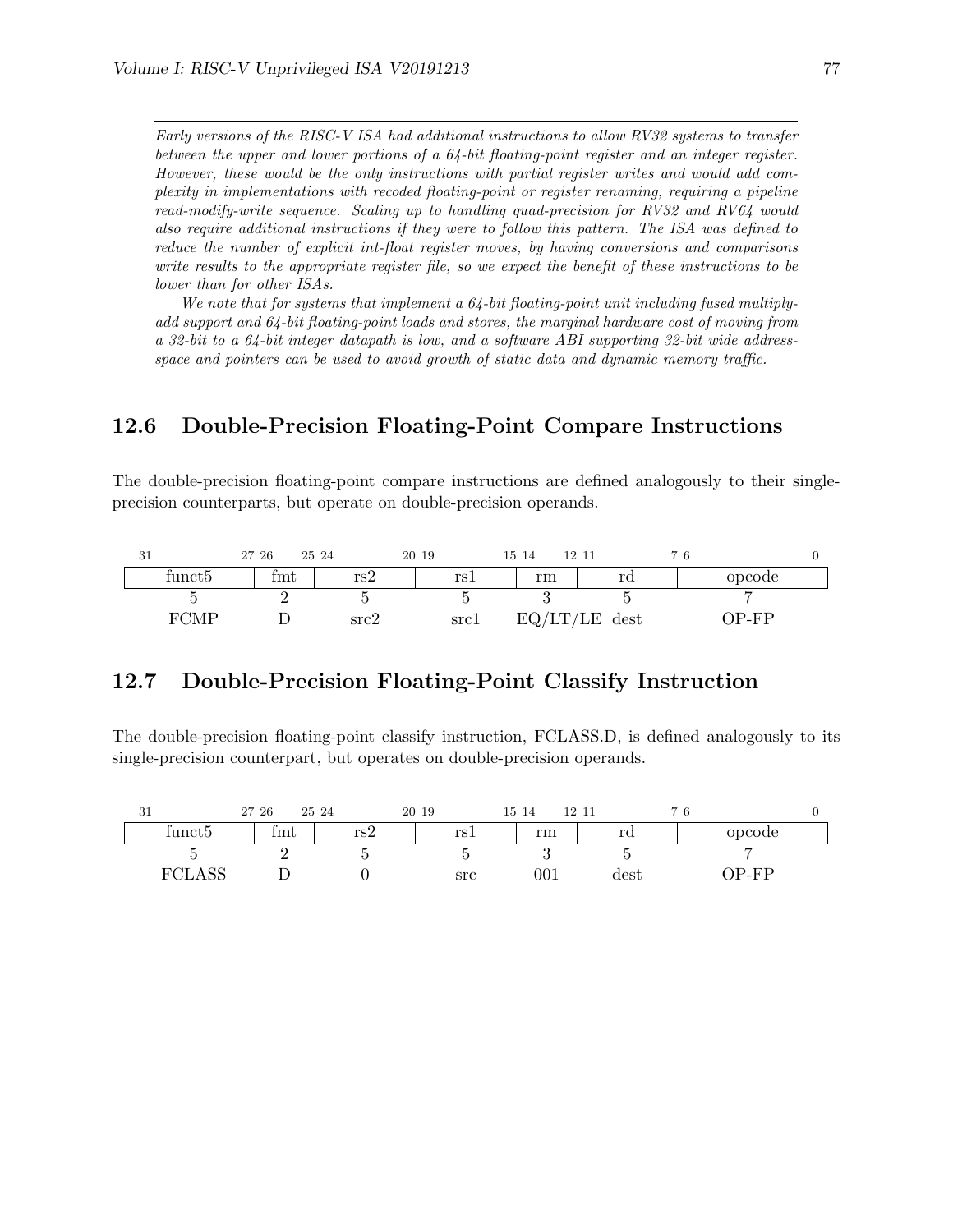*Early versions of the RISC-V ISA had additional instructions to allow RV32 systems to transfer between the upper and lower portions of a 64-bit floating-point register and an integer register. However, these would be the only instructions with partial register writes and would add complexity in implementations with recoded floating-point or register renaming, requiring a pipeline read-modify-write sequence. Scaling up to handling quad-precision for RV32 and RV64 would also require additional instructions if they were to follow this pattern. The ISA was defined to reduce the number of explicit int-float register moves, by having conversions and comparisons write results to the appropriate register file, so we expect the benefit of these instructions to be lower than for other ISAs.*

*We note that for systems that implement a 64-bit floating-point unit including fused multiply-add support and 64-bit floating-point loads and stores, the marginal hardware cost of moving from a 32-bit to a 64-bit integer datapath is low, and a software ABI supporting 32-bit wide address-space and pointers can be used to avoid growth of static data and dynamic memory traffic.*

## 12.6 Double-Precision Floating-Point Compare Instructions

The double-precision floating-point compare instructions are defined analogously to their single-precision counterparts, but operate on double-precision operands.

| 31–27 | 26–25 | 24–20 | 19–15 | 14–12 | 11–7 | 6–0 |
|---|---|---|---|---|---|---|
| funct5 | fmt | rs2 | rs1 | rm | rd | opcode |
| 5 | 2 | 5 | 5 | 3 | 5 | 7 |
| FCMP | D | src2 | src1 | EQ/LT/LE | dest | OP-FP |

## 12.7 Double-Precision Floating-Point Classify Instruction

The double-precision floating-point classify instruction, FCLASS.D, is defined analogously to its single-precision counterpart, but operates on double-precision operands.

| 31–27 | 26–25 | 24–20 | 19–15 | 14–12 | 11–7 | 6–0 |
|---|---|---|---|---|---|---|
| funct5 | fmt | rs2 | rs1 | rm | rd | opcode |
| 5 | 2 | 5 | 5 | 3 | 5 | 7 |
| FCLASS | D | 0 | src | 001 | dest | OP-FP |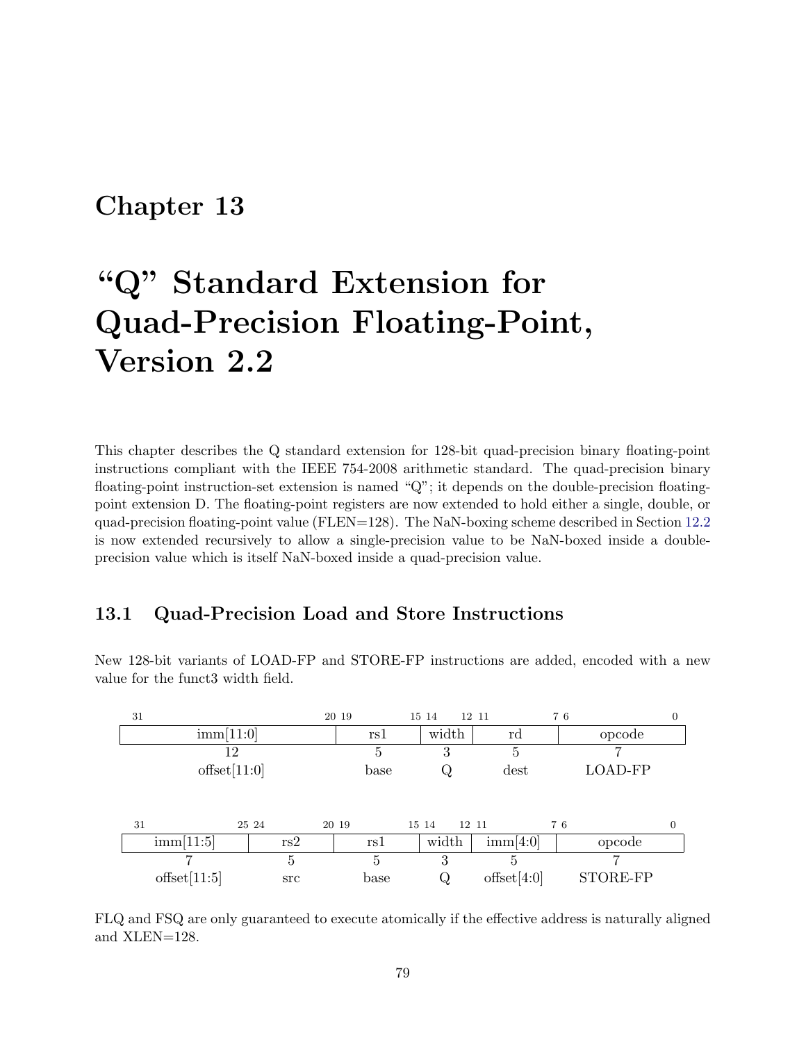# Chapter 13

# "Q" Standard Extension for Quad-Precision Floating-Point, Version 2.2

This chapter describes the Q standard extension for 128-bit quad-precision binary floating-point instructions compliant with the IEEE 754-2008 arithmetic standard. The quad-precision binary floating-point instruction-set extension is named "Q"; it depends on the double-precision floating-point extension D. The floating-point registers are now extended to hold either a single, double, or quad-precision floating-point value (FLEN=128). The NaN-boxing scheme described in Section 12.2 is now extended recursively to allow a single-precision value to be NaN-boxed inside a double-precision value which is itself NaN-boxed inside a quad-precision value.

## 13.1 Quad-Precision Load and Store Instructions

New 128-bit variants of LOAD-FP and STORE-FP instructions are added, encoded with a new value for the funct3 width field.

| 31–20 | 19–15 | 14–12 | 11–7 | 6–0 |
|---|---|---|---|---|
| imm[11:0] | rs1 | width | rd | opcode |
| 12 | 5 | 3 | 5 | 7 |
| offset[11:0] | base | Q | dest | LOAD-FP |

| 31–25 | 24–20 | 19–15 | 14–12 | 11–7 | 6–0 |
|---|---|---|---|---|---|
| imm[11:5] | rs2 | rs1 | width | imm[4:0] | opcode |
| 7 | 5 | 5 | 3 | 5 | 7 |
| offset[11:5] | src | base | Q | offset[4:0] | STORE-FP |

FLQ and FSQ are only guaranteed to execute atomically if the effective address is naturally aligned and XLEN=128.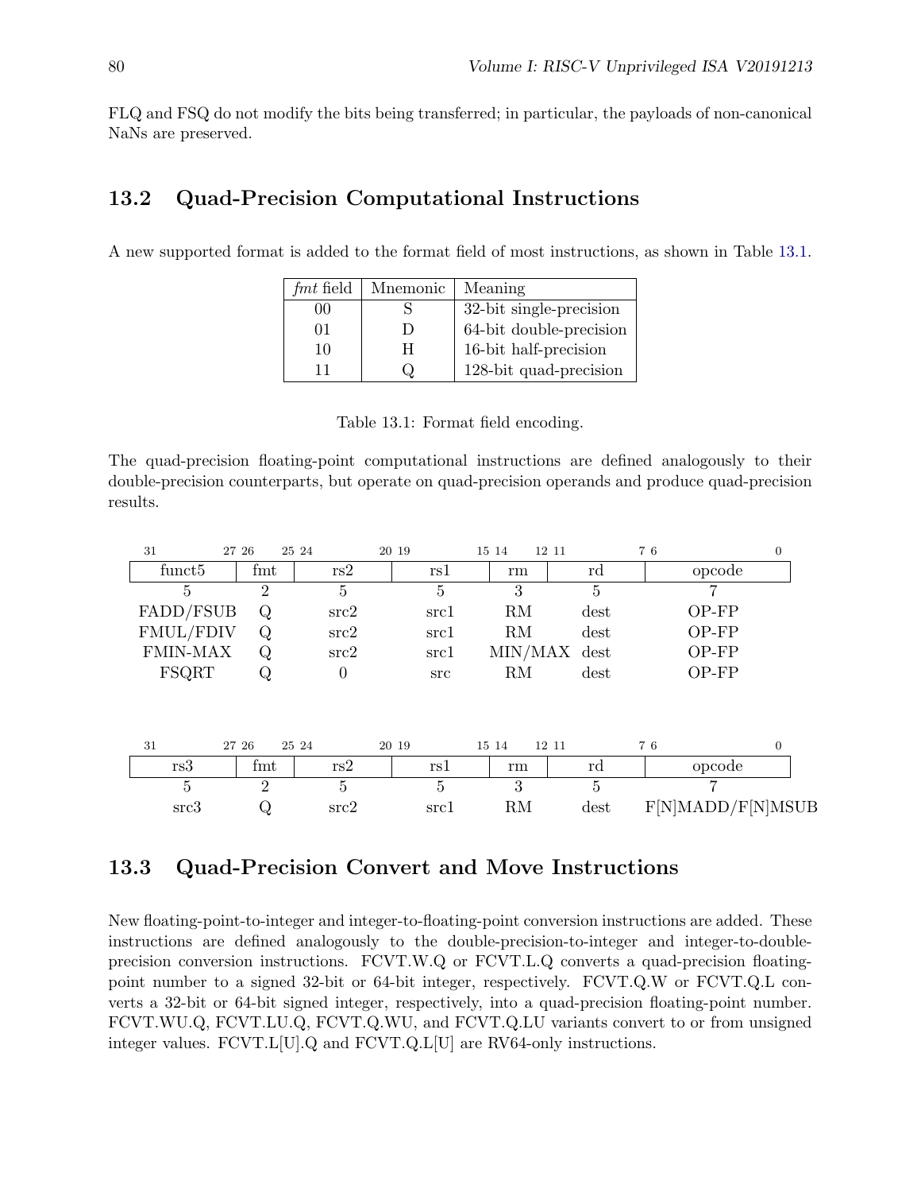FLQ and FSQ do not modify the bits being transferred; in particular, the payloads of non-canonical NaNs are preserved.

## 13.2 Quad-Precision Computational Instructions

A new supported format is added to the format field of most instructions, as shown in Table 13.1.

| *fmt* field | Mnemonic | Meaning |
|---|---|---|
| 00 | S | 32-bit single-precision |
| 01 | D | 64-bit double-precision |
| 10 | H | 16-bit half-precision |
| 11 | Q | 128-bit quad-precision |

Table 13.1: Format field encoding.

The quad-precision floating-point computational instructions are defined analogously to their double-precision counterparts, but operate on quad-precision operands and produce quad-precision results.

| 31–27 | 26–25 | 24–20 | 19–15 | 14–12 | 11–7 | 6–0 |
|---|---|---|---|---|---|---|
| funct5 | fmt | rs2 | rs1 | rm | rd | opcode |
| 5 | 2 | 5 | 5 | 3 | 5 | 7 |
| FADD/FSUB | Q | src2 | src1 | RM | dest | OP-FP |
| FMUL/FDIV | Q | src2 | src1 | RM | dest | OP-FP |
| FMIN-MAX | Q | src2 | src1 | MIN/MAX | dest | OP-FP |
| FSQRT | Q | 0 | src | RM | dest | OP-FP |

| 31–27 | 26–25 | 24–20 | 19–15 | 14–12 | 11–7 | 6–0 |
|---|---|---|---|---|---|---|
| rs3 | fmt | rs2 | rs1 | rm | rd | opcode |
| 5 | 2 | 5 | 5 | 3 | 5 | 7 |
| src3 | Q | src2 | src1 | RM | dest | F[N]MADD/F[N]MSUB |

## 13.3 Quad-Precision Convert and Move Instructions

New floating-point-to-integer and integer-to-floating-point conversion instructions are added. These instructions are defined analogously to the double-precision-to-integer and integer-to-double-precision conversion instructions. FCVT.W.Q or FCVT.L.Q converts a quad-precision floating-point number to a signed 32-bit or 64-bit integer, respectively. FCVT.Q.W or FCVT.Q.L converts a 32-bit or 64-bit signed integer, respectively, into a quad-precision floating-point number. FCVT.WU.Q, FCVT.LU.Q, FCVT.Q.WU, and FCVT.Q.LU variants convert to or from unsigned integer values. FCVT.L[U].Q and FCVT.Q.L[U] are RV64-only instructions.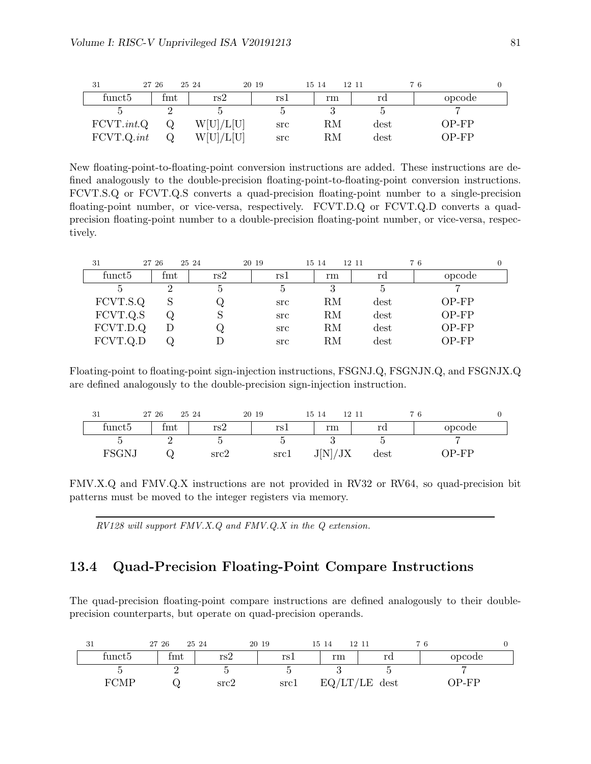| 31 27 | 26 25 | 24 20 | 19 15 | 14 12 | 11 7 | 6 0 |
|---|---|---|---|---|---|---|
| funct5 | fmt | rs2 | rs1 | rm | rd | opcode |
| 5 | 2 | 5 | 5 | 3 | 5 | 7 |
| FCVT.*int*.Q | Q | W[U]/L[U] | src | RM | dest | OP-FP |
| FCVT.Q.*int* | Q | W[U]/L[U] | src | RM | dest | OP-FP |

New floating-point-to-floating-point conversion instructions are added. These instructions are defined analogously to the double-precision floating-point-to-floating-point conversion instructions. FCVT.S.Q or FCVT.Q.S converts a quad-precision floating-point number to a single-precision floating-point number, or vice-versa, respectively. FCVT.D.Q or FCVT.Q.D converts a quad-precision floating-point number to a double-precision floating-point number, or vice-versa, respectively.

| 31 27 | 26 25 | 24 20 | 19 15 | 14 12 | 11 7 | 6 0 |
|---|---|---|---|---|---|---|
| funct5 | fmt | rs2 | rs1 | rm | rd | opcode |
| 5 | 2 | 5 | 5 | 3 | 5 | 7 |
| FCVT.S.Q | S | Q | src | RM | dest | OP-FP |
| FCVT.Q.S | Q | S | src | RM | dest | OP-FP |
| FCVT.D.Q | D | Q | src | RM | dest | OP-FP |
| FCVT.Q.D | Q | D | src | RM | dest | OP-FP |

Floating-point to floating-point sign-injection instructions, FSGNJ.Q, FSGNJN.Q, and FSGNJX.Q are defined analogously to the double-precision sign-injection instruction.

| 31 27 | 26 25 | 24 20 | 19 15 | 14 12 | 11 7 | 6 0 |
|---|---|---|---|---|---|---|
| funct5 | fmt | rs2 | rs1 | rm | rd | opcode |
| 5 | 2 | 5 | 5 | 3 | 5 | 7 |
| FSGNJ | Q | src2 | src1 | J[N]/JX | dest | OP-FP |

FMV.X.Q and FMV.Q.X instructions are not provided in RV32 or RV64, so quad-precision bit patterns must be moved to the integer registers via memory.

---

*RV128 will support FMV.X.Q and FMV.Q.X in the Q extension.*

## 13.4 Quad-Precision Floating-Point Compare Instructions

The quad-precision floating-point compare instructions are defined analogously to their double-precision counterparts, but operate on quad-precision operands.

| 31 27 | 26 25 | 24 20 | 19 15 | 14 12 | 11 7 | 6 0 |
|---|---|---|---|---|---|---|
| funct5 | fmt | rs2 | rs1 | rm | rd | opcode |
| 5 | 2 | 5 | 5 | 3 | 5 | 7 |
| FCMP | Q | src2 | src1 | EQ/LT/LE | dest | OP-FP |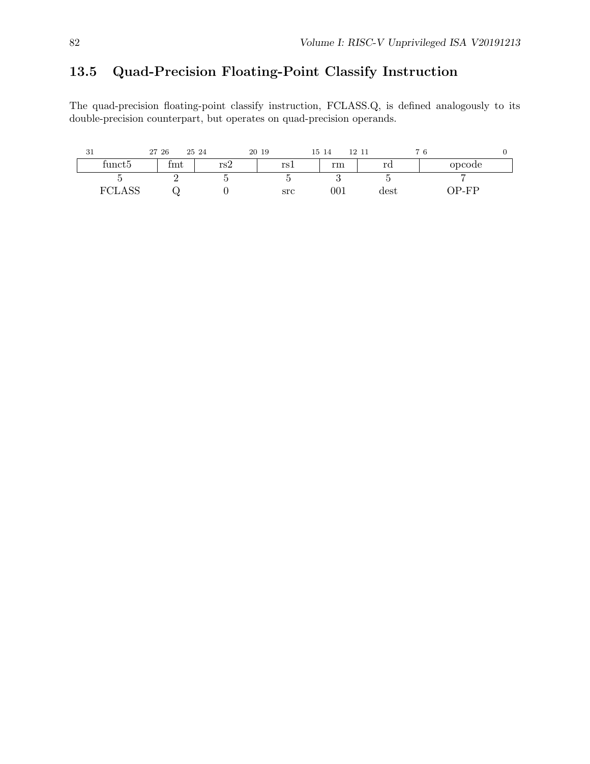## 13.5 Quad-Precision Floating-Point Classify Instruction

The quad-precision floating-point classify instruction, FCLASS.Q, is defined analogously to its double-precision counterpart, but operates on quad-precision operands.

| 31–27 | 26–25 | 24–20 | 19–15 | 14–12 | 11–7 | 6–0 |
|---|---|---|---|---|---|---|
| funct5 | fmt | rs2 | rs1 | rm | rd | opcode |
| 5 | 2 | 5 | 5 | 3 | 5 | 7 |
| FCLASS | Q | 0 | src | 001 | dest | OP-FP |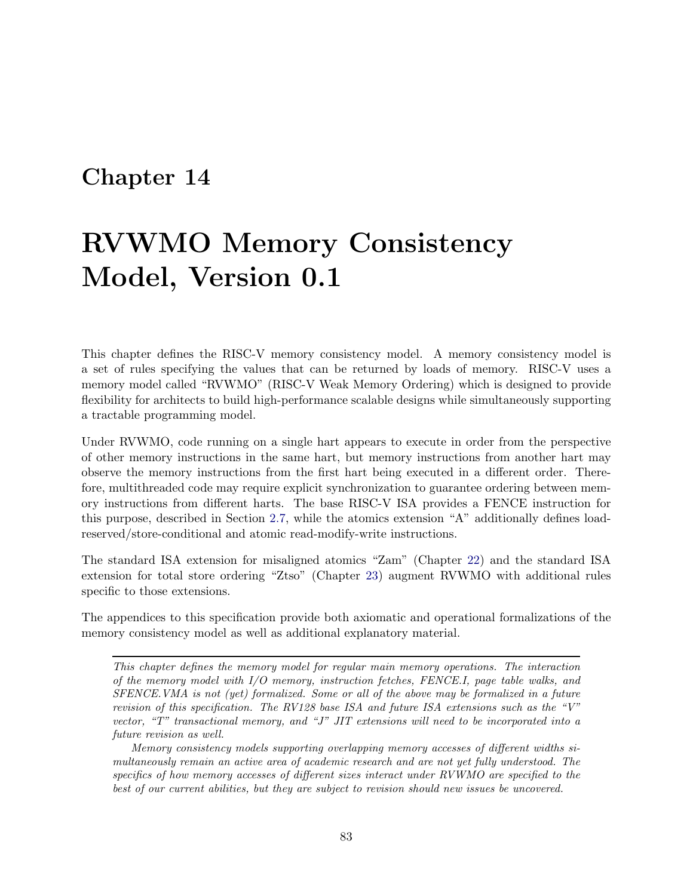# Chapter 14

# RVWMO Memory Consistency Model, Version 0.1

This chapter defines the RISC-V memory consistency model. A memory consistency model is a set of rules specifying the values that can be returned by loads of memory. RISC-V uses a memory model called "RVWMO" (RISC-V Weak Memory Ordering) which is designed to provide flexibility for architects to build high-performance scalable designs while simultaneously supporting a tractable programming model.

Under RVWMO, code running on a single hart appears to execute in order from the perspective of other memory instructions in the same hart, but memory instructions from another hart may observe the memory instructions from the first hart being executed in a different order. Therefore, multithreaded code may require explicit synchronization to guarantee ordering between memory instructions from different harts. The base RISC-V ISA provides a FENCE instruction for this purpose, described in Section 2.7, while the atomics extension "A" additionally defines load-reserved/store-conditional and atomic read-modify-write instructions.

The standard ISA extension for misaligned atomics "Zam" (Chapter 22) and the standard ISA extension for total store ordering "Ztso" (Chapter 23) augment RVWMO with additional rules specific to those extensions.

The appendices to this specification provide both axiomatic and operational formalizations of the memory consistency model as well as additional explanatory material.

---

*This chapter defines the memory model for regular main memory operations. The interaction of the memory model with I/O memory, instruction fetches, FENCE.I, page table walks, and SFENCE.VMA is not (yet) formalized. Some or all of the above may be formalized in a future revision of this specification. The RV128 base ISA and future ISA extensions such as the "V" vector, "T" transactional memory, and "J" JIT extensions will need to be incorporated into a future revision as well.*

*Memory consistency models supporting overlapping memory accesses of different widths simultaneously remain an active area of academic research and are not yet fully understood. The specifics of how memory accesses of different sizes interact under RVWMO are specified to the best of our current abilities, but they are subject to revision should new issues be uncovered.*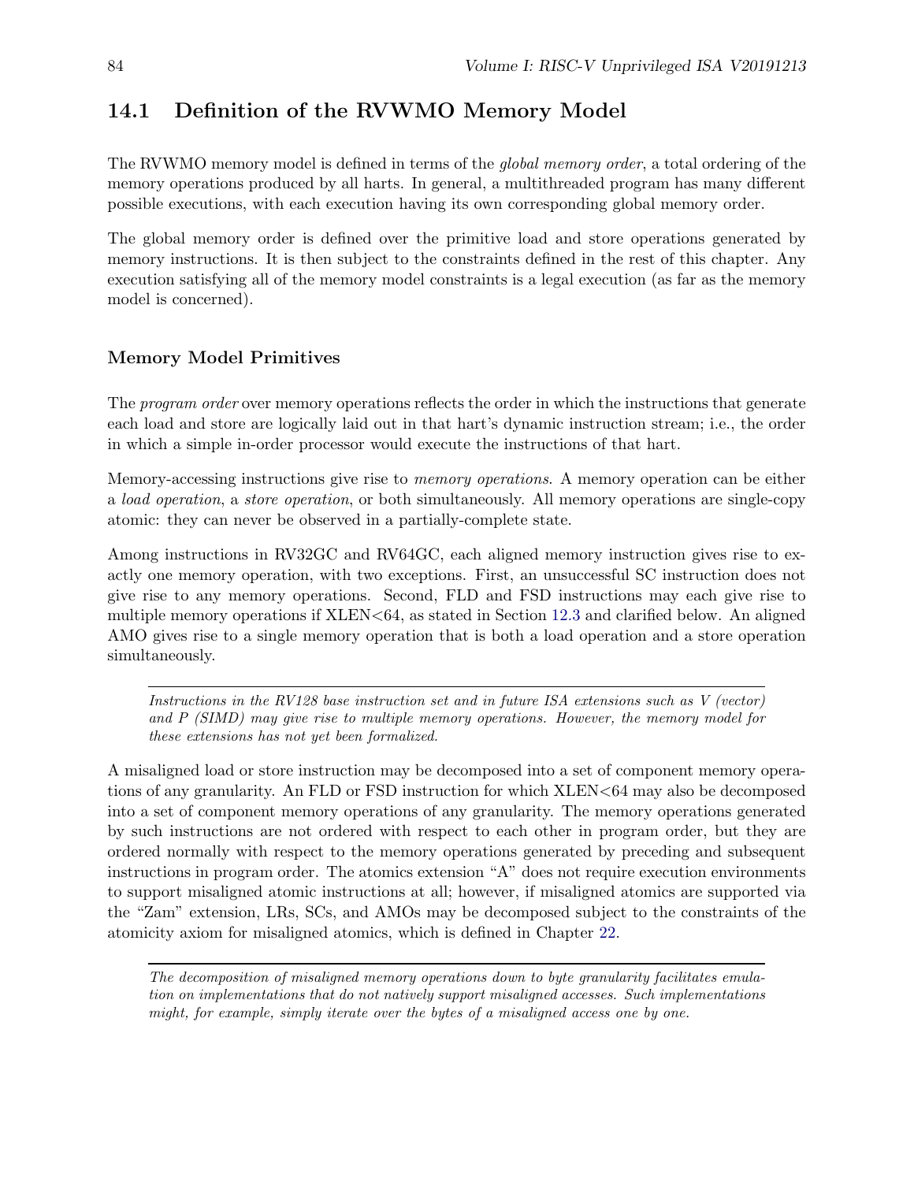## 14.1 Definition of the RVWMO Memory Model

The RVWMO memory model is defined in terms of the *global memory order*, a total ordering of the memory operations produced by all harts. In general, a multithreaded program has many different possible executions, with each execution having its own corresponding global memory order.

The global memory order is defined over the primitive load and store operations generated by memory instructions. It is then subject to the constraints defined in the rest of this chapter. Any execution satisfying all of the memory model constraints is a legal execution (as far as the memory model is concerned).

### Memory Model Primitives

The *program order* over memory operations reflects the order in which the instructions that generate each load and store are logically laid out in that hart's dynamic instruction stream; i.e., the order in which a simple in-order processor would execute the instructions of that hart.

Memory-accessing instructions give rise to *memory operations*. A memory operation can be either a *load operation*, a *store operation*, or both simultaneously. All memory operations are single-copy atomic: they can never be observed in a partially-complete state.

Among instructions in RV32GC and RV64GC, each aligned memory instruction gives rise to exactly one memory operation, with two exceptions. First, an unsuccessful SC instruction does not give rise to any memory operations. Second, FLD and FSD instructions may each give rise to multiple memory operations if XLEN<64, as stated in Section 12.3 and clarified below. An aligned AMO gives rise to a single memory operation that is both a load operation and a store operation simultaneously.

---

*Instructions in the RV128 base instruction set and in future ISA extensions such as V (vector) and P (SIMD) may give rise to multiple memory operations. However, the memory model for these extensions has not yet been formalized.*

---

A misaligned load or store instruction may be decomposed into a set of component memory operations of any granularity. An FLD or FSD instruction for which XLEN<64 may also be decomposed into a set of component memory operations of any granularity. The memory operations generated by such instructions are not ordered with respect to each other in program order, but they are ordered normally with respect to the memory operations generated by preceding and subsequent instructions in program order. The atomics extension "A" does not require execution environments to support misaligned atomic instructions at all; however, if misaligned atomics are supported via the "Zam" extension, LRs, SCs, and AMOs may be decomposed subject to the constraints of the atomicity axiom for misaligned atomics, which is defined in Chapter 22.

---

*The decomposition of misaligned memory operations down to byte granularity facilitates emulation on implementations that do not natively support misaligned accesses. Such implementations might, for example, simply iterate over the bytes of a misaligned access one by one.*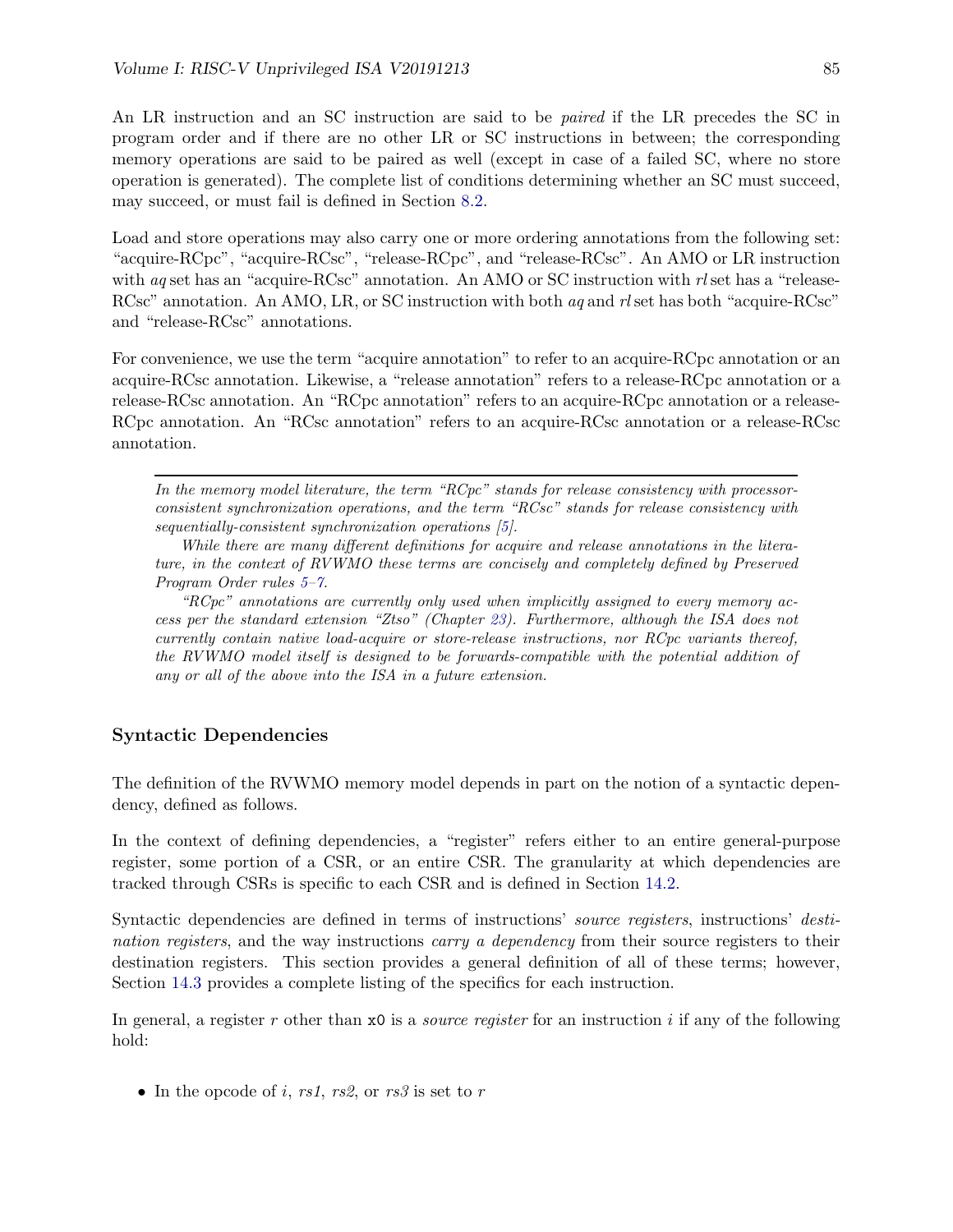An LR instruction and an SC instruction are said to be *paired* if the LR precedes the SC in program order and if there are no other LR or SC instructions in between; the corresponding memory operations are said to be paired as well (except in case of a failed SC, where no store operation is generated). The complete list of conditions determining whether an SC must succeed, may succeed, or must fail is defined in Section 8.2.

Load and store operations may also carry one or more ordering annotations from the following set: "acquire-RCpc", "acquire-RCsc", "release-RCpc", and "release-RCsc". An AMO or LR instruction with *aq* set has an "acquire-RCsc" annotation. An AMO or SC instruction with *rl* set has a "release-RCsc" annotation. An AMO, LR, or SC instruction with both *aq* and *rl* set has both "acquire-RCsc" and "release-RCsc" annotations.

For convenience, we use the term "acquire annotation" to refer to an acquire-RCpc annotation or an acquire-RCsc annotation. Likewise, a "release annotation" refers to a release-RCpc annotation or a release-RCsc annotation. An "RCpc annotation" refers to an acquire-RCpc annotation or a release-RCpc annotation. An "RCsc annotation" refers to an acquire-RCsc annotation or a release-RCsc annotation.

---

*In the memory model literature, the term "RCpc" stands for release consistency with processor-consistent synchronization operations, and the term "RCsc" stands for release consistency with sequentially-consistent synchronization operations [5].*

*While there are many different definitions for acquire and release annotations in the literature, in the context of RVWMO these terms are concisely and completely defined by Preserved Program Order rules 5–7.*

*"RCpc" annotations are currently only used when implicitly assigned to every memory access per the standard extension "Ztso" (Chapter 23). Furthermore, although the ISA does not currently contain native load-acquire or store-release instructions, nor RCpc variants thereof, the RVWMO model itself is designed to be forwards-compatible with the potential addition of any or all of the above into the ISA in a future extension.*

## Syntactic Dependencies

The definition of the RVWMO memory model depends in part on the notion of a syntactic dependency, defined as follows.

In the context of defining dependencies, a "register" refers either to an entire general-purpose register, some portion of a CSR, or an entire CSR. The granularity at which dependencies are tracked through CSRs is specific to each CSR and is defined in Section 14.2.

Syntactic dependencies are defined in terms of instructions' *source registers*, instructions' *destination registers*, and the way instructions *carry a dependency* from their source registers to their destination registers. This section provides a general definition of all of these terms; however, Section 14.3 provides a complete listing of the specifics for each instruction.

In general, a register $r$ other than `x0` is a *source register* for an instruction $i$ if any of the following hold:

- In the opcode of $i$, *rs1*, *rs2*, or *rs3* is set to $r$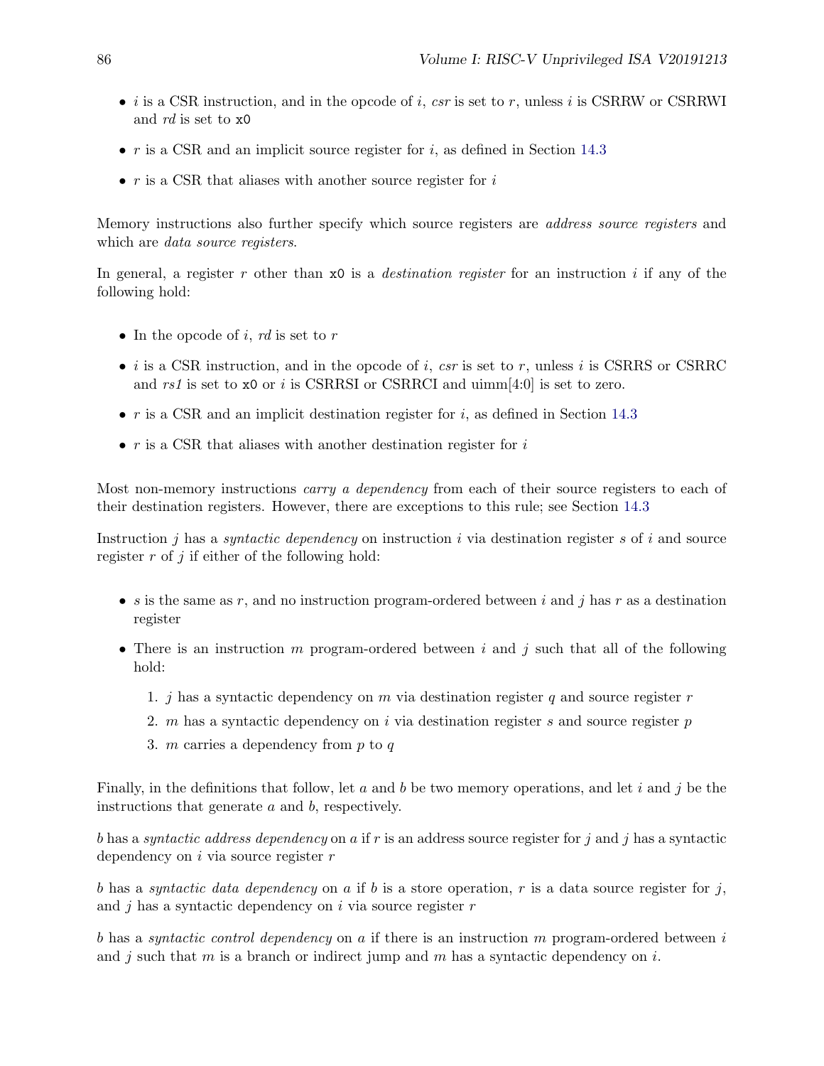- $i$ is a CSR instruction, and in the opcode of $i$, *csr* is set to $r$, unless $i$ is CSRRW or CSRRWI and *rd* is set to `x0`
- $r$ is a CSR and an implicit source register for $i$, as defined in Section 14.3
- $r$ is a CSR that aliases with another source register for $i$

Memory instructions also further specify which source registers are *address source registers* and which are *data source registers*.

In general, a register $r$ other than `x0` is a *destination register* for an instruction $i$ if any of the following hold:

- In the opcode of $i$, *rd* is set to $r$
- $i$ is a CSR instruction, and in the opcode of $i$, *csr* is set to $r$, unless $i$ is CSRRS or CSRRC and *rs1* is set to `x0` or $i$ is CSRRSI or CSRRCI and uimm[4:0] is set to zero.
- $r$ is a CSR and an implicit destination register for $i$, as defined in Section 14.3
- $r$ is a CSR that aliases with another destination register for $i$

Most non-memory instructions *carry a dependency* from each of their source registers to each of their destination registers. However, there are exceptions to this rule; see Section 14.3

Instruction $j$ has a *syntactic dependency* on instruction $i$ via destination register $s$ of $i$ and source register $r$ of $j$ if either of the following hold:

- $s$ is the same as $r$, and no instruction program-ordered between $i$ and $j$ has $r$ as a destination register
- There is an instruction $m$ program-ordered between $i$ and $j$ such that all of the following hold:
  1. $j$ has a syntactic dependency on $m$ via destination register $q$ and source register $r$
  2. $m$ has a syntactic dependency on $i$ via destination register $s$ and source register $p$
  3. $m$ carries a dependency from $p$ to $q$

Finally, in the definitions that follow, let $a$ and $b$ be two memory operations, and let $i$ and $j$ be the instructions that generate $a$ and $b$, respectively.

$b$ has a *syntactic address dependency* on $a$ if $r$ is an address source register for $j$ and $j$ has a syntactic dependency on $i$ via source register $r$

$b$ has a *syntactic data dependency* on $a$ if $b$ is a store operation, $r$ is a data source register for $j$, and $j$ has a syntactic dependency on $i$ via source register $r$

$b$ has a *syntactic control dependency* on $a$ if there is an instruction $m$ program-ordered between $i$ and $j$ such that $m$ is a branch or indirect jump and $m$ has a syntactic dependency on $i$.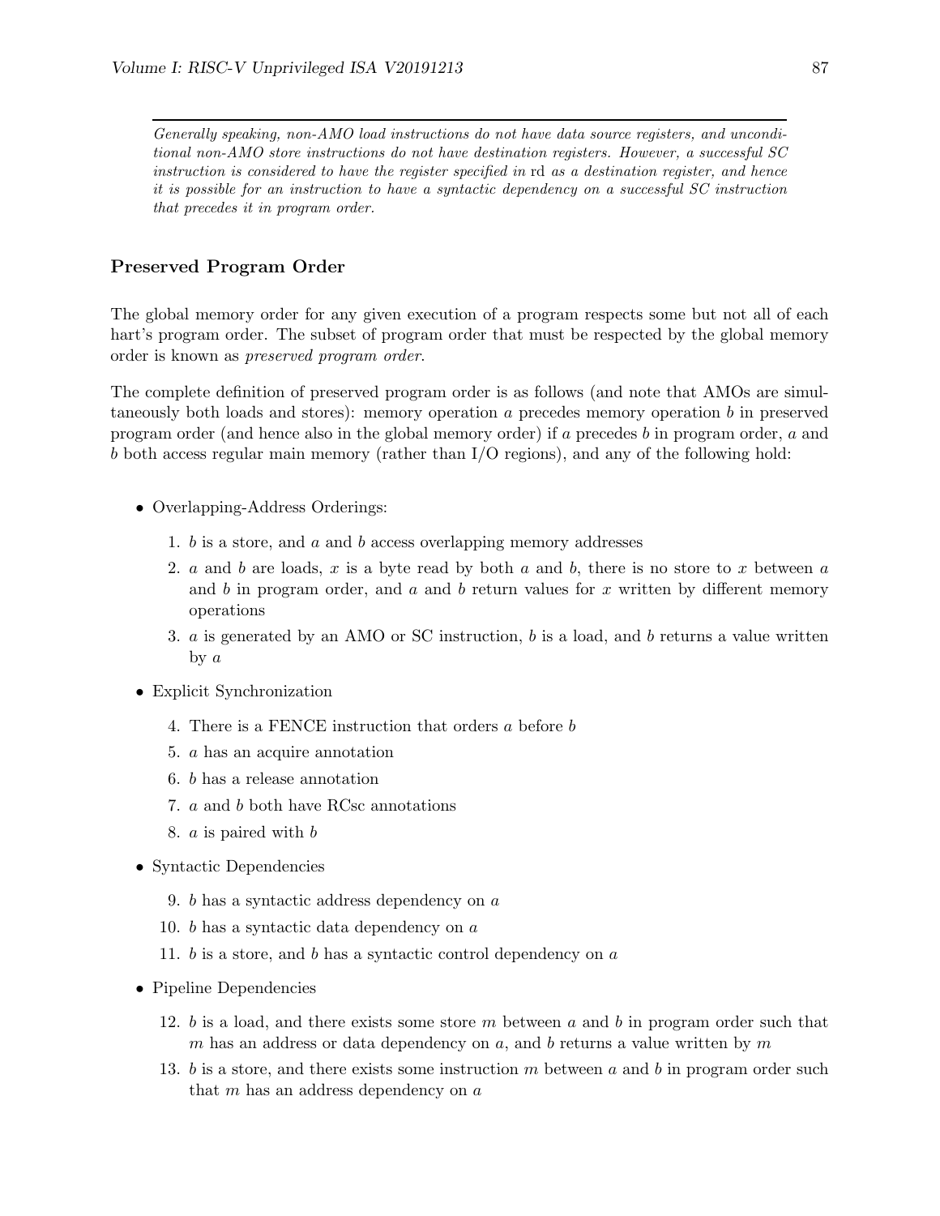*Generally speaking, non-AMO load instructions do not have data source registers, and unconditional non-AMO store instructions do not have destination registers. However, a successful SC instruction is considered to have the register specified in* rd *as a destination register, and hence it is possible for an instruction to have a syntactic dependency on a successful SC instruction that precedes it in program order.*

### Preserved Program Order

The global memory order for any given execution of a program respects some but not all of each hart's program order. The subset of program order that must be respected by the global memory order is known as *preserved program order*.

The complete definition of preserved program order is as follows (and note that AMOs are simultaneously both loads and stores): memory operation $a$ precedes memory operation $b$ in preserved program order (and hence also in the global memory order) if $a$ precedes $b$ in program order, $a$ and $b$ both access regular main memory (rather than I/O regions), and any of the following hold:

- Overlapping-Address Orderings:
  1. $b$ is a store, and $a$ and $b$ access overlapping memory addresses
  2. $a$ and $b$ are loads, $x$ is a byte read by both $a$ and $b$, there is no store to $x$ between $a$ and $b$ in program order, and $a$ and $b$ return values for $x$ written by different memory operations
  3. $a$ is generated by an AMO or SC instruction, $b$ is a load, and $b$ returns a value written by $a$
- Explicit Synchronization
  4. There is a FENCE instruction that orders $a$ before $b$
  5. $a$ has an acquire annotation
  6. $b$ has a release annotation
  7. $a$ and $b$ both have RCsc annotations
  8. $a$ is paired with $b$
- Syntactic Dependencies
  9. $b$ has a syntactic address dependency on $a$
  10. $b$ has a syntactic data dependency on $a$
  11. $b$ is a store, and $b$ has a syntactic control dependency on $a$
- Pipeline Dependencies
  12. $b$ is a load, and there exists some store $m$ between $a$ and $b$ in program order such that $m$ has an address or data dependency on $a$, and $b$ returns a value written by $m$
  13. $b$ is a store, and there exists some instruction $m$ between $a$ and $b$ in program order such that $m$ has an address dependency on $a$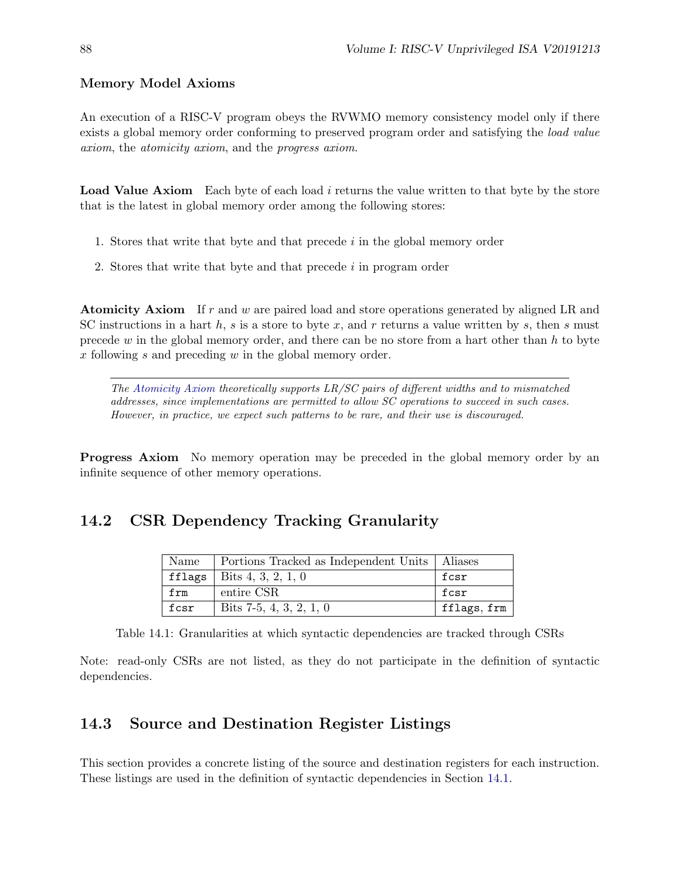### Memory Model Axioms

An execution of a RISC-V program obeys the RVWMO memory consistency model only if there exists a global memory order conforming to preserved program order and satisfying the *load value axiom*, the *atomicity axiom*, and the *progress axiom*.

**Load Value Axiom** Each byte of each load $i$ returns the value written to that byte by the store that is the latest in global memory order among the following stores:

1. Stores that write that byte and that precede $i$ in the global memory order
2. Stores that write that byte and that precede $i$ in program order

**Atomicity Axiom** If $r$ and $w$ are paired load and store operations generated by aligned LR and SC instructions in a hart $h$, $s$ is a store to byte $x$, and $r$ returns a value written by $s$, then $s$ must precede $w$ in the global memory order, and there can be no store from a hart other than $h$ to byte $x$ following $s$ and preceding $w$ in the global memory order.

---

*The Atomicity Axiom theoretically supports LR/SC pairs of different widths and to mismatched addresses, since implementations are permitted to allow SC operations to succeed in such cases. However, in practice, we expect such patterns to be rare, and their use is discouraged.*

---

**Progress Axiom** No memory operation may be preceded in the global memory order by an infinite sequence of other memory operations.

## 14.2 CSR Dependency Tracking Granularity

| Name | Portions Tracked as Independent Units | Aliases |
|---|---|---|
| `fflags` | Bits 4, 3, 2, 1, 0 | `fcsr` |
| `frm` | entire CSR | `fcsr` |
| `fcsr` | Bits 7-5, 4, 3, 2, 1, 0 | `fflags`, `frm` |

Table 14.1: Granularities at which syntactic dependencies are tracked through CSRs

Note: read-only CSRs are not listed, as they do not participate in the definition of syntactic dependencies.

## 14.3 Source and Destination Register Listings

This section provides a concrete listing of the source and destination registers for each instruction. These listings are used in the definition of syntactic dependencies in Section 14.1.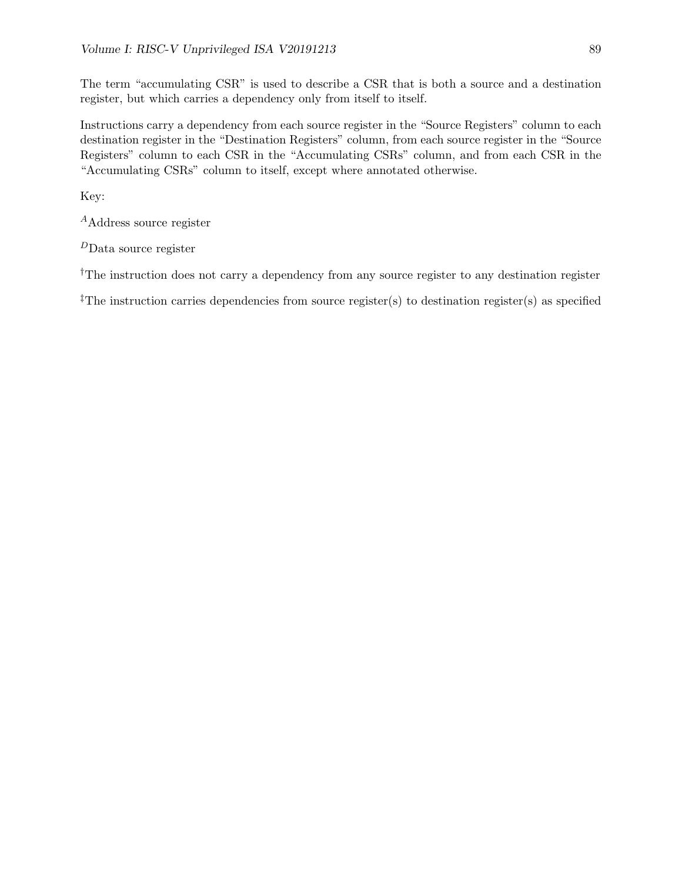The term "accumulating CSR" is used to describe a CSR that is both a source and a destination register, but which carries a dependency only from itself to itself.

Instructions carry a dependency from each source register in the "Source Registers" column to each destination register in the "Destination Registers" column, from each source register in the "Source Registers" column to each CSR in the "Accumulating CSRs" column, and from each CSR in the "Accumulating CSRs" column to itself, except where annotated otherwise.

Key:

$^{A}$Address source register

$^{D}$Data source register

$^{\dagger}$The instruction does not carry a dependency from any source register to any destination register

$^{\ddagger}$The instruction carries dependencies from source register(s) to destination register(s) as specified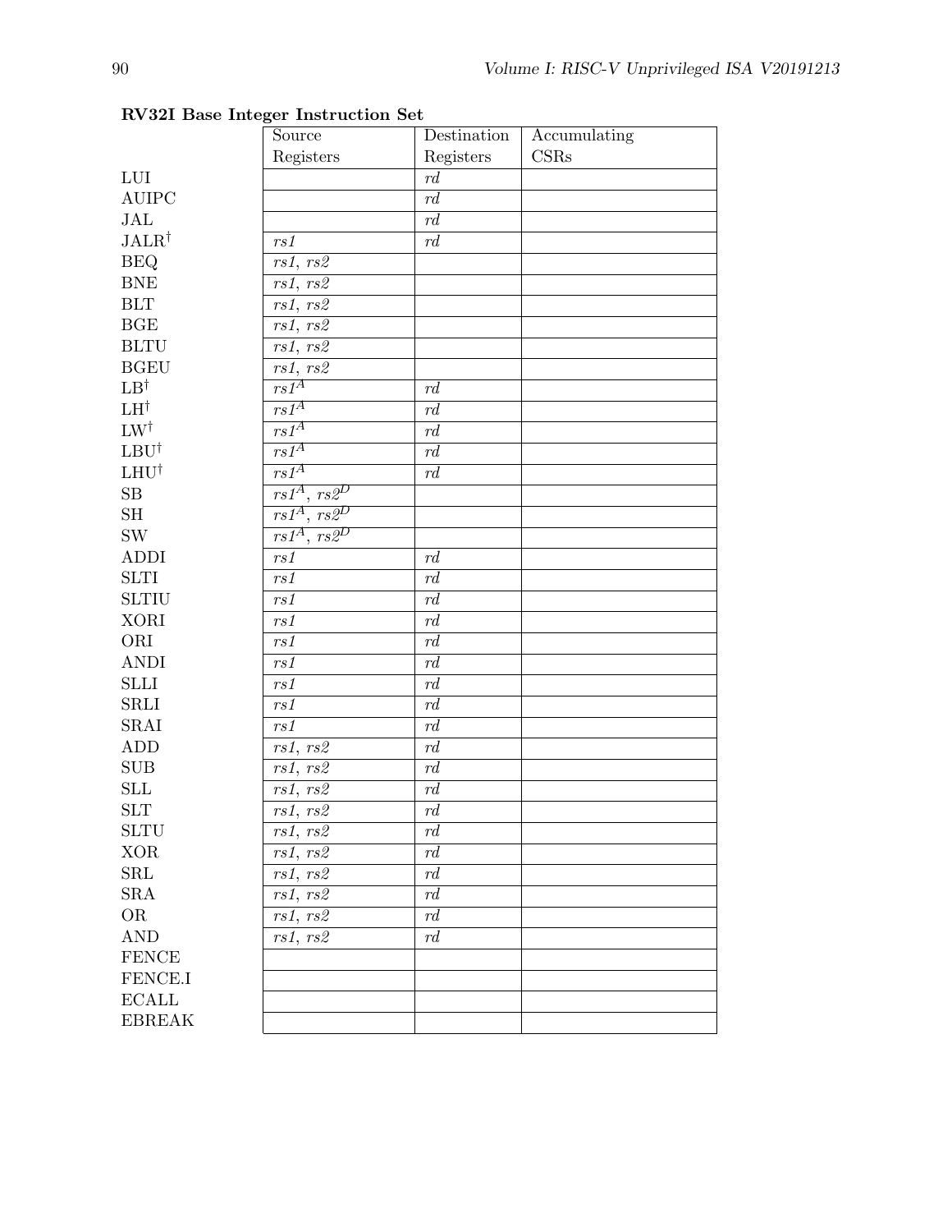**RV32I Base Integer Instruction Set**

| | Source Registers | Destination Registers | Accumulating CSRs |
|---|---|---|---|
| LUI | | *rd* | |
| AUIPC | | *rd* | |
| JAL | | *rd* | |
| JALR[†] | *rs1* | *rd* | |
| BEQ | *rs1*, *rs2* | | |
| BNE | *rs1*, *rs2* | | |
| BLT | *rs1*, *rs2* | | |
| BGE | *rs1*, *rs2* | | |
| BLTU | *rs1*, *rs2* | | |
| BGEU | *rs1*, *rs2* | | |
| LB[†] | $rs1^A$ | *rd* | |
| LH[†] | $rs1^A$ | *rd* | |
| LW[†] | $rs1^A$ | *rd* | |
| LBU[†] | $rs1^A$ | *rd* | |
| LHU[†] | $rs1^A$ | *rd* | |
| SB | $rs1^A$, $rs2^D$ | | |
| SH | $rs1^A$, $rs2^D$ | | |
| SW | $rs1^A$, $rs2^D$ | | |
| ADDI | *rs1* | *rd* | |
| SLTI | *rs1* | *rd* | |
| SLTIU | *rs1* | *rd* | |
| XORI | *rs1* | *rd* | |
| ORI | *rs1* | *rd* | |
| ANDI | *rs1* | *rd* | |
| SLLI | *rs1* | *rd* | |
| SRLI | *rs1* | *rd* | |
| SRAI | *rs1* | *rd* | |
| ADD | *rs1*, *rs2* | *rd* | |
| SUB | *rs1*, *rs2* | *rd* | |
| SLL | *rs1*, *rs2* | *rd* | |
| SLT | *rs1*, *rs2* | *rd* | |
| SLTU | *rs1*, *rs2* | *rd* | |
| XOR | *rs1*, *rs2* | *rd* | |
| SRL | *rs1*, *rs2* | *rd* | |
| SRA | *rs1*, *rs2* | *rd* | |
| OR | *rs1*, *rs2* | *rd* | |
| AND | *rs1*, *rs2* | *rd* | |
| FENCE | | | |
| FENCE.I | | | |
| ECALL | | | |
| EBREAK | | | |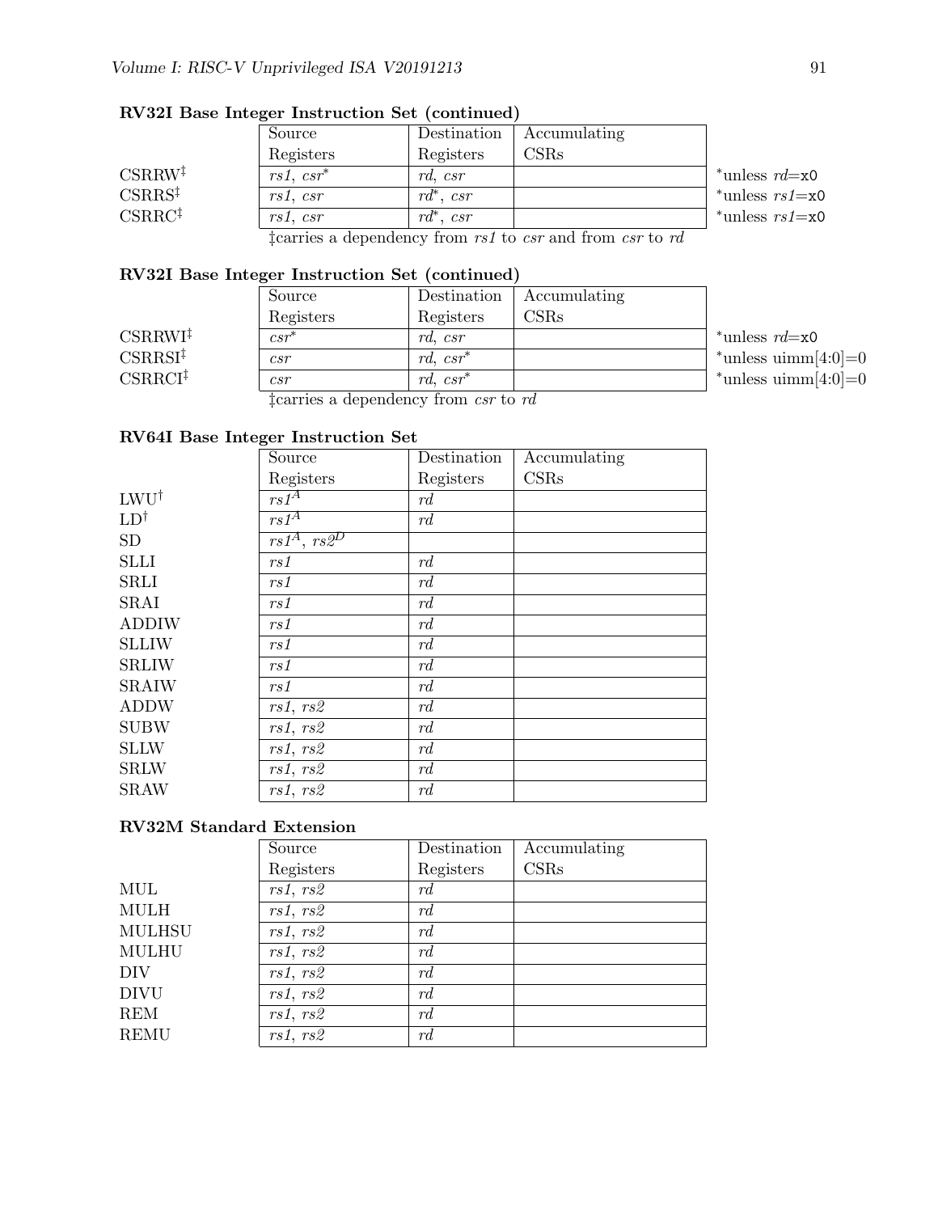**RV32I Base Integer Instruction Set (continued)**

| | Source Registers | Destination Registers | Accumulating CSRs | |
|---|---|---|---|---|
| CSRRW‡ | *rs1*, *csr*\* | *rd*, *csr* | | \*unless *rd*=`x0` |
| CSRRS‡ | *rs1*, *csr* | *rd*\*, *csr* | | \*unless *rs1*=`x0` |
| CSRRC‡ | *rs1*, *csr* | *rd*\*, *csr* | | \*unless *rs1*=`x0` |

‡carries a dependency from *rs1* to *csr* and from *csr* to *rd*

**RV32I Base Integer Instruction Set (continued)**

| | Source Registers | Destination Registers | Accumulating CSRs | |
|---|---|---|---|---|
| CSRRWI‡ | *csr*\* | *rd*, *csr* | | \*unless *rd*=`x0` |
| CSRRSI‡ | *csr* | *rd*, *csr*\* | | \*unless uimm[4:0]=0 |
| CSRRCI‡ | *csr* | *rd*, *csr*\* | | \*unless uimm[4:0]=0 |

‡carries a dependency from *csr* to *rd*

**RV64I Base Integer Instruction Set**

| | Source Registers | Destination Registers | Accumulating CSRs |
|---|---|---|---|
| LWU† | *rs1*$^A$ | *rd* | |
| LD† | *rs1*$^A$ | *rd* | |
| SD | *rs1*$^A$, *rs2*$^D$ | | |
| SLLI | *rs1* | *rd* | |
| SRLI | *rs1* | *rd* | |
| SRAI | *rs1* | *rd* | |
| ADDIW | *rs1* | *rd* | |
| SLLIW | *rs1* | *rd* | |
| SRLIW | *rs1* | *rd* | |
| SRAIW | *rs1* | *rd* | |
| ADDW | *rs1*, *rs2* | *rd* | |
| SUBW | *rs1*, *rs2* | *rd* | |
| SLLW | *rs1*, *rs2* | *rd* | |
| SRLW | *rs1*, *rs2* | *rd* | |
| SRAW | *rs1*, *rs2* | *rd* | |

**RV32M Standard Extension**

| | Source Registers | Destination Registers | Accumulating CSRs |
|---|---|---|---|
| MUL | *rs1*, *rs2* | *rd* | |
| MULH | *rs1*, *rs2* | *rd* | |
| MULHSU | *rs1*, *rs2* | *rd* | |
| MULHU | *rs1*, *rs2* | *rd* | |
| DIV | *rs1*, *rs2* | *rd* | |
| DIVU | *rs1*, *rs2* | *rd* | |
| REM | *rs1*, *rs2* | *rd* | |
| REMU | *rs1*, *rs2* | *rd* | |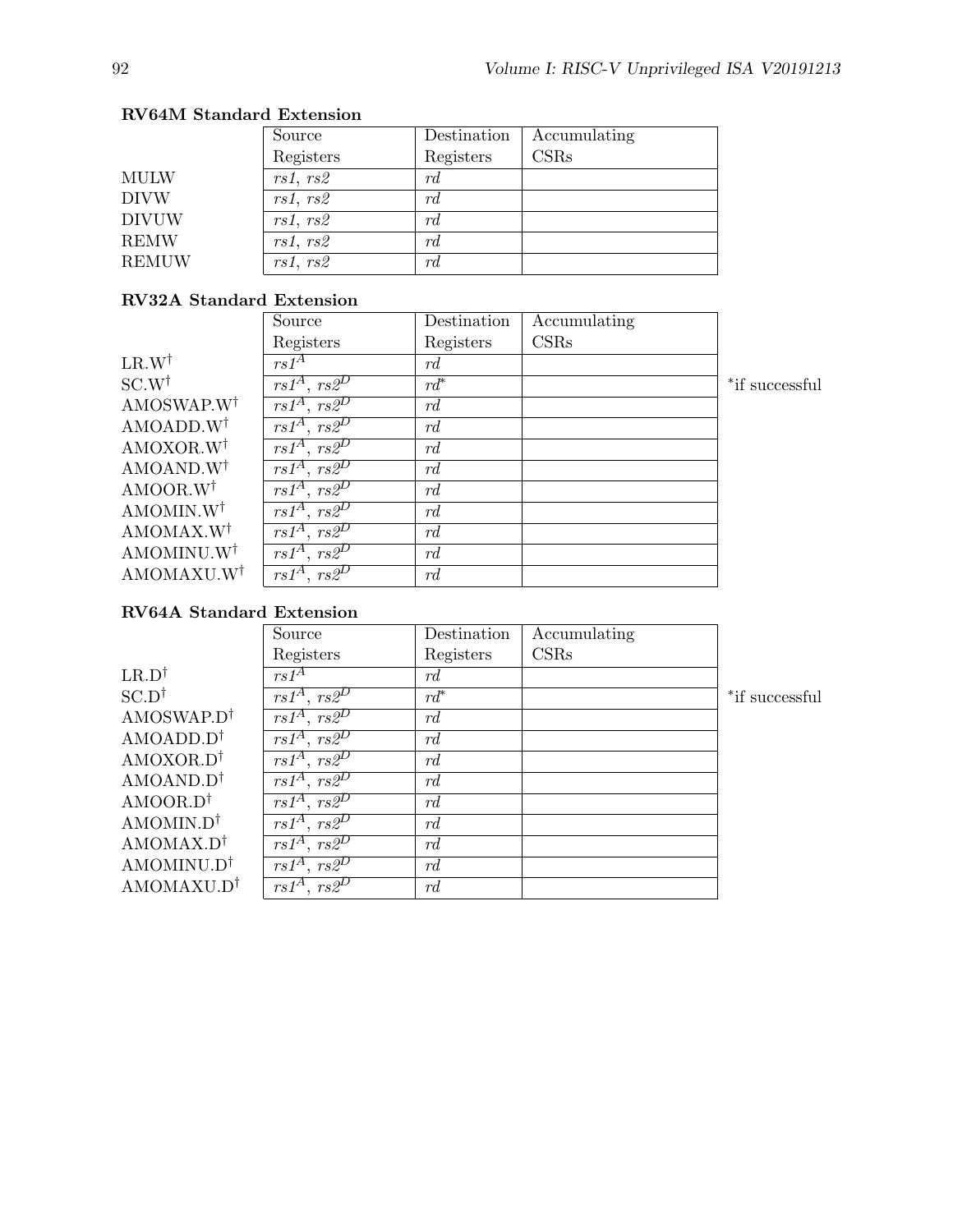**RV64M Standard Extension**

| | Source Registers | Destination Registers | Accumulating CSRs |
|---|---|---|---|
| MULW | *rs1*, *rs2* | *rd* | |
| DIVW | *rs1*, *rs2* | *rd* | |
| DIVUW | *rs1*, *rs2* | *rd* | |
| REMW | *rs1*, *rs2* | *rd* | |
| REMUW | *rs1*, *rs2* | *rd* | |

**RV32A Standard Extension**

| | Source Registers | Destination Registers | Accumulating CSRs | |
|---|---|---|---|---|
| LR.W† | $rs1^A$ | *rd* | | |
| SC.W† | $rs1^A$, $rs2^D$ | *rd** | | *if successful |
| AMOSWAP.W† | $rs1^A$, $rs2^D$ | *rd* | | |
| AMOADD.W† | $rs1^A$, $rs2^D$ | *rd* | | |
| AMOXOR.W† | $rs1^A$, $rs2^D$ | *rd* | | |
| AMOAND.W† | $rs1^A$, $rs2^D$ | *rd* | | |
| AMOOR.W† | $rs1^A$, $rs2^D$ | *rd* | | |
| AMOMIN.W† | $rs1^A$, $rs2^D$ | *rd* | | |
| AMOMAX.W† | $rs1^A$, $rs2^D$ | *rd* | | |
| AMOMINU.W† | $rs1^A$, $rs2^D$ | *rd* | | |
| AMOMAXU.W† | $rs1^A$, $rs2^D$ | *rd* | | |

**RV64A Standard Extension**

| | Source Registers | Destination Registers | Accumulating CSRs | |
|---|---|---|---|---|
| LR.D† | $rs1^A$ | *rd* | | |
| SC.D† | $rs1^A$, $rs2^D$ | *rd** | | *if successful |
| AMOSWAP.D† | $rs1^A$, $rs2^D$ | *rd* | | |
| AMOADD.D† | $rs1^A$, $rs2^D$ | *rd* | | |
| AMOXOR.D† | $rs1^A$, $rs2^D$ | *rd* | | |
| AMOAND.D† | $rs1^A$, $rs2^D$ | *rd* | | |
| AMOOR.D† | $rs1^A$, $rs2^D$ | *rd* | | |
| AMOMIN.D† | $rs1^A$, $rs2^D$ | *rd* | | |
| AMOMAX.D† | $rs1^A$, $rs2^D$ | *rd* | | |
| AMOMINU.D† | $rs1^A$, $rs2^D$ | *rd* | | |
| AMOMAXU.D† | $rs1^A$, $rs2^D$ | *rd* | | |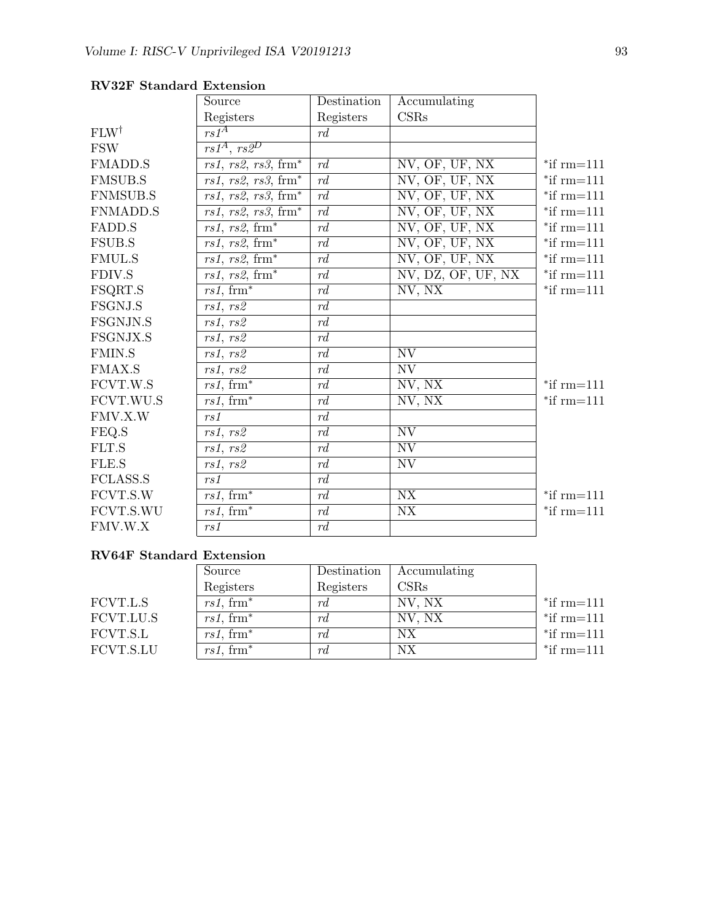**RV32F Standard Extension**

| | Source Registers | Destination Registers | Accumulating CSRs | |
|---|---|---|---|---|
| FLW† | *rs1*[A] | *rd* | | |
| FSW | *rs1*[A], *rs2*[D] | | | |
| FMADD.S | *rs1*, *rs2*, *rs3*, frm* | *rd* | NV, OF, UF, NX | *if rm=111 |
| FMSUB.S | *rs1*, *rs2*, *rs3*, frm* | *rd* | NV, OF, UF, NX | *if rm=111 |
| FNMSUB.S | *rs1*, *rs2*, *rs3*, frm* | *rd* | NV, OF, UF, NX | *if rm=111 |
| FNMADD.S | *rs1*, *rs2*, *rs3*, frm* | *rd* | NV, OF, UF, NX | *if rm=111 |
| FADD.S | *rs1*, *rs2*, frm* | *rd* | NV, OF, UF, NX | *if rm=111 |
| FSUB.S | *rs1*, *rs2*, frm* | *rd* | NV, OF, UF, NX | *if rm=111 |
| FMUL.S | *rs1*, *rs2*, frm* | *rd* | NV, OF, UF, NX | *if rm=111 |
| FDIV.S | *rs1*, *rs2*, frm* | *rd* | NV, DZ, OF, UF, NX | *if rm=111 |
| FSQRT.S | *rs1*, frm* | *rd* | NV, NX | *if rm=111 |
| FSGNJ.S | *rs1*, *rs2* | *rd* | | |
| FSGNJN.S | *rs1*, *rs2* | *rd* | | |
| FSGNJX.S | *rs1*, *rs2* | *rd* | | |
| FMIN.S | *rs1*, *rs2* | *rd* | NV | |
| FMAX.S | *rs1*, *rs2* | *rd* | NV | |
| FCVT.W.S | *rs1*, frm* | *rd* | NV, NX | *if rm=111 |
| FCVT.WU.S | *rs1*, frm* | *rd* | NV, NX | *if rm=111 |
| FMV.X.W | *rs1* | *rd* | | |
| FEQ.S | *rs1*, *rs2* | *rd* | NV | |
| FLT.S | *rs1*, *rs2* | *rd* | NV | |
| FLE.S | *rs1*, *rs2* | *rd* | NV | |
| FCLASS.S | *rs1* | *rd* | | |
| FCVT.S.W | *rs1*, frm* | *rd* | NX | *if rm=111 |
| FCVT.S.WU | *rs1*, frm* | *rd* | NX | *if rm=111 |
| FMV.W.X | *rs1* | *rd* | | |

**RV64F Standard Extension**

| | Source Registers | Destination Registers | Accumulating CSRs | |
|---|---|---|---|---|
| FCVT.L.S | *rs1*, frm* | *rd* | NV, NX | *if rm=111 |
| FCVT.LU.S | *rs1*, frm* | *rd* | NV, NX | *if rm=111 |
| FCVT.S.L | *rs1*, frm* | *rd* | NX | *if rm=111 |
| FCVT.S.LU | *rs1*, frm* | *rd* | NX | *if rm=111 |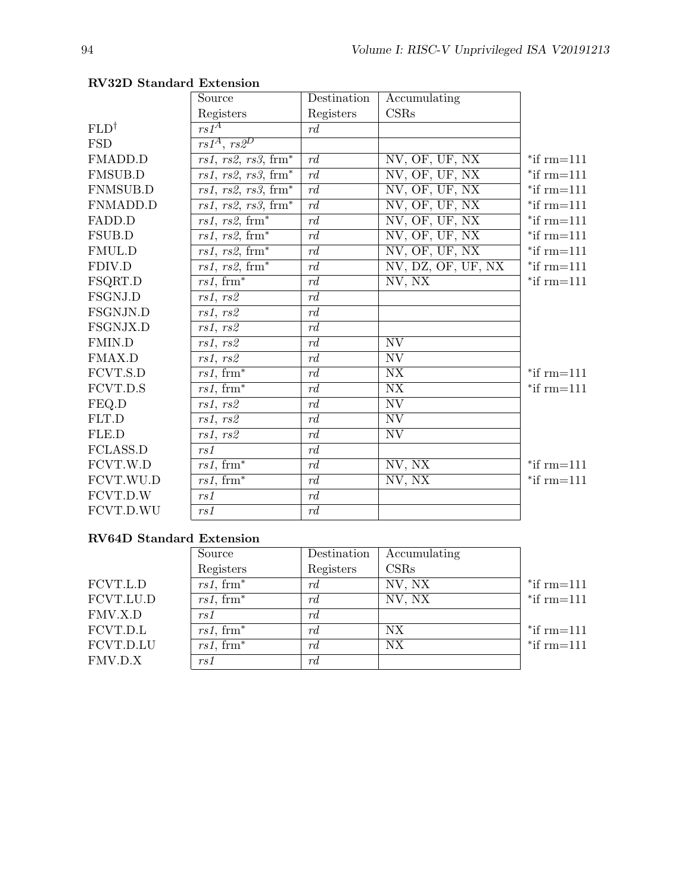**RV32D Standard Extension**

| | Source Registers | Destination Registers | Accumulating CSRs | |
|---|---|---|---|---|
| FLD† | *rs1*$^A$ | *rd* | | |
| FSD | *rs1*$^A$, *rs2*$^D$ | | | |
| FMADD.D | *rs1*, *rs2*, *rs3*, frm* | *rd* | NV, OF, UF, NX | *if rm=111 |
| FMSUB.D | *rs1*, *rs2*, *rs3*, frm* | *rd* | NV, OF, UF, NX | *if rm=111 |
| FNMSUB.D | *rs1*, *rs2*, *rs3*, frm* | *rd* | NV, OF, UF, NX | *if rm=111 |
| FNMADD.D | *rs1*, *rs2*, *rs3*, frm* | *rd* | NV, OF, UF, NX | *if rm=111 |
| FADD.D | *rs1*, *rs2*, frm* | *rd* | NV, OF, UF, NX | *if rm=111 |
| FSUB.D | *rs1*, *rs2*, frm* | *rd* | NV, OF, UF, NX | *if rm=111 |
| FMUL.D | *rs1*, *rs2*, frm* | *rd* | NV, OF, UF, NX | *if rm=111 |
| FDIV.D | *rs1*, *rs2*, frm* | *rd* | NV, DZ, OF, UF, NX | *if rm=111 |
| FSQRT.D | *rs1*, frm* | *rd* | NV, NX | *if rm=111 |
| FSGNJ.D | *rs1*, *rs2* | *rd* | | |
| FSGNJN.D | *rs1*, *rs2* | *rd* | | |
| FSGNJX.D | *rs1*, *rs2* | *rd* | | |
| FMIN.D | *rs1*, *rs2* | *rd* | NV | |
| FMAX.D | *rs1*, *rs2* | *rd* | NV | |
| FCVT.S.D | *rs1*, frm* | *rd* | NX | *if rm=111 |
| FCVT.D.S | *rs1*, frm* | *rd* | NX | *if rm=111 |
| FEQ.D | *rs1*, *rs2* | *rd* | NV | |
| FLT.D | *rs1*, *rs2* | *rd* | NV | |
| FLE.D | *rs1*, *rs2* | *rd* | NV | |
| FCLASS.D | *rs1* | *rd* | | |
| FCVT.W.D | *rs1*, frm* | *rd* | NV, NX | *if rm=111 |
| FCVT.WU.D | *rs1*, frm* | *rd* | NV, NX | *if rm=111 |
| FCVT.D.W | *rs1* | *rd* | | |
| FCVT.D.WU | *rs1* | *rd* | | |

**RV64D Standard Extension**

| | Source Registers | Destination Registers | Accumulating CSRs | |
|---|---|---|---|---|
| FCVT.L.D | *rs1*, frm* | *rd* | NV, NX | *if rm=111 |
| FCVT.LU.D | *rs1*, frm* | *rd* | NV, NX | *if rm=111 |
| FMV.X.D | *rs1* | *rd* | | |
| FCVT.D.L | *rs1*, frm* | *rd* | NX | *if rm=111 |
| FCVT.D.LU | *rs1*, frm* | *rd* | NX | *if rm=111 |
| FMV.D.X | *rs1* | *rd* | | |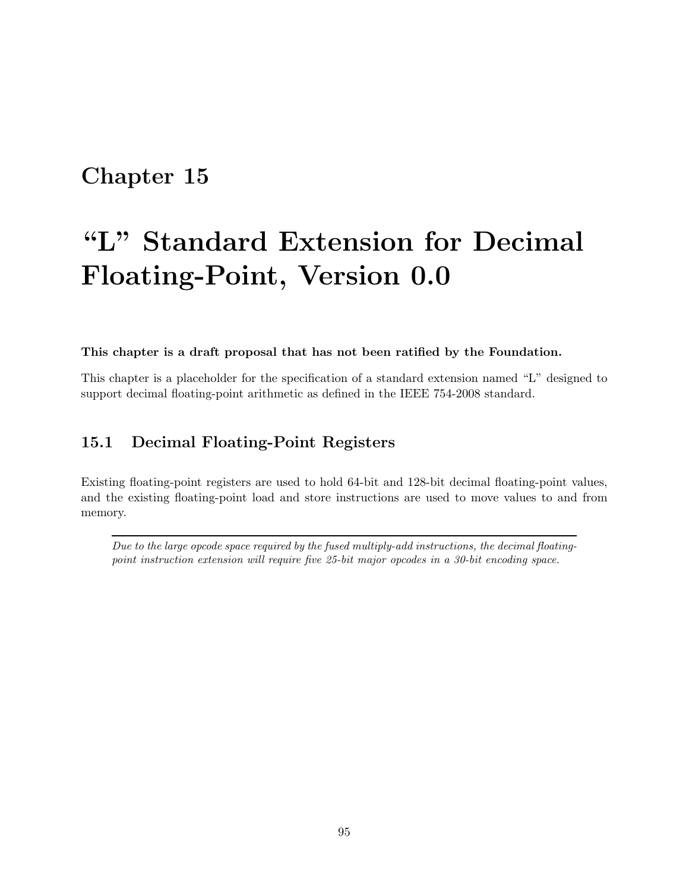# Chapter 15

# "L" Standard Extension for Decimal Floating-Point, Version 0.0

**This chapter is a draft proposal that has not been ratified by the Foundation.**

This chapter is a placeholder for the specification of a standard extension named "L" designed to support decimal floating-point arithmetic as defined in the IEEE 754-2008 standard.

## 15.1 Decimal Floating-Point Registers

Existing floating-point registers are used to hold 64-bit and 128-bit decimal floating-point values, and the existing floating-point load and store instructions are used to move values to and from memory.

---

*Due to the large opcode space required by the fused multiply-add instructions, the decimal floating-point instruction extension will require five 25-bit major opcodes in a 30-bit encoding space.*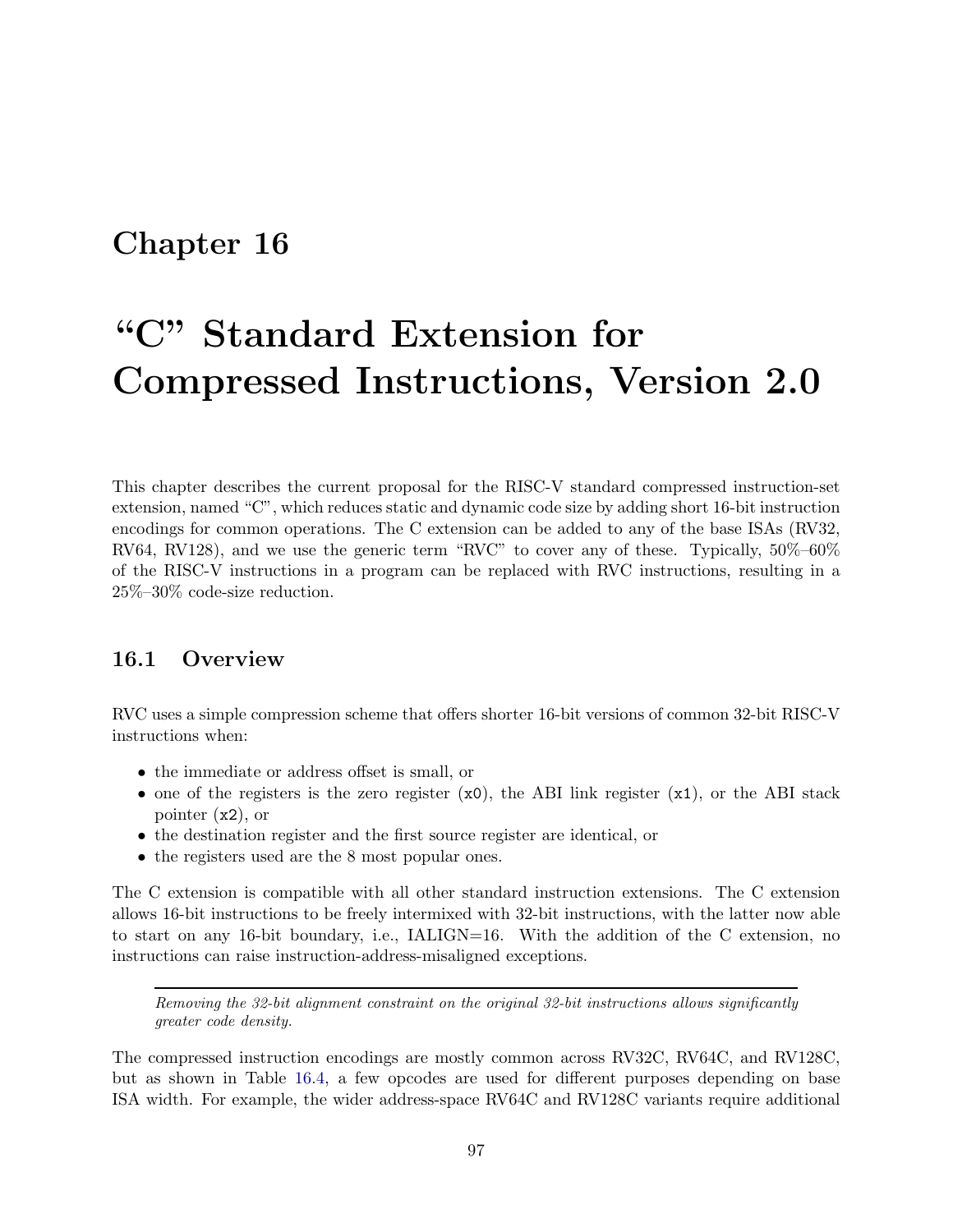# Chapter 16

# "C" Standard Extension for Compressed Instructions, Version 2.0

This chapter describes the current proposal for the RISC-V standard compressed instruction-set extension, named "C", which reduces static and dynamic code size by adding short 16-bit instruction encodings for common operations. The C extension can be added to any of the base ISAs (RV32, RV64, RV128), and we use the generic term "RVC" to cover any of these. Typically, 50%–60% of the RISC-V instructions in a program can be replaced with RVC instructions, resulting in a 25%–30% code-size reduction.

## 16.1 Overview

RVC uses a simple compression scheme that offers shorter 16-bit versions of common 32-bit RISC-V instructions when:

- the immediate or address offset is small, or
- one of the registers is the zero register (`x0`), the ABI link register (`x1`), or the ABI stack pointer (`x2`), or
- the destination register and the first source register are identical, or
- the registers used are the 8 most popular ones.

The C extension is compatible with all other standard instruction extensions. The C extension allows 16-bit instructions to be freely intermixed with 32-bit instructions, with the latter now able to start on any 16-bit boundary, i.e., IALIGN=16. With the addition of the C extension, no instructions can raise instruction-address-misaligned exceptions.

---

*Removing the 32-bit alignment constraint on the original 32-bit instructions allows significantly greater code density.*

The compressed instruction encodings are mostly common across RV32C, RV64C, and RV128C, but as shown in Table 16.4, a few opcodes are used for different purposes depending on base ISA width. For example, the wider address-space RV64C and RV128C variants require additional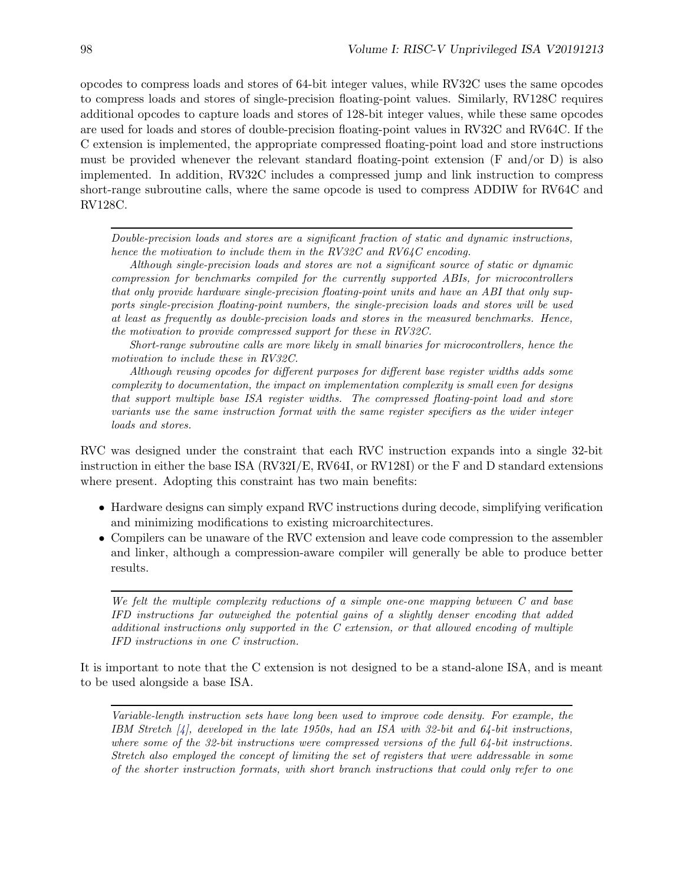opcodes to compress loads and stores of 64-bit integer values, while RV32C uses the same opcodes to compress loads and stores of single-precision floating-point values. Similarly, RV128C requires additional opcodes to capture loads and stores of 128-bit integer values, while these same opcodes are used for loads and stores of double-precision floating-point values in RV32C and RV64C. If the C extension is implemented, the appropriate compressed floating-point load and store instructions must be provided whenever the relevant standard floating-point extension (F and/or D) is also implemented. In addition, RV32C includes a compressed jump and link instruction to compress short-range subroutine calls, where the same opcode is used to compress ADDIW for RV64C and RV128C.

---

*Double-precision loads and stores are a significant fraction of static and dynamic instructions, hence the motivation to include them in the RV32C and RV64C encoding.*

*Although single-precision loads and stores are not a significant source of static or dynamic compression for benchmarks compiled for the currently supported ABIs, for microcontrollers that only provide hardware single-precision floating-point units and have an ABI that only supports single-precision floating-point numbers, the single-precision loads and stores will be used at least as frequently as double-precision loads and stores in the measured benchmarks. Hence, the motivation to provide compressed support for these in RV32C.*

*Short-range subroutine calls are more likely in small binaries for microcontrollers, hence the motivation to include these in RV32C.*

*Although reusing opcodes for different purposes for different base register widths adds some complexity to documentation, the impact on implementation complexity is small even for designs that support multiple base ISA register widths. The compressed floating-point load and store variants use the same instruction format with the same register specifiers as the wider integer loads and stores.*

---

RVC was designed under the constraint that each RVC instruction expands into a single 32-bit instruction in either the base ISA (RV32I/E, RV64I, or RV128I) or the F and D standard extensions where present. Adopting this constraint has two main benefits:

- Hardware designs can simply expand RVC instructions during decode, simplifying verification and minimizing modifications to existing microarchitectures.
- Compilers can be unaware of the RVC extension and leave code compression to the assembler and linker, although a compression-aware compiler will generally be able to produce better results.

---

*We felt the multiple complexity reductions of a simple one-one mapping between C and base IFD instructions far outweighed the potential gains of a slightly denser encoding that added additional instructions only supported in the C extension, or that allowed encoding of multiple IFD instructions in one C instruction.*

---

It is important to note that the C extension is not designed to be a stand-alone ISA, and is meant to be used alongside a base ISA.

---

*Variable-length instruction sets have long been used to improve code density. For example, the IBM Stretch [4], developed in the late 1950s, had an ISA with 32-bit and 64-bit instructions, where some of the 32-bit instructions were compressed versions of the full 64-bit instructions. Stretch also employed the concept of limiting the set of registers that were addressable in some of the shorter instruction formats, with short branch instructions that could only refer to one*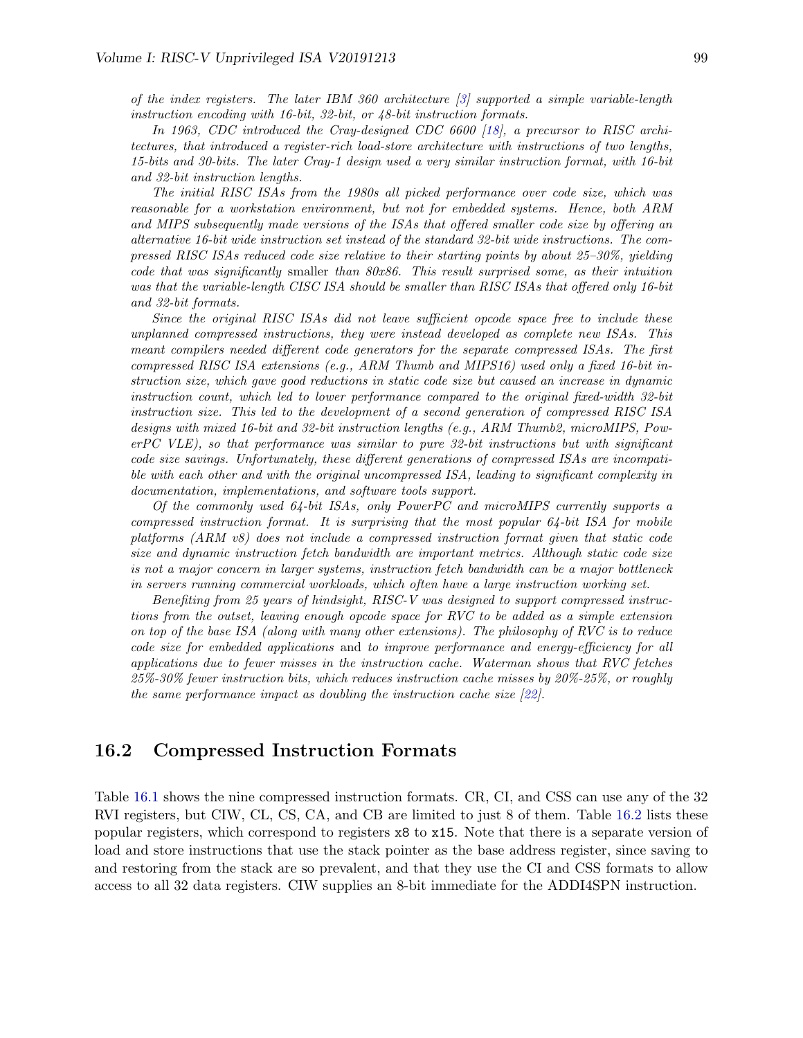*of the index registers. The later IBM 360 architecture [3] supported a simple variable-length instruction encoding with 16-bit, 32-bit, or 48-bit instruction formats.*

*In 1963, CDC introduced the Cray-designed CDC 6600 [18], a precursor to RISC architectures, that introduced a register-rich load-store architecture with instructions of two lengths, 15-bits and 30-bits. The later Cray-1 design used a very similar instruction format, with 16-bit and 32-bit instruction lengths.*

*The initial RISC ISAs from the 1980s all picked performance over code size, which was reasonable for a workstation environment, but not for embedded systems. Hence, both ARM and MIPS subsequently made versions of the ISAs that offered smaller code size by offering an alternative 16-bit wide instruction set instead of the standard 32-bit wide instructions. The compressed RISC ISAs reduced code size relative to their starting points by about 25–30%, yielding code that was significantly* smaller *than 80x86. This result surprised some, as their intuition was that the variable-length CISC ISA should be smaller than RISC ISAs that offered only 16-bit and 32-bit formats.*

*Since the original RISC ISAs did not leave sufficient opcode space free to include these unplanned compressed instructions, they were instead developed as complete new ISAs. This meant compilers needed different code generators for the separate compressed ISAs. The first compressed RISC ISA extensions (e.g., ARM Thumb and MIPS16) used only a fixed 16-bit instruction size, which gave good reductions in static code size but caused an increase in dynamic instruction count, which led to lower performance compared to the original fixed-width 32-bit instruction size. This led to the development of a second generation of compressed RISC ISA designs with mixed 16-bit and 32-bit instruction lengths (e.g., ARM Thumb2, microMIPS, PowerPC VLE), so that performance was similar to pure 32-bit instructions but with significant code size savings. Unfortunately, these different generations of compressed ISAs are incompatible with each other and with the original uncompressed ISA, leading to significant complexity in documentation, implementations, and software tools support.*

*Of the commonly used 64-bit ISAs, only PowerPC and microMIPS currently supports a compressed instruction format. It is surprising that the most popular 64-bit ISA for mobile platforms (ARM v8) does not include a compressed instruction format given that static code size and dynamic instruction fetch bandwidth are important metrics. Although static code size is not a major concern in larger systems, instruction fetch bandwidth can be a major bottleneck in servers running commercial workloads, which often have a large instruction working set.*

*Benefiting from 25 years of hindsight, RISC-V was designed to support compressed instructions from the outset, leaving enough opcode space for RVC to be added as a simple extension on top of the base ISA (along with many other extensions). The philosophy of RVC is to reduce code size for embedded applications* and *to improve performance and energy-efficiency for all applications due to fewer misses in the instruction cache. Waterman shows that RVC fetches 25%-30% fewer instruction bits, which reduces instruction cache misses by 20%-25%, or roughly the same performance impact as doubling the instruction cache size [22].*

## 16.2 Compressed Instruction Formats

Table 16.1 shows the nine compressed instruction formats. CR, CI, and CSS can use any of the 32 RVI registers, but CIW, CL, CS, CA, and CB are limited to just 8 of them. Table 16.2 lists these popular registers, which correspond to registers `x8` to `x15`. Note that there is a separate version of load and store instructions that use the stack pointer as the base address register, since saving to and restoring from the stack are so prevalent, and that they use the CI and CSS formats to allow access to all 32 data registers. CIW supplies an 8-bit immediate for the ADDI4SPN instruction.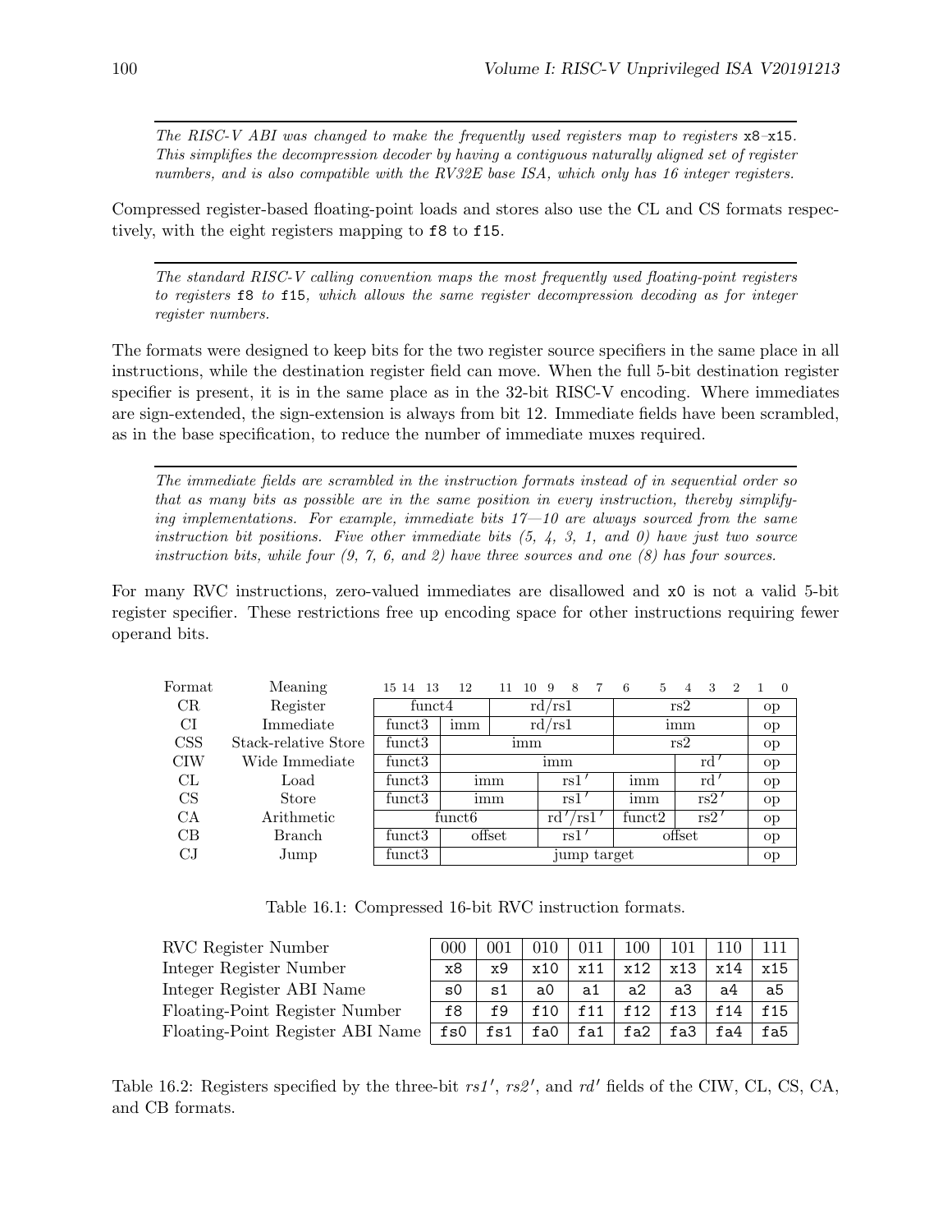*The RISC-V ABI was changed to make the frequently used registers map to registers* `x8`–`x15`. *This simplifies the decompression decoder by having a contiguous naturally aligned set of register numbers, and is also compatible with the RV32E base ISA, which only has 16 integer registers.*

Compressed register-based floating-point loads and stores also use the CL and CS formats respectively, with the eight registers mapping to `f8` to `f15`.

*The standard RISC-V calling convention maps the most frequently used floating-point registers to registers* `f8` *to* `f15`*, which allows the same register decompression decoding as for integer register numbers.*

The formats were designed to keep bits for the two register source specifiers in the same place in all instructions, while the destination register field can move. When the full 5-bit destination register specifier is present, it is in the same place as in the 32-bit RISC-V encoding. Where immediates are sign-extended, the sign-extension is always from bit 12. Immediate fields have been scrambled, as in the base specification, to reduce the number of immediate muxes required.

*The immediate fields are scrambled in the instruction formats instead of in sequential order so that as many bits as possible are in the same position in every instruction, thereby simplifying implementations. For example, immediate bits 17—10 are always sourced from the same instruction bit positions. Five other immediate bits (5, 4, 3, 1, and 0) have just two source instruction bits, while four (9, 7, 6, and 2) have three sources and one (8) has four sources.*

For many RVC instructions, zero-valued immediates are disallowed and `x0` is not a valid 5-bit register specifier. These restrictions free up encoding space for other instructions requiring fewer operand bits.

| Format | Meaning | 15 14 13 | 12 | 11 10 | 9 8 7 | 6 5 | 4 3 2 | 1 0 |
|---|---|---|---|---|---|---|---|---|
| CR | Register | funct4 | | rd/rs1 | | rs2 | | op |
| CI | Immediate | funct3 | imm | rd/rs1 | | imm | | op |
| CSS | Stack-relative Store | funct3 | imm | | | rs2 | | op |
| CIW | Wide Immediate | funct3 | imm | | | | rd′ | op |
| CL | Load | funct3 | imm | | rs1′ | imm | rd′ | op |
| CS | Store | funct3 | imm | | rs1′ | imm | rs2′ | op |
| CA | Arithmetic | funct6 | | | rd′/rs1′ | funct2 | rs2′ | op |
| CB | Branch | funct3 | offset | | rs1′ | offset | | op |
| CJ | Jump | funct3 | jump target | | | | | op |

Table 16.1: Compressed 16-bit RVC instruction formats.

| RVC Register Number | 000 | 001 | 010 | 011 | 100 | 101 | 110 | 111 |
|---|---|---|---|---|---|---|---|---|
| Integer Register Number | `x8` | `x9` | `x10` | `x11` | `x12` | `x13` | `x14` | `x15` |
| Integer Register ABI Name | `s0` | `s1` | `a0` | `a1` | `a2` | `a3` | `a4` | `a5` |
| Floating-Point Register Number | `f8` | `f9` | `f10` | `f11` | `f12` | `f13` | `f14` | `f15` |
| Floating-Point Register ABI Name | `fs0` | `fs1` | `fa0` | `fa1` | `fa2` | `fa3` | `fa4` | `fa5` |

Table 16.2: Registers specified by the three-bit *rs1′*, *rs2′*, and *rd′* fields of the CIW, CL, CS, CA, and CB formats.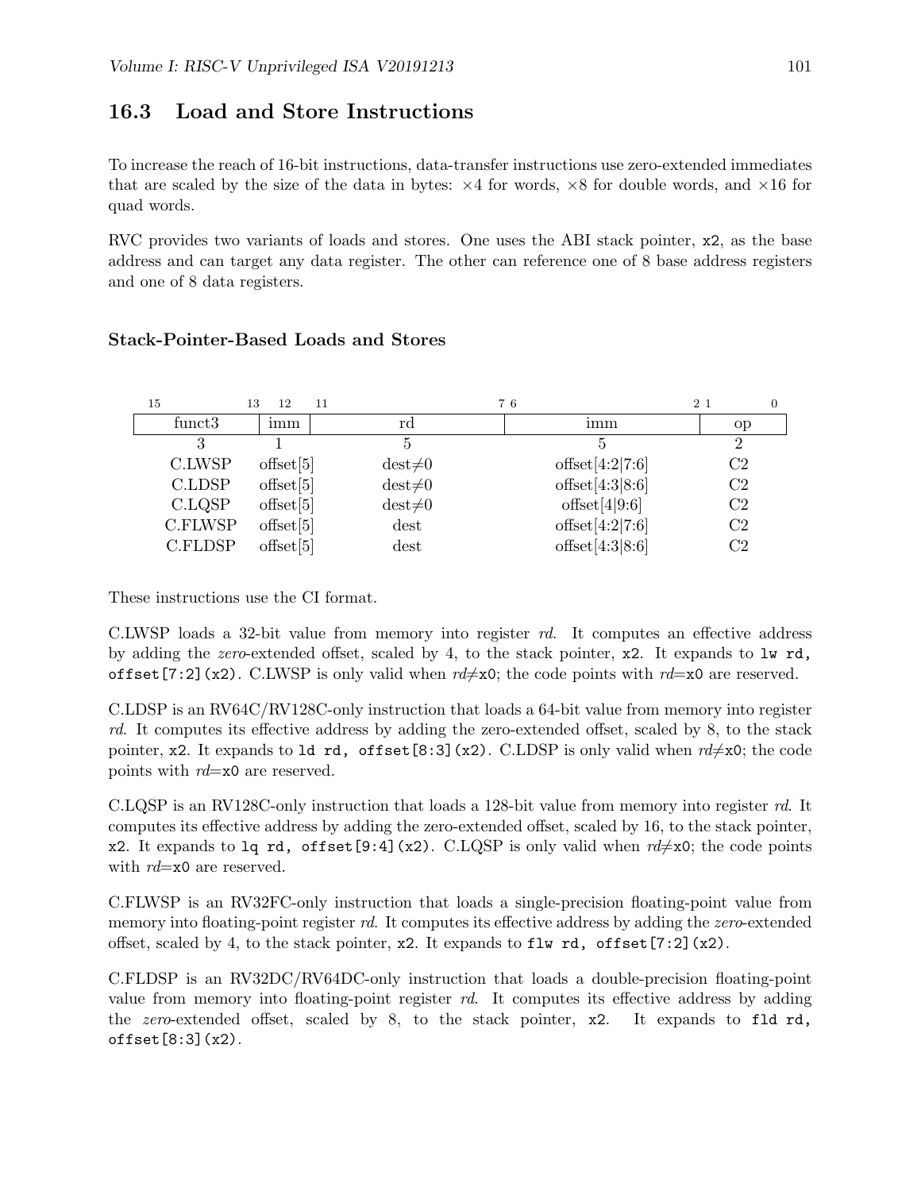## 16.3 Load and Store Instructions

To increase the reach of 16-bit instructions, data-transfer instructions use zero-extended immediates that are scaled by the size of the data in bytes: ×4 for words, ×8 for double words, and ×16 for quad words.

RVC provides two variants of loads and stores. One uses the ABI stack pointer, `x2`, as the base address and can target any data register. The other can reference one of 8 base address registers and one of 8 data registers.

### Stack-Pointer-Based Loads and Stores

| 15–13 | 12 | 11–7 | 6–2 | 1–0 |
|---|---|---|---|---|
| funct3 | imm | rd | imm | op |
| 3 | 1 | 5 | 5 | 2 |
| C.LWSP | offset[5] | dest≠0 | offset[4:2\|7:6] | C2 |
| C.LDSP | offset[5] | dest≠0 | offset[4:3\|8:6] | C2 |
| C.LQSP | offset[5] | dest≠0 | offset[4\|9:6] | C2 |
| C.FLWSP | offset[5] | dest | offset[4:2\|7:6] | C2 |
| C.FLDSP | offset[5] | dest | offset[4:3\|8:6] | C2 |

These instructions use the CI format.

C.LWSP loads a 32-bit value from memory into register *rd*. It computes an effective address by adding the *zero*-extended offset, scaled by 4, to the stack pointer, `x2`. It expands to `lw rd, offset[7:2](x2)`. C.LWSP is only valid when *rd*≠`x0`; the code points with *rd*=`x0` are reserved.

C.LDSP is an RV64C/RV128C-only instruction that loads a 64-bit value from memory into register *rd*. It computes its effective address by adding the zero-extended offset, scaled by 8, to the stack pointer, `x2`. It expands to `ld rd, offset[8:3](x2)`. C.LDSP is only valid when *rd*≠`x0`; the code points with *rd*=`x0` are reserved.

C.LQSP is an RV128C-only instruction that loads a 128-bit value from memory into register *rd*. It computes its effective address by adding the zero-extended offset, scaled by 16, to the stack pointer, `x2`. It expands to `lq rd, offset[9:4](x2)`. C.LQSP is only valid when *rd*≠`x0`; the code points with *rd*=`x0` are reserved.

C.FLWSP is an RV32FC-only instruction that loads a single-precision floating-point value from memory into floating-point register *rd*. It computes its effective address by adding the *zero*-extended offset, scaled by 4, to the stack pointer, `x2`. It expands to `flw rd, offset[7:2](x2)`.

C.FLDSP is an RV32DC/RV64DC-only instruction that loads a double-precision floating-point value from memory into floating-point register *rd*. It computes its effective address by adding the *zero*-extended offset, scaled by 8, to the stack pointer, `x2`. It expands to `fld rd, offset[8:3](x2)`.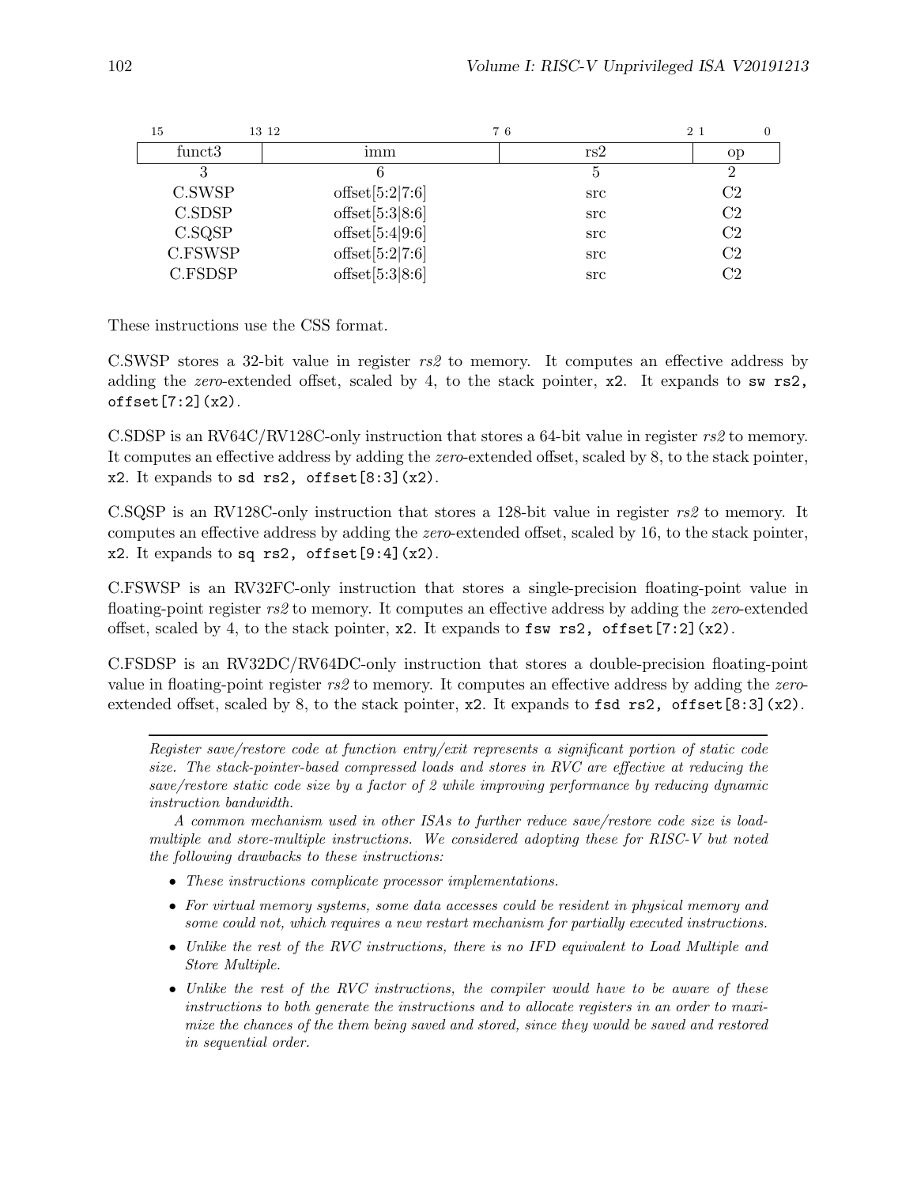| 15 13 | 12 7 | 6 2 | 1 0 |
|---|---|---|---|
| funct3 | imm | rs2 | op |
| 3 | 6 | 5 | 2 |
| C.SWSP | offset[5:2\|7:6] | src | C2 |
| C.SDSP | offset[5:3\|8:6] | src | C2 |
| C.SQSP | offset[5:4\|9:6] | src | C2 |
| C.FSWSP | offset[5:2\|7:6] | src | C2 |
| C.FSDSP | offset[5:3\|8:6] | src | C2 |

These instructions use the CSS format.

C.SWSP stores a 32-bit value in register *rs2* to memory. It computes an effective address by adding the *zero*-extended offset, scaled by 4, to the stack pointer, `x2`. It expands to `sw rs2, offset[7:2](x2)`.

C.SDSP is an RV64C/RV128C-only instruction that stores a 64-bit value in register *rs2* to memory. It computes an effective address by adding the *zero*-extended offset, scaled by 8, to the stack pointer, `x2`. It expands to `sd rs2, offset[8:3](x2)`.

C.SQSP is an RV128C-only instruction that stores a 128-bit value in register *rs2* to memory. It computes an effective address by adding the *zero*-extended offset, scaled by 16, to the stack pointer, `x2`. It expands to `sq rs2, offset[9:4](x2)`.

C.FSWSP is an RV32FC-only instruction that stores a single-precision floating-point value in floating-point register *rs2* to memory. It computes an effective address by adding the *zero*-extended offset, scaled by 4, to the stack pointer, `x2`. It expands to `fsw rs2, offset[7:2](x2)`.

C.FSDSP is an RV32DC/RV64DC-only instruction that stores a double-precision floating-point value in floating-point register *rs2* to memory. It computes an effective address by adding the *zero*-extended offset, scaled by 8, to the stack pointer, `x2`. It expands to `fsd rs2, offset[8:3](x2)`.

---

*Register save/restore code at function entry/exit represents a significant portion of static code size. The stack-pointer-based compressed loads and stores in RVC are effective at reducing the save/restore static code size by a factor of 2 while improving performance by reducing dynamic instruction bandwidth.*

*A common mechanism used in other ISAs to further reduce save/restore code size is load-multiple and store-multiple instructions. We considered adopting these for RISC-V but noted the following drawbacks to these instructions:*

- *These instructions complicate processor implementations.*
- *For virtual memory systems, some data accesses could be resident in physical memory and some could not, which requires a new restart mechanism for partially executed instructions.*
- *Unlike the rest of the RVC instructions, there is no IFD equivalent to Load Multiple and Store Multiple.*
- *Unlike the rest of the RVC instructions, the compiler would have to be aware of these instructions to both generate the instructions and to allocate registers in an order to maximize the chances of the them being saved and stored, since they would be saved and restored in sequential order.*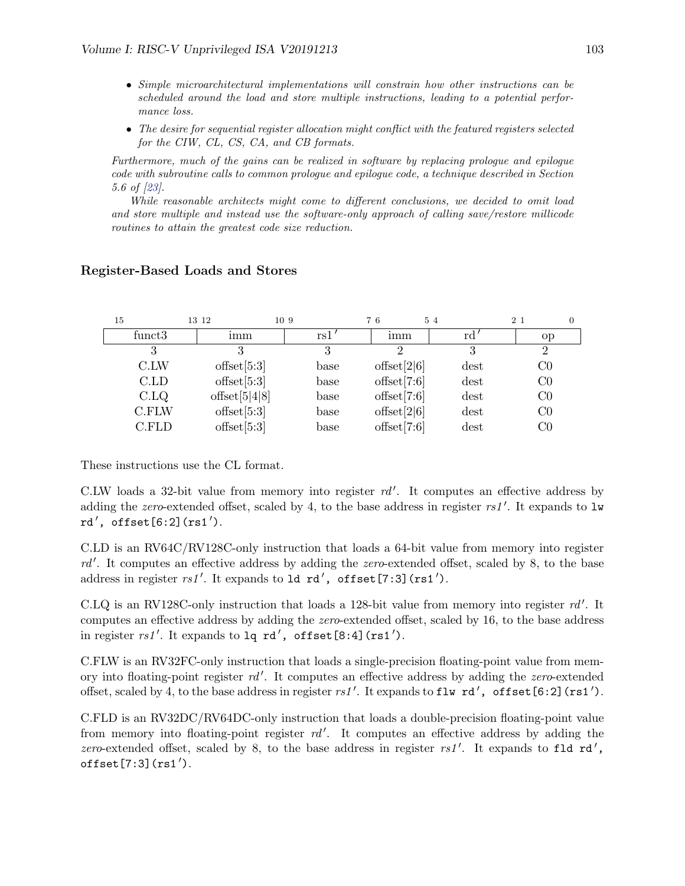- *Simple microarchitectural implementations will constrain how other instructions can be scheduled around the load and store multiple instructions, leading to a potential performance loss.*
- *The desire for sequential register allocation might conflict with the featured registers selected for the CIW, CL, CS, CA, and CB formats.*

*Furthermore, much of the gains can be realized in software by replacing prologue and epilogue code with subroutine calls to common prologue and epilogue code, a technique described in Section 5.6 of [23].*

*While reasonable architects might come to different conclusions, we decided to omit load and store multiple and instead use the software-only approach of calling save/restore millicode routines to attain the greatest code size reduction.*

### Register-Based Loads and Stores

| 15–13 | 12–10 | 9–7 | 6–5 | 4–2 | 1–0 |
|---|---|---|---|---|---|
| funct3 | imm | rs1′ | imm | rd′ | op |
| 3 | 3 | 3 | 2 | 3 | 2 |
| C.LW | offset[5:3] | base | offset[2\|6] | dest | C0 |
| C.LD | offset[5:3] | base | offset[7:6] | dest | C0 |
| C.LQ | offset[5\|4\|8] | base | offset[7:6] | dest | C0 |
| C.FLW | offset[5:3] | base | offset[2\|6] | dest | C0 |
| C.FLD | offset[5:3] | base | offset[7:6] | dest | C0 |

These instructions use the CL format.

C.LW loads a 32-bit value from memory into register *rd′*. It computes an effective address by adding the *zero*-extended offset, scaled by 4, to the base address in register *rs1′*. It expands to `lw rd′, offset[6:2](rs1′)`.

C.LD is an RV64C/RV128C-only instruction that loads a 64-bit value from memory into register *rd′*. It computes an effective address by adding the *zero*-extended offset, scaled by 8, to the base address in register *rs1′*. It expands to `ld rd′, offset[7:3](rs1′)`.

C.LQ is an RV128C-only instruction that loads a 128-bit value from memory into register *rd′*. It computes an effective address by adding the *zero*-extended offset, scaled by 16, to the base address in register *rs1′*. It expands to `lq rd′, offset[8:4](rs1′)`.

C.FLW is an RV32FC-only instruction that loads a single-precision floating-point value from memory into floating-point register *rd′*. It computes an effective address by adding the *zero*-extended offset, scaled by 4, to the base address in register *rs1′*. It expands to `flw rd′, offset[6:2](rs1′)`.

C.FLD is an RV32DC/RV64DC-only instruction that loads a double-precision floating-point value from memory into floating-point register *rd′*. It computes an effective address by adding the *zero*-extended offset, scaled by 8, to the base address in register *rs1′*. It expands to `fld rd′, offset[7:3](rs1′)`.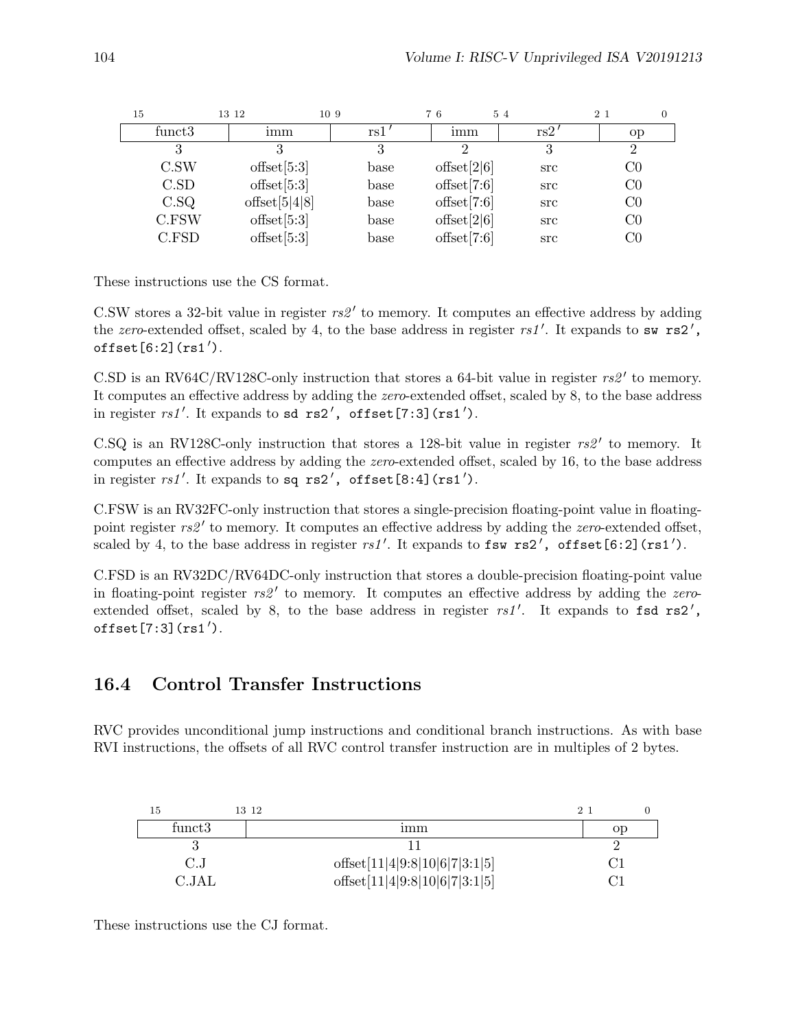| 15 13 | 12 10 | 9 7 | 6 5 | 4 2 | 1 0 |
|---|---|---|---|---|---|
| funct3 | imm | rs1′ | imm | rs2′ | op |
| 3 | 3 | 3 | 2 | 3 | 2 |
| C.SW | offset[5:3] | base | offset[2\|6] | src | C0 |
| C.SD | offset[5:3] | base | offset[7:6] | src | C0 |
| C.SQ | offset[5\|4\|8] | base | offset[7:6] | src | C0 |
| C.FSW | offset[5:3] | base | offset[2\|6] | src | C0 |
| C.FSD | offset[5:3] | base | offset[7:6] | src | C0 |

These instructions use the CS format.

C.SW stores a 32-bit value in register *rs2′* to memory. It computes an effective address by adding the *zero*-extended offset, scaled by 4, to the base address in register *rs1′*. It expands to `sw rs2′, offset[6:2](rs1′)`.

C.SD is an RV64C/RV128C-only instruction that stores a 64-bit value in register *rs2′* to memory. It computes an effective address by adding the *zero*-extended offset, scaled by 8, to the base address in register *rs1′*. It expands to `sd rs2′, offset[7:3](rs1′)`.

C.SQ is an RV128C-only instruction that stores a 128-bit value in register *rs2′* to memory. It computes an effective address by adding the *zero*-extended offset, scaled by 16, to the base address in register *rs1′*. It expands to `sq rs2′, offset[8:4](rs1′)`.

C.FSW is an RV32FC-only instruction that stores a single-precision floating-point value in floating-point register *rs2′* to memory. It computes an effective address by adding the *zero*-extended offset, scaled by 4, to the base address in register *rs1′*. It expands to `fsw rs2′, offset[6:2](rs1′)`.

C.FSD is an RV32DC/RV64DC-only instruction that stores a double-precision floating-point value in floating-point register *rs2′* to memory. It computes an effective address by adding the *zero*-extended offset, scaled by 8, to the base address in register *rs1′*. It expands to `fsd rs2′, offset[7:3](rs1′)`.

## 16.4 Control Transfer Instructions

RVC provides unconditional jump instructions and conditional branch instructions. As with base RVI instructions, the offsets of all RVC control transfer instruction are in multiples of 2 bytes.

| 15 13 | 12 2 | 1 0 |
|---|---|---|
| funct3 | imm | op |
| 3 | 11 | 2 |
| C.J | offset[11\|4\|9:8\|10\|6\|7\|3:1\|5] | C1 |
| C.JAL | offset[11\|4\|9:8\|10\|6\|7\|3:1\|5] | C1 |

These instructions use the CJ format.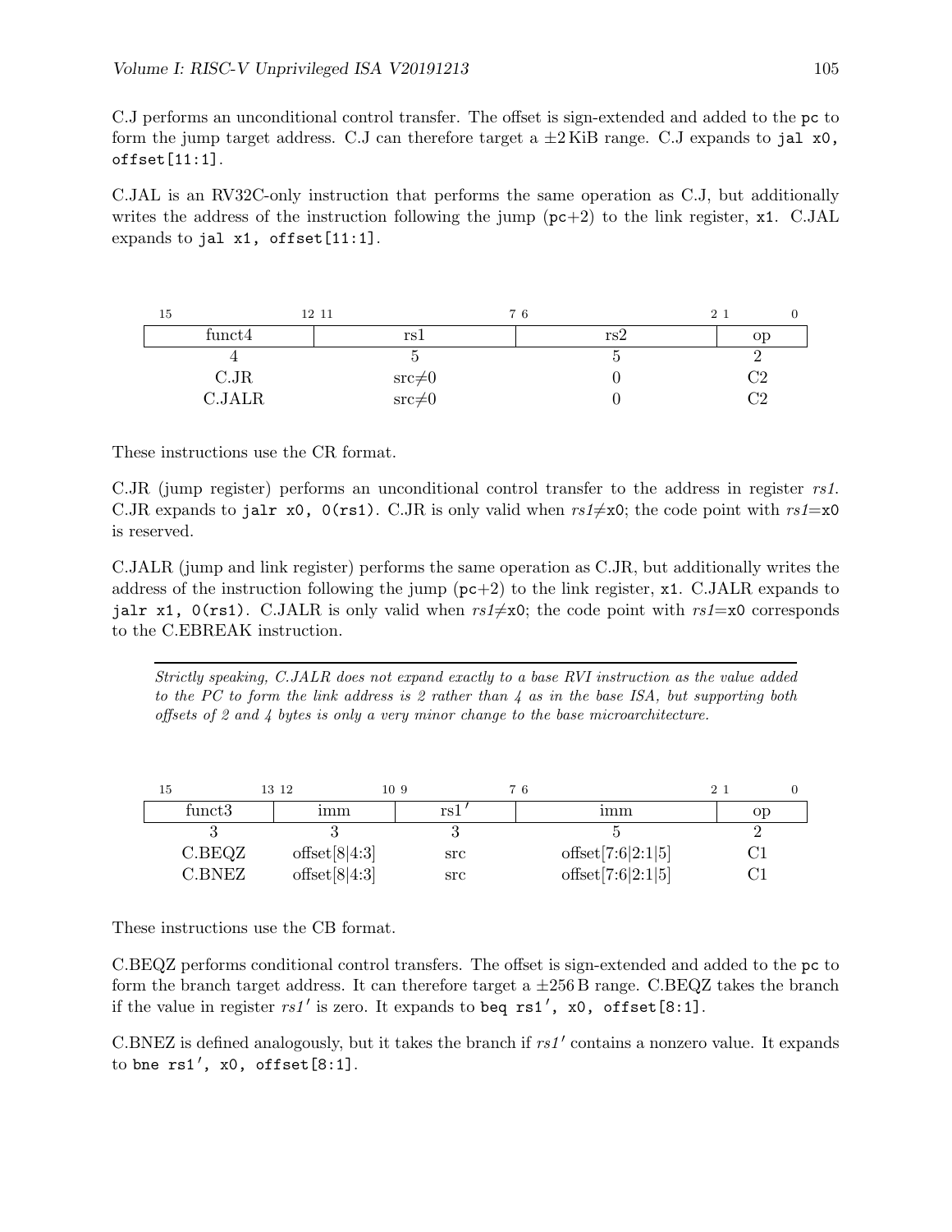C.J performs an unconditional control transfer. The offset is sign-extended and added to the `pc` to form the jump target address. C.J can therefore target a ±2 KiB range. C.J expands to `jal x0, offset[11:1]`.

C.JAL is an RV32C-only instruction that performs the same operation as C.J, but additionally writes the address of the instruction following the jump (`pc`+2) to the link register, `x1`. C.JAL expands to `jal x1, offset[11:1]`.

| 15 — 12 | 11 — 7 | 6 — 2 | 1 — 0 |
|---|---|---|---|
| funct4 | rs1 | rs2 | op |
| 4 | 5 | 5 | 2 |
| C.JR | src≠0 | 0 | C2 |
| C.JALR | src≠0 | 0 | C2 |

These instructions use the CR format.

C.JR (jump register) performs an unconditional control transfer to the address in register *rs1*. C.JR expands to `jalr x0, 0(rs1)`. C.JR is only valid when *rs1*≠`x0`; the code point with *rs1*=`x0` is reserved.

C.JALR (jump and link register) performs the same operation as C.JR, but additionally writes the address of the instruction following the jump (`pc`+2) to the link register, `x1`. C.JALR expands to `jalr x1, 0(rs1)`. C.JALR is only valid when *rs1*≠`x0`; the code point with *rs1*=`x0` corresponds to the C.EBREAK instruction.

---

*Strictly speaking, C.JALR does not expand exactly to a base RVI instruction as the value added to the PC to form the link address is 2 rather than 4 as in the base ISA, but supporting both offsets of 2 and 4 bytes is only a very minor change to the base microarchitecture.*

| 15 — 13 | 12 — 10 | 9 — 7 | 6 — 2 | 1 — 0 |
|---|---|---|---|---|
| funct3 | imm | rs1′ | imm | op |
| 3 | 3 | 3 | 5 | 2 |
| C.BEQZ | offset[8\|4:3] | src | offset[7:6\|2:1\|5] | C1 |
| C.BNEZ | offset[8\|4:3] | src | offset[7:6\|2:1\|5] | C1 |

These instructions use the CB format.

C.BEQZ performs conditional control transfers. The offset is sign-extended and added to the `pc` to form the branch target address. It can therefore target a ±256 B range. C.BEQZ takes the branch if the value in register *rs1′* is zero. It expands to `beq rs1′, x0, offset[8:1]`.

C.BNEZ is defined analogously, but it takes the branch if *rs1′* contains a nonzero value. It expands to `bne rs1′, x0, offset[8:1]`.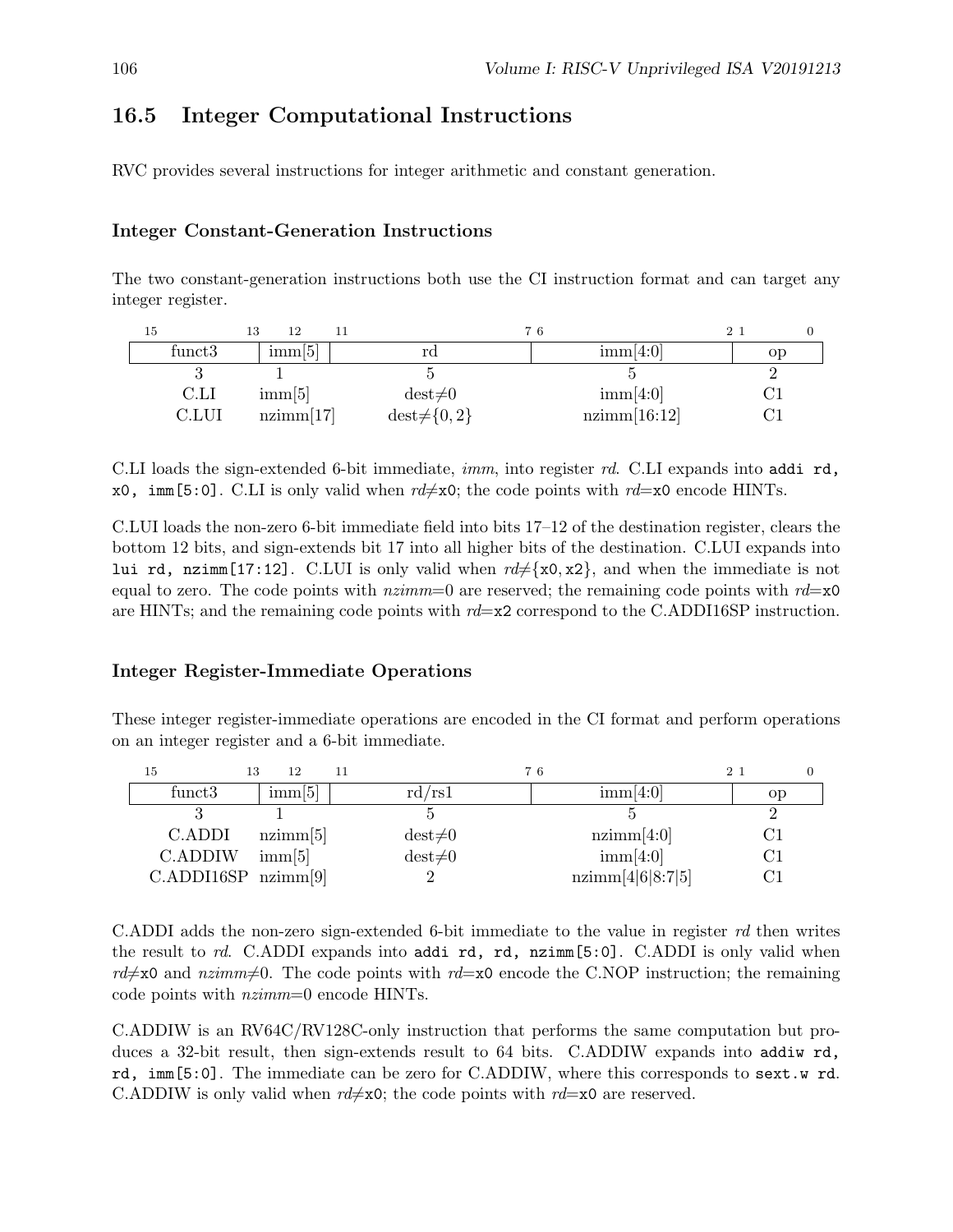## 16.5 Integer Computational Instructions

RVC provides several instructions for integer arithmetic and constant generation.

### Integer Constant-Generation Instructions

The two constant-generation instructions both use the CI instruction format and can target any integer register.

| 15–13 | 12 | 11–7 | 6–2 | 1–0 |
|---|---|---|---|---|
| funct3 | imm[5] | rd | imm[4:0] | op |
| 3 | 1 | 5 | 5 | 2 |
| C.LI | imm[5] | dest≠0 | imm[4:0] | C1 |
| C.LUI | nzimm[17] | dest≠{0, 2} | nzimm[16:12] | C1 |

C.LI loads the sign-extended 6-bit immediate, *imm*, into register *rd*. C.LI expands into `addi rd, x0, imm[5:0]`. C.LI is only valid when *rd*≠`x0`; the code points with *rd*=`x0` encode HINTs.

C.LUI loads the non-zero 6-bit immediate field into bits 17–12 of the destination register, clears the bottom 12 bits, and sign-extends bit 17 into all higher bits of the destination. C.LUI expands into `lui rd, nzimm[17:12]`. C.LUI is only valid when *rd*≠{`x0`, `x2`}, and when the immediate is not equal to zero. The code points with *nzimm*=0 are reserved; the remaining code points with *rd*=`x0` are HINTs; and the remaining code points with *rd*=`x2` correspond to the C.ADDI16SP instruction.

### Integer Register-Immediate Operations

These integer register-immediate operations are encoded in the CI format and perform operations on an integer register and a 6-bit immediate.

| 15–13 | 12 | 11–7 | 6–2 | 1–0 |
|---|---|---|---|---|
| funct3 | imm[5] | rd/rs1 | imm[4:0] | op |
| 3 | 1 | 5 | 5 | 2 |
| C.ADDI | nzimm[5] | dest≠0 | nzimm[4:0] | C1 |
| C.ADDIW | imm[5] | dest≠0 | imm[4:0] | C1 |
| C.ADDI16SP | nzimm[9] | 2 | nzimm[4\|6\|8:7\|5] | C1 |

C.ADDI adds the non-zero sign-extended 6-bit immediate to the value in register *rd* then writes the result to *rd*. C.ADDI expands into `addi rd, rd, nzimm[5:0]`. C.ADDI is only valid when *rd*≠`x0` and *nzimm*≠0. The code points with *rd*=`x0` encode the C.NOP instruction; the remaining code points with *nzimm*=0 encode HINTs.

C.ADDIW is an RV64C/RV128C-only instruction that performs the same computation but produces a 32-bit result, then sign-extends result to 64 bits. C.ADDIW expands into `addiw rd, rd, imm[5:0]`. The immediate can be zero for C.ADDIW, where this corresponds to `sext.w rd`. C.ADDIW is only valid when *rd*≠`x0`; the code points with *rd*=`x0` are reserved.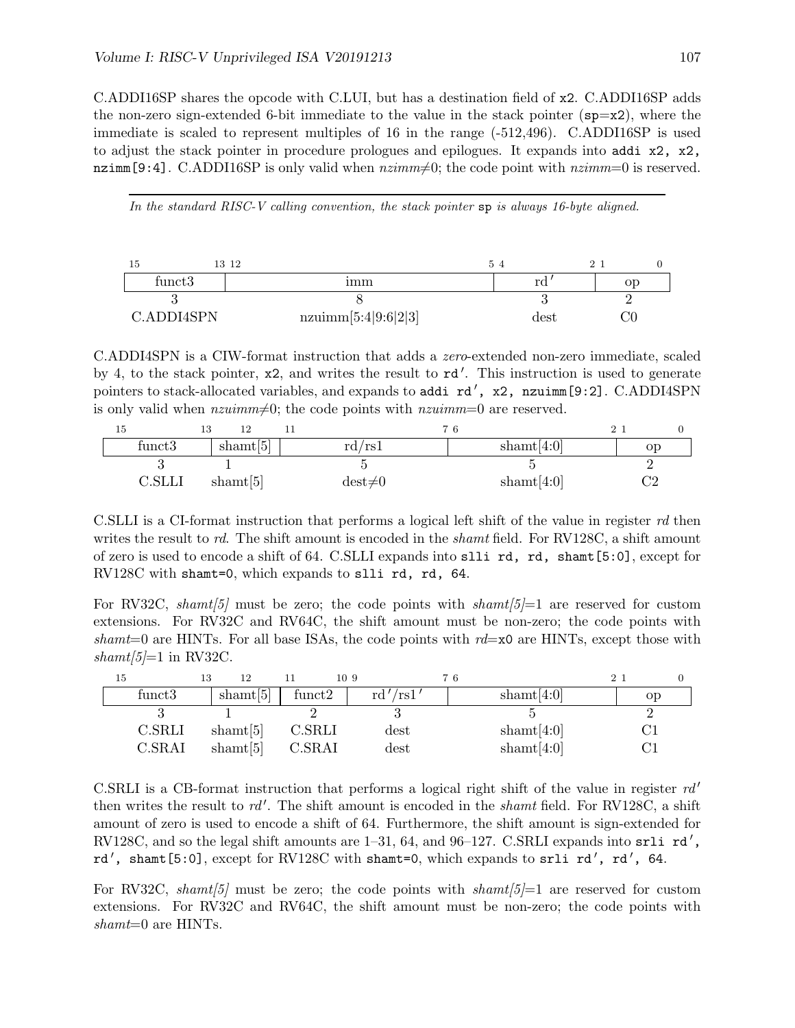C.ADDI16SP shares the opcode with C.LUI, but has a destination field of `x2`. C.ADDI16SP adds the non-zero sign-extended 6-bit immediate to the value in the stack pointer (`sp=x2`), where the immediate is scaled to represent multiples of 16 in the range (-512,496). C.ADDI16SP is used to adjust the stack pointer in procedure prologues and epilogues. It expands into `addi x2, x2, nzimm[9:4]`. C.ADDI16SP is only valid when *nzimm*≠0; the code point with *nzimm*=0 is reserved.

---

*In the standard RISC-V calling convention, the stack pointer* `sp` *is always 16-byte aligned.*

| 15–13 | 12–5 | 4–2 | 1–0 |
|---|---|---|---|
| funct3 | imm | rd′ | op |
| 3 | 8 | 3 | 2 |
| C.ADDI4SPN | nzuimm[5:4\|9:6\|2\|3] | dest | C0 |

C.ADDI4SPN is a CIW-format instruction that adds a *zero*-extended non-zero immediate, scaled by 4, to the stack pointer, `x2`, and writes the result to `rd′`. This instruction is used to generate pointers to stack-allocated variables, and expands to `addi rd′, x2, nzuimm[9:2]`. C.ADDI4SPN is only valid when *nzuimm*≠0; the code points with *nzuimm*=0 are reserved.

| 15–13 | 12 | 11–7 | 6–2 | 1–0 |
|---|---|---|---|---|
| funct3 | shamt[5] | rd/rs1 | shamt[4:0] | op |
| 3 | 1 | 5 | 5 | 2 |
| C.SLLI | shamt[5] | dest≠0 | shamt[4:0] | C2 |

C.SLLI is a CI-format instruction that performs a logical left shift of the value in register *rd* then writes the result to *rd*. The shift amount is encoded in the *shamt* field. For RV128C, a shift amount of zero is used to encode a shift of 64. C.SLLI expands into `slli rd, rd, shamt[5:0]`, except for RV128C with `shamt=0`, which expands to `slli rd, rd, 64`.

For RV32C, *shamt[5]* must be zero; the code points with *shamt[5]*=1 are reserved for custom extensions. For RV32C and RV64C, the shift amount must be non-zero; the code points with *shamt*=0 are HINTs. For all base ISAs, the code points with *rd*=`x0` are HINTs, except those with *shamt[5]*=1 in RV32C.

| 15–13 | 12 | 11–10 | 9–7 | 6–2 | 1–0 |
|---|---|---|---|---|---|
| funct3 | shamt[5] | funct2 | rd′/rs1′ | shamt[4:0] | op |
| 3 | 1 | 2 | 3 | 5 | 2 |
| C.SRLI | shamt[5] | C.SRLI | dest | shamt[4:0] | C1 |
| C.SRAI | shamt[5] | C.SRAI | dest | shamt[4:0] | C1 |

C.SRLI is a CB-format instruction that performs a logical right shift of the value in register *rd′* then writes the result to *rd′*. The shift amount is encoded in the *shamt* field. For RV128C, a shift amount of zero is used to encode a shift of 64. Furthermore, the shift amount is sign-extended for RV128C, and so the legal shift amounts are 1–31, 64, and 96–127. C.SRLI expands into `srli rd′, rd′, shamt[5:0]`, except for RV128C with `shamt=0`, which expands to `srli rd′, rd′, 64`.

For RV32C, *shamt[5]* must be zero; the code points with *shamt[5]*=1 are reserved for custom extensions. For RV32C and RV64C, the shift amount must be non-zero; the code points with *shamt*=0 are HINTs.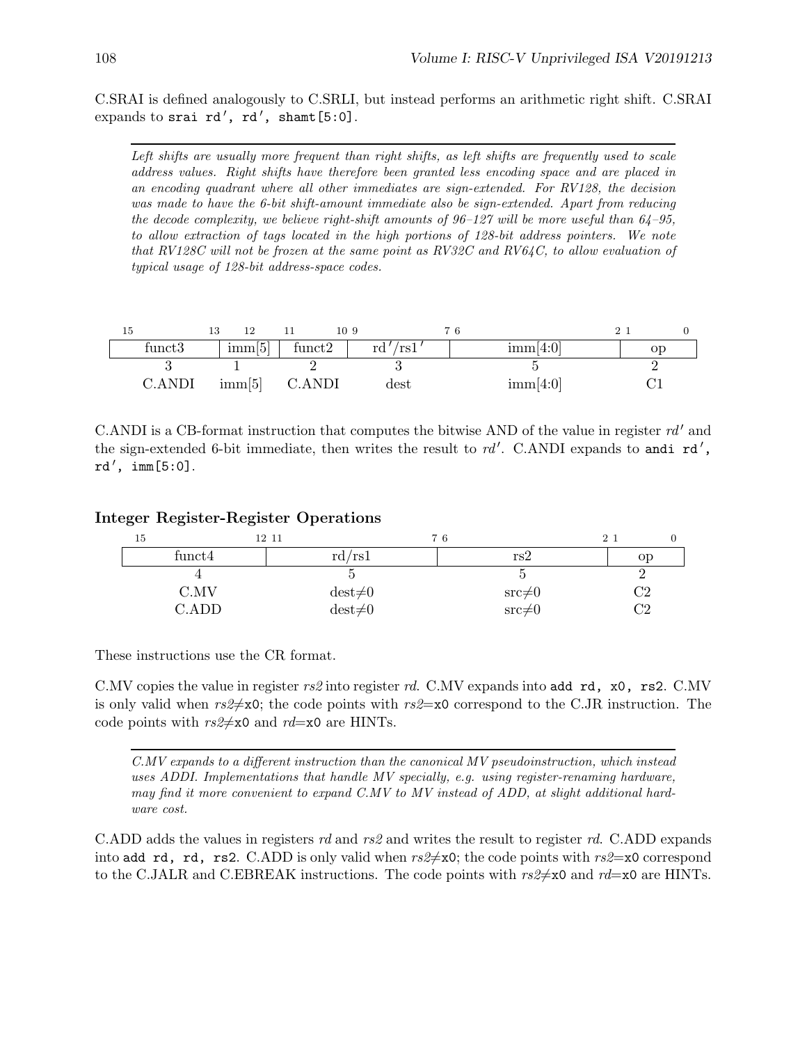C.SRAI is defined analogously to C.SRLI, but instead performs an arithmetic right shift. C.SRAI expands to `srai rd′, rd′, shamt[5:0]`.

---

*Left shifts are usually more frequent than right shifts, as left shifts are frequently used to scale address values. Right shifts have therefore been granted less encoding space and are placed in an encoding quadrant where all other immediates are sign-extended. For RV128, the decision was made to have the 6-bit shift-amount immediate also be sign-extended. Apart from reducing the decode complexity, we believe right-shift amounts of 96–127 will be more useful than 64–95, to allow extraction of tags located in the high portions of 128-bit address pointers. We note that RV128C will not be frozen at the same point as RV32C and RV64C, to allow evaluation of typical usage of 128-bit address-space codes.*

---

| 15 13 | 12 | 11 10 | 9 7 | 6 2 | 1 0 |
|---|---|---|---|---|---|
| funct3 | imm[5] | funct2 | rd′/rs1′ | imm[4:0] | op |
| 3 | 1 | 2 | 3 | 5 | 2 |
| C.ANDI | imm[5] | C.ANDI | dest | imm[4:0] | C1 |

C.ANDI is a CB-format instruction that computes the bitwise AND of the value in register *rd′* and the sign-extended 6-bit immediate, then writes the result to *rd′*. C.ANDI expands to `andi rd′, rd′, imm[5:0]`.

### Integer Register-Register Operations

| 15 12 | 11 7 | 6 2 | 1 0 |
|---|---|---|---|
| funct4 | rd/rs1 | rs2 | op |
| 4 | 5 | 5 | 2 |
| C.MV | dest≠0 | src≠0 | C2 |
| C.ADD | dest≠0 | src≠0 | C2 |

These instructions use the CR format.

C.MV copies the value in register *rs2* into register *rd*. C.MV expands into `add rd, x0, rs2`. C.MV is only valid when *rs2*≠`x0`; the code points with *rs2*=`x0` correspond to the C.JR instruction. The code points with *rs2*≠`x0` and *rd*=`x0` are HINTs.

---

*C.MV expands to a different instruction than the canonical MV pseudoinstruction, which instead uses ADDI. Implementations that handle MV specially, e.g. using register-renaming hardware, may find it more convenient to expand C.MV to MV instead of ADD, at slight additional hardware cost.*

---

C.ADD adds the values in registers *rd* and *rs2* and writes the result to register *rd*. C.ADD expands into `add rd, rd, rs2`. C.ADD is only valid when *rs2*≠`x0`; the code points with *rs2*=`x0` correspond to the C.JALR and C.EBREAK instructions. The code points with *rs2*≠`x0` and *rd*=`x0` are HINTs.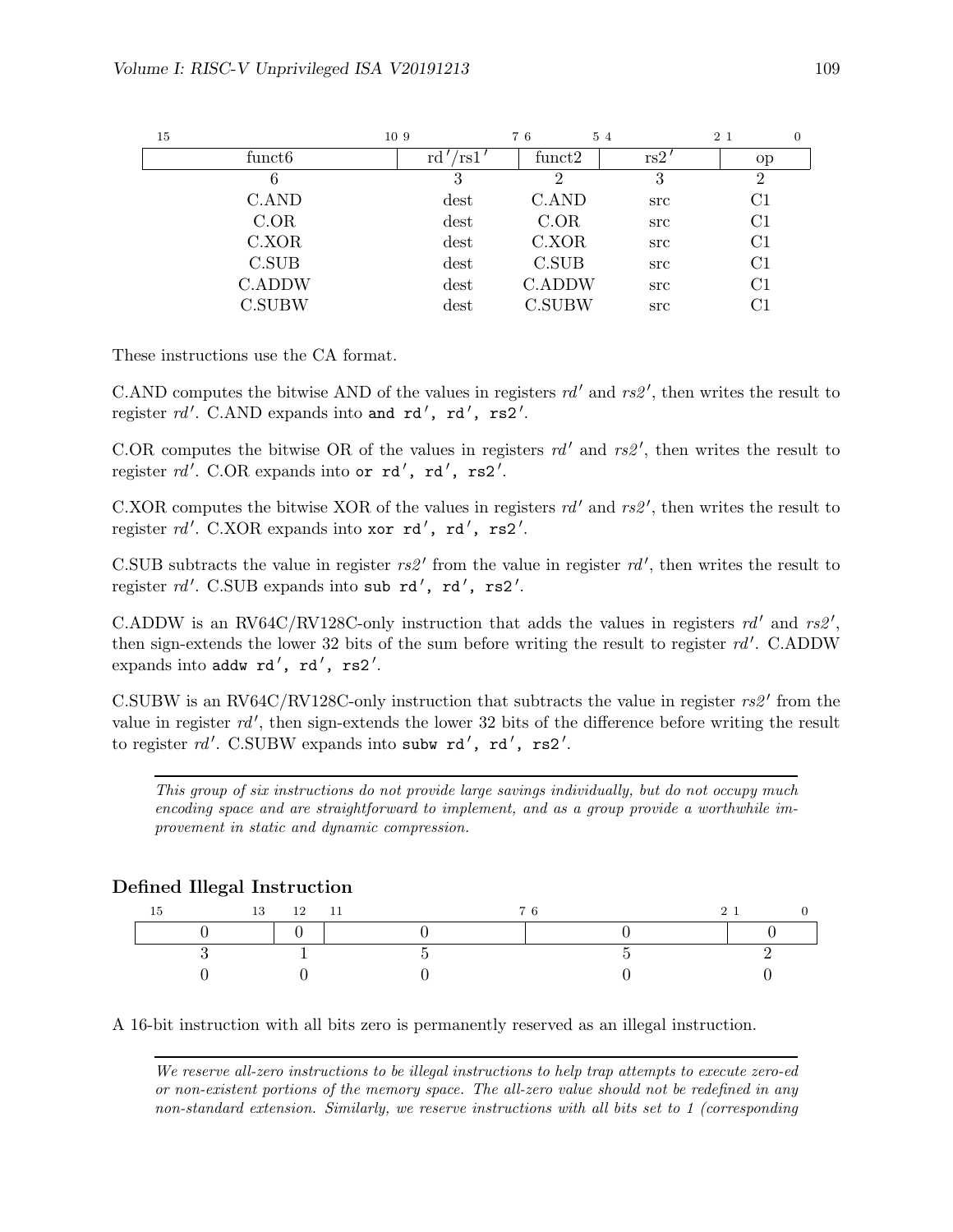| 15 10 | 9 7 | 6 5 | 4 2 | 1 0 |
|---|---|---|---|---|
| funct6 | rd′/rs1′ | funct2 | rs2′ | op |
| 6 | 3 | 2 | 3 | 2 |
| C.AND | dest | C.AND | src | C1 |
| C.OR | dest | C.OR | src | C1 |
| C.XOR | dest | C.XOR | src | C1 |
| C.SUB | dest | C.SUB | src | C1 |
| C.ADDW | dest | C.ADDW | src | C1 |
| C.SUBW | dest | C.SUBW | src | C1 |

These instructions use the CA format.

C.AND computes the bitwise AND of the values in registers *rd′* and *rs2′*, then writes the result to register *rd′*. C.AND expands into `and rd′, rd′, rs2′`.

C.OR computes the bitwise OR of the values in registers *rd′* and *rs2′*, then writes the result to register *rd′*. C.OR expands into `or rd′, rd′, rs2′`.

C.XOR computes the bitwise XOR of the values in registers *rd′* and *rs2′*, then writes the result to register *rd′*. C.XOR expands into `xor rd′, rd′, rs2′`.

C.SUB subtracts the value in register *rs2′* from the value in register *rd′*, then writes the result to register *rd′*. C.SUB expands into `sub rd′, rd′, rs2′`.

C.ADDW is an RV64C/RV128C-only instruction that adds the values in registers *rd′* and *rs2′*, then sign-extends the lower 32 bits of the sum before writing the result to register *rd′*. C.ADDW expands into `addw rd′, rd′, rs2′`.

C.SUBW is an RV64C/RV128C-only instruction that subtracts the value in register *rs2′* from the value in register *rd′*, then sign-extends the lower 32 bits of the difference before writing the result to register *rd′*. C.SUBW expands into `subw rd′, rd′, rs2′`.

*This group of six instructions do not provide large savings individually, but do not occupy much encoding space and are straightforward to implement, and as a group provide a worthwhile improvement in static and dynamic compression.*

### Defined Illegal Instruction

| 15 13 | 12 | 11 7 | 6 2 | 1 0 |
|---|---|---|---|---|
| 0 | 0 | 0 | 0 | 0 |
| 3 | 1 | 5 | 5 | 2 |
| 0 | 0 | 0 | 0 | 0 |

A 16-bit instruction with all bits zero is permanently reserved as an illegal instruction.

*We reserve all-zero instructions to be illegal instructions to help trap attempts to execute zero-ed or non-existent portions of the memory space. The all-zero value should not be redefined in any non-standard extension. Similarly, we reserve instructions with all bits set to 1 (corresponding*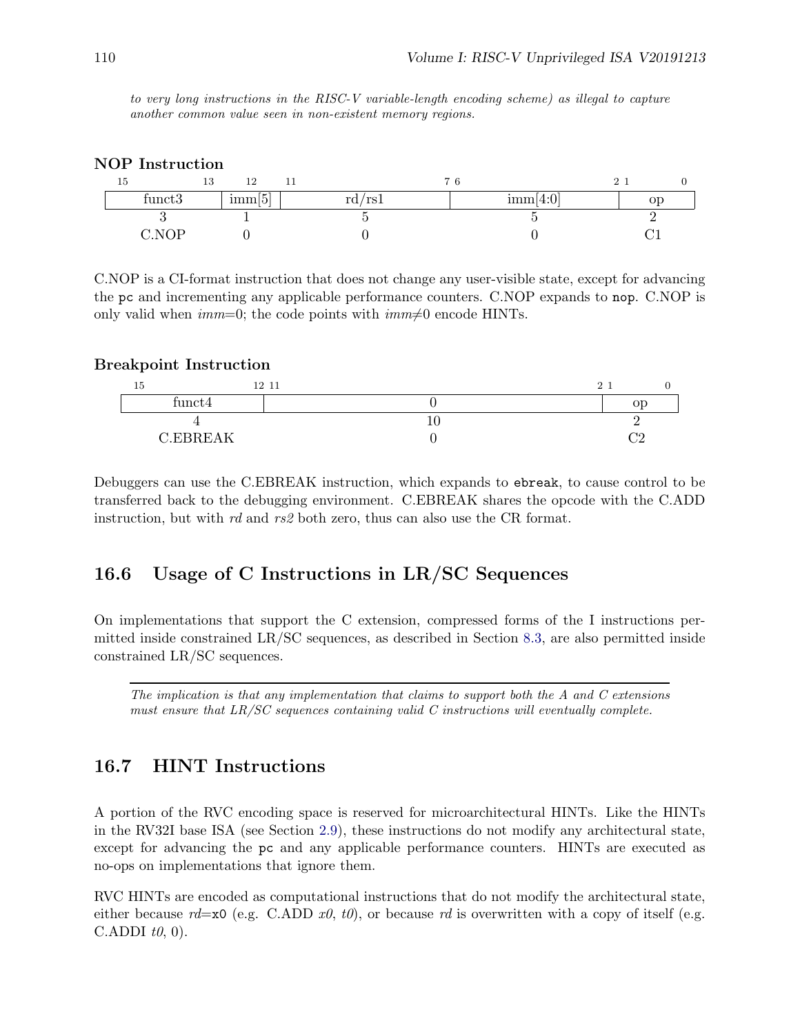*to very long instructions in the RISC-V variable-length encoding scheme) as illegal to capture another common value seen in non-existent memory regions.*

### NOP Instruction

| 15–13 | 12 | 11–7 | 6–2 | 1–0 |
|---|---|---|---|---|
| funct3 | imm[5] | rd/rs1 | imm[4:0] | op |
| 3 | 1 | 5 | 5 | 2 |
| C.NOP | 0 | 0 | 0 | C1 |

C.NOP is a CI-format instruction that does not change any user-visible state, except for advancing the `pc` and incrementing any applicable performance counters. C.NOP expands to `nop`. C.NOP is only valid when *imm*=0; the code points with *imm*≠0 encode HINTs.

### Breakpoint Instruction

| 15–12 | 11–2 | 1–0 |
|---|---|---|
| funct4 | 0 | op |
| 4 | 10 | 2 |
| C.EBREAK | 0 | C2 |

Debuggers can use the C.EBREAK instruction, which expands to `ebreak`, to cause control to be transferred back to the debugging environment. C.EBREAK shares the opcode with the C.ADD instruction, but with *rd* and *rs2* both zero, thus can also use the CR format.

## 16.6 Usage of C Instructions in LR/SC Sequences

On implementations that support the C extension, compressed forms of the I instructions permitted inside constrained LR/SC sequences, as described in Section 8.3, are also permitted inside constrained LR/SC sequences.

---

*The implication is that any implementation that claims to support both the A and C extensions must ensure that LR/SC sequences containing valid C instructions will eventually complete.*

## 16.7 HINT Instructions

A portion of the RVC encoding space is reserved for microarchitectural HINTs. Like the HINTs in the RV32I base ISA (see Section 2.9), these instructions do not modify any architectural state, except for advancing the `pc` and any applicable performance counters. HINTs are executed as no-ops on implementations that ignore them.

RVC HINTs are encoded as computational instructions that do not modify the architectural state, either because *rd*=`x0` (e.g. C.ADD *x0*, *t0*), or because *rd* is overwritten with a copy of itself (e.g. C.ADDI *t0*, 0).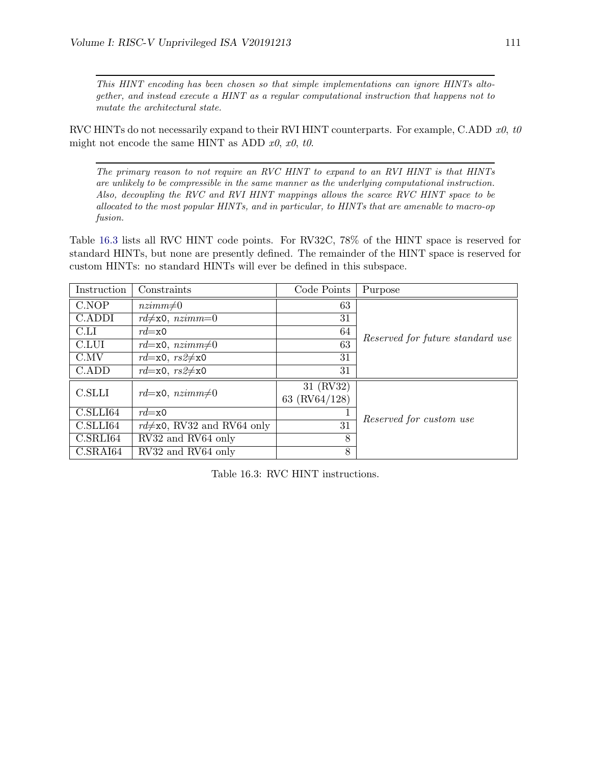*This HINT encoding has been chosen so that simple implementations can ignore HINTs altogether, and instead execute a HINT as a regular computational instruction that happens not to mutate the architectural state.*

RVC HINTs do not necessarily expand to their RVI HINT counterparts. For example, C.ADD *x0*, *t0* might not encode the same HINT as ADD *x0*, *x0*, *t0*.

*The primary reason to not require an RVC HINT to expand to an RVI HINT is that HINTs are unlikely to be compressible in the same manner as the underlying computational instruction. Also, decoupling the RVC and RVI HINT mappings allows the scarce RVC HINT space to be allocated to the most popular HINTs, and in particular, to HINTs that are amenable to macro-op fusion.*

Table 16.3 lists all RVC HINT code points. For RV32C, 78% of the HINT space is reserved for standard HINTs, but none are presently defined. The remainder of the HINT space is reserved for custom HINTs: no standard HINTs will ever be defined in this subspace.

| Instruction | Constraints | Code Points | Purpose |
|---|---|---|---|
| C.NOP | *nzimm*≠0 | 63 | *Reserved for future standard use* |
| C.ADDI | *rd*≠`x0`, *nzimm*=0 | 31 | |
| C.LI | *rd*=`x0` | 64 | |
| C.LUI | *rd*=`x0`, *nzimm*≠0 | 63 | |
| C.MV | *rd*=`x0`, *rs2*≠`x0` | 31 | |
| C.ADD | *rd*=`x0`, *rs2*≠`x0` | 31 | |
| C.SLLI | *rd*=`x0`, *nzimm*≠0 | 31 (RV32) 63 (RV64/128) | *Reserved for custom use* |
| C.SLLI64 | *rd*=`x0` | 1 | |
| C.SLLI64 | *rd*≠`x0`, RV32 and RV64 only | 31 | |
| C.SRLI64 | RV32 and RV64 only | 8 | |
| C.SRAI64 | RV32 and RV64 only | 8 | |

Table 16.3: RVC HINT instructions.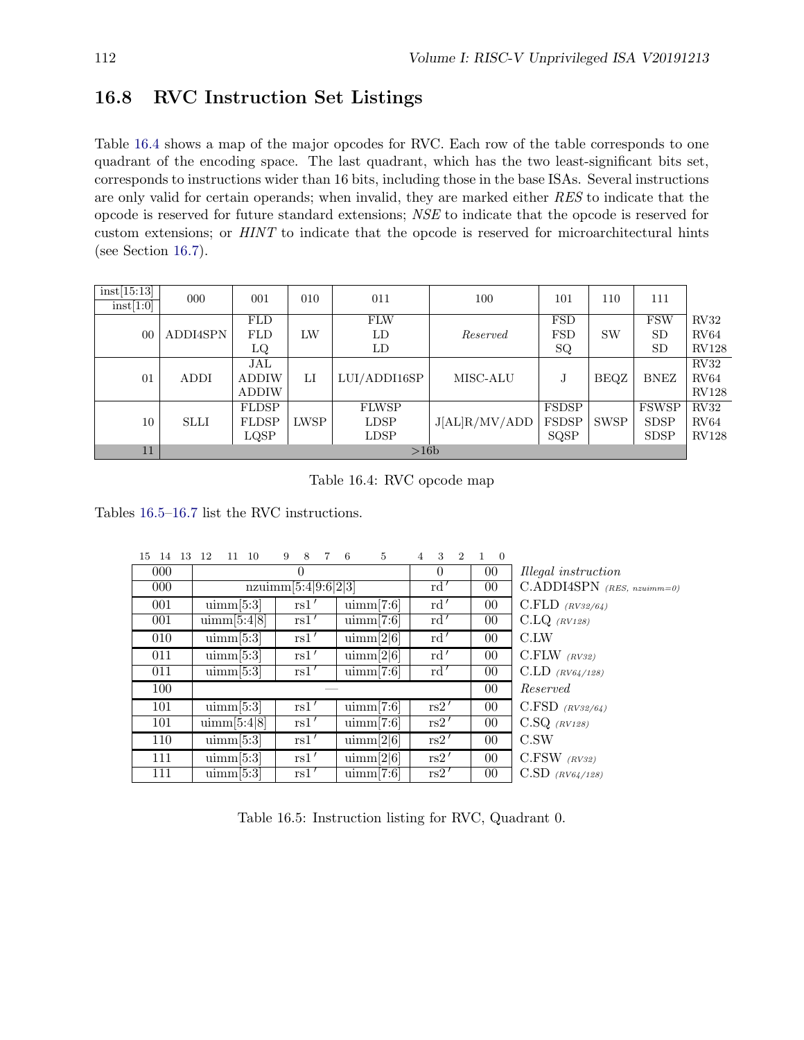## 16.8 RVC Instruction Set Listings

Table 16.4 shows a map of the major opcodes for RVC. Each row of the table corresponds to one quadrant of the encoding space. The last quadrant, which has the two least-significant bits set, corresponds to instructions wider than 16 bits, including those in the base ISAs. Several instructions are only valid for certain operands; when invalid, they are marked either *RES* to indicate that the opcode is reserved for future standard extensions; *NSE* to indicate that the opcode is reserved for custom extensions; or *HINT* to indicate that the opcode is reserved for microarchitectural hints (see Section 16.7).

| inst[15:13] / inst[1:0] | 000 | 001 | 010 | 011 | 100 | 101 | 110 | 111 | |
|---|---|---|---|---|---|---|---|---|---|
| 00 | ADDI4SPN | FLD<br>FLD<br>LQ | LW | FLW<br>LD<br>LD | *Reserved* | FSD<br>FSD<br>SQ | SW | FSW<br>SD<br>SD | RV32<br>RV64<br>RV128 |
| 01 | ADDI | JAL<br>ADDIW<br>ADDIW | LI | LUI/ADDI16SP | MISC-ALU | J | BEQZ | BNEZ | RV32<br>RV64<br>RV128 |
| 10 | SLLI | FLDSP<br>FLDSP<br>LQSP | LWSP | FLWSP<br>LDSP<br>LDSP | J[AL]R/MV/ADD | FSDSP<br>FSDSP<br>SQSP | SWSP | FSWSP<br>SDSP<br>SDSP | RV32<br>RV64<br>RV128 |
| 11 | >16b | | | | | | | | |

Table 16.4: RVC opcode map

Tables 16.5–16.7 list the RVC instructions.

| 15 14 13 | 12 11 10 | 9 8 7 | 6 5 | 4 3 2 | 1 0 | |
|---|---|---|---|---|---|---|
| 000 | 0 | | | 0 | 00 | *Illegal instruction* |
| 000 | nzuimm[5:4\|9:6\|2\|3] | | | rd′ | 00 | C.ADDI4SPN *(RES, nzuimm=0)* |
| 001 | uimm[5:3] | rs1′ | uimm[7:6] | rd′ | 00 | C.FLD *(RV32/64)* |
| 001 | uimm[5:4\|8] | rs1′ | uimm[7:6] | rd′ | 00 | C.LQ *(RV128)* |
| 010 | uimm[5:3] | rs1′ | uimm[2\|6] | rd′ | 00 | C.LW |
| 011 | uimm[5:3] | rs1′ | uimm[2\|6] | rd′ | 00 | C.FLW *(RV32)* |
| 011 | uimm[5:3] | rs1′ | uimm[7:6] | rd′ | 00 | C.LD *(RV64/128)* |
| 100 | — | | | | 00 | *Reserved* |
| 101 | uimm[5:3] | rs1′ | uimm[7:6] | rs2′ | 00 | C.FSD *(RV32/64)* |
| 101 | uimm[5:4\|8] | rs1′ | uimm[7:6] | rs2′ | 00 | C.SQ *(RV128)* |
| 110 | uimm[5:3] | rs1′ | uimm[2\|6] | rs2′ | 00 | C.SW |
| 111 | uimm[5:3] | rs1′ | uimm[2\|6] | rs2′ | 00 | C.FSW *(RV32)* |
| 111 | uimm[5:3] | rs1′ | uimm[7:6] | rs2′ | 00 | C.SD *(RV64/128)* |

Table 16.5: Instruction listing for RVC, Quadrant 0.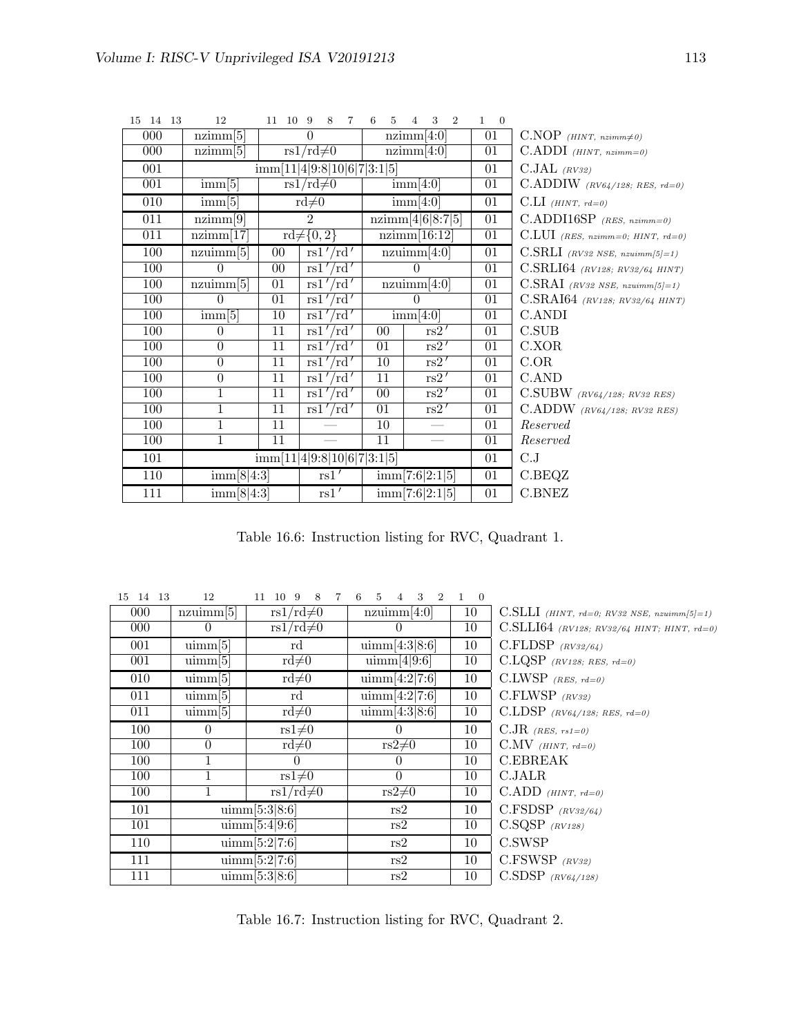| 15 14 13 | 12 | 11 10 | 9 8 7 | 6 5 | 4 3 2 | 1 0 | |
|---|---|---|---|---|---|---|---|
| 000 | nzimm[5] | 0 | | nzimm[4:0] | | 01 | C.NOP *(HINT, nzimm≠0)* |
| 000 | nzimm[5] | rs1/rd≠0 | | nzimm[4:0] | | 01 | C.ADDI *(HINT, nzimm=0)* |
| 001 | imm[11\|4\|9:8\|10\|6\|7\|3:1\|5] | | | | | 01 | C.JAL *(RV32)* |
| 001 | imm[5] | rs1/rd≠0 | | imm[4:0] | | 01 | C.ADDIW *(RV64/128; RES, rd=0)* |
| 010 | imm[5] | rd≠0 | | imm[4:0] | | 01 | C.LI *(HINT, rd=0)* |
| 011 | nzimm[9] | 2 | | nzimm[4\|6\|8:7\|5] | | 01 | C.ADDI16SP *(RES, nzimm=0)* |
| 011 | nzimm[17] | rd≠{0, 2} | | nzimm[16:12] | | 01 | C.LUI *(RES, nzimm=0; HINT, rd=0)* |
| 100 | nzuimm[5] | 00 | rs1′/rd′ | nzuimm[4:0] | | 01 | C.SRLI *(RV32 NSE, nzuimm[5]=1)* |
| 100 | 0 | 00 | rs1′/rd′ | 0 | | 01 | C.SRLI64 *(RV128; RV32/64 HINT)* |
| 100 | nzuimm[5] | 01 | rs1′/rd′ | nzuimm[4:0] | | 01 | C.SRAI *(RV32 NSE, nzuimm[5]=1)* |
| 100 | 0 | 01 | rs1′/rd′ | 0 | | 01 | C.SRAI64 *(RV128; RV32/64 HINT)* |
| 100 | imm[5] | 10 | rs1′/rd′ | imm[4:0] | | 01 | C.ANDI |
| 100 | 0 | 11 | rs1′/rd′ | 00 | rs2′ | 01 | C.SUB |
| 100 | 0 | 11 | rs1′/rd′ | 01 | rs2′ | 01 | C.XOR |
| 100 | 0 | 11 | rs1′/rd′ | 10 | rs2′ | 01 | C.OR |
| 100 | 0 | 11 | rs1′/rd′ | 11 | rs2′ | 01 | C.AND |
| 100 | 1 | 11 | rs1′/rd′ | 00 | rs2′ | 01 | C.SUBW *(RV64/128; RV32 RES)* |
| 100 | 1 | 11 | rs1′/rd′ | 01 | rs2′ | 01 | C.ADDW *(RV64/128; RV32 RES)* |
| 100 | 1 | 11 | — | 10 | — | 01 | *Reserved* |
| 100 | 1 | 11 | — | 11 | — | 01 | *Reserved* |
| 101 | imm[11\|4\|9:8\|10\|6\|7\|3:1\|5] | | | | | 01 | C.J |
| 110 | imm[8\|4:3] | | rs1′ | imm[7:6\|2:1\|5] | | 01 | C.BEQZ |
| 111 | imm[8\|4:3] | | rs1′ | imm[7:6\|2:1\|5] | | 01 | C.BNEZ |

Table 16.6: Instruction listing for RVC, Quadrant 1.

| 15 14 13 | 12 | 11 10 9 8 7 | 6 5 4 3 2 | 1 0 | |
|---|---|---|---|---|---|
| 000 | nzuimm[5] | rs1/rd≠0 | nzuimm[4:0] | 10 | C.SLLI *(HINT, rd=0; RV32 NSE, nzuimm[5]=1)* |
| 000 | 0 | rs1/rd≠0 | 0 | 10 | C.SLLI64 *(RV128; RV32/64 HINT; HINT, rd=0)* |
| 001 | uimm[5] | rd | uimm[4:3\|8:6] | 10 | C.FLDSP *(RV32/64)* |
| 001 | uimm[5] | rd≠0 | uimm[4\|9:6] | 10 | C.LQSP *(RV128; RES, rd=0)* |
| 010 | uimm[5] | rd≠0 | uimm[4:2\|7:6] | 10 | C.LWSP *(RES, rd=0)* |
| 011 | uimm[5] | rd | uimm[4:2\|7:6] | 10 | C.FLWSP *(RV32)* |
| 011 | uimm[5] | rd≠0 | uimm[4:3\|8:6] | 10 | C.LDSP *(RV64/128; RES, rd=0)* |
| 100 | 0 | rs1≠0 | 0 | 10 | C.JR *(RES, rs1=0)* |
| 100 | 0 | rd≠0 | rs2≠0 | 10 | C.MV *(HINT, rd=0)* |
| 100 | 1 | 0 | 0 | 10 | C.EBREAK |
| 100 | 1 | rs1≠0 | 0 | 10 | C.JALR |
| 100 | 1 | rs1/rd≠0 | rs2≠0 | 10 | C.ADD *(HINT, rd=0)* |
| 101 | uimm[5:3\|8:6] | | rs2 | 10 | C.FSDSP *(RV32/64)* |
| 101 | uimm[5:4\|9:6] | | rs2 | 10 | C.SQSP *(RV128)* |
| 110 | uimm[5:2\|7:6] | | rs2 | 10 | C.SWSP |
| 111 | uimm[5:2\|7:6] | | rs2 | 10 | C.FSWSP *(RV32)* |
| 111 | uimm[5:3\|8:6] | | rs2 | 10 | C.SDSP *(RV64/128)* |

Table 16.7: Instruction listing for RVC, Quadrant 2.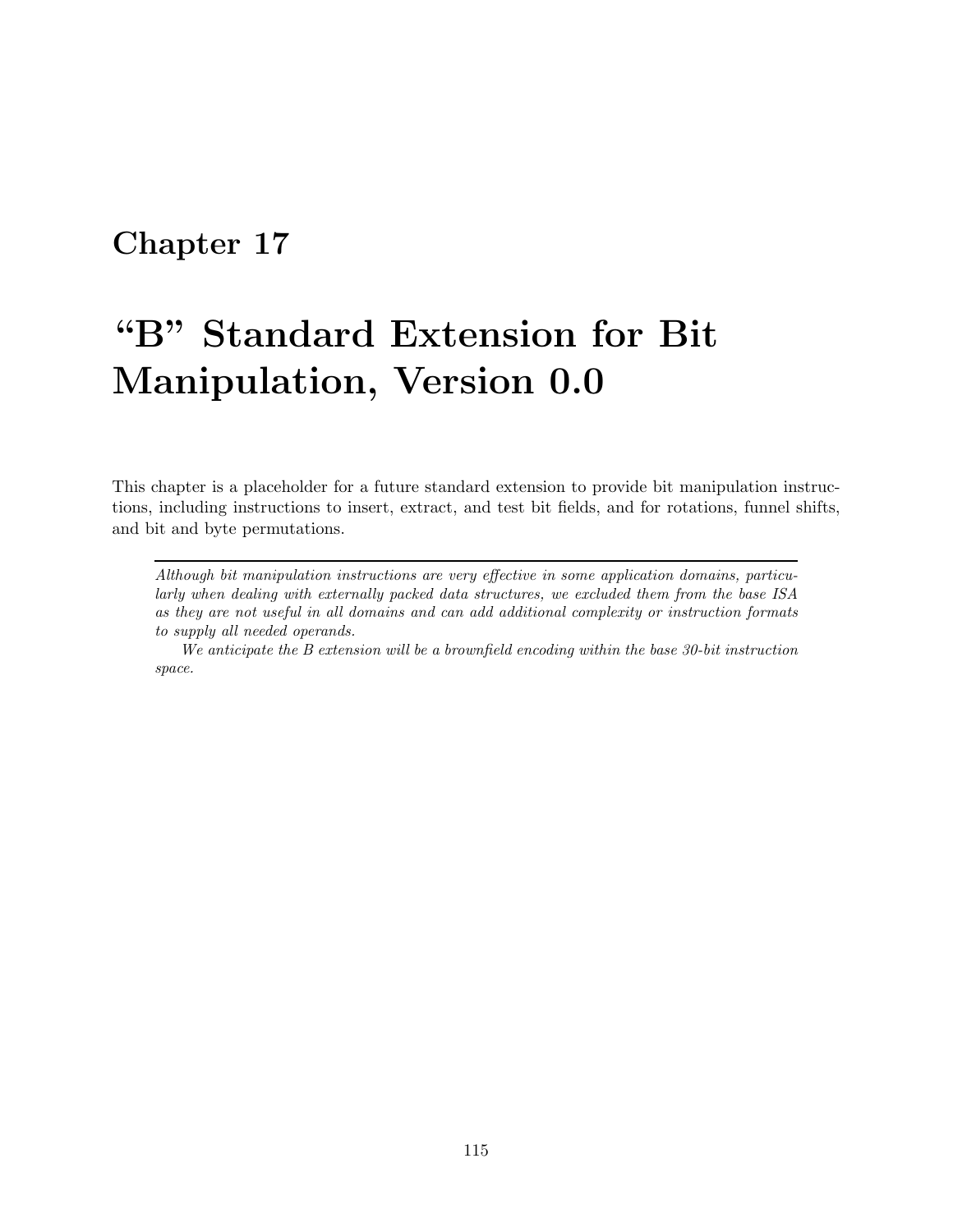# Chapter 17

# "B" Standard Extension for Bit Manipulation, Version 0.0

This chapter is a placeholder for a future standard extension to provide bit manipulation instructions, including instructions to insert, extract, and test bit fields, and for rotations, funnel shifts, and bit and byte permutations.

---

*Although bit manipulation instructions are very effective in some application domains, particularly when dealing with externally packed data structures, we excluded them from the base ISA as they are not useful in all domains and can add additional complexity or instruction formats to supply all needed operands.*

*We anticipate the B extension will be a brownfield encoding within the base 30-bit instruction space.*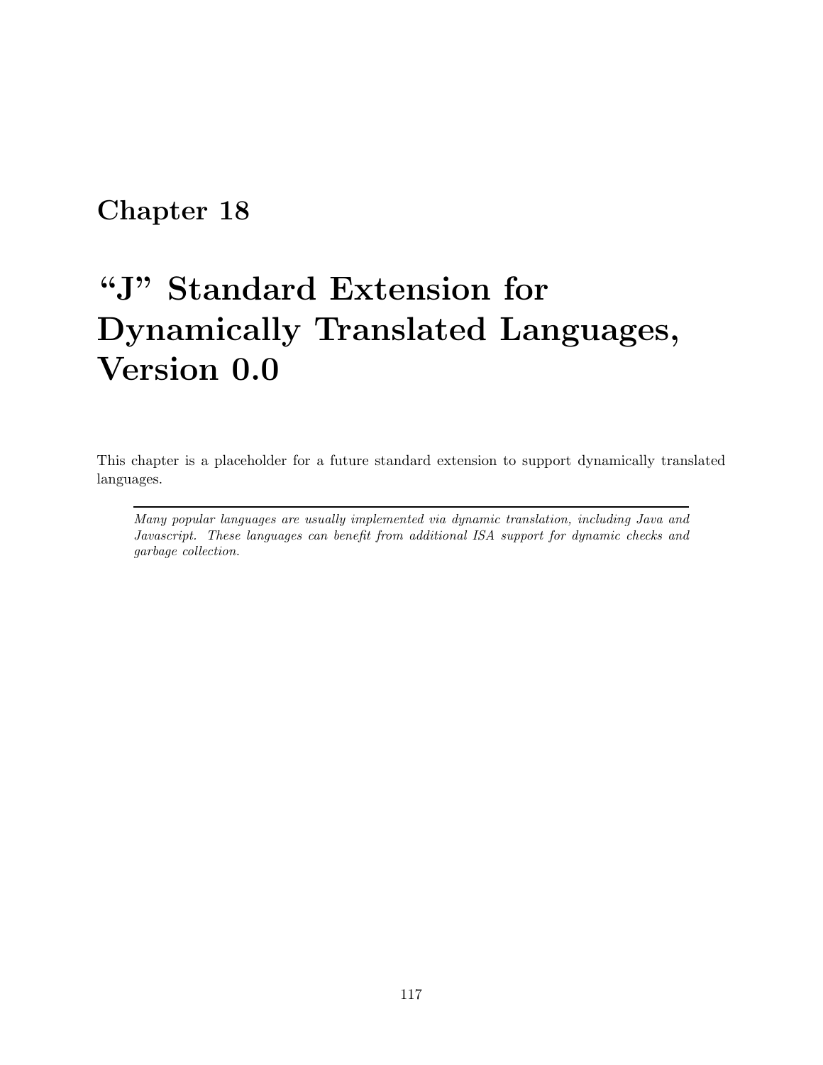# Chapter 18

# "J" Standard Extension for Dynamically Translated Languages, Version 0.0

This chapter is a placeholder for a future standard extension to support dynamically translated languages.

---

*Many popular languages are usually implemented via dynamic translation, including Java and Javascript. These languages can benefit from additional ISA support for dynamic checks and garbage collection.*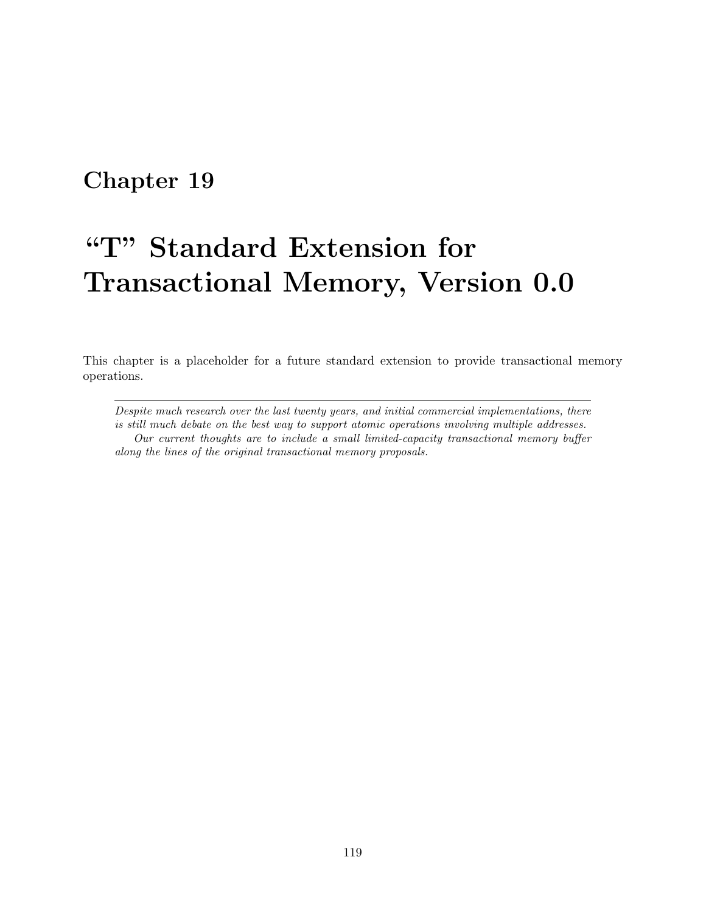# Chapter 19

# "T" Standard Extension for Transactional Memory, Version 0.0

This chapter is a placeholder for a future standard extension to provide transactional memory operations.

---

*Despite much research over the last twenty years, and initial commercial implementations, there is still much debate on the best way to support atomic operations involving multiple addresses.*

*Our current thoughts are to include a small limited-capacity transactional memory buffer along the lines of the original transactional memory proposals.*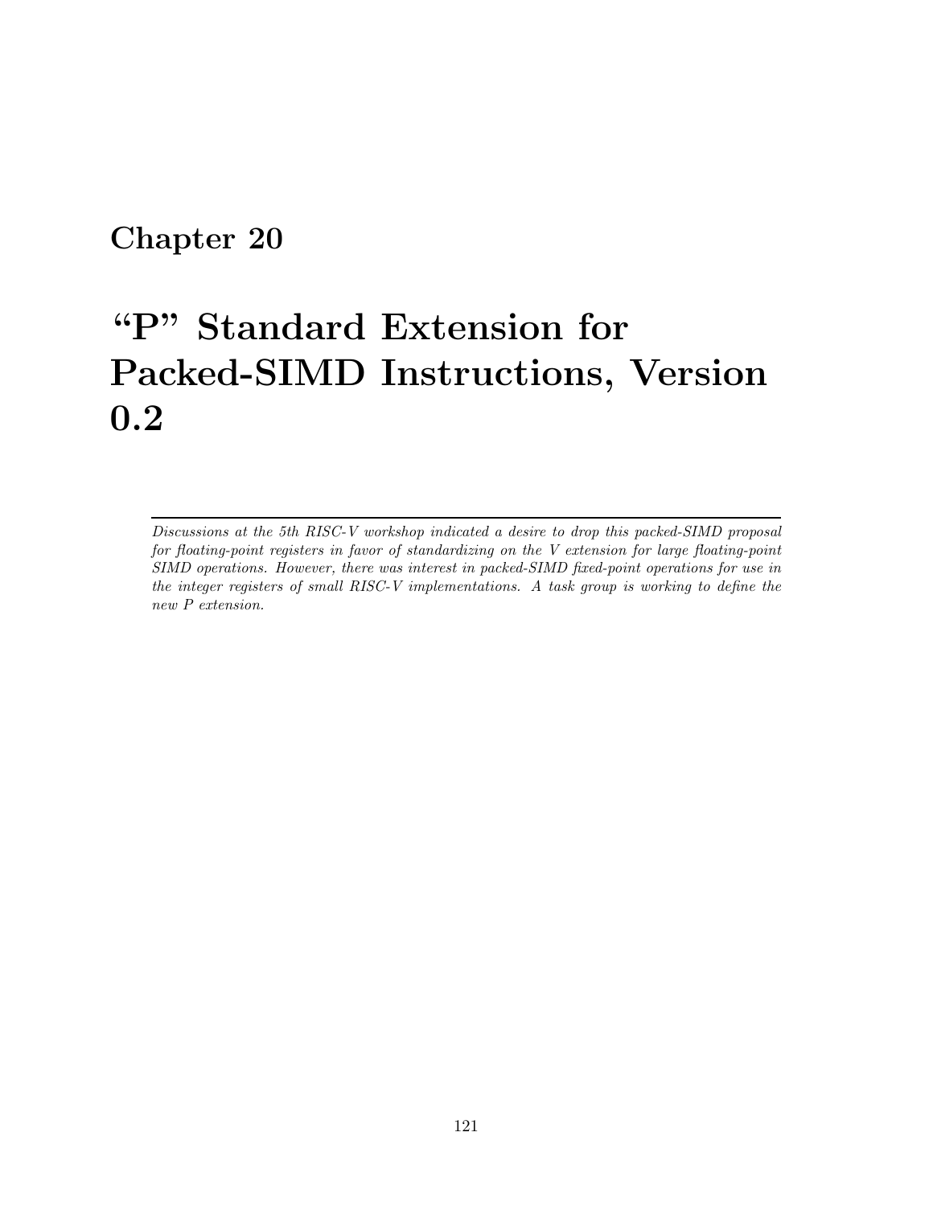# Chapter 20

# "P" Standard Extension for Packed-SIMD Instructions, Version 0.2

---

*Discussions at the 5th RISC-V workshop indicated a desire to drop this packed-SIMD proposal for floating-point registers in favor of standardizing on the V extension for large floating-point SIMD operations. However, there was interest in packed-SIMD fixed-point operations for use in the integer registers of small RISC-V implementations. A task group is working to define the new P extension.*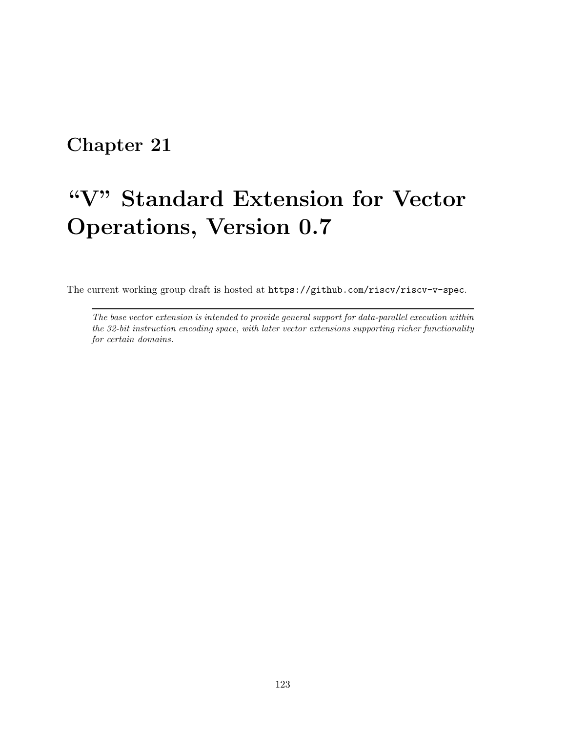# Chapter 21

# "V" Standard Extension for Vector Operations, Version 0.7

The current working group draft is hosted at `https://github.com/riscv/riscv-v-spec`.

---

*The base vector extension is intended to provide general support for data-parallel execution within the 32-bit instruction encoding space, with later vector extensions supporting richer functionality for certain domains.*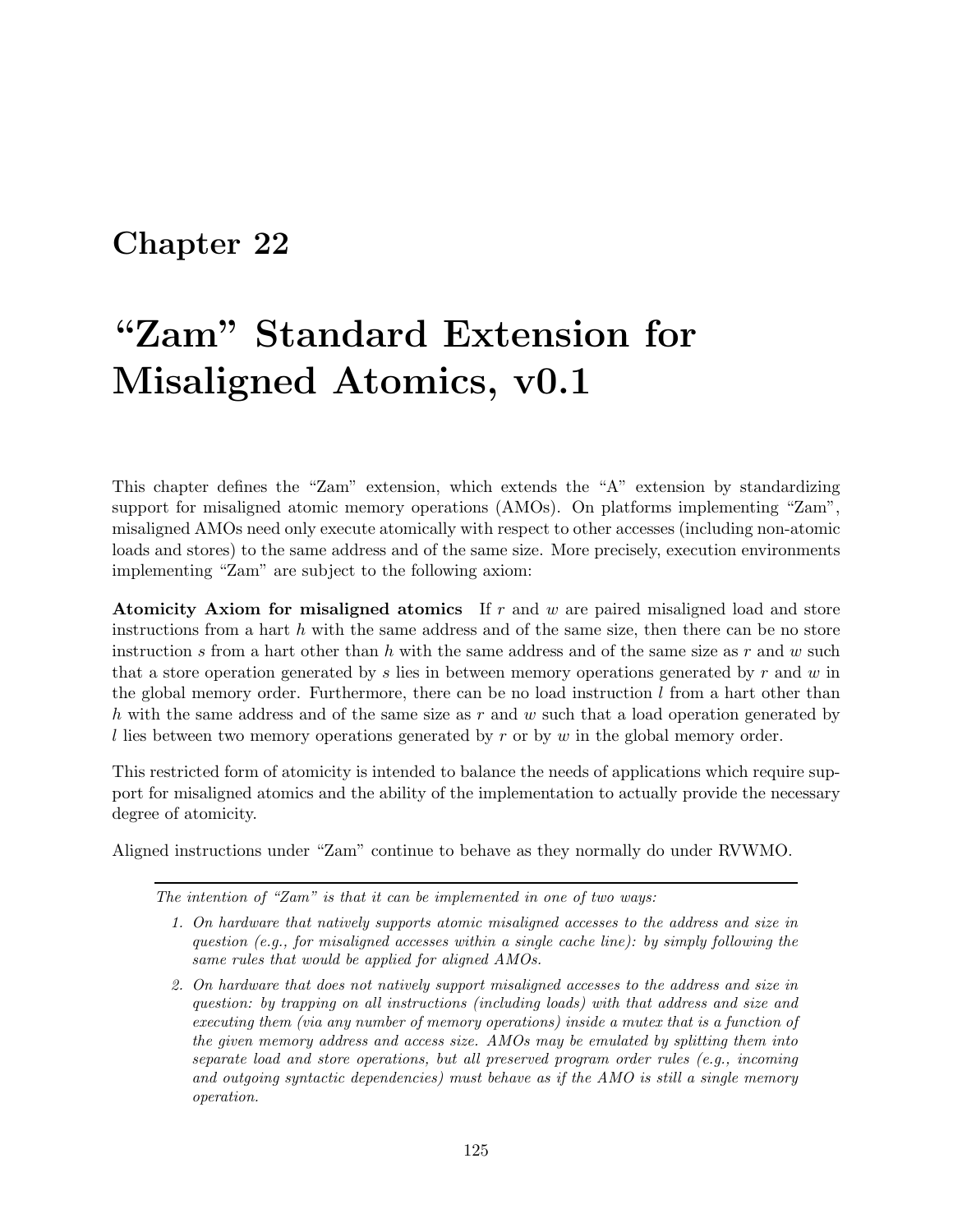# Chapter 22

# "Zam" Standard Extension for Misaligned Atomics, v0.1

This chapter defines the "Zam" extension, which extends the "A" extension by standardizing support for misaligned atomic memory operations (AMOs). On platforms implementing "Zam", misaligned AMOs need only execute atomically with respect to other accesses (including non-atomic loads and stores) to the same address and of the same size. More precisely, execution environments implementing "Zam" are subject to the following axiom:

**Atomicity Axiom for misaligned atomics** If $r$ and $w$ are paired misaligned load and store instructions from a hart $h$ with the same address and of the same size, then there can be no store instruction $s$ from a hart other than $h$ with the same address and of the same size as $r$ and $w$ such that a store operation generated by $s$ lies in between memory operations generated by $r$ and $w$ in the global memory order. Furthermore, there can be no load instruction $l$ from a hart other than $h$ with the same address and of the same size as $r$ and $w$ such that a load operation generated by $l$ lies between two memory operations generated by $r$ or by $w$ in the global memory order.

This restricted form of atomicity is intended to balance the needs of applications which require support for misaligned atomics and the ability of the implementation to actually provide the necessary degree of atomicity.

Aligned instructions under "Zam" continue to behave as they normally do under RVWMO.

---

*The intention of "Zam" is that it can be implemented in one of two ways:*

1. *On hardware that natively supports atomic misaligned accesses to the address and size in question (e.g., for misaligned accesses within a single cache line): by simply following the same rules that would be applied for aligned AMOs.*
2. *On hardware that does not natively support misaligned accesses to the address and size in question: by trapping on all instructions (including loads) with that address and size and executing them (via any number of memory operations) inside a mutex that is a function of the given memory address and access size. AMOs may be emulated by splitting them into separate load and store operations, but all preserved program order rules (e.g., incoming and outgoing syntactic dependencies) must behave as if the AMO is still a single memory operation.*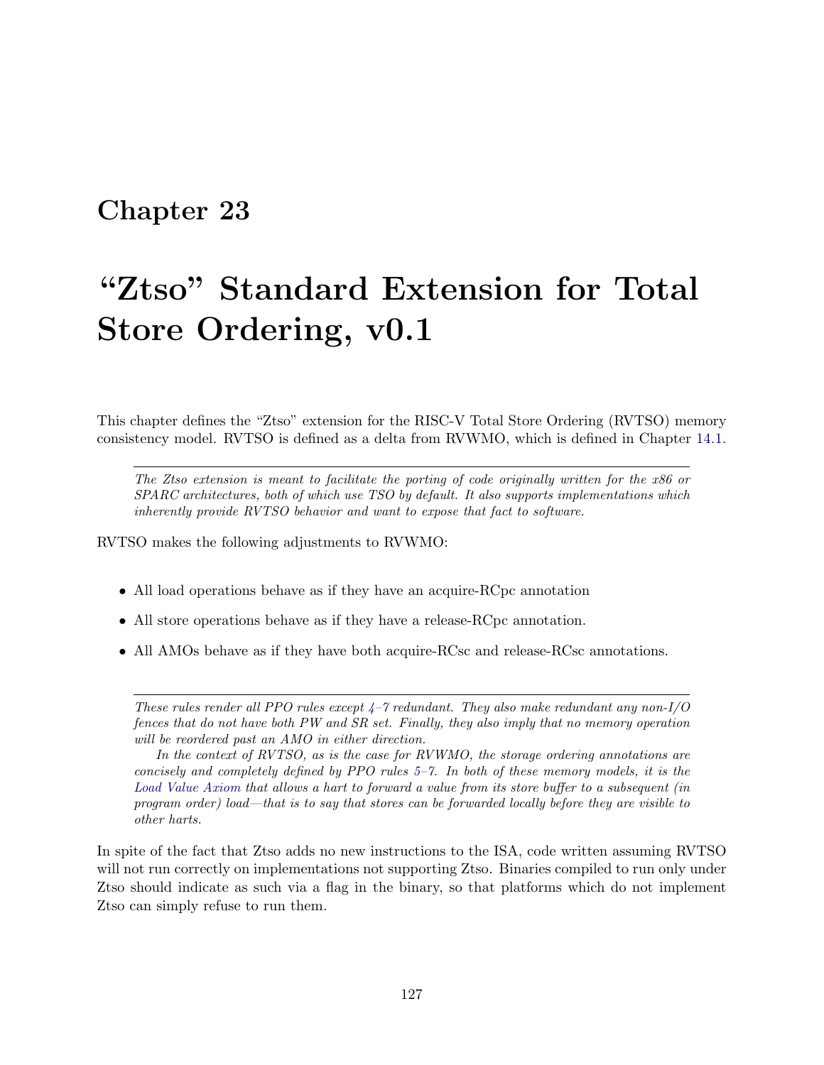# Chapter 23

# "Ztso" Standard Extension for Total Store Ordering, v0.1

This chapter defines the "Ztso" extension for the RISC-V Total Store Ordering (RVTSO) memory consistency model. RVTSO is defined as a delta from RVWMO, which is defined in Chapter 14.1.

---

*The Ztso extension is meant to facilitate the porting of code originally written for the x86 or SPARC architectures, both of which use TSO by default. It also supports implementations which inherently provide RVTSO behavior and want to expose that fact to software.*

RVTSO makes the following adjustments to RVWMO:

- All load operations behave as if they have an acquire-RCpc annotation
- All store operations behave as if they have a release-RCpc annotation.
- All AMOs behave as if they have both acquire-RCsc and release-RCsc annotations.

---

*These rules render all PPO rules except 4–7 redundant. They also make redundant any non-I/O fences that do not have both PW and SR set. Finally, they also imply that no memory operation will be reordered past an AMO in either direction.*

*In the context of RVTSO, as is the case for RVWMO, the storage ordering annotations are concisely and completely defined by PPO rules 5–7. In both of these memory models, it is the Load Value Axiom that allows a hart to forward a value from its store buffer to a subsequent (in program order) load—that is to say that stores can be forwarded locally before they are visible to other harts.*

In spite of the fact that Ztso adds no new instructions to the ISA, code written assuming RVTSO will not run correctly on implementations not supporting Ztso. Binaries compiled to run only under Ztso should indicate as such via a flag in the binary, so that platforms which do not implement Ztso can simply refuse to run them.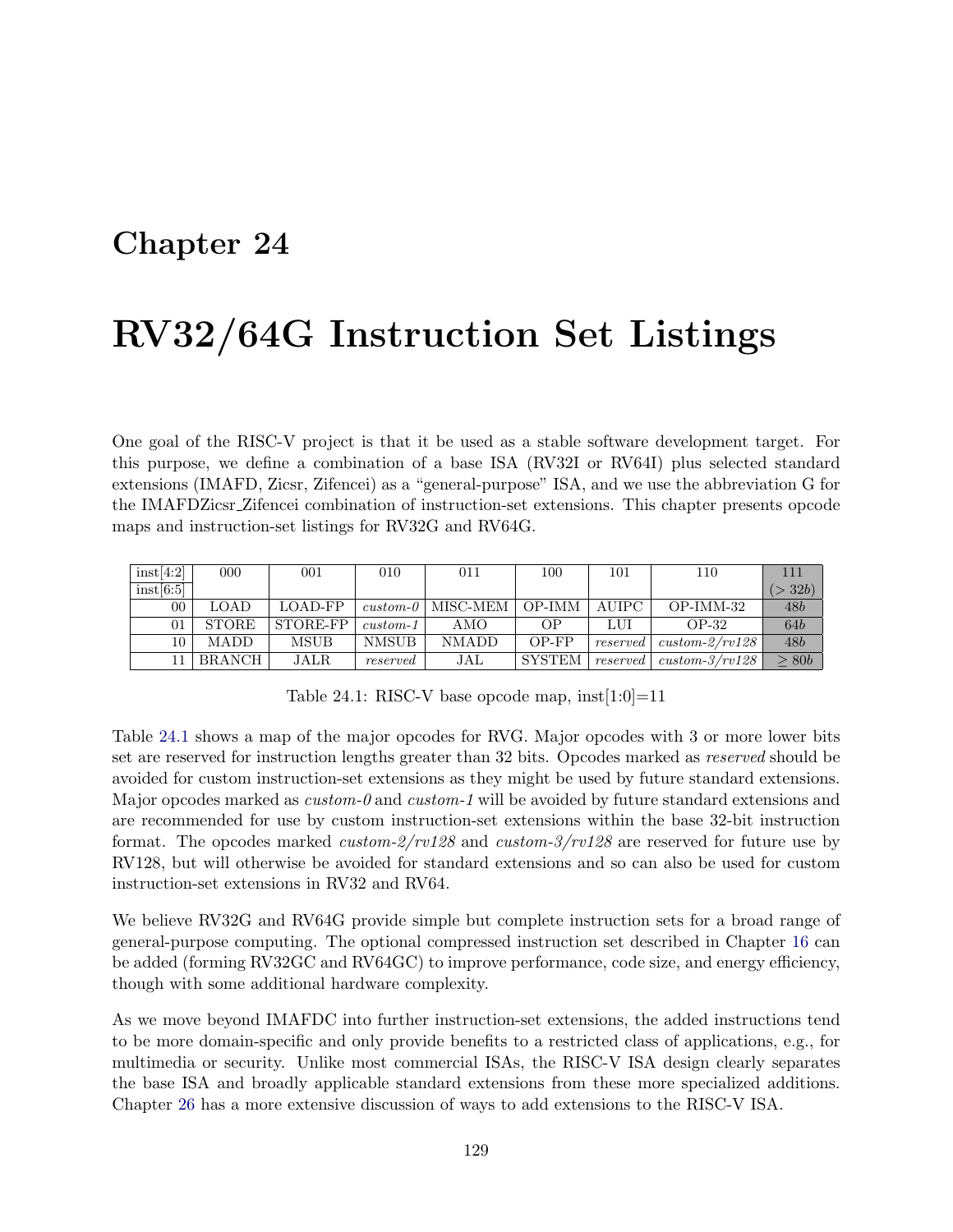# Chapter 24

# RV32/64G Instruction Set Listings

One goal of the RISC-V project is that it be used as a stable software development target. For this purpose, we define a combination of a base ISA (RV32I or RV64I) plus selected standard extensions (IMAFD, Zicsr, Zifencei) as a "general-purpose" ISA, and we use the abbreviation G for the IMAFDZicsr_Zifencei combination of instruction-set extensions. This chapter presents opcode maps and instruction-set listings for RV32G and RV64G.

| inst[4:2] / inst[6:5] | 000 | 001 | 010 | 011 | 100 | 101 | 110 | 111 ($>32b$) |
|---|---|---|---|---|---|---|---|---|
| 00 | LOAD | LOAD-FP | *custom-0* | MISC-MEM | OP-IMM | AUIPC | OP-IMM-32 | $48b$ |
| 01 | STORE | STORE-FP | *custom-1* | AMO | OP | LUI | OP-32 | $64b$ |
| 10 | MADD | MSUB | NMSUB | NMADD | OP-FP | *reserved* | *custom-2/rv128* | $48b$ |
| 11 | BRANCH | JALR | *reserved* | JAL | SYSTEM | *reserved* | *custom-3/rv128* | $\geq 80b$ |

Table 24.1: RISC-V base opcode map, inst[1:0]=11

Table 24.1 shows a map of the major opcodes for RVG. Major opcodes with 3 or more lower bits set are reserved for instruction lengths greater than 32 bits. Opcodes marked as *reserved* should be avoided for custom instruction-set extensions as they might be used by future standard extensions. Major opcodes marked as *custom-0* and *custom-1* will be avoided by future standard extensions and are recommended for use by custom instruction-set extensions within the base 32-bit instruction format. The opcodes marked *custom-2/rv128* and *custom-3/rv128* are reserved for future use by RV128, but will otherwise be avoided for standard extensions and so can also be used for custom instruction-set extensions in RV32 and RV64.

We believe RV32G and RV64G provide simple but complete instruction sets for a broad range of general-purpose computing. The optional compressed instruction set described in Chapter 16 can be added (forming RV32GC and RV64GC) to improve performance, code size, and energy efficiency, though with some additional hardware complexity.

As we move beyond IMAFDC into further instruction-set extensions, the added instructions tend to be more domain-specific and only provide benefits to a restricted class of applications, e.g., for multimedia or security. Unlike most commercial ISAs, the RISC-V ISA design clearly separates the base ISA and broadly applicable standard extensions from these more specialized additions. Chapter 26 has a more extensive discussion of ways to add extensions to the RISC-V ISA.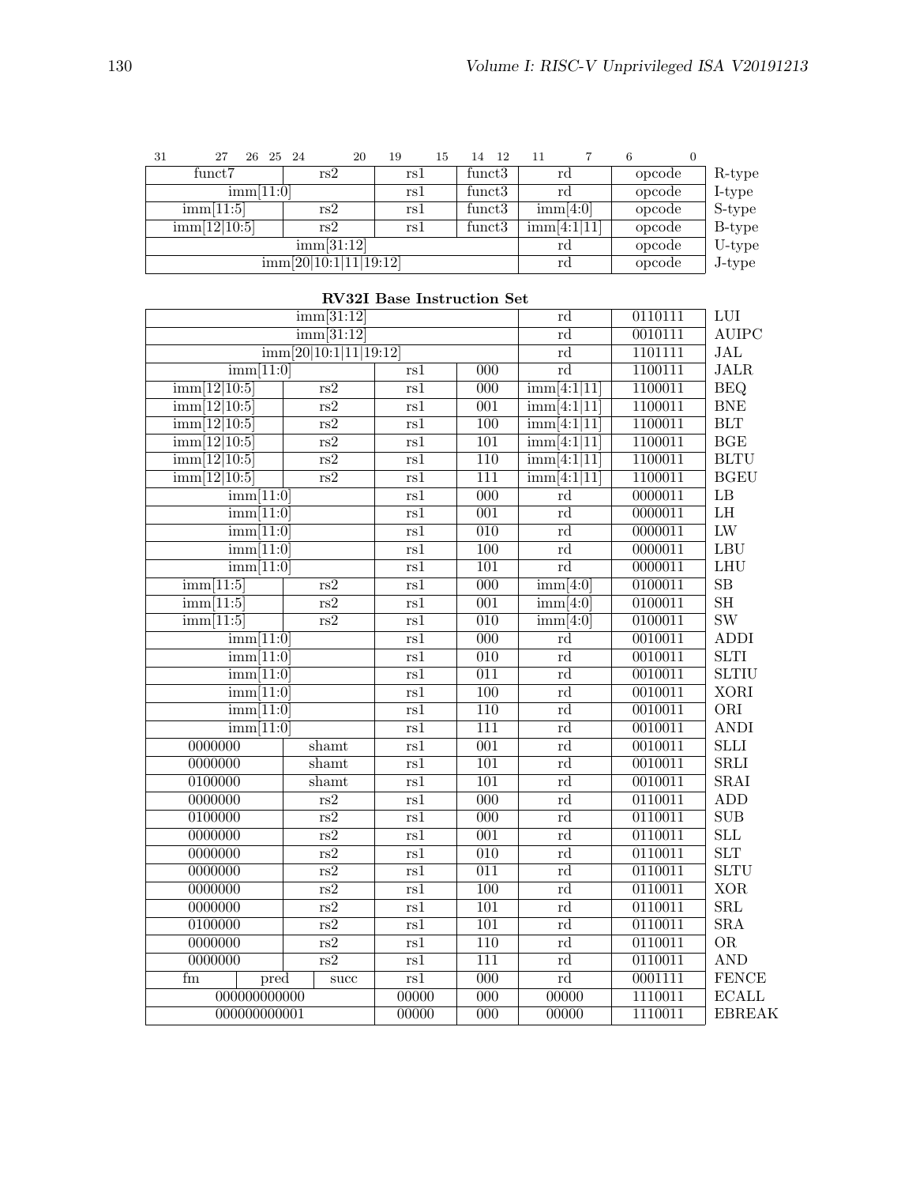| 31 — 25 | 24 — 20 | 19 — 15 | 14 — 12 | 11 — 7 | 6 — 0 | |
|---|---|---|---|---|---|---|
| funct7 | rs2 | rs1 | funct3 | rd | opcode | R-type |
| imm[11:0] | | rs1 | funct3 | rd | opcode | I-type |
| imm[11:5] | rs2 | rs1 | funct3 | imm[4:0] | opcode | S-type |
| imm[12\|10:5] | rs2 | rs1 | funct3 | imm[4:1\|11] | opcode | B-type |
| imm[31:12] | | | | rd | opcode | U-type |
| imm[20\|10:1\|11\|19:12] | | | | rd | opcode | J-type |

**RV32I Base Instruction Set**

| | | | | | | |
|---|---|---|---|---|---|---|
| imm[31:12] | | | | rd | 0110111 | LUI |
| imm[31:12] | | | | rd | 0010111 | AUIPC |
| imm[20\|10:1\|11\|19:12] | | | | rd | 1101111 | JAL |
| imm[11:0] | | rs1 | 000 | rd | 1100111 | JALR |
| imm[12\|10:5] | rs2 | rs1 | 000 | imm[4:1\|11] | 1100011 | BEQ |
| imm[12\|10:5] | rs2 | rs1 | 001 | imm[4:1\|11] | 1100011 | BNE |
| imm[12\|10:5] | rs2 | rs1 | 100 | imm[4:1\|11] | 1100011 | BLT |
| imm[12\|10:5] | rs2 | rs1 | 101 | imm[4:1\|11] | 1100011 | BGE |
| imm[12\|10:5] | rs2 | rs1 | 110 | imm[4:1\|11] | 1100011 | BLTU |
| imm[12\|10:5] | rs2 | rs1 | 111 | imm[4:1\|11] | 1100011 | BGEU |
| imm[11:0] | | rs1 | 000 | rd | 0000011 | LB |
| imm[11:0] | | rs1 | 001 | rd | 0000011 | LH |
| imm[11:0] | | rs1 | 010 | rd | 0000011 | LW |
| imm[11:0] | | rs1 | 100 | rd | 0000011 | LBU |
| imm[11:0] | | rs1 | 101 | rd | 0000011 | LHU |
| imm[11:5] | rs2 | rs1 | 000 | imm[4:0] | 0100011 | SB |
| imm[11:5] | rs2 | rs1 | 001 | imm[4:0] | 0100011 | SH |
| imm[11:5] | rs2 | rs1 | 010 | imm[4:0] | 0100011 | SW |
| imm[11:0] | | rs1 | 000 | rd | 0010011 | ADDI |
| imm[11:0] | | rs1 | 010 | rd | 0010011 | SLTI |
| imm[11:0] | | rs1 | 011 | rd | 0010011 | SLTIU |
| imm[11:0] | | rs1 | 100 | rd | 0010011 | XORI |
| imm[11:0] | | rs1 | 110 | rd | 0010011 | ORI |
| imm[11:0] | | rs1 | 111 | rd | 0010011 | ANDI |
| 0000000 | shamt | rs1 | 001 | rd | 0010011 | SLLI |
| 0000000 | shamt | rs1 | 101 | rd | 0010011 | SRLI |
| 0100000 | shamt | rs1 | 101 | rd | 0010011 | SRAI |
| 0000000 | rs2 | rs1 | 000 | rd | 0110011 | ADD |
| 0100000 | rs2 | rs1 | 000 | rd | 0110011 | SUB |
| 0000000 | rs2 | rs1 | 001 | rd | 0110011 | SLL |
| 0000000 | rs2 | rs1 | 010 | rd | 0110011 | SLT |
| 0000000 | rs2 | rs1 | 011 | rd | 0110011 | SLTU |
| 0000000 | rs2 | rs1 | 100 | rd | 0110011 | XOR |
| 0000000 | rs2 | rs1 | 101 | rd | 0110011 | SRL |
| 0100000 | rs2 | rs1 | 101 | rd | 0110011 | SRA |
| 0000000 | rs2 | rs1 | 110 | rd | 0110011 | OR |
| 0000000 | rs2 | rs1 | 111 | rd | 0110011 | AND |
| fm pred | succ | rs1 | 000 | rd | 0001111 | FENCE |
| 000000000000 | | 00000 | 000 | 00000 | 1110011 | ECALL |
| 000000000001 | | 00000 | 000 | 00000 | 1110011 | EBREAK |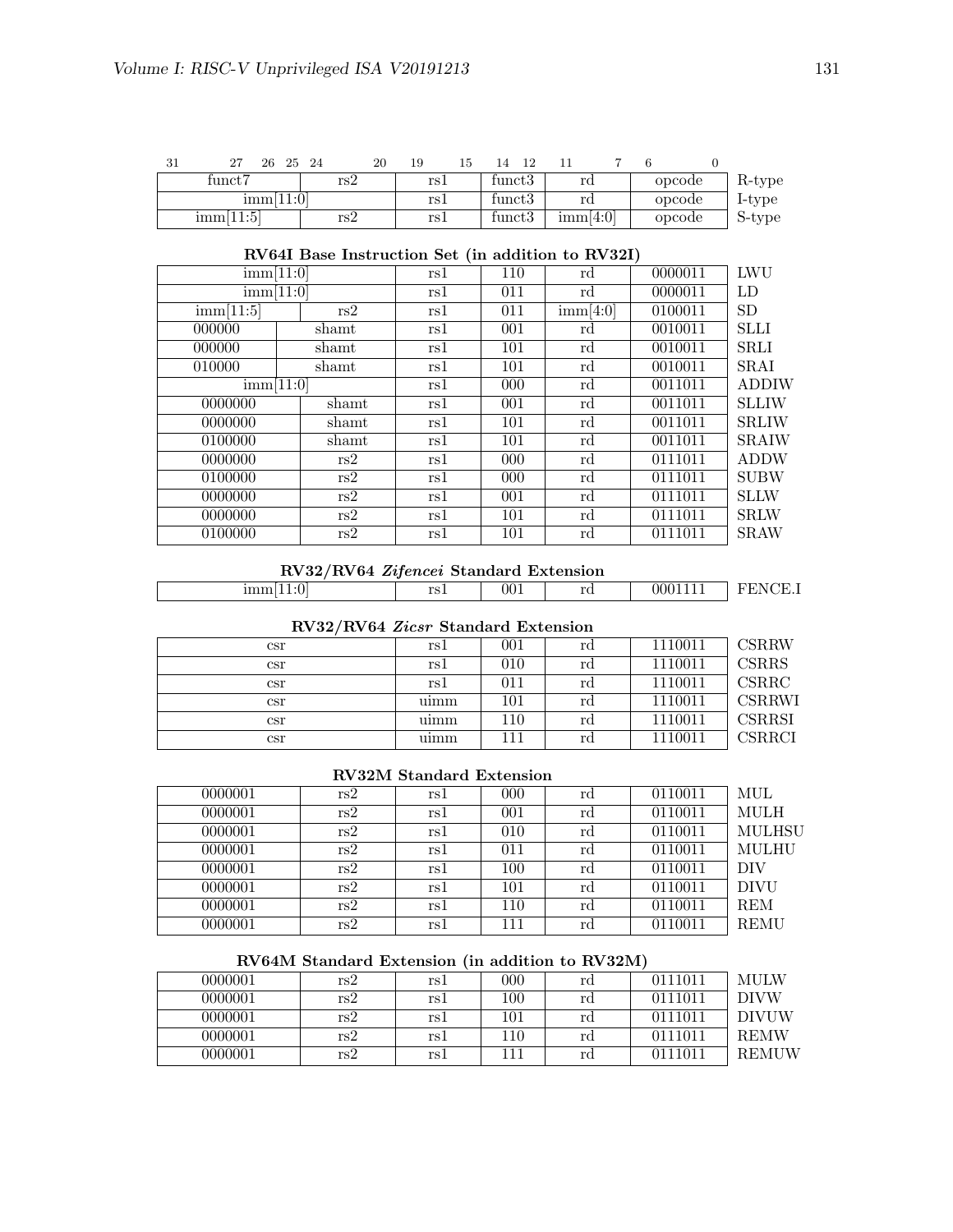| 31 &nbsp; 27 &nbsp; 26 &nbsp; 25 | 24 &nbsp; 20 | 19 &nbsp; 15 | 14 &nbsp; 12 | 11 &nbsp; 7 | 6 &nbsp; 0 | |
|---|---|---|---|---|---|---|
| funct7 | rs2 | rs1 | funct3 | rd | opcode | R-type |
| imm[11:0] | | rs1 | funct3 | rd | opcode | I-type |
| imm[11:5] | rs2 | rs1 | funct3 | imm[4:0] | opcode | S-type |

**RV64I Base Instruction Set (in addition to RV32I)**

| | | | | | | |
|---|---|---|---|---|---|---|
| imm[11:0] | | rs1 | 110 | rd | 0000011 | LWU |
| imm[11:0] | | rs1 | 011 | rd | 0000011 | LD |
| imm[11:5] | rs2 | rs1 | 011 | imm[4:0] | 0100011 | SD |
| 000000 | shamt | rs1 | 001 | rd | 0010011 | SLLI |
| 000000 | shamt | rs1 | 101 | rd | 0010011 | SRLI |
| 010000 | shamt | rs1 | 101 | rd | 0010011 | SRAI |
| imm[11:0] | | rs1 | 000 | rd | 0011011 | ADDIW |
| 0000000 | shamt | rs1 | 001 | rd | 0011011 | SLLIW |
| 0000000 | shamt | rs1 | 101 | rd | 0011011 | SRLIW |
| 0100000 | shamt | rs1 | 101 | rd | 0011011 | SRAIW |
| 0000000 | rs2 | rs1 | 000 | rd | 0111011 | ADDW |
| 0100000 | rs2 | rs1 | 000 | rd | 0111011 | SUBW |
| 0000000 | rs2 | rs1 | 001 | rd | 0111011 | SLLW |
| 0000000 | rs2 | rs1 | 101 | rd | 0111011 | SRLW |
| 0100000 | rs2 | rs1 | 101 | rd | 0111011 | SRAW |

**RV32/RV64 *Zifencei* Standard Extension**

| | | | | | | |
|---|---|---|---|---|---|---|
| imm[11:0] | | rs1 | 001 | rd | 0001111 | FENCE.I |

**RV32/RV64 *Zicsr* Standard Extension**

| | | | | | | |
|---|---|---|---|---|---|---|
| csr | | rs1 | 001 | rd | 1110011 | CSRRW |
| csr | | rs1 | 010 | rd | 1110011 | CSRRS |
| csr | | rs1 | 011 | rd | 1110011 | CSRRC |
| csr | | uimm | 101 | rd | 1110011 | CSRRWI |
| csr | | uimm | 110 | rd | 1110011 | CSRRSI |
| csr | | uimm | 111 | rd | 1110011 | CSRRCI |

**RV32M Standard Extension**

| | | | | | | |
|---|---|---|---|---|---|---|
| 0000001 | rs2 | rs1 | 000 | rd | 0110011 | MUL |
| 0000001 | rs2 | rs1 | 001 | rd | 0110011 | MULH |
| 0000001 | rs2 | rs1 | 010 | rd | 0110011 | MULHSU |
| 0000001 | rs2 | rs1 | 011 | rd | 0110011 | MULHU |
| 0000001 | rs2 | rs1 | 100 | rd | 0110011 | DIV |
| 0000001 | rs2 | rs1 | 101 | rd | 0110011 | DIVU |
| 0000001 | rs2 | rs1 | 110 | rd | 0110011 | REM |
| 0000001 | rs2 | rs1 | 111 | rd | 0110011 | REMU |

**RV64M Standard Extension (in addition to RV32M)**

| | | | | | | |
|---|---|---|---|---|---|---|
| 0000001 | rs2 | rs1 | 000 | rd | 0111011 | MULW |
| 0000001 | rs2 | rs1 | 100 | rd | 0111011 | DIVW |
| 0000001 | rs2 | rs1 | 101 | rd | 0111011 | DIVUW |
| 0000001 | rs2 | rs1 | 110 | rd | 0111011 | REMW |
| 0000001 | rs2 | rs1 | 111 | rd | 0111011 | REMUW |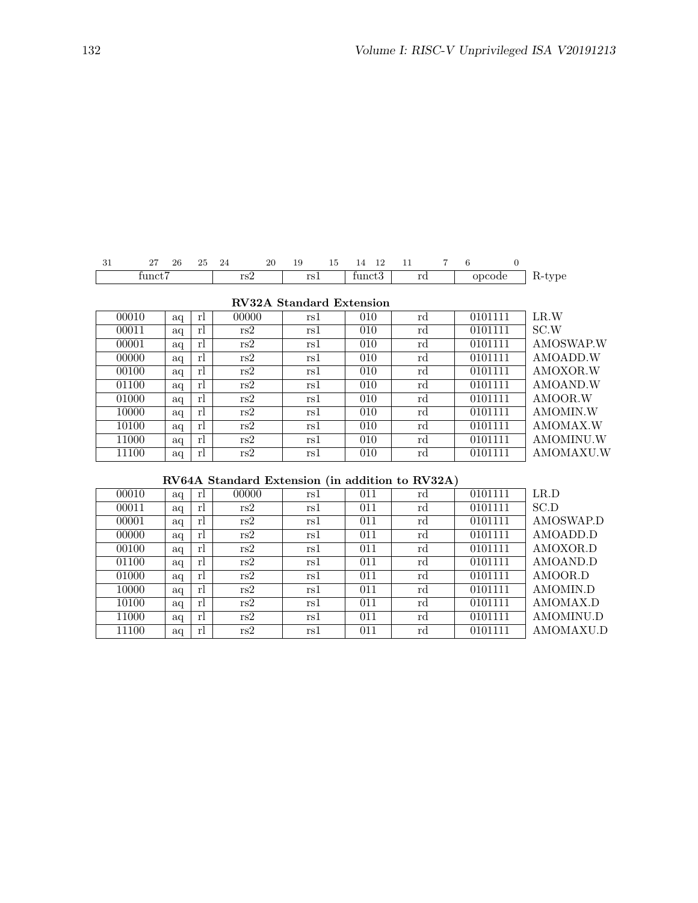| 31 27 | 26 | 25 | 24 20 | 19 15 | 14 12 | 11 7 | 6 0 | |
|---|---|---|---|---|---|---|---|---|
| funct7 | | | rs2 | rs1 | funct3 | rd | opcode | R-type |

**RV32A Standard Extension**

| | | | | | | | | |
|---|---|---|---|---|---|---|---|---|
| 00010 | aq | rl | 00000 | rs1 | 010 | rd | 0101111 | LR.W |
| 00011 | aq | rl | rs2 | rs1 | 010 | rd | 0101111 | SC.W |
| 00001 | aq | rl | rs2 | rs1 | 010 | rd | 0101111 | AMOSWAP.W |
| 00000 | aq | rl | rs2 | rs1 | 010 | rd | 0101111 | AMOADD.W |
| 00100 | aq | rl | rs2 | rs1 | 010 | rd | 0101111 | AMOXOR.W |
| 01100 | aq | rl | rs2 | rs1 | 010 | rd | 0101111 | AMOAND.W |
| 01000 | aq | rl | rs2 | rs1 | 010 | rd | 0101111 | AMOOR.W |
| 10000 | aq | rl | rs2 | rs1 | 010 | rd | 0101111 | AMOMIN.W |
| 10100 | aq | rl | rs2 | rs1 | 010 | rd | 0101111 | AMOMAX.W |
| 11000 | aq | rl | rs2 | rs1 | 010 | rd | 0101111 | AMOMINU.W |
| 11100 | aq | rl | rs2 | rs1 | 010 | rd | 0101111 | AMOMAXU.W |

**RV64A Standard Extension (in addition to RV32A)**

| | | | | | | | | |
|---|---|---|---|---|---|---|---|---|
| 00010 | aq | rl | 00000 | rs1 | 011 | rd | 0101111 | LR.D |
| 00011 | aq | rl | rs2 | rs1 | 011 | rd | 0101111 | SC.D |
| 00001 | aq | rl | rs2 | rs1 | 011 | rd | 0101111 | AMOSWAP.D |
| 00000 | aq | rl | rs2 | rs1 | 011 | rd | 0101111 | AMOADD.D |
| 00100 | aq | rl | rs2 | rs1 | 011 | rd | 0101111 | AMOXOR.D |
| 01100 | aq | rl | rs2 | rs1 | 011 | rd | 0101111 | AMOAND.D |
| 01000 | aq | rl | rs2 | rs1 | 011 | rd | 0101111 | AMOOR.D |
| 10000 | aq | rl | rs2 | rs1 | 011 | rd | 0101111 | AMOMIN.D |
| 10100 | aq | rl | rs2 | rs1 | 011 | rd | 0101111 | AMOMAX.D |
| 11000 | aq | rl | rs2 | rs1 | 011 | rd | 0101111 | AMOMINU.D |
| 11100 | aq | rl | rs2 | rs1 | 011 | rd | 0101111 | AMOMAXU.D |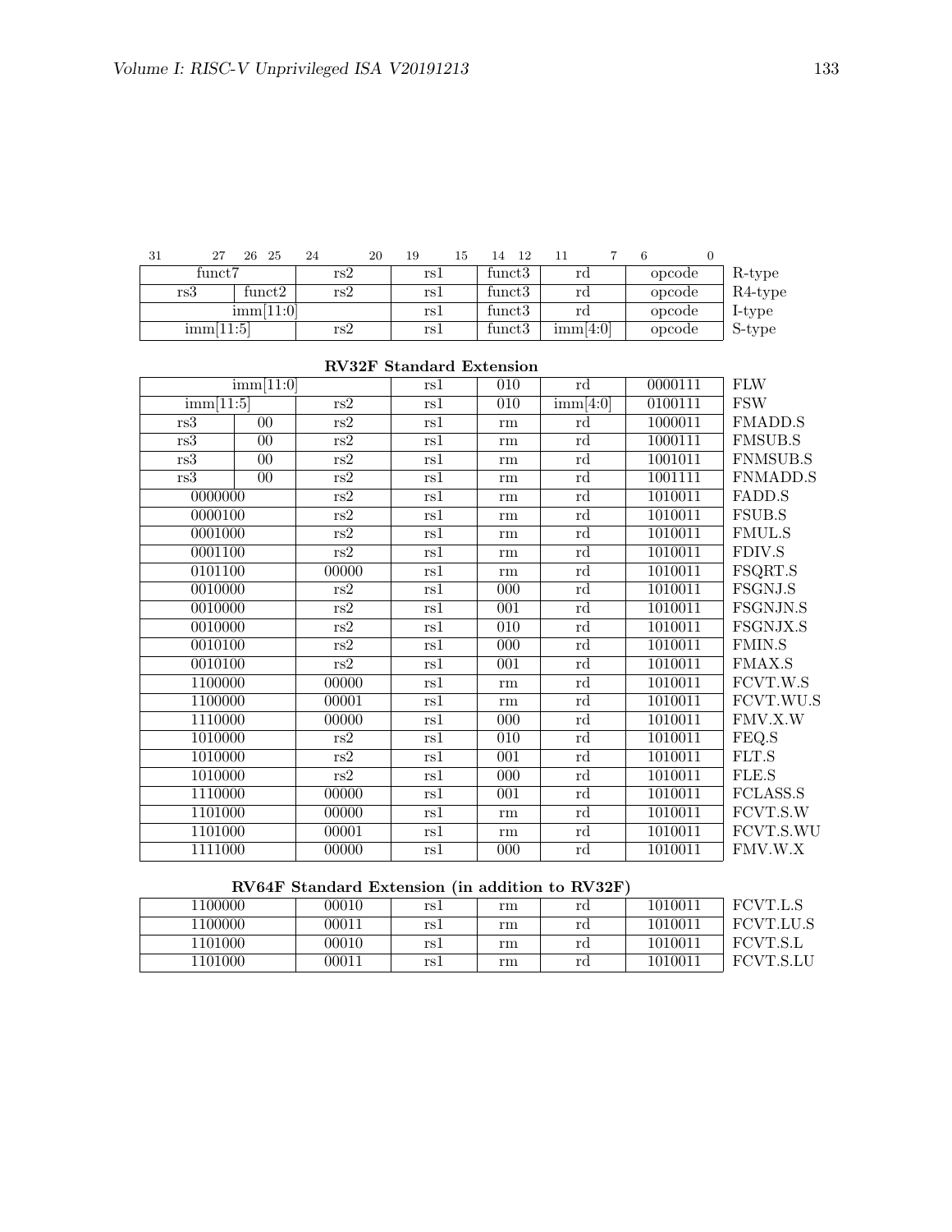| 31 — 27 | 26 — 25 | 24 — 20 | 19 — 15 | 14 — 12 | 11 — 7 | 6 — 0 | |
|---|---|---|---|---|---|---|---|
| funct7 | | rs2 | rs1 | funct3 | rd | opcode | R-type |
| rs3 | funct2 | rs2 | rs1 | funct3 | rd | opcode | R4-type |
| imm[11:0] | | | rs1 | funct3 | rd | opcode | I-type |
| imm[11:5] | | rs2 | rs1 | funct3 | imm[4:0] | opcode | S-type |

**RV32F Standard Extension**

| | | | | | | | |
|---|---|---|---|---|---|---|---|
| imm[11:0] | | | rs1 | 010 | rd | 0000111 | FLW |
| imm[11:5] | | rs2 | rs1 | 010 | imm[4:0] | 0100111 | FSW |
| rs3 | 00 | rs2 | rs1 | rm | rd | 1000011 | FMADD.S |
| rs3 | 00 | rs2 | rs1 | rm | rd | 1000111 | FMSUB.S |
| rs3 | 00 | rs2 | rs1 | rm | rd | 1001011 | FNMSUB.S |
| rs3 | 00 | rs2 | rs1 | rm | rd | 1001111 | FNMADD.S |
| 0000000 | | rs2 | rs1 | rm | rd | 1010011 | FADD.S |
| 0000100 | | rs2 | rs1 | rm | rd | 1010011 | FSUB.S |
| 0001000 | | rs2 | rs1 | rm | rd | 1010011 | FMUL.S |
| 0001100 | | rs2 | rs1 | rm | rd | 1010011 | FDIV.S |
| 0101100 | | 00000 | rs1 | rm | rd | 1010011 | FSQRT.S |
| 0010000 | | rs2 | rs1 | 000 | rd | 1010011 | FSGNJ.S |
| 0010000 | | rs2 | rs1 | 001 | rd | 1010011 | FSGNJN.S |
| 0010000 | | rs2 | rs1 | 010 | rd | 1010011 | FSGNJX.S |
| 0010100 | | rs2 | rs1 | 000 | rd | 1010011 | FMIN.S |
| 0010100 | | rs2 | rs1 | 001 | rd | 1010011 | FMAX.S |
| 1100000 | | 00000 | rs1 | rm | rd | 1010011 | FCVT.W.S |
| 1100000 | | 00001 | rs1 | rm | rd | 1010011 | FCVT.WU.S |
| 1110000 | | 00000 | rs1 | 000 | rd | 1010011 | FMV.X.W |
| 1010000 | | rs2 | rs1 | 010 | rd | 1010011 | FEQ.S |
| 1010000 | | rs2 | rs1 | 001 | rd | 1010011 | FLT.S |
| 1010000 | | rs2 | rs1 | 000 | rd | 1010011 | FLE.S |
| 1110000 | | 00000 | rs1 | 001 | rd | 1010011 | FCLASS.S |
| 1101000 | | 00000 | rs1 | rm | rd | 1010011 | FCVT.S.W |
| 1101000 | | 00001 | rs1 | rm | rd | 1010011 | FCVT.S.WU |
| 1111000 | | 00000 | rs1 | 000 | rd | 1010011 | FMV.W.X |

**RV64F Standard Extension (in addition to RV32F)**

| | | | | | | |
|---|---|---|---|---|---|---|
| 1100000 | 00010 | rs1 | rm | rd | 1010011 | FCVT.L.S |
| 1100000 | 00011 | rs1 | rm | rd | 1010011 | FCVT.LU.S |
| 1101000 | 00010 | rs1 | rm | rd | 1010011 | FCVT.S.L |
| 1101000 | 00011 | rs1 | rm | rd | 1010011 | FCVT.S.LU |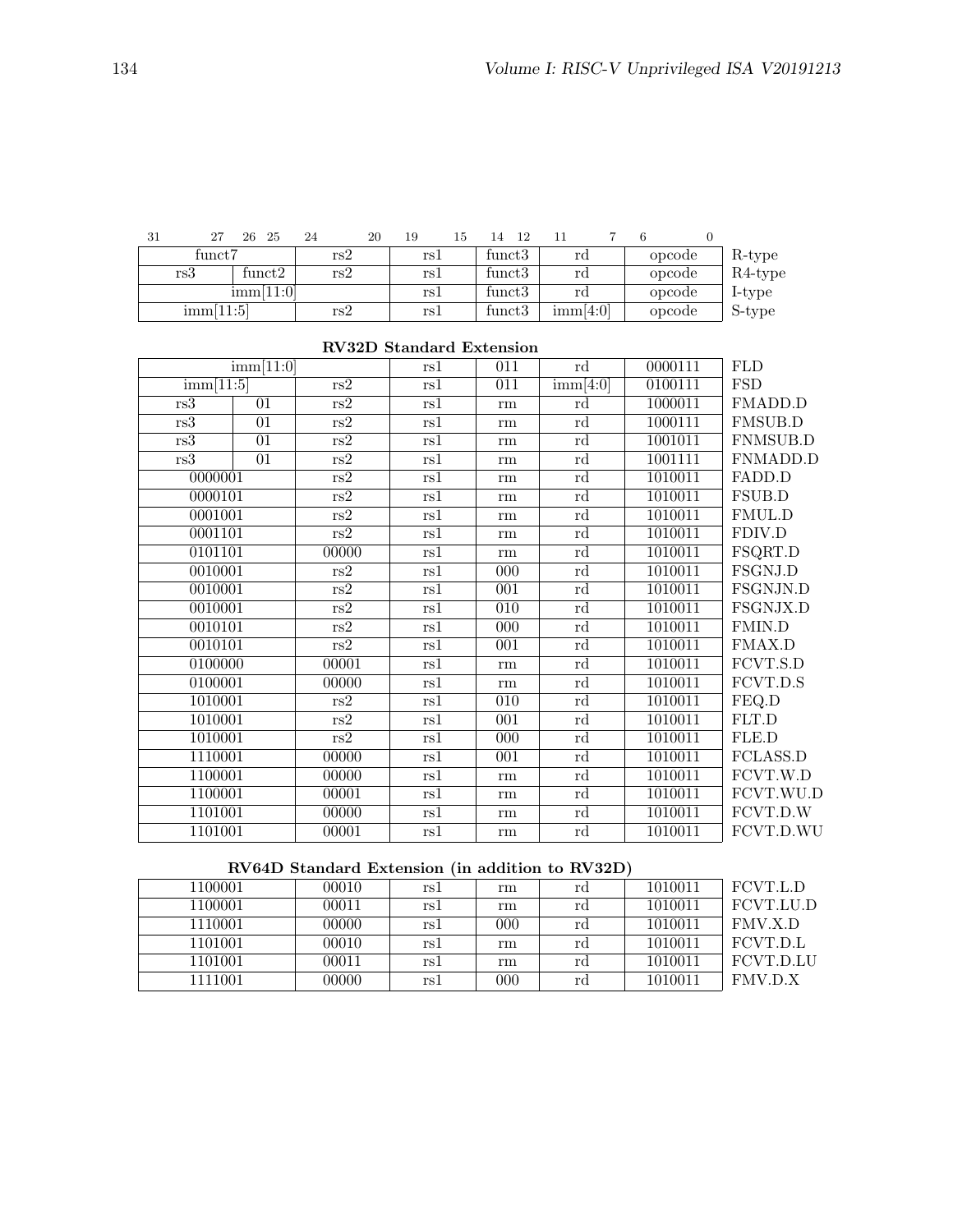| 31 27 | 26 25 | 24 20 | 19 15 | 14 12 | 11 7 | 6 0 | |
|---|---|---|---|---|---|---|---|
| funct7 | | rs2 | rs1 | funct3 | rd | opcode | R-type |
| rs3 | funct2 | rs2 | rs1 | funct3 | rd | opcode | R4-type |
| imm[11:0] | | | rs1 | funct3 | rd | opcode | I-type |
| imm[11:5] | | rs2 | rs1 | funct3 | imm[4:0] | opcode | S-type |

**RV32D Standard Extension**

| | | | | | | | |
|---|---|---|---|---|---|---|---|
| imm[11:0] | | | rs1 | 011 | rd | 0000111 | FLD |
| imm[11:5] | | rs2 | rs1 | 011 | imm[4:0] | 0100111 | FSD |
| rs3 | 01 | rs2 | rs1 | rm | rd | 1000011 | FMADD.D |
| rs3 | 01 | rs2 | rs1 | rm | rd | 1000111 | FMSUB.D |
| rs3 | 01 | rs2 | rs1 | rm | rd | 1001011 | FNMSUB.D |
| rs3 | 01 | rs2 | rs1 | rm | rd | 1001111 | FNMADD.D |
| 0000001 | | rs2 | rs1 | rm | rd | 1010011 | FADD.D |
| 0000101 | | rs2 | rs1 | rm | rd | 1010011 | FSUB.D |
| 0001001 | | rs2 | rs1 | rm | rd | 1010011 | FMUL.D |
| 0001101 | | rs2 | rs1 | rm | rd | 1010011 | FDIV.D |
| 0101101 | | 00000 | rs1 | rm | rd | 1010011 | FSQRT.D |
| 0010001 | | rs2 | rs1 | 000 | rd | 1010011 | FSGNJ.D |
| 0010001 | | rs2 | rs1 | 001 | rd | 1010011 | FSGNJN.D |
| 0010001 | | rs2 | rs1 | 010 | rd | 1010011 | FSGNJX.D |
| 0010101 | | rs2 | rs1 | 000 | rd | 1010011 | FMIN.D |
| 0010101 | | rs2 | rs1 | 001 | rd | 1010011 | FMAX.D |
| 0100000 | | 00001 | rs1 | rm | rd | 1010011 | FCVT.S.D |
| 0100001 | | 00000 | rs1 | rm | rd | 1010011 | FCVT.D.S |
| 1010001 | | rs2 | rs1 | 010 | rd | 1010011 | FEQ.D |
| 1010001 | | rs2 | rs1 | 001 | rd | 1010011 | FLT.D |
| 1010001 | | rs2 | rs1 | 000 | rd | 1010011 | FLE.D |
| 1110001 | | 00000 | rs1 | 001 | rd | 1010011 | FCLASS.D |
| 1100001 | | 00000 | rs1 | rm | rd | 1010011 | FCVT.W.D |
| 1100001 | | 00001 | rs1 | rm | rd | 1010011 | FCVT.WU.D |
| 1101001 | | 00000 | rs1 | rm | rd | 1010011 | FCVT.D.W |
| 1101001 | | 00001 | rs1 | rm | rd | 1010011 | FCVT.D.WU |

**RV64D Standard Extension (in addition to RV32D)**

| | | | | | | |
|---|---|---|---|---|---|---|
| 1100001 | 00010 | rs1 | rm | rd | 1010011 | FCVT.L.D |
| 1100001 | 00011 | rs1 | rm | rd | 1010011 | FCVT.LU.D |
| 1110001 | 00000 | rs1 | 000 | rd | 1010011 | FMV.X.D |
| 1101001 | 00010 | rs1 | rm | rd | 1010011 | FCVT.D.L |
| 1101001 | 00011 | rs1 | rm | rd | 1010011 | FCVT.D.LU |
| 1111001 | 00000 | rs1 | 000 | rd | 1010011 | FMV.D.X |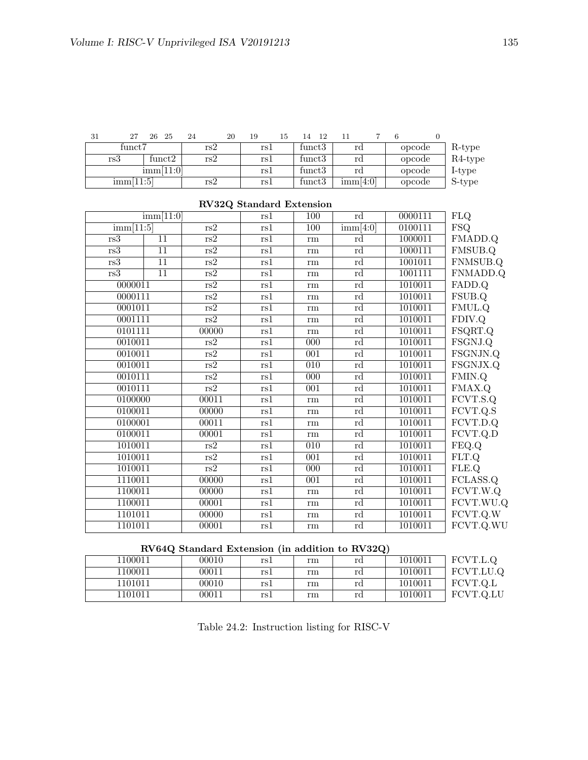| 31 27 | 26 25 | 24 20 | 19 15 | 14 12 | 11 7 | 6 0 | |
|---|---|---|---|---|---|---|---|
| funct7 | | rs2 | rs1 | funct3 | rd | opcode | R-type |
| rs3 | funct2 | rs2 | rs1 | funct3 | rd | opcode | R4-type |
| imm[11:0] | | | rs1 | funct3 | rd | opcode | I-type |
| imm[11:5] | | rs2 | rs1 | funct3 | imm[4:0] | opcode | S-type |

**RV32Q Standard Extension**

| | | | | | | | |
|---|---|---|---|---|---|---|---|
| imm[11:0] | | | rs1 | 100 | rd | 0000111 | FLQ |
| imm[11:5] | | rs2 | rs1 | 100 | imm[4:0] | 0100111 | FSQ |
| rs3 | 11 | rs2 | rs1 | rm | rd | 1000011 | FMADD.Q |
| rs3 | 11 | rs2 | rs1 | rm | rd | 1000111 | FMSUB.Q |
| rs3 | 11 | rs2 | rs1 | rm | rd | 1001011 | FNMSUB.Q |
| rs3 | 11 | rs2 | rs1 | rm | rd | 1001111 | FNMADD.Q |
| 0000011 | | rs2 | rs1 | rm | rd | 1010011 | FADD.Q |
| 0000111 | | rs2 | rs1 | rm | rd | 1010011 | FSUB.Q |
| 0001011 | | rs2 | rs1 | rm | rd | 1010011 | FMUL.Q |
| 0001111 | | rs2 | rs1 | rm | rd | 1010011 | FDIV.Q |
| 0101111 | | 00000 | rs1 | rm | rd | 1010011 | FSQRT.Q |
| 0010011 | | rs2 | rs1 | 000 | rd | 1010011 | FSGNJ.Q |
| 0010011 | | rs2 | rs1 | 001 | rd | 1010011 | FSGNJN.Q |
| 0010011 | | rs2 | rs1 | 010 | rd | 1010011 | FSGNJX.Q |
| 0010111 | | rs2 | rs1 | 000 | rd | 1010011 | FMIN.Q |
| 0010111 | | rs2 | rs1 | 001 | rd | 1010011 | FMAX.Q |
| 0100000 | | 00011 | rs1 | rm | rd | 1010011 | FCVT.S.Q |
| 0100011 | | 00000 | rs1 | rm | rd | 1010011 | FCVT.Q.S |
| 0100001 | | 00011 | rs1 | rm | rd | 1010011 | FCVT.D.Q |
| 0100011 | | 00001 | rs1 | rm | rd | 1010011 | FCVT.Q.D |
| 1010011 | | rs2 | rs1 | 010 | rd | 1010011 | FEQ.Q |
| 1010011 | | rs2 | rs1 | 001 | rd | 1010011 | FLT.Q |
| 1010011 | | rs2 | rs1 | 000 | rd | 1010011 | FLE.Q |
| 1110011 | | 00000 | rs1 | 001 | rd | 1010011 | FCLASS.Q |
| 1100011 | | 00000 | rs1 | rm | rd | 1010011 | FCVT.W.Q |
| 1100011 | | 00001 | rs1 | rm | rd | 1010011 | FCVT.WU.Q |
| 1101011 | | 00000 | rs1 | rm | rd | 1010011 | FCVT.Q.W |
| 1101011 | | 00001 | rs1 | rm | rd | 1010011 | FCVT.Q.WU |

**RV64Q Standard Extension (in addition to RV32Q)**

| | | | | | | |
|---|---|---|---|---|---|---|
| 1100011 | 00010 | rs1 | rm | rd | 1010011 | FCVT.L.Q |
| 1100011 | 00011 | rs1 | rm | rd | 1010011 | FCVT.LU.Q |
| 1101011 | 00010 | rs1 | rm | rd | 1010011 | FCVT.Q.L |
| 1101011 | 00011 | rs1 | rm | rd | 1010011 | FCVT.Q.LU |

Table 24.2: Instruction listing for RISC-V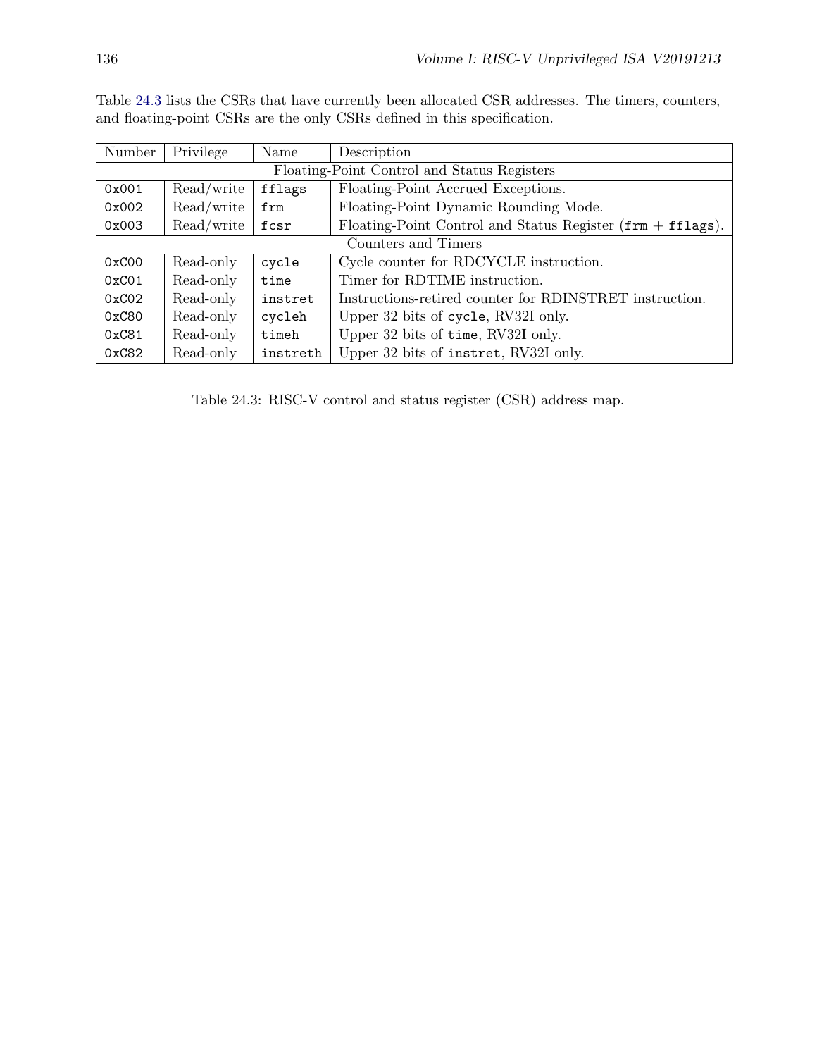Table 24.3 lists the CSRs that have currently been allocated CSR addresses. The timers, counters, and floating-point CSRs are the only CSRs defined in this specification.

| Number | Privilege | Name | Description |
|---|---|---|---|
| Floating-Point Control and Status Registers | | | |
| `0x001` | Read/write | `fflags` | Floating-Point Accrued Exceptions. |
| `0x002` | Read/write | `frm` | Floating-Point Dynamic Rounding Mode. |
| `0x003` | Read/write | `fcsr` | Floating-Point Control and Status Register (`frm` + `fflags`). |
| Counters and Timers | | | |
| `0xC00` | Read-only | `cycle` | Cycle counter for RDCYCLE instruction. |
| `0xC01` | Read-only | `time` | Timer for RDTIME instruction. |
| `0xC02` | Read-only | `instret` | Instructions-retired counter for RDINSTRET instruction. |
| `0xC80` | Read-only | `cycleh` | Upper 32 bits of `cycle`, RV32I only. |
| `0xC81` | Read-only | `timeh` | Upper 32 bits of `time`, RV32I only. |
| `0xC82` | Read-only | `instreth` | Upper 32 bits of `instret`, RV32I only. |

Table 24.3: RISC-V control and status register (CSR) address map.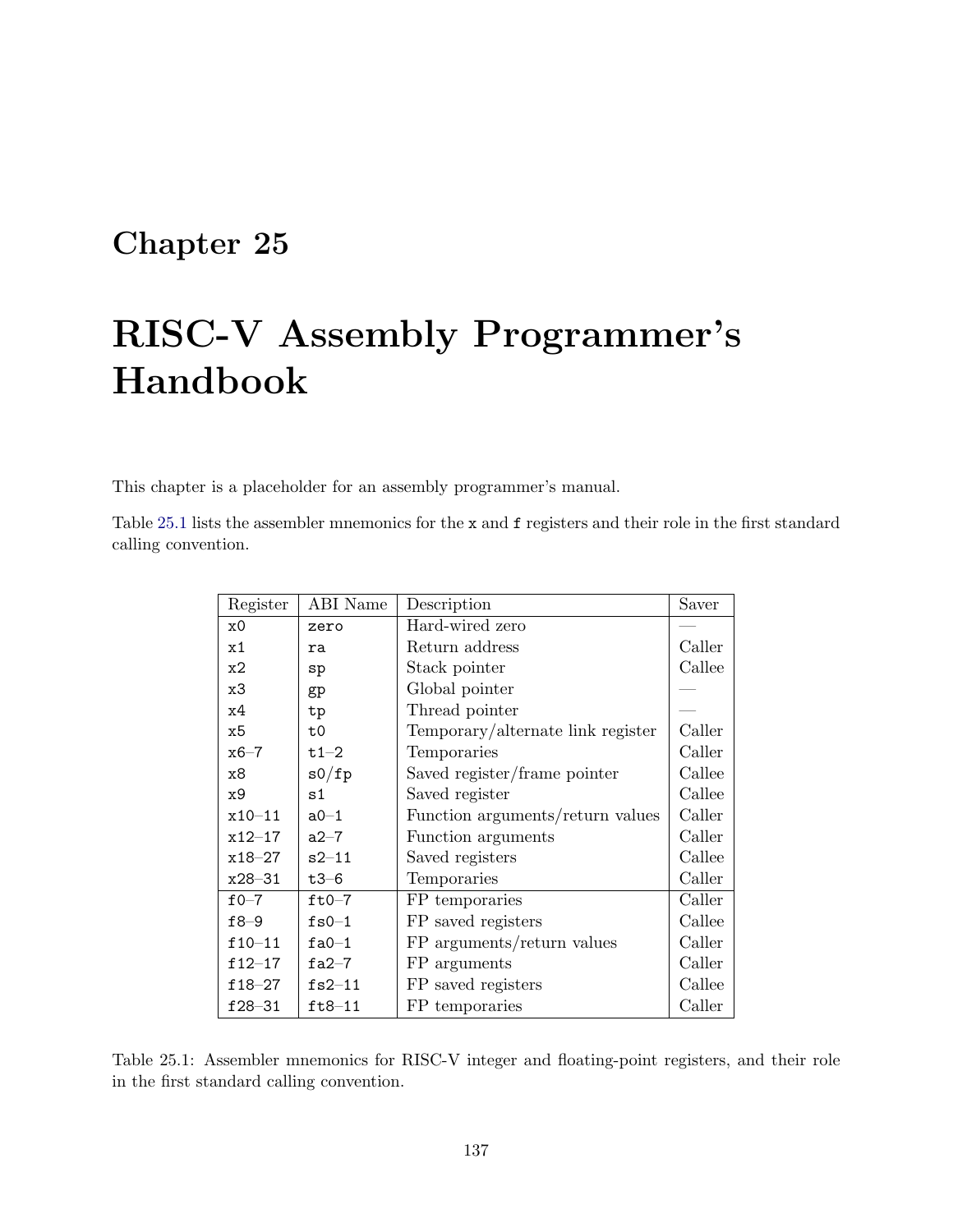# Chapter 25

# RISC-V Assembly Programmer's Handbook

This chapter is a placeholder for an assembly programmer's manual.

Table 25.1 lists the assembler mnemonics for the `x` and `f` registers and their role in the first standard calling convention.

| Register | ABI Name | Description | Saver |
|---|---|---|---|
| `x0` | `zero` | Hard-wired zero | — |
| `x1` | `ra` | Return address | Caller |
| `x2` | `sp` | Stack pointer | Callee |
| `x3` | `gp` | Global pointer | — |
| `x4` | `tp` | Thread pointer | — |
| `x5` | `t0` | Temporary/alternate link register | Caller |
| `x6–7` | `t1–2` | Temporaries | Caller |
| `x8` | `s0/fp` | Saved register/frame pointer | Callee |
| `x9` | `s1` | Saved register | Callee |
| `x10–11` | `a0–1` | Function arguments/return values | Caller |
| `x12–17` | `a2–7` | Function arguments | Caller |
| `x18–27` | `s2–11` | Saved registers | Callee |
| `x28–31` | `t3–6` | Temporaries | Caller |
| `f0–7` | `ft0–7` | FP temporaries | Caller |
| `f8–9` | `fs0–1` | FP saved registers | Callee |
| `f10–11` | `fa0–1` | FP arguments/return values | Caller |
| `f12–17` | `fa2–7` | FP arguments | Caller |
| `f18–27` | `fs2–11` | FP saved registers | Callee |
| `f28–31` | `ft8–11` | FP temporaries | Caller |

Table 25.1: Assembler mnemonics for RISC-V integer and floating-point registers, and their role in the first standard calling convention.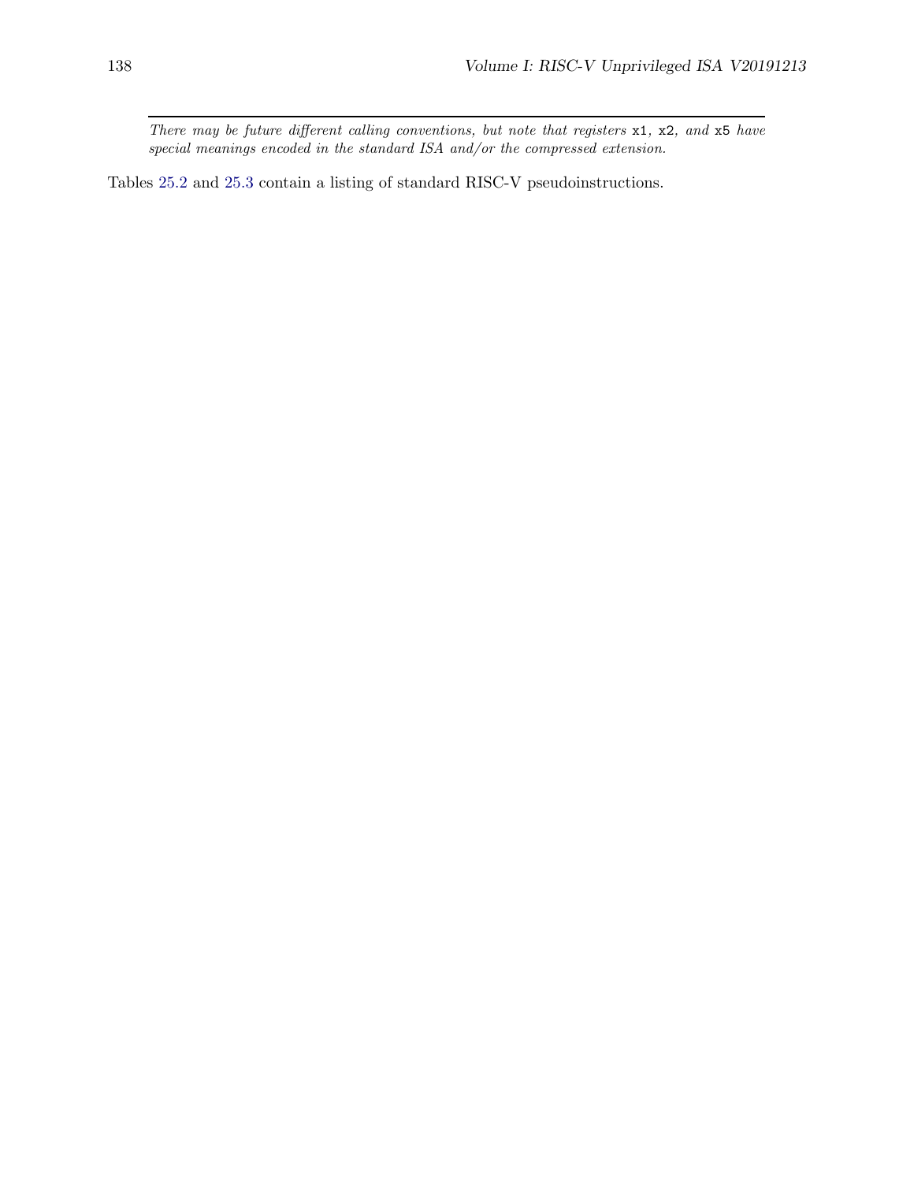*There may be future different calling conventions, but note that registers* `x1`*,* `x2`*, and* `x5` *have special meanings encoded in the standard ISA and/or the compressed extension.*

Tables 25.2 and 25.3 contain a listing of standard RISC-V pseudoinstructions.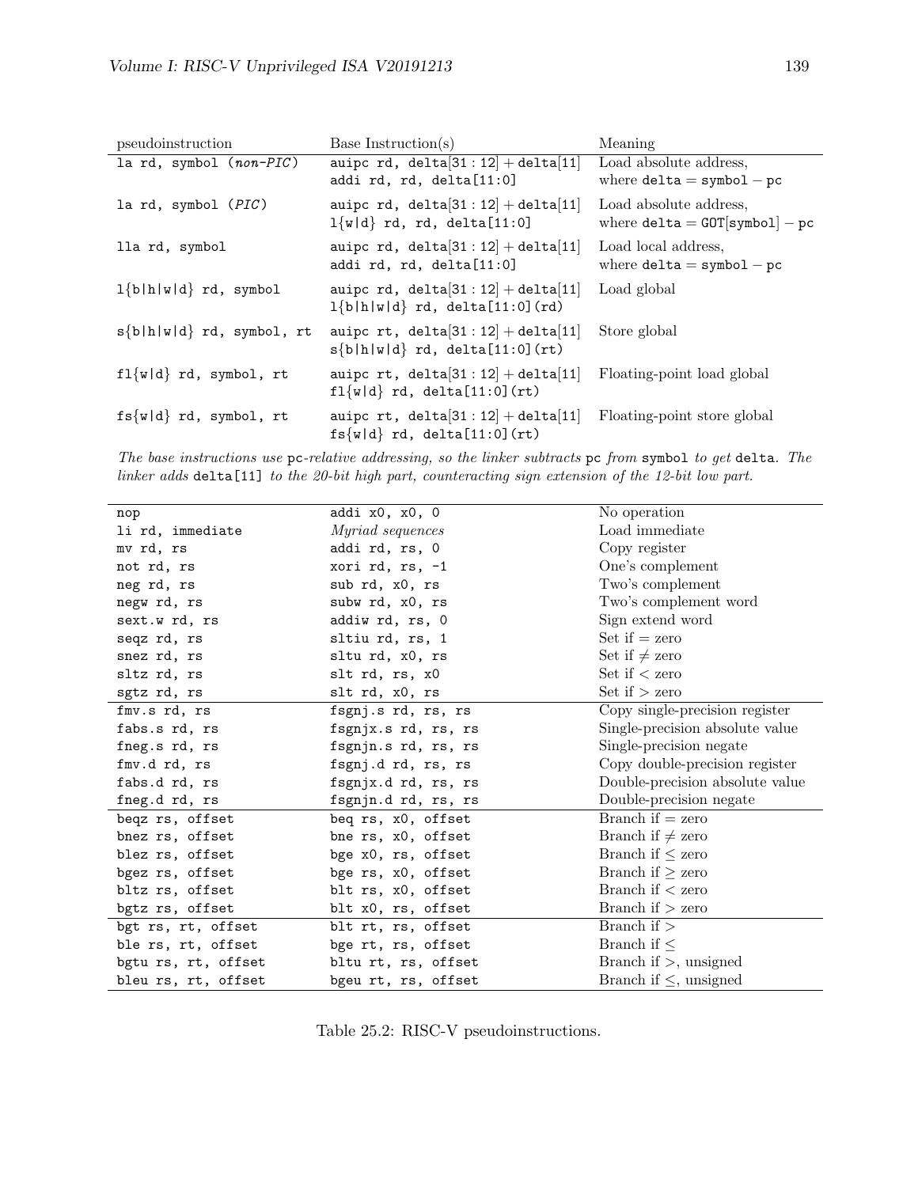| pseudoinstruction | Base Instruction(s) | Meaning |
|---|---|---|
| `la rd, symbol` (*non-PIC*) | `auipc rd,` $\texttt{delta}[31:12] + \texttt{delta}[11]$<br>`addi rd, rd, delta[11:0]` | Load absolute address,<br>where $\texttt{delta} = \texttt{symbol} - \texttt{pc}$ |
| `la rd, symbol` (*PIC*) | `auipc rd,` $\texttt{delta}[31:12] + \texttt{delta}[11]$<br>`l{w\|d} rd, rd, delta[11:0]` | Load absolute address,<br>where $\texttt{delta} = \texttt{GOT}[\texttt{symbol}] - \texttt{pc}$ |
| `lla rd, symbol` | `auipc rd,` $\texttt{delta}[31:12] + \texttt{delta}[11]$<br>`addi rd, rd, delta[11:0]` | Load local address,<br>where $\texttt{delta} = \texttt{symbol} - \texttt{pc}$ |
| `l{b\|h\|w\|d} rd, symbol` | `auipc rd,` $\texttt{delta}[31:12] + \texttt{delta}[11]$<br>`l{b\|h\|w\|d} rd, delta[11:0](rd)` | Load global |
| `s{b\|h\|w\|d} rd, symbol, rt` | `auipc rt,` $\texttt{delta}[31:12] + \texttt{delta}[11]$<br>`s{b\|h\|w\|d} rd, delta[11:0](rt)` | Store global |
| `fl{w\|d} rd, symbol, rt` | `auipc rt,` $\texttt{delta}[31:12] + \texttt{delta}[11]$<br>`fl{w\|d} rd, delta[11:0](rt)` | Floating-point load global |
| `fs{w\|d} rd, symbol, rt` | `auipc rt,` $\texttt{delta}[31:12] + \texttt{delta}[11]$<br>`fs{w\|d} rd, delta[11:0](rt)` | Floating-point store global |

*The base instructions use* `pc`*-relative addressing, so the linker subtracts* `pc` *from* `symbol` *to get* `delta`*. The linker adds* `delta[11]` *to the 20-bit high part, counteracting sign extension of the 12-bit low part.*

| pseudoinstruction | Base Instruction(s) | Meaning |
|---|---|---|
| `nop` | `addi x0, x0, 0` | No operation |
| `li rd, immediate` | *Myriad sequences* | Load immediate |
| `mv rd, rs` | `addi rd, rs, 0` | Copy register |
| `not rd, rs` | `xori rd, rs, -1` | One's complement |
| `neg rd, rs` | `sub rd, x0, rs` | Two's complement |
| `negw rd, rs` | `subw rd, x0, rs` | Two's complement word |
| `sext.w rd, rs` | `addiw rd, rs, 0` | Sign extend word |
| `seqz rd, rs` | `sltiu rd, rs, 1` | Set if = zero |
| `snez rd, rs` | `sltu rd, x0, rs` | Set if ≠ zero |
| `sltz rd, rs` | `slt rd, rs, x0` | Set if < zero |
| `sgtz rd, rs` | `slt rd, x0, rs` | Set if > zero |
| `fmv.s rd, rs` | `fsgnj.s rd, rs, rs` | Copy single-precision register |
| `fabs.s rd, rs` | `fsgnjx.s rd, rs, rs` | Single-precision absolute value |
| `fneg.s rd, rs` | `fsgnjn.s rd, rs, rs` | Single-precision negate |
| `fmv.d rd, rs` | `fsgnj.d rd, rs, rs` | Copy double-precision register |
| `fabs.d rd, rs` | `fsgnjx.d rd, rs, rs` | Double-precision absolute value |
| `fneg.d rd, rs` | `fsgnjn.d rd, rs, rs` | Double-precision negate |
| `beqz rs, offset` | `beq rs, x0, offset` | Branch if = zero |
| `bnez rs, offset` | `bne rs, x0, offset` | Branch if ≠ zero |
| `blez rs, offset` | `bge x0, rs, offset` | Branch if ≤ zero |
| `bgez rs, offset` | `bge rs, x0, offset` | Branch if ≥ zero |
| `bltz rs, offset` | `blt rs, x0, offset` | Branch if < zero |
| `bgtz rs, offset` | `blt x0, rs, offset` | Branch if > zero |
| `bgt rs, rt, offset` | `blt rt, rs, offset` | Branch if > |
| `ble rs, rt, offset` | `bge rt, rs, offset` | Branch if ≤ |
| `bgtu rs, rt, offset` | `bltu rt, rs, offset` | Branch if >, unsigned |
| `bleu rs, rt, offset` | `bgeu rt, rs, offset` | Branch if ≤, unsigned |

Table 25.2: RISC-V pseudoinstructions.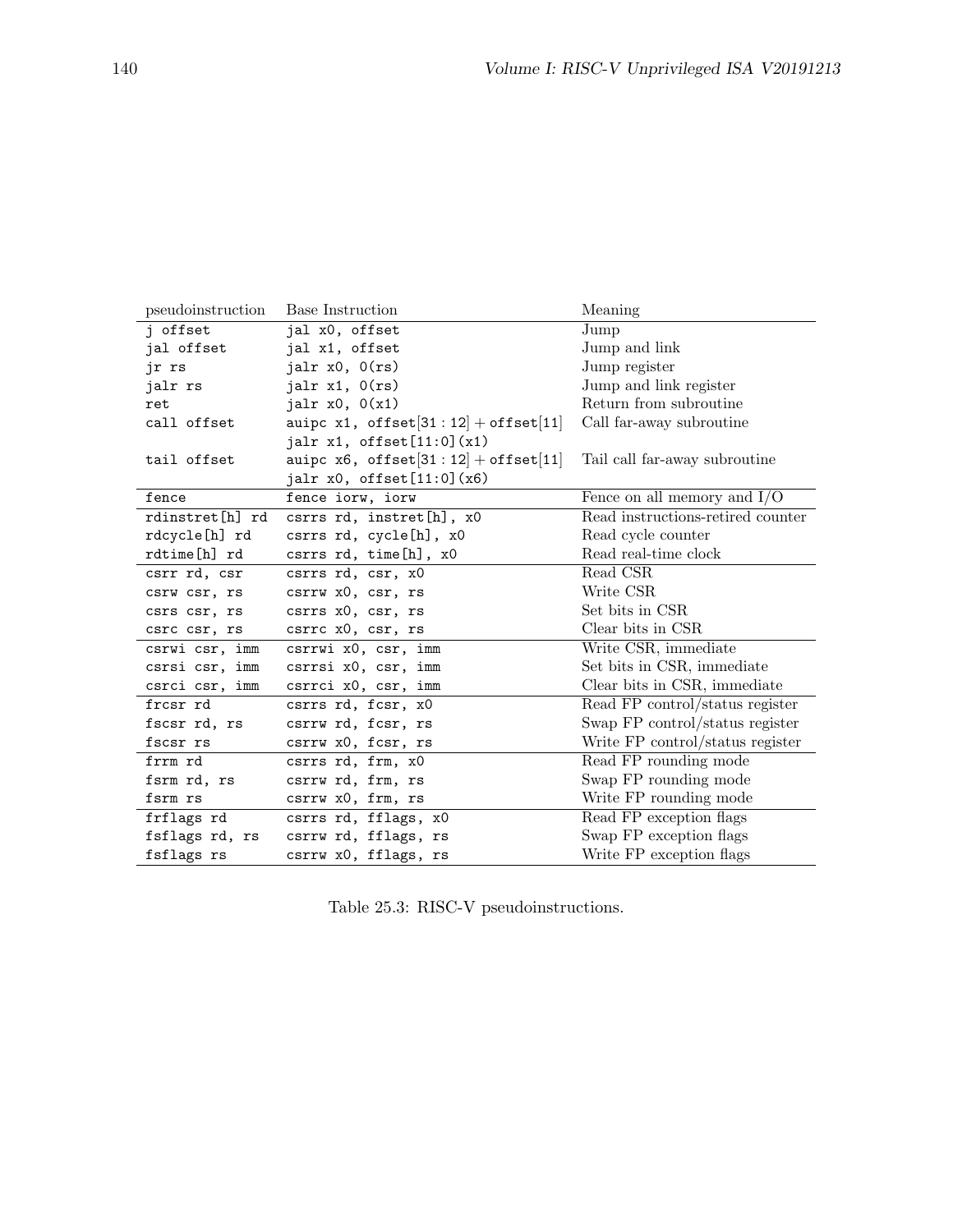| pseudoinstruction | Base Instruction | Meaning |
|---|---|---|
| `j offset` | `jal x0, offset` | Jump |
| `jal offset` | `jal x1, offset` | Jump and link |
| `jr rs` | `jalr x0, 0(rs)` | Jump register |
| `jalr rs` | `jalr x1, 0(rs)` | Jump and link register |
| `ret` | `jalr x0, 0(x1)` | Return from subroutine |
| `call offset` | `auipc x1, offset[31:12] + offset[11]`<br>`jalr x1, offset[11:0](x1)` | Call far-away subroutine |
| `tail offset` | `auipc x6, offset[31:12] + offset[11]`<br>`jalr x0, offset[11:0](x6)` | Tail call far-away subroutine |
| `fence` | `fence iorw, iorw` | Fence on all memory and I/O |
| `rdinstret[h] rd` | `csrrs rd, instret[h], x0` | Read instructions-retired counter |
| `rdcycle[h] rd` | `csrrs rd, cycle[h], x0` | Read cycle counter |
| `rdtime[h] rd` | `csrrs rd, time[h], x0` | Read real-time clock |
| `csrr rd, csr` | `csrrs rd, csr, x0` | Read CSR |
| `csrw csr, rs` | `csrrw x0, csr, rs` | Write CSR |
| `csrs csr, rs` | `csrrs x0, csr, rs` | Set bits in CSR |
| `csrc csr, rs` | `csrrc x0, csr, rs` | Clear bits in CSR |
| `csrwi csr, imm` | `csrrwi x0, csr, imm` | Write CSR, immediate |
| `csrsi csr, imm` | `csrrsi x0, csr, imm` | Set bits in CSR, immediate |
| `csrci csr, imm` | `csrrci x0, csr, imm` | Clear bits in CSR, immediate |
| `frcsr rd` | `csrrs rd, fcsr, x0` | Read FP control/status register |
| `fscsr rd, rs` | `csrrw rd, fcsr, rs` | Swap FP control/status register |
| `fscsr rs` | `csrrw x0, fcsr, rs` | Write FP control/status register |
| `frrm rd` | `csrrs rd, frm, x0` | Read FP rounding mode |
| `fsrm rd, rs` | `csrrw rd, frm, rs` | Swap FP rounding mode |
| `fsrm rs` | `csrrw x0, frm, rs` | Write FP rounding mode |
| `frflags rd` | `csrrs rd, fflags, x0` | Read FP exception flags |
| `fsflags rd, rs` | `csrrw rd, fflags, rs` | Swap FP exception flags |
| `fsflags rs` | `csrrw x0, fflags, rs` | Write FP exception flags |

Table 25.3: RISC-V pseudoinstructions.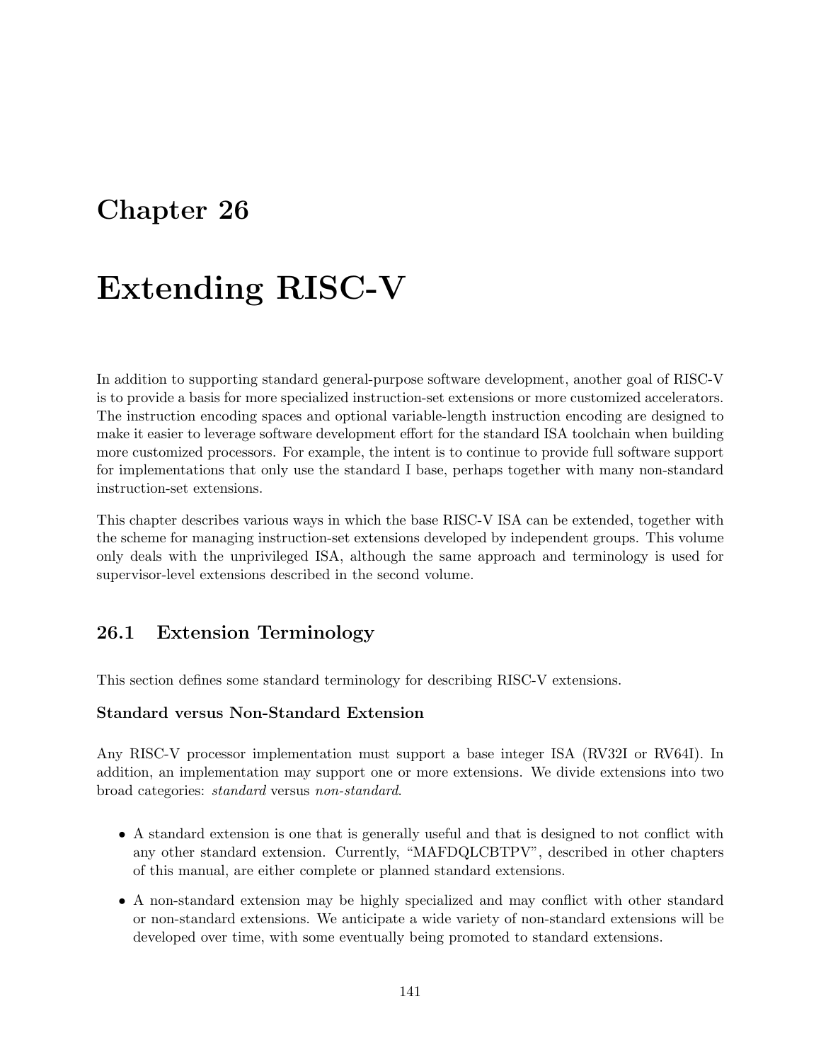# Chapter 26

# Extending RISC-V

In addition to supporting standard general-purpose software development, another goal of RISC-V is to provide a basis for more specialized instruction-set extensions or more customized accelerators. The instruction encoding spaces and optional variable-length instruction encoding are designed to make it easier to leverage software development effort for the standard ISA toolchain when building more customized processors. For example, the intent is to continue to provide full software support for implementations that only use the standard I base, perhaps together with many non-standard instruction-set extensions.

This chapter describes various ways in which the base RISC-V ISA can be extended, together with the scheme for managing instruction-set extensions developed by independent groups. This volume only deals with the unprivileged ISA, although the same approach and terminology is used for supervisor-level extensions described in the second volume.

## 26.1 Extension Terminology

This section defines some standard terminology for describing RISC-V extensions.

### Standard versus Non-Standard Extension

Any RISC-V processor implementation must support a base integer ISA (RV32I or RV64I). In addition, an implementation may support one or more extensions. We divide extensions into two broad categories: *standard* versus *non-standard*.

- A standard extension is one that is generally useful and that is designed to not conflict with any other standard extension. Currently, "MAFDQLCBTPV", described in other chapters of this manual, are either complete or planned standard extensions.
- A non-standard extension may be highly specialized and may conflict with other standard or non-standard extensions. We anticipate a wide variety of non-standard extensions will be developed over time, with some eventually being promoted to standard extensions.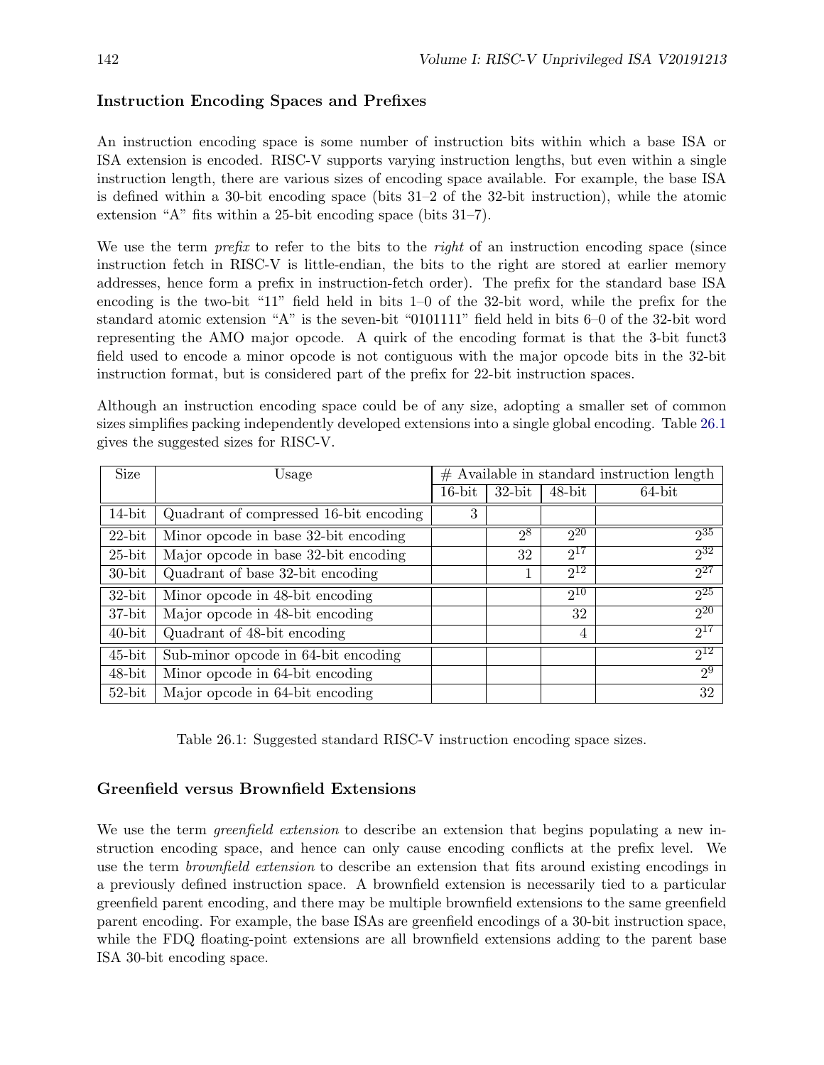### Instruction Encoding Spaces and Prefixes

An instruction encoding space is some number of instruction bits within which a base ISA or ISA extension is encoded. RISC-V supports varying instruction lengths, but even within a single instruction length, there are various sizes of encoding space available. For example, the base ISA is defined within a 30-bit encoding space (bits 31–2 of the 32-bit instruction), while the atomic extension "A" fits within a 25-bit encoding space (bits 31–7).

We use the term *prefix* to refer to the bits to the *right* of an instruction encoding space (since instruction fetch in RISC-V is little-endian, the bits to the right are stored at earlier memory addresses, hence form a prefix in instruction-fetch order). The prefix for the standard base ISA encoding is the two-bit "11" field held in bits 1–0 of the 32-bit word, while the prefix for the standard atomic extension "A" is the seven-bit "0101111" field held in bits 6–0 of the 32-bit word representing the AMO major opcode. A quirk of the encoding format is that the 3-bit funct3 field used to encode a minor opcode is not contiguous with the major opcode bits in the 32-bit instruction format, but is considered part of the prefix for 22-bit instruction spaces.

Although an instruction encoding space could be of any size, adopting a smaller set of common sizes simplifies packing independently developed extensions into a single global encoding. Table 26.1 gives the suggested sizes for RISC-V.

| Size | Usage | # Available in standard instruction length | | | |
|---|---|---|---|---|---|
| | | 16-bit | 32-bit | 48-bit | 64-bit |
| 14-bit | Quadrant of compressed 16-bit encoding | 3 | | | |
| 22-bit | Minor opcode in base 32-bit encoding | | $2^8$ | $2^{20}$ | $2^{35}$ |
| 25-bit | Major opcode in base 32-bit encoding | | 32 | $2^{17}$ | $2^{32}$ |
| 30-bit | Quadrant of base 32-bit encoding | | 1 | $2^{12}$ | $2^{27}$ |
| 32-bit | Minor opcode in 48-bit encoding | | | $2^{10}$ | $2^{25}$ |
| 37-bit | Major opcode in 48-bit encoding | | | 32 | $2^{20}$ |
| 40-bit | Quadrant of 48-bit encoding | | | 4 | $2^{17}$ |
| 45-bit | Sub-minor opcode in 64-bit encoding | | | | $2^{12}$ |
| 48-bit | Minor opcode in 64-bit encoding | | | | $2^9$ |
| 52-bit | Major opcode in 64-bit encoding | | | | 32 |

Table 26.1: Suggested standard RISC-V instruction encoding space sizes.

### Greenfield versus Brownfield Extensions

We use the term *greenfield extension* to describe an extension that begins populating a new instruction encoding space, and hence can only cause encoding conflicts at the prefix level. We use the term *brownfield extension* to describe an extension that fits around existing encodings in a previously defined instruction space. A brownfield extension is necessarily tied to a particular greenfield parent encoding, and there may be multiple brownfield extensions to the same greenfield parent encoding. For example, the base ISAs are greenfield encodings of a 30-bit instruction space, while the FDQ floating-point extensions are all brownfield extensions adding to the parent base ISA 30-bit encoding space.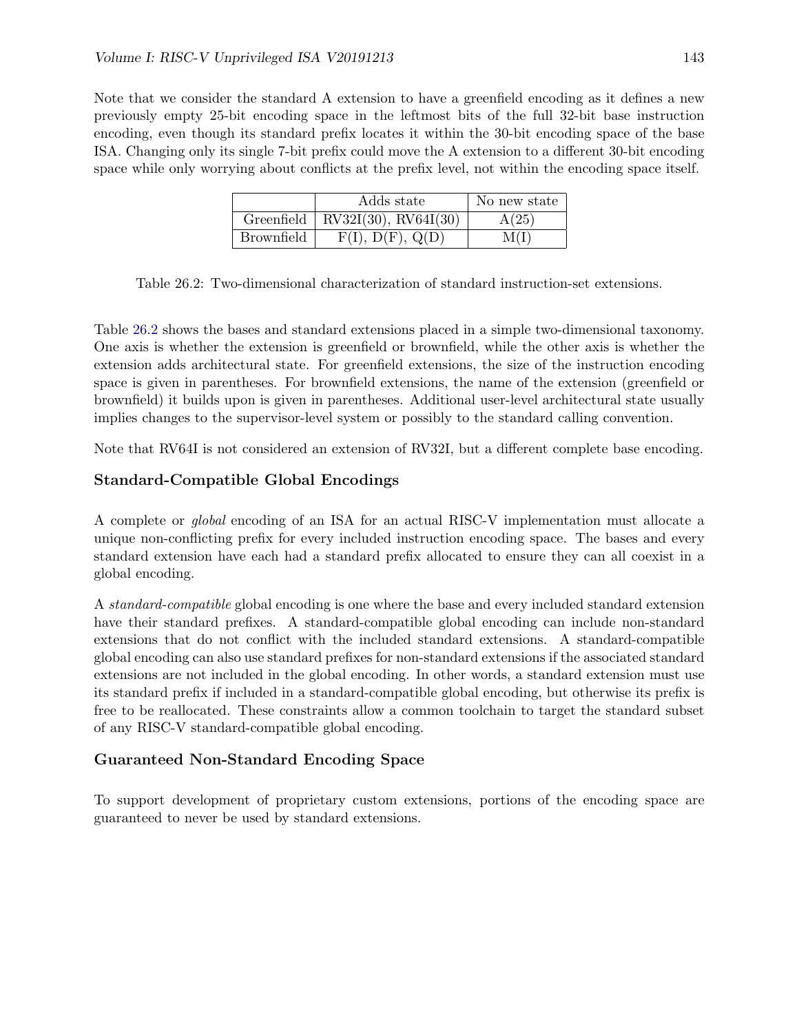Note that we consider the standard A extension to have a greenfield encoding as it defines a new previously empty 25-bit encoding space in the leftmost bits of the full 32-bit base instruction encoding, even though its standard prefix locates it within the 30-bit encoding space of the base ISA. Changing only its single 7-bit prefix could move the A extension to a different 30-bit encoding space while only worrying about conflicts at the prefix level, not within the encoding space itself.

| | Adds state | No new state |
|---|---|---|
| Greenfield | RV32I(30), RV64I(30) | A(25) |
| Brownfield | F(I), D(F), Q(D) | M(I) |

Table 26.2: Two-dimensional characterization of standard instruction-set extensions.

Table 26.2 shows the bases and standard extensions placed in a simple two-dimensional taxonomy. One axis is whether the extension is greenfield or brownfield, while the other axis is whether the extension adds architectural state. For greenfield extensions, the size of the instruction encoding space is given in parentheses. For brownfield extensions, the name of the extension (greenfield or brownfield) it builds upon is given in parentheses. Additional user-level architectural state usually implies changes to the supervisor-level system or possibly to the standard calling convention.

Note that RV64I is not considered an extension of RV32I, but a different complete base encoding.

### Standard-Compatible Global Encodings

A complete or *global* encoding of an ISA for an actual RISC-V implementation must allocate a unique non-conflicting prefix for every included instruction encoding space. The bases and every standard extension have each had a standard prefix allocated to ensure they can all coexist in a global encoding.

A *standard-compatible* global encoding is one where the base and every included standard extension have their standard prefixes. A standard-compatible global encoding can include non-standard extensions that do not conflict with the included standard extensions. A standard-compatible global encoding can also use standard prefixes for non-standard extensions if the associated standard extensions are not included in the global encoding. In other words, a standard extension must use its standard prefix if included in a standard-compatible global encoding, but otherwise its prefix is free to be reallocated. These constraints allow a common toolchain to target the standard subset of any RISC-V standard-compatible global encoding.

### Guaranteed Non-Standard Encoding Space

To support development of proprietary custom extensions, portions of the encoding space are guaranteed to never be used by standard extensions.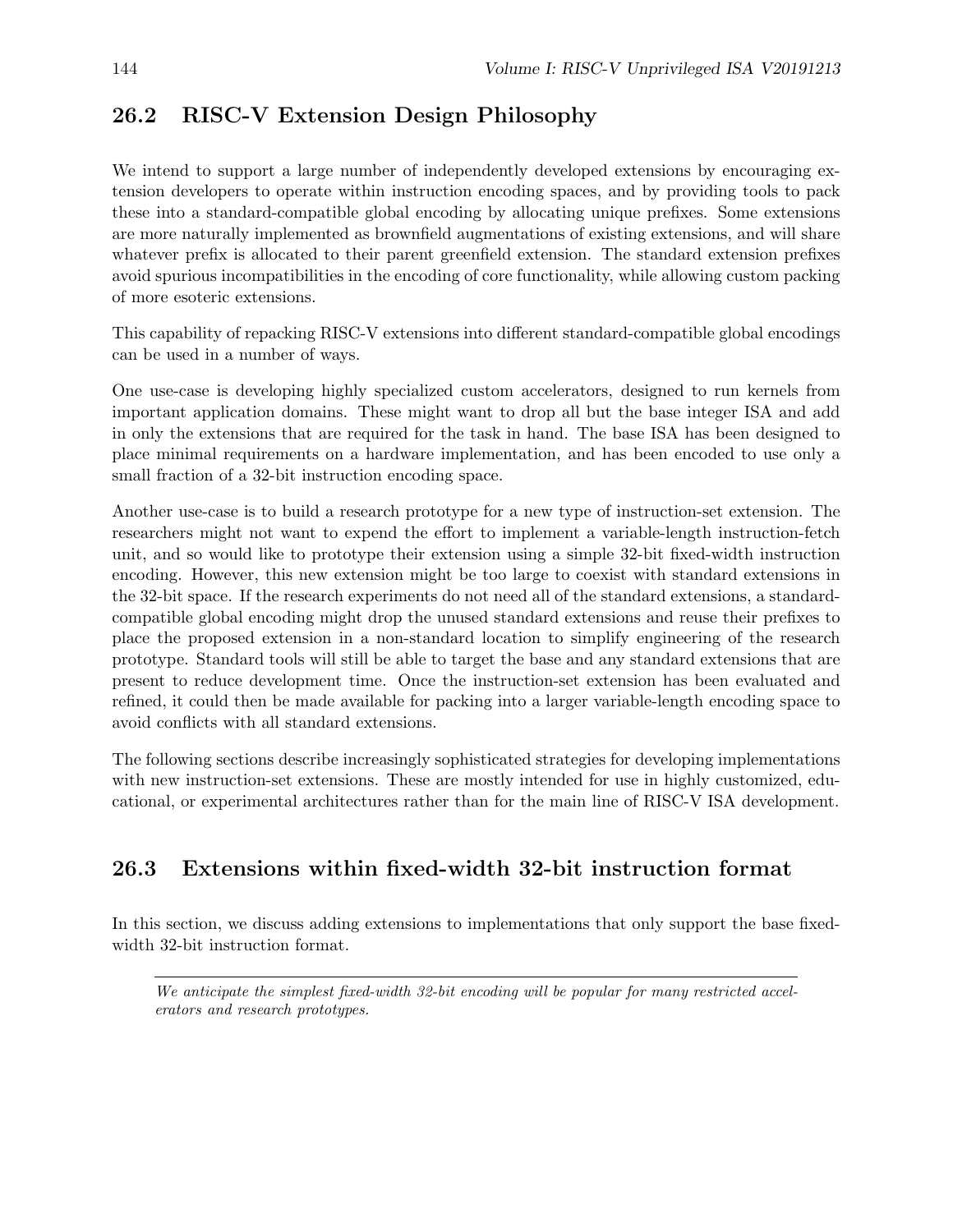## 26.2 RISC-V Extension Design Philosophy

We intend to support a large number of independently developed extensions by encouraging extension developers to operate within instruction encoding spaces, and by providing tools to pack these into a standard-compatible global encoding by allocating unique prefixes. Some extensions are more naturally implemented as brownfield augmentations of existing extensions, and will share whatever prefix is allocated to their parent greenfield extension. The standard extension prefixes avoid spurious incompatibilities in the encoding of core functionality, while allowing custom packing of more esoteric extensions.

This capability of repacking RISC-V extensions into different standard-compatible global encodings can be used in a number of ways.

One use-case is developing highly specialized custom accelerators, designed to run kernels from important application domains. These might want to drop all but the base integer ISA and add in only the extensions that are required for the task in hand. The base ISA has been designed to place minimal requirements on a hardware implementation, and has been encoded to use only a small fraction of a 32-bit instruction encoding space.

Another use-case is to build a research prototype for a new type of instruction-set extension. The researchers might not want to expend the effort to implement a variable-length instruction-fetch unit, and so would like to prototype their extension using a simple 32-bit fixed-width instruction encoding. However, this new extension might be too large to coexist with standard extensions in the 32-bit space. If the research experiments do not need all of the standard extensions, a standard-compatible global encoding might drop the unused standard extensions and reuse their prefixes to place the proposed extension in a non-standard location to simplify engineering of the research prototype. Standard tools will still be able to target the base and any standard extensions that are present to reduce development time. Once the instruction-set extension has been evaluated and refined, it could then be made available for packing into a larger variable-length encoding space to avoid conflicts with all standard extensions.

The following sections describe increasingly sophisticated strategies for developing implementations with new instruction-set extensions. These are mostly intended for use in highly customized, educational, or experimental architectures rather than for the main line of RISC-V ISA development.

## 26.3 Extensions within fixed-width 32-bit instruction format

In this section, we discuss adding extensions to implementations that only support the base fixed-width 32-bit instruction format.

---

*We anticipate the simplest fixed-width 32-bit encoding will be popular for many restricted accelerators and research prototypes.*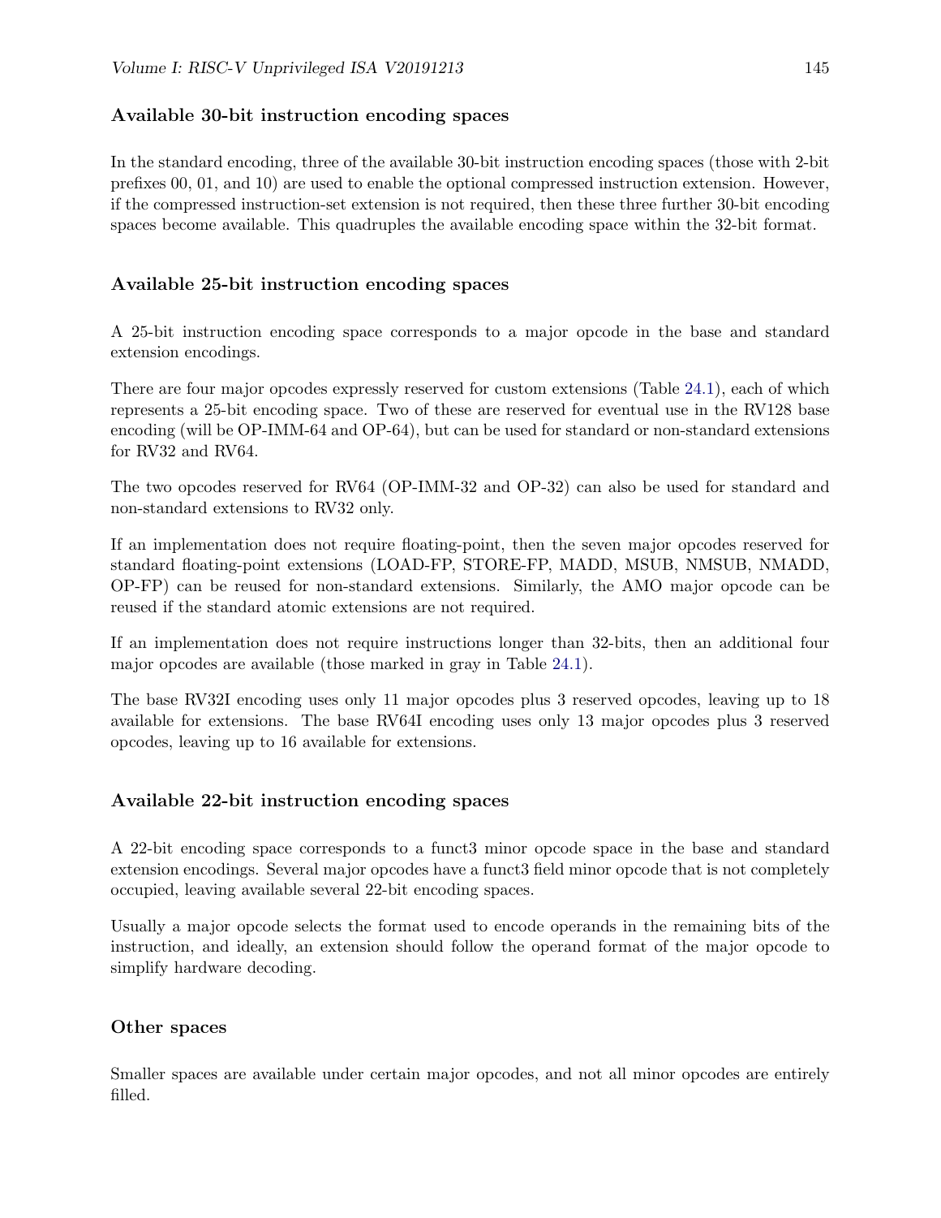### Available 30-bit instruction encoding spaces

In the standard encoding, three of the available 30-bit instruction encoding spaces (those with 2-bit prefixes 00, 01, and 10) are used to enable the optional compressed instruction extension. However, if the compressed instruction-set extension is not required, then these three further 30-bit encoding spaces become available. This quadruples the available encoding space within the 32-bit format.

### Available 25-bit instruction encoding spaces

A 25-bit instruction encoding space corresponds to a major opcode in the base and standard extension encodings.

There are four major opcodes expressly reserved for custom extensions (Table 24.1), each of which represents a 25-bit encoding space. Two of these are reserved for eventual use in the RV128 base encoding (will be OP-IMM-64 and OP-64), but can be used for standard or non-standard extensions for RV32 and RV64.

The two opcodes reserved for RV64 (OP-IMM-32 and OP-32) can also be used for standard and non-standard extensions to RV32 only.

If an implementation does not require floating-point, then the seven major opcodes reserved for standard floating-point extensions (LOAD-FP, STORE-FP, MADD, MSUB, NMSUB, NMADD, OP-FP) can be reused for non-standard extensions. Similarly, the AMO major opcode can be reused if the standard atomic extensions are not required.

If an implementation does not require instructions longer than 32-bits, then an additional four major opcodes are available (those marked in gray in Table 24.1).

The base RV32I encoding uses only 11 major opcodes plus 3 reserved opcodes, leaving up to 18 available for extensions. The base RV64I encoding uses only 13 major opcodes plus 3 reserved opcodes, leaving up to 16 available for extensions.

### Available 22-bit instruction encoding spaces

A 22-bit encoding space corresponds to a funct3 minor opcode space in the base and standard extension encodings. Several major opcodes have a funct3 field minor opcode that is not completely occupied, leaving available several 22-bit encoding spaces.

Usually a major opcode selects the format used to encode operands in the remaining bits of the instruction, and ideally, an extension should follow the operand format of the major opcode to simplify hardware decoding.

### Other spaces

Smaller spaces are available under certain major opcodes, and not all minor opcodes are entirely filled.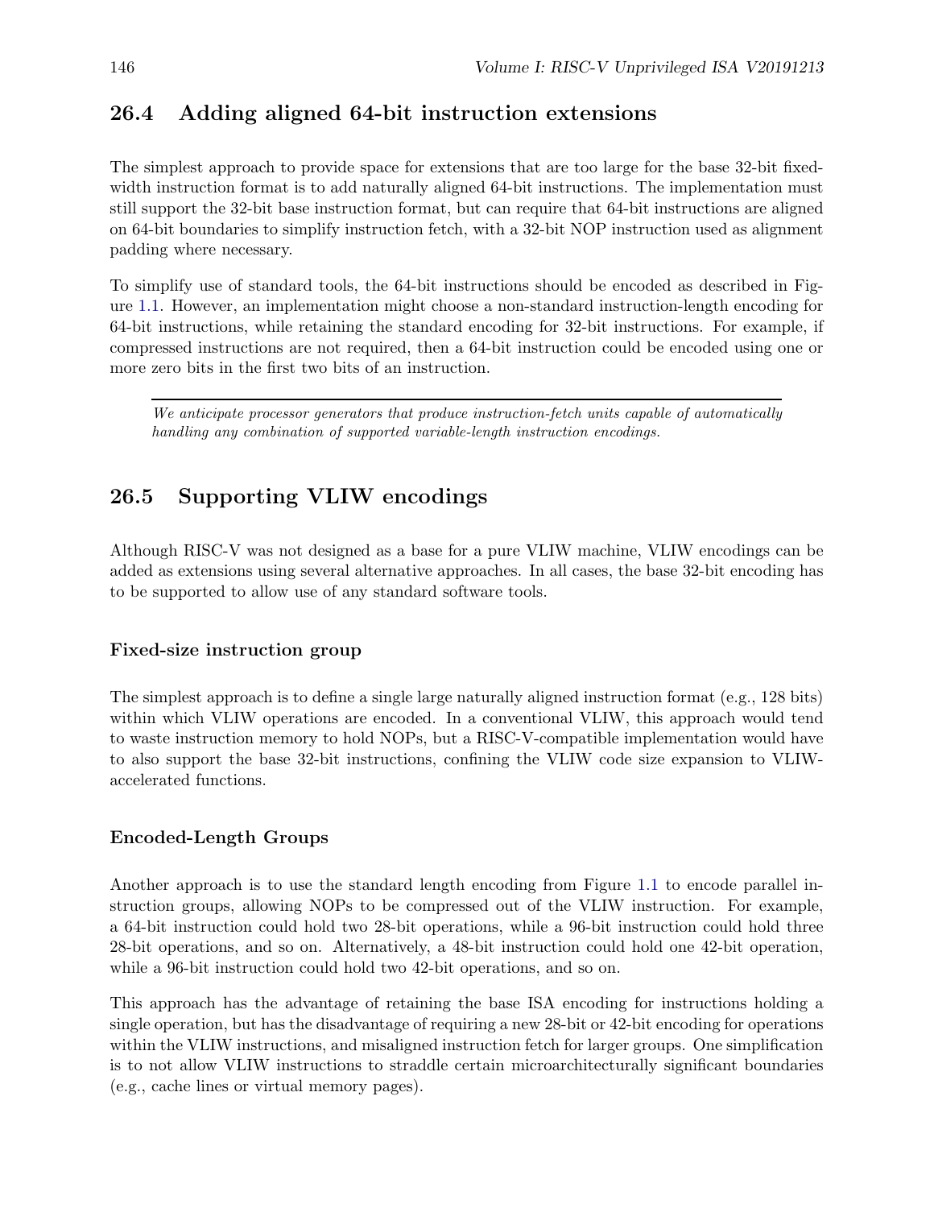## 26.4 Adding aligned 64-bit instruction extensions

The simplest approach to provide space for extensions that are too large for the base 32-bit fixed-width instruction format is to add naturally aligned 64-bit instructions. The implementation must still support the 32-bit base instruction format, but can require that 64-bit instructions are aligned on 64-bit boundaries to simplify instruction fetch, with a 32-bit NOP instruction used as alignment padding where necessary.

To simplify use of standard tools, the 64-bit instructions should be encoded as described in Figure 1.1. However, an implementation might choose a non-standard instruction-length encoding for 64-bit instructions, while retaining the standard encoding for 32-bit instructions. For example, if compressed instructions are not required, then a 64-bit instruction could be encoded using one or more zero bits in the first two bits of an instruction.

---

*We anticipate processor generators that produce instruction-fetch units capable of automatically handling any combination of supported variable-length instruction encodings.*

## 26.5 Supporting VLIW encodings

Although RISC-V was not designed as a base for a pure VLIW machine, VLIW encodings can be added as extensions using several alternative approaches. In all cases, the base 32-bit encoding has to be supported to allow use of any standard software tools.

### Fixed-size instruction group

The simplest approach is to define a single large naturally aligned instruction format (e.g., 128 bits) within which VLIW operations are encoded. In a conventional VLIW, this approach would tend to waste instruction memory to hold NOPs, but a RISC-V-compatible implementation would have to also support the base 32-bit instructions, confining the VLIW code size expansion to VLIW-accelerated functions.

### Encoded-Length Groups

Another approach is to use the standard length encoding from Figure 1.1 to encode parallel instruction groups, allowing NOPs to be compressed out of the VLIW instruction. For example, a 64-bit instruction could hold two 28-bit operations, while a 96-bit instruction could hold three 28-bit operations, and so on. Alternatively, a 48-bit instruction could hold one 42-bit operation, while a 96-bit instruction could hold two 42-bit operations, and so on.

This approach has the advantage of retaining the base ISA encoding for instructions holding a single operation, but has the disadvantage of requiring a new 28-bit or 42-bit encoding for operations within the VLIW instructions, and misaligned instruction fetch for larger groups. One simplification is to not allow VLIW instructions to straddle certain microarchitecturally significant boundaries (e.g., cache lines or virtual memory pages).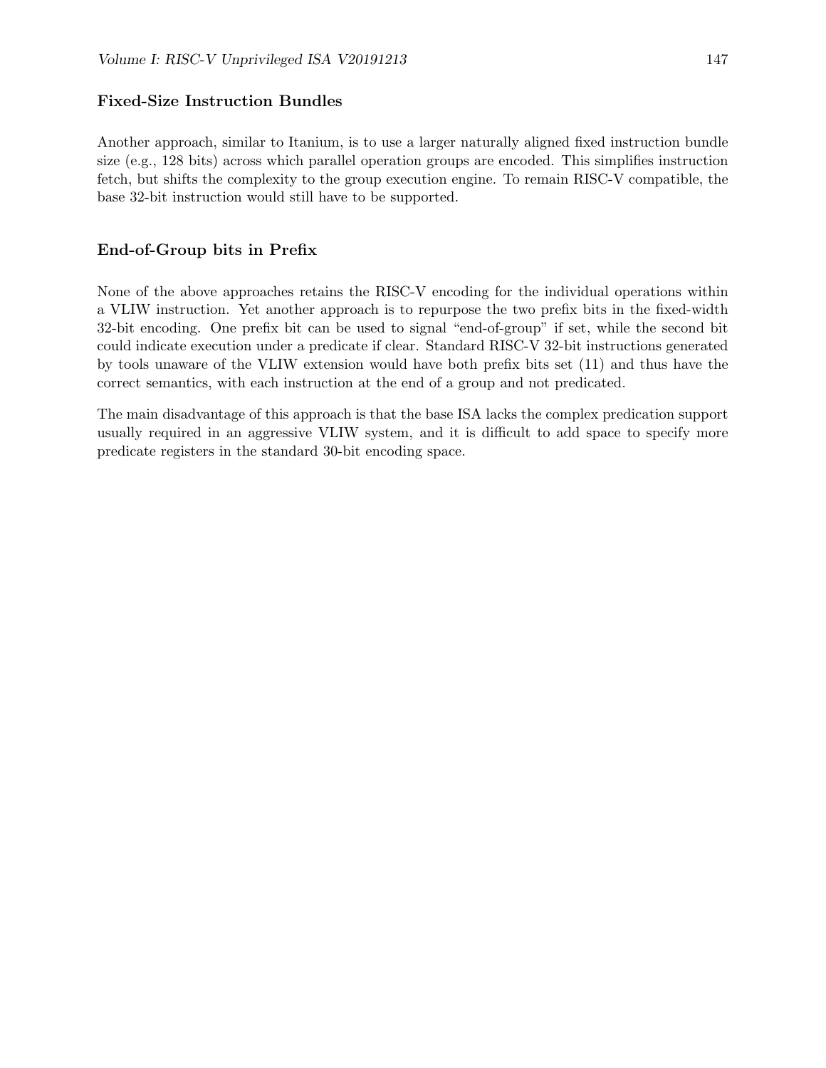### Fixed-Size Instruction Bundles

Another approach, similar to Itanium, is to use a larger naturally aligned fixed instruction bundle size (e.g., 128 bits) across which parallel operation groups are encoded. This simplifies instruction fetch, but shifts the complexity to the group execution engine. To remain RISC-V compatible, the base 32-bit instruction would still have to be supported.

### End-of-Group bits in Prefix

None of the above approaches retains the RISC-V encoding for the individual operations within a VLIW instruction. Yet another approach is to repurpose the two prefix bits in the fixed-width 32-bit encoding. One prefix bit can be used to signal "end-of-group" if set, while the second bit could indicate execution under a predicate if clear. Standard RISC-V 32-bit instructions generated by tools unaware of the VLIW extension would have both prefix bits set (11) and thus have the correct semantics, with each instruction at the end of a group and not predicated.

The main disadvantage of this approach is that the base ISA lacks the complex predication support usually required in an aggressive VLIW system, and it is difficult to add space to specify more predicate registers in the standard 30-bit encoding space.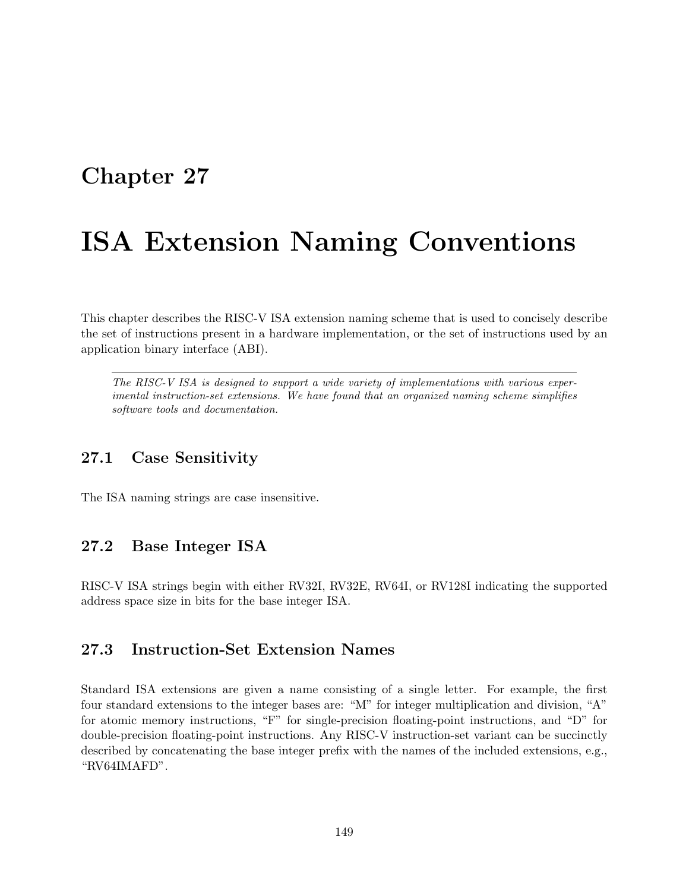# Chapter 27

# ISA Extension Naming Conventions

This chapter describes the RISC-V ISA extension naming scheme that is used to concisely describe the set of instructions present in a hardware implementation, or the set of instructions used by an application binary interface (ABI).

---

*The RISC-V ISA is designed to support a wide variety of implementations with various experimental instruction-set extensions. We have found that an organized naming scheme simplifies software tools and documentation.*

## 27.1 Case Sensitivity

The ISA naming strings are case insensitive.

## 27.2 Base Integer ISA

RISC-V ISA strings begin with either RV32I, RV32E, RV64I, or RV128I indicating the supported address space size in bits for the base integer ISA.

## 27.3 Instruction-Set Extension Names

Standard ISA extensions are given a name consisting of a single letter. For example, the first four standard extensions to the integer bases are: "M" for integer multiplication and division, "A" for atomic memory instructions, "F" for single-precision floating-point instructions, and "D" for double-precision floating-point instructions. Any RISC-V instruction-set variant can be succinctly described by concatenating the base integer prefix with the names of the included extensions, e.g., "RV64IMAFD".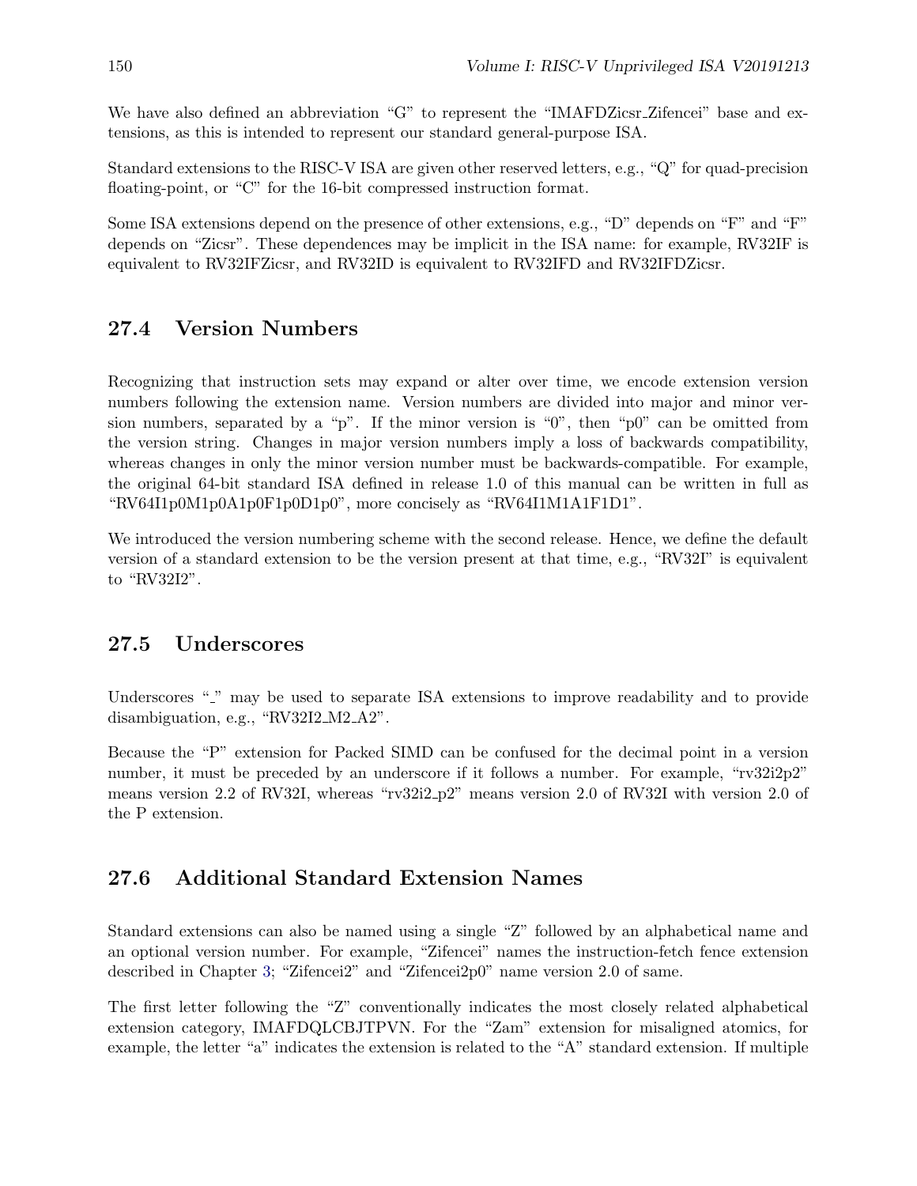We have also defined an abbreviation "G" to represent the "IMAFDZicsr_Zifencei" base and extensions, as this is intended to represent our standard general-purpose ISA.

Standard extensions to the RISC-V ISA are given other reserved letters, e.g., "Q" for quad-precision floating-point, or "C" for the 16-bit compressed instruction format.

Some ISA extensions depend on the presence of other extensions, e.g., "D" depends on "F" and "F" depends on "Zicsr". These dependences may be implicit in the ISA name: for example, RV32IF is equivalent to RV32IFZicsr, and RV32ID is equivalent to RV32IFD and RV32IFDZicsr.

## 27.4 Version Numbers

Recognizing that instruction sets may expand or alter over time, we encode extension version numbers following the extension name. Version numbers are divided into major and minor version numbers, separated by a "p". If the minor version is "0", then "p0" can be omitted from the version string. Changes in major version numbers imply a loss of backwards compatibility, whereas changes in only the minor version number must be backwards-compatible. For example, the original 64-bit standard ISA defined in release 1.0 of this manual can be written in full as "RV64I1p0M1p0A1p0F1p0D1p0", more concisely as "RV64I1M1A1F1D1".

We introduced the version numbering scheme with the second release. Hence, we define the default version of a standard extension to be the version present at that time, e.g., "RV32I" is equivalent to "RV32I2".

## 27.5 Underscores

Underscores "_" may be used to separate ISA extensions to improve readability and to provide disambiguation, e.g., "RV32I2_M2_A2".

Because the "P" extension for Packed SIMD can be confused for the decimal point in a version number, it must be preceded by an underscore if it follows a number. For example, "rv32i2p2" means version 2.2 of RV32I, whereas "rv32i2_p2" means version 2.0 of RV32I with version 2.0 of the P extension.

## 27.6 Additional Standard Extension Names

Standard extensions can also be named using a single "Z" followed by an alphabetical name and an optional version number. For example, "Zifencei" names the instruction-fetch fence extension described in Chapter 3; "Zifencei2" and "Zifencei2p0" name version 2.0 of same.

The first letter following the "Z" conventionally indicates the most closely related alphabetical extension category, IMAFDQLCBJTPVN. For the "Zam" extension for misaligned atomics, for example, the letter "a" indicates the extension is related to the "A" standard extension. If multiple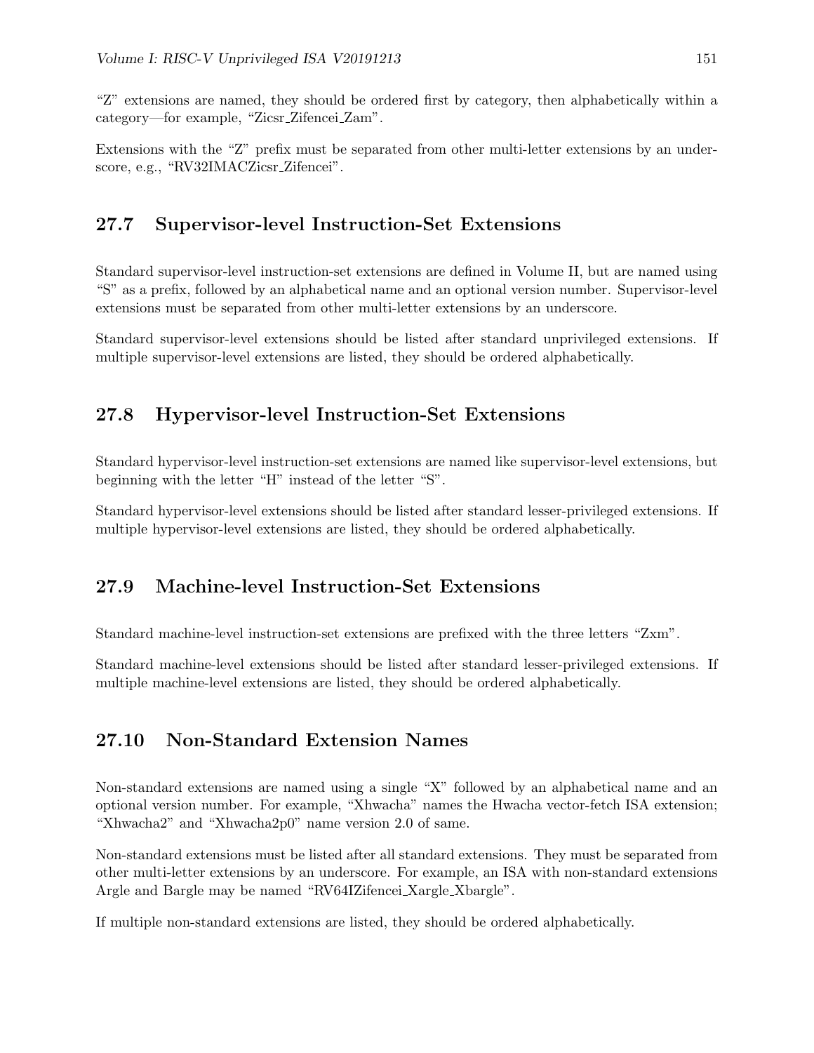"Z" extensions are named, they should be ordered first by category, then alphabetically within a category—for example, "Zicsr_Zifencei_Zam".

Extensions with the "Z" prefix must be separated from other multi-letter extensions by an underscore, e.g., "RV32IMACZicsr_Zifencei".

## 27.7 Supervisor-level Instruction-Set Extensions

Standard supervisor-level instruction-set extensions are defined in Volume II, but are named using "S" as a prefix, followed by an alphabetical name and an optional version number. Supervisor-level extensions must be separated from other multi-letter extensions by an underscore.

Standard supervisor-level extensions should be listed after standard unprivileged extensions. If multiple supervisor-level extensions are listed, they should be ordered alphabetically.

## 27.8 Hypervisor-level Instruction-Set Extensions

Standard hypervisor-level instruction-set extensions are named like supervisor-level extensions, but beginning with the letter "H" instead of the letter "S".

Standard hypervisor-level extensions should be listed after standard lesser-privileged extensions. If multiple hypervisor-level extensions are listed, they should be ordered alphabetically.

## 27.9 Machine-level Instruction-Set Extensions

Standard machine-level instruction-set extensions are prefixed with the three letters "Zxm".

Standard machine-level extensions should be listed after standard lesser-privileged extensions. If multiple machine-level extensions are listed, they should be ordered alphabetically.

## 27.10 Non-Standard Extension Names

Non-standard extensions are named using a single "X" followed by an alphabetical name and an optional version number. For example, "Xhwacha" names the Hwacha vector-fetch ISA extension; "Xhwacha2" and "Xhwacha2p0" name version 2.0 of same.

Non-standard extensions must be listed after all standard extensions. They must be separated from other multi-letter extensions by an underscore. For example, an ISA with non-standard extensions Argle and Bargle may be named "RV64IZifencei_Xargle_Xbargle".

If multiple non-standard extensions are listed, they should be ordered alphabetically.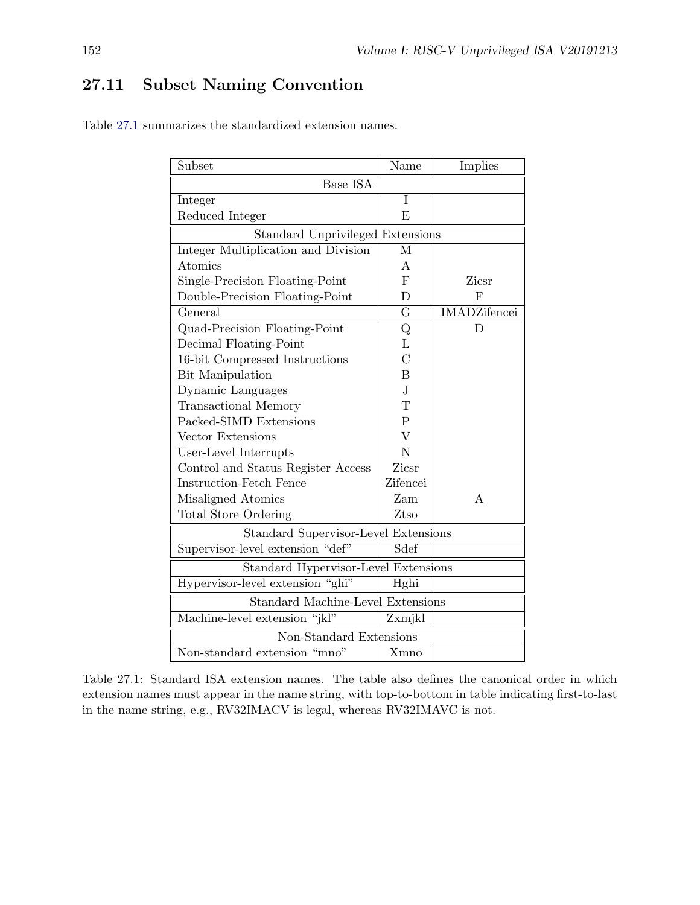## 27.11 Subset Naming Convention

Table 27.1 summarizes the standardized extension names.

| Subset | Name | Implies |
|---|---|---|
| Base ISA | | |
| Integer | I | |
| Reduced Integer | E | |
| Standard Unprivileged Extensions | | |
| Integer Multiplication and Division | M | |
| Atomics | A | |
| Single-Precision Floating-Point | F | Zicsr |
| Double-Precision Floating-Point | D | F |
| General | G | IMADZifencei |
| Quad-Precision Floating-Point | Q | D |
| Decimal Floating-Point | L | |
| 16-bit Compressed Instructions | C | |
| Bit Manipulation | B | |
| Dynamic Languages | J | |
| Transactional Memory | T | |
| Packed-SIMD Extensions | P | |
| Vector Extensions | V | |
| User-Level Interrupts | N | |
| Control and Status Register Access | Zicsr | |
| Instruction-Fetch Fence | Zifencei | |
| Misaligned Atomics | Zam | A |
| Total Store Ordering | Ztso | |
| Standard Supervisor-Level Extensions | | |
| Supervisor-level extension "def" | Sdef | |
| Standard Hypervisor-Level Extensions | | |
| Hypervisor-level extension "ghi" | Hghi | |
| Standard Machine-Level Extensions | | |
| Machine-level extension "jkl" | Zxmjkl | |
| Non-Standard Extensions | | |
| Non-standard extension "mno" | Xmno | |

Table 27.1: Standard ISA extension names. The table also defines the canonical order in which extension names must appear in the name string, with top-to-bottom in table indicating first-to-last in the name string, e.g., RV32IMACV is legal, whereas RV32IMAVC is not.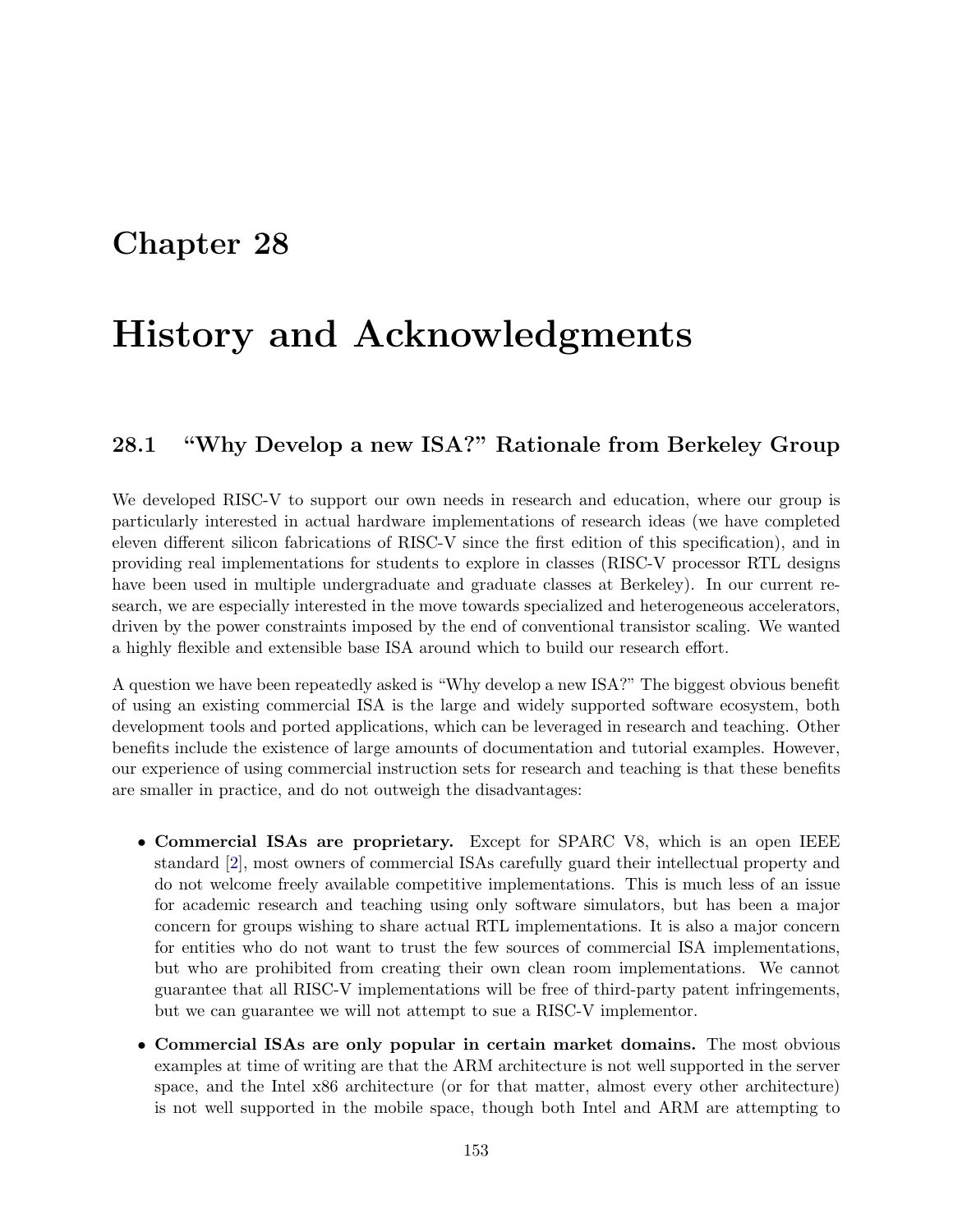# Chapter 28

# History and Acknowledgments

## 28.1 "Why Develop a new ISA?" Rationale from Berkeley Group

We developed RISC-V to support our own needs in research and education, where our group is particularly interested in actual hardware implementations of research ideas (we have completed eleven different silicon fabrications of RISC-V since the first edition of this specification), and in providing real implementations for students to explore in classes (RISC-V processor RTL designs have been used in multiple undergraduate and graduate classes at Berkeley). In our current research, we are especially interested in the move towards specialized and heterogeneous accelerators, driven by the power constraints imposed by the end of conventional transistor scaling. We wanted a highly flexible and extensible base ISA around which to build our research effort.

A question we have been repeatedly asked is "Why develop a new ISA?" The biggest obvious benefit of using an existing commercial ISA is the large and widely supported software ecosystem, both development tools and ported applications, which can be leveraged in research and teaching. Other benefits include the existence of large amounts of documentation and tutorial examples. However, our experience of using commercial instruction sets for research and teaching is that these benefits are smaller in practice, and do not outweigh the disadvantages:

- **Commercial ISAs are proprietary.** Except for SPARC V8, which is an open IEEE standard [2], most owners of commercial ISAs carefully guard their intellectual property and do not welcome freely available competitive implementations. This is much less of an issue for academic research and teaching using only software simulators, but has been a major concern for groups wishing to share actual RTL implementations. It is also a major concern for entities who do not want to trust the few sources of commercial ISA implementations, but who are prohibited from creating their own clean room implementations. We cannot guarantee that all RISC-V implementations will be free of third-party patent infringements, but we can guarantee we will not attempt to sue a RISC-V implementor.
- **Commercial ISAs are only popular in certain market domains.** The most obvious examples at time of writing are that the ARM architecture is not well supported in the server space, and the Intel x86 architecture (or for that matter, almost every other architecture) is not well supported in the mobile space, though both Intel and ARM are attempting to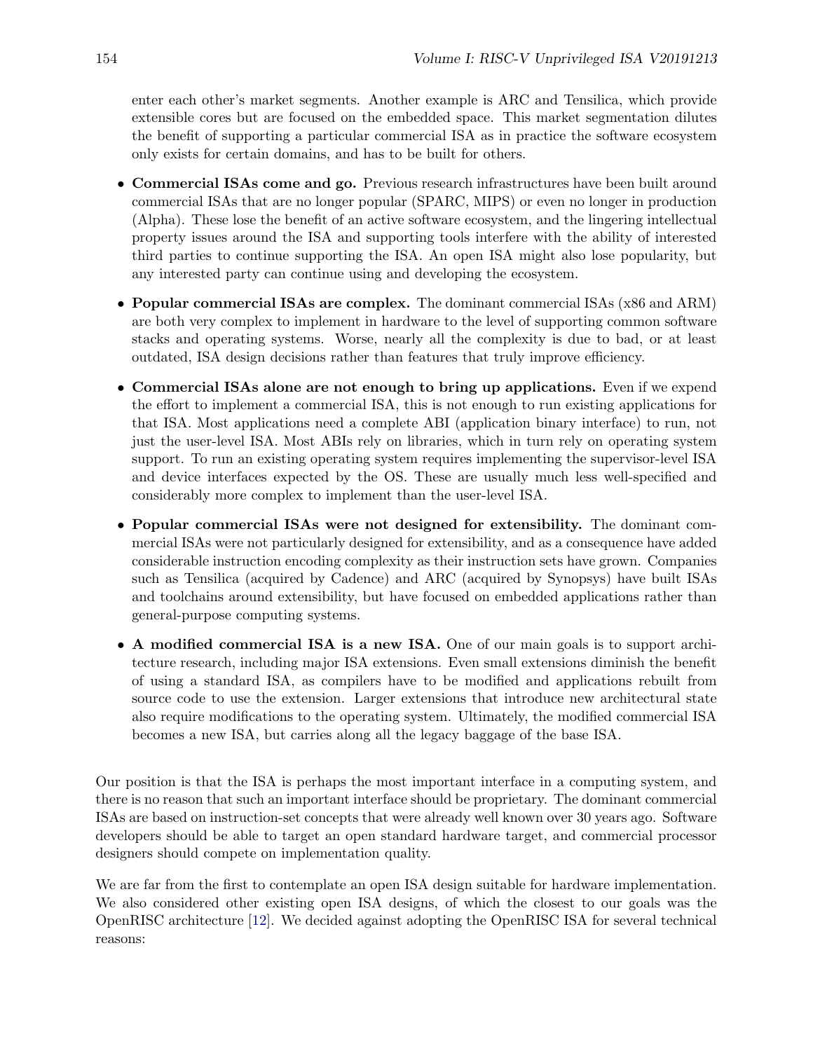enter each other's market segments. Another example is ARC and Tensilica, which provide extensible cores but are focused on the embedded space. This market segmentation dilutes the benefit of supporting a particular commercial ISA as in practice the software ecosystem only exists for certain domains, and has to be built for others.

- **Commercial ISAs come and go.** Previous research infrastructures have been built around commercial ISAs that are no longer popular (SPARC, MIPS) or even no longer in production (Alpha). These lose the benefit of an active software ecosystem, and the lingering intellectual property issues around the ISA and supporting tools interfere with the ability of interested third parties to continue supporting the ISA. An open ISA might also lose popularity, but any interested party can continue using and developing the ecosystem.
- **Popular commercial ISAs are complex.** The dominant commercial ISAs (x86 and ARM) are both very complex to implement in hardware to the level of supporting common software stacks and operating systems. Worse, nearly all the complexity is due to bad, or at least outdated, ISA design decisions rather than features that truly improve efficiency.
- **Commercial ISAs alone are not enough to bring up applications.** Even if we expend the effort to implement a commercial ISA, this is not enough to run existing applications for that ISA. Most applications need a complete ABI (application binary interface) to run, not just the user-level ISA. Most ABIs rely on libraries, which in turn rely on operating system support. To run an existing operating system requires implementing the supervisor-level ISA and device interfaces expected by the OS. These are usually much less well-specified and considerably more complex to implement than the user-level ISA.
- **Popular commercial ISAs were not designed for extensibility.** The dominant commercial ISAs were not particularly designed for extensibility, and as a consequence have added considerable instruction encoding complexity as their instruction sets have grown. Companies such as Tensilica (acquired by Cadence) and ARC (acquired by Synopsys) have built ISAs and toolchains around extensibility, but have focused on embedded applications rather than general-purpose computing systems.
- **A modified commercial ISA is a new ISA.** One of our main goals is to support architecture research, including major ISA extensions. Even small extensions diminish the benefit of using a standard ISA, as compilers have to be modified and applications rebuilt from source code to use the extension. Larger extensions that introduce new architectural state also require modifications to the operating system. Ultimately, the modified commercial ISA becomes a new ISA, but carries along all the legacy baggage of the base ISA.

Our position is that the ISA is perhaps the most important interface in a computing system, and there is no reason that such an important interface should be proprietary. The dominant commercial ISAs are based on instruction-set concepts that were already well known over 30 years ago. Software developers should be able to target an open standard hardware target, and commercial processor designers should compete on implementation quality.

We are far from the first to contemplate an open ISA design suitable for hardware implementation. We also considered other existing open ISA designs, of which the closest to our goals was the OpenRISC architecture [12]. We decided against adopting the OpenRISC ISA for several technical reasons: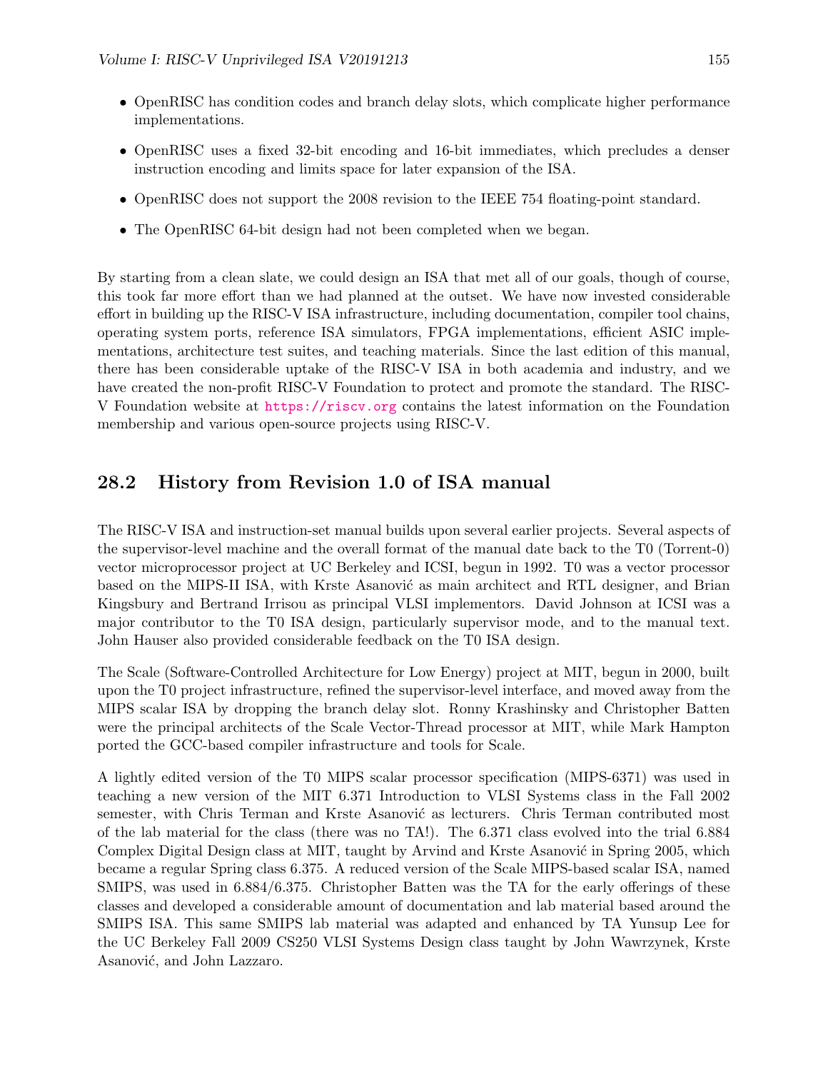- OpenRISC has condition codes and branch delay slots, which complicate higher performance implementations.
- OpenRISC uses a fixed 32-bit encoding and 16-bit immediates, which precludes a denser instruction encoding and limits space for later expansion of the ISA.
- OpenRISC does not support the 2008 revision to the IEEE 754 floating-point standard.
- The OpenRISC 64-bit design had not been completed when we began.

By starting from a clean slate, we could design an ISA that met all of our goals, though of course, this took far more effort than we had planned at the outset. We have now invested considerable effort in building up the RISC-V ISA infrastructure, including documentation, compiler tool chains, operating system ports, reference ISA simulators, FPGA implementations, efficient ASIC implementations, architecture test suites, and teaching materials. Since the last edition of this manual, there has been considerable uptake of the RISC-V ISA in both academia and industry, and we have created the non-profit RISC-V Foundation to protect and promote the standard. The RISC-V Foundation website at https://riscv.org contains the latest information on the Foundation membership and various open-source projects using RISC-V.

## 28.2 History from Revision 1.0 of ISA manual

The RISC-V ISA and instruction-set manual builds upon several earlier projects. Several aspects of the supervisor-level machine and the overall format of the manual date back to the T0 (Torrent-0) vector microprocessor project at UC Berkeley and ICSI, begun in 1992. T0 was a vector processor based on the MIPS-II ISA, with Krste Asanović as main architect and RTL designer, and Brian Kingsbury and Bertrand Irrisou as principal VLSI implementors. David Johnson at ICSI was a major contributor to the T0 ISA design, particularly supervisor mode, and to the manual text. John Hauser also provided considerable feedback on the T0 ISA design.

The Scale (Software-Controlled Architecture for Low Energy) project at MIT, begun in 2000, built upon the T0 project infrastructure, refined the supervisor-level interface, and moved away from the MIPS scalar ISA by dropping the branch delay slot. Ronny Krashinsky and Christopher Batten were the principal architects of the Scale Vector-Thread processor at MIT, while Mark Hampton ported the GCC-based compiler infrastructure and tools for Scale.

A lightly edited version of the T0 MIPS scalar processor specification (MIPS-6371) was used in teaching a new version of the MIT 6.371 Introduction to VLSI Systems class in the Fall 2002 semester, with Chris Terman and Krste Asanović as lecturers. Chris Terman contributed most of the lab material for the class (there was no TA!). The 6.371 class evolved into the trial 6.884 Complex Digital Design class at MIT, taught by Arvind and Krste Asanović in Spring 2005, which became a regular Spring class 6.375. A reduced version of the Scale MIPS-based scalar ISA, named SMIPS, was used in 6.884/6.375. Christopher Batten was the TA for the early offerings of these classes and developed a considerable amount of documentation and lab material based around the SMIPS ISA. This same SMIPS lab material was adapted and enhanced by TA Yunsup Lee for the UC Berkeley Fall 2009 CS250 VLSI Systems Design class taught by John Wawrzynek, Krste Asanović, and John Lazzaro.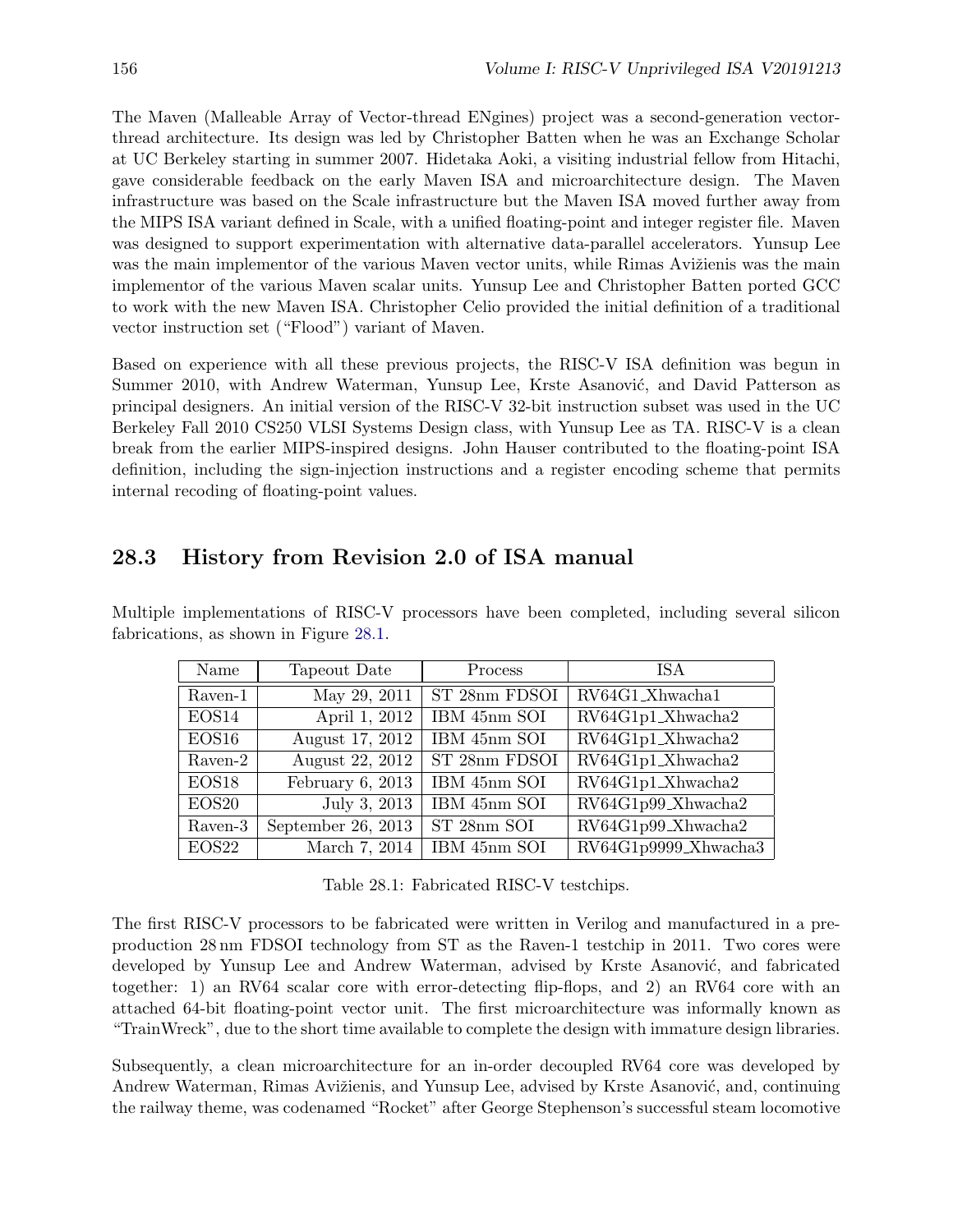The Maven (Malleable Array of Vector-thread ENgines) project was a second-generation vector-thread architecture. Its design was led by Christopher Batten when he was an Exchange Scholar at UC Berkeley starting in summer 2007. Hidetaka Aoki, a visiting industrial fellow from Hitachi, gave considerable feedback on the early Maven ISA and microarchitecture design. The Maven infrastructure was based on the Scale infrastructure but the Maven ISA moved further away from the MIPS ISA variant defined in Scale, with a unified floating-point and integer register file. Maven was designed to support experimentation with alternative data-parallel accelerators. Yunsup Lee was the main implementor of the various Maven vector units, while Rimas Avižienis was the main implementor of the various Maven scalar units. Yunsup Lee and Christopher Batten ported GCC to work with the new Maven ISA. Christopher Celio provided the initial definition of a traditional vector instruction set ("Flood") variant of Maven.

Based on experience with all these previous projects, the RISC-V ISA definition was begun in Summer 2010, with Andrew Waterman, Yunsup Lee, Krste Asanović, and David Patterson as principal designers. An initial version of the RISC-V 32-bit instruction subset was used in the UC Berkeley Fall 2010 CS250 VLSI Systems Design class, with Yunsup Lee as TA. RISC-V is a clean break from the earlier MIPS-inspired designs. John Hauser contributed to the floating-point ISA definition, including the sign-injection instructions and a register encoding scheme that permits internal recoding of floating-point values.

## 28.3 History from Revision 2.0 of ISA manual

Multiple implementations of RISC-V processors have been completed, including several silicon fabrications, as shown in Figure 28.1.

| Name | Tapeout Date | Process | ISA |
|---|---|---|---|
| Raven-1 | May 29, 2011 | ST 28nm FDSOI | RV64G1_Xhwacha1 |
| EOS14 | April 1, 2012 | IBM 45nm SOI | RV64G1p1_Xhwacha2 |
| EOS16 | August 17, 2012 | IBM 45nm SOI | RV64G1p1_Xhwacha2 |
| Raven-2 | August 22, 2012 | ST 28nm FDSOI | RV64G1p1_Xhwacha2 |
| EOS18 | February 6, 2013 | IBM 45nm SOI | RV64G1p1_Xhwacha2 |
| EOS20 | July 3, 2013 | IBM 45nm SOI | RV64G1p99_Xhwacha2 |
| Raven-3 | September 26, 2013 | ST 28nm SOI | RV64G1p99_Xhwacha2 |
| EOS22 | March 7, 2014 | IBM 45nm SOI | RV64G1p9999_Xhwacha3 |

Table 28.1: Fabricated RISC-V testchips.

The first RISC-V processors to be fabricated were written in Verilog and manufactured in a pre-production 28 nm FDSOI technology from ST as the Raven-1 testchip in 2011. Two cores were developed by Yunsup Lee and Andrew Waterman, advised by Krste Asanović, and fabricated together: 1) an RV64 scalar core with error-detecting flip-flops, and 2) an RV64 core with an attached 64-bit floating-point vector unit. The first microarchitecture was informally known as "TrainWreck", due to the short time available to complete the design with immature design libraries.

Subsequently, a clean microarchitecture for an in-order decoupled RV64 core was developed by Andrew Waterman, Rimas Avižienis, and Yunsup Lee, advised by Krste Asanović, and, continuing the railway theme, was codenamed "Rocket" after George Stephenson's successful steam locomotive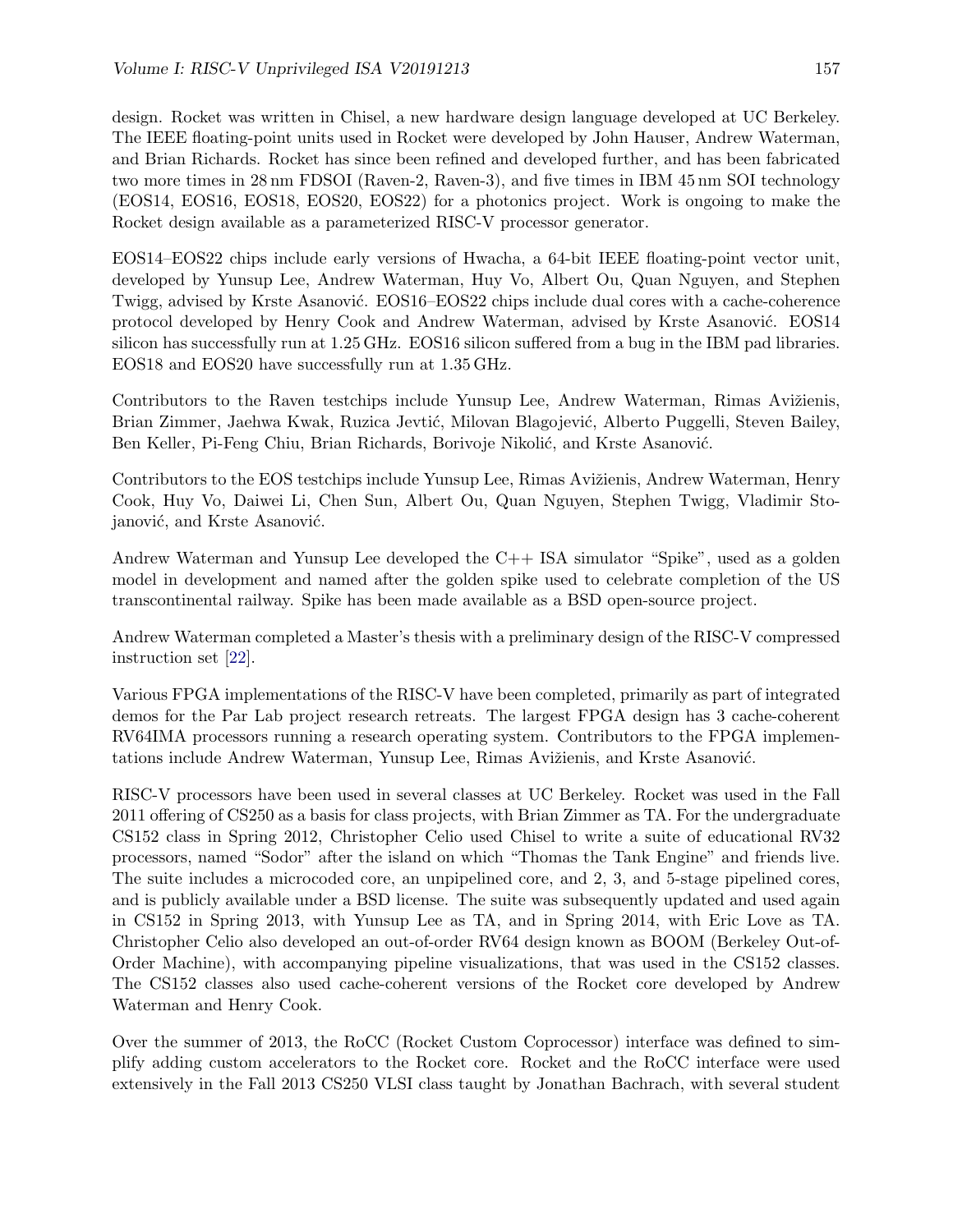design. Rocket was written in Chisel, a new hardware design language developed at UC Berkeley. The IEEE floating-point units used in Rocket were developed by John Hauser, Andrew Waterman, and Brian Richards. Rocket has since been refined and developed further, and has been fabricated two more times in 28 nm FDSOI (Raven-2, Raven-3), and five times in IBM 45 nm SOI technology (EOS14, EOS16, EOS18, EOS20, EOS22) for a photonics project. Work is ongoing to make the Rocket design available as a parameterized RISC-V processor generator.

EOS14–EOS22 chips include early versions of Hwacha, a 64-bit IEEE floating-point vector unit, developed by Yunsup Lee, Andrew Waterman, Huy Vo, Albert Ou, Quan Nguyen, and Stephen Twigg, advised by Krste Asanović. EOS16–EOS22 chips include dual cores with a cache-coherence protocol developed by Henry Cook and Andrew Waterman, advised by Krste Asanović. EOS14 silicon has successfully run at 1.25 GHz. EOS16 silicon suffered from a bug in the IBM pad libraries. EOS18 and EOS20 have successfully run at 1.35 GHz.

Contributors to the Raven testchips include Yunsup Lee, Andrew Waterman, Rimas Avižienis, Brian Zimmer, Jaehwa Kwak, Ruzica Jevtić, Milovan Blagojević, Alberto Puggelli, Steven Bailey, Ben Keller, Pi-Feng Chiu, Brian Richards, Borivoje Nikolić, and Krste Asanović.

Contributors to the EOS testchips include Yunsup Lee, Rimas Avižienis, Andrew Waterman, Henry Cook, Huy Vo, Daiwei Li, Chen Sun, Albert Ou, Quan Nguyen, Stephen Twigg, Vladimir Stojanović, and Krste Asanović.

Andrew Waterman and Yunsup Lee developed the C++ ISA simulator "Spike", used as a golden model in development and named after the golden spike used to celebrate completion of the US transcontinental railway. Spike has been made available as a BSD open-source project.

Andrew Waterman completed a Master's thesis with a preliminary design of the RISC-V compressed instruction set [22].

Various FPGA implementations of the RISC-V have been completed, primarily as part of integrated demos for the Par Lab project research retreats. The largest FPGA design has 3 cache-coherent RV64IMA processors running a research operating system. Contributors to the FPGA implementations include Andrew Waterman, Yunsup Lee, Rimas Avižienis, and Krste Asanović.

RISC-V processors have been used in several classes at UC Berkeley. Rocket was used in the Fall 2011 offering of CS250 as a basis for class projects, with Brian Zimmer as TA. For the undergraduate CS152 class in Spring 2012, Christopher Celio used Chisel to write a suite of educational RV32 processors, named "Sodor" after the island on which "Thomas the Tank Engine" and friends live. The suite includes a microcoded core, an unpipelined core, and 2, 3, and 5-stage pipelined cores, and is publicly available under a BSD license. The suite was subsequently updated and used again in CS152 in Spring 2013, with Yunsup Lee as TA, and in Spring 2014, with Eric Love as TA. Christopher Celio also developed an out-of-order RV64 design known as BOOM (Berkeley Out-of-Order Machine), with accompanying pipeline visualizations, that was used in the CS152 classes. The CS152 classes also used cache-coherent versions of the Rocket core developed by Andrew Waterman and Henry Cook.

Over the summer of 2013, the RoCC (Rocket Custom Coprocessor) interface was defined to simplify adding custom accelerators to the Rocket core. Rocket and the RoCC interface were used extensively in the Fall 2013 CS250 VLSI class taught by Jonathan Bachrach, with several student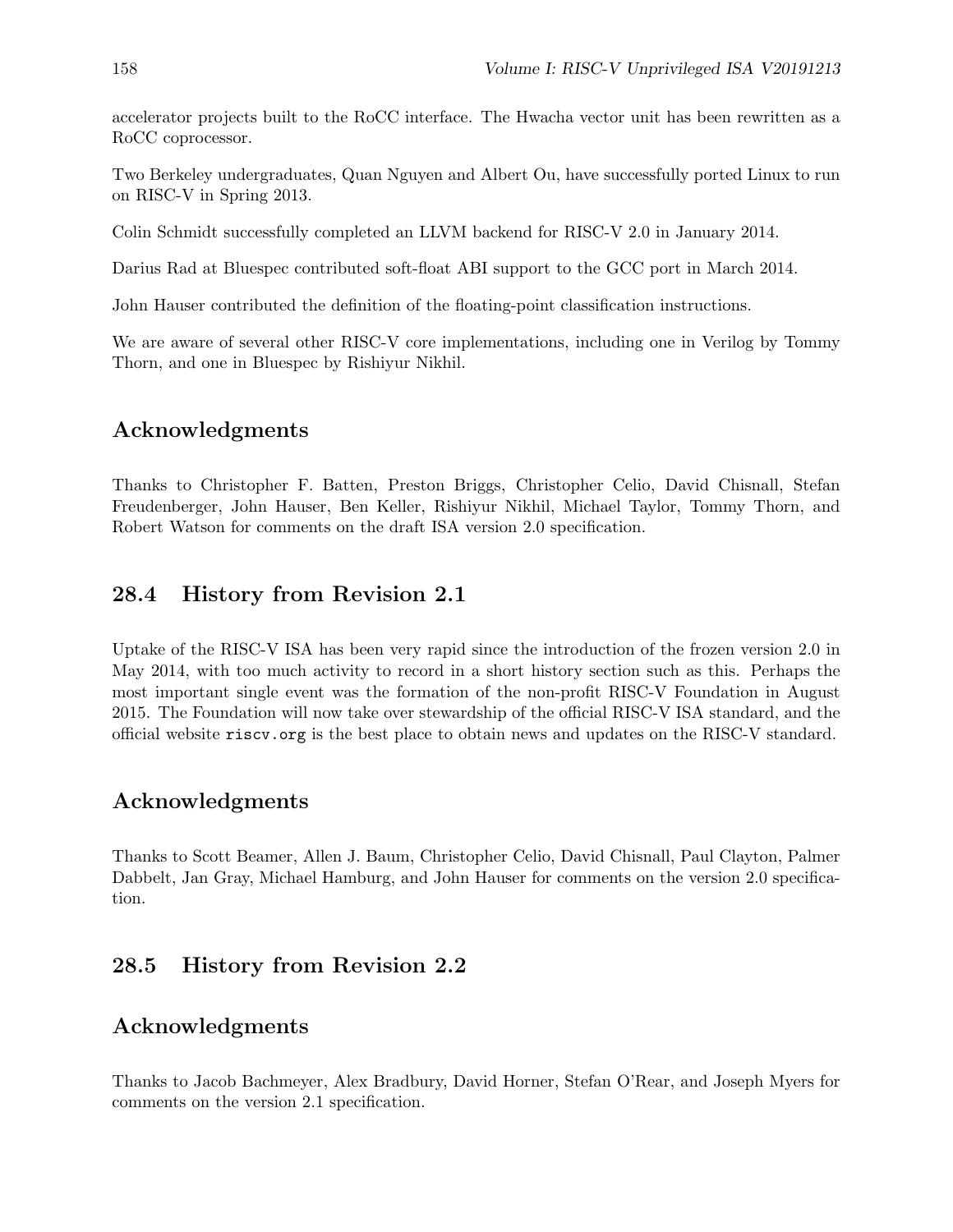accelerator projects built to the RoCC interface. The Hwacha vector unit has been rewritten as a RoCC coprocessor.

Two Berkeley undergraduates, Quan Nguyen and Albert Ou, have successfully ported Linux to run on RISC-V in Spring 2013.

Colin Schmidt successfully completed an LLVM backend for RISC-V 2.0 in January 2014.

Darius Rad at Bluespec contributed soft-float ABI support to the GCC port in March 2014.

John Hauser contributed the definition of the floating-point classification instructions.

We are aware of several other RISC-V core implementations, including one in Verilog by Tommy Thorn, and one in Bluespec by Rishiyur Nikhil.

## Acknowledgments

Thanks to Christopher F. Batten, Preston Briggs, Christopher Celio, David Chisnall, Stefan Freudenberger, John Hauser, Ben Keller, Rishiyur Nikhil, Michael Taylor, Tommy Thorn, and Robert Watson for comments on the draft ISA version 2.0 specification.

## 28.4 History from Revision 2.1

Uptake of the RISC-V ISA has been very rapid since the introduction of the frozen version 2.0 in May 2014, with too much activity to record in a short history section such as this. Perhaps the most important single event was the formation of the non-profit RISC-V Foundation in August 2015. The Foundation will now take over stewardship of the official RISC-V ISA standard, and the official website `riscv.org` is the best place to obtain news and updates on the RISC-V standard.

## Acknowledgments

Thanks to Scott Beamer, Allen J. Baum, Christopher Celio, David Chisnall, Paul Clayton, Palmer Dabbelt, Jan Gray, Michael Hamburg, and John Hauser for comments on the version 2.0 specification.

## 28.5 History from Revision 2.2

## Acknowledgments

Thanks to Jacob Bachmeyer, Alex Bradbury, David Horner, Stefan O'Rear, and Joseph Myers for comments on the version 2.1 specification.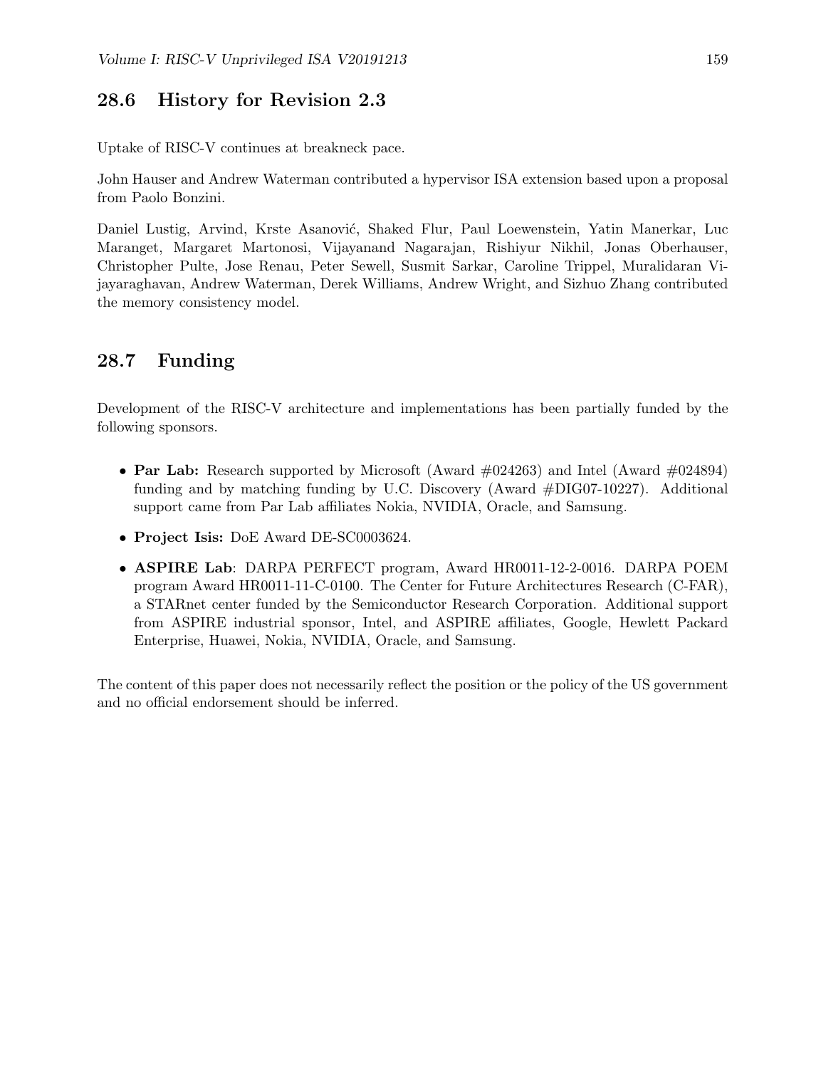## 28.6 History for Revision 2.3

Uptake of RISC-V continues at breakneck pace.

John Hauser and Andrew Waterman contributed a hypervisor ISA extension based upon a proposal from Paolo Bonzini.

Daniel Lustig, Arvind, Krste Asanović, Shaked Flur, Paul Loewenstein, Yatin Manerkar, Luc Maranget, Margaret Martonosi, Vijayanand Nagarajan, Rishiyur Nikhil, Jonas Oberhauser, Christopher Pulte, Jose Renau, Peter Sewell, Susmit Sarkar, Caroline Trippel, Muralidaran Vijayaraghavan, Andrew Waterman, Derek Williams, Andrew Wright, and Sizhuo Zhang contributed the memory consistency model.

## 28.7 Funding

Development of the RISC-V architecture and implementations has been partially funded by the following sponsors.

- **Par Lab:** Research supported by Microsoft (Award #024263) and Intel (Award #024894) funding and by matching funding by U.C. Discovery (Award #DIG07-10227). Additional support came from Par Lab affiliates Nokia, NVIDIA, Oracle, and Samsung.
- **Project Isis:** DoE Award DE-SC0003624.
- **ASPIRE Lab**: DARPA PERFECT program, Award HR0011-12-2-0016. DARPA POEM program Award HR0011-11-C-0100. The Center for Future Architectures Research (C-FAR), a STARnet center funded by the Semiconductor Research Corporation. Additional support from ASPIRE industrial sponsor, Intel, and ASPIRE affiliates, Google, Hewlett Packard Enterprise, Huawei, Nokia, NVIDIA, Oracle, and Samsung.

The content of this paper does not necessarily reflect the position or the policy of the US government and no official endorsement should be inferred.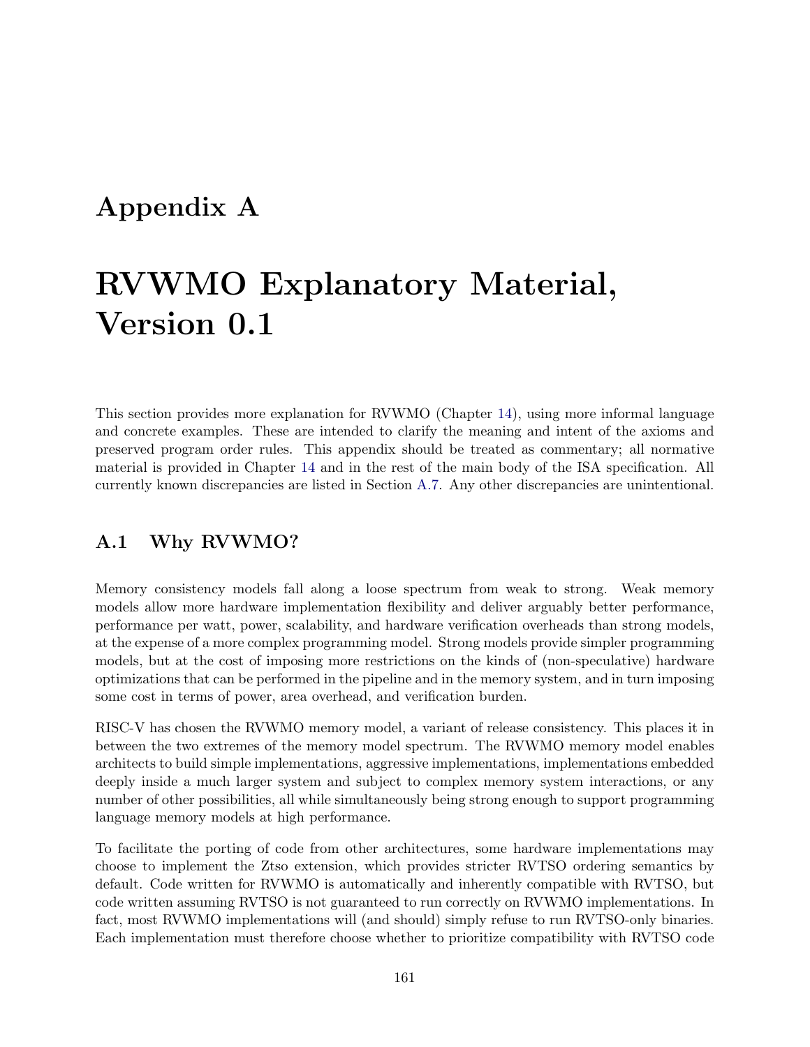# Appendix A

# RVWMO Explanatory Material, Version 0.1

This section provides more explanation for RVWMO (Chapter 14), using more informal language and concrete examples. These are intended to clarify the meaning and intent of the axioms and preserved program order rules. This appendix should be treated as commentary; all normative material is provided in Chapter 14 and in the rest of the main body of the ISA specification. All currently known discrepancies are listed in Section A.7. Any other discrepancies are unintentional.

## A.1 Why RVWMO?

Memory consistency models fall along a loose spectrum from weak to strong. Weak memory models allow more hardware implementation flexibility and deliver arguably better performance, performance per watt, power, scalability, and hardware verification overheads than strong models, at the expense of a more complex programming model. Strong models provide simpler programming models, but at the cost of imposing more restrictions on the kinds of (non-speculative) hardware optimizations that can be performed in the pipeline and in the memory system, and in turn imposing some cost in terms of power, area overhead, and verification burden.

RISC-V has chosen the RVWMO memory model, a variant of release consistency. This places it in between the two extremes of the memory model spectrum. The RVWMO memory model enables architects to build simple implementations, aggressive implementations, implementations embedded deeply inside a much larger system and subject to complex memory system interactions, or any number of other possibilities, all while simultaneously being strong enough to support programming language memory models at high performance.

To facilitate the porting of code from other architectures, some hardware implementations may choose to implement the Ztso extension, which provides stricter RVTSO ordering semantics by default. Code written for RVWMO is automatically and inherently compatible with RVTSO, but code written assuming RVTSO is not guaranteed to run correctly on RVWMO implementations. In fact, most RVWMO implementations will (and should) simply refuse to run RVTSO-only binaries. Each implementation must therefore choose whether to prioritize compatibility with RVTSO code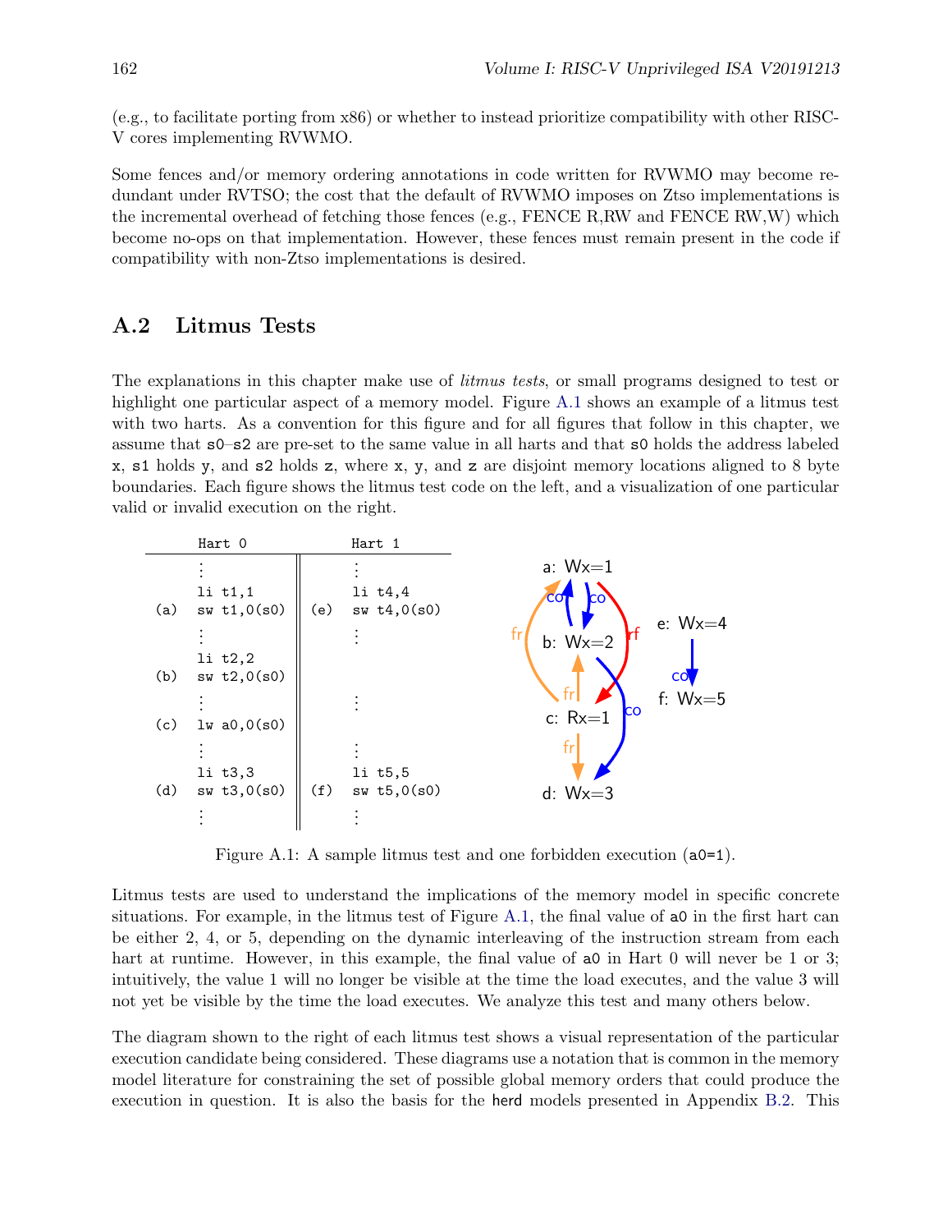(e.g., to facilitate porting from x86) or whether to instead prioritize compatibility with other RISC-V cores implementing RVWMO.

Some fences and/or memory ordering annotations in code written for RVWMO may become redundant under RVTSO; the cost that the default of RVWMO imposes on Ztso implementations is the incremental overhead of fetching those fences (e.g., FENCE R,RW and FENCE RW,W) which become no-ops on that implementation. However, these fences must remain present in the code if compatibility with non-Ztso implementations is desired.

## A.2 Litmus Tests

The explanations in this chapter make use of *litmus tests*, or small programs designed to test or highlight one particular aspect of a memory model. Figure A.1 shows an example of a litmus test with two harts. As a convention for this figure and for all figures that follow in this chapter, we assume that s0–s2 are pre-set to the same value in all harts and that s0 holds the address labeled x, s1 holds y, and s2 holds z, where x, y, and z are disjoint memory locations aligned to 8 byte boundaries. Each figure shows the litmus test code on the left, and a visualization of one particular valid or invalid execution on the right.

| | Hart 0 | | Hart 1 |
|---|---|---|---|
| | ⋮ | | ⋮ |
| | li t1,1 | | li t4,4 |
| (a) | sw t1,0(s0) | (e) | sw t4,0(s0) |
| | ⋮ | | ⋮ |
| | li t2,2 | | |
| (b) | sw t2,0(s0) | | |
| | ⋮ | | ⋮ |
| (c) | lw a0,0(s0) | | |
| | ⋮ | | ⋮ |
| | li t3,3 | | li t5,5 |
| (d) | sw t3,0(s0) | (f) | sw t5,0(s0) |
| | ⋮ | | ⋮ |

Execution diagram: a: Wx=1; b: Wx=2; c: Rx=1; d: Wx=3; e: Wx=4; f: Wx=5. Edges: a →co b, b →co a, a →rf c, c →fr a, c →fr b, c →fr d, b →co d, e →co f.

Figure A.1: A sample litmus test and one forbidden execution (a0=1).

Litmus tests are used to understand the implications of the memory model in specific concrete situations. For example, in the litmus test of Figure A.1, the final value of a0 in the first hart can be either 2, 4, or 5, depending on the dynamic interleaving of the instruction stream from each hart at runtime. However, in this example, the final value of a0 in Hart 0 will never be 1 or 3; intuitively, the value 1 will no longer be visible at the time the load executes, and the value 3 will not yet be visible by the time the load executes. We analyze this test and many others below.

The diagram shown to the right of each litmus test shows a visual representation of the particular execution candidate being considered. These diagrams use a notation that is common in the memory model literature for constraining the set of possible global memory orders that could produce the execution in question. It is also the basis for the herd models presented in Appendix B.2. This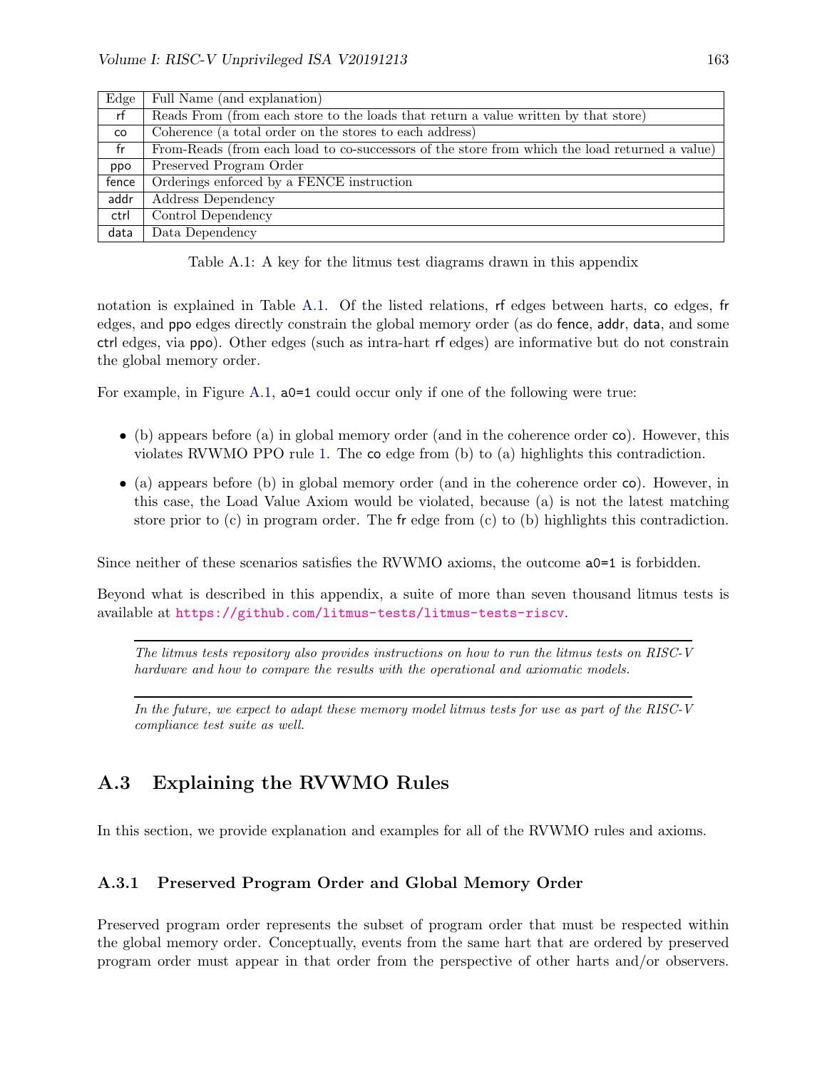| Edge | Full Name (and explanation) |
|---|---|
| rf | Reads From (from each store to the loads that return a value written by that store) |
| co | Coherence (a total order on the stores to each address) |
| fr | From-Reads (from each load to co-successors of the store from which the load returned a value) |
| ppo | Preserved Program Order |
| fence | Orderings enforced by a FENCE instruction |
| addr | Address Dependency |
| ctrl | Control Dependency |
| data | Data Dependency |

Table A.1: A key for the litmus test diagrams drawn in this appendix

notation is explained in Table A.1. Of the listed relations, `rf` edges between harts, `co` edges, `fr` edges, and `ppo` edges directly constrain the global memory order (as do `fence`, `addr`, `data`, and some `ctrl` edges, via `ppo`). Other edges (such as intra-hart `rf` edges) are informative but do not constrain the global memory order.

For example, in Figure A.1, `a0=1` could occur only if one of the following were true:

- (b) appears before (a) in global memory order (and in the coherence order `co`). However, this violates RVWMO PPO rule 1. The `co` edge from (b) to (a) highlights this contradiction.
- (a) appears before (b) in global memory order (and in the coherence order `co`). However, in this case, the Load Value Axiom would be violated, because (a) is not the latest matching store prior to (c) in program order. The `fr` edge from (c) to (b) highlights this contradiction.

Since neither of these scenarios satisfies the RVWMO axioms, the outcome `a0=1` is forbidden.

Beyond what is described in this appendix, a suite of more than seven thousand litmus tests is available at https://github.com/litmus-tests/litmus-tests-riscv.

---

*The litmus tests repository also provides instructions on how to run the litmus tests on RISC-V hardware and how to compare the results with the operational and axiomatic models.*

---

*In the future, we expect to adapt these memory model litmus tests for use as part of the RISC-V compliance test suite as well.*

## A.3 Explaining the RVWMO Rules

In this section, we provide explanation and examples for all of the RVWMO rules and axioms.

### A.3.1 Preserved Program Order and Global Memory Order

Preserved program order represents the subset of program order that must be respected within the global memory order. Conceptually, events from the same hart that are ordered by preserved program order must appear in that order from the perspective of other harts and/or observers.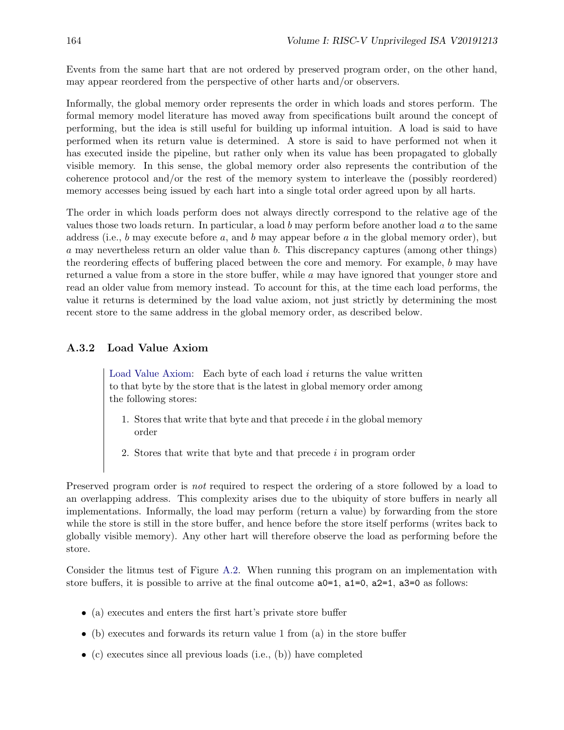Events from the same hart that are not ordered by preserved program order, on the other hand, may appear reordered from the perspective of other harts and/or observers.

Informally, the global memory order represents the order in which loads and stores perform. The formal memory model literature has moved away from specifications built around the concept of performing, but the idea is still useful for building up informal intuition. A load is said to have performed when its return value is determined. A store is said to have performed not when it has executed inside the pipeline, but rather only when its value has been propagated to globally visible memory. In this sense, the global memory order also represents the contribution of the coherence protocol and/or the rest of the memory system to interleave the (possibly reordered) memory accesses being issued by each hart into a single total order agreed upon by all harts.

The order in which loads perform does not always directly correspond to the relative age of the values those two loads return. In particular, a load $b$ may perform before another load $a$ to the same address (i.e., $b$ may execute before $a$, and $b$ may appear before $a$ in the global memory order), but $a$ may nevertheless return an older value than $b$. This discrepancy captures (among other things) the reordering effects of buffering placed between the core and memory. For example, $b$ may have returned a value from a store in the store buffer, while $a$ may have ignored that younger store and read an older value from memory instead. To account for this, at the time each load performs, the value it returns is determined by the load value axiom, not just strictly by determining the most recent store to the same address in the global memory order, as described below.

### A.3.2 Load Value Axiom

> Load Value Axiom: Each byte of each load $i$ returns the value written to that byte by the store that is the latest in global memory order among the following stores:
>
> 1. Stores that write that byte and that precede $i$ in the global memory order
> 2. Stores that write that byte and that precede $i$ in program order

Preserved program order is *not* required to respect the ordering of a store followed by a load to an overlapping address. This complexity arises due to the ubiquity of store buffers in nearly all implementations. Informally, the load may perform (return a value) by forwarding from the store while the store is still in the store buffer, and hence before the store itself performs (writes back to globally visible memory). Any other hart will therefore observe the load as performing before the store.

Consider the litmus test of Figure A.2. When running this program on an implementation with store buffers, it is possible to arrive at the final outcome `a0=1`, `a1=0`, `a2=1`, `a3=0` as follows:

- (a) executes and enters the first hart's private store buffer
- (b) executes and forwards its return value 1 from (a) in the store buffer
- (c) executes since all previous loads (i.e., (b)) have completed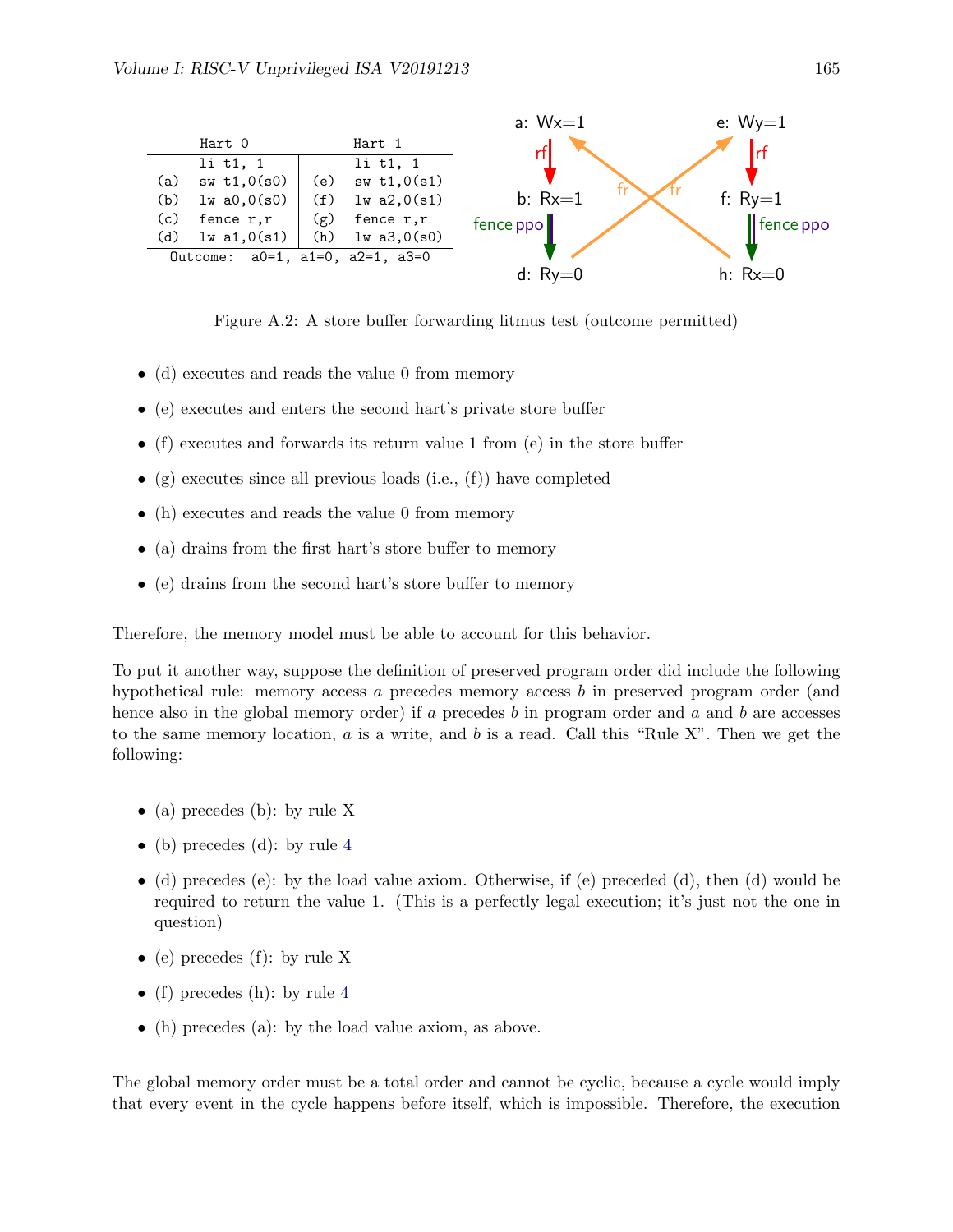| | Hart 0 | | Hart 1 |
|---|---|---|---|
| | li t1, 1 | | li t1, 1 |
| (a) | sw t1,0(s0) | (e) | sw t1,0(s1) |
| (b) | lw a0,0(s0) | (f) | lw a2,0(s1) |
| (c) | fence r,r | (g) | fence r,r |
| (d) | lw a1,0(s1) | (h) | lw a3,0(s0) |
| Outcome: a0=1, a1=0, a2=1, a3=0 | | | |

Figure A.2: A store buffer forwarding litmus test (outcome permitted)

- (d) executes and reads the value 0 from memory
- (e) executes and enters the second hart's private store buffer
- (f) executes and forwards its return value 1 from (e) in the store buffer
- (g) executes since all previous loads (i.e., (f)) have completed
- (h) executes and reads the value 0 from memory
- (a) drains from the first hart's store buffer to memory
- (e) drains from the second hart's store buffer to memory

Therefore, the memory model must be able to account for this behavior.

To put it another way, suppose the definition of preserved program order did include the following hypothetical rule: memory access *a* precedes memory access *b* in preserved program order (and hence also in the global memory order) if *a* precedes *b* in program order and *a* and *b* are accesses to the same memory location, *a* is a write, and *b* is a read. Call this "Rule X". Then we get the following:

- (a) precedes (b): by rule X
- (b) precedes (d): by rule 4
- (d) precedes (e): by the load value axiom. Otherwise, if (e) preceded (d), then (d) would be required to return the value 1. (This is a perfectly legal execution; it's just not the one in question)
- (e) precedes (f): by rule X
- (f) precedes (h): by rule 4
- (h) precedes (a): by the load value axiom, as above.

The global memory order must be a total order and cannot be cyclic, because a cycle would imply that every event in the cycle happens before itself, which is impossible. Therefore, the execution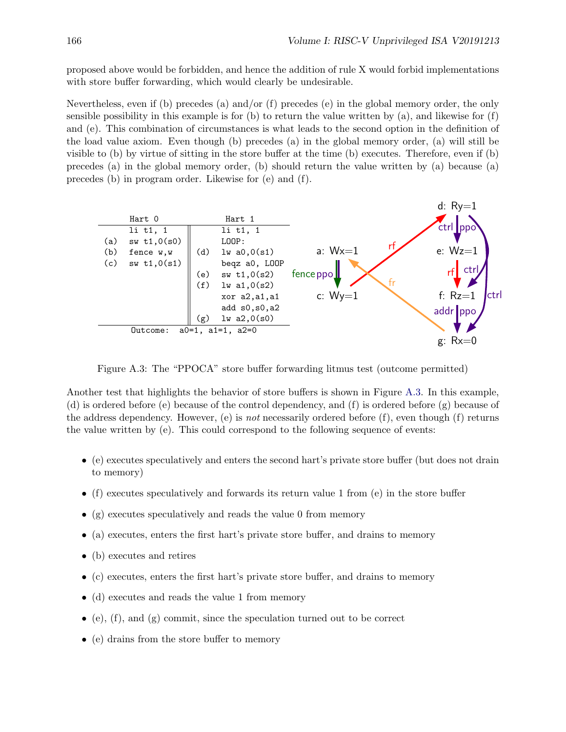proposed above would be forbidden, and hence the addition of rule X would forbid implementations with store buffer forwarding, which would clearly be undesirable.

Nevertheless, even if (b) precedes (a) and/or (f) precedes (e) in the global memory order, the only sensible possibility in this example is for (b) to return the value written by (a), and likewise for (f) and (e). This combination of circumstances is what leads to the second option in the definition of the load value axiom. Even though (b) precedes (a) in the global memory order, (a) will still be visible to (b) by virtue of sitting in the store buffer at the time (b) executes. Therefore, even if (b) precedes (a) in the global memory order, (b) should return the value written by (a) because (a) precedes (b) in program order. Likewise for (e) and (f).

| | Hart 0 | | Hart 1 |
|---|---|---|---|
| | li t1, 1 | | li t1, 1 |
| (a) | sw t1,0(s0) | | LOOP: |
| (b) | fence w,w | (d) | lw a0,0(s1) |
| (c) | sw t1,0(s1) | | beqz a0, LOOP |
| | | (e) | sw t1,0(s2) |
| | | (f) | lw a1,0(s2) |
| | | | xor a2,a1,a1 |
| | | | add s0,s0,a2 |
| | | (g) | lw a2,0(s0) |
| Outcome: a0=1, a1=1, a2=0 | | | |

Figure A.3: The "PPOCA" store buffer forwarding litmus test (outcome permitted)

Another test that highlights the behavior of store buffers is shown in Figure A.3. In this example, (d) is ordered before (e) because of the control dependency, and (f) is ordered before (g) because of the address dependency. However, (e) is *not* necessarily ordered before (f), even though (f) returns the value written by (e). This could correspond to the following sequence of events:

- (e) executes speculatively and enters the second hart's private store buffer (but does not drain to memory)
- (f) executes speculatively and forwards its return value 1 from (e) in the store buffer
- (g) executes speculatively and reads the value 0 from memory
- (a) executes, enters the first hart's private store buffer, and drains to memory
- (b) executes and retires
- (c) executes, enters the first hart's private store buffer, and drains to memory
- (d) executes and reads the value 1 from memory
- (e), (f), and (g) commit, since the speculation turned out to be correct
- (e) drains from the store buffer to memory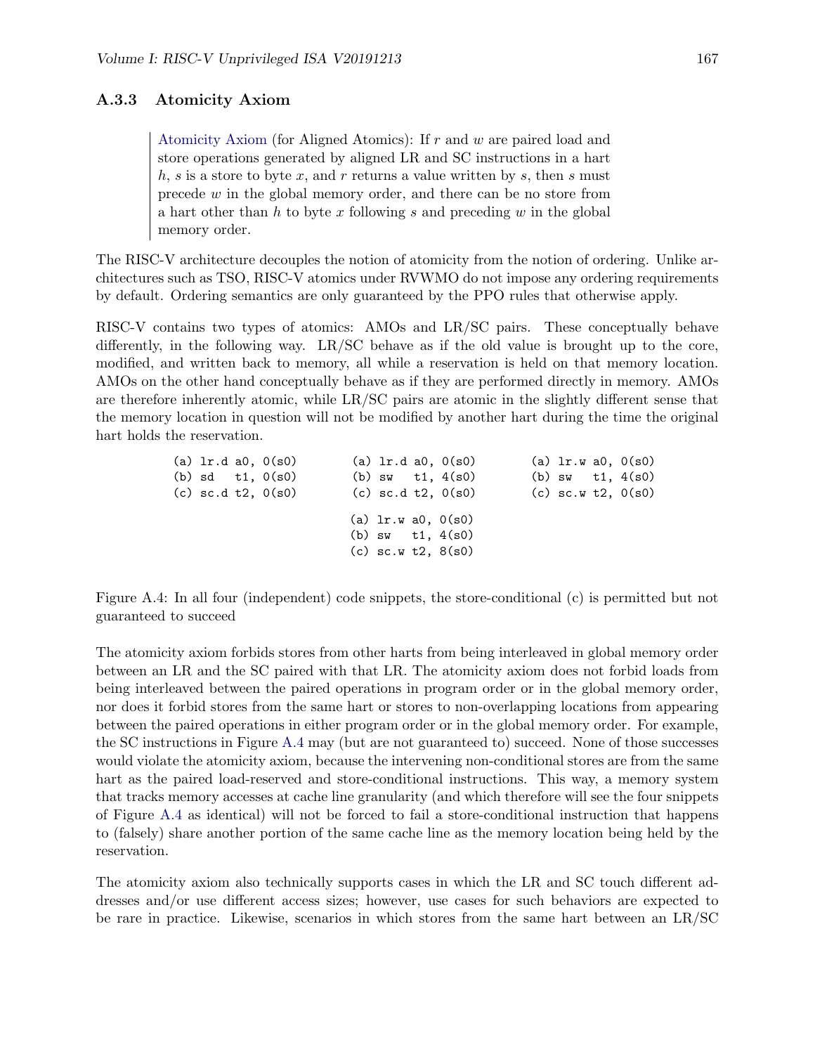### A.3.3 Atomicity Axiom

> Atomicity Axiom (for Aligned Atomics): If $r$ and $w$ are paired load and store operations generated by aligned LR and SC instructions in a hart $h$, $s$ is a store to byte $x$, and $r$ returns a value written by $s$, then $s$ must precede $w$ in the global memory order, and there can be no store from a hart other than $h$ to byte $x$ following $s$ and preceding $w$ in the global memory order.

The RISC-V architecture decouples the notion of atomicity from the notion of ordering. Unlike architectures such as TSO, RISC-V atomics under RVWMO do not impose any ordering requirements by default. Ordering semantics are only guaranteed by the PPO rules that otherwise apply.

RISC-V contains two types of atomics: AMOs and LR/SC pairs. These conceptually behave differently, in the following way. LR/SC behave as if the old value is brought up to the core, modified, and written back to memory, all while a reservation is held on that memory location. AMOs on the other hand conceptually behave as if they are performed directly in memory. AMOs are therefore inherently atomic, while LR/SC pairs are atomic in the slightly different sense that the memory location in question will not be modified by another hart during the time the original hart holds the reservation.

```
(a) lr.d a0, 0(s0)
(b) sd   t1, 0(s0)
(c) sc.d t2, 0(s0)
```

```
(a) lr.d a0, 0(s0)
(b) sw   t1, 4(s0)
(c) sc.d t2, 0(s0)
```

```
(a) lr.w a0, 0(s0)
(b) sw   t1, 4(s0)
(c) sc.w t2, 8(s0)
```

```
(a) lr.w a0, 0(s0)
(b) sw   t1, 4(s0)
(c) sc.w t2, 0(s0)
```

Figure A.4: In all four (independent) code snippets, the store-conditional (c) is permitted but not guaranteed to succeed

The atomicity axiom forbids stores from other harts from being interleaved in global memory order between an LR and the SC paired with that LR. The atomicity axiom does not forbid loads from being interleaved between the paired operations in program order or in the global memory order, nor does it forbid stores from the same hart or stores to non-overlapping locations from appearing between the paired operations in either program order or in the global memory order. For example, the SC instructions in Figure A.4 may (but are not guaranteed to) succeed. None of those successes would violate the atomicity axiom, because the intervening non-conditional stores are from the same hart as the paired load-reserved and store-conditional instructions. This way, a memory system that tracks memory accesses at cache line granularity (and which therefore will see the four snippets of Figure A.4 as identical) will not be forced to fail a store-conditional instruction that happens to (falsely) share another portion of the same cache line as the memory location being held by the reservation.

The atomicity axiom also technically supports cases in which the LR and SC touch different addresses and/or use different access sizes; however, use cases for such behaviors are expected to be rare in practice. Likewise, scenarios in which stores from the same hart between an LR/SC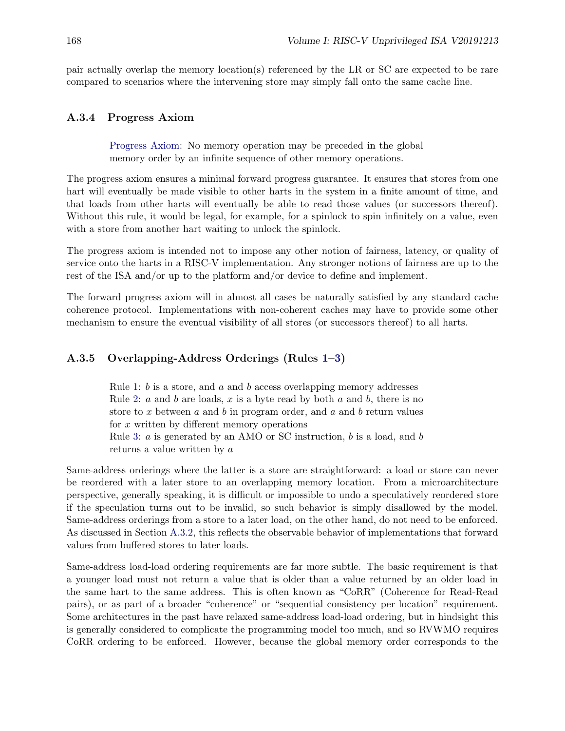pair actually overlap the memory location(s) referenced by the LR or SC are expected to be rare compared to scenarios where the intervening store may simply fall onto the same cache line.

### A.3.4 Progress Axiom

> Progress Axiom: No memory operation may be preceded in the global memory order by an infinite sequence of other memory operations.

The progress axiom ensures a minimal forward progress guarantee. It ensures that stores from one hart will eventually be made visible to other harts in the system in a finite amount of time, and that loads from other harts will eventually be able to read those values (or successors thereof). Without this rule, it would be legal, for example, for a spinlock to spin infinitely on a value, even with a store from another hart waiting to unlock the spinlock.

The progress axiom is intended not to impose any other notion of fairness, latency, or quality of service onto the harts in a RISC-V implementation. Any stronger notions of fairness are up to the rest of the ISA and/or up to the platform and/or device to define and implement.

The forward progress axiom will in almost all cases be naturally satisfied by any standard cache coherence protocol. Implementations with non-coherent caches may have to provide some other mechanism to ensure the eventual visibility of all stores (or successors thereof) to all harts.

### A.3.5 Overlapping-Address Orderings (Rules 1–3)

> Rule 1: $b$ is a store, and $a$ and $b$ access overlapping memory addresses
> Rule 2: $a$ and $b$ are loads, $x$ is a byte read by both $a$ and $b$, there is no store to $x$ between $a$ and $b$ in program order, and $a$ and $b$ return values for $x$ written by different memory operations
> Rule 3: $a$ is generated by an AMO or SC instruction, $b$ is a load, and $b$ returns a value written by $a$

Same-address orderings where the latter is a store are straightforward: a load or store can never be reordered with a later store to an overlapping memory location. From a microarchitecture perspective, generally speaking, it is difficult or impossible to undo a speculatively reordered store if the speculation turns out to be invalid, so such behavior is simply disallowed by the model. Same-address orderings from a store to a later load, on the other hand, do not need to be enforced. As discussed in Section A.3.2, this reflects the observable behavior of implementations that forward values from buffered stores to later loads.

Same-address load-load ordering requirements are far more subtle. The basic requirement is that a younger load must not return a value that is older than a value returned by an older load in the same hart to the same address. This is often known as "CoRR" (Coherence for Read-Read pairs), or as part of a broader "coherence" or "sequential consistency per location" requirement. Some architectures in the past have relaxed same-address load-load ordering, but in hindsight this is generally considered to complicate the programming model too much, and so RVWMO requires CoRR ordering to be enforced. However, because the global memory order corresponds to the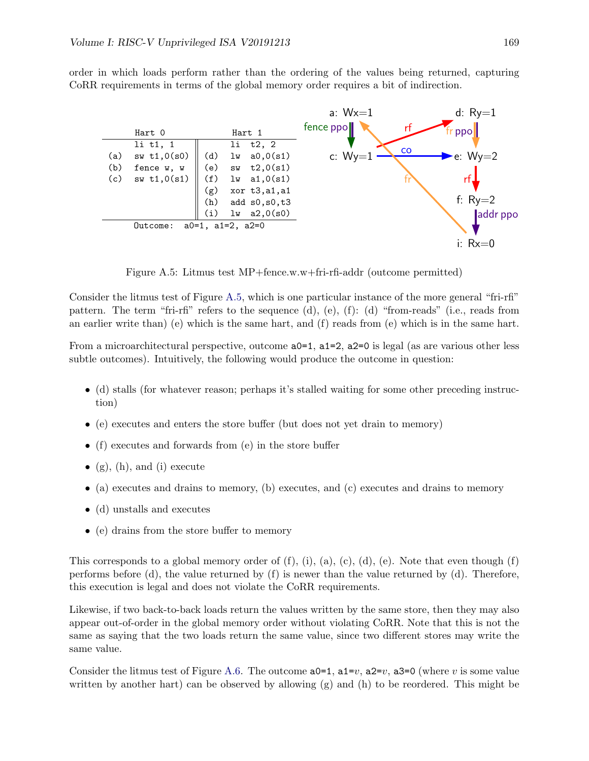order in which loads perform rather than the ordering of the values being returned, capturing CoRR requirements in terms of the global memory order requires a bit of indirection.

| | Hart 0 | | Hart 1 |
|---|---|---|---|
| | li t1, 1 | | li t2, 2 |
| (a) | sw t1,0(s0) | (d) | lw a0,0(s1) |
| (b) | fence w, w | (e) | sw t2,0(s1) |
| (c) | sw t1,0(s1) | (f) | lw a1,0(s1) |
| | | (g) | xor t3,a1,a1 |
| | | (h) | add s0,s0,t3 |
| | | (i) | lw a2,0(s0) |

Outcome: a0=1, a1=2, a2=0

Figure A.5: Litmus test MP+fence.w.w+fri-rfi-addr (outcome permitted)

Consider the litmus test of Figure A.5, which is one particular instance of the more general "fri-rfi" pattern. The term "fri-rfi" refers to the sequence (d), (e), (f): (d) "from-reads" (i.e., reads from an earlier write than) (e) which is the same hart, and (f) reads from (e) which is in the same hart.

From a microarchitectural perspective, outcome `a0=1`, `a1=2`, `a2=0` is legal (as are various other less subtle outcomes). Intuitively, the following would produce the outcome in question:

- (d) stalls (for whatever reason; perhaps it's stalled waiting for some other preceding instruction)
- (e) executes and enters the store buffer (but does not yet drain to memory)
- (f) executes and forwards from (e) in the store buffer
- (g), (h), and (i) execute
- (a) executes and drains to memory, (b) executes, and (c) executes and drains to memory
- (d) unstalls and executes
- (e) drains from the store buffer to memory

This corresponds to a global memory order of (f), (i), (a), (c), (d), (e). Note that even though (f) performs before (d), the value returned by (f) is newer than the value returned by (d). Therefore, this execution is legal and does not violate the CoRR requirements.

Likewise, if two back-to-back loads return the values written by the same store, then they may also appear out-of-order in the global memory order without violating CoRR. Note that this is not the same as saying that the two loads return the same value, since two different stores may write the same value.

Consider the litmus test of Figure A.6. The outcome `a0=1`, `a1=`$v$, `a2=`$v$, `a3=0` (where $v$ is some value written by another hart) can be observed by allowing (g) and (h) to be reordered. This might be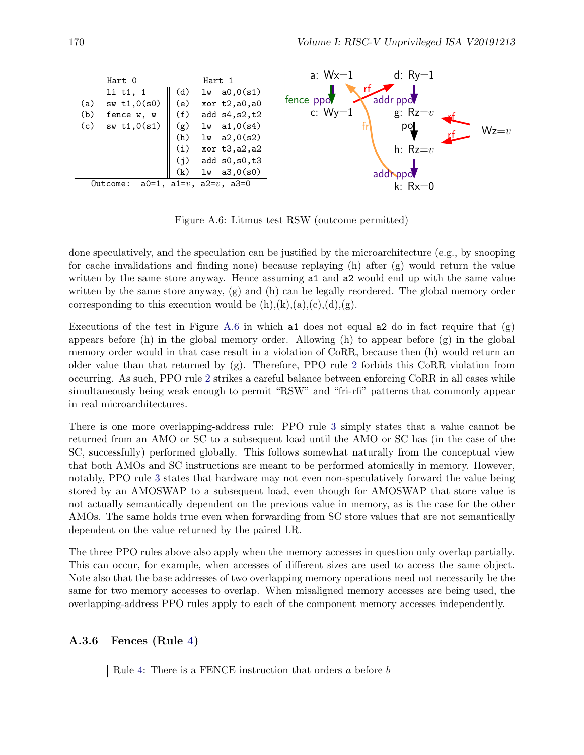| | Hart 0 | | | Hart 1 |
|---|---|---|---|---|
| | li t1, 1 | | (d) | lw a0,0(s1) |
| (a) | sw t1,0(s0) | | (e) | xor t2,a0,a0 |
| (b) | fence w, w | | (f) | add s4,s2,t2 |
| (c) | sw t1,0(s1) | | (g) | lw a1,0(s4) |
| | | | (h) | lw a2,0(s2) |
| | | | (i) | xor t3,a2,a2 |
| | | | (j) | add s0,s0,t3 |
| | | | (k) | lw a3,0(s0) |

Outcome: a0=1, a1=$v$, a2=$v$, a3=0

Figure A.6: Litmus test RSW (outcome permitted)

done speculatively, and the speculation can be justified by the microarchitecture (e.g., by snooping for cache invalidations and finding none) because replaying (h) after (g) would return the value written by the same store anyway. Hence assuming a1 and a2 would end up with the same value written by the same store anyway, (g) and (h) can be legally reordered. The global memory order corresponding to this execution would be (h),(k),(a),(c),(d),(g).

Executions of the test in Figure A.6 in which a1 does not equal a2 do in fact require that (g) appears before (h) in the global memory order. Allowing (h) to appear before (g) in the global memory order would in that case result in a violation of CoRR, because then (h) would return an older value than that returned by (g). Therefore, PPO rule 2 forbids this CoRR violation from occurring. As such, PPO rule 2 strikes a careful balance between enforcing CoRR in all cases while simultaneously being weak enough to permit "RSW" and "fri-rfi" patterns that commonly appear in real microarchitectures.

There is one more overlapping-address rule: PPO rule 3 simply states that a value cannot be returned from an AMO or SC to a subsequent load until the AMO or SC has (in the case of the SC, successfully) performed globally. This follows somewhat naturally from the conceptual view that both AMOs and SC instructions are meant to be performed atomically in memory. However, notably, PPO rule 3 states that hardware may not even non-speculatively forward the value being stored by an AMOSWAP to a subsequent load, even though for AMOSWAP that store value is not actually semantically dependent on the previous value in memory, as is the case for the other AMOs. The same holds true even when forwarding from SC store values that are not semantically dependent on the value returned by the paired LR.

The three PPO rules above also apply when the memory accesses in question only overlap partially. This can occur, for example, when accesses of different sizes are used to access the same object. Note also that the base addresses of two overlapping memory operations need not necessarily be the same for two memory accesses to overlap. When misaligned memory accesses are being used, the overlapping-address PPO rules apply to each of the component memory accesses independently.

### A.3.6 Fences (Rule 4)

> Rule 4: There is a FENCE instruction that orders $a$ before $b$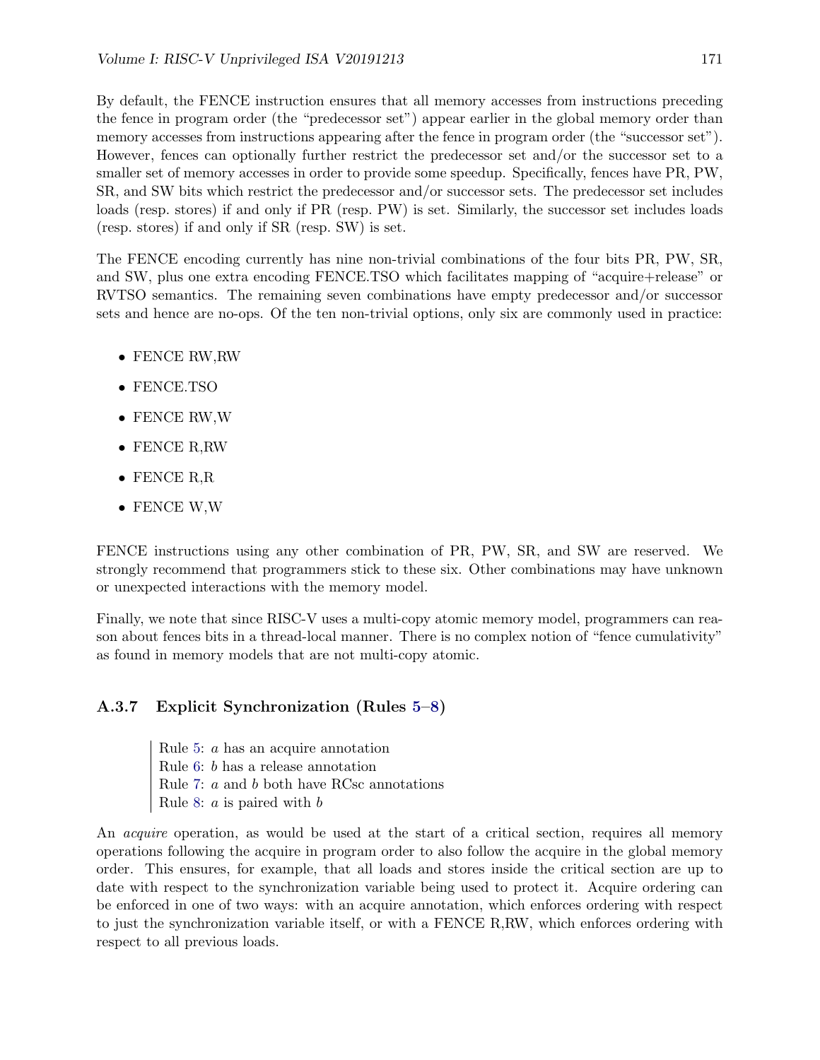By default, the FENCE instruction ensures that all memory accesses from instructions preceding the fence in program order (the "predecessor set") appear earlier in the global memory order than memory accesses from instructions appearing after the fence in program order (the "successor set"). However, fences can optionally further restrict the predecessor set and/or the successor set to a smaller set of memory accesses in order to provide some speedup. Specifically, fences have PR, PW, SR, and SW bits which restrict the predecessor and/or successor sets. The predecessor set includes loads (resp. stores) if and only if PR (resp. PW) is set. Similarly, the successor set includes loads (resp. stores) if and only if SR (resp. SW) is set.

The FENCE encoding currently has nine non-trivial combinations of the four bits PR, PW, SR, and SW, plus one extra encoding FENCE.TSO which facilitates mapping of "acquire+release" or RVTSO semantics. The remaining seven combinations have empty predecessor and/or successor sets and hence are no-ops. Of the ten non-trivial options, only six are commonly used in practice:

- FENCE RW,RW
- FENCE.TSO
- FENCE RW,W
- FENCE R,RW
- FENCE R,R
- FENCE W,W

FENCE instructions using any other combination of PR, PW, SR, and SW are reserved. We strongly recommend that programmers stick to these six. Other combinations may have unknown or unexpected interactions with the memory model.

Finally, we note that since RISC-V uses a multi-copy atomic memory model, programmers can reason about fences bits in a thread-local manner. There is no complex notion of "fence cumulativity" as found in memory models that are not multi-copy atomic.

### A.3.7 Explicit Synchronization (Rules 5–8)

> Rule 5: $a$ has an acquire annotation
> Rule 6: $b$ has a release annotation
> Rule 7: $a$ and $b$ both have RCsc annotations
> Rule 8: $a$ is paired with $b$

An *acquire* operation, as would be used at the start of a critical section, requires all memory operations following the acquire in program order to also follow the acquire in the global memory order. This ensures, for example, that all loads and stores inside the critical section are up to date with respect to the synchronization variable being used to protect it. Acquire ordering can be enforced in one of two ways: with an acquire annotation, which enforces ordering with respect to just the synchronization variable itself, or with a FENCE R,RW, which enforces ordering with respect to all previous loads.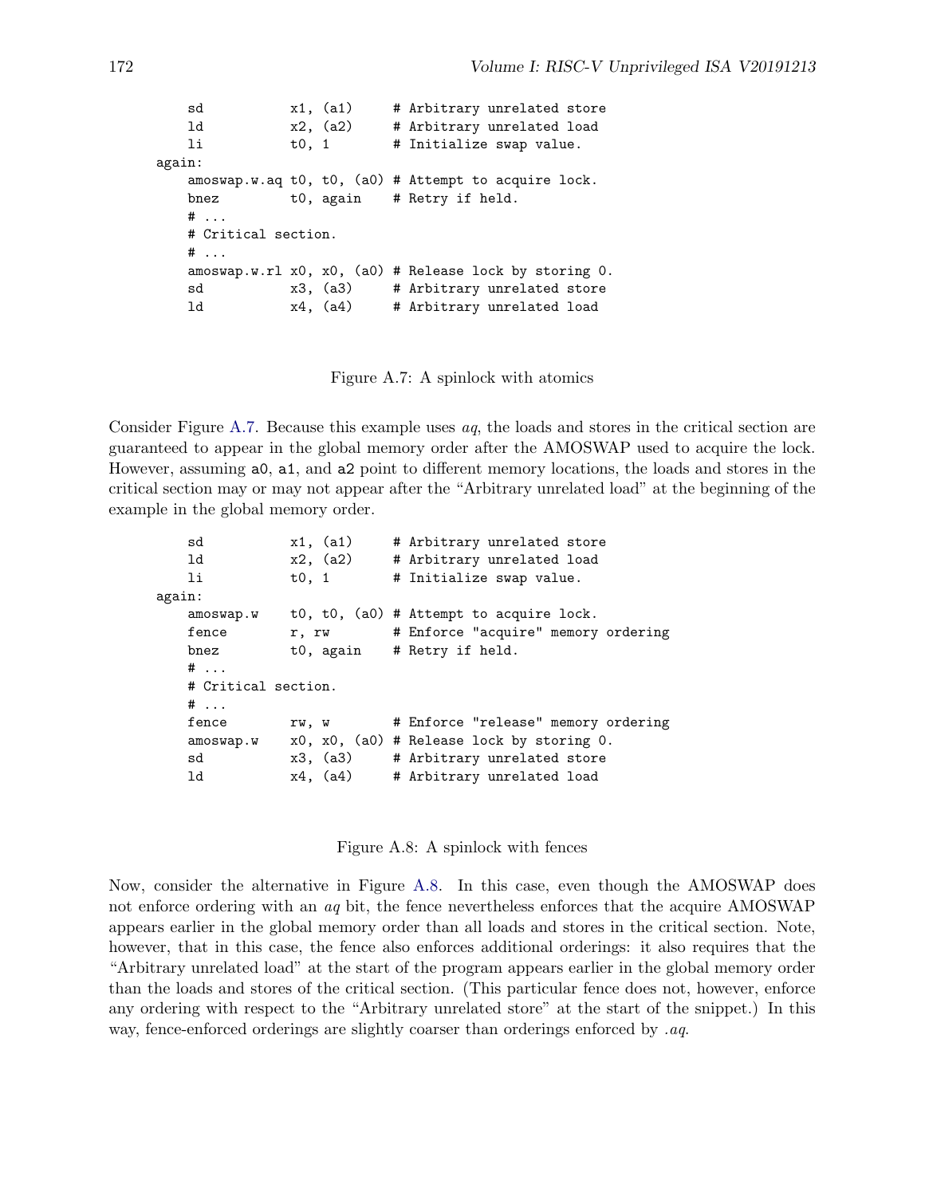```
    sd           x1, (a1)     # Arbitrary unrelated store
    ld           x2, (a2)     # Arbitrary unrelated load
    li           t0, 1        # Initialize swap value.
again:
    amoswap.w.aq t0, t0, (a0) # Attempt to acquire lock.
    bnez         t0, again    # Retry if held.
    # ...
    # Critical section.
    # ...
    amoswap.w.rl x0, x0, (a0) # Release lock by storing 0.
    sd           x3, (a3)     # Arbitrary unrelated store
    ld           x4, (a4)     # Arbitrary unrelated load
```

Figure A.7: A spinlock with atomics

Consider Figure A.7. Because this example uses *aq*, the loads and stores in the critical section are guaranteed to appear in the global memory order after the AMOSWAP used to acquire the lock. However, assuming a0, a1, and a2 point to different memory locations, the loads and stores in the critical section may or may not appear after the "Arbitrary unrelated load" at the beginning of the example in the global memory order.

```
    sd           x1, (a1)     # Arbitrary unrelated store
    ld           x2, (a2)     # Arbitrary unrelated load
    li           t0, 1        # Initialize swap value.
again:
    amoswap.w    t0, t0, (a0) # Attempt to acquire lock.
    fence        r, rw        # Enforce "acquire" memory ordering
    bnez         t0, again    # Retry if held.
    # ...
    # Critical section.
    # ...
    fence        rw, w        # Enforce "release" memory ordering
    amoswap.w    x0, x0, (a0) # Release lock by storing 0.
    sd           x3, (a3)     # Arbitrary unrelated store
    ld           x4, (a4)     # Arbitrary unrelated load
```

Figure A.8: A spinlock with fences

Now, consider the alternative in Figure A.8. In this case, even though the AMOSWAP does not enforce ordering with an *aq* bit, the fence nevertheless enforces that the acquire AMOSWAP appears earlier in the global memory order than all loads and stores in the critical section. Note, however, that in this case, the fence also enforces additional orderings: it also requires that the "Arbitrary unrelated load" at the start of the program appears earlier in the global memory order than the loads and stores of the critical section. (This particular fence does not, however, enforce any ordering with respect to the "Arbitrary unrelated store" at the start of the snippet.) In this way, fence-enforced orderings are slightly coarser than orderings enforced by *.aq*.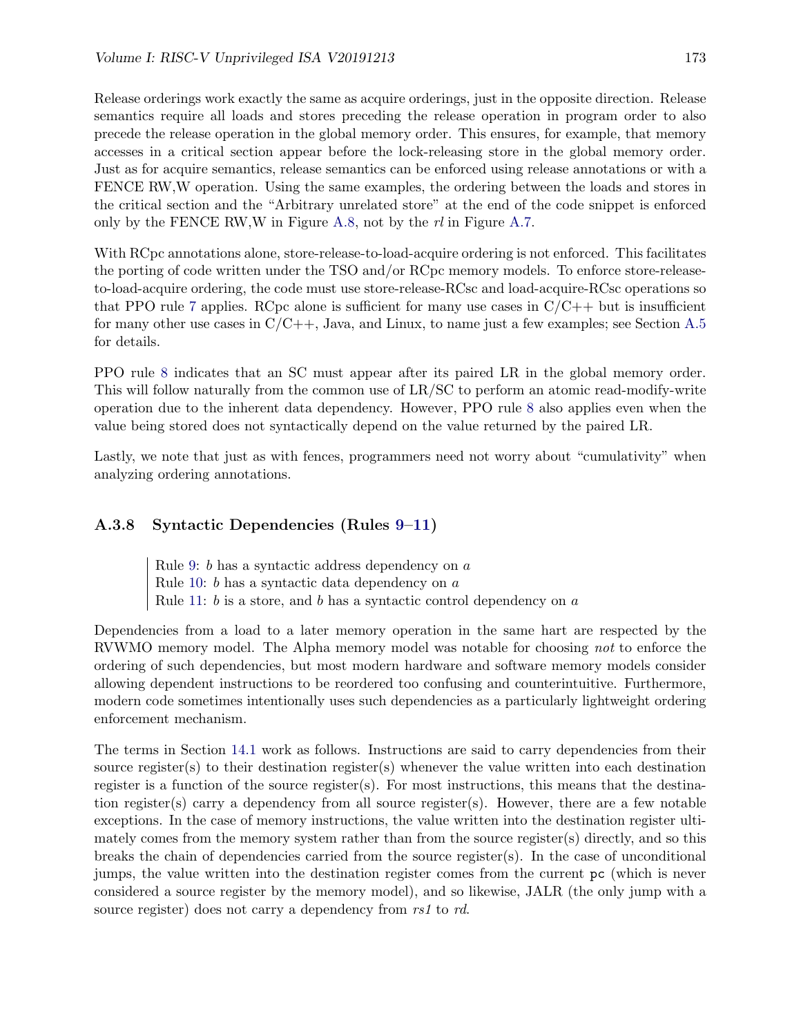Release orderings work exactly the same as acquire orderings, just in the opposite direction. Release semantics require all loads and stores preceding the release operation in program order to also precede the release operation in the global memory order. This ensures, for example, that memory accesses in a critical section appear before the lock-releasing store in the global memory order. Just as for acquire semantics, release semantics can be enforced using release annotations or with a FENCE RW,W operation. Using the same examples, the ordering between the loads and stores in the critical section and the "Arbitrary unrelated store" at the end of the code snippet is enforced only by the FENCE RW,W in Figure A.8, not by the *rl* in Figure A.7.

With RCpc annotations alone, store-release-to-load-acquire ordering is not enforced. This facilitates the porting of code written under the TSO and/or RCpc memory models. To enforce store-release-to-load-acquire ordering, the code must use store-release-RCsc and load-acquire-RCsc operations so that PPO rule 7 applies. RCpc alone is sufficient for many use cases in C/C++ but is insufficient for many other use cases in C/C++, Java, and Linux, to name just a few examples; see Section A.5 for details.

PPO rule 8 indicates that an SC must appear after its paired LR in the global memory order. This will follow naturally from the common use of LR/SC to perform an atomic read-modify-write operation due to the inherent data dependency. However, PPO rule 8 also applies even when the value being stored does not syntactically depend on the value returned by the paired LR.

Lastly, we note that just as with fences, programmers need not worry about "cumulativity" when analyzing ordering annotations.

### A.3.8 Syntactic Dependencies (Rules 9–11)

> Rule 9: *b* has a syntactic address dependency on *a*
> Rule 10: *b* has a syntactic data dependency on *a*
> Rule 11: *b* is a store, and *b* has a syntactic control dependency on *a*

Dependencies from a load to a later memory operation in the same hart are respected by the RVWMO memory model. The Alpha memory model was notable for choosing *not* to enforce the ordering of such dependencies, but most modern hardware and software memory models consider allowing dependent instructions to be reordered too confusing and counterintuitive. Furthermore, modern code sometimes intentionally uses such dependencies as a particularly lightweight ordering enforcement mechanism.

The terms in Section 14.1 work as follows. Instructions are said to carry dependencies from their source register(s) to their destination register(s) whenever the value written into each destination register is a function of the source register(s). For most instructions, this means that the destination register(s) carry a dependency from all source register(s). However, there are a few notable exceptions. In the case of memory instructions, the value written into the destination register ultimately comes from the memory system rather than from the source register(s) directly, and so this breaks the chain of dependencies carried from the source register(s). In the case of unconditional jumps, the value written into the destination register comes from the current `pc` (which is never considered a source register by the memory model), and so likewise, JALR (the only jump with a source register) does not carry a dependency from *rs1* to *rd*.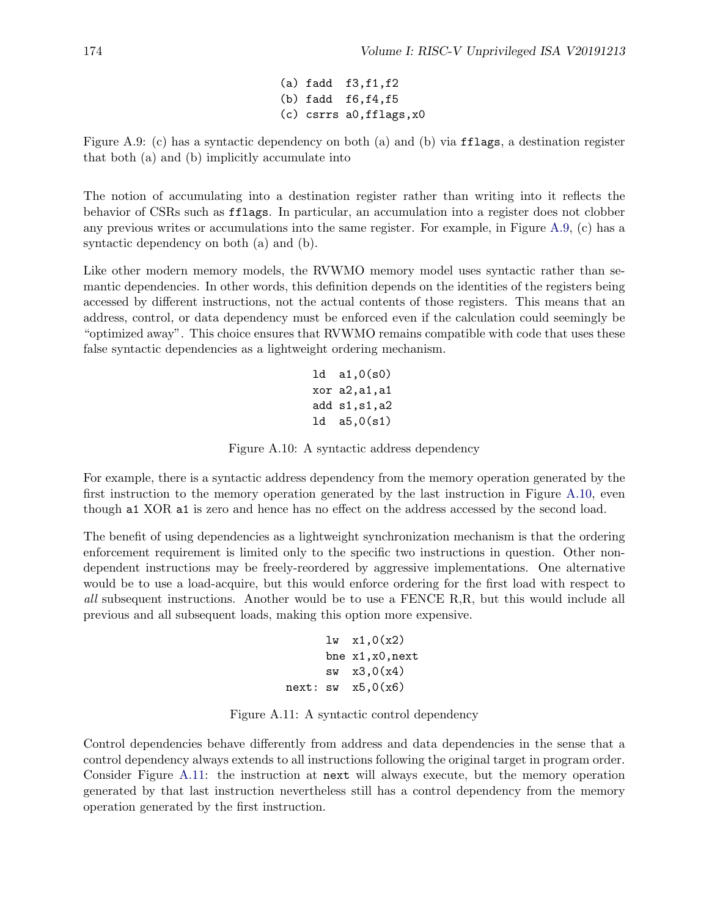```
(a) fadd  f3,f1,f2
(b) fadd  f6,f4,f5
(c) csrrs a0,fflags,x0
```

Figure A.9: (c) has a syntactic dependency on both (a) and (b) via `fflags`, a destination register that both (a) and (b) implicitly accumulate into

The notion of accumulating into a destination register rather than writing into it reflects the behavior of CSRs such as `fflags`. In particular, an accumulation into a register does not clobber any previous writes or accumulations into the same register. For example, in Figure A.9, (c) has a syntactic dependency on both (a) and (b).

Like other modern memory models, the RVWMO memory model uses syntactic rather than semantic dependencies. In other words, this definition depends on the identities of the registers being accessed by different instructions, not the actual contents of those registers. This means that an address, control, or data dependency must be enforced even if the calculation could seemingly be "optimized away". This choice ensures that RVWMO remains compatible with code that uses these false syntactic dependencies as a lightweight ordering mechanism.

```
ld  a1,0(s0)
xor a2,a1,a1
add s1,s1,a2
ld  a5,0(s1)
```

Figure A.10: A syntactic address dependency

For example, there is a syntactic address dependency from the memory operation generated by the first instruction to the memory operation generated by the last instruction in Figure A.10, even though `a1` XOR `a1` is zero and hence has no effect on the address accessed by the second load.

The benefit of using dependencies as a lightweight synchronization mechanism is that the ordering enforcement requirement is limited only to the specific two instructions in question. Other non-dependent instructions may be freely-reordered by aggressive implementations. One alternative would be to use a load-acquire, but this would enforce ordering for the first load with respect to *all* subsequent instructions. Another would be to use a FENCE R,R, but this would include all previous and all subsequent loads, making this option more expensive.

```
      lw  x1,0(x2)
      bne x1,x0,next
      sw  x3,0(x4)
next: sw  x5,0(x6)
```

Figure A.11: A syntactic control dependency

Control dependencies behave differently from address and data dependencies in the sense that a control dependency always extends to all instructions following the original target in program order. Consider Figure A.11: the instruction at `next` will always execute, but the memory operation generated by that last instruction nevertheless still has a control dependency from the memory operation generated by the first instruction.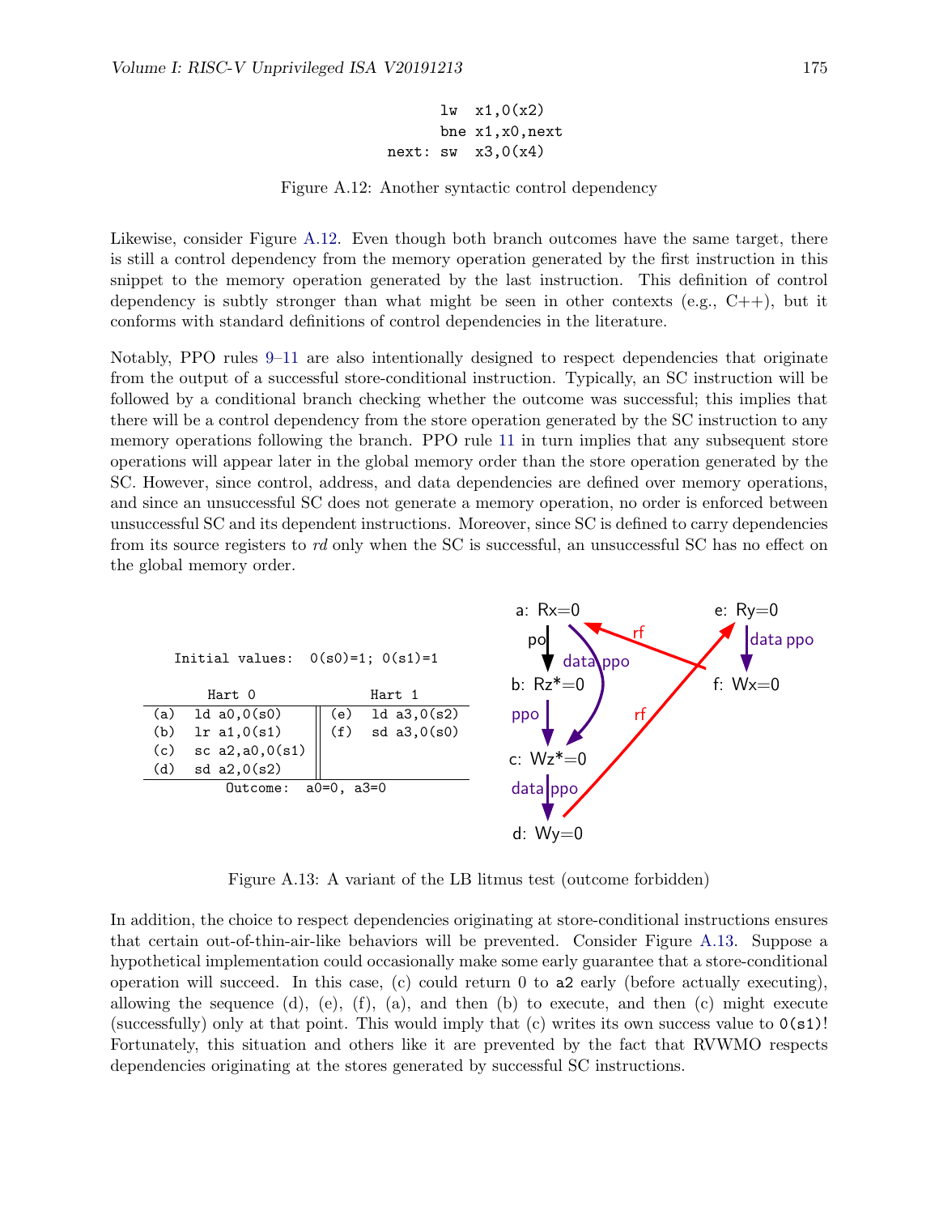```
      lw  x1,0(x2)
      bne x1,x0,next
next: sw  x3,0(x4)
```

Figure A.12: Another syntactic control dependency

Likewise, consider Figure A.12. Even though both branch outcomes have the same target, there is still a control dependency from the memory operation generated by the first instruction in this snippet to the memory operation generated by the last instruction. This definition of control dependency is subtly stronger than what might be seen in other contexts (e.g., C++), but it conforms with standard definitions of control dependencies in the literature.

Notably, PPO rules 9–11 are also intentionally designed to respect dependencies that originate from the output of a successful store-conditional instruction. Typically, an SC instruction will be followed by a conditional branch checking whether the outcome was successful; this implies that there will be a control dependency from the store operation generated by the SC instruction to any memory operations following the branch. PPO rule 11 in turn implies that any subsequent store operations will appear later in the global memory order than the store operation generated by the SC. However, since control, address, and data dependencies are defined over memory operations, and since an unsuccessful SC does not generate a memory operation, no order is enforced between unsuccessful SC and its dependent instructions. Moreover, since SC is defined to carry dependencies from its source registers to *rd* only when the SC is successful, an unsuccessful SC has no effect on the global memory order.

Initial values: 0(s0)=1; 0(s1)=1

| | Hart 0 | | Hart 1 |
|---|---|---|---|
| (a) | ld a0,0(s0) | (e) | ld a3,0(s2) |
| (b) | lr a1,0(s1) | (f) | sd a3,0(s0) |
| (c) | sc a2,a0,0(s1) | | |
| (d) | sd a2,0(s2) | | |

Outcome: a0=0, a3=0

```
a: Rx=0          e: Ry=0
b: Rz*=0         f: Wx=0
c: Wz*=0
d: Wy=0
```
(Edges: a→b po; a→c data ppo; b→c ppo; c→d data ppo; e→f data ppo; f→a rf; d→e rf)

Figure A.13: A variant of the LB litmus test (outcome forbidden)

In addition, the choice to respect dependencies originating at store-conditional instructions ensures that certain out-of-thin-air-like behaviors will be prevented. Consider Figure A.13. Suppose a hypothetical implementation could occasionally make some early guarantee that a store-conditional operation will succeed. In this case, (c) could return 0 to `a2` early (before actually executing), allowing the sequence (d), (e), (f), (a), and then (b) to execute, and then (c) might execute (successfully) only at that point. This would imply that (c) writes its own success value to `0(s1)`! Fortunately, this situation and others like it are prevented by the fact that RVWMO respects dependencies originating at the stores generated by successful SC instructions.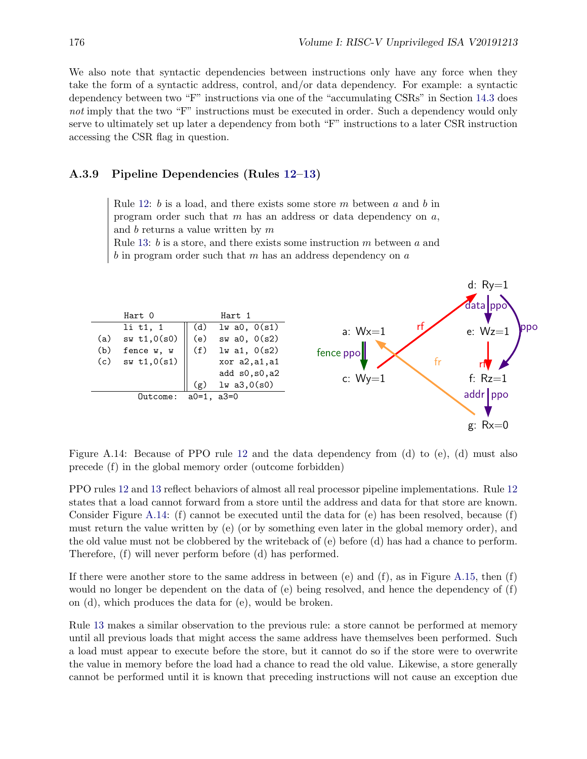We also note that syntactic dependencies between instructions only have any force when they take the form of a syntactic address, control, and/or data dependency. For example: a syntactic dependency between two "F" instructions via one of the "accumulating CSRs" in Section 14.3 does *not* imply that the two "F" instructions must be executed in order. Such a dependency would only serve to ultimately set up later a dependency from both "F" instructions to a later CSR instruction accessing the CSR flag in question.

### A.3.9 Pipeline Dependencies (Rules 12–13)

> Rule 12: $b$ is a load, and there exists some store $m$ between $a$ and $b$ in program order such that $m$ has an address or data dependency on $a$, and $b$ returns a value written by $m$
> Rule 13: $b$ is a store, and there exists some instruction $m$ between $a$ and $b$ in program order such that $m$ has an address dependency on $a$

|  | Hart 0 |  | Hart 1 |
|---|---|---|---|
|  | li t1, 1 | (d) | lw a0, 0(s1) |
| (a) | sw t1,0(s0) | (e) | sw a0, 0(s2) |
| (b) | fence w, w | (f) | lw a1, 0(s2) |
| (c) | sw t1,0(s1) |  | xor a2,a1,a1 |
|  |  |  | add s0,s0,a2 |
|  |  | (g) | lw a3,0(s0) |

Outcome: a0=1, a3=0

Figure A.14: Because of PPO rule 12 and the data dependency from (d) to (e), (d) must also precede (f) in the global memory order (outcome forbidden)

PPO rules 12 and 13 reflect behaviors of almost all real processor pipeline implementations. Rule 12 states that a load cannot forward from a store until the address and data for that store are known. Consider Figure A.14: (f) cannot be executed until the data for (e) has been resolved, because (f) must return the value written by (e) (or by something even later in the global memory order), and the old value must not be clobbered by the writeback of (e) before (d) has had a chance to perform. Therefore, (f) will never perform before (d) has performed.

If there were another store to the same address in between (e) and (f), as in Figure A.15, then (f) would no longer be dependent on the data of (e) being resolved, and hence the dependency of (f) on (d), which produces the data for (e), would be broken.

Rule 13 makes a similar observation to the previous rule: a store cannot be performed at memory until all previous loads that might access the same address have themselves been performed. Such a load must appear to execute before the store, but it cannot do so if the store were to overwrite the value in memory before the load had a chance to read the old value. Likewise, a store generally cannot be performed until it is known that preceding instructions will not cause an exception due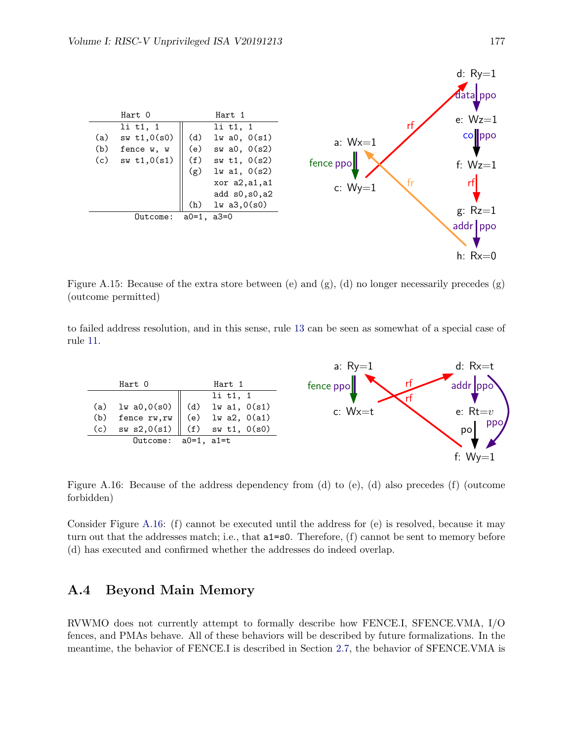| | Hart 0 | | Hart 1 |
|---|---|---|---|
| | li t1, 1 | | li t1, 1 |
| (a) | sw t1,0(s0) | (d) | lw a0, 0(s1) |
| (b) | fence w, w | (e) | sw a0, 0(s2) |
| (c) | sw t1,0(s1) | (f) | sw t1, 0(s2) |
| | | (g) | lw a1, 0(s2) |
| | | | xor a2,a1,a1 |
| | | | add s0,s0,a2 |
| | | (h) | lw a3,0(s0) |
| Outcome: a0=1, a3=0 | | | |

Figure A.15: Because of the extra store between (e) and (g), (d) no longer necessarily precedes (g) (outcome permitted)

to failed address resolution, and in this sense, rule 13 can be seen as somewhat of a special case of rule 11.

| | Hart 0 | | Hart 1 |
|---|---|---|---|
| | | | li t1, 1 |
| (a) | lw a0,0(s0) | (d) | lw a1, 0(s1) |
| (b) | fence rw,rw | (e) | lw a2, 0(a1) |
| (c) | sw s2,0(s1) | (f) | sw t1, 0(s0) |
| Outcome: a0=1, a1=t | | | |

Figure A.16: Because of the address dependency from (d) to (e), (d) also precedes (f) (outcome forbidden)

Consider Figure A.16: (f) cannot be executed until the address for (e) is resolved, because it may turn out that the addresses match; i.e., that `a1=s0`. Therefore, (f) cannot be sent to memory before (d) has executed and confirmed whether the addresses do indeed overlap.

## A.4 Beyond Main Memory

RVWMO does not currently attempt to formally describe how FENCE.I, SFENCE.VMA, I/O fences, and PMAs behave. All of these behaviors will be described by future formalizations. In the meantime, the behavior of FENCE.I is described in Section 2.7, the behavior of SFENCE.VMA is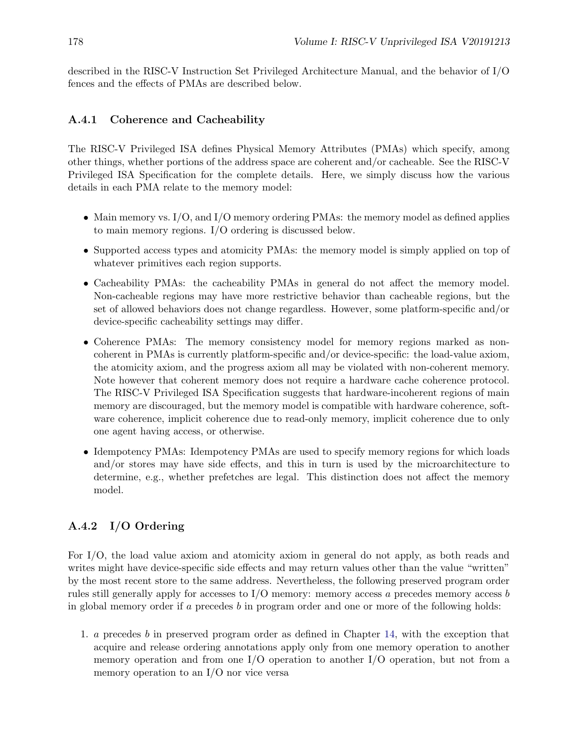described in the RISC-V Instruction Set Privileged Architecture Manual, and the behavior of I/O fences and the effects of PMAs are described below.

### A.4.1 Coherence and Cacheability

The RISC-V Privileged ISA defines Physical Memory Attributes (PMAs) which specify, among other things, whether portions of the address space are coherent and/or cacheable. See the RISC-V Privileged ISA Specification for the complete details. Here, we simply discuss how the various details in each PMA relate to the memory model:

- Main memory vs. I/O, and I/O memory ordering PMAs: the memory model as defined applies to main memory regions. I/O ordering is discussed below.
- Supported access types and atomicity PMAs: the memory model is simply applied on top of whatever primitives each region supports.
- Cacheability PMAs: the cacheability PMAs in general do not affect the memory model. Non-cacheable regions may have more restrictive behavior than cacheable regions, but the set of allowed behaviors does not change regardless. However, some platform-specific and/or device-specific cacheability settings may differ.
- Coherence PMAs: The memory consistency model for memory regions marked as non-coherent in PMAs is currently platform-specific and/or device-specific: the load-value axiom, the atomicity axiom, and the progress axiom all may be violated with non-coherent memory. Note however that coherent memory does not require a hardware cache coherence protocol. The RISC-V Privileged ISA Specification suggests that hardware-incoherent regions of main memory are discouraged, but the memory model is compatible with hardware coherence, software coherence, implicit coherence due to read-only memory, implicit coherence due to only one agent having access, or otherwise.
- Idempotency PMAs: Idempotency PMAs are used to specify memory regions for which loads and/or stores may have side effects, and this in turn is used by the microarchitecture to determine, e.g., whether prefetches are legal. This distinction does not affect the memory model.

### A.4.2 I/O Ordering

For I/O, the load value axiom and atomicity axiom in general do not apply, as both reads and writes might have device-specific side effects and may return values other than the value "written" by the most recent store to the same address. Nevertheless, the following preserved program order rules still generally apply for accesses to I/O memory: memory access $a$ precedes memory access $b$ in global memory order if $a$ precedes $b$ in program order and one or more of the following holds:

1. $a$ precedes $b$ in preserved program order as defined in Chapter 14, with the exception that acquire and release ordering annotations apply only from one memory operation to another memory operation and from one I/O operation to another I/O operation, but not from a memory operation to an I/O nor vice versa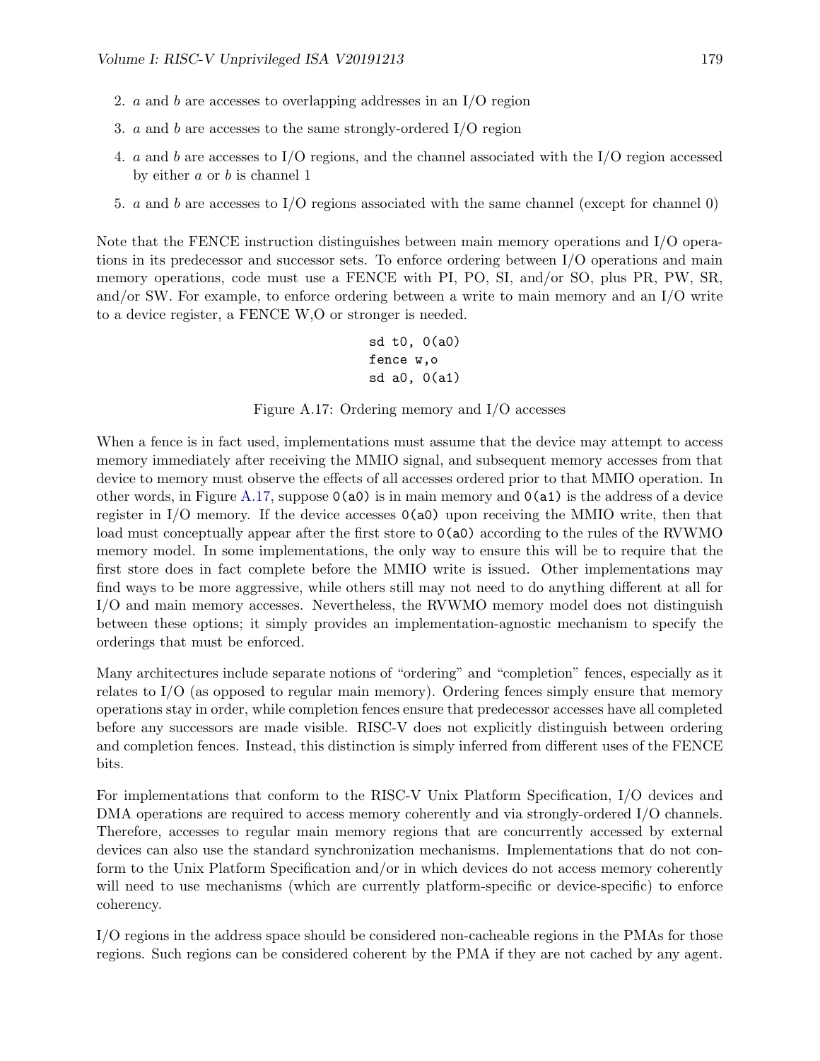2. $a$ and $b$ are accesses to overlapping addresses in an I/O region
3. $a$ and $b$ are accesses to the same strongly-ordered I/O region
4. $a$ and $b$ are accesses to I/O regions, and the channel associated with the I/O region accessed by either $a$ or $b$ is channel 1
5. $a$ and $b$ are accesses to I/O regions associated with the same channel (except for channel 0)

Note that the FENCE instruction distinguishes between main memory operations and I/O operations in its predecessor and successor sets. To enforce ordering between I/O operations and main memory operations, code must use a FENCE with PI, PO, SI, and/or SO, plus PR, PW, SR, and/or SW. For example, to enforce ordering between a write to main memory and an I/O write to a device register, a FENCE W,O or stronger is needed.

```
sd t0, 0(a0)
fence w,o
sd a0, 0(a1)
```

Figure A.17: Ordering memory and I/O accesses

When a fence is in fact used, implementations must assume that the device may attempt to access memory immediately after receiving the MMIO signal, and subsequent memory accesses from that device to memory must observe the effects of all accesses ordered prior to that MMIO operation. In other words, in Figure A.17, suppose `0(a0)` is in main memory and `0(a1)` is the address of a device register in I/O memory. If the device accesses `0(a0)` upon receiving the MMIO write, then that load must conceptually appear after the first store to `0(a0)` according to the rules of the RVWMO memory model. In some implementations, the only way to ensure this will be to require that the first store does in fact complete before the MMIO write is issued. Other implementations may find ways to be more aggressive, while others still may not need to do anything different at all for I/O and main memory accesses. Nevertheless, the RVWMO memory model does not distinguish between these options; it simply provides an implementation-agnostic mechanism to specify the orderings that must be enforced.

Many architectures include separate notions of "ordering" and "completion" fences, especially as it relates to I/O (as opposed to regular main memory). Ordering fences simply ensure that memory operations stay in order, while completion fences ensure that predecessor accesses have all completed before any successors are made visible. RISC-V does not explicitly distinguish between ordering and completion fences. Instead, this distinction is simply inferred from different uses of the FENCE bits.

For implementations that conform to the RISC-V Unix Platform Specification, I/O devices and DMA operations are required to access memory coherently and via strongly-ordered I/O channels. Therefore, accesses to regular main memory regions that are concurrently accessed by external devices can also use the standard synchronization mechanisms. Implementations that do not conform to the Unix Platform Specification and/or in which devices do not access memory coherently will need to use mechanisms (which are currently platform-specific or device-specific) to enforce coherency.

I/O regions in the address space should be considered non-cacheable regions in the PMAs for those regions. Such regions can be considered coherent by the PMA if they are not cached by any agent.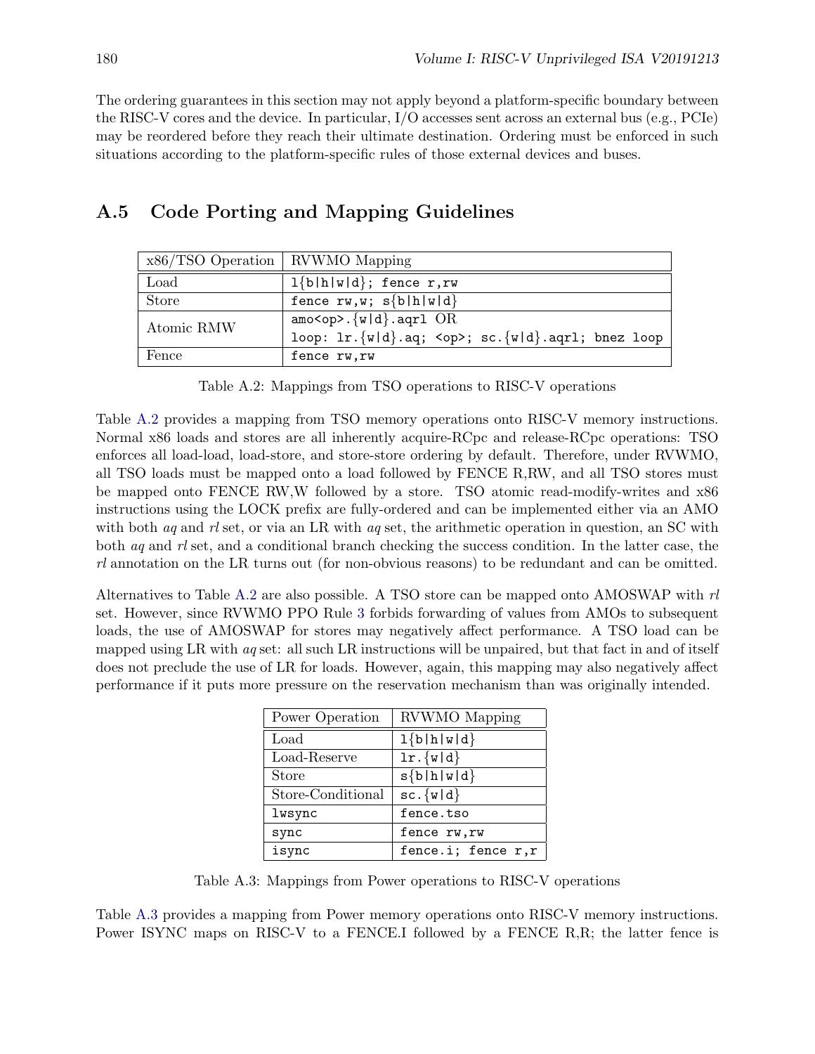The ordering guarantees in this section may not apply beyond a platform-specific boundary between the RISC-V cores and the device. In particular, I/O accesses sent across an external bus (e.g., PCIe) may be reordered before they reach their ultimate destination. Ordering must be enforced in such situations according to the platform-specific rules of those external devices and buses.

## A.5 Code Porting and Mapping Guidelines

| x86/TSO Operation | RVWMO Mapping |
| --- | --- |
| Load | `l{b\|h\|w\|d}; fence r,rw` |
| Store | `fence rw,w; s{b\|h\|w\|d}` |
| Atomic RMW | `amo<op>.{w\|d}.aqrl` OR `loop: lr.{w\|d}.aq; <op>; sc.{w\|d}.aqrl; bnez loop` |
| Fence | `fence rw,rw` |

Table A.2: Mappings from TSO operations to RISC-V operations

Table A.2 provides a mapping from TSO memory operations onto RISC-V memory instructions. Normal x86 loads and stores are all inherently acquire-RCpc and release-RCpc operations: TSO enforces all load-load, load-store, and store-store ordering by default. Therefore, under RVWMO, all TSO loads must be mapped onto a load followed by FENCE R,RW, and all TSO stores must be mapped onto FENCE RW,W followed by a store. TSO atomic read-modify-writes and x86 instructions using the LOCK prefix are fully-ordered and can be implemented either via an AMO with both *aq* and *rl* set, or via an LR with *aq* set, the arithmetic operation in question, an SC with both *aq* and *rl* set, and a conditional branch checking the success condition. In the latter case, the *rl* annotation on the LR turns out (for non-obvious reasons) to be redundant and can be omitted.

Alternatives to Table A.2 are also possible. A TSO store can be mapped onto AMOSWAP with *rl* set. However, since RVWMO PPO Rule 3 forbids forwarding of values from AMOs to subsequent loads, the use of AMOSWAP for stores may negatively affect performance. A TSO load can be mapped using LR with *aq* set: all such LR instructions will be unpaired, but that fact in and of itself does not preclude the use of LR for loads. However, again, this mapping may also negatively affect performance if it puts more pressure on the reservation mechanism than was originally intended.

| Power Operation | RVWMO Mapping |
| --- | --- |
| Load | `l{b\|h\|w\|d}` |
| Load-Reserve | `lr.{w\|d}` |
| Store | `s{b\|h\|w\|d}` |
| Store-Conditional | `sc.{w\|d}` |
| `lwsync` | `fence.tso` |
| `sync` | `fence rw,rw` |
| `isync` | `fence.i; fence r,r` |

Table A.3: Mappings from Power operations to RISC-V operations

Table A.3 provides a mapping from Power memory operations onto RISC-V memory instructions. Power ISYNC maps on RISC-V to a FENCE.I followed by a FENCE R,R; the latter fence is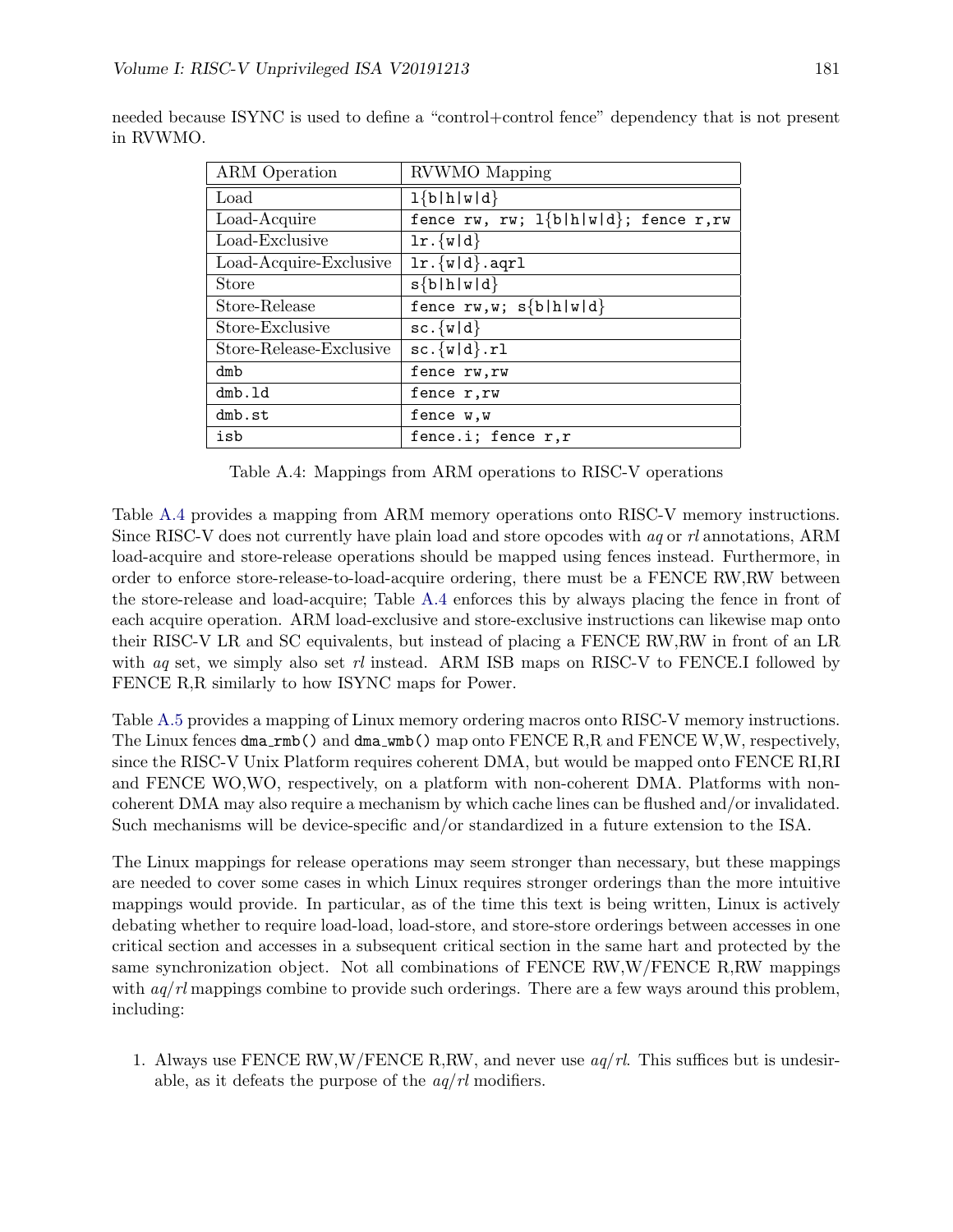needed because ISYNC is used to define a "control+control fence" dependency that is not present in RVWMO.

| ARM Operation | RVWMO Mapping |
|---|---|
| Load | `l{b|h|w|d}` |
| Load-Acquire | `fence rw, rw; l{b|h|w|d}; fence r,rw` |
| Load-Exclusive | `lr.{w|d}` |
| Load-Acquire-Exclusive | `lr.{w|d}.aqrl` |
| Store | `s{b|h|w|d}` |
| Store-Release | `fence rw,w; s{b|h|w|d}` |
| Store-Exclusive | `sc.{w|d}` |
| Store-Release-Exclusive | `sc.{w|d}.rl` |
| `dmb` | `fence rw,rw` |
| `dmb.ld` | `fence r,rw` |
| `dmb.st` | `fence w,w` |
| `isb` | `fence.i; fence r,r` |

Table A.4: Mappings from ARM operations to RISC-V operations

Table A.4 provides a mapping from ARM memory operations onto RISC-V memory instructions. Since RISC-V does not currently have plain load and store opcodes with *aq* or *rl* annotations, ARM load-acquire and store-release operations should be mapped using fences instead. Furthermore, in order to enforce store-release-to-load-acquire ordering, there must be a FENCE RW,RW between the store-release and load-acquire; Table A.4 enforces this by always placing the fence in front of each acquire operation. ARM load-exclusive and store-exclusive instructions can likewise map onto their RISC-V LR and SC equivalents, but instead of placing a FENCE RW,RW in front of an LR with *aq* set, we simply also set *rl* instead. ARM ISB maps on RISC-V to FENCE.I followed by FENCE R,R similarly to how ISYNC maps for Power.

Table A.5 provides a mapping of Linux memory ordering macros onto RISC-V memory instructions. The Linux fences `dma_rmb()` and `dma_wmb()` map onto FENCE R,R and FENCE W,W, respectively, since the RISC-V Unix Platform requires coherent DMA, but would be mapped onto FENCE RI,RI and FENCE WO,WO, respectively, on a platform with non-coherent DMA. Platforms with non-coherent DMA may also require a mechanism by which cache lines can be flushed and/or invalidated. Such mechanisms will be device-specific and/or standardized in a future extension to the ISA.

The Linux mappings for release operations may seem stronger than necessary, but these mappings are needed to cover some cases in which Linux requires stronger orderings than the more intuitive mappings would provide. In particular, as of the time this text is being written, Linux is actively debating whether to require load-load, load-store, and store-store orderings between accesses in one critical section and accesses in a subsequent critical section in the same hart and protected by the same synchronization object. Not all combinations of FENCE RW,W/FENCE R,RW mappings with *aq*/*rl* mappings combine to provide such orderings. There are a few ways around this problem, including:

1. Always use FENCE RW,W/FENCE R,RW, and never use *aq*/*rl*. This suffices but is undesirable, as it defeats the purpose of the *aq*/*rl* modifiers.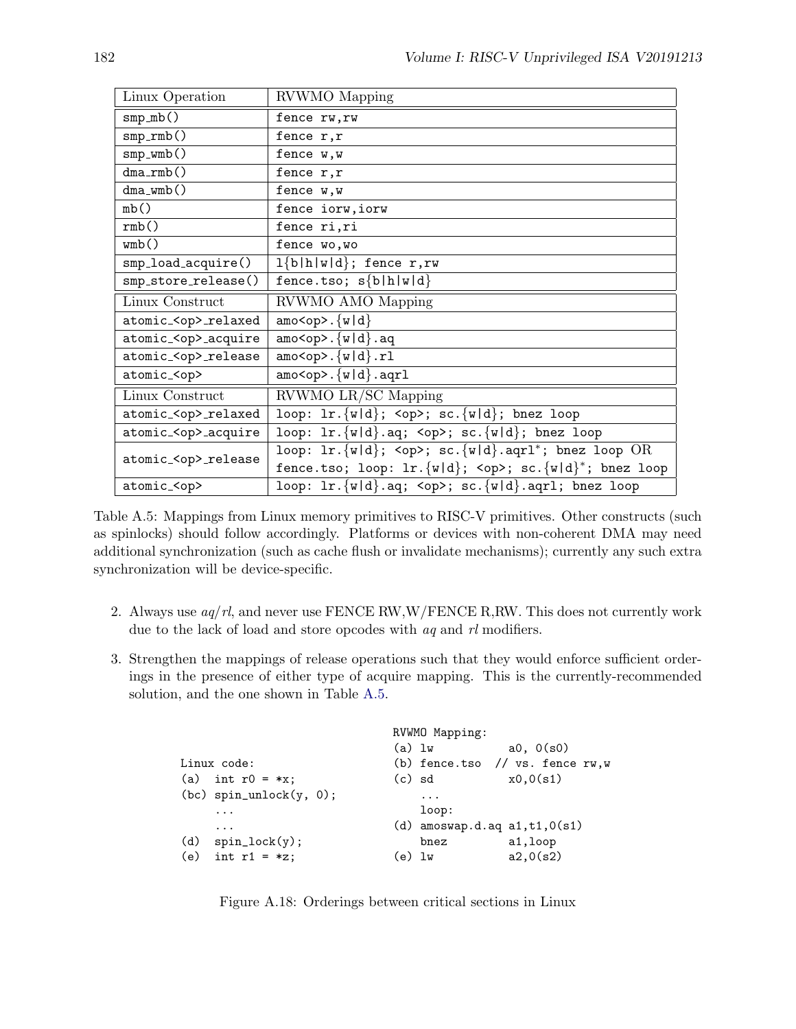| Linux Operation | RVWMO Mapping |
|---|---|
| `smp_mb()` | `fence rw,rw` |
| `smp_rmb()` | `fence r,r` |
| `smp_wmb()` | `fence w,w` |
| `dma_rmb()` | `fence r,r` |
| `dma_wmb()` | `fence w,w` |
| `mb()` | `fence iorw,iorw` |
| `rmb()` | `fence ri,ri` |
| `wmb()` | `fence wo,wo` |
| `smp_load_acquire()` | `l{b\|h\|w\|d}; fence r,rw` |
| `smp_store_release()` | `fence.tso; s{b\|h\|w\|d}` |
| **Linux Construct** | **RVWMO AMO Mapping** |
| `atomic_<op>_relaxed` | `amo<op>.{w\|d}` |
| `atomic_<op>_acquire` | `amo<op>.{w\|d}.aq` |
| `atomic_<op>_release` | `amo<op>.{w\|d}.rl` |
| `atomic_<op>` | `amo<op>.{w\|d}.aqrl` |
| **Linux Construct** | **RVWMO LR/SC Mapping** |
| `atomic_<op>_relaxed` | `loop: lr.{w\|d}; <op>; sc.{w\|d}; bnez loop` |
| `atomic_<op>_acquire` | `loop: lr.{w\|d}.aq; <op>; sc.{w\|d}; bnez loop` |
| `atomic_<op>_release` | `loop: lr.{w\|d}; <op>; sc.{w\|d}.aqrl*; bnez loop` OR `fence.tso; loop: lr.{w\|d}; <op>; sc.{w\|d}*; bnez loop` |
| `atomic_<op>` | `loop: lr.{w\|d}.aq; <op>; sc.{w\|d}.aqrl; bnez loop` |

Table A.5: Mappings from Linux memory primitives to RISC-V primitives. Other constructs (such as spinlocks) should follow accordingly. Platforms or devices with non-coherent DMA may need additional synchronization (such as cache flush or invalidate mechanisms); currently any such extra synchronization will be device-specific.

2. Always use *aq*/*rl*, and never use FENCE RW,W/FENCE R,RW. This does not currently work due to the lack of load and store opcodes with *aq* and *rl* modifiers.

3. Strengthen the mappings of release operations such that they would enforce sufficient orderings in the presence of either type of acquire mapping. This is the currently-recommended solution, and the one shown in Table A.5.

```
                                  RVWMO Mapping:
                                  (a) lw            a0, 0(s0)
Linux code:                       (b) fence.tso  // vs. fence rw,w
(a)  int r0 = *x;                 (c) sd            x0,0(s1)
(bc) spin_unlock(y, 0);               ...
     ...                              loop:
     ...                          (d) amoswap.d.aq a1,t1,0(s1)
(d)  spin_lock(y);                    bnez          a1,loop
(e)  int r1 = *z;                 (e) lw            a2,0(s2)
```

Figure A.18: Orderings between critical sections in Linux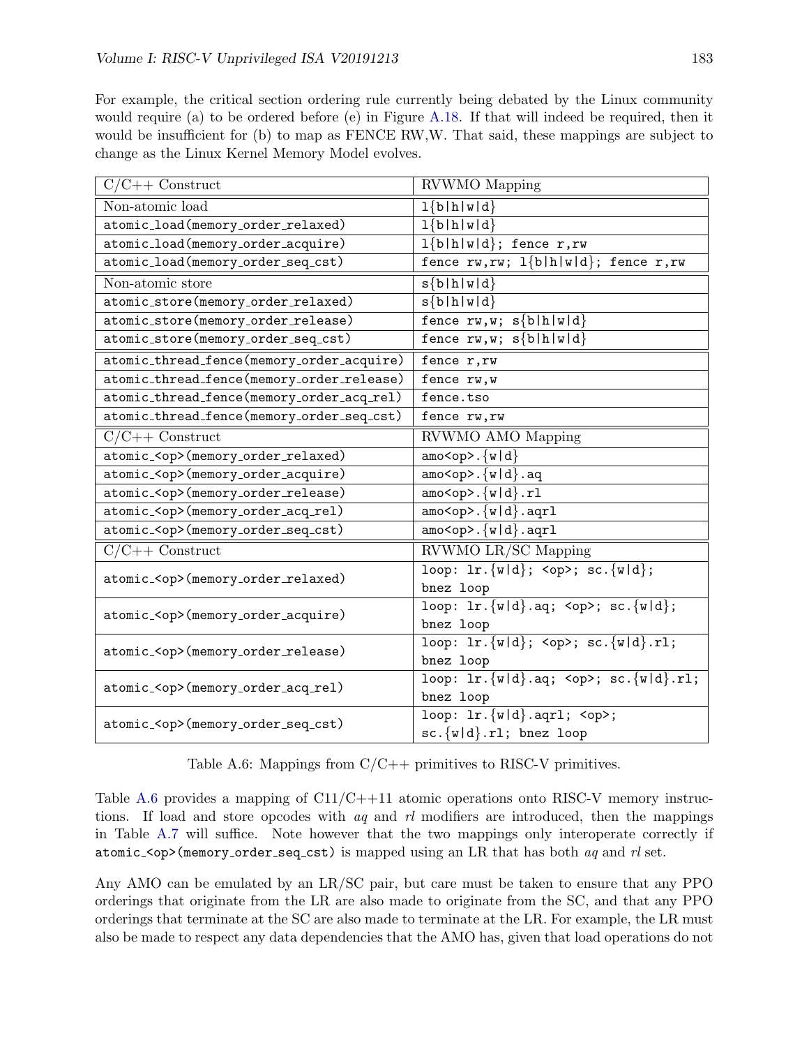For example, the critical section ordering rule currently being debated by the Linux community would require (a) to be ordered before (e) in Figure A.18. If that will indeed be required, then it would be insufficient for (b) to map as FENCE RW,W. That said, these mappings are subject to change as the Linux Kernel Memory Model evolves.

| C/C++ Construct | RVWMO Mapping |
|---|---|
| Non-atomic load | `l{b\|h\|w\|d}` |
| `atomic_load(memory_order_relaxed)` | `l{b\|h\|w\|d}` |
| `atomic_load(memory_order_acquire)` | `l{b\|h\|w\|d}; fence r,rw` |
| `atomic_load(memory_order_seq_cst)` | `fence rw,rw; l{b\|h\|w\|d}; fence r,rw` |
| Non-atomic store | `s{b\|h\|w\|d}` |
| `atomic_store(memory_order_relaxed)` | `s{b\|h\|w\|d}` |
| `atomic_store(memory_order_release)` | `fence rw,w; s{b\|h\|w\|d}` |
| `atomic_store(memory_order_seq_cst)` | `fence rw,w; s{b\|h\|w\|d}` |
| `atomic_thread_fence(memory_order_acquire)` | `fence r,rw` |
| `atomic_thread_fence(memory_order_release)` | `fence rw,w` |
| `atomic_thread_fence(memory_order_acq_rel)` | `fence.tso` |
| `atomic_thread_fence(memory_order_seq_cst)` | `fence rw,rw` |
| **C/C++ Construct** | **RVWMO AMO Mapping** |
| `atomic_<op>(memory_order_relaxed)` | `amo<op>.{w\|d}` |
| `atomic_<op>(memory_order_acquire)` | `amo<op>.{w\|d}.aq` |
| `atomic_<op>(memory_order_release)` | `amo<op>.{w\|d}.rl` |
| `atomic_<op>(memory_order_acq_rel)` | `amo<op>.{w\|d}.aqrl` |
| `atomic_<op>(memory_order_seq_cst)` | `amo<op>.{w\|d}.aqrl` |
| **C/C++ Construct** | **RVWMO LR/SC Mapping** |
| `atomic_<op>(memory_order_relaxed)` | `loop: lr.{w\|d}; <op>; sc.{w\|d}; bnez loop` |
| `atomic_<op>(memory_order_acquire)` | `loop: lr.{w\|d}.aq; <op>; sc.{w\|d}; bnez loop` |
| `atomic_<op>(memory_order_release)` | `loop: lr.{w\|d}; <op>; sc.{w\|d}.rl; bnez loop` |
| `atomic_<op>(memory_order_acq_rel)` | `loop: lr.{w\|d}.aq; <op>; sc.{w\|d}.rl; bnez loop` |
| `atomic_<op>(memory_order_seq_cst)` | `loop: lr.{w\|d}.aqrl; <op>; sc.{w\|d}.rl; bnez loop` |

Table A.6: Mappings from C/C++ primitives to RISC-V primitives.

Table A.6 provides a mapping of C11/C++11 atomic operations onto RISC-V memory instructions. If load and store opcodes with *aq* and *rl* modifiers are introduced, then the mappings in Table A.7 will suffice. Note however that the two mappings only interoperate correctly if `atomic_<op>(memory_order_seq_cst)` is mapped using an LR that has both *aq* and *rl* set.

Any AMO can be emulated by an LR/SC pair, but care must be taken to ensure that any PPO orderings that originate from the LR are also made to originate from the SC, and that any PPO orderings that terminate at the SC are also made to terminate at the LR. For example, the LR must also be made to respect any data dependencies that the AMO has, given that load operations do not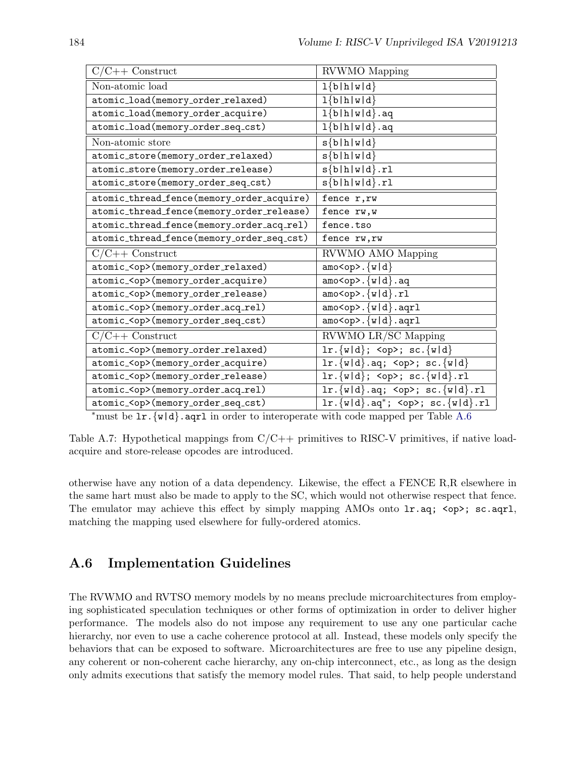| C/C++ Construct | RVWMO Mapping |
|---|---|
| Non-atomic load | `l{b\|h\|w\|d}` |
| `atomic_load(memory_order_relaxed)` | `l{b\|h\|w\|d}` |
| `atomic_load(memory_order_acquire)` | `l{b\|h\|w\|d}.aq` |
| `atomic_load(memory_order_seq_cst)` | `l{b\|h\|w\|d}.aq` |
| Non-atomic store | `s{b\|h\|w\|d}` |
| `atomic_store(memory_order_relaxed)` | `s{b\|h\|w\|d}` |
| `atomic_store(memory_order_release)` | `s{b\|h\|w\|d}.rl` |
| `atomic_store(memory_order_seq_cst)` | `s{b\|h\|w\|d}.rl` |
| `atomic_thread_fence(memory_order_acquire)` | `fence r,rw` |
| `atomic_thread_fence(memory_order_release)` | `fence rw,w` |
| `atomic_thread_fence(memory_order_acq_rel)` | `fence.tso` |
| `atomic_thread_fence(memory_order_seq_cst)` | `fence rw,rw` |
| **C/C++ Construct** | **RVWMO AMO Mapping** |
| `atomic_<op>(memory_order_relaxed)` | `amo<op>.{w\|d}` |
| `atomic_<op>(memory_order_acquire)` | `amo<op>.{w\|d}.aq` |
| `atomic_<op>(memory_order_release)` | `amo<op>.{w\|d}.rl` |
| `atomic_<op>(memory_order_acq_rel)` | `amo<op>.{w\|d}.aqrl` |
| `atomic_<op>(memory_order_seq_cst)` | `amo<op>.{w\|d}.aqrl` |
| **C/C++ Construct** | **RVWMO LR/SC Mapping** |
| `atomic_<op>(memory_order_relaxed)` | `lr.{w\|d}; <op>; sc.{w\|d}` |
| `atomic_<op>(memory_order_acquire)` | `lr.{w\|d}.aq; <op>; sc.{w\|d}` |
| `atomic_<op>(memory_order_release)` | `lr.{w\|d}; <op>; sc.{w\|d}.rl` |
| `atomic_<op>(memory_order_acq_rel)` | `lr.{w\|d}.aq; <op>; sc.{w\|d}.rl` |
| `atomic_<op>(memory_order_seq_cst)` | `lr.{w\|d}.aq*; <op>; sc.{w\|d}.rl` |

*must be `lr.{w|d}.aqrl` in order to interoperate with code mapped per Table A.6

Table A.7: Hypothetical mappings from C/C++ primitives to RISC-V primitives, if native load-acquire and store-release opcodes are introduced.

otherwise have any notion of a data dependency. Likewise, the effect a FENCE R,R elsewhere in the same hart must also be made to apply to the SC, which would not otherwise respect that fence. The emulator may achieve this effect by simply mapping AMOs onto `lr.aq; <op>; sc.aqrl`, matching the mapping used elsewhere for fully-ordered atomics.

## A.6 Implementation Guidelines

The RVWMO and RVTSO memory models by no means preclude microarchitectures from employing sophisticated speculation techniques or other forms of optimization in order to deliver higher performance. The models also do not impose any requirement to use any one particular cache hierarchy, nor even to use a cache coherence protocol at all. Instead, these models only specify the behaviors that can be exposed to software. Microarchitectures are free to use any pipeline design, any coherent or non-coherent cache hierarchy, any on-chip interconnect, etc., as long as the design only admits executions that satisfy the memory model rules. That said, to help people understand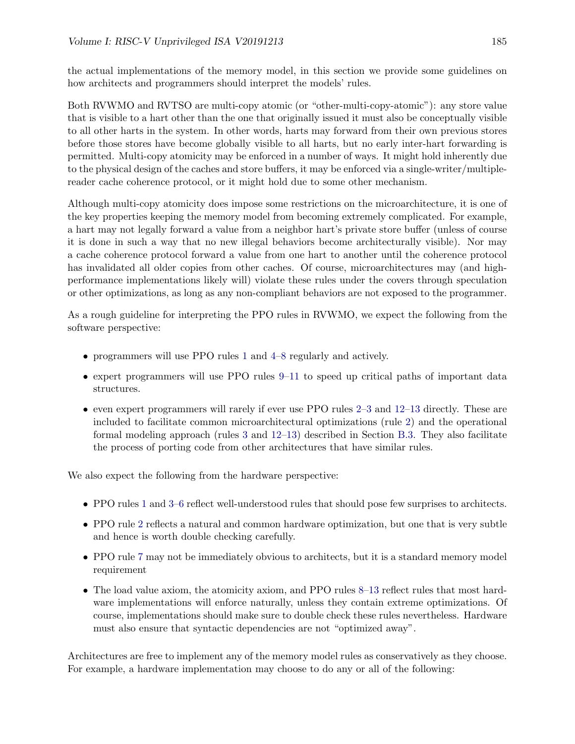the actual implementations of the memory model, in this section we provide some guidelines on how architects and programmers should interpret the models' rules.

Both RVWMO and RVTSO are multi-copy atomic (or "other-multi-copy-atomic"): any store value that is visible to a hart other than the one that originally issued it must also be conceptually visible to all other harts in the system. In other words, harts may forward from their own previous stores before those stores have become globally visible to all harts, but no early inter-hart forwarding is permitted. Multi-copy atomicity may be enforced in a number of ways. It might hold inherently due to the physical design of the caches and store buffers, it may be enforced via a single-writer/multiple-reader cache coherence protocol, or it might hold due to some other mechanism.

Although multi-copy atomicity does impose some restrictions on the microarchitecture, it is one of the key properties keeping the memory model from becoming extremely complicated. For example, a hart may not legally forward a value from a neighbor hart's private store buffer (unless of course it is done in such a way that no new illegal behaviors become architecturally visible). Nor may a cache coherence protocol forward a value from one hart to another until the coherence protocol has invalidated all older copies from other caches. Of course, microarchitectures may (and high-performance implementations likely will) violate these rules under the covers through speculation or other optimizations, as long as any non-compliant behaviors are not exposed to the programmer.

As a rough guideline for interpreting the PPO rules in RVWMO, we expect the following from the software perspective:

- programmers will use PPO rules 1 and 4–8 regularly and actively.
- expert programmers will use PPO rules 9–11 to speed up critical paths of important data structures.
- even expert programmers will rarely if ever use PPO rules 2–3 and 12–13 directly. These are included to facilitate common microarchitectural optimizations (rule 2) and the operational formal modeling approach (rules 3 and 12–13) described in Section B.3. They also facilitate the process of porting code from other architectures that have similar rules.

We also expect the following from the hardware perspective:

- PPO rules 1 and 3–6 reflect well-understood rules that should pose few surprises to architects.
- PPO rule 2 reflects a natural and common hardware optimization, but one that is very subtle and hence is worth double checking carefully.
- PPO rule 7 may not be immediately obvious to architects, but it is a standard memory model requirement
- The load value axiom, the atomicity axiom, and PPO rules 8–13 reflect rules that most hardware implementations will enforce naturally, unless they contain extreme optimizations. Of course, implementations should make sure to double check these rules nevertheless. Hardware must also ensure that syntactic dependencies are not "optimized away".

Architectures are free to implement any of the memory model rules as conservatively as they choose. For example, a hardware implementation may choose to do any or all of the following: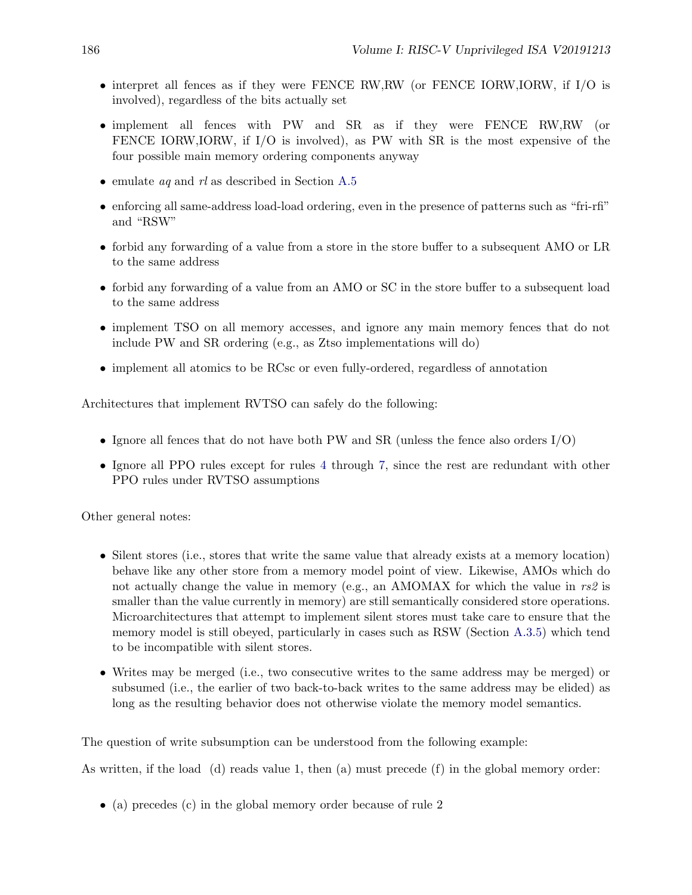- interpret all fences as if they were FENCE RW,RW (or FENCE IORW,IORW, if I/O is involved), regardless of the bits actually set
- implement all fences with PW and SR as if they were FENCE RW,RW (or FENCE IORW,IORW, if I/O is involved), as PW with SR is the most expensive of the four possible main memory ordering components anyway
- emulate *aq* and *rl* as described in Section A.5
- enforcing all same-address load-load ordering, even in the presence of patterns such as "fri-rfi" and "RSW"
- forbid any forwarding of a value from a store in the store buffer to a subsequent AMO or LR to the same address
- forbid any forwarding of a value from an AMO or SC in the store buffer to a subsequent load to the same address
- implement TSO on all memory accesses, and ignore any main memory fences that do not include PW and SR ordering (e.g., as Ztso implementations will do)
- implement all atomics to be RCsc or even fully-ordered, regardless of annotation

Architectures that implement RVTSO can safely do the following:

- Ignore all fences that do not have both PW and SR (unless the fence also orders I/O)
- Ignore all PPO rules except for rules 4 through 7, since the rest are redundant with other PPO rules under RVTSO assumptions

Other general notes:

- Silent stores (i.e., stores that write the same value that already exists at a memory location) behave like any other store from a memory model point of view. Likewise, AMOs which do not actually change the value in memory (e.g., an AMOMAX for which the value in *rs2* is smaller than the value currently in memory) are still semantically considered store operations. Microarchitectures that attempt to implement silent stores must take care to ensure that the memory model is still obeyed, particularly in cases such as RSW (Section A.3.5) which tend to be incompatible with silent stores.
- Writes may be merged (i.e., two consecutive writes to the same address may be merged) or subsumed (i.e., the earlier of two back-to-back writes to the same address may be elided) as long as the resulting behavior does not otherwise violate the memory model semantics.

The question of write subsumption can be understood from the following example:

As written, if the load (d) reads value 1, then (a) must precede (f) in the global memory order:

- (a) precedes (c) in the global memory order because of rule 2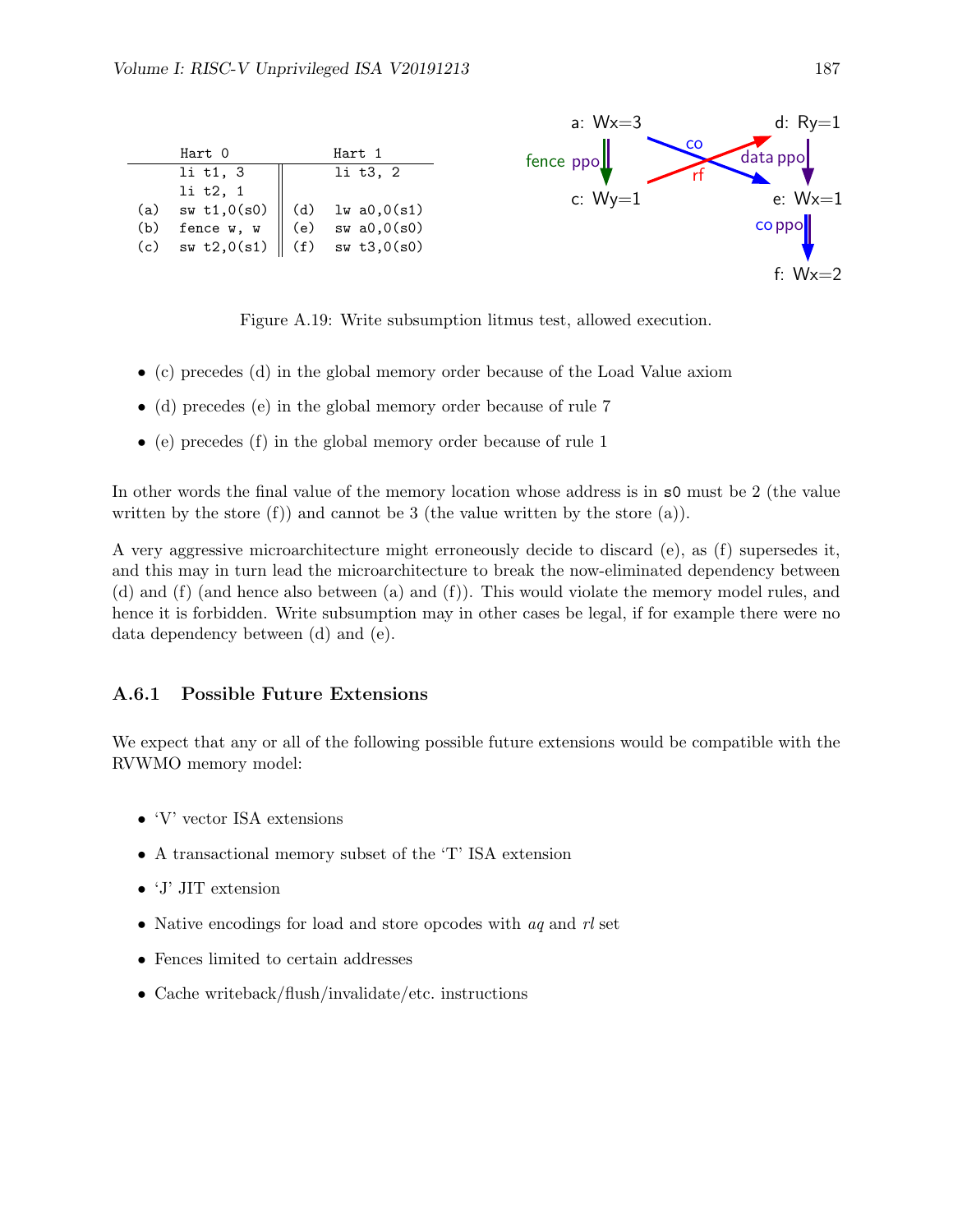| | Hart 0 | | Hart 1 |
|---|---|---|---|
| | li t1, 3 | | li t3, 2 |
| | li t2, 1 | | |
| (a) | sw t1,0(s0) | (d) | lw a0,0(s1) |
| (b) | fence w, w | (e) | sw a0,0(s0) |
| (c) | sw t2,0(s1) | (f) | sw t3,0(s0) |

Figure A.19: Write subsumption litmus test, allowed execution.

- (c) precedes (d) in the global memory order because of the Load Value axiom
- (d) precedes (e) in the global memory order because of rule 7
- (e) precedes (f) in the global memory order because of rule 1

In other words the final value of the memory location whose address is in s0 must be 2 (the value written by the store (f)) and cannot be 3 (the value written by the store (a)).

A very aggressive microarchitecture might erroneously decide to discard (e), as (f) supersedes it, and this may in turn lead the microarchitecture to break the now-eliminated dependency between (d) and (f) (and hence also between (a) and (f)). This would violate the memory model rules, and hence it is forbidden. Write subsumption may in other cases be legal, if for example there were no data dependency between (d) and (e).

### A.6.1 Possible Future Extensions

We expect that any or all of the following possible future extensions would be compatible with the RVWMO memory model:

- 'V' vector ISA extensions
- A transactional memory subset of the 'T' ISA extension
- 'J' JIT extension
- Native encodings for load and store opcodes with *aq* and *rl* set
- Fences limited to certain addresses
- Cache writeback/flush/invalidate/etc. instructions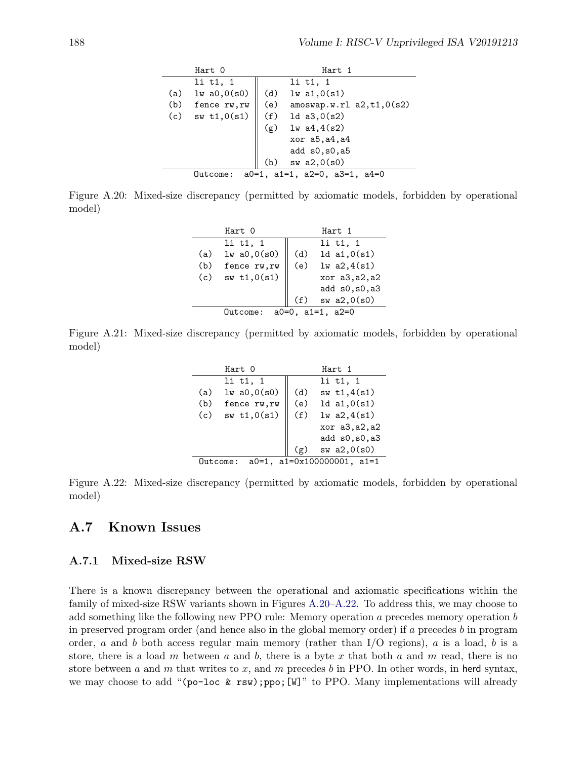| | Hart 0 | | Hart 1 |
|---|---|---|---|
| | li t1, 1 | | li t1, 1 |
| (a) | lw a0,0(s0) | (d) | lw a1,0(s1) |
| (b) | fence rw,rw | (e) | amoswap.w.rl a2,t1,0(s2) |
| (c) | sw t1,0(s1) | (f) | ld a3,0(s2) |
| | | (g) | lw a4,4(s2) |
| | | | xor a5,a4,a4 |
| | | | add s0,s0,a5 |
| | | (h) | sw a2,0(s0) |
| Outcome: a0=1, a1=1, a2=0, a3=1, a4=0 | | | |

Figure A.20: Mixed-size discrepancy (permitted by axiomatic models, forbidden by operational model)

| | Hart 0 | | Hart 1 |
|---|---|---|---|
| | li t1, 1 | | li t1, 1 |
| (a) | lw a0,0(s0) | (d) | ld a1,0(s1) |
| (b) | fence rw,rw | (e) | lw a2,4(s1) |
| (c) | sw t1,0(s1) | | xor a3,a2,a2 |
| | | | add s0,s0,a3 |
| | | (f) | sw a2,0(s0) |
| Outcome: a0=0, a1=1, a2=0 | | | |

Figure A.21: Mixed-size discrepancy (permitted by axiomatic models, forbidden by operational model)

| | Hart 0 | | Hart 1 |
|---|---|---|---|
| | li t1, 1 | | li t1, 1 |
| (a) | lw a0,0(s0) | (d) | sw t1,4(s1) |
| (b) | fence rw,rw | (e) | ld a1,0(s1) |
| (c) | sw t1,0(s1) | (f) | lw a2,4(s1) |
| | | | xor a3,a2,a2 |
| | | | add s0,s0,a3 |
| | | (g) | sw a2,0(s0) |
| Outcome: a0=1, a1=0x100000001, a1=1 | | | |

Figure A.22: Mixed-size discrepancy (permitted by axiomatic models, forbidden by operational model)

## A.7 Known Issues

### A.7.1 Mixed-size RSW

There is a known discrepancy between the operational and axiomatic specifications within the family of mixed-size RSW variants shown in Figures A.20–A.22. To address this, we may choose to add something like the following new PPO rule: Memory operation $a$ precedes memory operation $b$ in preserved program order (and hence also in the global memory order) if $a$ precedes $b$ in program order, $a$ and $b$ both access regular main memory (rather than I/O regions), $a$ is a load, $b$ is a store, there is a load $m$ between $a$ and $b$, there is a byte $x$ that both $a$ and $m$ read, there is no store between $a$ and $m$ that writes to $x$, and $m$ precedes $b$ in PPO. In other words, in herd syntax, we may choose to add "(po-loc & rsw);ppo;[W]" to PPO. Many implementations will already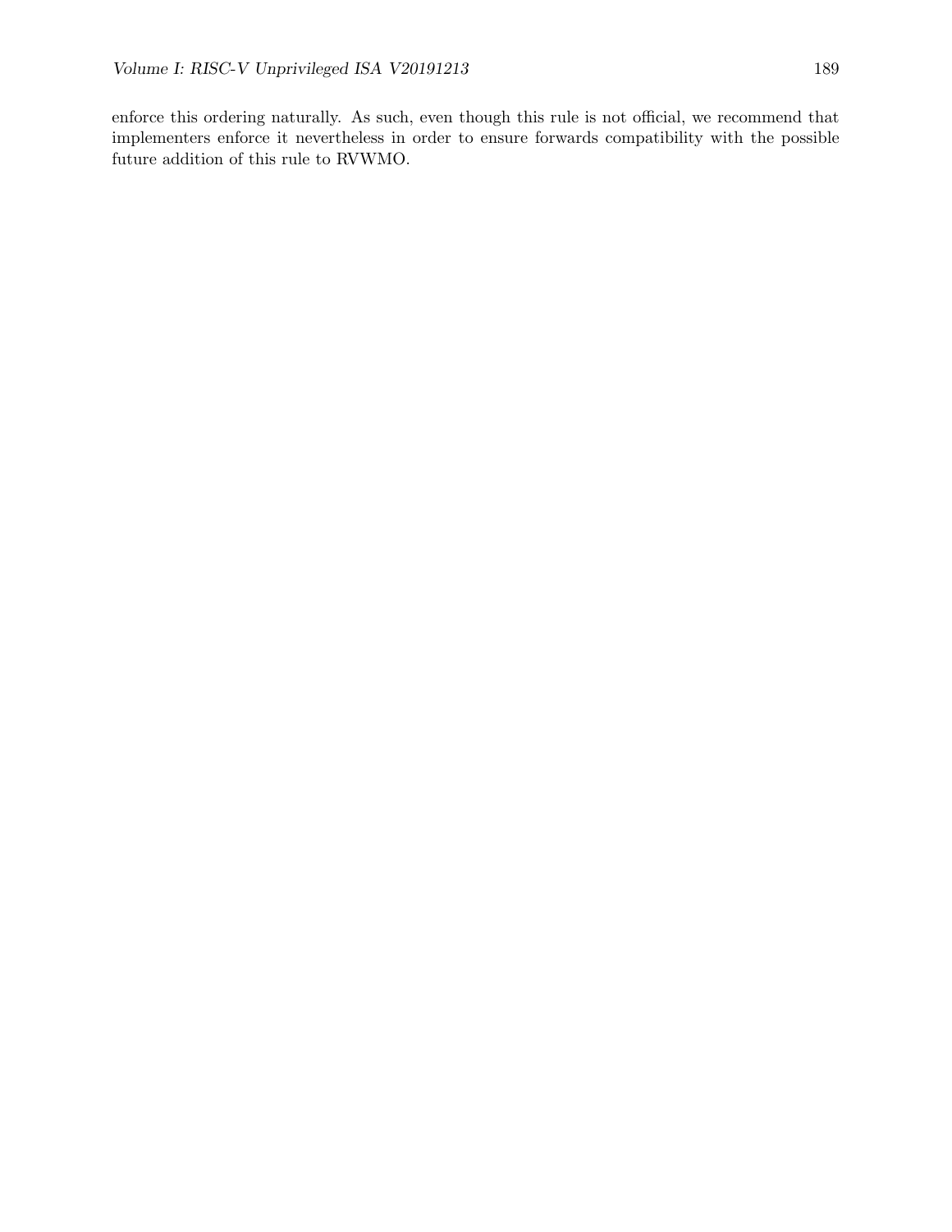enforce this ordering naturally. As such, even though this rule is not official, we recommend that implementers enforce it nevertheless in order to ensure forwards compatibility with the possible future addition of this rule to RVWMO.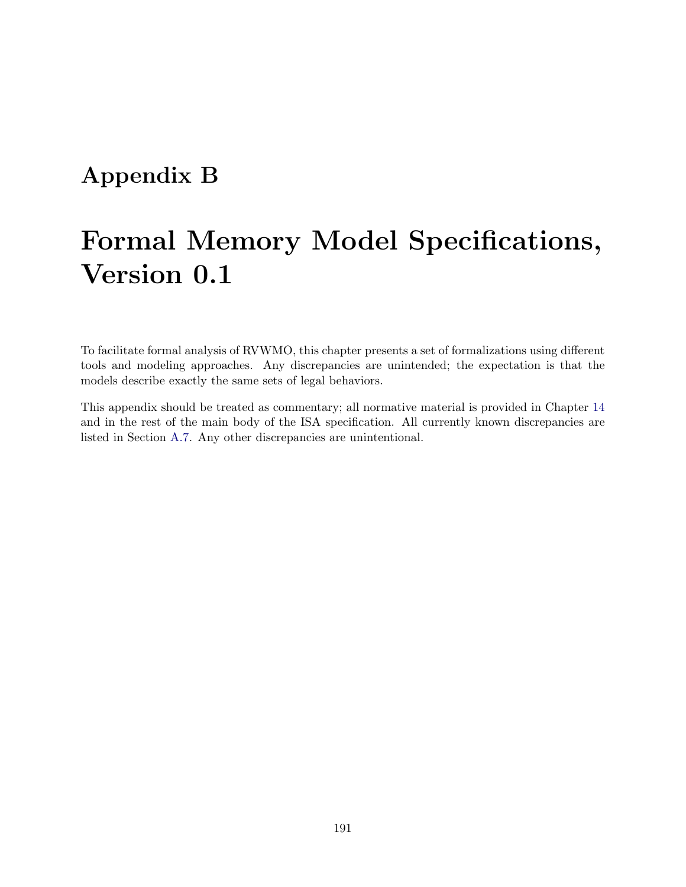# Appendix B

# Formal Memory Model Specifications, Version 0.1

To facilitate formal analysis of RVWMO, this chapter presents a set of formalizations using different tools and modeling approaches. Any discrepancies are unintended; the expectation is that the models describe exactly the same sets of legal behaviors.

This appendix should be treated as commentary; all normative material is provided in Chapter 14 and in the rest of the main body of the ISA specification. All currently known discrepancies are listed in Section A.7. Any other discrepancies are unintentional.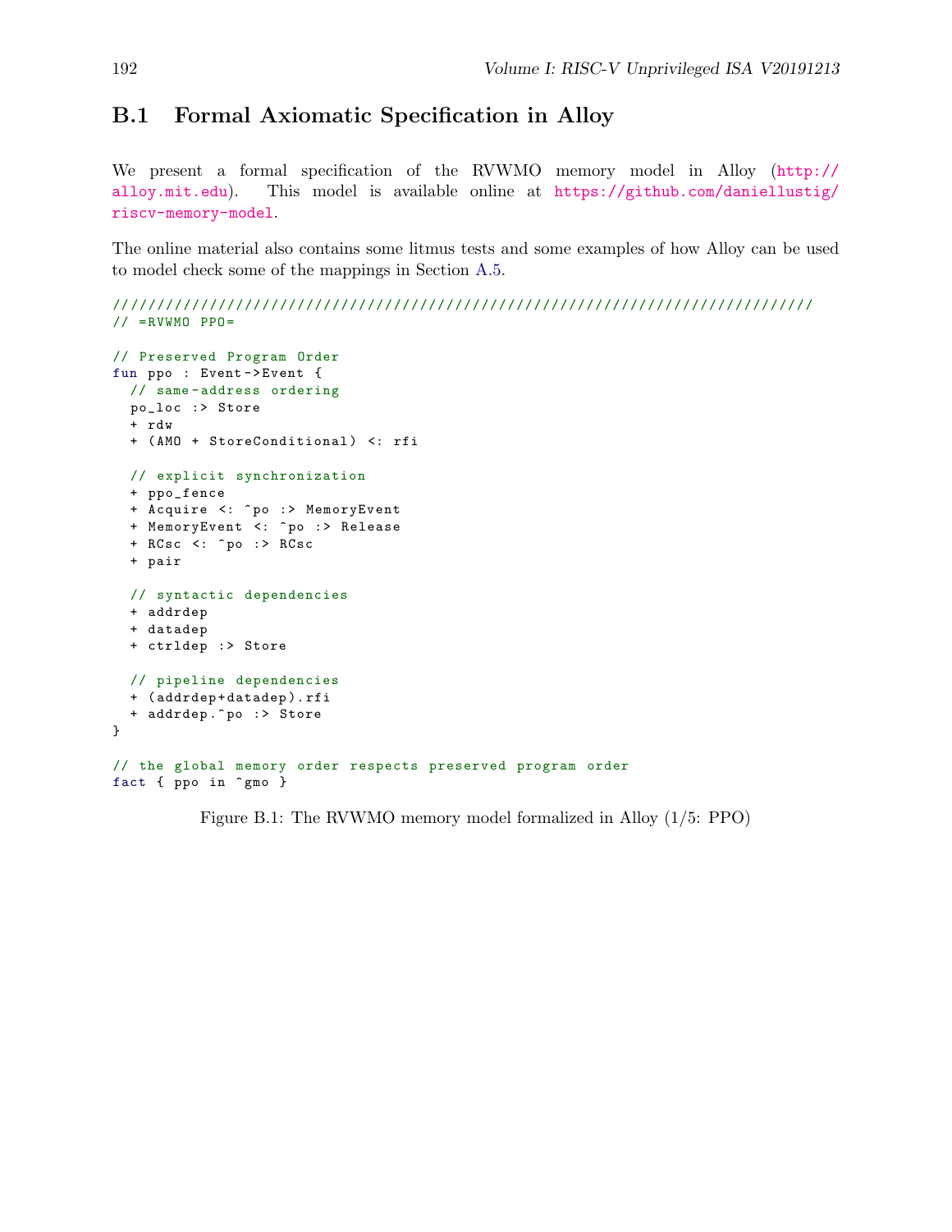## B.1 Formal Axiomatic Specification in Alloy

We present a formal specification of the RVWMO memory model in Alloy (http://alloy.mit.edu). This model is available online at https://github.com/daniellustig/riscv-memory-model.

The online material also contains some litmus tests and some examples of how Alloy can be used to model check some of the mappings in Section A.5.

```
////////////////////////////////////////////////////////////////////////////////
// =RVWMO PPO=

// Preserved Program Order
fun ppo : Event->Event {
  // same-address ordering
  po_loc :> Store
  + rdw
  + (AMO + StoreConditional) <: rfi

  // explicit synchronization
  + ppo_fence
  + Acquire <: ^po :> MemoryEvent
  + MemoryEvent <: ^po :> Release
  + RCsc <: ^po :> RCsc
  + pair

  // syntactic dependencies
  + addrdep
  + datadep
  + ctrldep :> Store

  // pipeline dependencies
  + (addrdep+datadep).rfi
  + addrdep.^po :> Store
}

// the global memory order respects preserved program order
fact { ppo in ^gmo }
```

Figure B.1: The RVWMO memory model formalized in Alloy (1/5: PPO)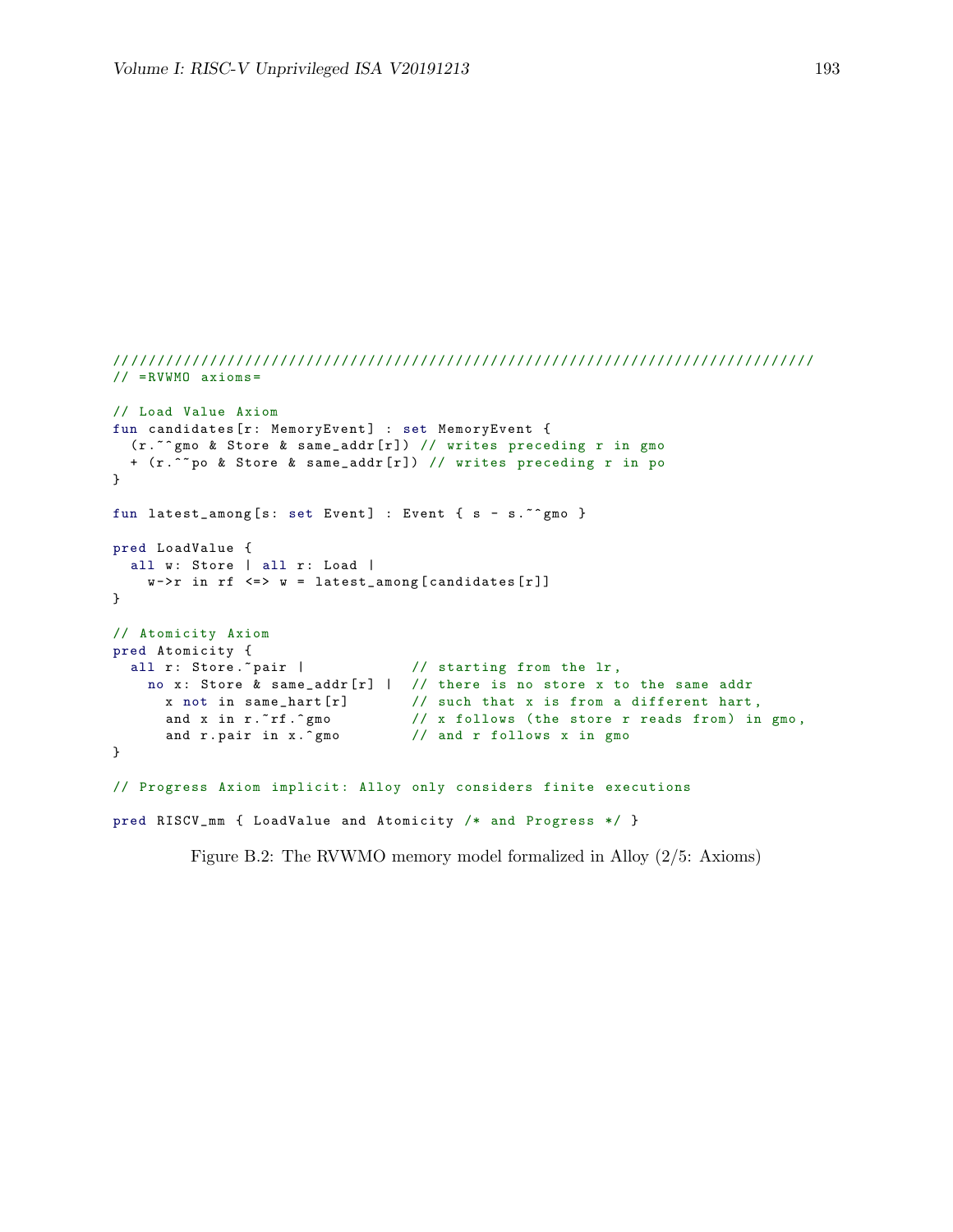```
////////////////////////////////////////////////////////////////////////////////
// =RVWMO axioms=

// Load Value Axiom
fun candidates[r: MemoryEvent] : set MemoryEvent {
  (r.~^gmo & Store & same_addr[r]) // writes preceding r in gmo
  + (r.^~po & Store & same_addr[r]) // writes preceding r in po
}

fun latest_among[s: set Event] : Event { s - s.~^gmo }

pred LoadValue {
  all w: Store | all r: Load |
    w->r in rf <=> w = latest_among[candidates[r]]
}

// Atomicity Axiom
pred Atomicity {
  all r: Store.~pair |            // starting from the lr,
    no x: Store & same_addr[r] |  // there is no store x to the same addr
      x not in same_hart[r]       // such that x is from a different hart,
      and x in r.~rf.^gmo         // x follows (the store r reads from) in gmo,
      and r.pair in x.^gmo        // and r follows x in gmo
}

// Progress Axiom implicit: Alloy only considers finite executions

pred RISCV_mm { LoadValue and Atomicity /* and Progress */ }
```

Figure B.2: The RVWMO memory model formalized in Alloy (2/5: Axioms)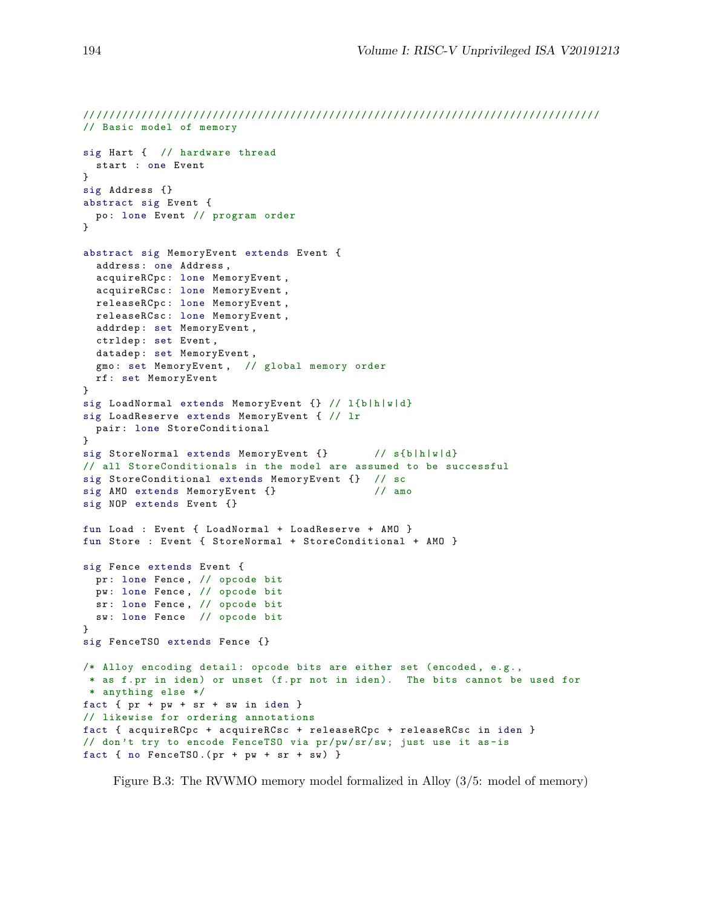```
////////////////////////////////////////////////////////////////////////////////
// Basic model of memory

sig Hart {  // hardware thread
  start : one Event
}
sig Address {}
abstract sig Event {
  po: lone Event // program order
}

abstract sig MemoryEvent extends Event {
  address: one Address,
  acquireRCpc: lone MemoryEvent,
  acquireRCsc: lone MemoryEvent,
  releaseRCpc: lone MemoryEvent,
  releaseRCsc: lone MemoryEvent,
  addrdep: set MemoryEvent,
  ctrldep: set Event,
  datadep: set MemoryEvent,
  gmo: set MemoryEvent,  // global memory order
  rf: set MemoryEvent
}
sig LoadNormal extends MemoryEvent {} // l{b|h|w|d}
sig LoadReserve extends MemoryEvent { // lr
  pair: lone StoreConditional
}
sig StoreNormal extends MemoryEvent {}       // s{b|h|w|d}
// all StoreConditionals in the model are assumed to be successful
sig StoreConditional extends MemoryEvent {}  // sc
sig AMO extends MemoryEvent {}               // amo
sig NOP extends Event {}

fun Load : Event { LoadNormal + LoadReserve + AMO }
fun Store : Event { StoreNormal + StoreConditional + AMO }

sig Fence extends Event {
  pr: lone Fence, // opcode bit
  pw: lone Fence, // opcode bit
  sr: lone Fence, // opcode bit
  sw: lone Fence  // opcode bit
}
sig FenceTSO extends Fence {}

/* Alloy encoding detail: opcode bits are either set (encoded, e.g.,
 * as f.pr in iden) or unset (f.pr not in iden).  The bits cannot be used for
 * anything else */
fact { pr + pw + sr + sw in iden }
// likewise for ordering annotations
fact { acquireRCpc + acquireRCsc + releaseRCpc + releaseRCsc in iden }
// don't try to encode FenceTSO via pr/pw/sr/sw; just use it as-is
fact { no FenceTSO.(pr + pw + sr + sw) }
```

Figure B.3: The RVWMO memory model formalized in Alloy (3/5: model of memory)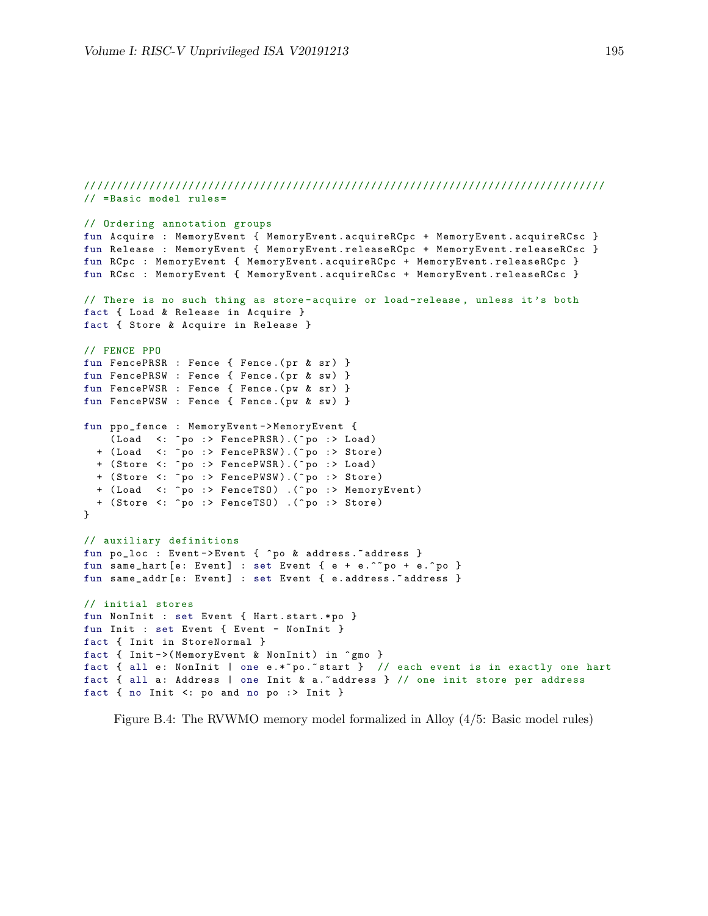```
////////////////////////////////////////////////////////////////////////////////
// =Basic model rules=

// Ordering annotation groups
fun Acquire : MemoryEvent { MemoryEvent.acquireRCpc + MemoryEvent.acquireRCsc }
fun Release : MemoryEvent { MemoryEvent.releaseRCpc + MemoryEvent.releaseRCsc }
fun RCpc : MemoryEvent { MemoryEvent.acquireRCpc + MemoryEvent.releaseRCpc }
fun RCsc : MemoryEvent { MemoryEvent.acquireRCsc + MemoryEvent.releaseRCsc }

// There is no such thing as store-acquire or load-release, unless it's both
fact { Load & Release in Acquire }
fact { Store & Acquire in Release }

// FENCE PPO
fun FencePRSR : Fence { Fence.(pr & sr) }
fun FencePRSW : Fence { Fence.(pr & sw) }
fun FencePWSR : Fence { Fence.(pw & sr) }
fun FencePWSW : Fence { Fence.(pw & sw) }

fun ppo_fence : MemoryEvent->MemoryEvent {
    (Load  <: ^po :> FencePRSR).(^po :> Load)
  + (Load  <: ^po :> FencePRSW).(^po :> Store)
  + (Store <: ^po :> FencePWSR).(^po :> Load)
  + (Store <: ^po :> FencePWSW).(^po :> Store)
  + (Load  <: ^po :> FenceTSO) .(^po :> MemoryEvent)
  + (Store <: ^po :> FenceTSO) .(^po :> Store)
}

// auxiliary definitions
fun po_loc : Event->Event { ^po & address.~address }
fun same_hart[e: Event] : set Event { e + e.^~po + e.^po }
fun same_addr[e: Event] : set Event { e.address.~address }

// initial stores
fun NonInit : set Event { Hart.start.*po }
fun Init : set Event { Event - NonInit }
fact { Init in StoreNormal }
fact { Init->(MemoryEvent & NonInit) in ^gmo }
fact { all e: NonInit | one e.*~po.~start }  // each event is in exactly one hart
fact { all a: Address | one Init & a.~address } // one init store per address
fact { no Init <: po and no po :> Init }
```

Figure B.4: The RVWMO memory model formalized in Alloy (4/5: Basic model rules)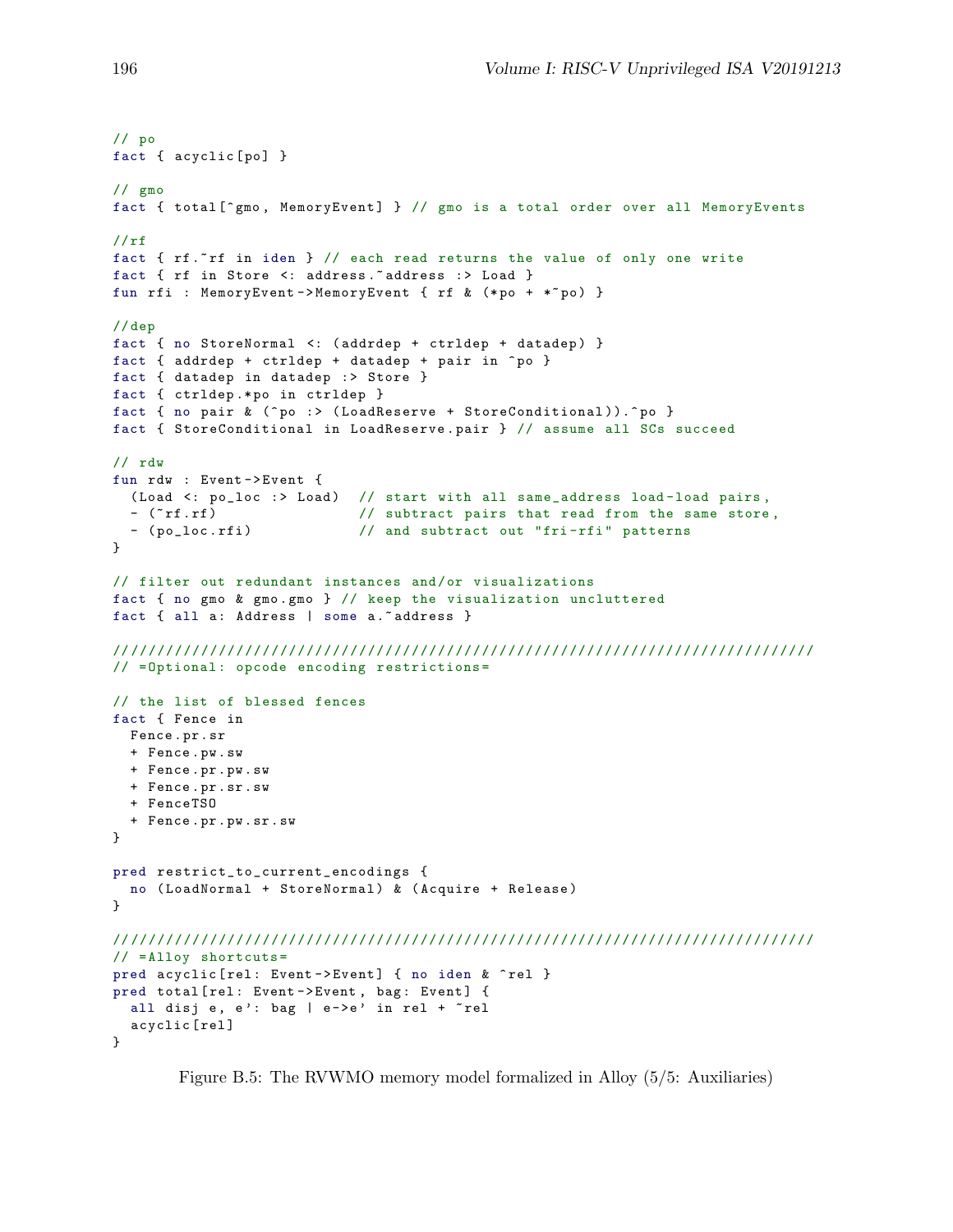```
// po
fact { acyclic[po] }

// gmo
fact { total[^gmo, MemoryEvent] } // gmo is a total order over all MemoryEvents

//rf
fact { rf.~rf in iden } // each read returns the value of only one write
fact { rf in Store <: address.~address :> Load }
fun rfi : MemoryEvent->MemoryEvent { rf & (*po + *~po) }

//dep
fact { no StoreNormal <: (addrdep + ctrldep + datadep) }
fact { addrdep + ctrldep + datadep + pair in ^po }
fact { datadep in datadep :> Store }
fact { ctrldep.*po in ctrldep }
fact { no pair & (^po :> (LoadReserve + StoreConditional)).^po }
fact { StoreConditional in LoadReserve.pair } // assume all SCs succeed

// rdw
fun rdw : Event->Event {
  (Load <: po_loc :> Load)  // start with all same_address load-load pairs,
  - (~rf.rf)                // subtract pairs that read from the same store,
  - (po_loc.rfi)            // and subtract out "fri-rfi" patterns
}

// filter out redundant instances and/or visualizations
fact { no gmo & gmo.gmo } // keep the visualization uncluttered
fact { all a: Address | some a.~address }

////////////////////////////////////////////////////////////////////////////////
// =Optional: opcode encoding restrictions=

// the list of blessed fences
fact { Fence in
  Fence.pr.sr
  + Fence.pw.sw
  + Fence.pr.pw.sw
  + Fence.pr.sr.sw
  + FenceTSO
  + Fence.pr.pw.sr.sw
}

pred restrict_to_current_encodings {
  no (LoadNormal + StoreNormal) & (Acquire + Release)
}

////////////////////////////////////////////////////////////////////////////////
// =Alloy shortcuts=
pred acyclic[rel: Event->Event] { no iden & ^rel }
pred total[rel: Event->Event, bag: Event] {
  all disj e, e': bag | e->e' in rel + ~rel
  acyclic[rel]
}
```

Figure B.5: The RVWMO memory model formalized in Alloy (5/5: Auxiliaries)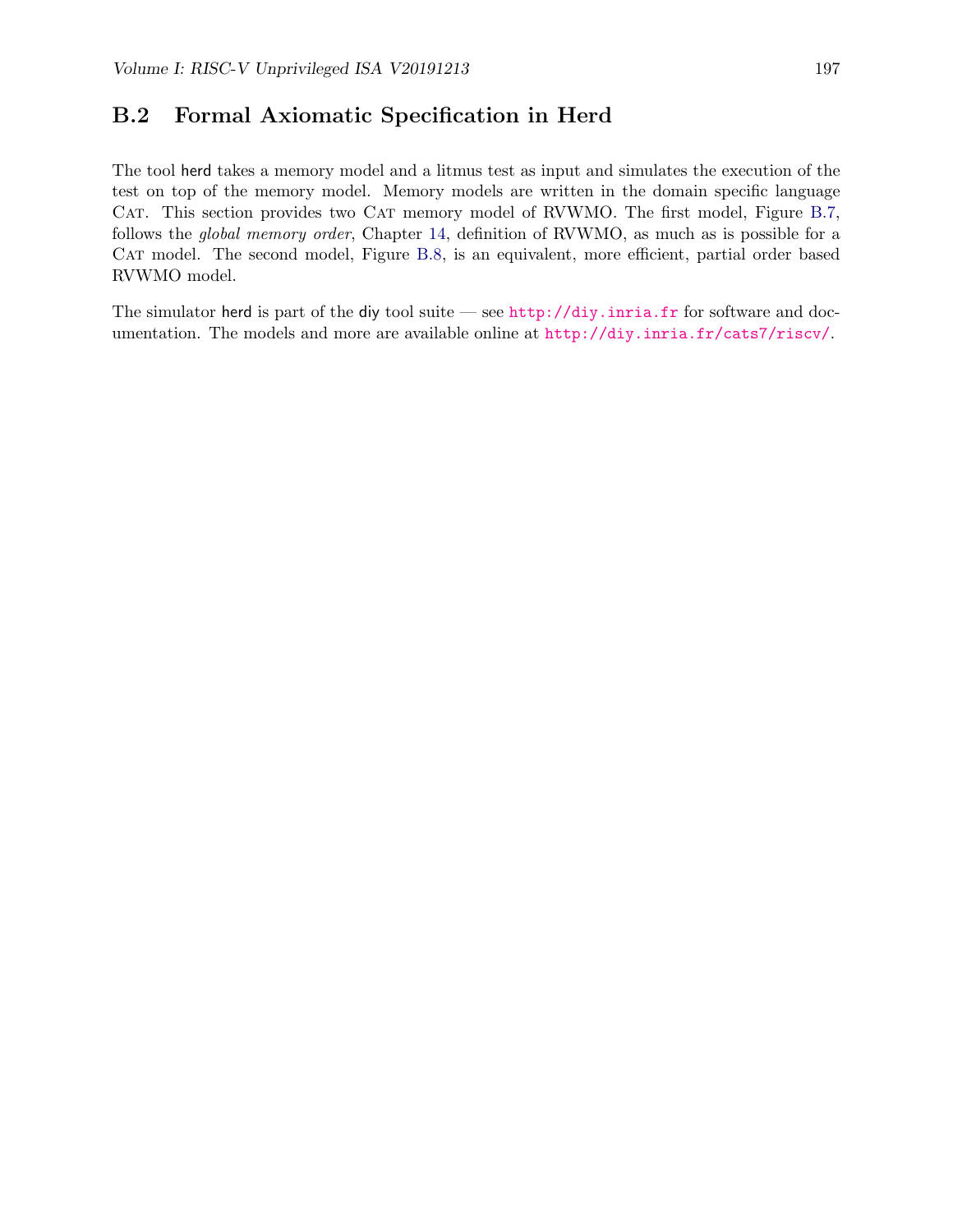## B.2 Formal Axiomatic Specification in Herd

The tool herd takes a memory model and a litmus test as input and simulates the execution of the test on top of the memory model. Memory models are written in the domain specific language CAT. This section provides two CAT memory model of RVWMO. The first model, Figure B.7, follows the *global memory order*, Chapter 14, definition of RVWMO, as much as is possible for a CAT model. The second model, Figure B.8, is an equivalent, more efficient, partial order based RVWMO model.

The simulator herd is part of the diy tool suite — see http://diy.inria.fr for software and documentation. The models and more are available online at http://diy.inria.fr/cats7/riscv/.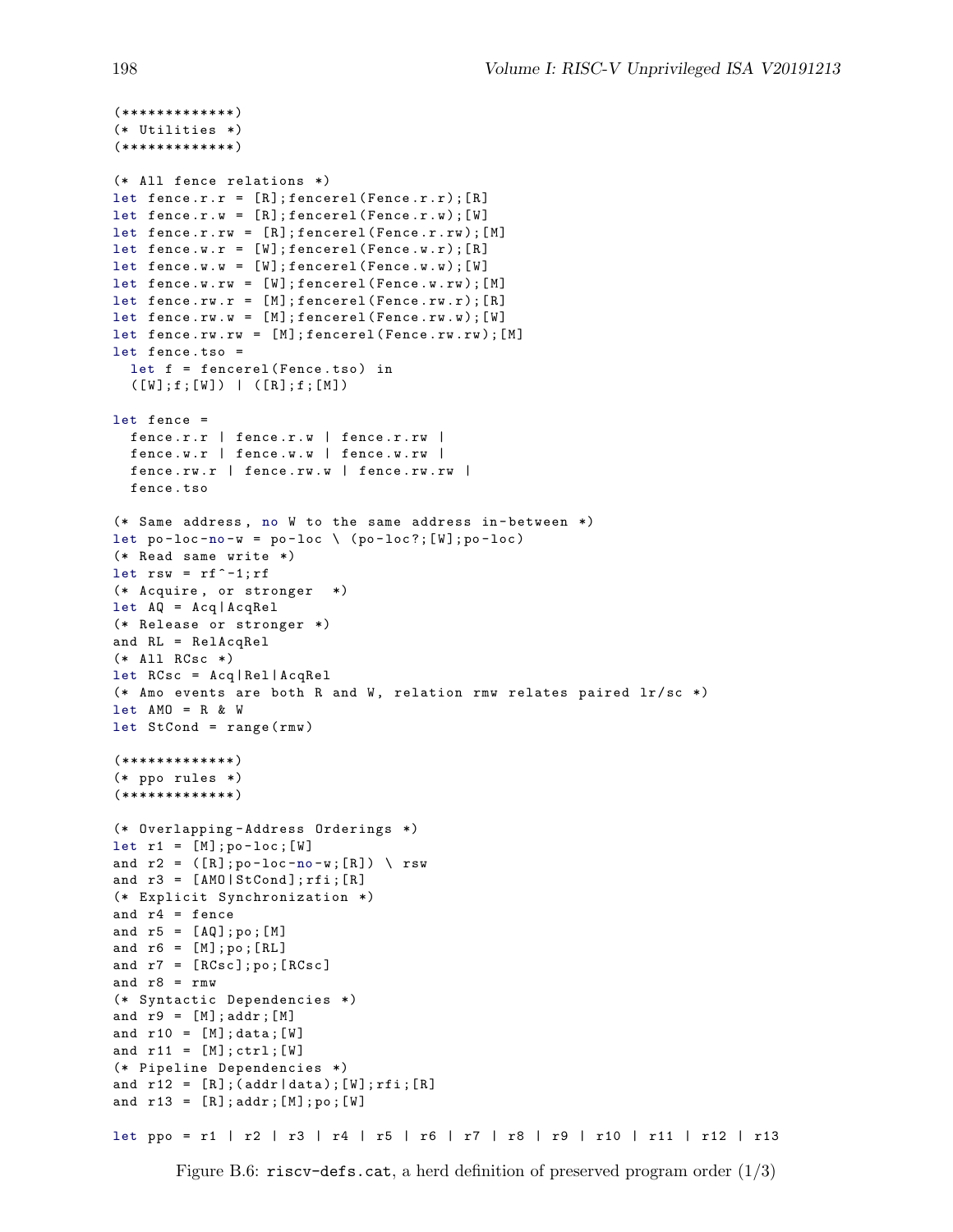```
(*************)
(* Utilities *)
(*************)

(* All fence relations *)
let fence.r.r = [R];fencerel(Fence.r.r);[R]
let fence.r.w = [R];fencerel(Fence.r.w);[W]
let fence.r.rw = [R];fencerel(Fence.r.rw);[M]
let fence.w.r = [W];fencerel(Fence.w.r);[R]
let fence.w.w = [W];fencerel(Fence.w.w);[W]
let fence.w.rw = [W];fencerel(Fence.w.rw);[M]
let fence.rw.r = [M];fencerel(Fence.rw.r);[R]
let fence.rw.w = [M];fencerel(Fence.rw.w);[W]
let fence.rw.rw = [M];fencerel(Fence.rw.rw);[M]
let fence.tso =
  let f = fencerel(Fence.tso) in
  ([W];f;[W]) | ([R];f;[M])

let fence =
  fence.r.r | fence.r.w | fence.r.rw |
  fence.w.r | fence.w.w | fence.w.rw |
  fence.rw.r | fence.rw.w | fence.rw.rw |
  fence.tso

(* Same address, no W to the same address in-between *)
let po-loc-no-w = po-loc \ (po-loc?;[W];po-loc)
(* Read same write *)
let rsw = rf^-1;rf
(* Acquire, or stronger  *)
let AQ = Acq|AcqRel
(* Release or stronger *)
and RL = RelAcqRel
(* All RCsc *)
let RCsc = Acq|Rel|AcqRel
(* Amo events are both R and W, relation rmw relates paired lr/sc *)
let AMO = R & W
let StCond = range(rmw)

(*************)
(* ppo rules *)
(*************)

(* Overlapping-Address Orderings *)
let r1 = [M];po-loc;[W]
and r2 = ([R];po-loc-no-w;[R]) \ rsw
and r3 = [AMO|StCond];rfi;[R]
(* Explicit Synchronization *)
and r4 = fence
and r5 = [AQ];po;[M]
and r6 = [M];po;[RL]
and r7 = [RCsc];po;[RCsc]
and r8 = rmw
(* Syntactic Dependencies *)
and r9 = [M];addr;[M]
and r10 = [M];data;[W]
and r11 = [M];ctrl;[W]
(* Pipeline Dependencies *)
and r12 = [R];(addr|data);[W];rfi;[R]
and r13 = [R];addr;[M];po;[W]

let ppo = r1 | r2 | r3 | r4 | r5 | r6 | r7 | r8 | r9 | r10 | r11 | r12 | r13
```

Figure B.6: `riscv-defs.cat`, a herd definition of preserved program order (1/3)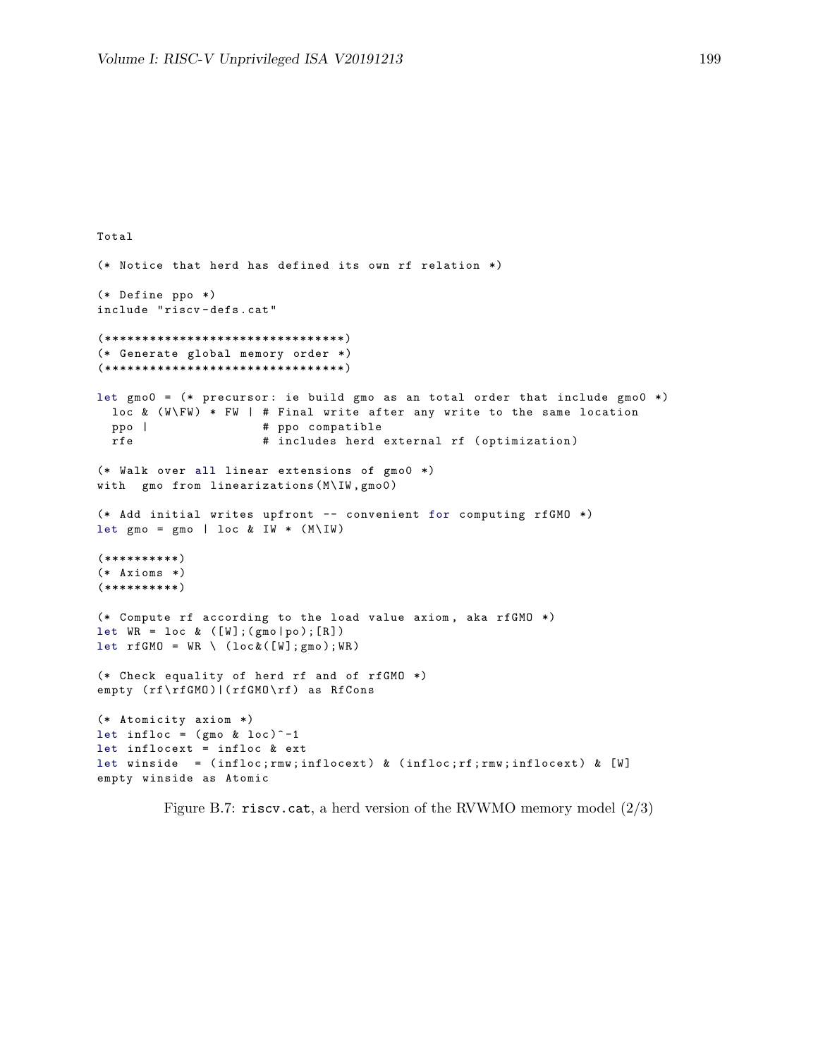```
Total

(* Notice that herd has defined its own rf relation *)

(* Define ppo *)
include "riscv-defs.cat"

(********************************)
(* Generate global memory order *)
(********************************)

let gmo0 = (* precursor: ie build gmo as an total order that include gmo0 *)
  loc & (W\FW) * FW | # Final write after any write to the same location
  ppo |               # ppo compatible
  rfe                 # includes herd external rf (optimization)

(* Walk over all linear extensions of gmo0 *)
with  gmo from linearizations(M\IW,gmo0)

(* Add initial writes upfront -- convenient for computing rfGMO *)
let gmo = gmo | loc & IW * (M\IW)

(**********)
(* Axioms *)
(**********)

(* Compute rf according to the load value axiom, aka rfGMO *)
let WR = loc & ([W];(gmo|po);[R])
let rfGMO = WR \ (loc&([W];gmo);WR)

(* Check equality of herd rf and of rfGMO *)
empty (rf\rfGMO)|(rfGMO\rf) as RfCons

(* Atomicity axiom *)
let infloc = (gmo & loc)^-1
let inflocext = infloc & ext
let winside  = (infloc;rmw;inflocext) & (infloc;rf;rmw;inflocext) & [W]
empty winside as Atomic
```

Figure B.7: riscv.cat, a herd version of the RVWMO memory model (2/3)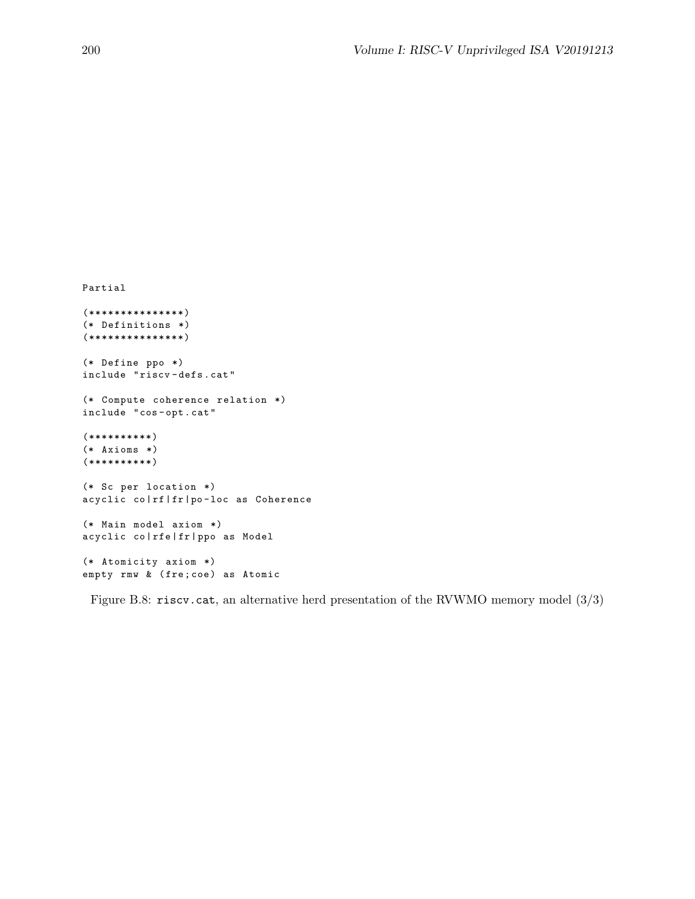```
Partial

(***************)
(* Definitions *)
(***************)

(* Define ppo *)
include "riscv-defs.cat"

(* Compute coherence relation *)
include "cos-opt.cat"

(**********)
(* Axioms *)
(**********)

(* Sc per location *)
acyclic co|rf|fr|po-loc as Coherence

(* Main model axiom *)
acyclic co|rfe|fr|ppo as Model

(* Atomicity axiom *)
empty rmw & (fre;coe) as Atomic
```

Figure B.8: `riscv.cat`, an alternative herd presentation of the RVWMO memory model (3/3)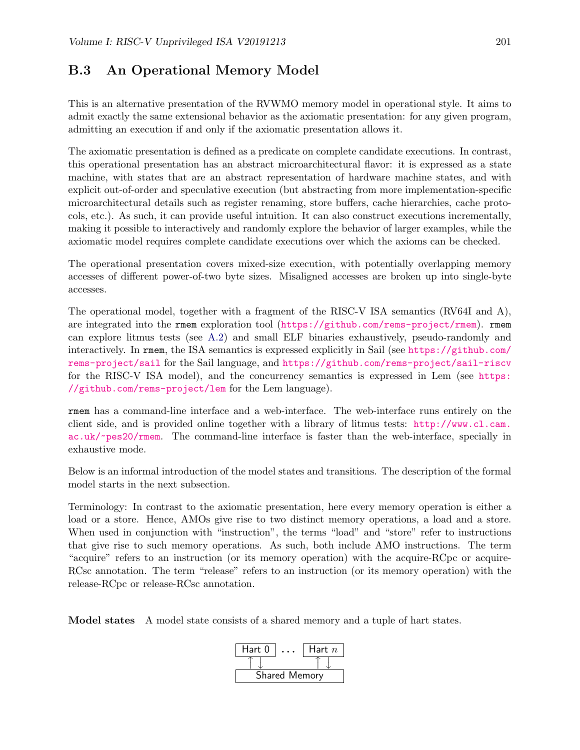## B.3 An Operational Memory Model

This is an alternative presentation of the RVWMO memory model in operational style. It aims to admit exactly the same extensional behavior as the axiomatic presentation: for any given program, admitting an execution if and only if the axiomatic presentation allows it.

The axiomatic presentation is defined as a predicate on complete candidate executions. In contrast, this operational presentation has an abstract microarchitectural flavor: it is expressed as a state machine, with states that are an abstract representation of hardware machine states, and with explicit out-of-order and speculative execution (but abstracting from more implementation-specific microarchitectural details such as register renaming, store buffers, cache hierarchies, cache protocols, etc.). As such, it can provide useful intuition. It can also construct executions incrementally, making it possible to interactively and randomly explore the behavior of larger examples, while the axiomatic model requires complete candidate executions over which the axioms can be checked.

The operational presentation covers mixed-size execution, with potentially overlapping memory accesses of different power-of-two byte sizes. Misaligned accesses are broken up into single-byte accesses.

The operational model, together with a fragment of the RISC-V ISA semantics (RV64I and A), are integrated into the `rmem` exploration tool (https://github.com/rems-project/rmem). `rmem` can explore litmus tests (see A.2) and small ELF binaries exhaustively, pseudo-randomly and interactively. In `rmem`, the ISA semantics is expressed explicitly in Sail (see https://github.com/rems-project/sail for the Sail language, and https://github.com/rems-project/sail-riscv for the RISC-V ISA model), and the concurrency semantics is expressed in Lem (see https://github.com/rems-project/lem for the Lem language).

`rmem` has a command-line interface and a web-interface. The web-interface runs entirely on the client side, and is provided online together with a library of litmus tests: http://www.cl.cam.ac.uk/~pes20/rmem. The command-line interface is faster than the web-interface, specially in exhaustive mode.

Below is an informal introduction of the model states and transitions. The description of the formal model starts in the next subsection.

Terminology: In contrast to the axiomatic presentation, here every memory operation is either a load or a store. Hence, AMOs give rise to two distinct memory operations, a load and a store. When used in conjunction with "instruction", the terms "load" and "store" refer to instructions that give rise to such memory operations. As such, both include AMO instructions. The term "acquire" refers to an instruction (or its memory operation) with the acquire-RCpc or acquire-RCsc annotation. The term "release" refers to an instruction (or its memory operation) with the release-RCpc or release-RCsc annotation.

**Model states** A model state consists of a shared memory and a tuple of hart states.

```
| Hart 0 | ... | Hart n |
   ↑ ↓            ↑ ↓
|     Shared Memory     |
```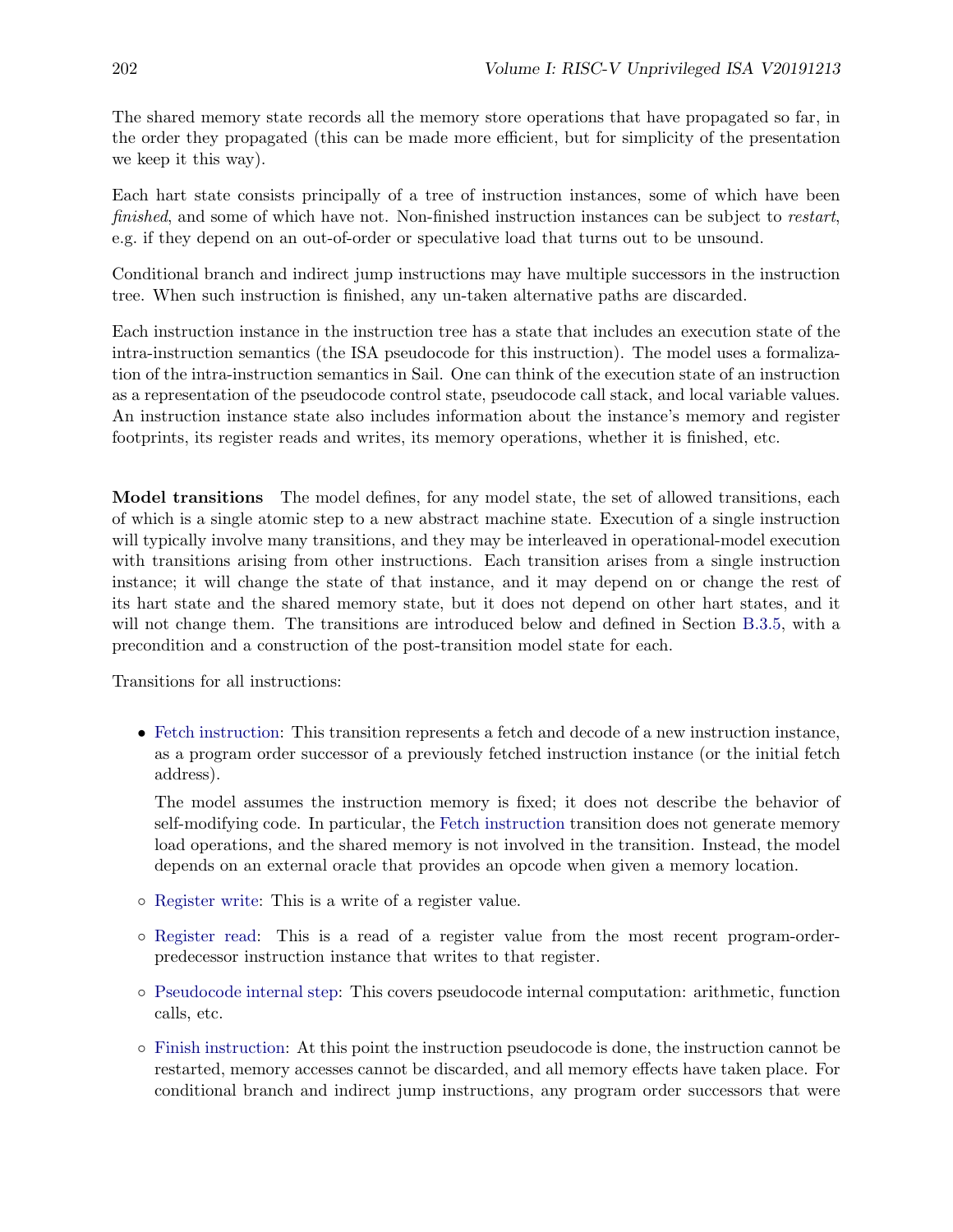The shared memory state records all the memory store operations that have propagated so far, in the order they propagated (this can be made more efficient, but for simplicity of the presentation we keep it this way).

Each hart state consists principally of a tree of instruction instances, some of which have been *finished*, and some of which have not. Non-finished instruction instances can be subject to *restart*, e.g. if they depend on an out-of-order or speculative load that turns out to be unsound.

Conditional branch and indirect jump instructions may have multiple successors in the instruction tree. When such instruction is finished, any un-taken alternative paths are discarded.

Each instruction instance in the instruction tree has a state that includes an execution state of the intra-instruction semantics (the ISA pseudocode for this instruction). The model uses a formalization of the intra-instruction semantics in Sail. One can think of the execution state of an instruction as a representation of the pseudocode control state, pseudocode call stack, and local variable values. An instruction instance state also includes information about the instance's memory and register footprints, its register reads and writes, its memory operations, whether it is finished, etc.

**Model transitions** The model defines, for any model state, the set of allowed transitions, each of which is a single atomic step to a new abstract machine state. Execution of a single instruction will typically involve many transitions, and they may be interleaved in operational-model execution with transitions arising from other instructions. Each transition arises from a single instruction instance; it will change the state of that instance, and it may depend on or change the rest of its hart state and the shared memory state, but it does not depend on other hart states, and it will not change them. The transitions are introduced below and defined in Section B.3.5, with a precondition and a construction of the post-transition model state for each.

Transitions for all instructions:

- Fetch instruction: This transition represents a fetch and decode of a new instruction instance, as a program order successor of a previously fetched instruction instance (or the initial fetch address).

  The model assumes the instruction memory is fixed; it does not describe the behavior of self-modifying code. In particular, the Fetch instruction transition does not generate memory load operations, and the shared memory is not involved in the transition. Instead, the model depends on an external oracle that provides an opcode when given a memory location.

- ◦ Register write: This is a write of a register value.
- ◦ Register read: This is a read of a register value from the most recent program-order-predecessor instruction instance that writes to that register.
- ◦ Pseudocode internal step: This covers pseudocode internal computation: arithmetic, function calls, etc.
- ◦ Finish instruction: At this point the instruction pseudocode is done, the instruction cannot be restarted, memory accesses cannot be discarded, and all memory effects have taken place. For conditional branch and indirect jump instructions, any program order successors that were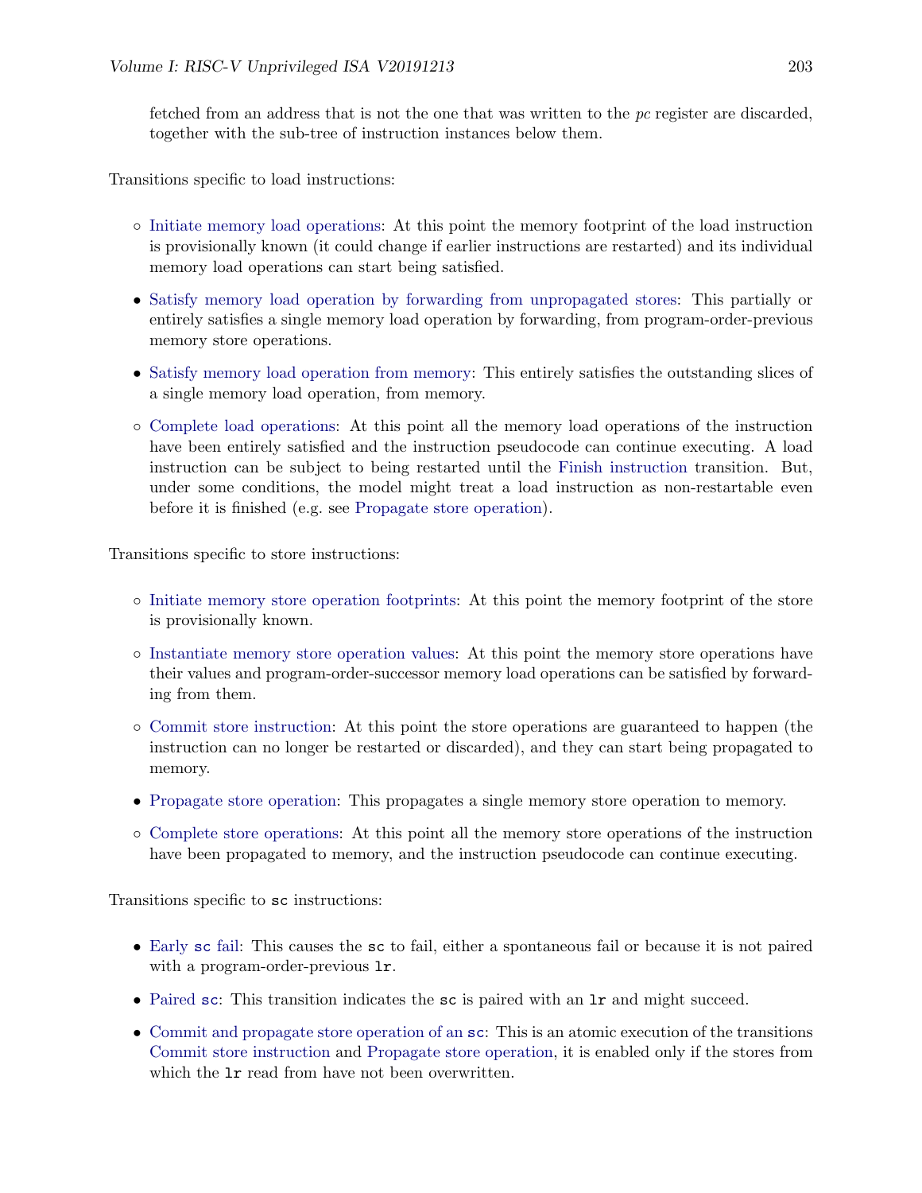fetched from an address that is not the one that was written to the *pc* register are discarded, together with the sub-tree of instruction instances below them.

Transitions specific to load instructions:

- ◦ Initiate memory load operations: At this point the memory footprint of the load instruction is provisionally known (it could change if earlier instructions are restarted) and its individual memory load operations can start being satisfied.
- • Satisfy memory load operation by forwarding from unpropagated stores: This partially or entirely satisfies a single memory load operation by forwarding, from program-order-previous memory store operations.
- • Satisfy memory load operation from memory: This entirely satisfies the outstanding slices of a single memory load operation, from memory.
- ◦ Complete load operations: At this point all the memory load operations of the instruction have been entirely satisfied and the instruction pseudocode can continue executing. A load instruction can be subject to being restarted until the Finish instruction transition. But, under some conditions, the model might treat a load instruction as non-restartable even before it is finished (e.g. see Propagate store operation).

Transitions specific to store instructions:

- ◦ Initiate memory store operation footprints: At this point the memory footprint of the store is provisionally known.
- ◦ Instantiate memory store operation values: At this point the memory store operations have their values and program-order-successor memory load operations can be satisfied by forwarding from them.
- ◦ Commit store instruction: At this point the store operations are guaranteed to happen (the instruction can no longer be restarted or discarded), and they can start being propagated to memory.
- • Propagate store operation: This propagates a single memory store operation to memory.
- ◦ Complete store operations: At this point all the memory store operations of the instruction have been propagated to memory, and the instruction pseudocode can continue executing.

Transitions specific to `sc` instructions:

- • Early `sc` fail: This causes the `sc` to fail, either a spontaneous fail or because it is not paired with a program-order-previous `lr`.
- • Paired `sc`: This transition indicates the `sc` is paired with an `lr` and might succeed.
- • Commit and propagate store operation of an `sc`: This is an atomic execution of the transitions Commit store instruction and Propagate store operation, it is enabled only if the stores from which the `lr` read from have not been overwritten.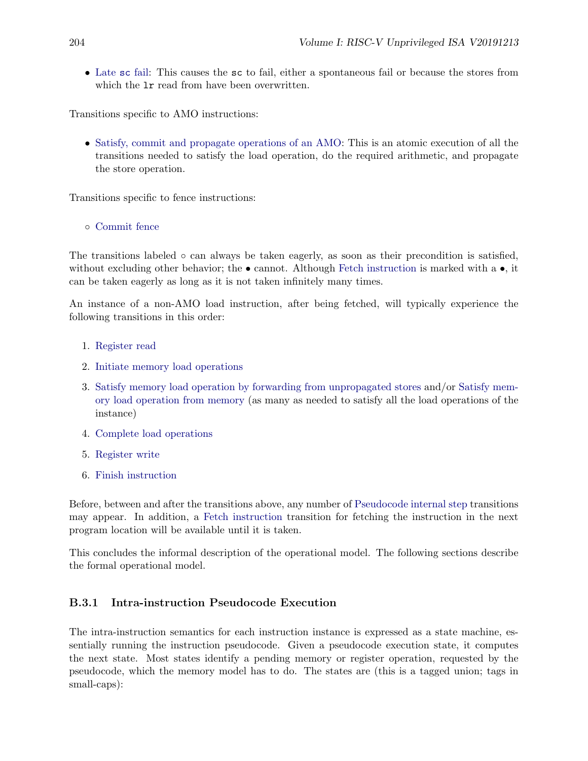- Late `sc` fail: This causes the `sc` to fail, either a spontaneous fail or because the stores from which the `lr` read from have been overwritten.

Transitions specific to AMO instructions:

- Satisfy, commit and propagate operations of an AMO: This is an atomic execution of all the transitions needed to satisfy the load operation, do the required arithmetic, and propagate the store operation.

Transitions specific to fence instructions:

◦ Commit fence

The transitions labeled ◦ can always be taken eagerly, as soon as their precondition is satisfied, without excluding other behavior; the • cannot. Although Fetch instruction is marked with a •, it can be taken eagerly as long as it is not taken infinitely many times.

An instance of a non-AMO load instruction, after being fetched, will typically experience the following transitions in this order:

1. Register read
2. Initiate memory load operations
3. Satisfy memory load operation by forwarding from unpropagated stores and/or Satisfy memory load operation from memory (as many as needed to satisfy all the load operations of the instance)
4. Complete load operations
5. Register write
6. Finish instruction

Before, between and after the transitions above, any number of Pseudocode internal step transitions may appear. In addition, a Fetch instruction transition for fetching the instruction in the next program location will be available until it is taken.

This concludes the informal description of the operational model. The following sections describe the formal operational model.

### B.3.1 Intra-instruction Pseudocode Execution

The intra-instruction semantics for each instruction instance is expressed as a state machine, essentially running the instruction pseudocode. Given a pseudocode execution state, it computes the next state. Most states identify a pending memory or register operation, requested by the pseudocode, which the memory model has to do. The states are (this is a tagged union; tags in small-caps):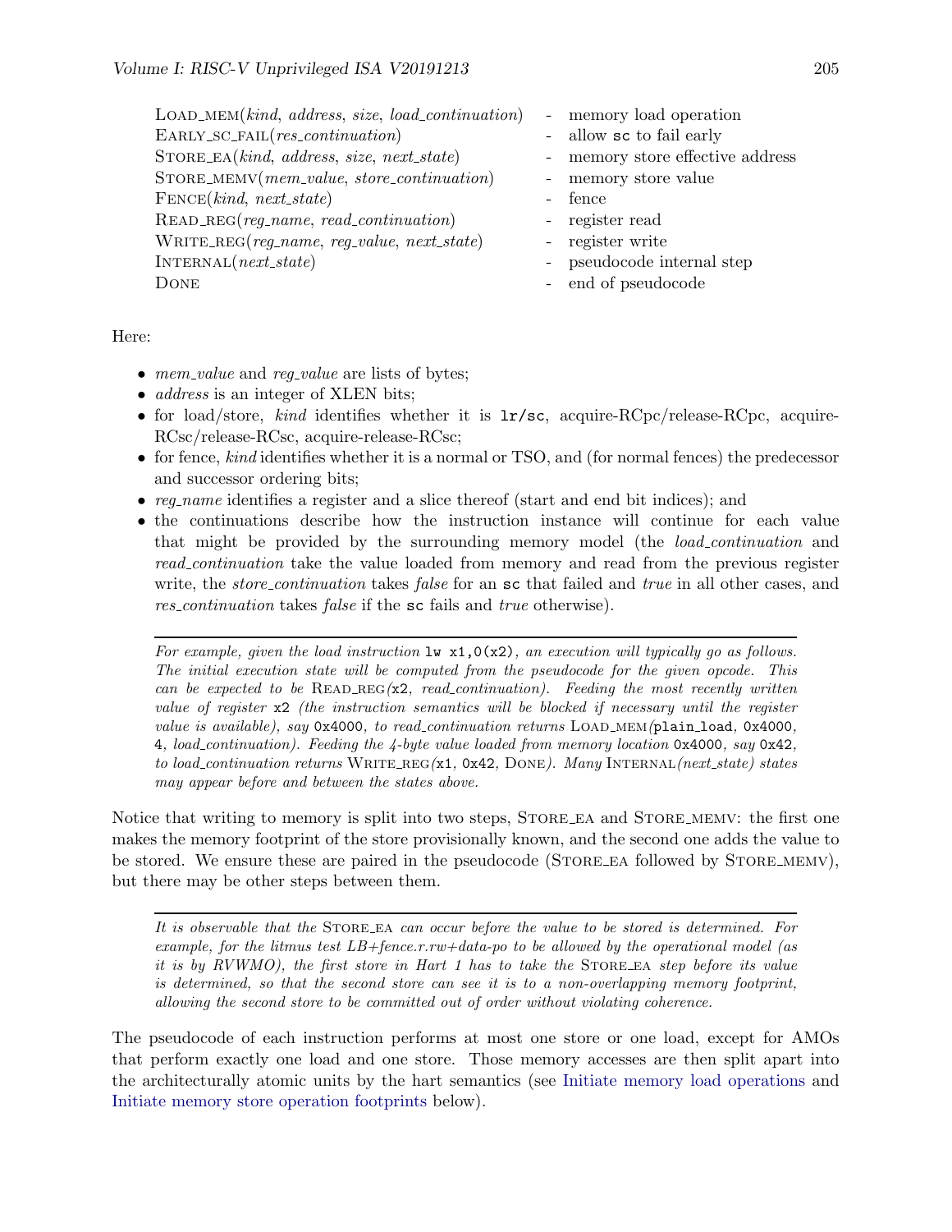| | | |
|---|---|---|
| LOAD_MEM(*kind*, *address*, *size*, *load_continuation*) | - | memory load operation |
| EARLY_SC_FAIL(*res_continuation*) | - | allow `sc` to fail early |
| STORE_EA(*kind*, *address*, *size*, *next_state*) | - | memory store effective address |
| STORE_MEMV(*mem_value*, *store_continuation*) | - | memory store value |
| FENCE(*kind*, *next_state*) | - | fence |
| READ_REG(*reg_name*, *read_continuation*) | - | register read |
| WRITE_REG(*reg_name*, *reg_value*, *next_state*) | - | register write |
| INTERNAL(*next_state*) | - | pseudocode internal step |
| DONE | - | end of pseudocode |

Here:

- *mem_value* and *reg_value* are lists of bytes;
- *address* is an integer of XLEN bits;
- for load/store, *kind* identifies whether it is `lr/sc`, acquire-RCpc/release-RCpc, acquire-RCsc/release-RCsc, acquire-release-RCsc;
- for fence, *kind* identifies whether it is a normal or TSO, and (for normal fences) the predecessor and successor ordering bits;
- *reg_name* identifies a register and a slice thereof (start and end bit indices); and
- the continuations describe how the instruction instance will continue for each value that might be provided by the surrounding memory model (the *load_continuation* and *read_continuation* take the value loaded from memory and read from the previous register write, the *store_continuation* takes *false* for an `sc` that failed and *true* in all other cases, and *res_continuation* takes *false* if the `sc` fails and *true* otherwise).

---

*For example, given the load instruction* `lw x1,0(x2)`*, an execution will typically go as follows. The initial execution state will be computed from the pseudocode for the given opcode. This can be expected to be* READ_REG*(*`x2`*, read_continuation). Feeding the most recently written value of register* `x2` *(the instruction semantics will be blocked if necessary until the register value is available), say* `0x4000`*, to read_continuation returns* LOAD_MEM*(*`plain_load`*,* `0x4000`*,* `4`*, load_continuation). Feeding the 4-byte value loaded from memory location* `0x4000`*, say* `0x42`*, to load_continuation returns* WRITE_REG*(*`x1`*,* `0x42`*,* DONE*). Many* INTERNAL*(next_state) states may appear before and between the states above.*

---

Notice that writing to memory is split into two steps, STORE_EA and STORE_MEMV: the first one makes the memory footprint of the store provisionally known, and the second one adds the value to be stored. We ensure these are paired in the pseudocode (STORE_EA followed by STORE_MEMV), but there may be other steps between them.

---

*It is observable that the* STORE_EA *can occur before the value to be stored is determined. For example, for the litmus test LB+fence.r.rw+data-po to be allowed by the operational model (as it is by RVWMO), the first store in Hart 1 has to take the* STORE_EA *step before its value is determined, so that the second store can see it is to a non-overlapping memory footprint, allowing the second store to be committed out of order without violating coherence.*

---

The pseudocode of each instruction performs at most one store or one load, except for AMOs that perform exactly one load and one store. Those memory accesses are then split apart into the architecturally atomic units by the hart semantics (see Initiate memory load operations and Initiate memory store operation footprints below).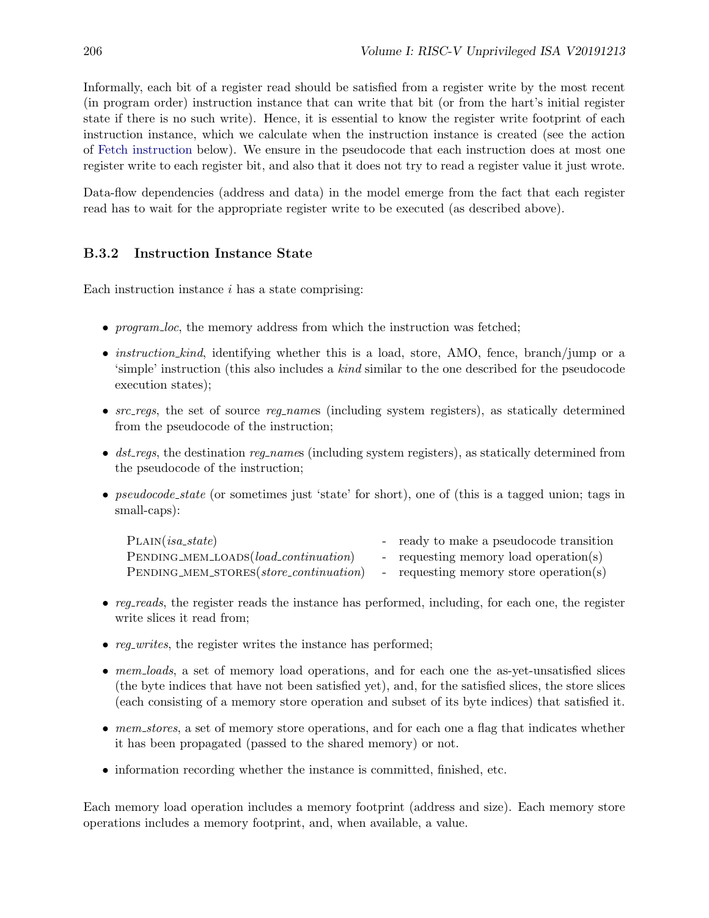Informally, each bit of a register read should be satisfied from a register write by the most recent (in program order) instruction instance that can write that bit (or from the hart's initial register state if there is no such write). Hence, it is essential to know the register write footprint of each instruction instance, which we calculate when the instruction instance is created (see the action of Fetch instruction below). We ensure in the pseudocode that each instruction does at most one register write to each register bit, and also that it does not try to read a register value it just wrote.

Data-flow dependencies (address and data) in the model emerge from the fact that each register read has to wait for the appropriate register write to be executed (as described above).

### B.3.2 Instruction Instance State

Each instruction instance $i$ has a state comprising:

- *program_loc*, the memory address from which the instruction was fetched;
- *instruction_kind*, identifying whether this is a load, store, AMO, fence, branch/jump or a 'simple' instruction (this also includes a *kind* similar to the one described for the pseudocode execution states);
- *src_regs*, the set of source *reg_name*s (including system registers), as statically determined from the pseudocode of the instruction;
- *dst_regs*, the destination *reg_name*s (including system registers), as statically determined from the pseudocode of the instruction;
- *pseudocode_state* (or sometimes just 'state' for short), one of (this is a tagged union; tags in small-caps):

| | | |
|---|---|---|
| PLAIN(*isa_state*) | - | ready to make a pseudocode transition |
| PENDING_MEM_LOADS(*load_continuation*) | - | requesting memory load operation(s) |
| PENDING_MEM_STORES(*store_continuation*) | - | requesting memory store operation(s) |

- *reg_reads*, the register reads the instance has performed, including, for each one, the register write slices it read from;
- *reg_writes*, the register writes the instance has performed;
- *mem_loads*, a set of memory load operations, and for each one the as-yet-unsatisfied slices (the byte indices that have not been satisfied yet), and, for the satisfied slices, the store slices (each consisting of a memory store operation and subset of its byte indices) that satisfied it.
- *mem_stores*, a set of memory store operations, and for each one a flag that indicates whether it has been propagated (passed to the shared memory) or not.
- information recording whether the instance is committed, finished, etc.

Each memory load operation includes a memory footprint (address and size). Each memory store operations includes a memory footprint, and, when available, a value.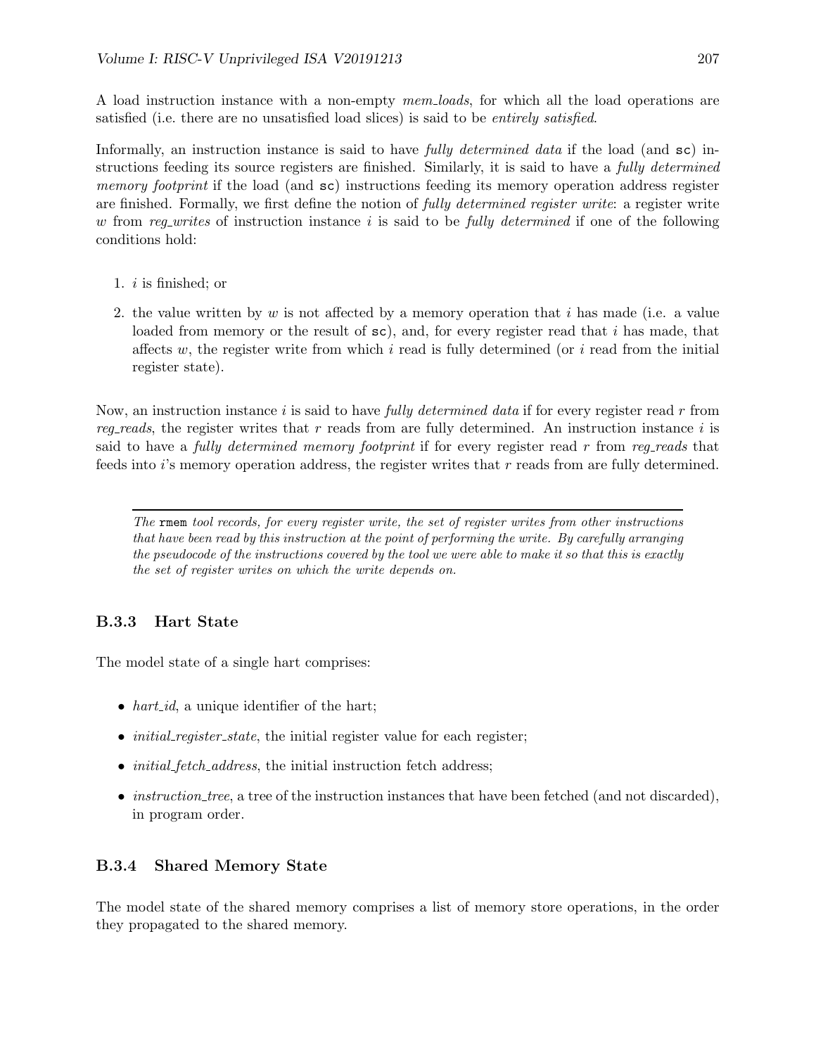A load instruction instance with a non-empty *mem_loads*, for which all the load operations are satisfied (i.e. there are no unsatisfied load slices) is said to be *entirely satisfied*.

Informally, an instruction instance is said to have *fully determined data* if the load (and `sc`) instructions feeding its source registers are finished. Similarly, it is said to have a *fully determined memory footprint* if the load (and `sc`) instructions feeding its memory operation address register are finished. Formally, we first define the notion of *fully determined register write*: a register write $w$ from *reg_writes* of instruction instance $i$ is said to be *fully determined* if one of the following conditions hold:

1. $i$ is finished; or
2. the value written by $w$ is not affected by a memory operation that $i$ has made (i.e. a value loaded from memory or the result of `sc`), and, for every register read that $i$ has made, that affects $w$, the register write from which $i$ read is fully determined (or $i$ read from the initial register state).

Now, an instruction instance $i$ is said to have *fully determined data* if for every register read $r$ from *reg_reads*, the register writes that $r$ reads from are fully determined. An instruction instance $i$ is said to have a *fully determined memory footprint* if for every register read $r$ from *reg_reads* that feeds into $i$'s memory operation address, the register writes that $r$ reads from are fully determined.

---

*The* `rmem` *tool records, for every register write, the set of register writes from other instructions that have been read by this instruction at the point of performing the write. By carefully arranging the pseudocode of the instructions covered by the tool we were able to make it so that this is exactly the set of register writes on which the write depends on.*

### B.3.3 Hart State

The model state of a single hart comprises:

- *hart_id*, a unique identifier of the hart;
- *initial_register_state*, the initial register value for each register;
- *initial_fetch_address*, the initial instruction fetch address;
- *instruction_tree*, a tree of the instruction instances that have been fetched (and not discarded), in program order.

### B.3.4 Shared Memory State

The model state of the shared memory comprises a list of memory store operations, in the order they propagated to the shared memory.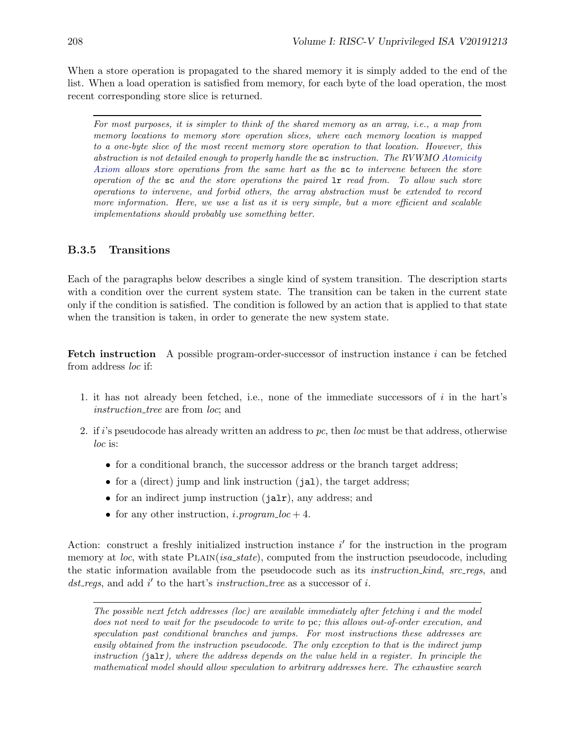When a store operation is propagated to the shared memory it is simply added to the end of the list. When a load operation is satisfied from memory, for each byte of the load operation, the most recent corresponding store slice is returned.

---

*For most purposes, it is simpler to think of the shared memory as an array, i.e., a map from memory locations to memory store operation slices, where each memory location is mapped to a one-byte slice of the most recent memory store operation to that location. However, this abstraction is not detailed enough to properly handle the* `sc` *instruction. The RVWMO Atomicity Axiom allows store operations from the same hart as the* `sc` *to intervene between the store operation of the* `sc` *and the store operations the paired* `lr` *read from. To allow such store operations to intervene, and forbid others, the array abstraction must be extended to record more information. Here, we use a list as it is very simple, but a more efficient and scalable implementations should probably use something better.*

### B.3.5 Transitions

Each of the paragraphs below describes a single kind of system transition. The description starts with a condition over the current system state. The transition can be taken in the current state only if the condition is satisfied. The condition is followed by an action that is applied to that state when the transition is taken, in order to generate the new system state.

**Fetch instruction** A possible program-order-successor of instruction instance $i$ can be fetched from address *loc* if:

1. it has not already been fetched, i.e., none of the immediate successors of $i$ in the hart's *instruction_tree* are from *loc*; and
2. if $i$'s pseudocode has already written an address to *pc*, then *loc* must be that address, otherwise *loc* is:
   - for a conditional branch, the successor address or the branch target address;
   - for a (direct) jump and link instruction (`jal`), the target address;
   - for an indirect jump instruction (`jalr`), any address; and
   - for any other instruction, $i.program\_loc + 4$.

Action: construct a freshly initialized instruction instance $i'$ for the instruction in the program memory at *loc*, with state PLAIN(*isa_state*), computed from the instruction pseudocode, including the static information available from the pseudocode such as its *instruction_kind*, *src_regs*, and *dst_regs*, and add $i'$ to the hart's *instruction_tree* as a successor of $i$.

---

*The possible next fetch addresses (loc) are available immediately after fetching i and the model does not need to wait for the pseudocode to write to* pc*; this allows out-of-order execution, and speculation past conditional branches and jumps. For most instructions these addresses are easily obtained from the instruction pseudocode. The only exception to that is the indirect jump instruction (*`jalr`*), where the address depends on the value held in a register. In principle the mathematical model should allow speculation to arbitrary addresses here. The exhaustive search*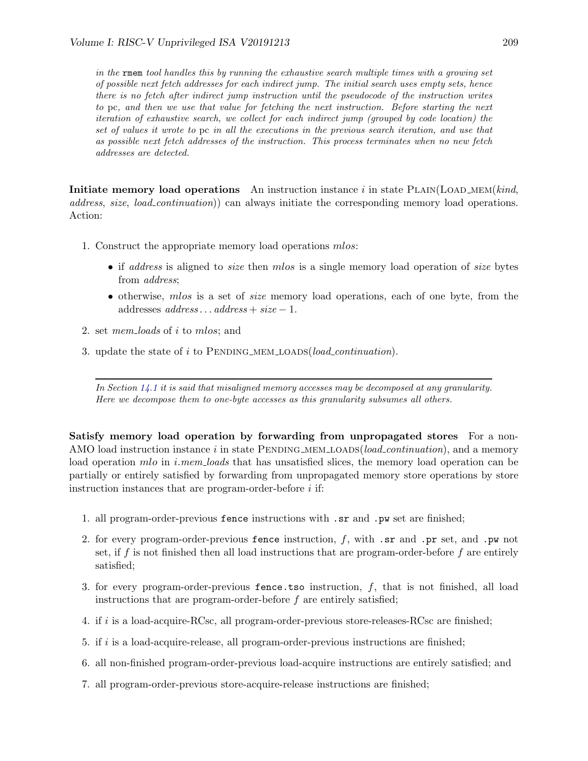*in the* `rmem` *tool handles this by running the exhaustive search multiple times with a growing set of possible next fetch addresses for each indirect jump. The initial search uses empty sets, hence there is no fetch after indirect jump instruction until the pseudocode of the instruction writes to* pc*, and then we use that value for fetching the next instruction. Before starting the next iteration of exhaustive search, we collect for each indirect jump (grouped by code location) the set of values it wrote to* pc *in all the executions in the previous search iteration, and use that as possible next fetch addresses of the instruction. This process terminates when no new fetch addresses are detected.*

**Initiate memory load operations** An instruction instance $i$ in state PLAIN(LOAD_MEM(*kind*, *address*, *size*, *load_continuation*)) can always initiate the corresponding memory load operations. Action:

1. Construct the appropriate memory load operations *mlos*:
   - if *address* is aligned to *size* then *mlos* is a single memory load operation of *size* bytes from *address*;
   - otherwise, *mlos* is a set of *size* memory load operations, each of one byte, from the addresses $address \ldots address + size - 1$.
2. set *mem_loads* of $i$ to *mlos*; and
3. update the state of $i$ to PENDING_MEM_LOADS(*load_continuation*).

---

*In Section 14.1 it is said that misaligned memory accesses may be decomposed at any granularity. Here we decompose them to one-byte accesses as this granularity subsumes all others.*

**Satisfy memory load operation by forwarding from unpropagated stores** For a non-AMO load instruction instance $i$ in state PENDING_MEM_LOADS(*load_continuation*), and a memory load operation *mlo* in *i.mem_loads* that has unsatisfied slices, the memory load operation can be partially or entirely satisfied by forwarding from unpropagated memory store operations by store instruction instances that are program-order-before $i$ if:

1. all program-order-previous `fence` instructions with `.sr` and `.pw` set are finished;
2. for every program-order-previous `fence` instruction, $f$, with `.sr` and `.pr` set, and `.pw` not set, if $f$ is not finished then all load instructions that are program-order-before $f$ are entirely satisfied;
3. for every program-order-previous `fence.tso` instruction, $f$, that is not finished, all load instructions that are program-order-before $f$ are entirely satisfied;
4. if $i$ is a load-acquire-RCsc, all program-order-previous store-releases-RCsc are finished;
5. if $i$ is a load-acquire-release, all program-order-previous instructions are finished;
6. all non-finished program-order-previous load-acquire instructions are entirely satisfied; and
7. all program-order-previous store-acquire-release instructions are finished;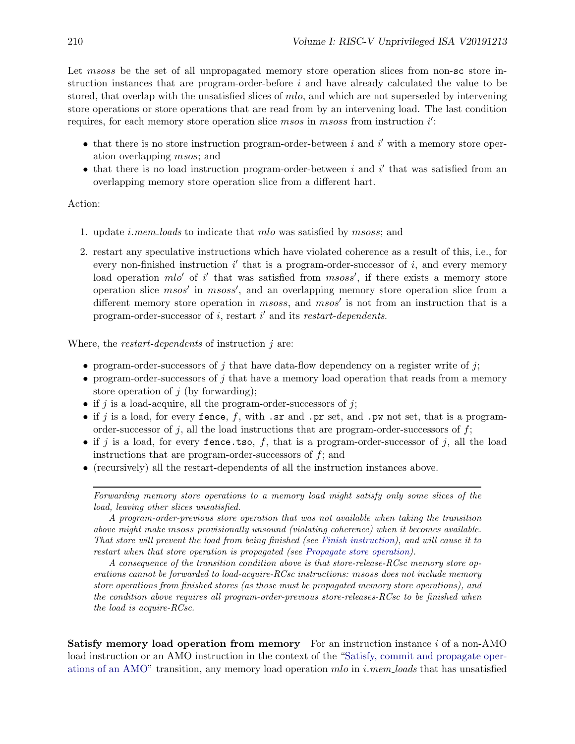Let *msoss* be the set of all unpropagated memory store operation slices from non-`sc` store instruction instances that are program-order-before $i$ and have already calculated the value to be stored, that overlap with the unsatisfied slices of *mlo*, and which are not superseded by intervening store operations or store operations that are read from by an intervening load. The last condition requires, for each memory store operation slice *msos* in *msoss* from instruction $i'$:

- that there is no store instruction program-order-between $i$ and $i'$ with a memory store operation overlapping *msos*; and
- that there is no load instruction program-order-between $i$ and $i'$ that was satisfied from an overlapping memory store operation slice from a different hart.

Action:

1. update *i.mem_loads* to indicate that *mlo* was satisfied by *msoss*; and
2. restart any speculative instructions which have violated coherence as a result of this, i.e., for every non-finished instruction $i'$ that is a program-order-successor of $i$, and every memory load operation $mlo'$ of $i'$ that was satisfied from $msoss'$, if there exists a memory store operation slice $msos'$ in $msoss'$, and an overlapping memory store operation slice from a different memory store operation in *msoss*, and $msos'$ is not from an instruction that is a program-order-successor of $i$, restart $i'$ and its *restart-dependents*.

Where, the *restart-dependents* of instruction $j$ are:

- program-order-successors of $j$ that have data-flow dependency on a register write of $j$;
- program-order-successors of $j$ that have a memory load operation that reads from a memory store operation of $j$ (by forwarding);
- if $j$ is a load-acquire, all the program-order-successors of $j$;
- if $j$ is a load, for every `fence`, $f$, with `.sr` and `.pr` set, and `.pw` not set, that is a program-order-successor of $j$, all the load instructions that are program-order-successors of $f$;
- if $j$ is a load, for every `fence.tso`, $f$, that is a program-order-successor of $j$, all the load instructions that are program-order-successors of $f$; and
- (recursively) all the restart-dependents of all the instruction instances above.

---

*Forwarding memory store operations to a memory load might satisfy only some slices of the load, leaving other slices unsatisfied.*

*A program-order-previous store operation that was not available when taking the transition above might make msoss provisionally unsound (violating coherence) when it becomes available. That store will prevent the load from being finished (see Finish instruction), and will cause it to restart when that store operation is propagated (see Propagate store operation).*

*A consequence of the transition condition above is that store-release-RCsc memory store operations cannot be forwarded to load-acquire-RCsc instructions: msoss does not include memory store operations from finished stores (as those must be propagated memory store operations), and the condition above requires all program-order-previous store-releases-RCsc to be finished when the load is acquire-RCsc.*

**Satisfy memory load operation from memory** For an instruction instance $i$ of a non-AMO load instruction or an AMO instruction in the context of the "Satisfy, commit and propagate operations of an AMO" transition, any memory load operation *mlo* in *i.mem_loads* that has unsatisfied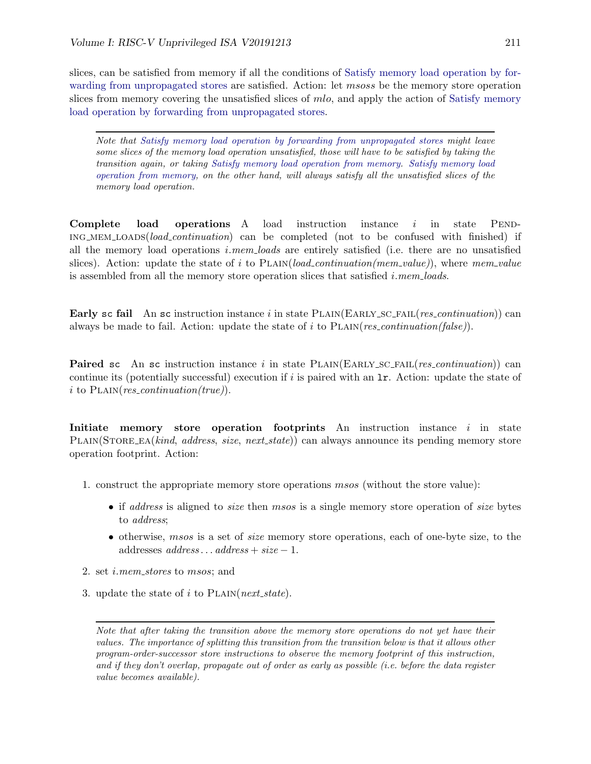slices, can be satisfied from memory if all the conditions of Satisfy memory load operation by forwarding from unpropagated stores are satisfied. Action: let *msoss* be the memory store operation slices from memory covering the unsatisfied slices of *mlo*, and apply the action of Satisfy memory load operation by forwarding from unpropagated stores.

---

*Note that Satisfy memory load operation by forwarding from unpropagated stores might leave some slices of the memory load operation unsatisfied, those will have to be satisfied by taking the transition again, or taking Satisfy memory load operation from memory. Satisfy memory load operation from memory, on the other hand, will always satisfy all the unsatisfied slices of the memory load operation.*

---

**Complete load operations** A load instruction instance *i* in state PENDING_MEM_LOADS(*load_continuation*) can be completed (not to be confused with finished) if all the memory load operations *i.mem_loads* are entirely satisfied (i.e. there are no unsatisfied slices). Action: update the state of *i* to PLAIN(*load_continuation(mem_value)*), where *mem_value* is assembled from all the memory store operation slices that satisfied *i.mem_loads*.

**Early `sc` fail** An `sc` instruction instance *i* in state PLAIN(EARLY_SC_FAIL(*res_continuation*)) can always be made to fail. Action: update the state of *i* to PLAIN(*res_continuation(false)*).

**Paired `sc`** An `sc` instruction instance *i* in state PLAIN(EARLY_SC_FAIL(*res_continuation*)) can continue its (potentially successful) execution if *i* is paired with an `lr`. Action: update the state of *i* to PLAIN(*res_continuation(true)*).

**Initiate memory store operation footprints** An instruction instance *i* in state PLAIN(STORE_EA(*kind*, *address*, *size*, *next_state*)) can always announce its pending memory store operation footprint. Action:

1. construct the appropriate memory store operations *msos* (without the store value):
   - if *address* is aligned to *size* then *msos* is a single memory store operation of *size* bytes to *address*;
   - otherwise, *msos* is a set of *size* memory store operations, each of one-byte size, to the addresses $address \ldots address + size - 1$.
2. set *i.mem_stores* to *msos*; and
3. update the state of *i* to PLAIN(*next_state*).

---

*Note that after taking the transition above the memory store operations do not yet have their values. The importance of splitting this transition from the transition below is that it allows other program-order-successor store instructions to observe the memory footprint of this instruction, and if they don't overlap, propagate out of order as early as possible (i.e. before the data register value becomes available).*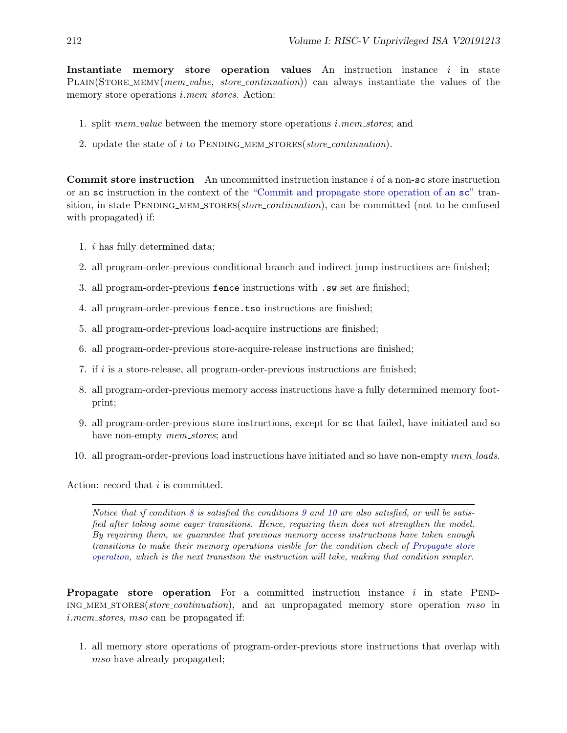**Instantiate memory store operation values** An instruction instance *i* in state PLAIN(STORE_MEMV(*mem_value*, *store_continuation*)) can always instantiate the values of the memory store operations *i.mem_stores*. Action:

1. split *mem_value* between the memory store operations *i.mem_stores*; and
2. update the state of *i* to PENDING_MEM_STORES(*store_continuation*).

**Commit store instruction** An uncommitted instruction instance *i* of a non-`sc` store instruction or an `sc` instruction in the context of the "Commit and propagate store operation of an `sc`" transition, in state PENDING_MEM_STORES(*store_continuation*), can be committed (not to be confused with propagated) if:

1. *i* has fully determined data;
2. all program-order-previous conditional branch and indirect jump instructions are finished;
3. all program-order-previous `fence` instructions with `.sw` set are finished;
4. all program-order-previous `fence.tso` instructions are finished;
5. all program-order-previous load-acquire instructions are finished;
6. all program-order-previous store-acquire-release instructions are finished;
7. if *i* is a store-release, all program-order-previous instructions are finished;
8. all program-order-previous memory access instructions have a fully determined memory footprint;
9. all program-order-previous store instructions, except for `sc` that failed, have initiated and so have non-empty *mem_stores*; and
10. all program-order-previous load instructions have initiated and so have non-empty *mem_loads*.

Action: record that *i* is committed.

---

*Notice that if condition 8 is satisfied the conditions 9 and 10 are also satisfied, or will be satisfied after taking some eager transitions. Hence, requiring them does not strengthen the model. By requiring them, we guarantee that previous memory access instructions have taken enough transitions to make their memory operations visible for the condition check of Propagate store operation, which is the next transition the instruction will take, making that condition simpler.*

**Propagate store operation** For a committed instruction instance *i* in state PENDING_MEM_STORES(*store_continuation*), and an unpropagated memory store operation *mso* in *i.mem_stores*, *mso* can be propagated if:

1. all memory store operations of program-order-previous store instructions that overlap with *mso* have already propagated;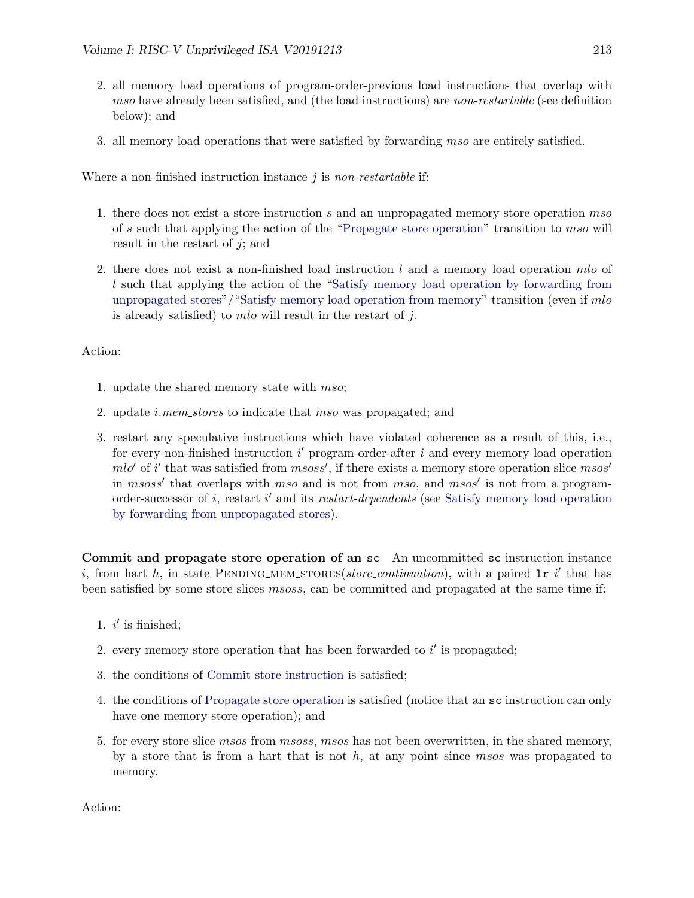2. all memory load operations of program-order-previous load instructions that overlap with *mso* have already been satisfied, and (the load instructions) are *non-restartable* (see definition below); and

3. all memory load operations that were satisfied by forwarding *mso* are entirely satisfied.

Where a non-finished instruction instance *j* is *non-restartable* if:

1. there does not exist a store instruction *s* and an unpropagated memory store operation *mso* of *s* such that applying the action of the "Propagate store operation" transition to *mso* will result in the restart of *j*; and

2. there does not exist a non-finished load instruction *l* and a memory load operation *mlo* of *l* such that applying the action of the "Satisfy memory load operation by forwarding from unpropagated stores"/"Satisfy memory load operation from memory" transition (even if *mlo* is already satisfied) to *mlo* will result in the restart of *j*.

Action:

1. update the shared memory state with *mso*;

2. update *i.mem_stores* to indicate that *mso* was propagated; and

3. restart any speculative instructions which have violated coherence as a result of this, i.e., for every non-finished instruction $i'$ program-order-after *i* and every memory load operation $mlo'$ of $i'$ that was satisfied from $msoss'$, if there exists a memory store operation slice $msos'$ in $msoss'$ that overlaps with *mso* and is not from *mso*, and $msos'$ is not from a program-order-successor of *i*, restart $i'$ and its *restart-dependents* (see Satisfy memory load operation by forwarding from unpropagated stores).

**Commit and propagate store operation of an `sc`** An uncommitted `sc` instruction instance *i*, from hart *h*, in state PENDING_MEM_STORES(*store_continuation*), with a paired `lr` $i'$ that has been satisfied by some store slices *msoss*, can be committed and propagated at the same time if:

1. $i'$ is finished;

2. every memory store operation that has been forwarded to $i'$ is propagated;

3. the conditions of Commit store instruction is satisfied;

4. the conditions of Propagate store operation is satisfied (notice that an `sc` instruction can only have one memory store operation); and

5. for every store slice *msos* from *msoss*, *msos* has not been overwritten, in the shared memory, by a store that is from a hart that is not *h*, at any point since *msos* was propagated to memory.

Action: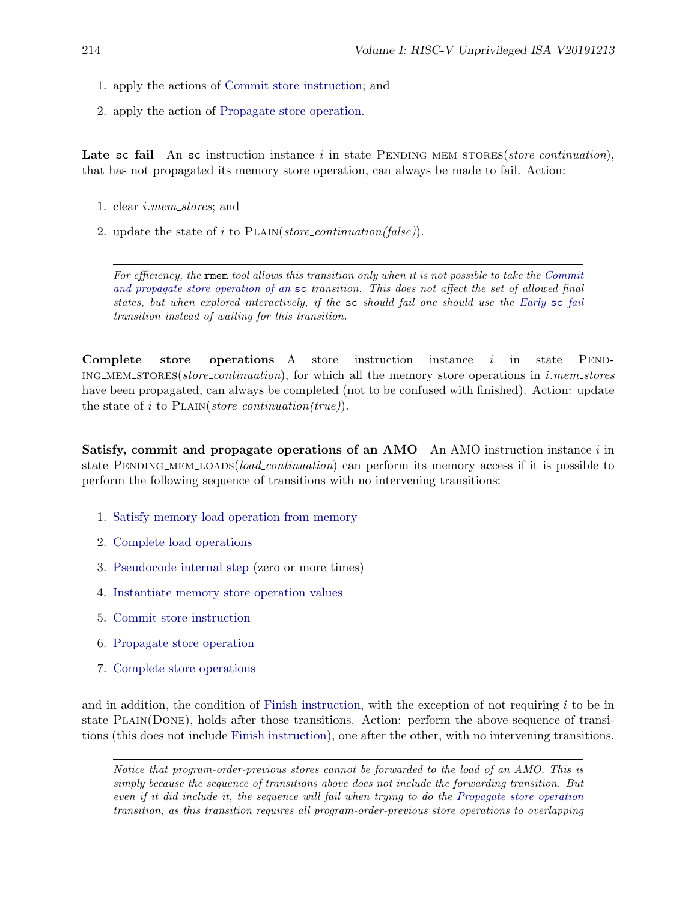1. apply the actions of Commit store instruction; and
2. apply the action of Propagate store operation.

**Late `sc` fail** An `sc` instruction instance $i$ in state Pending_mem_stores(*store_continuation*), that has not propagated its memory store operation, can always be made to fail. Action:

1. clear $i$.*mem_stores*; and
2. update the state of $i$ to Plain(*store_continuation(false)*).

---

*For efficiency, the `rmem` tool allows this transition only when it is not possible to take the Commit and propagate store operation of an `sc` transition. This does not affect the set of allowed final states, but when explored interactively, if the `sc` should fail one should use the Early `sc` fail transition instead of waiting for this transition.*

---

**Complete store operations** A store instruction instance $i$ in state Pending_mem_stores(*store_continuation*), for which all the memory store operations in $i$.*mem_stores* have been propagated, can always be completed (not to be confused with finished). Action: update the state of $i$ to Plain(*store_continuation(true)*).

**Satisfy, commit and propagate operations of an AMO** An AMO instruction instance $i$ in state Pending_mem_loads(*load_continuation*) can perform its memory access if it is possible to perform the following sequence of transitions with no intervening transitions:

1. Satisfy memory load operation from memory
2. Complete load operations
3. Pseudocode internal step (zero or more times)
4. Instantiate memory store operation values
5. Commit store instruction
6. Propagate store operation
7. Complete store operations

and in addition, the condition of Finish instruction, with the exception of not requiring $i$ to be in state Plain(Done), holds after those transitions. Action: perform the above sequence of transitions (this does not include Finish instruction), one after the other, with no intervening transitions.

---

*Notice that program-order-previous stores cannot be forwarded to the load of an AMO. This is simply because the sequence of transitions above does not include the forwarding transition. But even if it did include it, the sequence will fail when trying to do the Propagate store operation transition, as this transition requires all program-order-previous store operations to overlapping*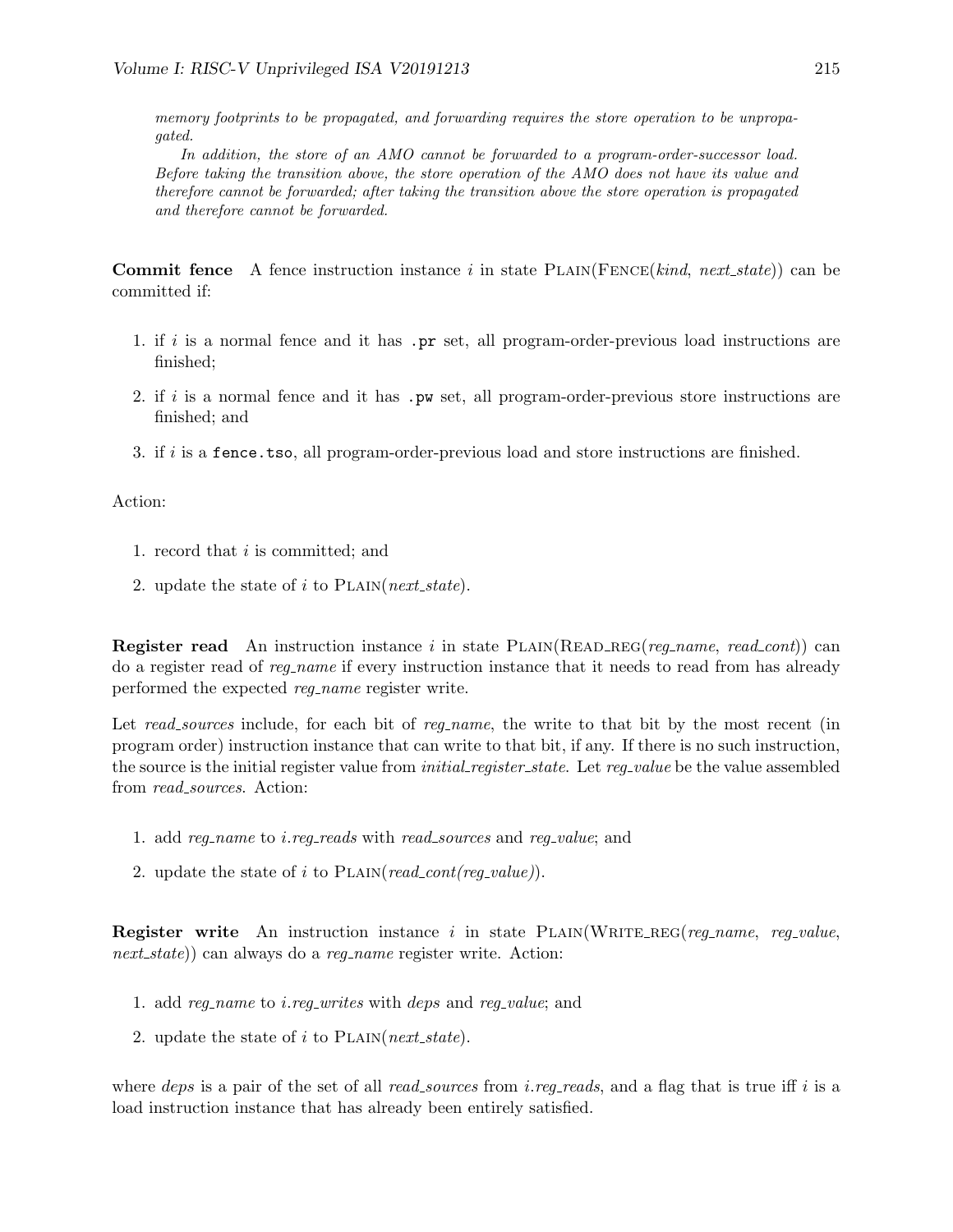*memory footprints to be propagated, and forwarding requires the store operation to be unpropagated.*

*In addition, the store of an AMO cannot be forwarded to a program-order-successor load. Before taking the transition above, the store operation of the AMO does not have its value and therefore cannot be forwarded; after taking the transition above the store operation is propagated and therefore cannot be forwarded.*

**Commit fence** A fence instruction instance *i* in state PLAIN(FENCE(*kind*, *next_state*)) can be committed if:

1. if *i* is a normal fence and it has `.pr` set, all program-order-previous load instructions are finished;
2. if *i* is a normal fence and it has `.pw` set, all program-order-previous store instructions are finished; and
3. if *i* is a `fence.tso`, all program-order-previous load and store instructions are finished.

Action:

1. record that *i* is committed; and
2. update the state of *i* to PLAIN(*next_state*).

**Register read** An instruction instance *i* in state PLAIN(READ_REG(*reg_name*, *read_cont*)) can do a register read of *reg_name* if every instruction instance that it needs to read from has already performed the expected *reg_name* register write.

Let *read_sources* include, for each bit of *reg_name*, the write to that bit by the most recent (in program order) instruction instance that can write to that bit, if any. If there is no such instruction, the source is the initial register value from *initial_register_state*. Let *reg_value* be the value assembled from *read_sources*. Action:

1. add *reg_name* to *i.reg_reads* with *read_sources* and *reg_value*; and
2. update the state of *i* to PLAIN(*read_cont(reg_value)*).

**Register write** An instruction instance *i* in state PLAIN(WRITE_REG(*reg_name*, *reg_value*, *next_state*)) can always do a *reg_name* register write. Action:

1. add *reg_name* to *i.reg_writes* with *deps* and *reg_value*; and
2. update the state of *i* to PLAIN(*next_state*).

where *deps* is a pair of the set of all *read_sources* from *i.reg_reads*, and a flag that is true iff *i* is a load instruction instance that has already been entirely satisfied.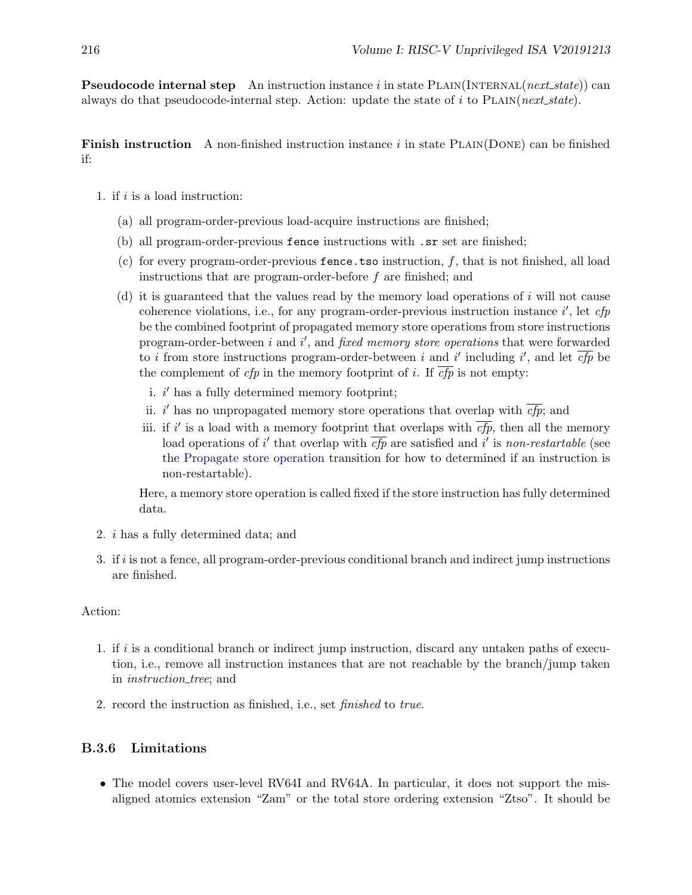**Pseudocode internal step** An instruction instance $i$ in state PLAIN(INTERNAL(*next_state*)) can always do that pseudocode-internal step. Action: update the state of $i$ to PLAIN(*next_state*).

**Finish instruction** A non-finished instruction instance $i$ in state PLAIN(DONE) can be finished if:

1. if $i$ is a load instruction:
   (a) all program-order-previous load-acquire instructions are finished;
   (b) all program-order-previous `fence` instructions with `.sr` set are finished;
   (c) for every program-order-previous `fence.tso` instruction, $f$, that is not finished, all load instructions that are program-order-before $f$ are finished; and
   (d) it is guaranteed that the values read by the memory load operations of $i$ will not cause coherence violations, i.e., for any program-order-previous instruction instance $i'$, let *cfp* be the combined footprint of propagated memory store operations from store instructions program-order-between $i$ and $i'$, and *fixed memory store operations* that were forwarded to $i$ from store instructions program-order-between $i$ and $i'$ including $i'$, and let $\overline{cfp}$ be the complement of *cfp* in the memory footprint of $i$. If $\overline{cfp}$ is not empty:
      i. $i'$ has a fully determined memory footprint;
      ii. $i'$ has no unpropagated memory store operations that overlap with $\overline{cfp}$; and
      iii. if $i'$ is a load with a memory footprint that overlaps with $\overline{cfp}$, then all the memory load operations of $i'$ that overlap with $\overline{cfp}$ are satisfied and $i'$ is *non-restartable* (see the Propagate store operation transition for how to determined if an instruction is non-restartable).

      Here, a memory store operation is called fixed if the store instruction has fully determined data.
2. $i$ has a fully determined data; and
3. if $i$ is not a fence, all program-order-previous conditional branch and indirect jump instructions are finished.

Action:

1. if $i$ is a conditional branch or indirect jump instruction, discard any untaken paths of execution, i.e., remove all instruction instances that are not reachable by the branch/jump taken in *instruction_tree*; and
2. record the instruction as finished, i.e., set *finished* to *true*.

### B.3.6 Limitations

- The model covers user-level RV64I and RV64A. In particular, it does not support the misaligned atomics extension "Zam" or the total store ordering extension "Ztso". It should be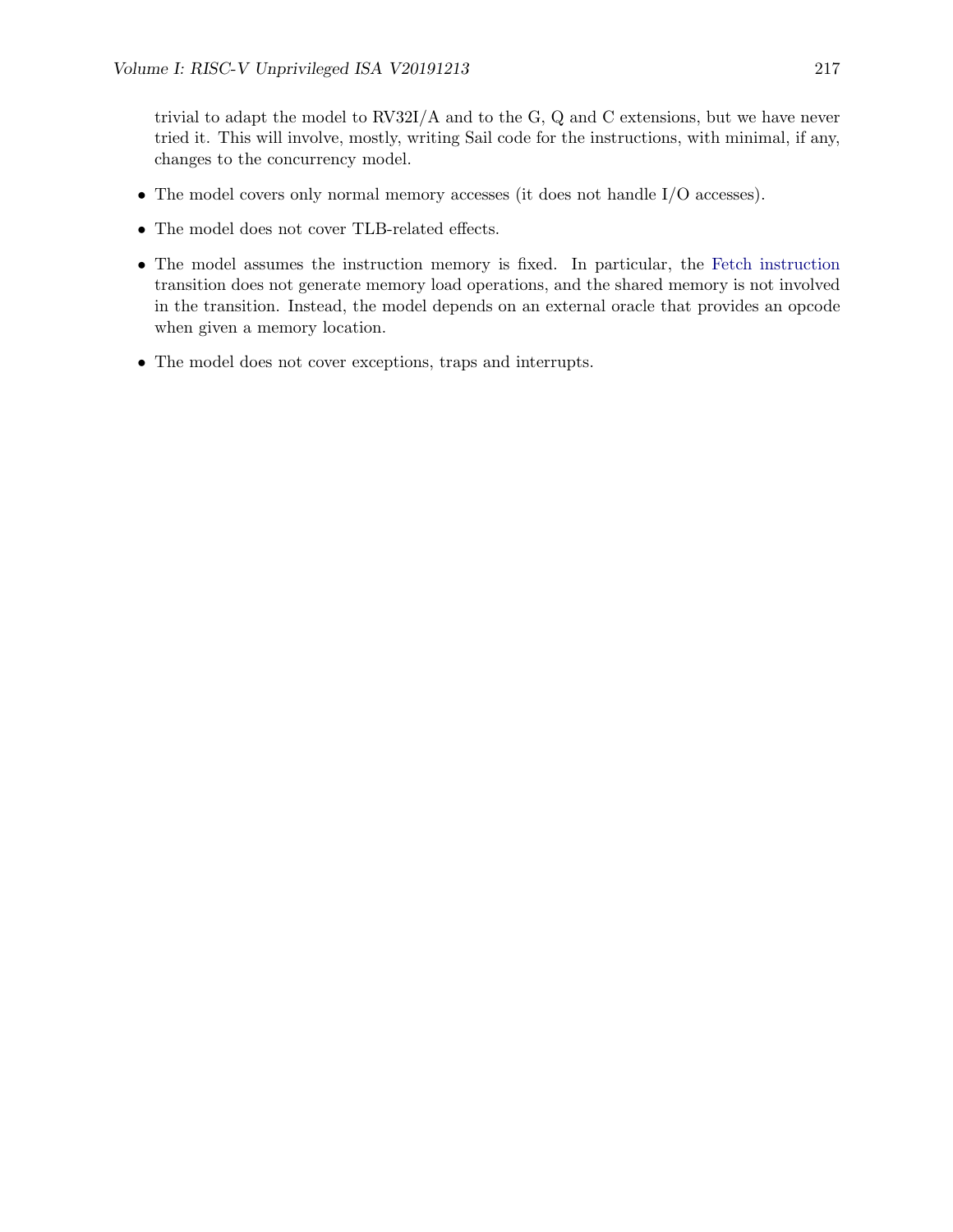trivial to adapt the model to RV32I/A and to the G, Q and C extensions, but we have never tried it. This will involve, mostly, writing Sail code for the instructions, with minimal, if any, changes to the concurrency model.

- The model covers only normal memory accesses (it does not handle I/O accesses).
- The model does not cover TLB-related effects.
- The model assumes the instruction memory is fixed. In particular, the Fetch instruction transition does not generate memory load operations, and the shared memory is not involved in the transition. Instead, the model depends on an external oracle that provides an opcode when given a memory location.
- The model does not cover exceptions, traps and interrupts.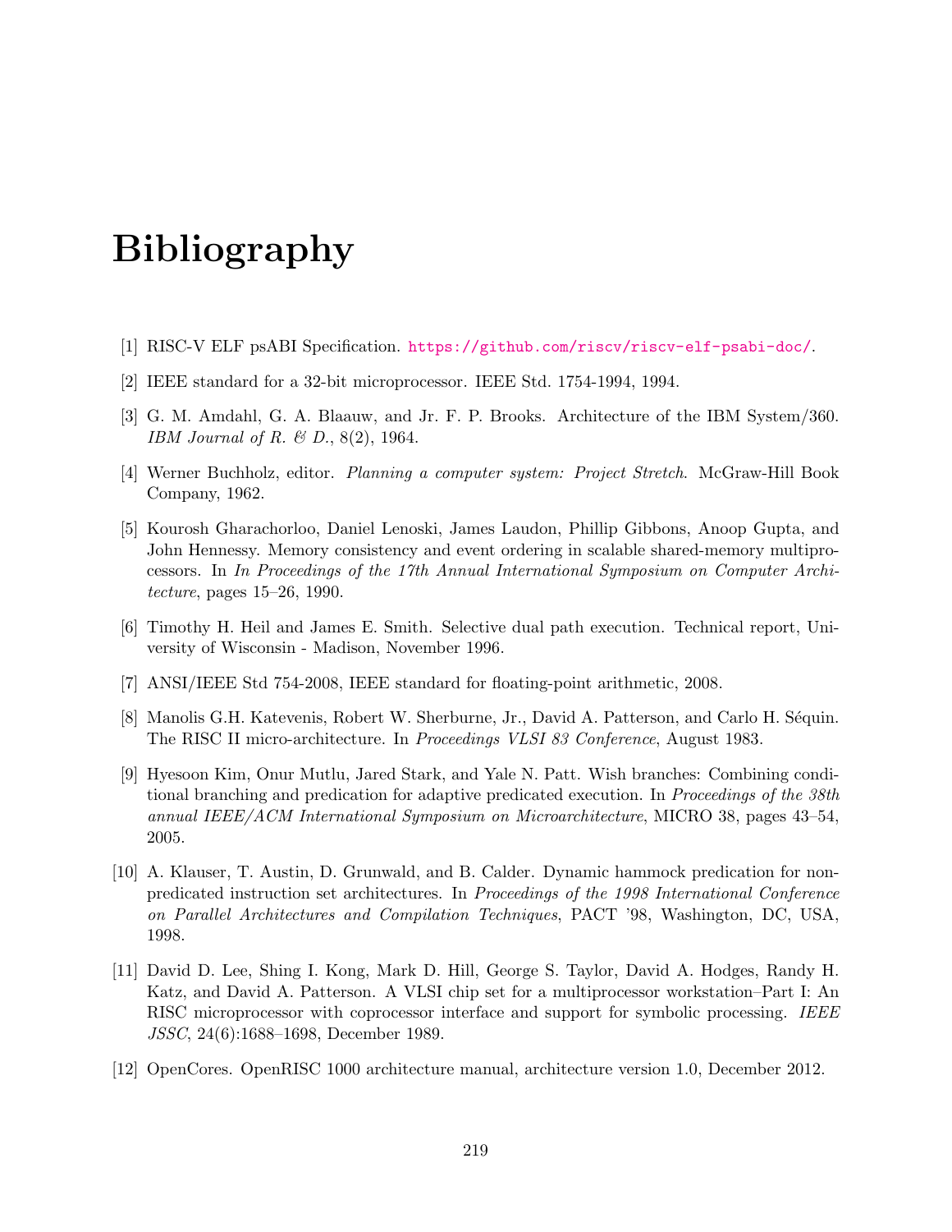# Bibliography

[1] RISC-V ELF psABI Specification. https://github.com/riscv/riscv-elf-psabi-doc/.

[2] IEEE standard for a 32-bit microprocessor. IEEE Std. 1754-1994, 1994.

[3] G. M. Amdahl, G. A. Blaauw, and Jr. F. P. Brooks. Architecture of the IBM System/360. *IBM Journal of R. & D.*, 8(2), 1964.

[4] Werner Buchholz, editor. *Planning a computer system: Project Stretch*. McGraw-Hill Book Company, 1962.

[5] Kourosh Gharachorloo, Daniel Lenoski, James Laudon, Phillip Gibbons, Anoop Gupta, and John Hennessy. Memory consistency and event ordering in scalable shared-memory multiprocessors. In *In Proceedings of the 17th Annual International Symposium on Computer Architecture*, pages 15–26, 1990.

[6] Timothy H. Heil and James E. Smith. Selective dual path execution. Technical report, University of Wisconsin - Madison, November 1996.

[7] ANSI/IEEE Std 754-2008, IEEE standard for floating-point arithmetic, 2008.

[8] Manolis G.H. Katevenis, Robert W. Sherburne, Jr., David A. Patterson, and Carlo H. Séquin. The RISC II micro-architecture. In *Proceedings VLSI 83 Conference*, August 1983.

[9] Hyesoon Kim, Onur Mutlu, Jared Stark, and Yale N. Patt. Wish branches: Combining conditional branching and predication for adaptive predicated execution. In *Proceedings of the 38th annual IEEE/ACM International Symposium on Microarchitecture*, MICRO 38, pages 43–54, 2005.

[10] A. Klauser, T. Austin, D. Grunwald, and B. Calder. Dynamic hammock predication for non-predicated instruction set architectures. In *Proceedings of the 1998 International Conference on Parallel Architectures and Compilation Techniques*, PACT '98, Washington, DC, USA, 1998.

[11] David D. Lee, Shing I. Kong, Mark D. Hill, George S. Taylor, David A. Hodges, Randy H. Katz, and David A. Patterson. A VLSI chip set for a multiprocessor workstation–Part I: An RISC microprocessor with coprocessor interface and support for symbolic processing. *IEEE JSSC*, 24(6):1688–1698, December 1989.

[12] OpenCores. OpenRISC 1000 architecture manual, architecture version 1.0, December 2012.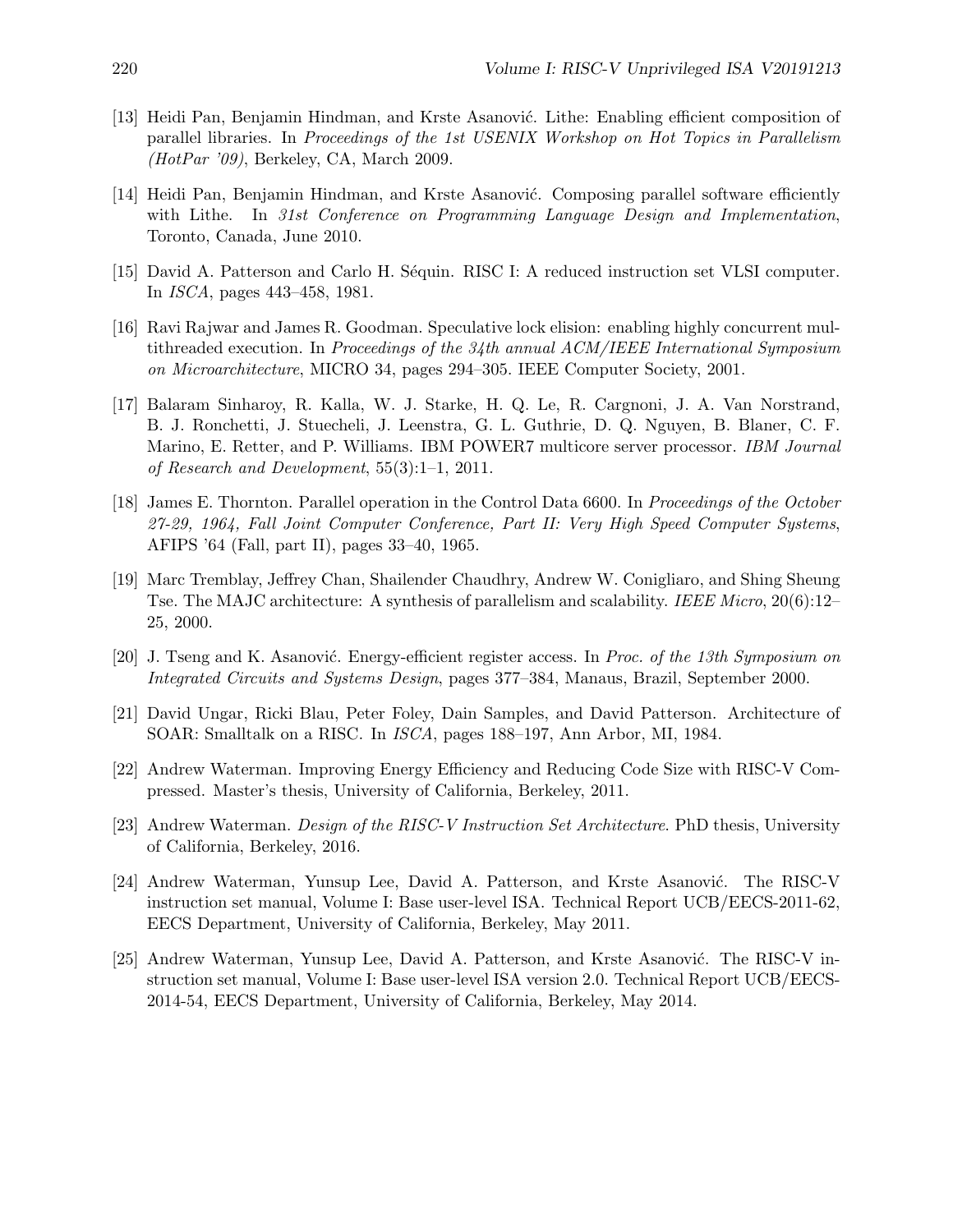[13] Heidi Pan, Benjamin Hindman, and Krste Asanović. Lithe: Enabling efficient composition of parallel libraries. In *Proceedings of the 1st USENIX Workshop on Hot Topics in Parallelism (HotPar '09)*, Berkeley, CA, March 2009.

[14] Heidi Pan, Benjamin Hindman, and Krste Asanović. Composing parallel software efficiently with Lithe. In *31st Conference on Programming Language Design and Implementation*, Toronto, Canada, June 2010.

[15] David A. Patterson and Carlo H. Séquin. RISC I: A reduced instruction set VLSI computer. In *ISCA*, pages 443–458, 1981.

[16] Ravi Rajwar and James R. Goodman. Speculative lock elision: enabling highly concurrent multithreaded execution. In *Proceedings of the 34th annual ACM/IEEE International Symposium on Microarchitecture*, MICRO 34, pages 294–305. IEEE Computer Society, 2001.

[17] Balaram Sinharoy, R. Kalla, W. J. Starke, H. Q. Le, R. Cargnoni, J. A. Van Norstrand, B. J. Ronchetti, J. Stuecheli, J. Leenstra, G. L. Guthrie, D. Q. Nguyen, B. Blaner, C. F. Marino, E. Retter, and P. Williams. IBM POWER7 multicore server processor. *IBM Journal of Research and Development*, 55(3):1–1, 2011.

[18] James E. Thornton. Parallel operation in the Control Data 6600. In *Proceedings of the October 27-29, 1964, Fall Joint Computer Conference, Part II: Very High Speed Computer Systems*, AFIPS '64 (Fall, part II), pages 33–40, 1965.

[19] Marc Tremblay, Jeffrey Chan, Shailender Chaudhry, Andrew W. Conigliaro, and Shing Sheung Tse. The MAJC architecture: A synthesis of parallelism and scalability. *IEEE Micro*, 20(6):12–25, 2000.

[20] J. Tseng and K. Asanović. Energy-efficient register access. In *Proc. of the 13th Symposium on Integrated Circuits and Systems Design*, pages 377–384, Manaus, Brazil, September 2000.

[21] David Ungar, Ricki Blau, Peter Foley, Dain Samples, and David Patterson. Architecture of SOAR: Smalltalk on a RISC. In *ISCA*, pages 188–197, Ann Arbor, MI, 1984.

[22] Andrew Waterman. Improving Energy Efficiency and Reducing Code Size with RISC-V Compressed. Master's thesis, University of California, Berkeley, 2011.

[23] Andrew Waterman. *Design of the RISC-V Instruction Set Architecture*. PhD thesis, University of California, Berkeley, 2016.

[24] Andrew Waterman, Yunsup Lee, David A. Patterson, and Krste Asanović. The RISC-V instruction set manual, Volume I: Base user-level ISA. Technical Report UCB/EECS-2011-62, EECS Department, University of California, Berkeley, May 2011.

[25] Andrew Waterman, Yunsup Lee, David A. Patterson, and Krste Asanović. The RISC-V instruction set manual, Volume I: Base user-level ISA version 2.0. Technical Report UCB/EECS-2014-54, EECS Department, University of California, Berkeley, May 2014.